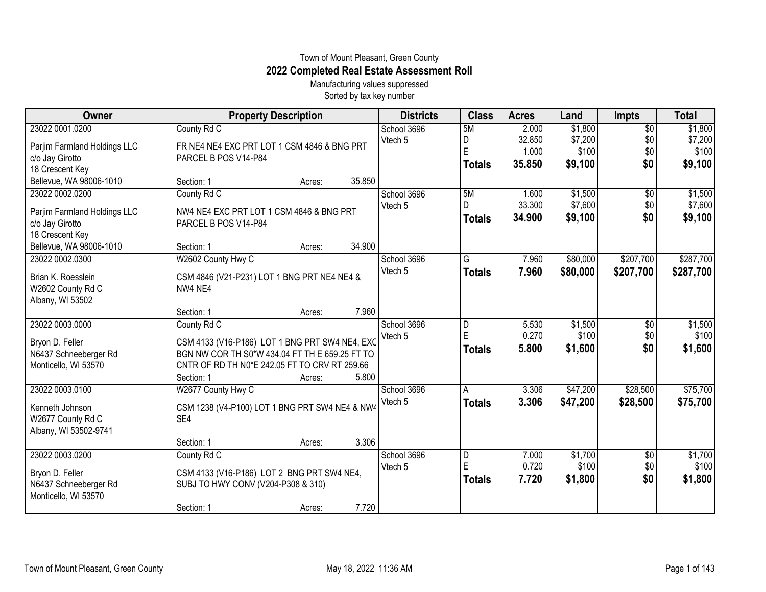Town of Mount Pleasant, Green County

# 2022 Completed Real Estate Assessment Roll

Manufacturing values suppressed

Sorted by tax key number

| Owner | Property Description | Districts | Class | Acres | Land | Impts | Total |
|---|---|---|---|---|---|---|---|
| 23022 0001.0200<br>Parjim Farmland Holdings LLC<br>c/o Jay Girotto<br>18 Crescent Key<br>Bellevue, WA 98006-1010 | County Rd C<br>FR NE4 NE4 EXC PRT LOT 1 CSM 4846 & BNG PRT PARCEL B POS V14-P84<br>Section: 1 Acres: 35.850 | School 3696<br>Vtech 5 | 5M<br>D<br>E<br>**Totals** | 2.000<br>32.850<br>1.000<br>**35.850** | $1,800<br>$7,200<br>$100<br>**$9,100** | $0<br>$0<br>$0<br>**$0** | $1,800<br>$7,200<br>$100<br>**$9,100** |
| 23022 0002.0200<br>Parjim Farmland Holdings LLC<br>c/o Jay Girotto<br>18 Crescent Key<br>Bellevue, WA 98006-1010 | County Rd C<br>NW4 NE4 EXC PRT LOT 1 CSM 4846 & BNG PRT PARCEL B POS V14-P84<br>Section: 1 Acres: 34.900 | School 3696<br>Vtech 5 | 5M<br>D<br>**Totals** | 1.600<br>33.300<br>**34.900** | $1,500<br>$7,600<br>**$9,100** | $0<br>$0<br>**$0** | $1,500<br>$7,600<br>**$9,100** |
| 23022 0002.0300<br>Brian K. Roesslein<br>W2602 County Rd C<br>Albany, WI 53502 | W2602 County Hwy C<br>CSM 4846 (V21-P231) LOT 1 BNG PRT NE4 NE4 & NW4 NE4<br>Section: 1 Acres: 7.960 | School 3696<br>Vtech 5 | G<br>**Totals** | 7.960<br>**7.960** | $80,000<br>**$80,000** | $207,700<br>**$207,700** | $287,700<br>**$287,700** |
| 23022 0003.0000<br>Bryon D. Feller<br>N6437 Schneeberger Rd<br>Monticello, WI 53570 | County Rd C<br>CSM 4133 (V16-P186) LOT 1 BNG PRT SW4 NE4, EXC BGN NW COR TH S0*W 434.04 FT TH E 659.25 FT TO CNTR OF RD TH N0*E 242.05 FT TO CRV RT 259.66<br>Section: 1 Acres: 5.800 | School 3696<br>Vtech 5 | D<br>E<br>**Totals** | 5.530<br>0.270<br>**5.800** | $1,500<br>$100<br>**$1,600** | $0<br>$0<br>**$0** | $1,500<br>$100<br>**$1,600** |
| 23022 0003.0100<br>Kenneth Johnson<br>W2677 County Rd C<br>Albany, WI 53502-9741 | W2677 County Hwy C<br>CSM 1238 (V4-P100) LOT 1 BNG PRT SW4 NE4 & NW4 SE4<br>Section: 1 Acres: 3.306 | School 3696<br>Vtech 5 | A<br>**Totals** | 3.306<br>**3.306** | $47,200<br>**$47,200** | $28,500<br>**$28,500** | $75,700<br>**$75,700** |
| 23022 0003.0200<br>Bryon D. Feller<br>N6437 Schneeberger Rd<br>Monticello, WI 53570 | County Rd C<br>CSM 4133 (V16-P186) LOT 2 BNG PRT SW4 NE4, SUBJ TO HWY CONV (V204-P308 & 310)<br>Section: 1 Acres: 7.720 | School 3696<br>Vtech 5 | D<br>E<br>**Totals** | 7.000<br>0.720<br>**7.720** | $1,700<br>$100<br>**$1,800** | $0<br>$0<br>**$0** | $1,700<br>$100<br>**$1,800** |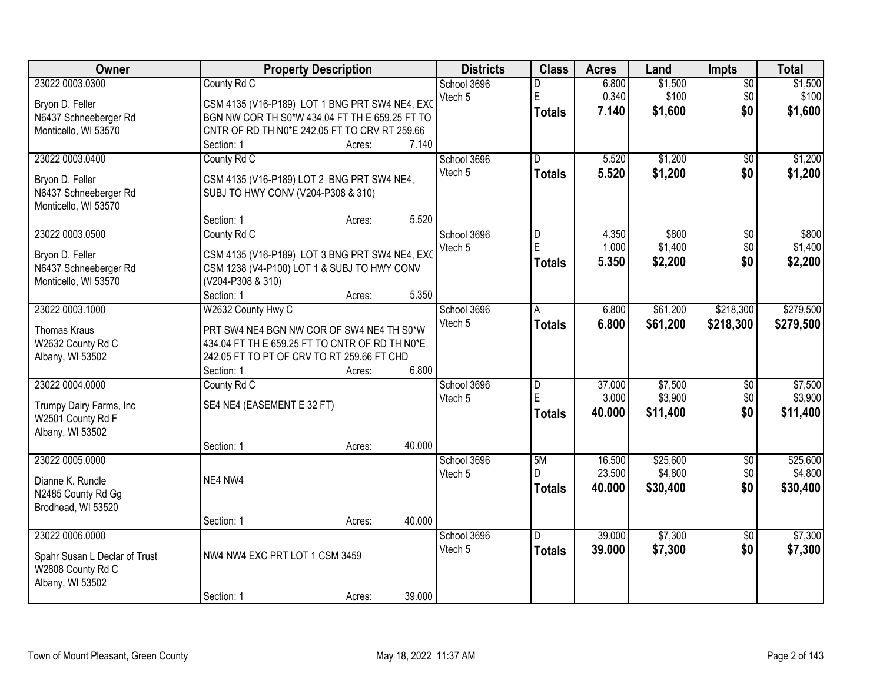| Owner | Property Description | Districts | Class | Acres | Land | Impts | Total |
|---|---|---|---|---|---|---|---|
| 23022 0003.0300<br>Bryon D. Feller<br>N6437 Schneeberger Rd<br>Monticello, WI 53570 | County Rd C<br>CSM 4135 (V16-P189) LOT 1 BNG PRT SW4 NE4, EXC BGN NW COR TH S0*W 434.04 FT TH E 659.25 FT TO CNTR OF RD TH N0*E 242.05 FT TO CRV RT 259.66<br>Section: 1 Acres: 7.140 | School 3696<br>Vtech 5 | D<br>E<br>**Totals** | 6.800<br>0.340<br>**7.140** | $1,500<br>$100<br>**$1,600** | $0<br>$0<br>**$0** | $1,500<br>$100<br>**$1,600** |
| 23022 0003.0400<br>Bryon D. Feller<br>N6437 Schneeberger Rd<br>Monticello, WI 53570 | County Rd C<br>CSM 4135 (V16-P189) LOT 2 BNG PRT SW4 NE4, SUBJ TO HWY CONV (V204-P308 & 310)<br>Section: 1 Acres: 5.520 | School 3696<br>Vtech 5 | D<br>**Totals** | 5.520<br>**5.520** | $1,200<br>**$1,200** | $0<br>**$0** | $1,200<br>**$1,200** |
| 23022 0003.0500<br>Bryon D. Feller<br>N6437 Schneeberger Rd<br>Monticello, WI 53570 | County Rd C<br>CSM 4135 (V16-P189) LOT 3 BNG PRT SW4 NE4, EXC CSM 1238 (V4-P100) LOT 1 & SUBJ TO HWY CONV (V204-P308 & 310)<br>Section: 1 Acres: 5.350 | School 3696<br>Vtech 5 | D<br>E<br>**Totals** | 4.350<br>1.000<br>**5.350** | $800<br>$1,400<br>**$2,200** | $0<br>$0<br>**$0** | $800<br>$1,400<br>**$2,200** |
| 23022 0003.1000<br>Thomas Kraus<br>W2632 County Rd C<br>Albany, WI 53502 | W2632 County Hwy C<br>PRT SW4 NE4 BGN NW COR OF SW4 NE4 TH S0*W 434.04 FT TH E 659.25 FT TO CNTR OF RD TH N0*E 242.05 FT TO PT OF CRV TO RT 259.66 FT CHD<br>Section: 1 Acres: 6.800 | School 3696<br>Vtech 5 | A<br>**Totals** | 6.800<br>**6.800** | $61,200<br>**$61,200** | $218,300<br>**$218,300** | $279,500<br>**$279,500** |
| 23022 0004.0000<br>Trumpy Dairy Farms, Inc<br>W2501 County Rd F<br>Albany, WI 53502 | County Rd C<br>SE4 NE4 (EASEMENT E 32 FT)<br>Section: 1 Acres: 40.000 | School 3696<br>Vtech 5 | D<br>E<br>**Totals** | 37.000<br>3.000<br>**40.000** | $7,500<br>$3,900<br>**$11,400** | $0<br>$0<br>**$0** | $7,500<br>$3,900<br>**$11,400** |
| 23022 0005.0000<br>Dianne K. Rundle<br>N2485 County Rd Gg<br>Brodhead, WI 53520 | NE4 NW4<br>Section: 1 Acres: 40.000 | School 3696<br>Vtech 5 | 5M<br>D<br>**Totals** | 16.500<br>23.500<br>**40.000** | $25,600<br>$4,800<br>**$30,400** | $0<br>$0<br>**$0** | $25,600<br>$4,800<br>**$30,400** |
| 23022 0006.0000<br>Spahr Susan L Declar of Trust<br>W2808 County Rd C<br>Albany, WI 53502 | NW4 NW4 EXC PRT LOT 1 CSM 3459<br>Section: 1 Acres: 39.000 | School 3696<br>Vtech 5 | D<br>**Totals** | 39.000<br>**39.000** | $7,300<br>**$7,300** | $0<br>**$0** | $7,300<br>**$7,300** |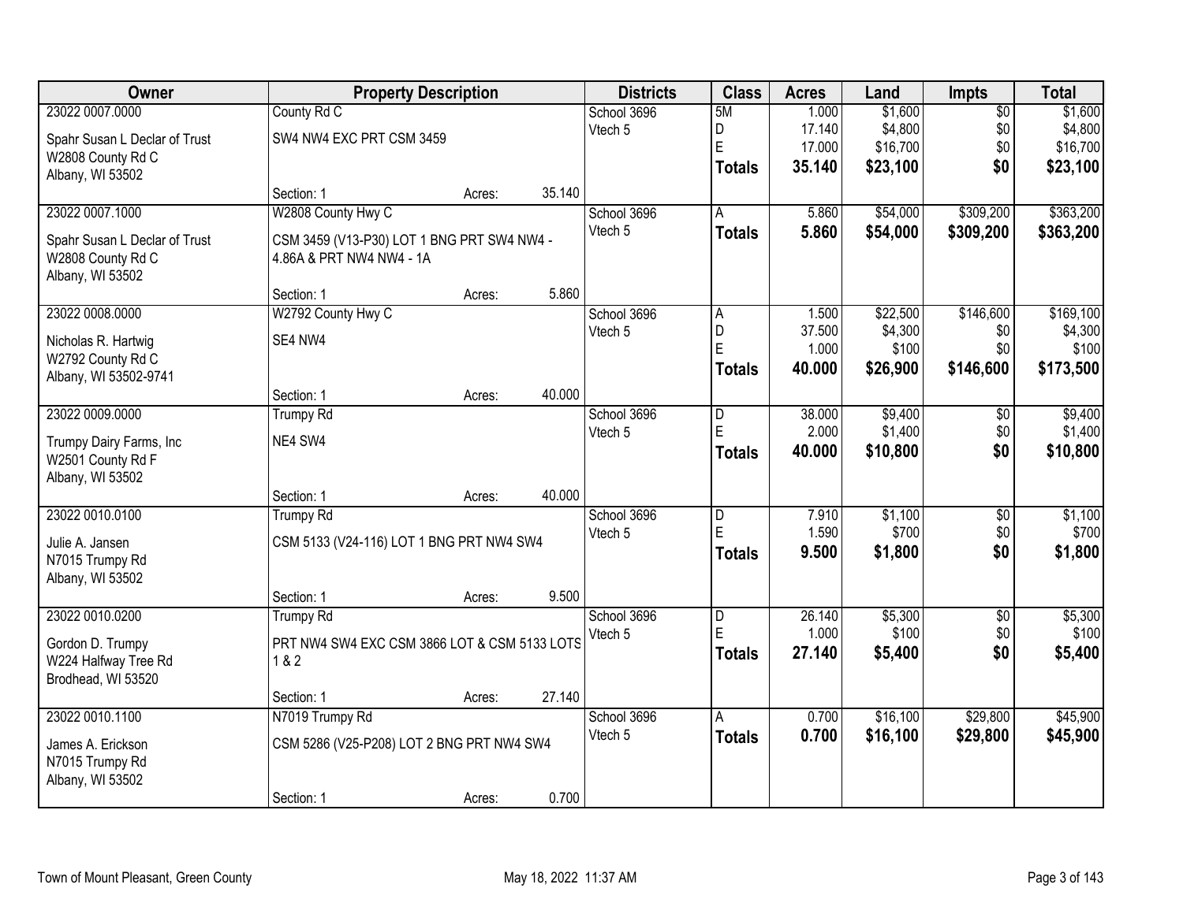| Owner | Property Description | | | Districts | Class | Acres | Land | Impts | Total |
|---|---|---|---|---|---|---|---|---|---|
| 23022 0007.0000 | County Rd C | | | School 3696 | 5M | 1.000 | $1,600 | $0 | $1,600 |
| Spahr Susan L Declar of Trust | SW4 NW4 EXC PRT CSM 3459 | | | Vtech 5 | D | 17.140 | $4,800 | $0 | $4,800 |
| W2808 County Rd C | | | | | E | 17.000 | $16,700 | $0 | $16,700 |
| Albany, WI 53502 | | | | | **Totals** | **35.140** | **$23,100** | **$0** | **$23,100** |
| | Section: 1 | Acres: | 35.140 | | | | | | |
| 23022 0007.1000 | W2808 County Hwy C | | | School 3696 | A | 5.860 | $54,000 | $309,200 | $363,200 |
| Spahr Susan L Declar of Trust | CSM 3459 (V13-P30) LOT 1 BNG PRT SW4 NW4 - 4.86A & PRT NW4 NW4 - 1A | | | Vtech 5 | **Totals** | **5.860** | **$54,000** | **$309,200** | **$363,200** |
| W2808 County Rd C | | | | | | | | | |
| Albany, WI 53502 | | | | | | | | | |
| | Section: 1 | Acres: | 5.860 | | | | | | |
| 23022 0008.0000 | W2792 County Hwy C | | | School 3696 | A | 1.500 | $22,500 | $146,600 | $169,100 |
| Nicholas R. Hartwig | SE4 NW4 | | | Vtech 5 | D | 37.500 | $4,300 | $0 | $4,300 |
| W2792 County Rd C | | | | | E | 1.000 | $100 | $0 | $100 |
| Albany, WI 53502-9741 | | | | | **Totals** | **40.000** | **$26,900** | **$146,600** | **$173,500** |
| | Section: 1 | Acres: | 40.000 | | | | | | |
| 23022 0009.0000 | Trumpy Rd | | | School 3696 | D | 38.000 | $9,400 | $0 | $9,400 |
| Trumpy Dairy Farms, Inc | NE4 SW4 | | | Vtech 5 | E | 2.000 | $1,400 | $0 | $1,400 |
| W2501 County Rd F | | | | | **Totals** | **40.000** | **$10,800** | **$0** | **$10,800** |
| Albany, WI 53502 | | | | | | | | | |
| | Section: 1 | Acres: | 40.000 | | | | | | |
| 23022 0010.0100 | Trumpy Rd | | | School 3696 | D | 7.910 | $1,100 | $0 | $1,100 |
| Julie A. Jansen | CSM 5133 (V24-116) LOT 1 BNG PRT NW4 SW4 | | | Vtech 5 | E | 1.590 | $700 | $0 | $700 |
| N7015 Trumpy Rd | | | | | **Totals** | **9.500** | **$1,800** | **$0** | **$1,800** |
| Albany, WI 53502 | | | | | | | | | |
| | Section: 1 | Acres: | 9.500 | | | | | | |
| 23022 0010.0200 | Trumpy Rd | | | School 3696 | D | 26.140 | $5,300 | $0 | $5,300 |
| Gordon D. Trumpy | PRT NW4 SW4 EXC CSM 3866 LOT & CSM 5133 LOTS 1 & 2 | | | Vtech 5 | E | 1.000 | $100 | $0 | $100 |
| W224 Halfway Tree Rd | | | | | **Totals** | **27.140** | **$5,400** | **$0** | **$5,400** |
| Brodhead, WI 53520 | | | | | | | | | |
| | Section: 1 | Acres: | 27.140 | | | | | | |
| 23022 0010.1100 | N7019 Trumpy Rd | | | School 3696 | A | 0.700 | $16,100 | $29,800 | $45,900 |
| James A. Erickson | CSM 5286 (V25-P208) LOT 2 BNG PRT NW4 SW4 | | | Vtech 5 | **Totals** | **0.700** | **$16,100** | **$29,800** | **$45,900** |
| N7015 Trumpy Rd | | | | | | | | | |
| Albany, WI 53502 | | | | | | | | | |
| | Section: 1 | Acres: | 0.700 | | | | | | |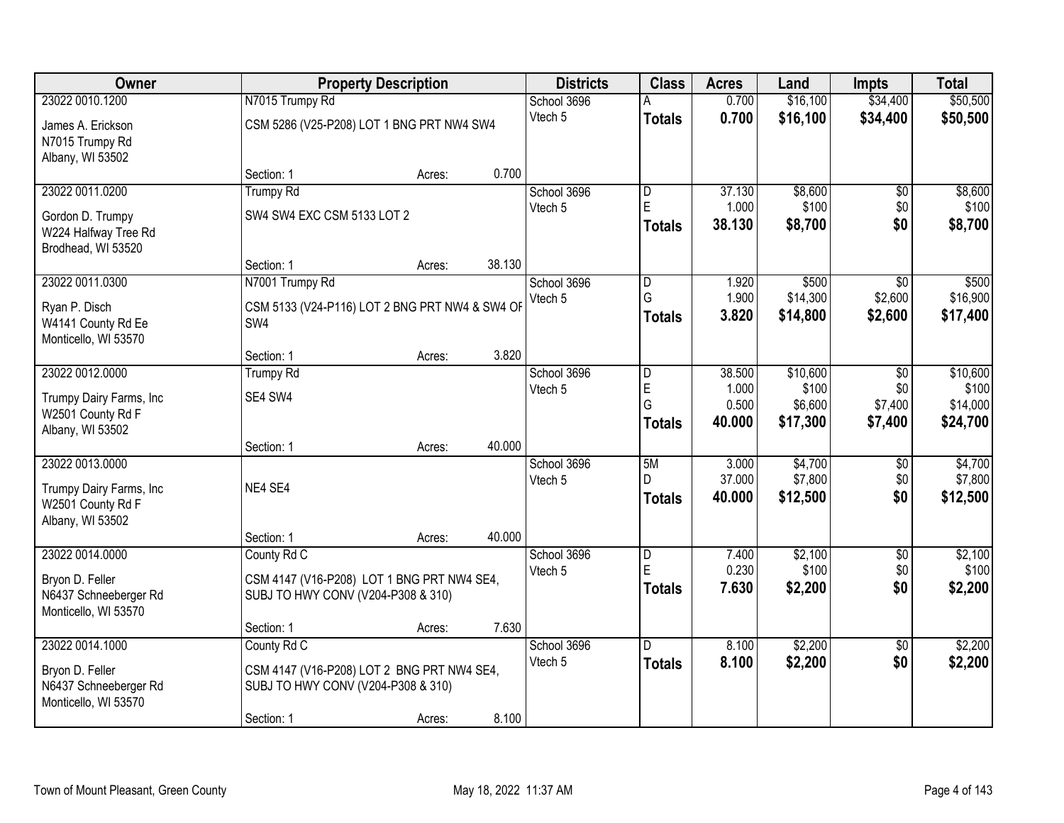| Owner | Property Description | | | Districts | Class | Acres | Land | Impts | Total |
|---|---|---|---|---|---|---|---|---|---|
| 23022 0010.1200 | N7015 Trumpy Rd | | | School 3696 | A | 0.700 | $16,100 | $34,400 | $50,500 |
| James A. Erickson<br>N7015 Trumpy Rd<br>Albany, WI 53502 | CSM 5286 (V25-P208) LOT 1 BNG PRT NW4 SW4 | | | Vtech 5 | **Totals** | **0.700** | **$16,100** | **$34,400** | **$50,500** |
| | Section: 1 | Acres: | 0.700 | | | | | | |
| 23022 0011.0200 | Trumpy Rd | | | School 3696 | D | 37.130 | $8,600 | $0 | $8,600 |
| Gordon D. Trumpy<br>W224 Halfway Tree Rd<br>Brodhead, WI 53520 | SW4 SW4 EXC CSM 5133 LOT 2 | | | Vtech 5 | E | 1.000 | $100 | $0 | $100 |
| | | | | | **Totals** | **38.130** | **$8,700** | **$0** | **$8,700** |
| | Section: 1 | Acres: | 38.130 | | | | | | |
| 23022 0011.0300 | N7001 Trumpy Rd | | | School 3696 | D | 1.920 | $500 | $0 | $500 |
| Ryan P. Disch<br>W4141 County Rd Ee<br>Monticello, WI 53570 | CSM 5133 (V24-P116) LOT 2 BNG PRT NW4 & SW4 OF SW4 | | | Vtech 5 | G | 1.900 | $14,300 | $2,600 | $16,900 |
| | | | | | **Totals** | **3.820** | **$14,800** | **$2,600** | **$17,400** |
| | Section: 1 | Acres: | 3.820 | | | | | | |
| 23022 0012.0000 | Trumpy Rd | | | School 3696 | D | 38.500 | $10,600 | $0 | $10,600 |
| Trumpy Dairy Farms, Inc<br>W2501 County Rd F<br>Albany, WI 53502 | SE4 SW4 | | | Vtech 5 | E | 1.000 | $100 | $0 | $100 |
| | | | | | G | 0.500 | $6,600 | $7,400 | $14,000 |
| | | | | | **Totals** | **40.000** | **$17,300** | **$7,400** | **$24,700** |
| | Section: 1 | Acres: | 40.000 | | | | | | |
| 23022 0013.0000 | | | | School 3696 | 5M | 3.000 | $4,700 | $0 | $4,700 |
| Trumpy Dairy Farms, Inc<br>W2501 County Rd F<br>Albany, WI 53502 | NE4 SE4 | | | Vtech 5 | D | 37.000 | $7,800 | $0 | $7,800 |
| | | | | | **Totals** | **40.000** | **$12,500** | **$0** | **$12,500** |
| | Section: 1 | Acres: | 40.000 | | | | | | |
| 23022 0014.0000 | County Rd C | | | School 3696 | D | 7.400 | $2,100 | $0 | $2,100 |
| Bryon D. Feller<br>N6437 Schneeberger Rd<br>Monticello, WI 53570 | CSM 4147 (V16-P208) LOT 1 BNG PRT NW4 SE4, SUBJ TO HWY CONV (V204-P308 & 310) | | | Vtech 5 | E | 0.230 | $100 | $0 | $100 |
| | | | | | **Totals** | **7.630** | **$2,200** | **$0** | **$2,200** |
| | Section: 1 | Acres: | 7.630 | | | | | | |
| 23022 0014.1000 | County Rd C | | | School 3696 | D | 8.100 | $2,200 | $0 | $2,200 |
| Bryon D. Feller<br>N6437 Schneeberger Rd<br>Monticello, WI 53570 | CSM 4147 (V16-P208) LOT 2 BNG PRT NW4 SE4, SUBJ TO HWY CONV (V204-P308 & 310) | | | Vtech 5 | **Totals** | **8.100** | **$2,200** | **$0** | **$2,200** |
| | Section: 1 | Acres: | 8.100 | | | | | | |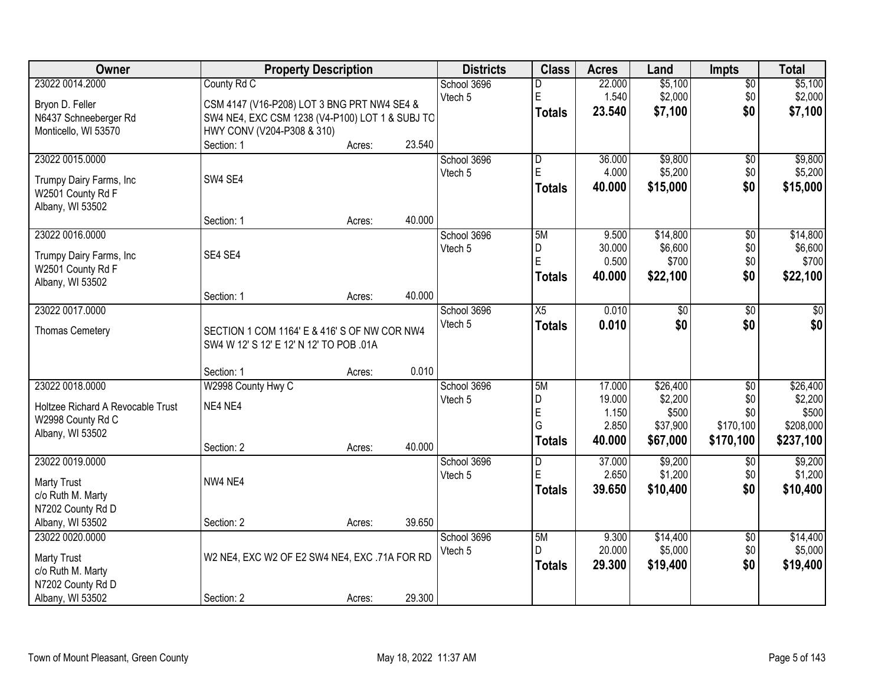| Owner | Property Description | Districts | Class | Acres | Land | Impts | Total |
|---|---|---|---|---|---|---|---|
| 23022 0014.2000<br>Bryon D. Feller<br>N6437 Schneeberger Rd<br>Monticello, WI 53570 | County Rd C<br>CSM 4147 (V16-P208) LOT 3 BNG PRT NW4 SE4 & SW4 NE4, EXC CSM 1238 (V4-P100) LOT 1 & SUBJ TO HWY CONV (V204-P308 & 310)<br>Section: 1 Acres: 23.540 | School 3696<br>Vtech 5 | D<br>E<br>**Totals** | 22.000<br>1.540<br>**23.540** | $5,100<br>$2,000<br>**$7,100** | $0<br>$0<br>**$0** | $5,100<br>$2,000<br>**$7,100** |
| 23022 0015.0000<br>Trumpy Dairy Farms, Inc<br>W2501 County Rd F<br>Albany, WI 53502 | SW4 SE4<br>Section: 1 Acres: 40.000 | School 3696<br>Vtech 5 | D<br>E<br>**Totals** | 36.000<br>4.000<br>**40.000** | $9,800<br>$5,200<br>**$15,000** | $0<br>$0<br>**$0** | $9,800<br>$5,200<br>**$15,000** |
| 23022 0016.0000<br>Trumpy Dairy Farms, Inc<br>W2501 County Rd F<br>Albany, WI 53502 | SE4 SE4<br>Section: 1 Acres: 40.000 | School 3696<br>Vtech 5 | 5M<br>D<br>E<br>**Totals** | 9.500<br>30.000<br>0.500<br>**40.000** | $14,800<br>$6,600<br>$700<br>**$22,100** | $0<br>$0<br>$0<br>**$0** | $14,800<br>$6,600<br>$700<br>**$22,100** |
| 23022 0017.0000<br>Thomas Cemetery | SECTION 1 COM 1164' E & 416' S OF NW COR NW4 SW4 W 12' S 12' E 12' N 12' TO POB .01A<br>Section: 1 Acres: 0.010 | School 3696<br>Vtech 5 | X5<br>**Totals** | 0.010<br>**0.010** | $0<br>**$0** | $0<br>**$0** | $0<br>**$0** |
| 23022 0018.0000<br>Holtzee Richard A Revocable Trust<br>W2998 County Rd C<br>Albany, WI 53502 | W2998 County Hwy C<br>NE4 NE4<br>Section: 2 Acres: 40.000 | School 3696<br>Vtech 5 | 5M<br>D<br>E<br>G<br>**Totals** | 17.000<br>19.000<br>1.150<br>2.850<br>**40.000** | $26,400<br>$2,200<br>$500<br>$37,900<br>**$67,000** | $0<br>$0<br>$0<br>$170,100<br>**$170,100** | $26,400<br>$2,200<br>$500<br>$208,000<br>**$237,100** |
| 23022 0019.0000<br>Marty Trust<br>c/o Ruth M. Marty<br>N7202 County Rd D<br>Albany, WI 53502 | NW4 NE4<br>Section: 2 Acres: 39.650 | School 3696<br>Vtech 5 | D<br>E<br>**Totals** | 37.000<br>2.650<br>**39.650** | $9,200<br>$1,200<br>**$10,400** | $0<br>$0<br>**$0** | $9,200<br>$1,200<br>**$10,400** |
| 23022 0020.0000<br>Marty Trust<br>c/o Ruth M. Marty<br>N7202 County Rd D<br>Albany, WI 53502 | W2 NE4, EXC W2 OF E2 SW4 NE4, EXC .71A FOR RD<br>Section: 2 Acres: 29.300 | School 3696<br>Vtech 5 | 5M<br>D<br>**Totals** | 9.300<br>20.000<br>**29.300** | $14,400<br>$5,000<br>**$19,400** | $0<br>$0<br>**$0** | $14,400<br>$5,000<br>**$19,400** |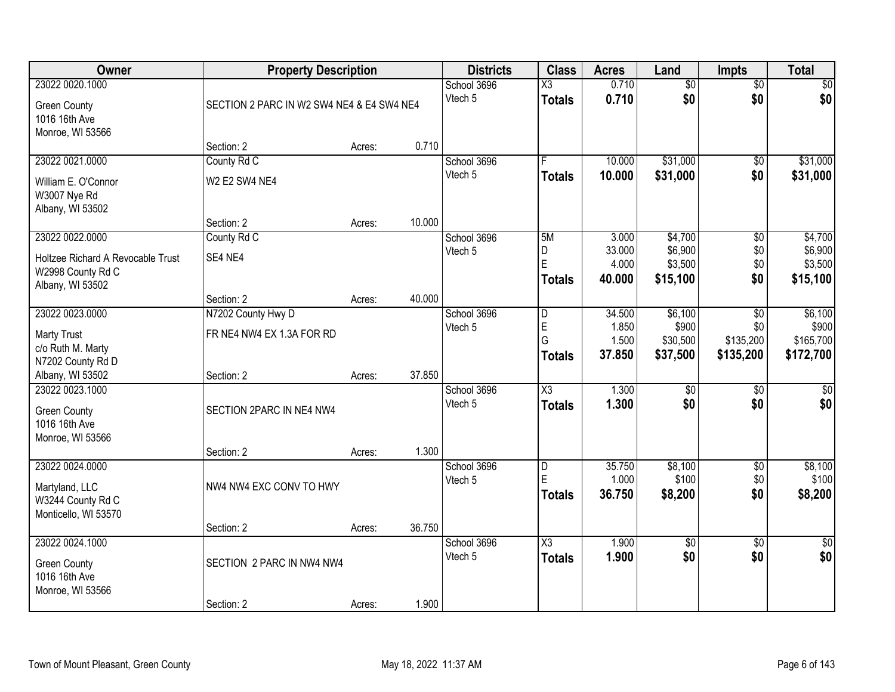| Owner | Property Description | | | Districts | Class | Acres | Land | Impts | Total |
|---|---|---|---|---|---|---|---|---|---|
| 23022 0020.1000<br>Green County<br>1016 16th Ave<br>Monroe, WI 53566 | SECTION 2 PARC IN W2 SW4 NE4 & E4 SW4 NE4 | | | School 3696<br>Vtech 5 | X3<br>**Totals** | 0.710<br>**0.710** | $0<br>**$0** | $0<br>**$0** | $0<br>**$0** |
| | Section: 2 | Acres: | 0.710 | | | | | | |
| 23022 0021.0000<br>William E. O'Connor<br>W3007 Nye Rd<br>Albany, WI 53502 | County Rd C<br>W2 E2 SW4 NE4 | | | School 3696<br>Vtech 5 | F<br>**Totals** | 10.000<br>**10.000** | $31,000<br>**$31,000** | $0<br>**$0** | $31,000<br>**$31,000** |
| | Section: 2 | Acres: | 10.000 | | | | | | |
| 23022 0022.0000<br>Holtzee Richard A Revocable Trust<br>W2998 County Rd C<br>Albany, WI 53502 | County Rd C<br>SE4 NE4 | | | School 3696<br>Vtech 5 | 5M<br>D<br>E<br>**Totals** | 3.000<br>33.000<br>4.000<br>**40.000** | $4,700<br>$6,900<br>$3,500<br>**$15,100** | $0<br>$0<br>$0<br>**$0** | $4,700<br>$6,900<br>$3,500<br>**$15,100** |
| | Section: 2 | Acres: | 40.000 | | | | | | |
| 23022 0023.0000<br>Marty Trust<br>c/o Ruth M. Marty<br>N7202 County Rd D<br>Albany, WI 53502 | N7202 County Hwy D<br>FR NE4 NW4 EX 1.3A FOR RD | | | School 3696<br>Vtech 5 | D<br>E<br>G<br>**Totals** | 34.500<br>1.850<br>1.500<br>**37.850** | $6,100<br>$900<br>$30,500<br>**$37,500** | $0<br>$0<br>$135,200<br>**$135,200** | $6,100<br>$900<br>$165,700<br>**$172,700** |
| | Section: 2 | Acres: | 37.850 | | | | | | |
| 23022 0023.1000<br>Green County<br>1016 16th Ave<br>Monroe, WI 53566 | SECTION 2PARC IN NE4 NW4 | | | School 3696<br>Vtech 5 | X3<br>**Totals** | 1.300<br>**1.300** | $0<br>**$0** | $0<br>**$0** | $0<br>**$0** |
| | Section: 2 | Acres: | 1.300 | | | | | | |
| 23022 0024.0000<br>Martyland, LLC<br>W3244 County Rd C<br>Monticello, WI 53570 | NW4 NW4 EXC CONV TO HWY | | | School 3696<br>Vtech 5 | D<br>E<br>**Totals** | 35.750<br>1.000<br>**36.750** | $8,100<br>$100<br>**$8,200** | $0<br>$0<br>**$0** | $8,100<br>$100<br>**$8,200** |
| | Section: 2 | Acres: | 36.750 | | | | | | |
| 23022 0024.1000<br>Green County<br>1016 16th Ave<br>Monroe, WI 53566 | SECTION 2 PARC IN NW4 NW4 | | | School 3696<br>Vtech 5 | X3<br>**Totals** | 1.900<br>**1.900** | $0<br>**$0** | $0<br>**$0** | $0<br>**$0** |
| | Section: 2 | Acres: | 1.900 | | | | | | |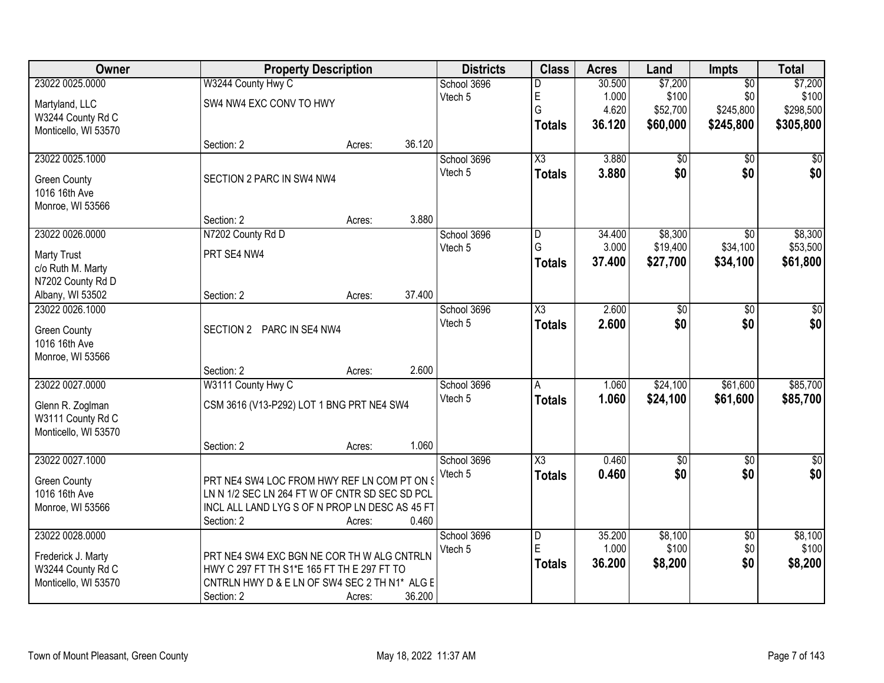| Owner | Property Description | | | Districts | Class | Acres | Land | Impts | Total |
|---|---|---|---|---|---|---|---|---|---|
| 23022 0025.0000<br>Martyland, LLC<br>W3244 County Rd C<br>Monticello, WI 53570 | W3244 County Hwy C<br>SW4 NW4 EXC CONV TO HWY<br>Section: 2 | Acres: | 36.120 | School 3696<br>Vtech 5 | D<br>E<br>G<br>**Totals** | 30.500<br>1.000<br>4.620<br>**36.120** | $7,200<br>$100<br>$52,700<br>**$60,000** | $0<br>$0<br>$245,800<br>**$245,800** | $7,200<br>$100<br>$298,500<br>**$305,800** |
| 23022 0025.1000<br>Green County<br>1016 16th Ave<br>Monroe, WI 53566 | SECTION 2 PARC IN SW4 NW4<br>Section: 2 | Acres: | 3.880 | School 3696<br>Vtech 5 | X3<br>**Totals** | 3.880<br>**3.880** | $0<br>**$0** | $0<br>**$0** | $0<br>**$0** |
| 23022 0026.0000<br>Marty Trust<br>c/o Ruth M. Marty<br>N7202 County Rd D<br>Albany, WI 53502 | N7202 County Rd D<br>PRT SE4 NW4<br>Section: 2 | Acres: | 37.400 | School 3696<br>Vtech 5 | D<br>G<br>**Totals** | 34.400<br>3.000<br>**37.400** | $8,300<br>$19,400<br>**$27,700** | $0<br>$34,100<br>**$34,100** | $8,300<br>$53,500<br>**$61,800** |
| 23022 0026.1000<br>Green County<br>1016 16th Ave<br>Monroe, WI 53566 | SECTION 2 PARC IN SE4 NW4<br>Section: 2 | Acres: | 2.600 | School 3696<br>Vtech 5 | X3<br>**Totals** | 2.600<br>**2.600** | $0<br>**$0** | $0<br>**$0** | $0<br>**$0** |
| 23022 0027.0000<br>Glenn R. Zoglman<br>W3111 County Rd C<br>Monticello, WI 53570 | W3111 County Hwy C<br>CSM 3616 (V13-P292) LOT 1 BNG PRT NE4 SW4<br>Section: 2 | Acres: | 1.060 | School 3696<br>Vtech 5 | A<br>**Totals** | 1.060<br>**1.060** | $24,100<br>**$24,100** | $61,600<br>**$61,600** | $85,700<br>**$85,700** |
| 23022 0027.1000<br>Green County<br>1016 16th Ave<br>Monroe, WI 53566 | PRT NE4 SW4 LOC FROM HWY REF LN COM PT ON S LN N 1/2 SEC LN 264 FT W OF CNTR SD SEC SD PCL INCL ALL LAND LYG S OF N PROP LN DESC AS 45 FT<br>Section: 2 | Acres: | 0.460 | School 3696<br>Vtech 5 | X3<br>**Totals** | 0.460<br>**0.460** | $0<br>**$0** | $0<br>**$0** | $0<br>**$0** |
| 23022 0028.0000<br>Frederick J. Marty<br>W3244 County Rd C<br>Monticello, WI 53570 | PRT NE4 SW4 EXC BGN NE COR TH W ALG CNTRLN HWY C 297 FT TH S1*E 165 FT TH E 297 FT TO CNTRLN HWY D & E LN OF SW4 SEC 2 TH N1* ALG E<br>Section: 2 | Acres: | 36.200 | School 3696<br>Vtech 5 | D<br>E<br>**Totals** | 35.200<br>1.000<br>**36.200** | $8,100<br>$100<br>**$8,200** | $0<br>$0<br>**$0** | $8,100<br>$100<br>**$8,200** |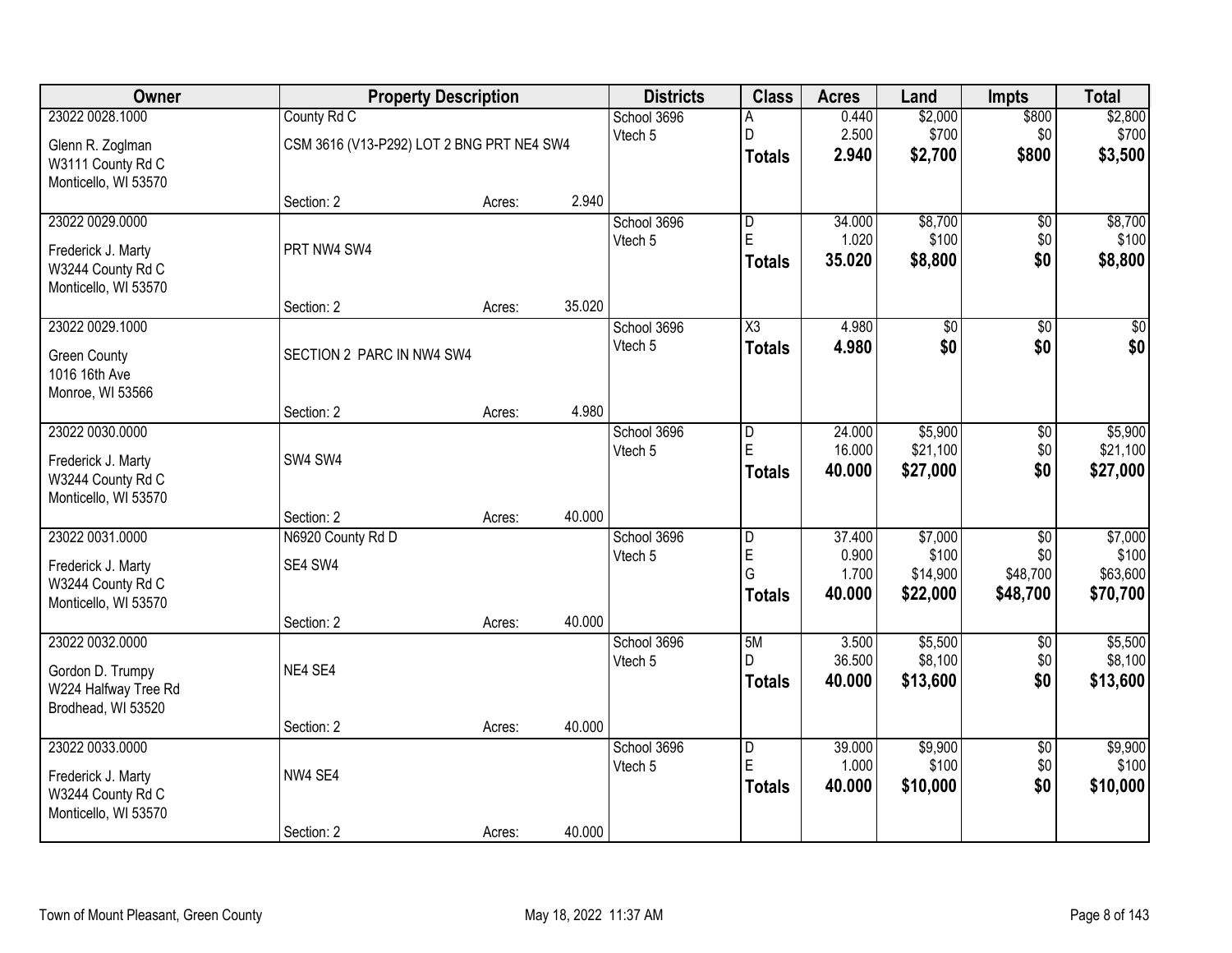| Owner | Property Description | | | Districts | Class | Acres | Land | Impts | Total |
|---|---|---|---|---|---|---|---|---|---|
| 23022 0028.1000 | County Rd C | | | School 3696 | A | 0.440 | $2,000 | $800 | $2,800 |
| Glenn R. Zoglman | CSM 3616 (V13-P292) LOT 2 BNG PRT NE4 SW4 | | | Vtech 5 | D | 2.500 | $700 | $0 | $700 |
| W3111 County Rd C | | | | | **Totals** | **2.940** | **$2,700** | **$800** | **$3,500** |
| Monticello, WI 53570 | | | | | | | | | |
| | Section: 2 | Acres: | 2.940 | | | | | | |
| 23022 0029.0000 | | | | School 3696 | D | 34.000 | $8,700 | $0 | $8,700 |
| Frederick J. Marty | PRT NW4 SW4 | | | Vtech 5 | E | 1.020 | $100 | $0 | $100 |
| W3244 County Rd C | | | | | **Totals** | **35.020** | **$8,800** | **$0** | **$8,800** |
| Monticello, WI 53570 | | | | | | | | | |
| | Section: 2 | Acres: | 35.020 | | | | | | |
| 23022 0029.1000 | | | | School 3696 | X3 | 4.980 | $0 | $0 | $0 |
| Green County | SECTION 2 PARC IN NW4 SW4 | | | Vtech 5 | **Totals** | **4.980** | **$0** | **$0** | **$0** |
| 1016 16th Ave | | | | | | | | | |
| Monroe, WI 53566 | | | | | | | | | |
| | Section: 2 | Acres: | 4.980 | | | | | | |
| 23022 0030.0000 | | | | School 3696 | D | 24.000 | $5,900 | $0 | $5,900 |
| Frederick J. Marty | SW4 SW4 | | | Vtech 5 | E | 16.000 | $21,100 | $0 | $21,100 |
| W3244 County Rd C | | | | | **Totals** | **40.000** | **$27,000** | **$0** | **$27,000** |
| Monticello, WI 53570 | | | | | | | | | |
| | Section: 2 | Acres: | 40.000 | | | | | | |
| 23022 0031.0000 | N6920 County Rd D | | | School 3696 | D | 37.400 | $7,000 | $0 | $7,000 |
| Frederick J. Marty | SE4 SW4 | | | Vtech 5 | E | 0.900 | $100 | $0 | $100 |
| W3244 County Rd C | | | | | G | 1.700 | $14,900 | $48,700 | $63,600 |
| Monticello, WI 53570 | | | | | **Totals** | **40.000** | **$22,000** | **$48,700** | **$70,700** |
| | Section: 2 | Acres: | 40.000 | | | | | | |
| 23022 0032.0000 | | | | School 3696 | 5M | 3.500 | $5,500 | $0 | $5,500 |
| Gordon D. Trumpy | NE4 SE4 | | | Vtech 5 | D | 36.500 | $8,100 | $0 | $8,100 |
| W224 Halfway Tree Rd | | | | | **Totals** | **40.000** | **$13,600** | **$0** | **$13,600** |
| Brodhead, WI 53520 | | | | | | | | | |
| | Section: 2 | Acres: | 40.000 | | | | | | |
| 23022 0033.0000 | | | | School 3696 | D | 39.000 | $9,900 | $0 | $9,900 |
| Frederick J. Marty | NW4 SE4 | | | Vtech 5 | E | 1.000 | $100 | $0 | $100 |
| W3244 County Rd C | | | | | **Totals** | **40.000** | **$10,000** | **$0** | **$10,000** |
| Monticello, WI 53570 | | | | | | | | | |
| | Section: 2 | Acres: | 40.000 | | | | | | |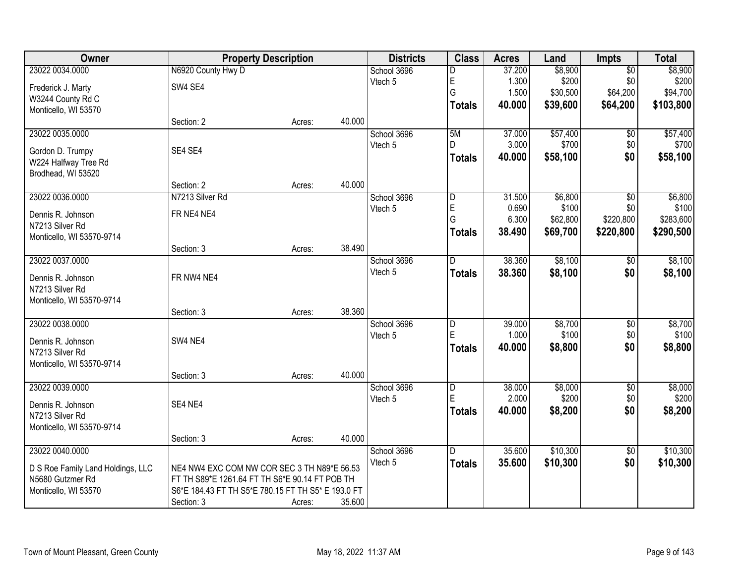| Owner | Property Description | | | Districts | Class | Acres | Land | Impts | Total |
|---|---|---|---|---|---|---|---|---|---|
| 23022 0034.0000 | N6920 County Hwy D | | | School 3696 | D | 37.200 | $8,900 | $0 | $8,900 |
| Frederick J. Marty | SW4 SE4 | | | Vtech 5 | E | 1.300 | $200 | $0 | $200 |
| W3244 County Rd C | | | | | G | 1.500 | $30,500 | $64,200 | $94,700 |
| Monticello, WI 53570 | | | | | **Totals** | **40.000** | **$39,600** | **$64,200** | **$103,800** |
| | Section: 2 | Acres: | 40.000 | | | | | | |
| 23022 0035.0000 | | | | School 3696 | 5M | 37.000 | $57,400 | $0 | $57,400 |
| Gordon D. Trumpy | SE4 SE4 | | | Vtech 5 | D | 3.000 | $700 | $0 | $700 |
| W224 Halfway Tree Rd | | | | | **Totals** | **40.000** | **$58,100** | **$0** | **$58,100** |
| Brodhead, WI 53520 | | | | | | | | | |
| | Section: 2 | Acres: | 40.000 | | | | | | |
| 23022 0036.0000 | N7213 Silver Rd | | | School 3696 | D | 31.500 | $6,800 | $0 | $6,800 |
| Dennis R. Johnson | FR NE4 NE4 | | | Vtech 5 | E | 0.690 | $100 | $0 | $100 |
| N7213 Silver Rd | | | | | G | 6.300 | $62,800 | $220,800 | $283,600 |
| Monticello, WI 53570-9714 | | | | | **Totals** | **38.490** | **$69,700** | **$220,800** | **$290,500** |
| | Section: 3 | Acres: | 38.490 | | | | | | |
| 23022 0037.0000 | | | | School 3696 | D | 38.360 | $8,100 | $0 | $8,100 |
| Dennis R. Johnson | FR NW4 NE4 | | | Vtech 5 | **Totals** | **38.360** | **$8,100** | **$0** | **$8,100** |
| N7213 Silver Rd | | | | | | | | | |
| Monticello, WI 53570-9714 | | | | | | | | | |
| | Section: 3 | Acres: | 38.360 | | | | | | |
| 23022 0038.0000 | | | | School 3696 | D | 39.000 | $8,700 | $0 | $8,700 |
| Dennis R. Johnson | SW4 NE4 | | | Vtech 5 | E | 1.000 | $100 | $0 | $100 |
| N7213 Silver Rd | | | | | **Totals** | **40.000** | **$8,800** | **$0** | **$8,800** |
| Monticello, WI 53570-9714 | | | | | | | | | |
| | Section: 3 | Acres: | 40.000 | | | | | | |
| 23022 0039.0000 | | | | School 3696 | D | 38.000 | $8,000 | $0 | $8,000 |
| Dennis R. Johnson | SE4 NE4 | | | Vtech 5 | E | 2.000 | $200 | $0 | $200 |
| N7213 Silver Rd | | | | | **Totals** | **40.000** | **$8,200** | **$0** | **$8,200** |
| Monticello, WI 53570-9714 | | | | | | | | | |
| | Section: 3 | Acres: | 40.000 | | | | | | |
| 23022 0040.0000 | | | | School 3696 | D | 35.600 | $10,300 | $0 | $10,300 |
| D S Roe Family Land Holdings, LLC | NE4 NW4 EXC COM NW COR SEC 3 TH N89*E 56.53 | | | Vtech 5 | **Totals** | **35.600** | **$10,300** | **$0** | **$10,300** |
| N5680 Gutzmer Rd | FT TH S89*E 1261.64 FT TH S6*E 90.14 FT POB TH | | | | | | | | |
| Monticello, WI 53570 | S6*E 184.43 FT TH S5*E 780.15 FT TH S5* E 193.0 FT | | | | | | | | |
| | Section: 3 | Acres: | 35.600 | | | | | | |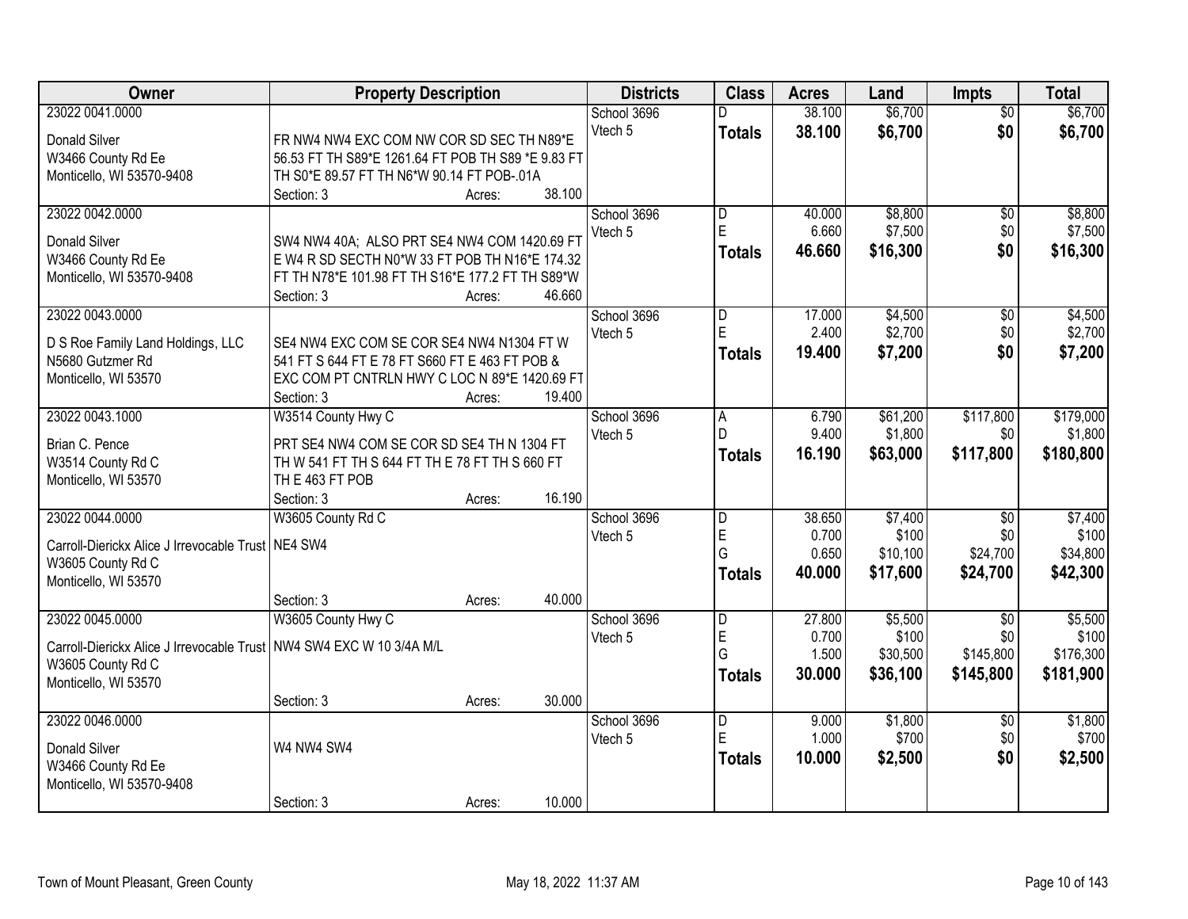| Owner | Property Description | Districts | Class | Acres | Land | Impts | Total |
|---|---|---|---|---|---|---|---|
| 23022 0041.0000<br>Donald Silver<br>W3466 County Rd Ee<br>Monticello, WI 53570-9408 | FR NW4 NW4 EXC COM NW COR SD SEC TH N89*E 56.53 FT TH S89*E 1261.64 FT POB TH S89 *E 9.83 FT TH S0*E 89.57 FT TH N6*W 90.14 FT POB-.01A<br>Section: 3 Acres: 38.100 | School 3696<br>Vtech 5 | D<br>**Totals** | 38.100<br>**38.100** | $6,700<br>**$6,700** | $0<br>**$0** | $6,700<br>**$6,700** |
| 23022 0042.0000<br>Donald Silver<br>W3466 County Rd Ee<br>Monticello, WI 53570-9408 | SW4 NW4 40A; ALSO PRT SE4 NW4 COM 1420.69 FT E W4 R SD SECTH N0*W 33 FT POB TH N16*E 174.32 FT TH N78*E 101.98 FT TH S16*E 177.2 FT TH S89*W<br>Section: 3 Acres: 46.660 | School 3696<br>Vtech 5 | D<br>E<br>**Totals** | 40.000<br>6.660<br>**46.660** | $8,800<br>$7,500<br>**$16,300** | $0<br>$0<br>**$0** | $8,800<br>$7,500<br>**$16,300** |
| 23022 0043.0000<br>D S Roe Family Land Holdings, LLC<br>N5680 Gutzmer Rd<br>Monticello, WI 53570 | SE4 NW4 EXC COM SE COR SE4 NW4 N1304 FT W 541 FT S 644 FT E 78 FT S660 FT E 463 FT POB & EXC COM PT CNTRLN HWY C LOC N 89*E 1420.69 FT<br>Section: 3 Acres: 19.400 | School 3696<br>Vtech 5 | D<br>E<br>**Totals** | 17.000<br>2.400<br>**19.400** | $4,500<br>$2,700<br>**$7,200** | $0<br>$0<br>**$0** | $4,500<br>$2,700<br>**$7,200** |
| 23022 0043.1000<br>Brian C. Pence<br>W3514 County Rd C<br>Monticello, WI 53570 | W3514 County Hwy C<br>PRT SE4 NW4 COM SE COR SD SE4 TH N 1304 FT TH W 541 FT TH S 644 FT TH E 78 FT TH S 660 FT TH E 463 FT POB<br>Section: 3 Acres: 16.190 | School 3696<br>Vtech 5 | A<br>D<br>**Totals** | 6.790<br>9.400<br>**16.190** | $61,200<br>$1,800<br>**$63,000** | $117,800<br>$0<br>**$117,800** | $179,000<br>$1,800<br>**$180,800** |
| 23022 0044.0000<br>Carroll-Dierickx Alice J Irrevocable Trust<br>W3605 County Rd C<br>Monticello, WI 53570 | W3605 County Rd C<br>NE4 SW4<br>Section: 3 Acres: 40.000 | School 3696<br>Vtech 5 | D<br>E<br>G<br>**Totals** | 38.650<br>0.700<br>0.650<br>**40.000** | $7,400<br>$100<br>$10,100<br>**$17,600** | $0<br>$0<br>$24,700<br>**$24,700** | $7,400<br>$100<br>$34,800<br>**$42,300** |
| 23022 0045.0000<br>Carroll-Dierickx Alice J Irrevocable Trust<br>W3605 County Rd C<br>Monticello, WI 53570 | W3605 County Hwy C<br>NW4 SW4 EXC W 10 3/4A M/L<br>Section: 3 Acres: 30.000 | School 3696<br>Vtech 5 | D<br>E<br>G<br>**Totals** | 27.800<br>0.700<br>1.500<br>**30.000** | $5,500<br>$100<br>$30,500<br>**$36,100** | $0<br>$0<br>$145,800<br>**$145,800** | $5,500<br>$100<br>$176,300<br>**$181,900** |
| 23022 0046.0000<br>Donald Silver<br>W3466 County Rd Ee<br>Monticello, WI 53570-9408 | W4 NW4 SW4<br>Section: 3 Acres: 10.000 | School 3696<br>Vtech 5 | D<br>E<br>**Totals** | 9.000<br>1.000<br>**10.000** | $1,800<br>$700<br>**$2,500** | $0<br>$0<br>**$0** | $1,800<br>$700<br>**$2,500** |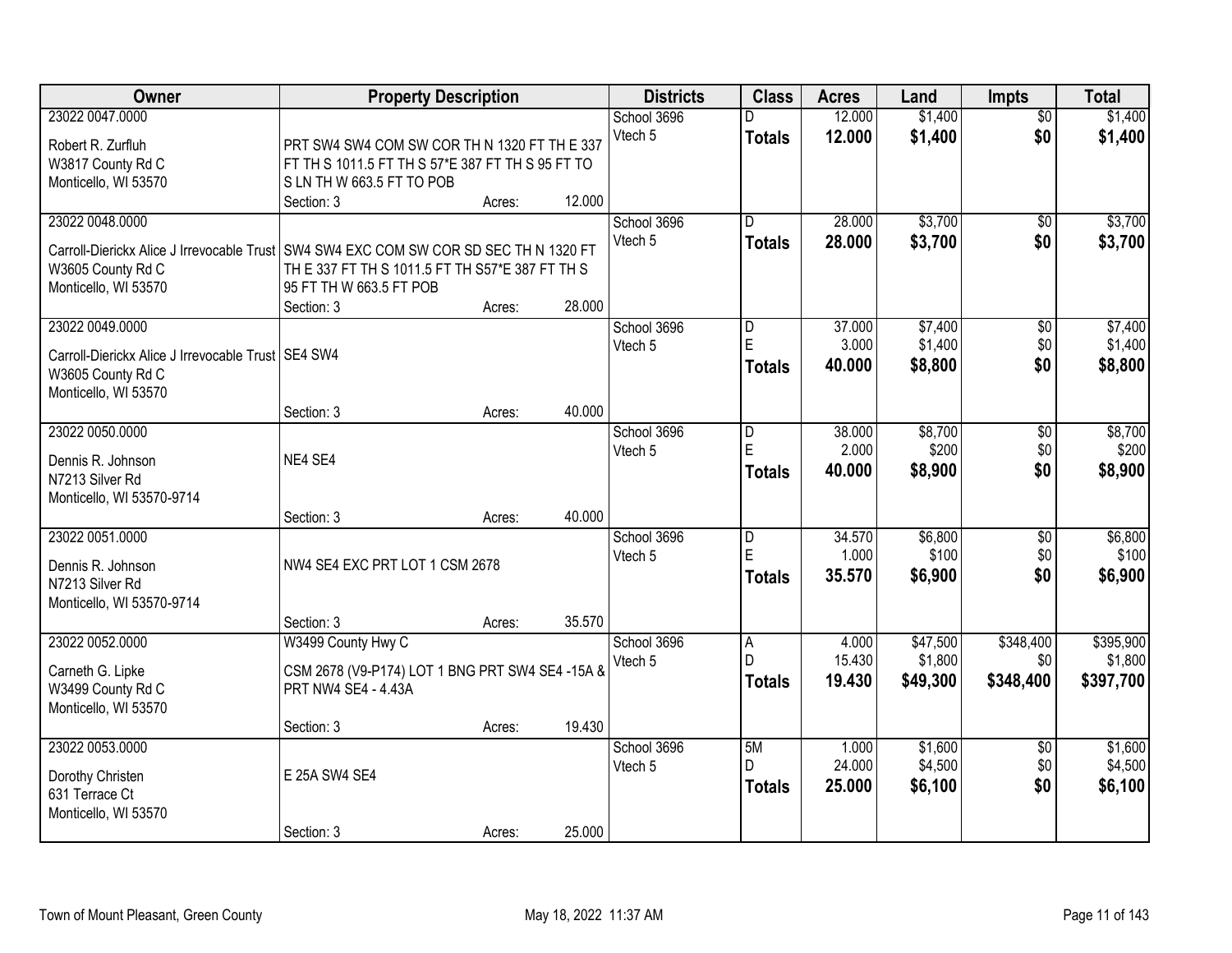| Owner | Property Description | Districts | Class | Acres | Land | Impts | Total |
|---|---|---|---|---|---|---|---|
| 23022 0047.0000<br><br>Robert R. Zurfluh<br>W3817 County Rd C<br>Monticello, WI 53570 | PRT SW4 SW4 COM SW COR TH N 1320 FT TH E 337 FT TH S 1011.5 FT TH S 57*E 387 FT TH S 95 FT TO S LN TH W 663.5 FT TO POB<br>Section: 3 Acres: 12.000 | School 3696<br>Vtech 5 | D<br>**Totals** | 12.000<br>**12.000** | $1,400<br>**$1,400** | $0<br>**$0** | $1,400<br>**$1,400** |
| 23022 0048.0000<br><br>Carroll-Dierickx Alice J Irrevocable Trust<br>W3605 County Rd C<br>Monticello, WI 53570 | SW4 SW4 EXC COM SW COR SD SEC TH N 1320 FT TH E 337 FT TH S 1011.5 FT TH S57*E 387 FT TH S 95 FT TH W 663.5 FT POB<br>Section: 3 Acres: 28.000 | School 3696<br>Vtech 5 | D<br>**Totals** | 28.000<br>**28.000** | $3,700<br>**$3,700** | $0<br>**$0** | $3,700<br>**$3,700** |
| 23022 0049.0000<br><br>Carroll-Dierickx Alice J Irrevocable Trust<br>W3605 County Rd C<br>Monticello, WI 53570 | SE4 SW4<br>Section: 3 Acres: 40.000 | School 3696<br>Vtech 5 | D<br>E<br>**Totals** | 37.000<br>3.000<br>**40.000** | $7,400<br>$1,400<br>**$8,800** | $0<br>$0<br>**$0** | $7,400<br>$1,400<br>**$8,800** |
| 23022 0050.0000<br><br>Dennis R. Johnson<br>N7213 Silver Rd<br>Monticello, WI 53570-9714 | NE4 SE4<br>Section: 3 Acres: 40.000 | School 3696<br>Vtech 5 | D<br>E<br>**Totals** | 38.000<br>2.000<br>**40.000** | $8,700<br>$200<br>**$8,900** | $0<br>$0<br>**$0** | $8,700<br>$200<br>**$8,900** |
| 23022 0051.0000<br><br>Dennis R. Johnson<br>N7213 Silver Rd<br>Monticello, WI 53570-9714 | NW4 SE4 EXC PRT LOT 1 CSM 2678<br>Section: 3 Acres: 35.570 | School 3696<br>Vtech 5 | D<br>E<br>**Totals** | 34.570<br>1.000<br>**35.570** | $6,800<br>$100<br>**$6,900** | $0<br>$0<br>**$0** | $6,800<br>$100<br>**$6,900** |
| 23022 0052.0000<br><br>Carneth G. Lipke<br>W3499 County Rd C<br>Monticello, WI 53570 | W3499 County Hwy C<br>CSM 2678 (V9-P174) LOT 1 BNG PRT SW4 SE4 -15A & PRT NW4 SE4 - 4.43A<br>Section: 3 Acres: 19.430 | School 3696<br>Vtech 5 | A<br>D<br>**Totals** | 4.000<br>15.430<br>**19.430** | $47,500<br>$1,800<br>**$49,300** | $348,400<br>$0<br>**$348,400** | $395,900<br>$1,800<br>**$397,700** |
| 23022 0053.0000<br><br>Dorothy Christen<br>631 Terrace Ct<br>Monticello, WI 53570 | E 25A SW4 SE4<br>Section: 3 Acres: 25.000 | School 3696<br>Vtech 5 | 5M<br>D<br>**Totals** | 1.000<br>24.000<br>**25.000** | $1,600<br>$4,500<br>**$6,100** | $0<br>$0<br>**$0** | $1,600<br>$4,500<br>**$6,100** |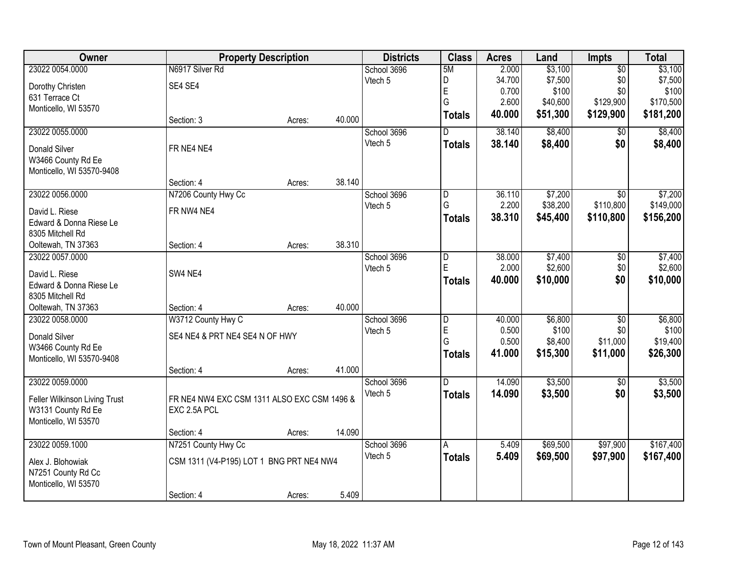| Owner | Property Description | | | Districts | Class | Acres | Land | Impts | Total |
|---|---|---|---|---|---|---|---|---|---|
| 23022 0054.0000 | N6917 Silver Rd | | | School 3696 | 5M | 2.000 | $3,100 | $0 | $3,100 |
| Dorothy Christen | SE4 SE4 | | | Vtech 5 | D | 34.700 | $7,500 | $0 | $7,500 |
| 631 Terrace Ct | | | | | E | 0.700 | $100 | $0 | $100 |
| Monticello, WI 53570 | | | | | G | 2.600 | $40,600 | $129,900 | $170,500 |
| | Section: 3 | Acres: | 40.000 | | **Totals** | **40.000** | **$51,300** | **$129,900** | **$181,200** |
| 23022 0055.0000 | | | | School 3696 | D | 38.140 | $8,400 | $0 | $8,400 |
| Donald Silver | FR NE4 NE4 | | | Vtech 5 | **Totals** | **38.140** | **$8,400** | **$0** | **$8,400** |
| W3466 County Rd Ee | | | | | | | | | |
| Monticello, WI 53570-9408 | | | | | | | | | |
| | Section: 4 | Acres: | 38.140 | | | | | | |
| 23022 0056.0000 | N7206 County Hwy Cc | | | School 3696 | D | 36.110 | $7,200 | $0 | $7,200 |
| David L. Riese | FR NW4 NE4 | | | Vtech 5 | G | 2.200 | $38,200 | $110,800 | $149,000 |
| Edward & Donna Riese Le | | | | | **Totals** | **38.310** | **$45,400** | **$110,800** | **$156,200** |
| 8305 Mitchell Rd | | | | | | | | | |
| Ooltewah, TN 37363 | Section: 4 | Acres: | 38.310 | | | | | | |
| 23022 0057.0000 | | | | School 3696 | D | 38.000 | $7,400 | $0 | $7,400 |
| David L. Riese | SW4 NE4 | | | Vtech 5 | E | 2.000 | $2,600 | $0 | $2,600 |
| Edward & Donna Riese Le | | | | | **Totals** | **40.000** | **$10,000** | **$0** | **$10,000** |
| 8305 Mitchell Rd | | | | | | | | | |
| Ooltewah, TN 37363 | Section: 4 | Acres: | 40.000 | | | | | | |
| 23022 0058.0000 | W3712 County Hwy C | | | School 3696 | D | 40.000 | $6,800 | $0 | $6,800 |
| Donald Silver | SE4 NE4 & PRT NE4 SE4 N OF HWY | | | Vtech 5 | E | 0.500 | $100 | $0 | $100 |
| W3466 County Rd Ee | | | | | G | 0.500 | $8,400 | $11,000 | $19,400 |
| Monticello, WI 53570-9408 | | | | | **Totals** | **41.000** | **$15,300** | **$11,000** | **$26,300** |
| | Section: 4 | Acres: | 41.000 | | | | | | |
| 23022 0059.0000 | | | | School 3696 | D | 14.090 | $3,500 | $0 | $3,500 |
| Feller Wilkinson Living Trust | FR NE4 NW4 EXC CSM 1311 ALSO EXC CSM 1496 & EXC 2.5A PCL | | | Vtech 5 | **Totals** | **14.090** | **$3,500** | **$0** | **$3,500** |
| W3131 County Rd Ee | | | | | | | | | |
| Monticello, WI 53570 | | | | | | | | | |
| | Section: 4 | Acres: | 14.090 | | | | | | |
| 23022 0059.1000 | N7251 County Hwy Cc | | | School 3696 | A | 5.409 | $69,500 | $97,900 | $167,400 |
| Alex J. Blohowiak | CSM 1311 (V4-P195) LOT 1 BNG PRT NE4 NW4 | | | Vtech 5 | **Totals** | **5.409** | **$69,500** | **$97,900** | **$167,400** |
| N7251 County Rd Cc | | | | | | | | | |
| Monticello, WI 53570 | | | | | | | | | |
| | Section: 4 | Acres: | 5.409 | | | | | | |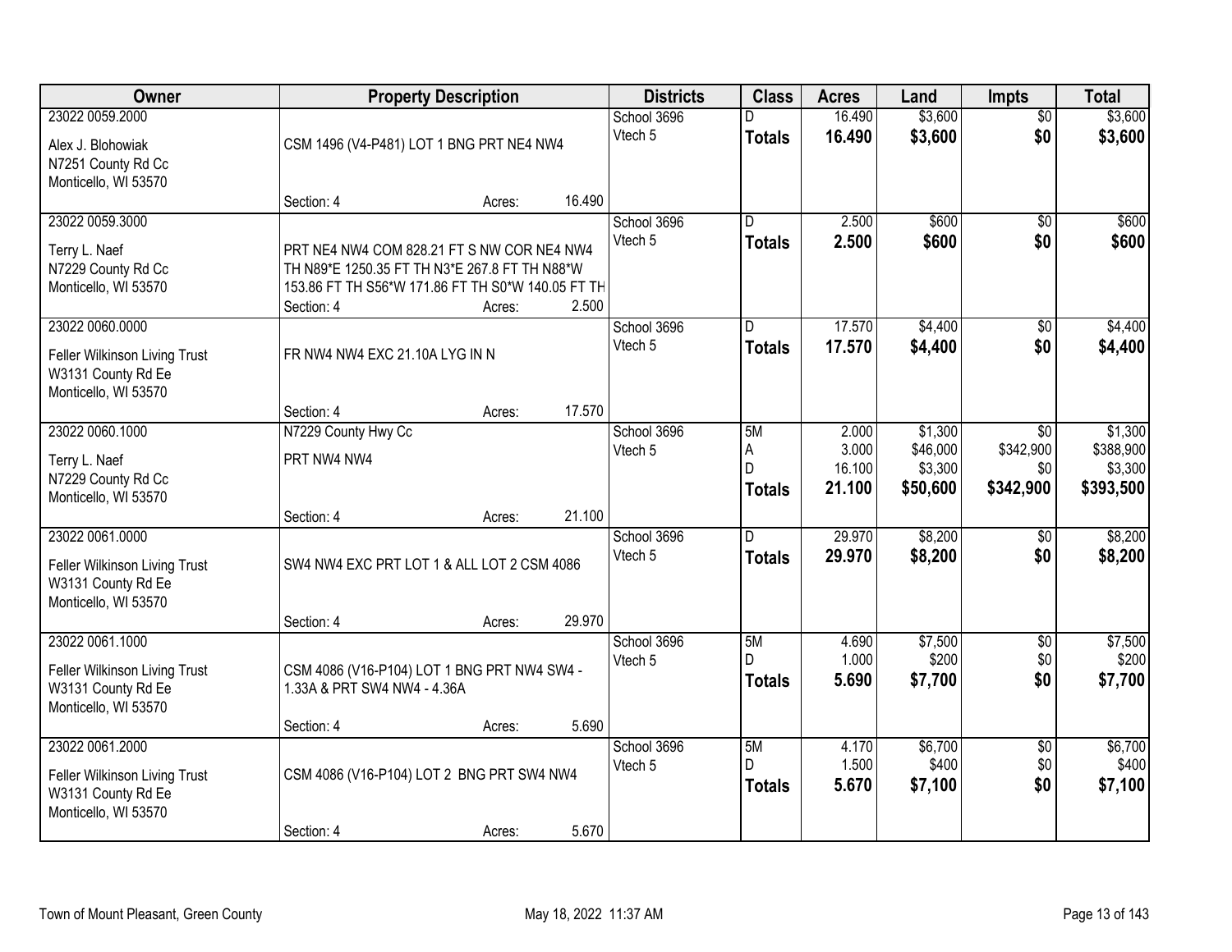| Owner | Property Description | | | Districts | Class | Acres | Land | Impts | Total |
|---|---|---|---|---|---|---|---|---|---|
| 23022 0059.2000<br>Alex J. Blohowiak<br>N7251 County Rd Cc<br>Monticello, WI 53570 | CSM 1496 (V4-P481) LOT 1 BNG PRT NE4 NW4 | | | School 3696<br>Vtech 5 | D<br>**Totals** | 16.490<br>**16.490** | $3,600<br>**$3,600** | $0<br>**$0** | $3,600<br>**$3,600** |
| | Section: 4 | Acres: | 16.490 | | | | | | |
| 23022 0059.3000<br>Terry L. Naef<br>N7229 County Rd Cc<br>Monticello, WI 53570 | PRT NE4 NW4 COM 828.21 FT S NW COR NE4 NW4 TH N89*E 1250.35 FT TH N3*E 267.8 FT TH N88*W 153.86 FT TH S56*W 171.86 FT TH S0*W 140.05 FT TH | | | School 3696<br>Vtech 5 | D<br>**Totals** | 2.500<br>**2.500** | $600<br>**$600** | $0<br>**$0** | $600<br>**$600** |
| | Section: 4 | Acres: | 2.500 | | | | | | |
| 23022 0060.0000<br>Feller Wilkinson Living Trust<br>W3131 County Rd Ee<br>Monticello, WI 53570 | FR NW4 NW4 EXC 21.10A LYG IN N | | | School 3696<br>Vtech 5 | D<br>**Totals** | 17.570<br>**17.570** | $4,400<br>**$4,400** | $0<br>**$0** | $4,400<br>**$4,400** |
| | Section: 4 | Acres: | 17.570 | | | | | | |
| 23022 0060.1000<br>Terry L. Naef<br>N7229 County Rd Cc<br>Monticello, WI 53570 | N7229 County Hwy Cc<br>PRT NW4 NW4 | | | School 3696<br>Vtech 5 | 5M<br>A<br>D<br>**Totals** | 2.000<br>3.000<br>16.100<br>**21.100** | $1,300<br>$46,000<br>$3,300<br>**$50,600** | $0<br>$342,900<br>$0<br>**$342,900** | $1,300<br>$388,900<br>$3,300<br>**$393,500** |
| | Section: 4 | Acres: | 21.100 | | | | | | |
| 23022 0061.0000<br>Feller Wilkinson Living Trust<br>W3131 County Rd Ee<br>Monticello, WI 53570 | SW4 NW4 EXC PRT LOT 1 & ALL LOT 2 CSM 4086 | | | School 3696<br>Vtech 5 | D<br>**Totals** | 29.970<br>**29.970** | $8,200<br>**$8,200** | $0<br>**$0** | $8,200<br>**$8,200** |
| | Section: 4 | Acres: | 29.970 | | | | | | |
| 23022 0061.1000<br>Feller Wilkinson Living Trust<br>W3131 County Rd Ee<br>Monticello, WI 53570 | CSM 4086 (V16-P104) LOT 1 BNG PRT NW4 SW4 - 1.33A & PRT SW4 NW4 - 4.36A | | | School 3696<br>Vtech 5 | 5M<br>D<br>**Totals** | 4.690<br>1.000<br>**5.690** | $7,500<br>$200<br>**$7,700** | $0<br>$0<br>**$0** | $7,500<br>$200<br>**$7,700** |
| | Section: 4 | Acres: | 5.690 | | | | | | |
| 23022 0061.2000<br>Feller Wilkinson Living Trust<br>W3131 County Rd Ee<br>Monticello, WI 53570 | CSM 4086 (V16-P104) LOT 2 BNG PRT SW4 NW4 | | | School 3696<br>Vtech 5 | 5M<br>D<br>**Totals** | 4.170<br>1.500<br>**5.670** | $6,700<br>$400<br>**$7,100** | $0<br>$0<br>**$0** | $6,700<br>$400<br>**$7,100** |
| | Section: 4 | Acres: | 5.670 | | | | | | |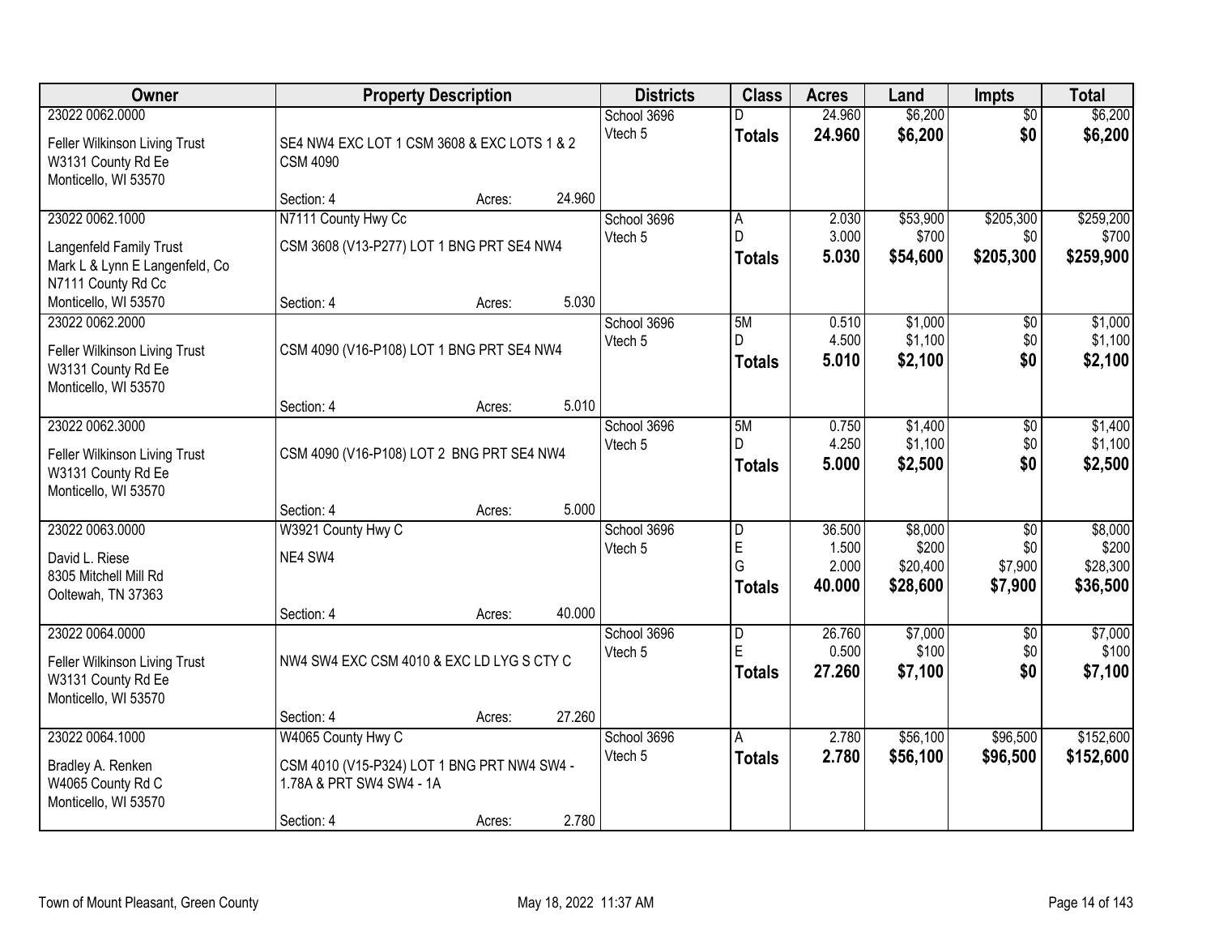| Owner | Property Description | | | Districts | Class | Acres | Land | Impts | Total |
|---|---|---|---|---|---|---|---|---|---|
| 23022 0062.0000<br>Feller Wilkinson Living Trust<br>W3131 County Rd Ee<br>Monticello, WI 53570 | SE4 NW4 EXC LOT 1 CSM 3608 & EXC LOTS 1 & 2 CSM 4090<br>Section: 4 | Acres: | 24.960 | School 3696<br>Vtech 5 | D<br>**Totals** | 24.960<br>**24.960** | $6,200<br>**$6,200** | $0<br>**$0** | $6,200<br>**$6,200** |
| 23022 0062.1000<br>Langenfeld Family Trust<br>Mark L & Lynn E Langenfeld, Co<br>N7111 County Rd Cc<br>Monticello, WI 53570 | N7111 County Hwy Cc<br>CSM 3608 (V13-P277) LOT 1 BNG PRT SE4 NW4<br>Section: 4 | Acres: | 5.030 | School 3696<br>Vtech 5 | A<br>D<br>**Totals** | 2.030<br>3.000<br>**5.030** | $53,900<br>$700<br>**$54,600** | $205,300<br>$0<br>**$205,300** | $259,200<br>$700<br>**$259,900** |
| 23022 0062.2000<br>Feller Wilkinson Living Trust<br>W3131 County Rd Ee<br>Monticello, WI 53570 | CSM 4090 (V16-P108) LOT 1 BNG PRT SE4 NW4<br>Section: 4 | Acres: | 5.010 | School 3696<br>Vtech 5 | 5M<br>D<br>**Totals** | 0.510<br>4.500<br>**5.010** | $1,000<br>$1,100<br>**$2,100** | $0<br>$0<br>**$0** | $1,000<br>$1,100<br>**$2,100** |
| 23022 0062.3000<br>Feller Wilkinson Living Trust<br>W3131 County Rd Ee<br>Monticello, WI 53570 | CSM 4090 (V16-P108) LOT 2 BNG PRT SE4 NW4<br>Section: 4 | Acres: | 5.000 | School 3696<br>Vtech 5 | 5M<br>D<br>**Totals** | 0.750<br>4.250<br>**5.000** | $1,400<br>$1,100<br>**$2,500** | $0<br>$0<br>**$0** | $1,400<br>$1,100<br>**$2,500** |
| 23022 0063.0000<br>David L. Riese<br>8305 Mitchell Mill Rd<br>Ooltewah, TN 37363 | W3921 County Hwy C<br>NE4 SW4<br>Section: 4 | Acres: | 40.000 | School 3696<br>Vtech 5 | D<br>E<br>G<br>**Totals** | 36.500<br>1.500<br>2.000<br>**40.000** | $8,000<br>$200<br>$20,400<br>**$28,600** | $0<br>$0<br>$7,900<br>**$7,900** | $8,000<br>$200<br>$28,300<br>**$36,500** |
| 23022 0064.0000<br>Feller Wilkinson Living Trust<br>W3131 County Rd Ee<br>Monticello, WI 53570 | NW4 SW4 EXC CSM 4010 & EXC LD LYG S CTY C<br>Section: 4 | Acres: | 27.260 | School 3696<br>Vtech 5 | D<br>E<br>**Totals** | 26.760<br>0.500<br>**27.260** | $7,000<br>$100<br>**$7,100** | $0<br>$0<br>**$0** | $7,000<br>$100<br>**$7,100** |
| 23022 0064.1000<br>Bradley A. Renken<br>W4065 County Rd C<br>Monticello, WI 53570 | W4065 County Hwy C<br>CSM 4010 (V15-P324) LOT 1 BNG PRT NW4 SW4 - 1.78A & PRT SW4 SW4 - 1A<br>Section: 4 | Acres: | 2.780 | School 3696<br>Vtech 5 | A<br>**Totals** | 2.780<br>**2.780** | $56,100<br>**$56,100** | $96,500<br>**$96,500** | $152,600<br>**$152,600** |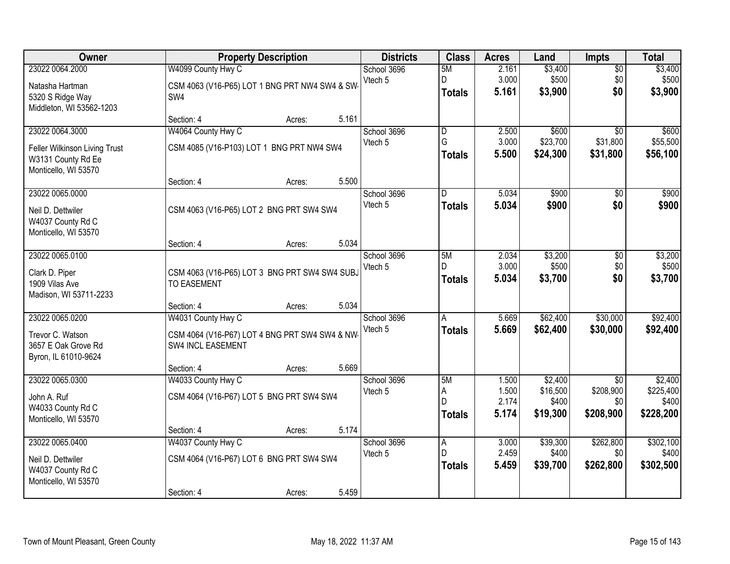| Owner | Property Description | Districts | Class | Acres | Land | Impts | Total |
|---|---|---|---|---|---|---|---|
| 23022 0064.2000<br>Natasha Hartman<br>5320 S Ridge Way<br>Middleton, WI 53562-1203 | W4099 County Hwy C<br>CSM 4063 (V16-P65) LOT 1 BNG PRT NW4 SW4 & SW4 SW4<br>Section: 4 Acres: 5.161 | School 3696<br>Vtech 5 | 5M<br>D<br>**Totals** | 2.161<br>3.000<br>**5.161** | $3,400<br>$500<br>**$3,900** | $0<br>$0<br>**$0** | $3,400<br>$500<br>**$3,900** |
| 23022 0064.3000<br>Feller Wilkinson Living Trust<br>W3131 County Rd Ee<br>Monticello, WI 53570 | W4064 County Hwy C<br>CSM 4085 (V16-P103) LOT 1 BNG PRT NW4 SW4<br>Section: 4 Acres: 5.500 | School 3696<br>Vtech 5 | D<br>G<br>**Totals** | 2.500<br>3.000<br>**5.500** | $600<br>$23,700<br>**$24,300** | $0<br>$31,800<br>**$31,800** | $600<br>$55,500<br>**$56,100** |
| 23022 0065.0000<br>Neil D. Dettwiler<br>W4037 County Rd C<br>Monticello, WI 53570 | CSM 4063 (V16-P65) LOT 2 BNG PRT SW4 SW4<br>Section: 4 Acres: 5.034 | School 3696<br>Vtech 5 | D<br>**Totals** | 5.034<br>**5.034** | $900<br>**$900** | $0<br>**$0** | $900<br>**$900** |
| 23022 0065.0100<br>Clark D. Piper<br>1909 Vilas Ave<br>Madison, WI 53711-2233 | CSM 4063 (V16-P65) LOT 3 BNG PRT SW4 SW4 SUBJ TO EASEMENT<br>Section: 4 Acres: 5.034 | School 3696<br>Vtech 5 | 5M<br>D<br>**Totals** | 2.034<br>3.000<br>**5.034** | $3,200<br>$500<br>**$3,700** | $0<br>$0<br>**$0** | $3,200<br>$500<br>**$3,700** |
| 23022 0065.0200<br>Trevor C. Watson<br>3657 E Oak Grove Rd<br>Byron, IL 61010-9624 | W4031 County Hwy C<br>CSM 4064 (V16-P67) LOT 4 BNG PRT SW4 SW4 & NW4 SW4 INCL EASEMENT<br>Section: 4 Acres: 5.669 | School 3696<br>Vtech 5 | A<br>**Totals** | 5.669<br>**5.669** | $62,400<br>**$62,400** | $30,000<br>**$30,000** | $92,400<br>**$92,400** |
| 23022 0065.0300<br>John A. Ruf<br>W4033 County Rd C<br>Monticello, WI 53570 | W4033 County Hwy C<br>CSM 4064 (V16-P67) LOT 5 BNG PRT SW4 SW4<br>Section: 4 Acres: 5.174 | School 3696<br>Vtech 5 | 5M<br>A<br>D<br>**Totals** | 1.500<br>1.500<br>2.174<br>**5.174** | $2,400<br>$16,500<br>$400<br>**$19,300** | $0<br>$208,900<br>$0<br>**$208,900** | $2,400<br>$225,400<br>$400<br>**$228,200** |
| 23022 0065.0400<br>Neil D. Dettwiler<br>W4037 County Rd C<br>Monticello, WI 53570 | W4037 County Hwy C<br>CSM 4064 (V16-P67) LOT 6 BNG PRT SW4 SW4<br>Section: 4 Acres: 5.459 | School 3696<br>Vtech 5 | A<br>D<br>**Totals** | 3.000<br>2.459<br>**5.459** | $39,300<br>$400<br>**$39,700** | $262,800<br>$0<br>**$262,800** | $302,100<br>$400<br>**$302,500** |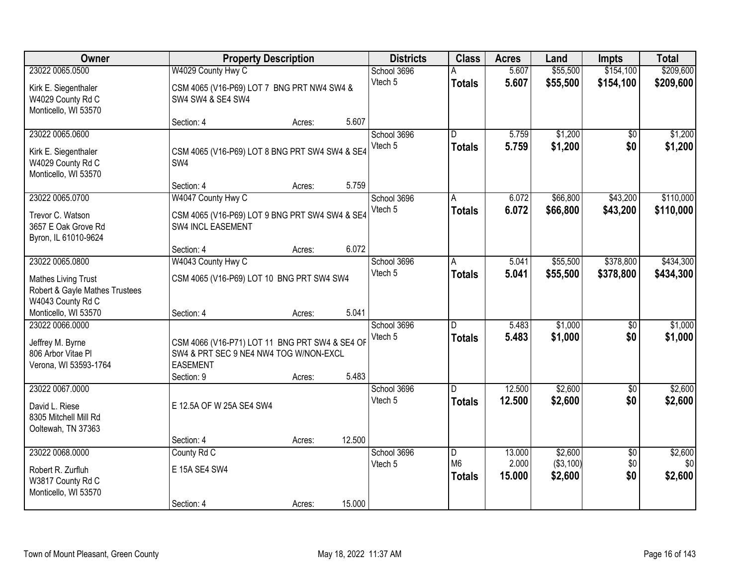| Owner | Property Description | | | Districts | Class | Acres | Land | Impts | Total |
|---|---|---|---|---|---|---|---|---|---|
| 23022 0065.0500 | W4029 County Hwy C | | | School 3696 | A | 5.607 | $55,500 | $154,100 | $209,600 |
| Kirk E. Siegenthaler<br>W4029 County Rd C<br>Monticello, WI 53570 | CSM 4065 (V16-P69) LOT 7 BNG PRT NW4 SW4 & SW4 SW4 & SE4 SW4 | | | Vtech 5 | **Totals** | **5.607** | **$55,500** | **$154,100** | **$209,600** |
| | Section: 4 | Acres: | 5.607 | | | | | | |
| 23022 0065.0600 | | | | School 3696 | D | 5.759 | $1,200 | $0 | $1,200 |
| Kirk E. Siegenthaler<br>W4029 County Rd C<br>Monticello, WI 53570 | CSM 4065 (V16-P69) LOT 8 BNG PRT SW4 SW4 & SE4 SW4 | | | Vtech 5 | **Totals** | **5.759** | **$1,200** | **$0** | **$1,200** |
| | Section: 4 | Acres: | 5.759 | | | | | | |
| 23022 0065.0700 | W4047 County Hwy C | | | School 3696 | A | 6.072 | $66,800 | $43,200 | $110,000 |
| Trevor C. Watson<br>3657 E Oak Grove Rd<br>Byron, IL 61010-9624 | CSM 4065 (V16-P69) LOT 9 BNG PRT SW4 SW4 & SE4 SW4 INCL EASEMENT | | | Vtech 5 | **Totals** | **6.072** | **$66,800** | **$43,200** | **$110,000** |
| | Section: 4 | Acres: | 6.072 | | | | | | |
| 23022 0065.0800 | W4043 County Hwy C | | | School 3696 | A | 5.041 | $55,500 | $378,800 | $434,300 |
| Mathes Living Trust<br>Robert & Gayle Mathes Trustees<br>W4043 County Rd C<br>Monticello, WI 53570 | CSM 4065 (V16-P69) LOT 10 BNG PRT SW4 SW4 | | | Vtech 5 | **Totals** | **5.041** | **$55,500** | **$378,800** | **$434,300** |
| | Section: 4 | Acres: | 5.041 | | | | | | |
| 23022 0066.0000 | | | | School 3696 | D | 5.483 | $1,000 | $0 | $1,000 |
| Jeffrey M. Byrne<br>806 Arbor Vitae Pl<br>Verona, WI 53593-1764 | CSM 4066 (V16-P71) LOT 11 BNG PRT SW4 & SE4 OF SW4 & PRT SEC 9 NE4 NW4 TOG W/NON-EXCL EASEMENT | | | Vtech 5 | **Totals** | **5.483** | **$1,000** | **$0** | **$1,000** |
| | Section: 9 | Acres: | 5.483 | | | | | | |
| 23022 0067.0000 | | | | School 3696 | D | 12.500 | $2,600 | $0 | $2,600 |
| David L. Riese<br>8305 Mitchell Mill Rd<br>Ooltewah, TN 37363 | E 12.5A OF W 25A SE4 SW4 | | | Vtech 5 | **Totals** | **12.500** | **$2,600** | **$0** | **$2,600** |
| | Section: 4 | Acres: | 12.500 | | | | | | |
| 23022 0068.0000 | County Rd C | | | School 3696 | D | 13.000 | $2,600 | $0 | $2,600 |
| Robert R. Zurfluh<br>W3817 County Rd C<br>Monticello, WI 53570 | E 15A SE4 SW4 | | | Vtech 5 | M6 | 2.000 | ($3,100) | $0 | $0 |
| | | | | | **Totals** | **15.000** | **$2,600** | **$0** | **$2,600** |
| | Section: 4 | Acres: | 15.000 | | | | | | |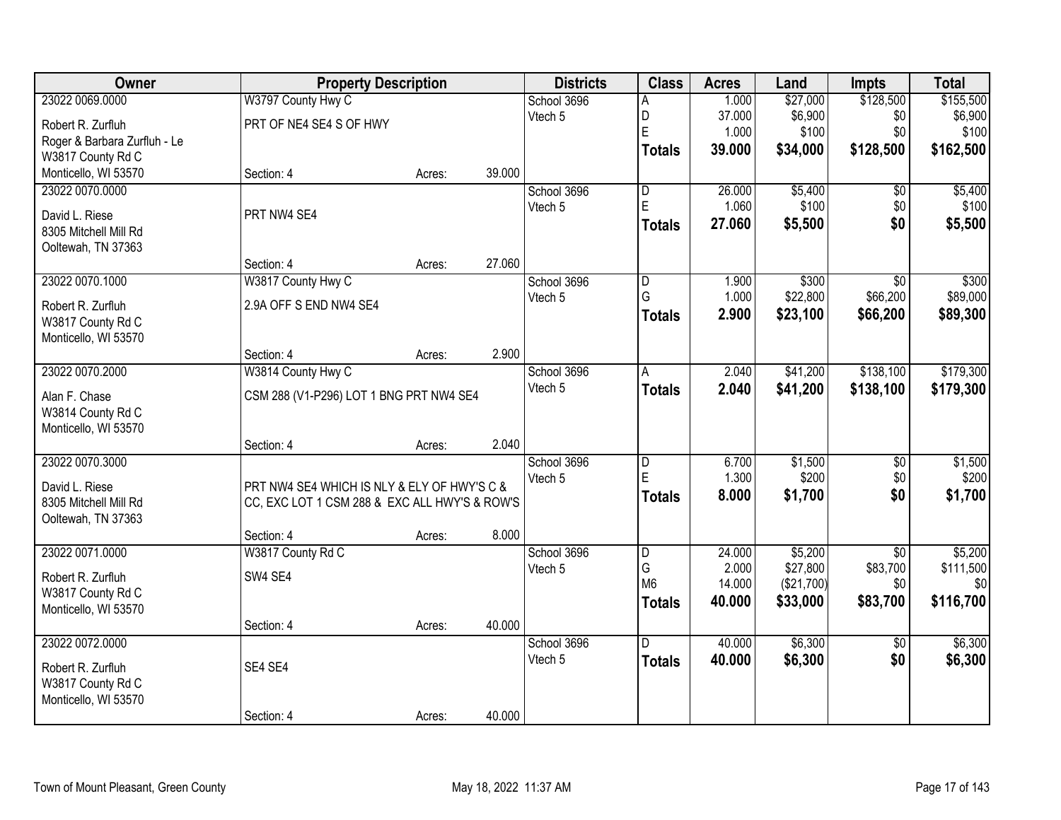| Owner | Property Description | | | Districts | Class | Acres | Land | Impts | Total |
|---|---|---|---|---|---|---|---|---|---|
| 23022 0069.0000 | W3797 County Hwy C | | | School 3696 | A | 1.000 | $27,000 | $128,500 | $155,500 |
| Robert R. Zurfluh | PRT OF NE4 SE4 S OF HWY | | | Vtech 5 | D | 37.000 | $6,900 | $0 | $6,900 |
| Roger & Barbara Zurfluh - Le | | | | | E | 1.000 | $100 | $0 | $100 |
| W3817 County Rd C | | | | | **Totals** | **39.000** | **$34,000** | **$128,500** | **$162,500** |
| Monticello, WI 53570 | Section: 4 | Acres: | 39.000 | | | | | | |
| 23022 0070.0000 | | | | School 3696 | D | 26.000 | $5,400 | $0 | $5,400 |
| David L. Riese | PRT NW4 SE4 | | | Vtech 5 | E | 1.060 | $100 | $0 | $100 |
| 8305 Mitchell Mill Rd | | | | | **Totals** | **27.060** | **$5,500** | **$0** | **$5,500** |
| Ooltewah, TN 37363 | | | | | | | | | |
| | Section: 4 | Acres: | 27.060 | | | | | | |
| 23022 0070.1000 | W3817 County Hwy C | | | School 3696 | D | 1.900 | $300 | $0 | $300 |
| Robert R. Zurfluh | 2.9A OFF S END NW4 SE4 | | | Vtech 5 | G | 1.000 | $22,800 | $66,200 | $89,000 |
| W3817 County Rd C | | | | | **Totals** | **2.900** | **$23,100** | **$66,200** | **$89,300** |
| Monticello, WI 53570 | | | | | | | | | |
| | Section: 4 | Acres: | 2.900 | | | | | | |
| 23022 0070.2000 | W3814 County Hwy C | | | School 3696 | A | 2.040 | $41,200 | $138,100 | $179,300 |
| Alan F. Chase | CSM 288 (V1-P296) LOT 1 BNG PRT NW4 SE4 | | | Vtech 5 | **Totals** | **2.040** | **$41,200** | **$138,100** | **$179,300** |
| W3814 County Rd C | | | | | | | | | |
| Monticello, WI 53570 | | | | | | | | | |
| | Section: 4 | Acres: | 2.040 | | | | | | |
| 23022 0070.3000 | | | | School 3696 | D | 6.700 | $1,500 | $0 | $1,500 |
| David L. Riese | PRT NW4 SE4 WHICH IS NLY & ELY OF HWY'S C & | | | Vtech 5 | E | 1.300 | $200 | $0 | $200 |
| 8305 Mitchell Mill Rd | CC, EXC LOT 1 CSM 288 & EXC ALL HWY'S & ROW'S | | | | **Totals** | **8.000** | **$1,700** | **$0** | **$1,700** |
| Ooltewah, TN 37363 | | | | | | | | | |
| | Section: 4 | Acres: | 8.000 | | | | | | |
| 23022 0071.0000 | W3817 County Rd C | | | School 3696 | D | 24.000 | $5,200 | $0 | $5,200 |
| Robert R. Zurfluh | SW4 SE4 | | | Vtech 5 | G | 2.000 | $27,800 | $83,700 | $111,500 |
| W3817 County Rd C | | | | | M6 | 14.000 | ($21,700) | $0 | $0 |
| Monticello, WI 53570 | | | | | **Totals** | **40.000** | **$33,000** | **$83,700** | **$116,700** |
| | Section: 4 | Acres: | 40.000 | | | | | | |
| 23022 0072.0000 | | | | School 3696 | D | 40.000 | $6,300 | $0 | $6,300 |
| Robert R. Zurfluh | SE4 SE4 | | | Vtech 5 | **Totals** | **40.000** | **$6,300** | **$0** | **$6,300** |
| W3817 County Rd C | | | | | | | | | |
| Monticello, WI 53570 | | | | | | | | | |
| | Section: 4 | Acres: | 40.000 | | | | | | |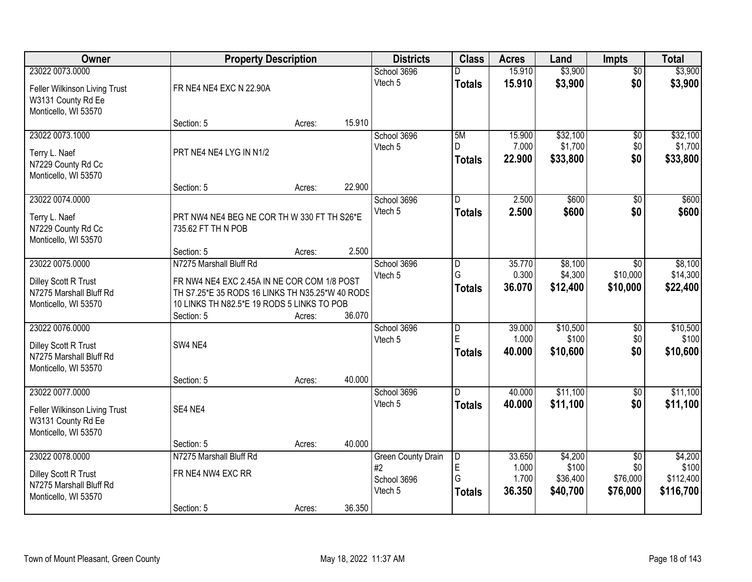| Owner | Property Description | | | Districts | Class | Acres | Land | Impts | Total |
|---|---|---|---|---|---|---|---|---|---|
| 23022 0073.0000<br>Feller Wilkinson Living Trust<br>W3131 County Rd Ee<br>Monticello, WI 53570 | FR NE4 NE4 EXC N 22.90A | | | School 3696<br>Vtech 5 | D<br>**Totals** | 15.910<br>**15.910** | $3,900<br>**$3,900** | $0<br>**$0** | $3,900<br>**$3,900** |
| | Section: 5 | Acres: | 15.910 | | | | | | |
| 23022 0073.1000<br>Terry L. Naef<br>N7229 County Rd Cc<br>Monticello, WI 53570 | PRT NE4 NE4 LYG IN N1/2 | | | School 3696<br>Vtech 5 | 5M<br>D<br>**Totals** | 15.900<br>7.000<br>**22.900** | $32,100<br>$1,700<br>**$33,800** | $0<br>$0<br>**$0** | $32,100<br>$1,700<br>**$33,800** |
| | Section: 5 | Acres: | 22.900 | | | | | | |
| 23022 0074.0000<br>Terry L. Naef<br>N7229 County Rd Cc<br>Monticello, WI 53570 | PRT NW4 NE4 BEG NE COR TH W 330 FT TH S26*E 735.62 FT TH N POB | | | School 3696<br>Vtech 5 | D<br>**Totals** | 2.500<br>**2.500** | $600<br>**$600** | $0<br>**$0** | $600<br>**$600** |
| | Section: 5 | Acres: | 2.500 | | | | | | |
| 23022 0075.0000<br>Dilley Scott R Trust<br>N7275 Marshall Bluff Rd<br>Monticello, WI 53570 | N7275 Marshall Bluff Rd<br>FR NW4 NE4 EXC 2.45A IN NE COR COM 1/8 POST TH S7.25*E 35 RODS 16 LINKS TH N35.25*W 40 RODS 10 LINKS TH N82.5*E 19 RODS 5 LINKS TO POB | | | School 3696<br>Vtech 5 | D<br>G<br>**Totals** | 35.770<br>0.300<br>**36.070** | $8,100<br>$4,300<br>**$12,400** | $0<br>$10,000<br>**$10,000** | $8,100<br>$14,300<br>**$22,400** |
| | Section: 5 | Acres: | 36.070 | | | | | | |
| 23022 0076.0000<br>Dilley Scott R Trust<br>N7275 Marshall Bluff Rd<br>Monticello, WI 53570 | SW4 NE4 | | | School 3696<br>Vtech 5 | D<br>E<br>**Totals** | 39.000<br>1.000<br>**40.000** | $10,500<br>$100<br>**$10,600** | $0<br>$0<br>**$0** | $10,500<br>$100<br>**$10,600** |
| | Section: 5 | Acres: | 40.000 | | | | | | |
| 23022 0077.0000<br>Feller Wilkinson Living Trust<br>W3131 County Rd Ee<br>Monticello, WI 53570 | SE4 NE4 | | | School 3696<br>Vtech 5 | D<br>**Totals** | 40.000<br>**40.000** | $11,100<br>**$11,100** | $0<br>**$0** | $11,100<br>**$11,100** |
| | Section: 5 | Acres: | 40.000 | | | | | | |
| 23022 0078.0000<br>Dilley Scott R Trust<br>N7275 Marshall Bluff Rd<br>Monticello, WI 53570 | N7275 Marshall Bluff Rd<br>FR NE4 NW4 EXC RR | | | Green County Drain #2<br>School 3696<br>Vtech 5 | D<br>E<br>G<br>**Totals** | 33.650<br>1.000<br>1.700<br>**36.350** | $4,200<br>$100<br>$36,400<br>**$40,700** | $0<br>$0<br>$76,000<br>**$76,000** | $4,200<br>$100<br>$112,400<br>**$116,700** |
| | Section: 5 | Acres: | 36.350 | | | | | | |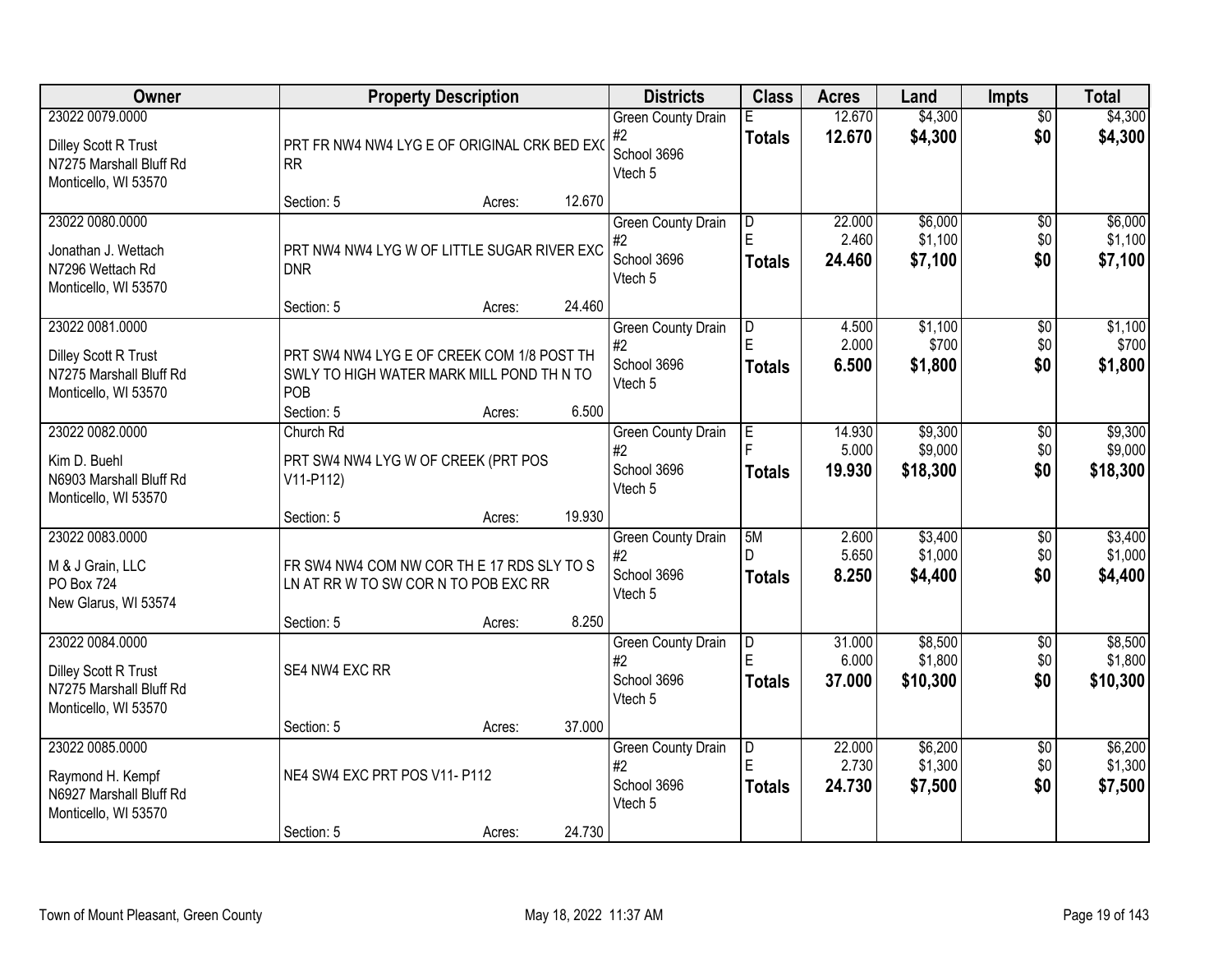| Owner | Property Description | Districts | Class | Acres | Land | Impts | Total |
|---|---|---|---|---|---|---|---|
| 23022 0079.0000<br>Dilley Scott R Trust<br>N7275 Marshall Bluff Rd<br>Monticello, WI 53570 | PRT FR NW4 NW4 LYG E OF ORIGINAL CRK BED EXC RR<br>Section: 5 Acres: 12.670 | Green County Drain #2<br>School 3696<br>Vtech 5 | E<br>**Totals** | 12.670<br>**12.670** | $4,300<br>**$4,300** | $0<br>**$0** | $4,300<br>**$4,300** |
| 23022 0080.0000<br>Jonathan J. Wettach<br>N7296 Wettach Rd<br>Monticello, WI 53570 | PRT NW4 NW4 LYG W OF LITTLE SUGAR RIVER EXC DNR<br>Section: 5 Acres: 24.460 | Green County Drain #2<br>School 3696<br>Vtech 5 | D<br>E<br>**Totals** | 22.000<br>2.460<br>**24.460** | $6,000<br>$1,100<br>**$7,100** | $0<br>$0<br>**$0** | $6,000<br>$1,100<br>**$7,100** |
| 23022 0081.0000<br>Dilley Scott R Trust<br>N7275 Marshall Bluff Rd<br>Monticello, WI 53570 | PRT SW4 NW4 LYG E OF CREEK COM 1/8 POST TH SWLY TO HIGH WATER MARK MILL POND TH N TO POB<br>Section: 5 Acres: 6.500 | Green County Drain #2<br>School 3696<br>Vtech 5 | D<br>E<br>**Totals** | 4.500<br>2.000<br>**6.500** | $1,100<br>$700<br>**$1,800** | $0<br>$0<br>**$0** | $1,100<br>$700<br>**$1,800** |
| 23022 0082.0000<br>Kim D. Buehl<br>N6903 Marshall Bluff Rd<br>Monticello, WI 53570 | Church Rd<br>PRT SW4 NW4 LYG W OF CREEK (PRT POS V11-P112)<br>Section: 5 Acres: 19.930 | Green County Drain #2<br>School 3696<br>Vtech 5 | E<br>F<br>**Totals** | 14.930<br>5.000<br>**19.930** | $9,300<br>$9,000<br>**$18,300** | $0<br>$0<br>**$0** | $9,300<br>$9,000<br>**$18,300** |
| 23022 0083.0000<br>M & J Grain, LLC<br>PO Box 724<br>New Glarus, WI 53574 | FR SW4 NW4 COM NW COR TH E 17 RDS SLY TO S LN AT RR W TO SW COR N TO POB EXC RR<br>Section: 5 Acres: 8.250 | Green County Drain #2<br>School 3696<br>Vtech 5 | 5M<br>D<br>**Totals** | 2.600<br>5.650<br>**8.250** | $3,400<br>$1,000<br>**$4,400** | $0<br>$0<br>**$0** | $3,400<br>$1,000<br>**$4,400** |
| 23022 0084.0000<br>Dilley Scott R Trust<br>N7275 Marshall Bluff Rd<br>Monticello, WI 53570 | SE4 NW4 EXC RR<br>Section: 5 Acres: 37.000 | Green County Drain #2<br>School 3696<br>Vtech 5 | D<br>E<br>**Totals** | 31.000<br>6.000<br>**37.000** | $8,500<br>$1,800<br>**$10,300** | $0<br>$0<br>**$0** | $8,500<br>$1,800<br>**$10,300** |
| 23022 0085.0000<br>Raymond H. Kempf<br>N6927 Marshall Bluff Rd<br>Monticello, WI 53570 | NE4 SW4 EXC PRT POS V11- P112<br>Section: 5 Acres: 24.730 | Green County Drain #2<br>School 3696<br>Vtech 5 | D<br>E<br>**Totals** | 22.000<br>2.730<br>**24.730** | $6,200<br>$1,300<br>**$7,500** | $0<br>$0<br>**$0** | $6,200<br>$1,300<br>**$7,500** |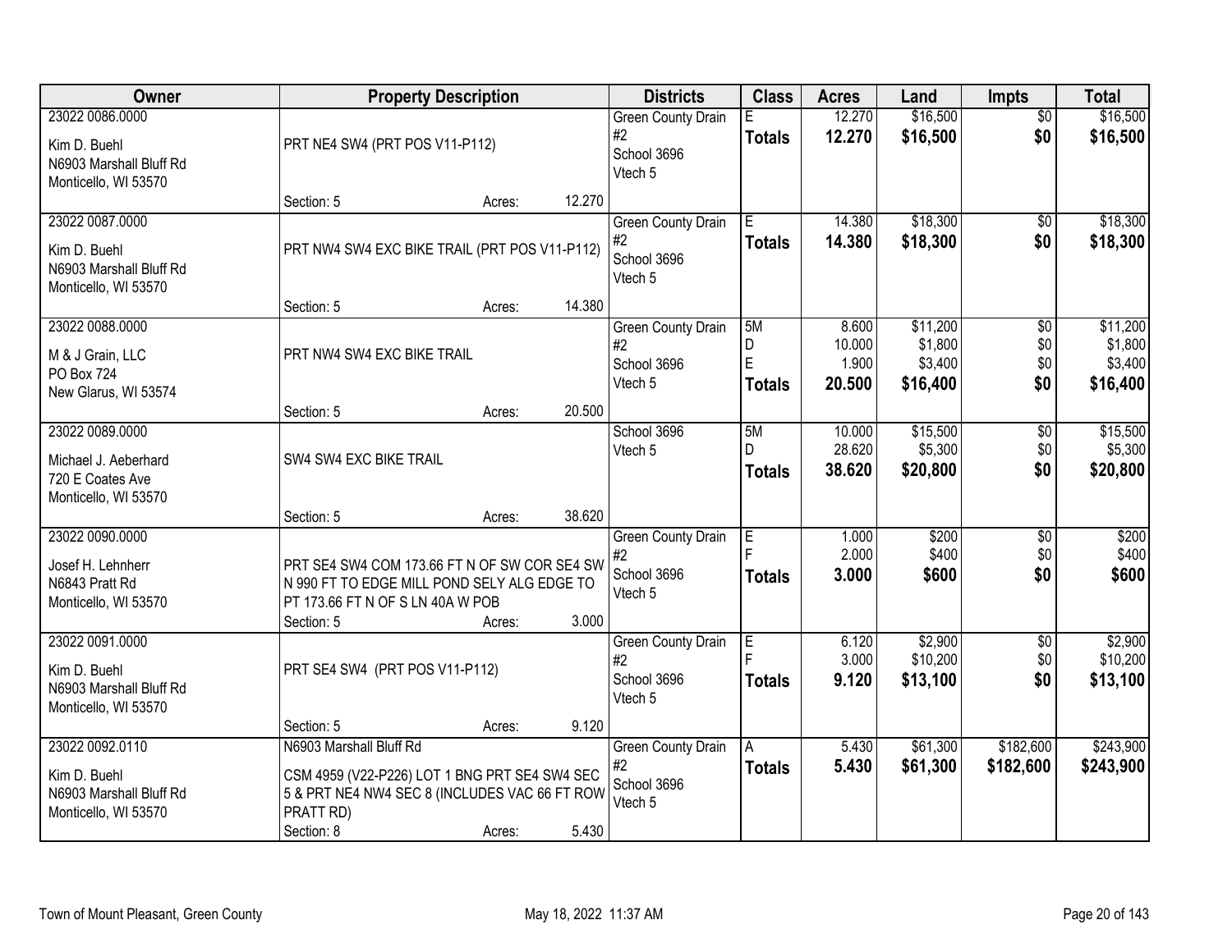| Owner | Property Description | Districts | Class | Acres | Land | Impts | Total |
|---|---|---|---|---|---|---|---|
| 23022 0086.0000<br>Kim D. Buehl<br>N6903 Marshall Bluff Rd<br>Monticello, WI 53570 | PRT NE4 SW4 (PRT POS V11-P112)<br>Section: 5 Acres: 12.270 | Green County Drain #2<br>School 3696<br>Vtech 5 | E<br>**Totals** | 12.270<br>**12.270** | $16,500<br>**$16,500** | $0<br>**$0** | $16,500<br>**$16,500** |
| 23022 0087.0000<br>Kim D. Buehl<br>N6903 Marshall Bluff Rd<br>Monticello, WI 53570 | PRT NW4 SW4 EXC BIKE TRAIL (PRT POS V11-P112)<br>Section: 5 Acres: 14.380 | Green County Drain #2<br>School 3696<br>Vtech 5 | E<br>**Totals** | 14.380<br>**14.380** | $18,300<br>**$18,300** | $0<br>**$0** | $18,300<br>**$18,300** |
| 23022 0088.0000<br>M & J Grain, LLC<br>PO Box 724<br>New Glarus, WI 53574 | PRT NW4 SW4 EXC BIKE TRAIL<br>Section: 5 Acres: 20.500 | Green County Drain #2<br>School 3696<br>Vtech 5 | 5M<br>D<br>E<br>**Totals** | 8.600<br>10.000<br>1.900<br>**20.500** | $11,200<br>$1,800<br>$3,400<br>**$16,400** | $0<br>$0<br>$0<br>**$0** | $11,200<br>$1,800<br>$3,400<br>**$16,400** |
| 23022 0089.0000<br>Michael J. Aeberhard<br>720 E Coates Ave<br>Monticello, WI 53570 | SW4 SW4 EXC BIKE TRAIL<br>Section: 5 Acres: 38.620 | School 3696<br>Vtech 5 | 5M<br>D<br>**Totals** | 10.000<br>28.620<br>**38.620** | $15,500<br>$5,300<br>**$20,800** | $0<br>$0<br>**$0** | $15,500<br>$5,300<br>**$20,800** |
| 23022 0090.0000<br>Josef H. Lehnherr<br>N6843 Pratt Rd<br>Monticello, WI 53570 | PRT SE4 SW4 COM 173.66 FT N OF SW COR SE4 SW N 990 FT TO EDGE MILL POND SELY ALG EDGE TO PT 173.66 FT N OF S LN 40A W POB<br>Section: 5 Acres: 3.000 | Green County Drain #2<br>School 3696<br>Vtech 5 | E<br>F<br>**Totals** | 1.000<br>2.000<br>**3.000** | $200<br>$400<br>**$600** | $0<br>$0<br>**$0** | $200<br>$400<br>**$600** |
| 23022 0091.0000<br>Kim D. Buehl<br>N6903 Marshall Bluff Rd<br>Monticello, WI 53570 | PRT SE4 SW4 (PRT POS V11-P112)<br>Section: 5 Acres: 9.120 | Green County Drain #2<br>School 3696<br>Vtech 5 | E<br>F<br>**Totals** | 6.120<br>3.000<br>**9.120** | $2,900<br>$10,200<br>**$13,100** | $0<br>$0<br>**$0** | $2,900<br>$10,200<br>**$13,100** |
| 23022 0092.0110<br>Kim D. Buehl<br>N6903 Marshall Bluff Rd<br>Monticello, WI 53570 | N6903 Marshall Bluff Rd<br>CSM 4959 (V22-P226) LOT 1 BNG PRT SE4 SW4 SEC 5 & PRT NE4 NW4 SEC 8 (INCLUDES VAC 66 FT ROW PRATT RD)<br>Section: 8 Acres: 5.430 | Green County Drain #2<br>School 3696<br>Vtech 5 | A<br>**Totals** | 5.430<br>**5.430** | $61,300<br>**$61,300** | $182,600<br>**$182,600** | $243,900<br>**$243,900** |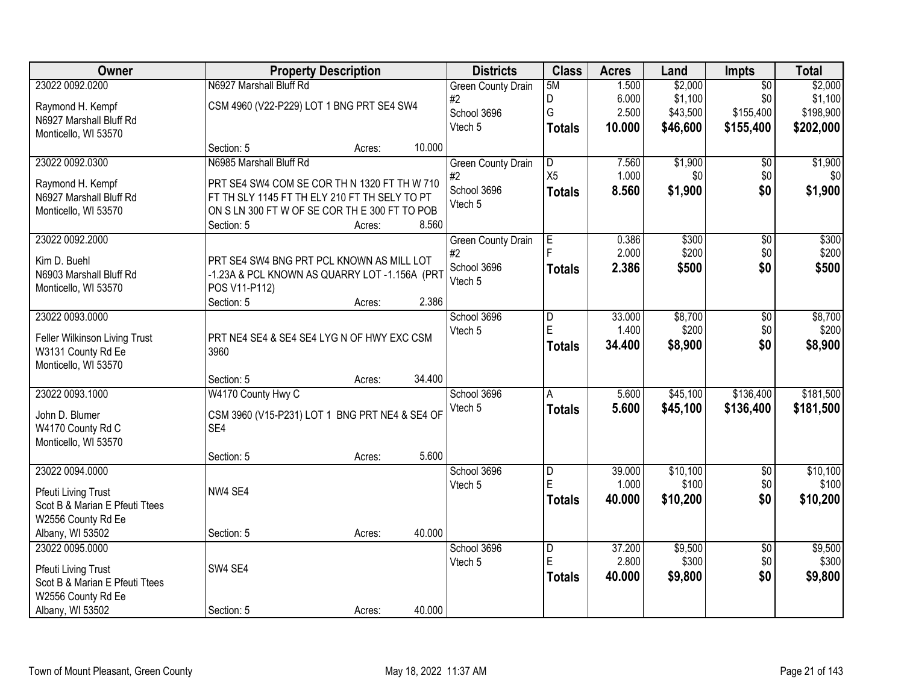| Owner | Property Description | Districts | Class | Acres | Land | Impts | Total |
|---|---|---|---|---|---|---|---|
| 23022 0092.0200<br>Raymond H. Kempf<br>N6927 Marshall Bluff Rd<br>Monticello, WI 53570 | N6927 Marshall Bluff Rd<br>CSM 4960 (V22-P229) LOT 1 BNG PRT SE4 SW4<br>Section: 5 Acres: 10.000 | Green County Drain #2<br>School 3696<br>Vtech 5 | 5M<br>D<br>G<br>**Totals** | 1.500<br>6.000<br>2.500<br>**10.000** | $2,000<br>$1,100<br>$43,500<br>**$46,600** | $0<br>$0<br>$155,400<br>**$155,400** | $2,000<br>$1,100<br>$198,900<br>**$202,000** |
| 23022 0092.0300<br>Raymond H. Kempf<br>N6927 Marshall Bluff Rd<br>Monticello, WI 53570 | N6985 Marshall Bluff Rd<br>PRT SE4 SW4 COM SE COR TH N 1320 FT TH W 710 FT TH SLY 1145 FT TH ELY 210 FT TH SELY TO PT ON S LN 300 FT W OF SE COR TH E 300 FT TO POB<br>Section: 5 Acres: 8.560 | Green County Drain #2<br>School 3696<br>Vtech 5 | D<br>X5<br>**Totals** | 7.560<br>1.000<br>**8.560** | $1,900<br>$0<br>**$1,900** | $0<br>$0<br>**$0** | $1,900<br>$0<br>**$1,900** |
| 23022 0092.2000<br>Kim D. Buehl<br>N6903 Marshall Bluff Rd<br>Monticello, WI 53570 | PRT SE4 SW4 BNG PRT PCL KNOWN AS MILL LOT -1.23A & PCL KNOWN AS QUARRY LOT -1.156A (PRT POS V11-P112)<br>Section: 5 Acres: 2.386 | Green County Drain #2<br>School 3696<br>Vtech 5 | E<br>F<br>**Totals** | 0.386<br>2.000<br>**2.386** | $300<br>$200<br>**$500** | $0<br>$0<br>**$0** | $300<br>$200<br>**$500** |
| 23022 0093.0000<br>Feller Wilkinson Living Trust<br>W3131 County Rd Ee<br>Monticello, WI 53570 | PRT NE4 SE4 & SE4 SE4 LYG N OF HWY EXC CSM 3960<br>Section: 5 Acres: 34.400 | School 3696<br>Vtech 5 | D<br>E<br>**Totals** | 33.000<br>1.400<br>**34.400** | $8,700<br>$200<br>**$8,900** | $0<br>$0<br>**$0** | $8,700<br>$200<br>**$8,900** |
| 23022 0093.1000<br>John D. Blumer<br>W4170 County Rd C<br>Monticello, WI 53570 | W4170 County Hwy C<br>CSM 3960 (V15-P231) LOT 1 BNG PRT NE4 & SE4 OF SE4<br>Section: 5 Acres: 5.600 | School 3696<br>Vtech 5 | A<br>**Totals** | 5.600<br>**5.600** | $45,100<br>**$45,100** | $136,400<br>**$136,400** | $181,500<br>**$181,500** |
| 23022 0094.0000<br>Pfeuti Living Trust<br>Scot B & Marian E Pfeuti Ttees<br>W2556 County Rd Ee<br>Albany, WI 53502 | NW4 SE4<br>Section: 5 Acres: 40.000 | School 3696<br>Vtech 5 | D<br>E<br>**Totals** | 39.000<br>1.000<br>**40.000** | $10,100<br>$100<br>**$10,200** | $0<br>$0<br>**$0** | $10,100<br>$100<br>**$10,200** |
| 23022 0095.0000<br>Pfeuti Living Trust<br>Scot B & Marian E Pfeuti Ttees<br>W2556 County Rd Ee<br>Albany, WI 53502 | SW4 SE4<br>Section: 5 Acres: 40.000 | School 3696<br>Vtech 5 | D<br>E<br>**Totals** | 37.200<br>2.800<br>**40.000** | $9,500<br>$300<br>**$9,800** | $0<br>$0<br>**$0** | $9,500<br>$300<br>**$9,800** |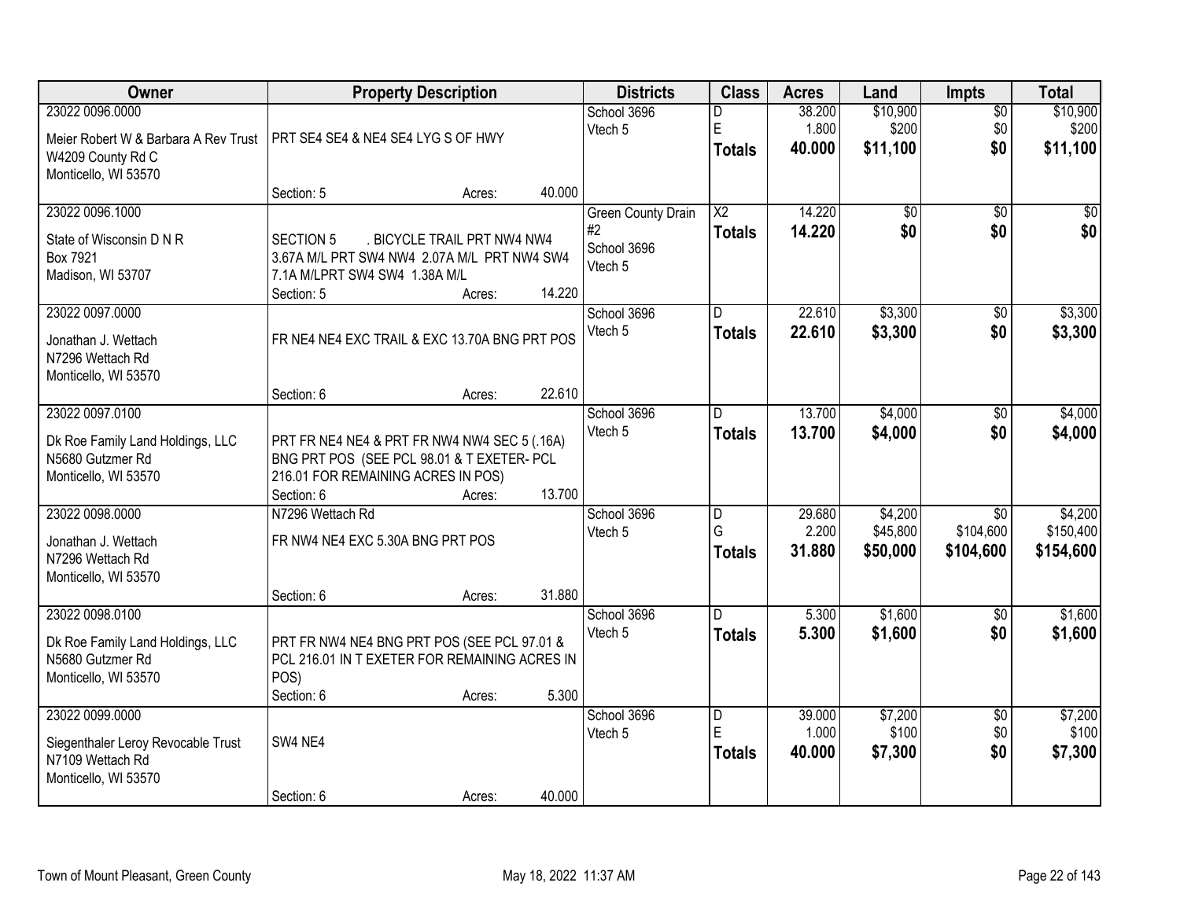| Owner | Property Description | Districts | Class | Acres | Land | Impts | Total |
|---|---|---|---|---|---|---|---|
| 23022 0096.0000<br>Meier Robert W & Barbara A Rev Trust<br>W4209 County Rd C<br>Monticello, WI 53570 | PRT SE4 SE4 & NE4 SE4 LYG S OF HWY<br>Section: 5 Acres: 40.000 | School 3696<br>Vtech 5 | D<br>E<br>**Totals** | 38.200<br>1.800<br>**40.000** | $10,900<br>$200<br>**$11,100** | $0<br>$0<br>**$0** | $10,900<br>$200<br>**$11,100** |
| 23022 0096.1000<br>State of Wisconsin D N R<br>Box 7921<br>Madison, WI 53707 | SECTION 5 . BICYCLE TRAIL PRT NW4 NW4 3.67A M/L PRT SW4 NW4 2.07A M/L PRT NW4 SW4 7.1A M/LPRT SW4 SW4 1.38A M/L<br>Section: 5 Acres: 14.220 | Green County Drain #2<br>School 3696<br>Vtech 5 | X2<br>**Totals** | 14.220<br>**14.220** | $0<br>**$0** | $0<br>**$0** | $0<br>**$0** |
| 23022 0097.0000<br>Jonathan J. Wettach<br>N7296 Wettach Rd<br>Monticello, WI 53570 | FR NE4 NE4 EXC TRAIL & EXC 13.70A BNG PRT POS<br>Section: 6 Acres: 22.610 | School 3696<br>Vtech 5 | D<br>**Totals** | 22.610<br>**22.610** | $3,300<br>**$3,300** | $0<br>**$0** | $3,300<br>**$3,300** |
| 23022 0097.0100<br>Dk Roe Family Land Holdings, LLC<br>N5680 Gutzmer Rd<br>Monticello, WI 53570 | PRT FR NE4 NE4 & PRT FR NW4 NW4 SEC 5 (.16A) BNG PRT POS (SEE PCL 98.01 & T EXETER- PCL 216.01 FOR REMAINING ACRES IN POS)<br>Section: 6 Acres: 13.700 | School 3696<br>Vtech 5 | D<br>**Totals** | 13.700<br>**13.700** | $4,000<br>**$4,000** | $0<br>**$0** | $4,000<br>**$4,000** |
| 23022 0098.0000<br>Jonathan J. Wettach<br>N7296 Wettach Rd<br>Monticello, WI 53570 | N7296 Wettach Rd<br>FR NW4 NE4 EXC 5.30A BNG PRT POS<br>Section: 6 Acres: 31.880 | School 3696<br>Vtech 5 | D<br>G<br>**Totals** | 29.680<br>2.200<br>**31.880** | $4,200<br>$45,800<br>**$50,000** | $0<br>$104,600<br>**$104,600** | $4,200<br>$150,400<br>**$154,600** |
| 23022 0098.0100<br>Dk Roe Family Land Holdings, LLC<br>N5680 Gutzmer Rd<br>Monticello, WI 53570 | PRT FR NW4 NE4 BNG PRT POS (SEE PCL 97.01 & PCL 216.01 IN T EXETER FOR REMAINING ACRES IN POS)<br>Section: 6 Acres: 5.300 | School 3696<br>Vtech 5 | D<br>**Totals** | 5.300<br>**5.300** | $1,600<br>**$1,600** | $0<br>**$0** | $1,600<br>**$1,600** |
| 23022 0099.0000<br>Siegenthaler Leroy Revocable Trust<br>N7109 Wettach Rd<br>Monticello, WI 53570 | SW4 NE4<br>Section: 6 Acres: 40.000 | School 3696<br>Vtech 5 | D<br>E<br>**Totals** | 39.000<br>1.000<br>**40.000** | $7,200<br>$100<br>**$7,300** | $0<br>$0<br>**$0** | $7,200<br>$100<br>**$7,300** |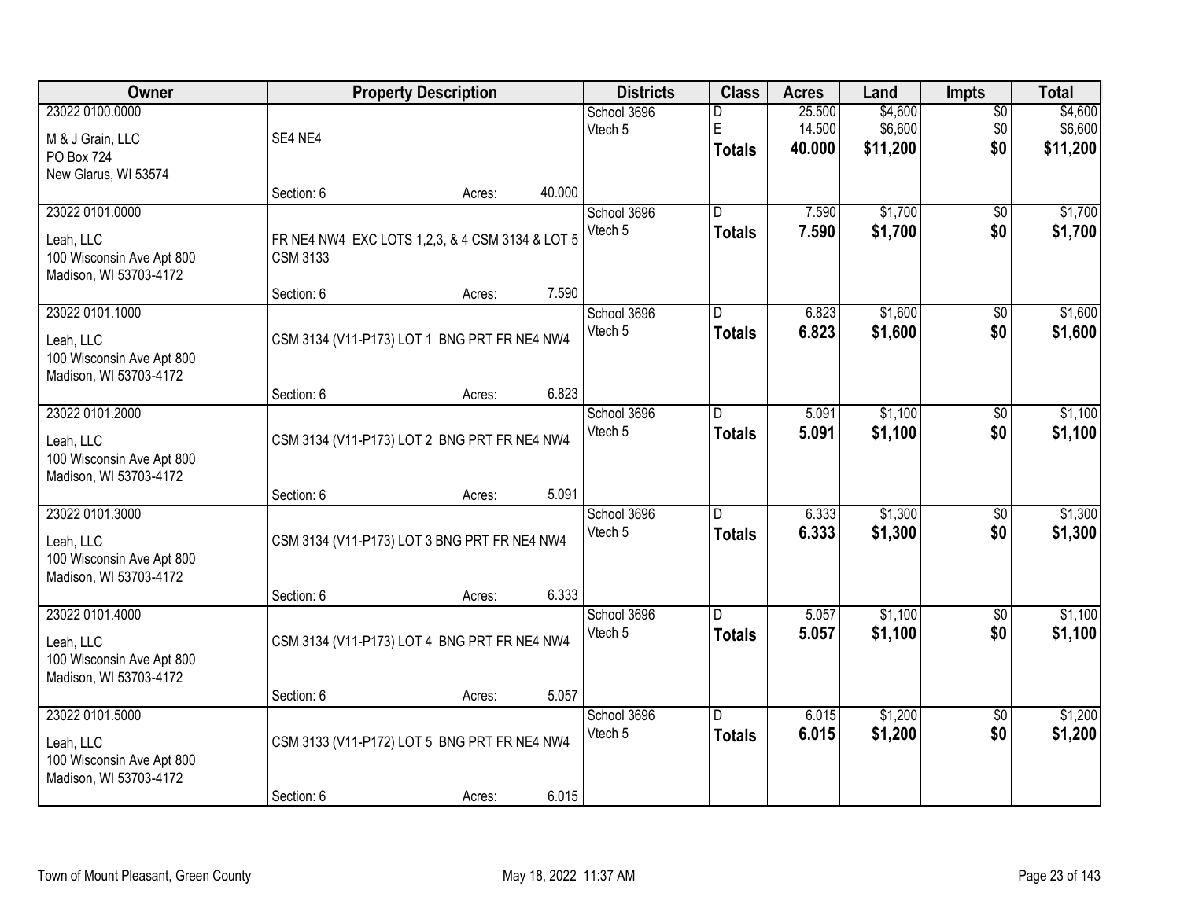| Owner | Property Description | Districts | Class | Acres | Land | Impts | Total |
|---|---|---|---|---|---|---|---|
| 23022 0100.0000<br>M & J Grain, LLC<br>PO Box 724<br>New Glarus, WI 53574 | SE4 NE4<br>Section: 6 Acres: 40.000 | School 3696<br>Vtech 5 | D<br>E<br>**Totals** | 25.500<br>14.500<br>**40.000** | $4,600<br>$6,600<br>**$11,200** | $0<br>$0<br>**$0** | $4,600<br>$6,600<br>**$11,200** |
| 23022 0101.0000<br>Leah, LLC<br>100 Wisconsin Ave Apt 800<br>Madison, WI 53703-4172 | FR NE4 NW4 EXC LOTS 1,2,3, & 4 CSM 3134 & LOT 5 CSM 3133<br>Section: 6 Acres: 7.590 | School 3696<br>Vtech 5 | D<br>**Totals** | 7.590<br>**7.590** | $1,700<br>**$1,700** | $0<br>**$0** | $1,700<br>**$1,700** |
| 23022 0101.1000<br>Leah, LLC<br>100 Wisconsin Ave Apt 800<br>Madison, WI 53703-4172 | CSM 3134 (V11-P173) LOT 1 BNG PRT FR NE4 NW4<br>Section: 6 Acres: 6.823 | School 3696<br>Vtech 5 | D<br>**Totals** | 6.823<br>**6.823** | $1,600<br>**$1,600** | $0<br>**$0** | $1,600<br>**$1,600** |
| 23022 0101.2000<br>Leah, LLC<br>100 Wisconsin Ave Apt 800<br>Madison, WI 53703-4172 | CSM 3134 (V11-P173) LOT 2 BNG PRT FR NE4 NW4<br>Section: 6 Acres: 5.091 | School 3696<br>Vtech 5 | D<br>**Totals** | 5.091<br>**5.091** | $1,100<br>**$1,100** | $0<br>**$0** | $1,100<br>**$1,100** |
| 23022 0101.3000<br>Leah, LLC<br>100 Wisconsin Ave Apt 800<br>Madison, WI 53703-4172 | CSM 3134 (V11-P173) LOT 3 BNG PRT FR NE4 NW4<br>Section: 6 Acres: 6.333 | School 3696<br>Vtech 5 | D<br>**Totals** | 6.333<br>**6.333** | $1,300<br>**$1,300** | $0<br>**$0** | $1,300<br>**$1,300** |
| 23022 0101.4000<br>Leah, LLC<br>100 Wisconsin Ave Apt 800<br>Madison, WI 53703-4172 | CSM 3134 (V11-P173) LOT 4 BNG PRT FR NE4 NW4<br>Section: 6 Acres: 5.057 | School 3696<br>Vtech 5 | D<br>**Totals** | 5.057<br>**5.057** | $1,100<br>**$1,100** | $0<br>**$0** | $1,100<br>**$1,100** |
| 23022 0101.5000<br>Leah, LLC<br>100 Wisconsin Ave Apt 800<br>Madison, WI 53703-4172 | CSM 3133 (V11-P172) LOT 5 BNG PRT FR NE4 NW4<br>Section: 6 Acres: 6.015 | School 3696<br>Vtech 5 | D<br>**Totals** | 6.015<br>**6.015** | $1,200<br>**$1,200** | $0<br>**$0** | $1,200<br>**$1,200** |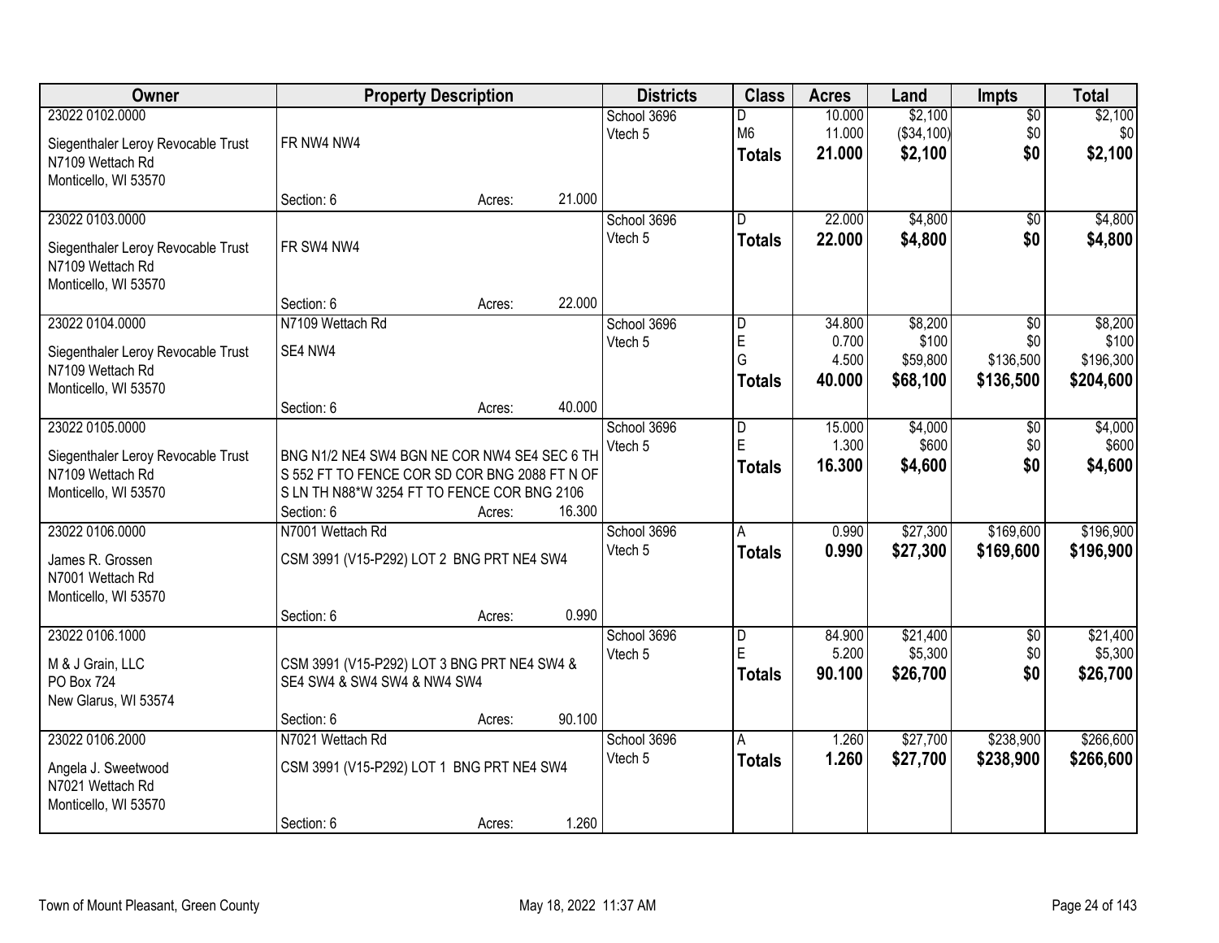| Owner | Property Description | Districts | Class | Acres | Land | Impts | Total |
|---|---|---|---|---|---|---|---|
| 23022 0102.0000<br>Siegenthaler Leroy Revocable Trust<br>N7109 Wettach Rd<br>Monticello, WI 53570 | FR NW4 NW4<br>Section: 6 Acres: 21.000 | School 3696<br>Vtech 5 | D<br>M6<br>**Totals** | 10.000<br>11.000<br>**21.000** | $2,100<br>($34,100)<br>**$2,100** | $0<br>$0<br>**$0** | $2,100<br>$0<br>**$2,100** |
| 23022 0103.0000<br>Siegenthaler Leroy Revocable Trust<br>N7109 Wettach Rd<br>Monticello, WI 53570 | FR SW4 NW4<br>Section: 6 Acres: 22.000 | School 3696<br>Vtech 5 | D<br>**Totals** | 22.000<br>**22.000** | $4,800<br>**$4,800** | $0<br>**$0** | $4,800<br>**$4,800** |
| 23022 0104.0000<br>Siegenthaler Leroy Revocable Trust<br>N7109 Wettach Rd<br>Monticello, WI 53570 | N7109 Wettach Rd<br>SE4 NW4<br>Section: 6 Acres: 40.000 | School 3696<br>Vtech 5 | D<br>E<br>G<br>**Totals** | 34.800<br>0.700<br>4.500<br>**40.000** | $8,200<br>$100<br>$59,800<br>**$68,100** | $0<br>$0<br>$136,500<br>**$136,500** | $8,200<br>$100<br>$196,300<br>**$204,600** |
| 23022 0105.0000<br>Siegenthaler Leroy Revocable Trust<br>N7109 Wettach Rd<br>Monticello, WI 53570 | BNG N1/2 NE4 SW4 BGN NE COR NW4 SE4 SEC 6 TH S 552 FT TO FENCE COR SD COR BNG 2088 FT N OF S LN TH N88*W 3254 FT TO FENCE COR BNG 2106<br>Section: 6 Acres: 16.300 | School 3696<br>Vtech 5 | D<br>E<br>**Totals** | 15.000<br>1.300<br>**16.300** | $4,000<br>$600<br>**$4,600** | $0<br>$0<br>**$0** | $4,000<br>$600<br>**$4,600** |
| 23022 0106.0000<br>James R. Grossen<br>N7001 Wettach Rd<br>Monticello, WI 53570 | N7001 Wettach Rd<br>CSM 3991 (V15-P292) LOT 2 BNG PRT NE4 SW4<br>Section: 6 Acres: 0.990 | School 3696<br>Vtech 5 | A<br>**Totals** | 0.990<br>**0.990** | $27,300<br>**$27,300** | $169,600<br>**$169,600** | $196,900<br>**$196,900** |
| 23022 0106.1000<br>M & J Grain, LLC<br>PO Box 724<br>New Glarus, WI 53574 | CSM 3991 (V15-P292) LOT 3 BNG PRT NE4 SW4 & SE4 SW4 & SW4 SW4 & NW4 SW4<br>Section: 6 Acres: 90.100 | School 3696<br>Vtech 5 | D<br>E<br>**Totals** | 84.900<br>5.200<br>**90.100** | $21,400<br>$5,300<br>**$26,700** | $0<br>$0<br>**$0** | $21,400<br>$5,300<br>**$26,700** |
| 23022 0106.2000<br>Angela J. Sweetwood<br>N7021 Wettach Rd<br>Monticello, WI 53570 | N7021 Wettach Rd<br>CSM 3991 (V15-P292) LOT 1 BNG PRT NE4 SW4<br>Section: 6 Acres: 1.260 | School 3696<br>Vtech 5 | A<br>**Totals** | 1.260<br>**1.260** | $27,700<br>**$27,700** | $238,900<br>**$238,900** | $266,600<br>**$266,600** |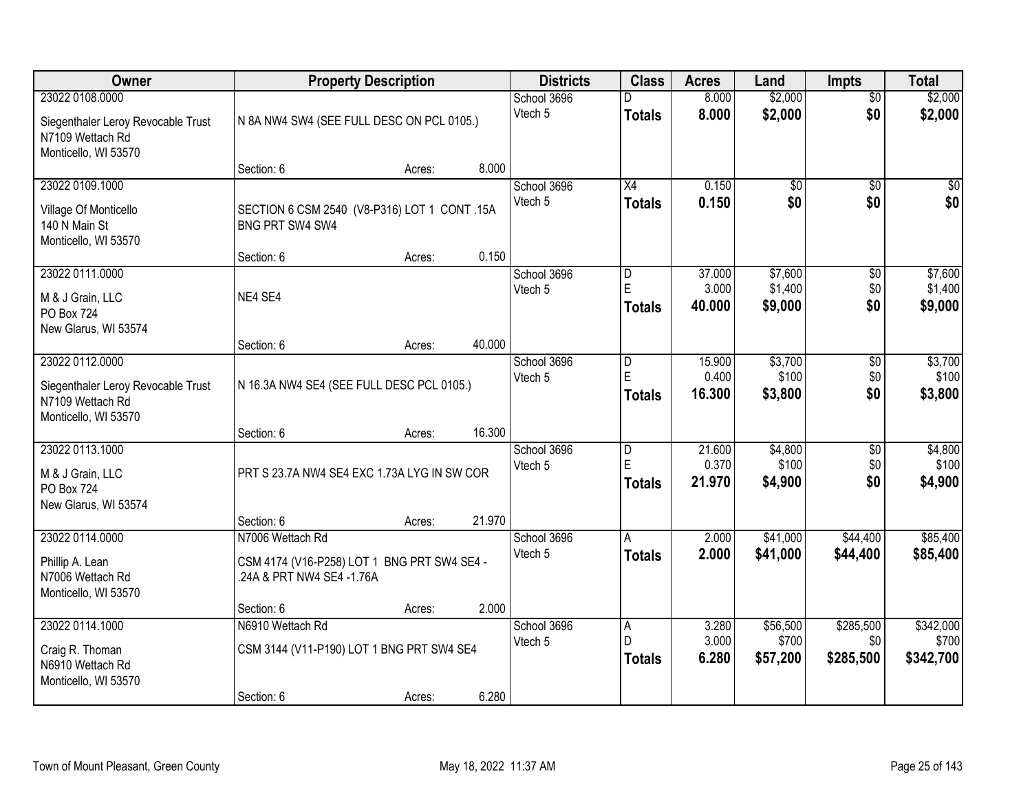| Owner | Property Description | | | Districts | Class | Acres | Land | Impts | Total |
|---|---|---|---|---|---|---|---|---|---|
| 23022 0108.0000 | | | | School 3696 | D | 8.000 | $2,000 | $0 | $2,000 |
| Siegenthaler Leroy Revocable Trust N7109 Wettach Rd Monticello, WI 53570 | N 8A NW4 SW4 (SEE FULL DESC ON PCL 0105.) | | | Vtech 5 | **Totals** | **8.000** | **$2,000** | **$0** | **$2,000** |
| | Section: 6 | Acres: | 8.000 | | | | | | |
| 23022 0109.1000 | | | | School 3696 | X4 | 0.150 | $0 | $0 | $0 |
| Village Of Monticello 140 N Main St Monticello, WI 53570 | SECTION 6 CSM 2540 (V8-P316) LOT 1 CONT .15A BNG PRT SW4 SW4 | | | Vtech 5 | **Totals** | **0.150** | **$0** | **$0** | **$0** |
| | Section: 6 | Acres: | 0.150 | | | | | | |
| 23022 0111.0000 | | | | School 3696 | D | 37.000 | $7,600 | $0 | $7,600 |
| M & J Grain, LLC PO Box 724 New Glarus, WI 53574 | NE4 SE4 | | | Vtech 5 | E | 3.000 | $1,400 | $0 | $1,400 |
| | | | | | **Totals** | **40.000** | **$9,000** | **$0** | **$9,000** |
| | Section: 6 | Acres: | 40.000 | | | | | | |
| 23022 0112.0000 | | | | School 3696 | D | 15.900 | $3,700 | $0 | $3,700 |
| Siegenthaler Leroy Revocable Trust N7109 Wettach Rd Monticello, WI 53570 | N 16.3A NW4 SE4 (SEE FULL DESC PCL 0105.) | | | Vtech 5 | E | 0.400 | $100 | $0 | $100 |
| | | | | | **Totals** | **16.300** | **$3,800** | **$0** | **$3,800** |
| | Section: 6 | Acres: | 16.300 | | | | | | |
| 23022 0113.1000 | | | | School 3696 | D | 21.600 | $4,800 | $0 | $4,800 |
| M & J Grain, LLC PO Box 724 New Glarus, WI 53574 | PRT S 23.7A NW4 SE4 EXC 1.73A LYG IN SW COR | | | Vtech 5 | E | 0.370 | $100 | $0 | $100 |
| | | | | | **Totals** | **21.970** | **$4,900** | **$0** | **$4,900** |
| | Section: 6 | Acres: | 21.970 | | | | | | |
| 23022 0114.0000 | N7006 Wettach Rd | | | School 3696 | A | 2.000 | $41,000 | $44,400 | $85,400 |
| Phillip A. Lean N7006 Wettach Rd Monticello, WI 53570 | CSM 4174 (V16-P258) LOT 1 BNG PRT SW4 SE4 - .24A & PRT NW4 SE4 -1.76A | | | Vtech 5 | **Totals** | **2.000** | **$41,000** | **$44,400** | **$85,400** |
| | Section: 6 | Acres: | 2.000 | | | | | | |
| 23022 0114.1000 | N6910 Wettach Rd | | | School 3696 | A | 3.280 | $56,500 | $285,500 | $342,000 |
| Craig R. Thoman N6910 Wettach Rd Monticello, WI 53570 | CSM 3144 (V11-P190) LOT 1 BNG PRT SW4 SE4 | | | Vtech 5 | D | 3.000 | $700 | $0 | $700 |
| | | | | | **Totals** | **6.280** | **$57,200** | **$285,500** | **$342,700** |
| | Section: 6 | Acres: | 6.280 | | | | | | |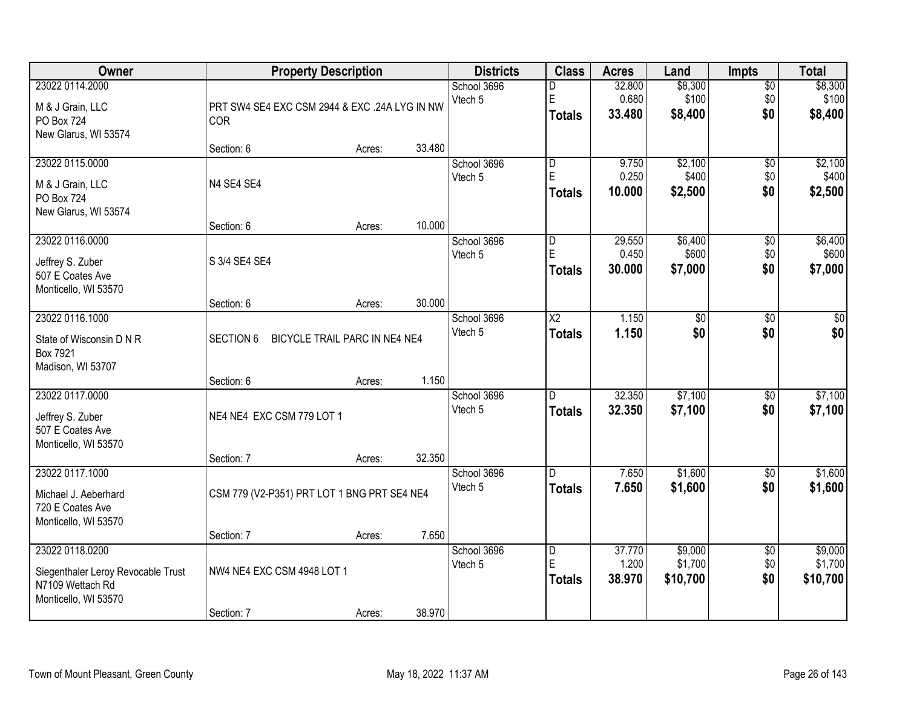| Owner | Property Description | Districts | Class | Acres | Land | Impts | Total |
|---|---|---|---|---|---|---|---|
| 23022 0114.2000<br>M & J Grain, LLC<br>PO Box 724<br>New Glarus, WI 53574 | PRT SW4 SE4 EXC CSM 2944 & EXC .24A LYG IN NW COR<br>Section: 6 Acres: 33.480 | School 3696<br>Vtech 5 | D<br>E<br>**Totals** | 32.800<br>0.680<br>**33.480** | $8,300<br>$100<br>**$8,400** | $0<br>$0<br>**$0** | $8,300<br>$100<br>**$8,400** |
| 23022 0115.0000<br>M & J Grain, LLC<br>PO Box 724<br>New Glarus, WI 53574 | N4 SE4 SE4<br>Section: 6 Acres: 10.000 | School 3696<br>Vtech 5 | D<br>E<br>**Totals** | 9.750<br>0.250<br>**10.000** | $2,100<br>$400<br>**$2,500** | $0<br>$0<br>**$0** | $2,100<br>$400<br>**$2,500** |
| 23022 0116.0000<br>Jeffrey S. Zuber<br>507 E Coates Ave<br>Monticello, WI 53570 | S 3/4 SE4 SE4<br>Section: 6 Acres: 30.000 | School 3696<br>Vtech 5 | D<br>E<br>**Totals** | 29.550<br>0.450<br>**30.000** | $6,400<br>$600<br>**$7,000** | $0<br>$0<br>**$0** | $6,400<br>$600<br>**$7,000** |
| 23022 0116.1000<br>State of Wisconsin D N R<br>Box 7921<br>Madison, WI 53707 | SECTION 6 BICYCLE TRAIL PARC IN NE4 NE4<br>Section: 6 Acres: 1.150 | School 3696<br>Vtech 5 | X2<br>**Totals** | 1.150<br>**1.150** | $0<br>**$0** | $0<br>**$0** | $0<br>**$0** |
| 23022 0117.0000<br>Jeffrey S. Zuber<br>507 E Coates Ave<br>Monticello, WI 53570 | NE4 NE4 EXC CSM 779 LOT 1<br>Section: 7 Acres: 32.350 | School 3696<br>Vtech 5 | D<br>**Totals** | 32.350<br>**32.350** | $7,100<br>**$7,100** | $0<br>**$0** | $7,100<br>**$7,100** |
| 23022 0117.1000<br>Michael J. Aeberhard<br>720 E Coates Ave<br>Monticello, WI 53570 | CSM 779 (V2-P351) PRT LOT 1 BNG PRT SE4 NE4<br>Section: 7 Acres: 7.650 | School 3696<br>Vtech 5 | D<br>**Totals** | 7.650<br>**7.650** | $1,600<br>**$1,600** | $0<br>**$0** | $1,600<br>**$1,600** |
| 23022 0118.0200<br>Siegenthaler Leroy Revocable Trust<br>N7109 Wettach Rd<br>Monticello, WI 53570 | NW4 NE4 EXC CSM 4948 LOT 1<br>Section: 7 Acres: 38.970 | School 3696<br>Vtech 5 | D<br>E<br>**Totals** | 37.770<br>1.200<br>**38.970** | $9,000<br>$1,700<br>**$10,700** | $0<br>$0<br>**$0** | $9,000<br>$1,700<br>**$10,700** |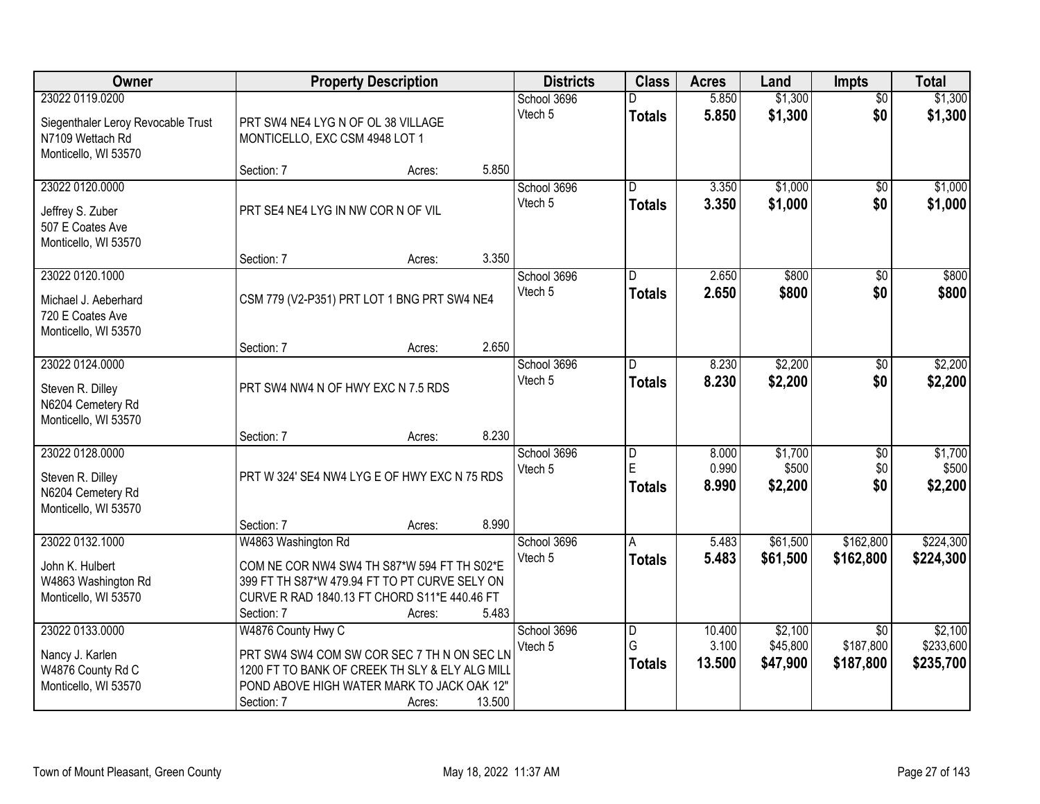| Owner | Property Description | | | Districts | Class | Acres | Land | Impts | Total |
|---|---|---|---|---|---|---|---|---|---|
| 23022 0119.0200<br><br>Siegenthaler Leroy Revocable Trust<br>N7109 Wettach Rd<br>Monticello, WI 53570 | PRT SW4 NE4 LYG N OF OL 38 VILLAGE MONTICELLO, EXC CSM 4948 LOT 1 | | | School 3696<br>Vtech 5 | D<br>**Totals** | 5.850<br>**5.850** | $1,300<br>**$1,300** | $0<br>**$0** | $1,300<br>**$1,300** |
| | Section: 7 | Acres: | 5.850 | | | | | | |
| 23022 0120.0000<br><br>Jeffrey S. Zuber<br>507 E Coates Ave<br>Monticello, WI 53570 | PRT SE4 NE4 LYG IN NW COR N OF VIL | | | School 3696<br>Vtech 5 | D<br>**Totals** | 3.350<br>**3.350** | $1,000<br>**$1,000** | $0<br>**$0** | $1,000<br>**$1,000** |
| | Section: 7 | Acres: | 3.350 | | | | | | |
| 23022 0120.1000<br><br>Michael J. Aeberhard<br>720 E Coates Ave<br>Monticello, WI 53570 | CSM 779 (V2-P351) PRT LOT 1 BNG PRT SW4 NE4 | | | School 3696<br>Vtech 5 | D<br>**Totals** | 2.650<br>**2.650** | $800<br>**$800** | $0<br>**$0** | $800<br>**$800** |
| | Section: 7 | Acres: | 2.650 | | | | | | |
| 23022 0124.0000<br><br>Steven R. Dilley<br>N6204 Cemetery Rd<br>Monticello, WI 53570 | PRT SW4 NW4 N OF HWY EXC N 7.5 RDS | | | School 3696<br>Vtech 5 | D<br>**Totals** | 8.230<br>**8.230** | $2,200<br>**$2,200** | $0<br>**$0** | $2,200<br>**$2,200** |
| | Section: 7 | Acres: | 8.230 | | | | | | |
| 23022 0128.0000<br><br>Steven R. Dilley<br>N6204 Cemetery Rd<br>Monticello, WI 53570 | PRT W 324' SE4 NW4 LYG E OF HWY EXC N 75 RDS | | | School 3696<br>Vtech 5 | D<br>E<br>**Totals** | 8.000<br>0.990<br>**8.990** | $1,700<br>$500<br>**$2,200** | $0<br>$0<br>**$0** | $1,700<br>$500<br>**$2,200** |
| | Section: 7 | Acres: | 8.990 | | | | | | |
| 23022 0132.1000<br><br>John K. Hulbert<br>W4863 Washington Rd<br>Monticello, WI 53570 | W4863 Washington Rd<br><br>COM NE COR NW4 SW4 TH S87*W 594 FT TH S02*E 399 FT TH S87*W 479.94 FT TO PT CURVE SELY ON CURVE R RAD 1840.13 FT CHORD S11*E 440.46 FT | | | School 3696<br>Vtech 5 | A<br>**Totals** | 5.483<br>**5.483** | $61,500<br>**$61,500** | $162,800<br>**$162,800** | $224,300<br>**$224,300** |
| | Section: 7 | Acres: | 5.483 | | | | | | |
| 23022 0133.0000<br><br>Nancy J. Karlen<br>W4876 County Rd C<br>Monticello, WI 53570 | W4876 County Hwy C<br><br>PRT SW4 SW4 COM SW COR SEC 7 TH N ON SEC LN 1200 FT TO BANK OF CREEK TH SLY & ELY ALG MILL POND ABOVE HIGH WATER MARK TO JACK OAK 12" | | | School 3696<br>Vtech 5 | D<br>G<br>**Totals** | 10.400<br>3.100<br>**13.500** | $2,100<br>$45,800<br>**$47,900** | $0<br>$187,800<br>**$187,800** | $2,100<br>$233,600<br>**$235,700** |
| | Section: 7 | Acres: | 13.500 | | | | | | |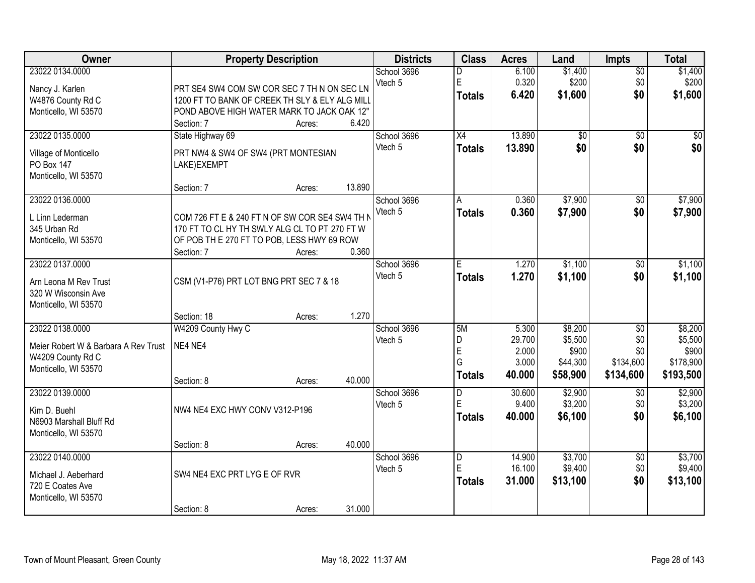| Owner | Property Description | Districts | Class | Acres | Land | Impts | Total |
|---|---|---|---|---|---|---|---|
| 23022 0134.0000<br><br>Nancy J. Karlen<br>W4876 County Rd C<br>Monticello, WI 53570 | PRT SE4 SW4 COM SW COR SEC 7 TH N ON SEC LN 1200 FT TO BANK OF CREEK TH SLY & ELY ALG MILL POND ABOVE HIGH WATER MARK TO JACK OAK 12"<br>Section: 7 Acres: 6.420 | School 3696<br>Vtech 5 | D<br>E<br>**Totals** | 6.100<br>0.320<br>**6.420** | $1,400<br>$200<br>**$1,600** | $0<br>$0<br>**$0** | $1,400<br>$200<br>**$1,600** |
| 23022 0135.0000<br><br>Village of Monticello<br>PO Box 147<br>Monticello, WI 53570 | State Highway 69<br><br>PRT NW4 & SW4 OF SW4 (PRT MONTESIAN LAKE)EXEMPT<br>Section: 7 Acres: 13.890 | School 3696<br>Vtech 5 | X4<br>**Totals** | 13.890<br>**13.890** | $0<br>**$0** | $0<br>**$0** | $0<br>**$0** |
| 23022 0136.0000<br><br>L Linn Lederman<br>345 Urban Rd<br>Monticello, WI 53570 | COM 726 FT E & 240 FT N OF SW COR SE4 SW4 TH N 170 FT TO CL HY TH SWLY ALG CL TO PT 270 FT W OF POB TH E 270 FT TO POB, LESS HWY 69 ROW<br>Section: 7 Acres: 0.360 | School 3696<br>Vtech 5 | A<br>**Totals** | 0.360<br>**0.360** | $7,900<br>**$7,900** | $0<br>**$0** | $7,900<br>**$7,900** |
| 23022 0137.0000<br><br>Arn Leona M Rev Trust<br>320 W Wisconsin Ave<br>Monticello, WI 53570 | CSM (V1-P76) PRT LOT BNG PRT SEC 7 & 18<br>Section: 18 Acres: 1.270 | School 3696<br>Vtech 5 | E<br>**Totals** | 1.270<br>**1.270** | $1,100<br>**$1,100** | $0<br>**$0** | $1,100<br>**$1,100** |
| 23022 0138.0000<br><br>Meier Robert W & Barbara A Rev Trust<br>W4209 County Rd C<br>Monticello, WI 53570 | W4209 County Hwy C<br><br>NE4 NE4<br>Section: 8 Acres: 40.000 | School 3696<br>Vtech 5 | 5M<br>D<br>E<br>G<br>**Totals** | 5.300<br>29.700<br>2.000<br>3.000<br>**40.000** | $8,200<br>$5,500<br>$900<br>$44,300<br>**$58,900** | $0<br>$0<br>$0<br>$134,600<br>**$134,600** | $8,200<br>$5,500<br>$900<br>$178,900<br>**$193,500** |
| 23022 0139.0000<br><br>Kim D. Buehl<br>N6903 Marshall Bluff Rd<br>Monticello, WI 53570 | NW4 NE4 EXC HWY CONV V312-P196<br>Section: 8 Acres: 40.000 | School 3696<br>Vtech 5 | D<br>E<br>**Totals** | 30.600<br>9.400<br>**40.000** | $2,900<br>$3,200<br>**$6,100** | $0<br>$0<br>**$0** | $2,900<br>$3,200<br>**$6,100** |
| 23022 0140.0000<br><br>Michael J. Aeberhard<br>720 E Coates Ave<br>Monticello, WI 53570 | SW4 NE4 EXC PRT LYG E OF RVR<br>Section: 8 Acres: 31.000 | School 3696<br>Vtech 5 | D<br>E<br>**Totals** | 14.900<br>16.100<br>**31.000** | $3,700<br>$9,400<br>**$13,100** | $0<br>$0<br>**$0** | $3,700<br>$9,400<br>**$13,100** |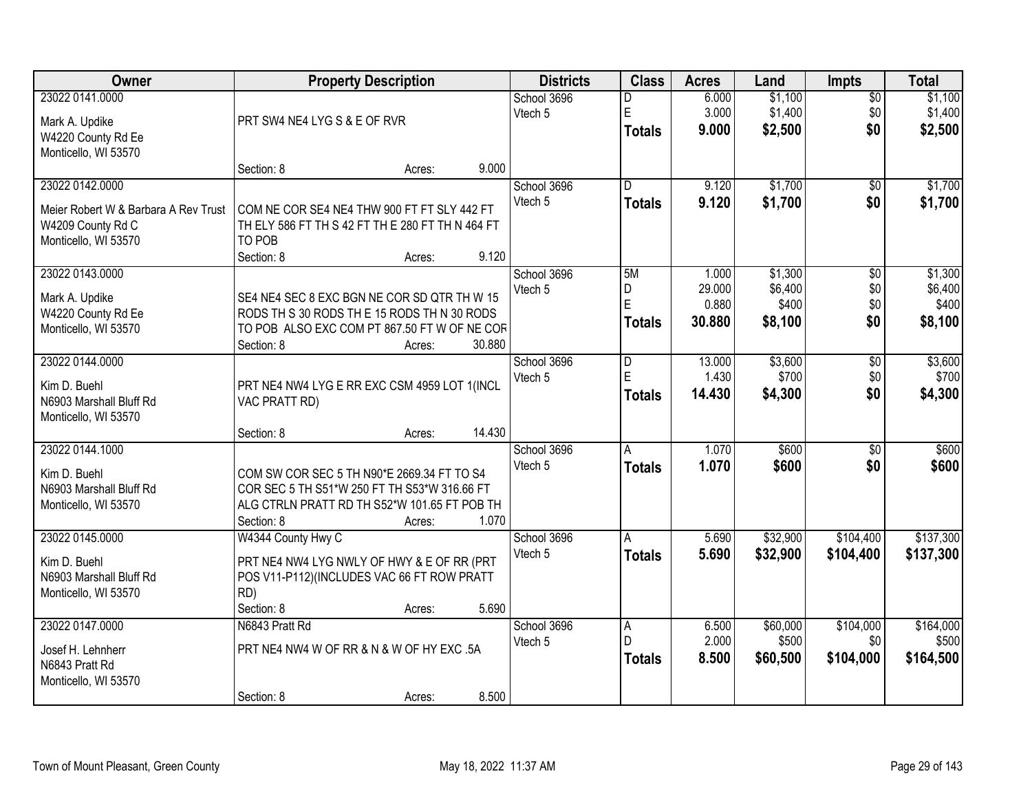| Owner | Property Description | Districts | Class | Acres | Land | Impts | Total |
|---|---|---|---|---|---|---|---|
| 23022 0141.0000<br>Mark A. Updike<br>W4220 County Rd Ee<br>Monticello, WI 53570 | PRT SW4 NE4 LYG S & E OF RVR<br>Section: 8 Acres: 9.000 | School 3696<br>Vtech 5 | D<br>E<br>**Totals** | 6.000<br>3.000<br>**9.000** | $1,100<br>$1,400<br>**$2,500** | $0<br>$0<br>**$0** | $1,100<br>$1,400<br>**$2,500** |
| 23022 0142.0000<br>Meier Robert W & Barbara A Rev Trust<br>W4209 County Rd C<br>Monticello, WI 53570 | COM NE COR SE4 NE4 THW 900 FT FT SLY 442 FT TH ELY 586 FT TH S 42 FT TH E 280 FT TH N 464 FT TO POB<br>Section: 8 Acres: 9.120 | School 3696<br>Vtech 5 | D<br>**Totals** | 9.120<br>**9.120** | $1,700<br>**$1,700** | $0<br>**$0** | $1,700<br>**$1,700** |
| 23022 0143.0000<br>Mark A. Updike<br>W4220 County Rd Ee<br>Monticello, WI 53570 | SE4 NE4 SEC 8 EXC BGN NE COR SD QTR TH W 15 RODS TH S 30 RODS TH E 15 RODS TH N 30 RODS TO POB ALSO EXC COM PT 867.50 FT W OF NE COR<br>Section: 8 Acres: 30.880 | School 3696<br>Vtech 5 | 5M<br>D<br>E<br>**Totals** | 1.000<br>29.000<br>0.880<br>**30.880** | $1,300<br>$6,400<br>$400<br>**$8,100** | $0<br>$0<br>$0<br>**$0** | $1,300<br>$6,400<br>$400<br>**$8,100** |
| 23022 0144.0000<br>Kim D. Buehl<br>N6903 Marshall Bluff Rd<br>Monticello, WI 53570 | PRT NE4 NW4 LYG E RR EXC CSM 4959 LOT 1(INCL VAC PRATT RD)<br>Section: 8 Acres: 14.430 | School 3696<br>Vtech 5 | D<br>E<br>**Totals** | 13.000<br>1.430<br>**14.430** | $3,600<br>$700<br>**$4,300** | $0<br>$0<br>**$0** | $3,600<br>$700<br>**$4,300** |
| 23022 0144.1000<br>Kim D. Buehl<br>N6903 Marshall Bluff Rd<br>Monticello, WI 53570 | COM SW COR SEC 5 TH N90*E 2669.34 FT TO S4 COR SEC 5 TH S51*W 250 FT TH S53*W 316.66 FT ALG CTRLN PRATT RD TH S52*W 101.65 FT POB TH<br>Section: 8 Acres: 1.070 | School 3696<br>Vtech 5 | A<br>**Totals** | 1.070<br>**1.070** | $600<br>**$600** | $0<br>**$0** | $600<br>**$600** |
| 23022 0145.0000<br>Kim D. Buehl<br>N6903 Marshall Bluff Rd<br>Monticello, WI 53570 | W4344 County Hwy C<br>PRT NE4 NW4 LYG NWLY OF HWY & E OF RR (PRT POS V11-P112)(INCLUDES VAC 66 FT ROW PRATT RD)<br>Section: 8 Acres: 5.690 | School 3696<br>Vtech 5 | A<br>**Totals** | 5.690<br>**5.690** | $32,900<br>**$32,900** | $104,400<br>**$104,400** | $137,300<br>**$137,300** |
| 23022 0147.0000<br>Josef H. Lehnherr<br>N6843 Pratt Rd<br>Monticello, WI 53570 | N6843 Pratt Rd<br>PRT NE4 NW4 W OF RR & N & W OF HY EXC .5A<br>Section: 8 Acres: 8.500 | School 3696<br>Vtech 5 | A<br>D<br>**Totals** | 6.500<br>2.000<br>**8.500** | $60,000<br>$500<br>**$60,500** | $104,000<br>$0<br>**$104,000** | $164,000<br>$500<br>**$164,500** |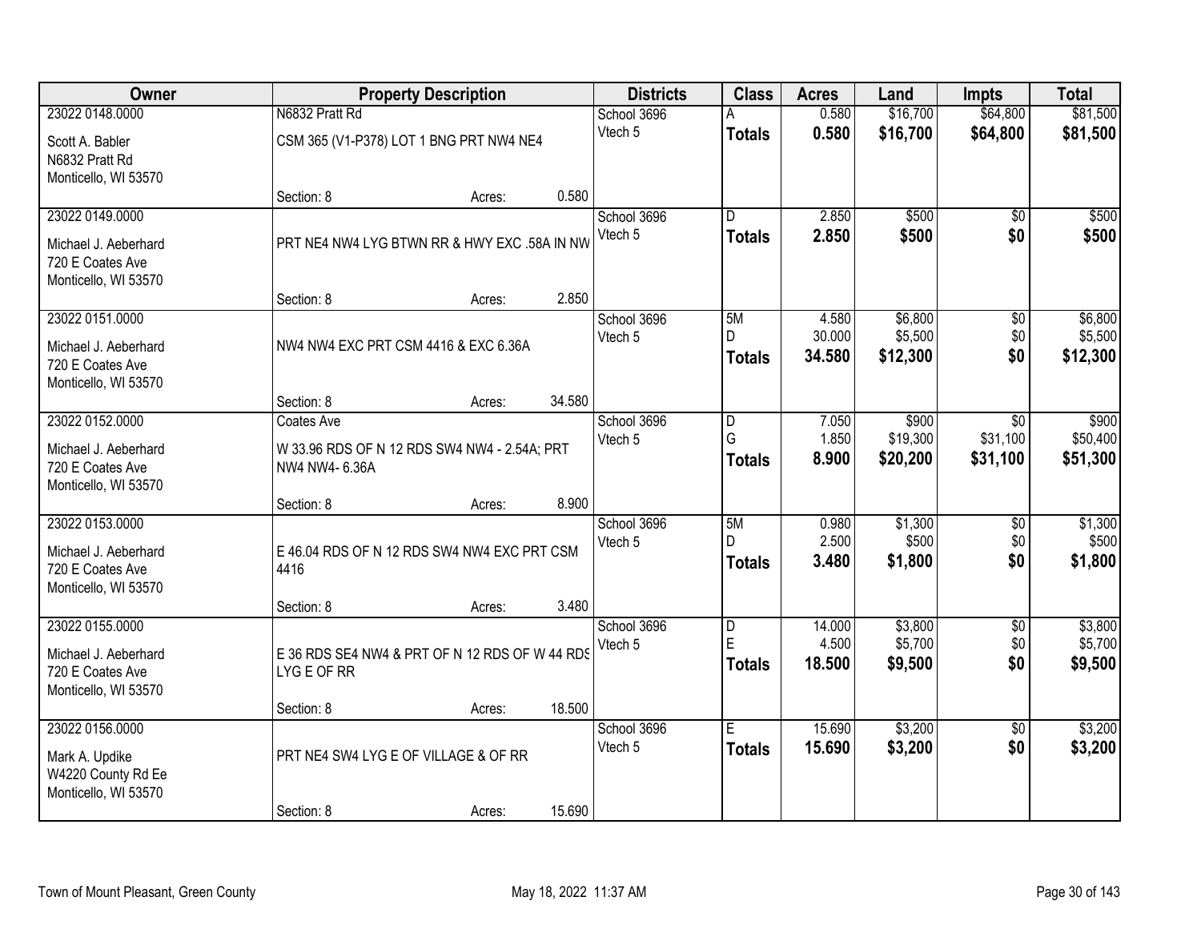| Owner | Property Description | | | Districts | Class | Acres | Land | Impts | Total |
|---|---|---|---|---|---|---|---|---|---|
| 23022 0148.0000 | N6832 Pratt Rd | | | School 3696 | A | 0.580 | $16,700 | $64,800 | $81,500 |
| Scott A. Babler<br>N6832 Pratt Rd<br>Monticello, WI 53570 | CSM 365 (V1-P378) LOT 1 BNG PRT NW4 NE4 | | | Vtech 5 | **Totals** | **0.580** | **$16,700** | **$64,800** | **$81,500** |
| | Section: 8 | Acres: | 0.580 | | | | | | |
| 23022 0149.0000 | | | | School 3696 | D | 2.850 | $500 | $0 | $500 |
| Michael J. Aeberhard<br>720 E Coates Ave<br>Monticello, WI 53570 | PRT NE4 NW4 LYG BTWN RR & HWY EXC .58A IN NW | | | Vtech 5 | **Totals** | **2.850** | **$500** | **$0** | **$500** |
| | Section: 8 | Acres: | 2.850 | | | | | | |
| 23022 0151.0000 | | | | School 3696 | 5M | 4.580 | $6,800 | $0 | $6,800 |
| Michael J. Aeberhard<br>720 E Coates Ave<br>Monticello, WI 53570 | NW4 NW4 EXC PRT CSM 4416 & EXC 6.36A | | | Vtech 5 | D | 30.000 | $5,500 | $0 | $5,500 |
| | | | | | **Totals** | **34.580** | **$12,300** | **$0** | **$12,300** |
| | Section: 8 | Acres: | 34.580 | | | | | | |
| 23022 0152.0000 | Coates Ave | | | School 3696 | D | 7.050 | $900 | $0 | $900 |
| Michael J. Aeberhard<br>720 E Coates Ave<br>Monticello, WI 53570 | W 33.96 RDS OF N 12 RDS SW4 NW4 - 2.54A; PRT NW4 NW4- 6.36A | | | Vtech 5 | G | 1.850 | $19,300 | $31,100 | $50,400 |
| | | | | | **Totals** | **8.900** | **$20,200** | **$31,100** | **$51,300** |
| | Section: 8 | Acres: | 8.900 | | | | | | |
| 23022 0153.0000 | | | | School 3696 | 5M | 0.980 | $1,300 | $0 | $1,300 |
| Michael J. Aeberhard<br>720 E Coates Ave<br>Monticello, WI 53570 | E 46.04 RDS OF N 12 RDS SW4 NW4 EXC PRT CSM 4416 | | | Vtech 5 | D | 2.500 | $500 | $0 | $500 |
| | | | | | **Totals** | **3.480** | **$1,800** | **$0** | **$1,800** |
| | Section: 8 | Acres: | 3.480 | | | | | | |
| 23022 0155.0000 | | | | School 3696 | D | 14.000 | $3,800 | $0 | $3,800 |
| Michael J. Aeberhard<br>720 E Coates Ave<br>Monticello, WI 53570 | E 36 RDS SE4 NW4 & PRT OF N 12 RDS OF W 44 RDS LYG E OF RR | | | Vtech 5 | E | 4.500 | $5,700 | $0 | $5,700 |
| | | | | | **Totals** | **18.500** | **$9,500** | **$0** | **$9,500** |
| | Section: 8 | Acres: | 18.500 | | | | | | |
| 23022 0156.0000 | | | | School 3696 | E | 15.690 | $3,200 | $0 | $3,200 |
| Mark A. Updike<br>W4220 County Rd Ee<br>Monticello, WI 53570 | PRT NE4 SW4 LYG E OF VILLAGE & OF RR | | | Vtech 5 | **Totals** | **15.690** | **$3,200** | **$0** | **$3,200** |
| | Section: 8 | Acres: | 15.690 | | | | | | |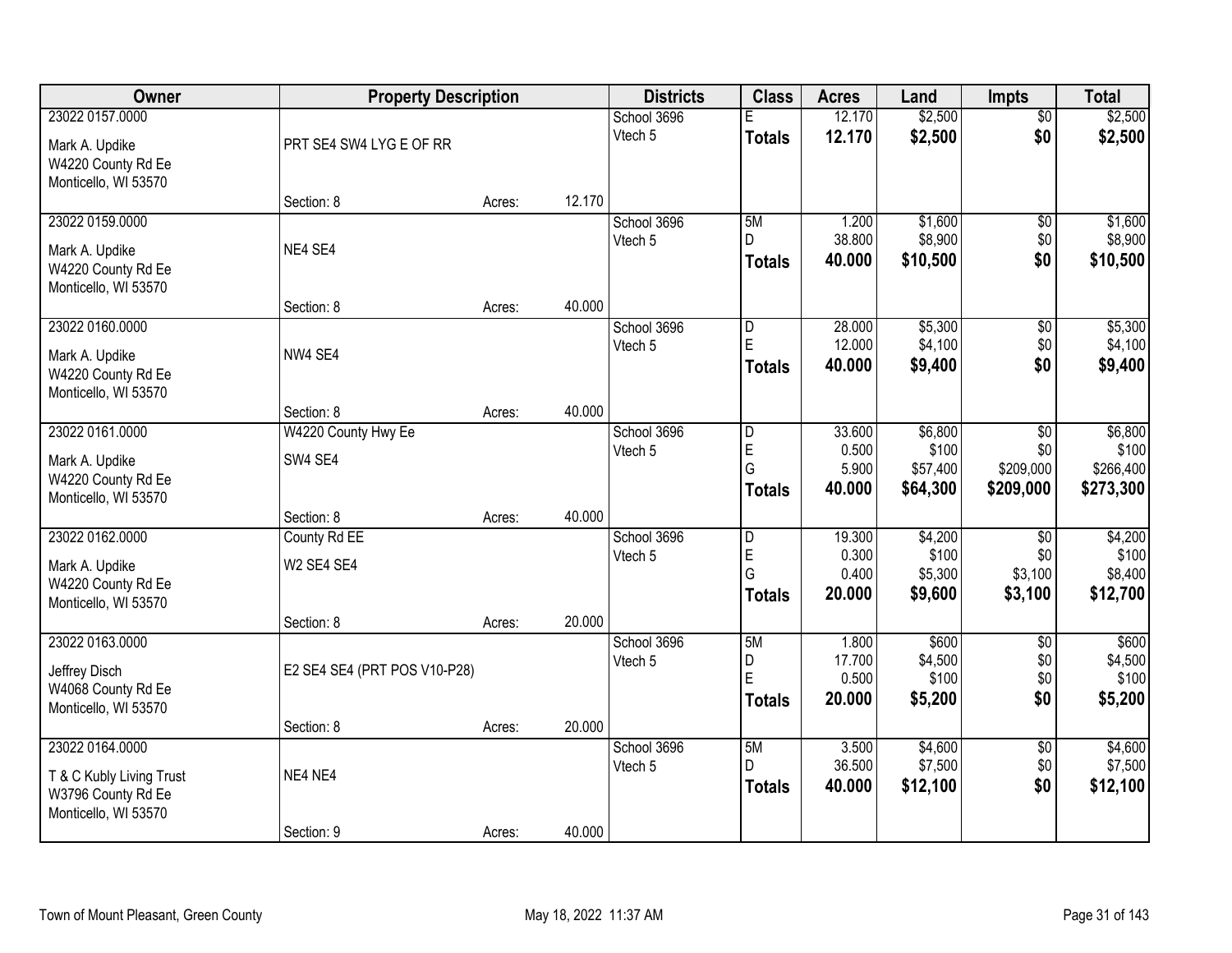| Owner | Property Description | | | Districts | Class | Acres | Land | Impts | Total |
|---|---|---|---|---|---|---|---|---|---|
| 23022 0157.0000<br>Mark A. Updike<br>W4220 County Rd Ee<br>Monticello, WI 53570 | PRT SE4 SW4 LYG E OF RR<br>Section: 8 | Acres: | 12.170 | School 3696<br>Vtech 5 | E<br>**Totals** | 12.170<br>**12.170** | $2,500<br>**$2,500** | $0<br>**$0** | $2,500<br>**$2,500** |
| 23022 0159.0000<br>Mark A. Updike<br>W4220 County Rd Ee<br>Monticello, WI 53570 | NE4 SE4<br>Section: 8 | Acres: | 40.000 | School 3696<br>Vtech 5 | 5M<br>D<br>**Totals** | 1.200<br>38.800<br>**40.000** | $1,600<br>$8,900<br>**$10,500** | $0<br>$0<br>**$0** | $1,600<br>$8,900<br>**$10,500** |
| 23022 0160.0000<br>Mark A. Updike<br>W4220 County Rd Ee<br>Monticello, WI 53570 | NW4 SE4<br>Section: 8 | Acres: | 40.000 | School 3696<br>Vtech 5 | D<br>E<br>**Totals** | 28.000<br>12.000<br>**40.000** | $5,300<br>$4,100<br>**$9,400** | $0<br>$0<br>**$0** | $5,300<br>$4,100<br>**$9,400** |
| 23022 0161.0000<br>Mark A. Updike<br>W4220 County Rd Ee<br>Monticello, WI 53570 | W4220 County Hwy Ee<br>SW4 SE4<br>Section: 8 | Acres: | 40.000 | School 3696<br>Vtech 5 | D<br>E<br>G<br>**Totals** | 33.600<br>0.500<br>5.900<br>**40.000** | $6,800<br>$100<br>$57,400<br>**$64,300** | $0<br>$0<br>$209,000<br>**$209,000** | $6,800<br>$100<br>$266,400<br>**$273,300** |
| 23022 0162.0000<br>Mark A. Updike<br>W4220 County Rd Ee<br>Monticello, WI 53570 | County Rd EE<br>W2 SE4 SE4<br>Section: 8 | Acres: | 20.000 | School 3696<br>Vtech 5 | D<br>E<br>G<br>**Totals** | 19.300<br>0.300<br>0.400<br>**20.000** | $4,200<br>$100<br>$5,300<br>**$9,600** | $0<br>$0<br>$3,100<br>**$3,100** | $4,200<br>$100<br>$8,400<br>**$12,700** |
| 23022 0163.0000<br>Jeffrey Disch<br>W4068 County Rd Ee<br>Monticello, WI 53570 | E2 SE4 SE4 (PRT POS V10-P28)<br>Section: 8 | Acres: | 20.000 | School 3696<br>Vtech 5 | 5M<br>D<br>E<br>**Totals** | 1.800<br>17.700<br>0.500<br>**20.000** | $600<br>$4,500<br>$100<br>**$5,200** | $0<br>$0<br>$0<br>**$0** | $600<br>$4,500<br>$100<br>**$5,200** |
| 23022 0164.0000<br>T & C Kubly Living Trust<br>W3796 County Rd Ee<br>Monticello, WI 53570 | NE4 NE4<br>Section: 9 | Acres: | 40.000 | School 3696<br>Vtech 5 | 5M<br>D<br>**Totals** | 3.500<br>36.500<br>**40.000** | $4,600<br>$7,500<br>**$12,100** | $0<br>$0<br>**$0** | $4,600<br>$7,500<br>**$12,100** |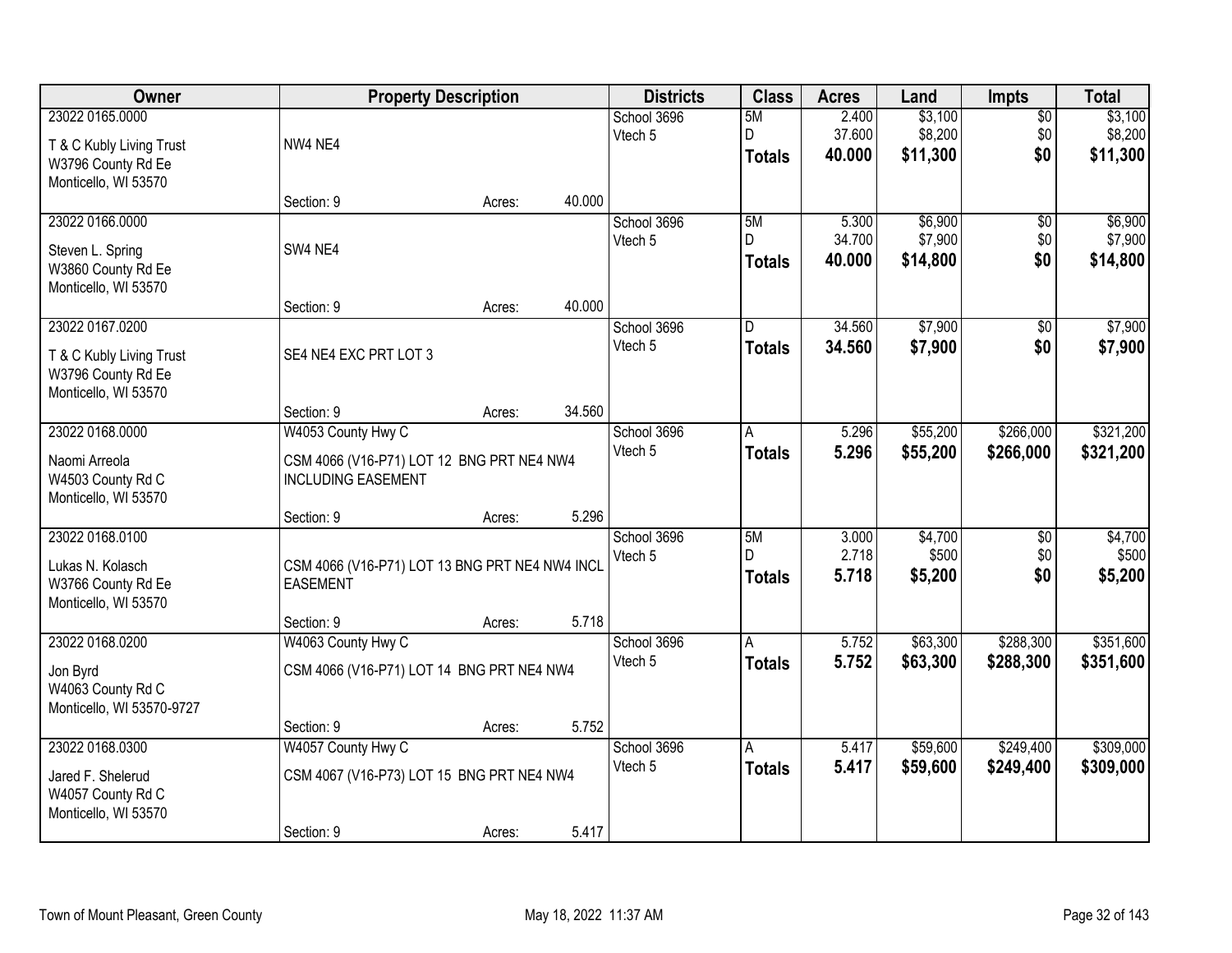| Owner | Property Description | Districts | Class | Acres | Land | Impts | Total |
|---|---|---|---|---|---|---|---|
| 23022 0165.0000<br>T & C Kubly Living Trust<br>W3796 County Rd Ee<br>Monticello, WI 53570 | NW4 NE4<br>Section: 9 Acres: 40.000 | School 3696<br>Vtech 5 | 5M<br>D<br>**Totals** | 2.400<br>37.600<br>**40.000** | $3,100<br>$8,200<br>**$11,300** | $0<br>$0<br>**$0** | $3,100<br>$8,200<br>**$11,300** |
| 23022 0166.0000<br>Steven L. Spring<br>W3860 County Rd Ee<br>Monticello, WI 53570 | SW4 NE4<br>Section: 9 Acres: 40.000 | School 3696<br>Vtech 5 | 5M<br>D<br>**Totals** | 5.300<br>34.700<br>**40.000** | $6,900<br>$7,900<br>**$14,800** | $0<br>$0<br>**$0** | $6,900<br>$7,900<br>**$14,800** |
| 23022 0167.0200<br>T & C Kubly Living Trust<br>W3796 County Rd Ee<br>Monticello, WI 53570 | SE4 NE4 EXC PRT LOT 3<br>Section: 9 Acres: 34.560 | School 3696<br>Vtech 5 | D<br>**Totals** | 34.560<br>**34.560** | $7,900<br>**$7,900** | $0<br>**$0** | $7,900<br>**$7,900** |
| 23022 0168.0000<br>Naomi Arreola<br>W4503 County Rd C<br>Monticello, WI 53570 | W4053 County Hwy C<br>CSM 4066 (V16-P71) LOT 12 BNG PRT NE4 NW4 INCLUDING EASEMENT<br>Section: 9 Acres: 5.296 | School 3696<br>Vtech 5 | A<br>**Totals** | 5.296<br>**5.296** | $55,200<br>**$55,200** | $266,000<br>**$266,000** | $321,200<br>**$321,200** |
| 23022 0168.0100<br>Lukas N. Kolasch<br>W3766 County Rd Ee<br>Monticello, WI 53570 | CSM 4066 (V16-P71) LOT 13 BNG PRT NE4 NW4 INCL EASEMENT<br>Section: 9 Acres: 5.718 | School 3696<br>Vtech 5 | 5M<br>D<br>**Totals** | 3.000<br>2.718<br>**5.718** | $4,700<br>$500<br>**$5,200** | $0<br>$0<br>**$0** | $4,700<br>$500<br>**$5,200** |
| 23022 0168.0200<br>Jon Byrd<br>W4063 County Rd C<br>Monticello, WI 53570-9727 | W4063 County Hwy C<br>CSM 4066 (V16-P71) LOT 14 BNG PRT NE4 NW4<br>Section: 9 Acres: 5.752 | School 3696<br>Vtech 5 | A<br>**Totals** | 5.752<br>**5.752** | $63,300<br>**$63,300** | $288,300<br>**$288,300** | $351,600<br>**$351,600** |
| 23022 0168.0300<br>Jared F. Shelerud<br>W4057 County Rd C<br>Monticello, WI 53570 | W4057 County Hwy C<br>CSM 4067 (V16-P73) LOT 15 BNG PRT NE4 NW4<br>Section: 9 Acres: 5.417 | School 3696<br>Vtech 5 | A<br>**Totals** | 5.417<br>**5.417** | $59,600<br>**$59,600** | $249,400<br>**$249,400** | $309,000<br>**$309,000** |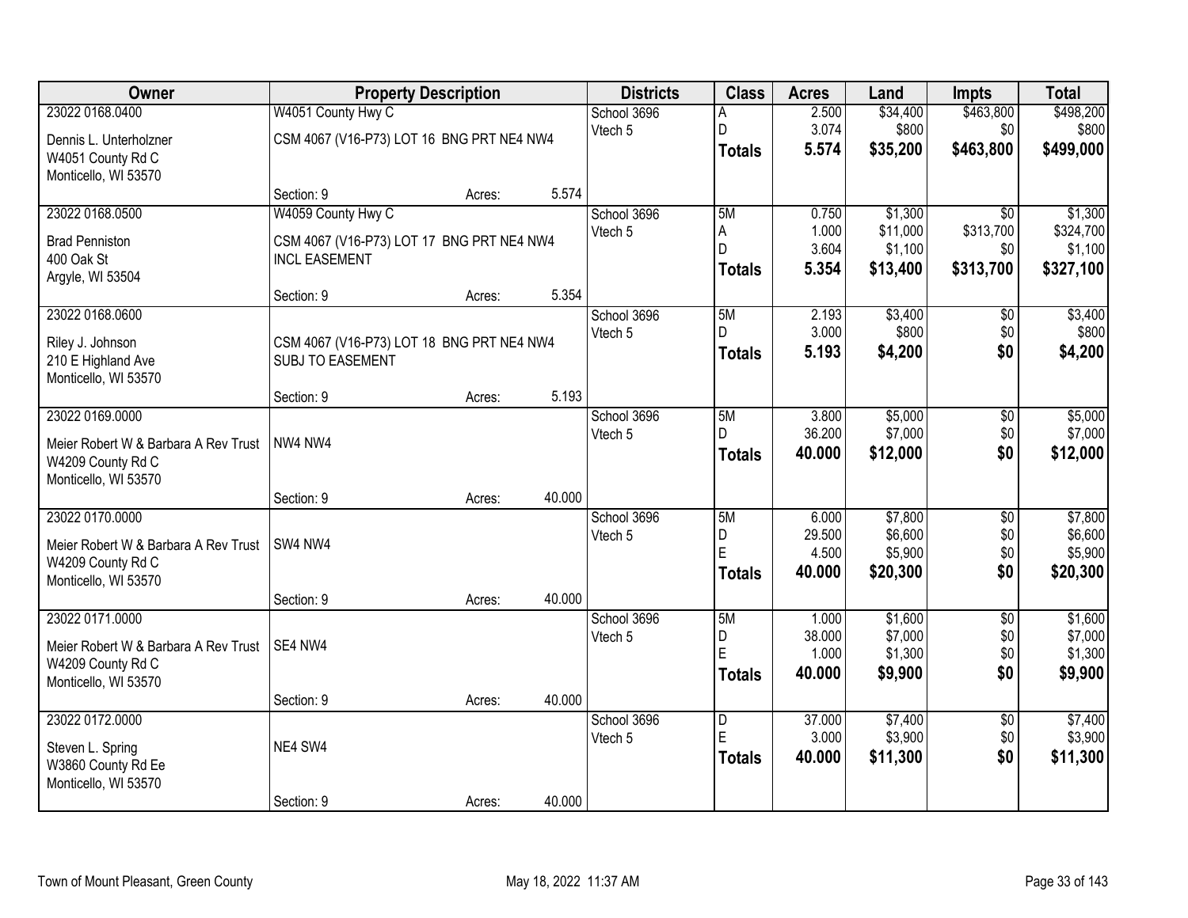| Owner | Property Description | | | Districts | Class | Acres | Land | Impts | Total |
|---|---|---|---|---|---|---|---|---|---|
| 23022 0168.0400 | W4051 County Hwy C | | | School 3696 | A | 2.500 | $34,400 | $463,800 | $498,200 |
| Dennis L. Unterholzner | CSM 4067 (V16-P73) LOT 16 BNG PRT NE4 NW4 | | | Vtech 5 | D | 3.074 | $800 | $0 | $800 |
| W4051 County Rd C | | | | | **Totals** | **5.574** | **$35,200** | **$463,800** | **$499,000** |
| Monticello, WI 53570 | | | | | | | | | |
| | Section: 9 | Acres: | 5.574 | | | | | | |
| 23022 0168.0500 | W4059 County Hwy C | | | School 3696 | 5M | 0.750 | $1,300 | $0 | $1,300 |
| Brad Penniston | CSM 4067 (V16-P73) LOT 17 BNG PRT NE4 NW4 | | | Vtech 5 | A | 1.000 | $11,000 | $313,700 | $324,700 |
| 400 Oak St | INCL EASEMENT | | | | D | 3.604 | $1,100 | $0 | $1,100 |
| Argyle, WI 53504 | | | | | **Totals** | **5.354** | **$13,400** | **$313,700** | **$327,100** |
| | Section: 9 | Acres: | 5.354 | | | | | | |
| 23022 0168.0600 | | | | School 3696 | 5M | 2.193 | $3,400 | $0 | $3,400 |
| Riley J. Johnson | CSM 4067 (V16-P73) LOT 18 BNG PRT NE4 NW4 | | | Vtech 5 | D | 3.000 | $800 | $0 | $800 |
| 210 E Highland Ave | SUBJ TO EASEMENT | | | | **Totals** | **5.193** | **$4,200** | **$0** | **$4,200** |
| Monticello, WI 53570 | | | | | | | | | |
| | Section: 9 | Acres: | 5.193 | | | | | | |
| 23022 0169.0000 | | | | School 3696 | 5M | 3.800 | $5,000 | $0 | $5,000 |
| Meier Robert W & Barbara A Rev Trust | NW4 NW4 | | | Vtech 5 | D | 36.200 | $7,000 | $0 | $7,000 |
| W4209 County Rd C | | | | | **Totals** | **40.000** | **$12,000** | **$0** | **$12,000** |
| Monticello, WI 53570 | | | | | | | | | |
| | Section: 9 | Acres: | 40.000 | | | | | | |
| 23022 0170.0000 | | | | School 3696 | 5M | 6.000 | $7,800 | $0 | $7,800 |
| Meier Robert W & Barbara A Rev Trust | SW4 NW4 | | | Vtech 5 | D | 29.500 | $6,600 | $0 | $6,600 |
| W4209 County Rd C | | | | | E | 4.500 | $5,900 | $0 | $5,900 |
| Monticello, WI 53570 | | | | | **Totals** | **40.000** | **$20,300** | **$0** | **$20,300** |
| | Section: 9 | Acres: | 40.000 | | | | | | |
| 23022 0171.0000 | | | | School 3696 | 5M | 1.000 | $1,600 | $0 | $1,600 |
| Meier Robert W & Barbara A Rev Trust | SE4 NW4 | | | Vtech 5 | D | 38.000 | $7,000 | $0 | $7,000 |
| W4209 County Rd C | | | | | E | 1.000 | $1,300 | $0 | $1,300 |
| Monticello, WI 53570 | | | | | **Totals** | **40.000** | **$9,900** | **$0** | **$9,900** |
| | Section: 9 | Acres: | 40.000 | | | | | | |
| 23022 0172.0000 | | | | School 3696 | D | 37.000 | $7,400 | $0 | $7,400 |
| Steven L. Spring | NE4 SW4 | | | Vtech 5 | E | 3.000 | $3,900 | $0 | $3,900 |
| W3860 County Rd Ee | | | | | **Totals** | **40.000** | **$11,300** | **$0** | **$11,300** |
| Monticello, WI 53570 | | | | | | | | | |
| | Section: 9 | Acres: | 40.000 | | | | | | |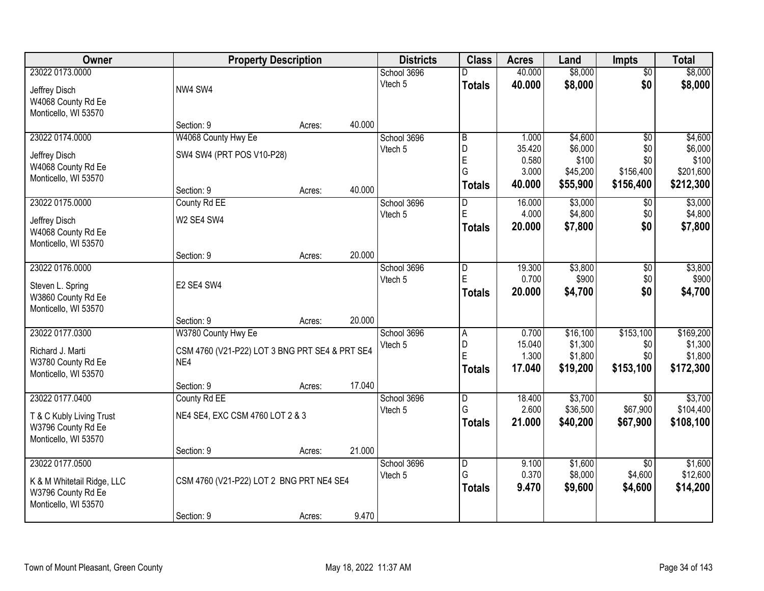| Owner | Property Description | | | Districts | Class | Acres | Land | Impts | Total |
|---|---|---|---|---|---|---|---|---|---|
| 23022 0173.0000<br>Jeffrey Disch<br>W4068 County Rd Ee<br>Monticello, WI 53570 | NW4 SW4<br>Section: 9 | Acres: | 40.000 | School 3696<br>Vtech 5 | D<br>**Totals** | 40.000<br>**40.000** | $8,000<br>**$8,000** | $0<br>**$0** | $8,000<br>**$8,000** |
| 23022 0174.0000<br>Jeffrey Disch<br>W4068 County Rd Ee<br>Monticello, WI 53570 | W4068 County Hwy Ee<br>SW4 SW4 (PRT POS V10-P28)<br>Section: 9 | Acres: | 40.000 | School 3696<br>Vtech 5 | B<br>D<br>E<br>G<br>**Totals** | 1.000<br>35.420<br>0.580<br>3.000<br>**40.000** | $4,600<br>$6,000<br>$100<br>$45,200<br>**$55,900** | $0<br>$0<br>$0<br>$156,400<br>**$156,400** | $4,600<br>$6,000<br>$100<br>$201,600<br>**$212,300** |
| 23022 0175.0000<br>Jeffrey Disch<br>W4068 County Rd Ee<br>Monticello, WI 53570 | County Rd EE<br>W2 SE4 SW4<br>Section: 9 | Acres: | 20.000 | School 3696<br>Vtech 5 | D<br>E<br>**Totals** | 16.000<br>4.000<br>**20.000** | $3,000<br>$4,800<br>**$7,800** | $0<br>$0<br>**$0** | $3,000<br>$4,800<br>**$7,800** |
| 23022 0176.0000<br>Steven L. Spring<br>W3860 County Rd Ee<br>Monticello, WI 53570 | E2 SE4 SW4<br>Section: 9 | Acres: | 20.000 | School 3696<br>Vtech 5 | D<br>E<br>**Totals** | 19.300<br>0.700<br>**20.000** | $3,800<br>$900<br>**$4,700** | $0<br>$0<br>**$0** | $3,800<br>$900<br>**$4,700** |
| 23022 0177.0300<br>Richard J. Marti<br>W3780 County Rd Ee<br>Monticello, WI 53570 | W3780 County Hwy Ee<br>CSM 4760 (V21-P22) LOT 3 BNG PRT SE4 & PRT SE4 NE4<br>Section: 9 | Acres: | 17.040 | School 3696<br>Vtech 5 | A<br>D<br>E<br>**Totals** | 0.700<br>15.040<br>1.300<br>**17.040** | $16,100<br>$1,300<br>$1,800<br>**$19,200** | $153,100<br>$0<br>$0<br>**$153,100** | $169,200<br>$1,300<br>$1,800<br>**$172,300** |
| 23022 0177.0400<br>T & C Kubly Living Trust<br>W3796 County Rd Ee<br>Monticello, WI 53570 | County Rd EE<br>NE4 SE4, EXC CSM 4760 LOT 2 & 3<br>Section: 9 | Acres: | 21.000 | School 3696<br>Vtech 5 | D<br>G<br>**Totals** | 18.400<br>2.600<br>**21.000** | $3,700<br>$36,500<br>**$40,200** | $0<br>$67,900<br>**$67,900** | $3,700<br>$104,400<br>**$108,100** |
| 23022 0177.0500<br>K & M Whitetail Ridge, LLC<br>W3796 County Rd Ee<br>Monticello, WI 53570 | CSM 4760 (V21-P22) LOT 2 BNG PRT NE4 SE4<br>Section: 9 | Acres: | 9.470 | School 3696<br>Vtech 5 | D<br>G<br>**Totals** | 9.100<br>0.370<br>**9.470** | $1,600<br>$8,000<br>**$9,600** | $0<br>$4,600<br>**$4,600** | $1,600<br>$12,600<br>**$14,200** |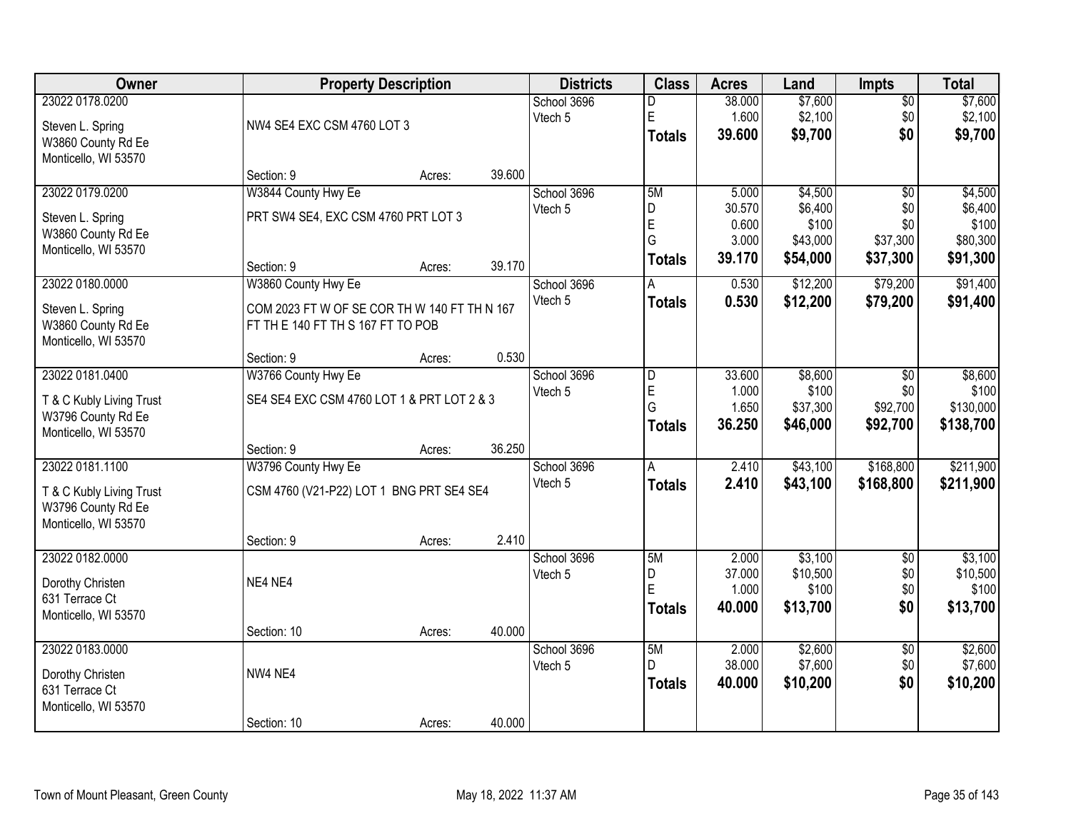| Owner | Property Description | | | Districts | Class | Acres | Land | Impts | Total |
|---|---|---|---|---|---|---|---|---|---|
| 23022 0178.0200 | | | | School 3696 | D | 38.000 | $7,600 | $0 | $7,600 |
| Steven L. Spring | NW4 SE4 EXC CSM 4760 LOT 3 | | | Vtech 5 | E | 1.600 | $2,100 | $0 | $2,100 |
| W3860 County Rd Ee | | | | | **Totals** | **39.600** | **$9,700** | **$0** | **$9,700** |
| Monticello, WI 53570 | | | | | | | | | |
| | Section: 9 | Acres: | 39.600 | | | | | | |
| 23022 0179.0200 | W3844 County Hwy Ee | | | School 3696 | 5M | 5.000 | $4,500 | $0 | $4,500 |
| Steven L. Spring | PRT SW4 SE4, EXC CSM 4760 PRT LOT 3 | | | Vtech 5 | D | 30.570 | $6,400 | $0 | $6,400 |
| W3860 County Rd Ee | | | | | E | 0.600 | $100 | $0 | $100 |
| Monticello, WI 53570 | | | | | G | 3.000 | $43,000 | $37,300 | $80,300 |
| | Section: 9 | Acres: | 39.170 | | **Totals** | **39.170** | **$54,000** | **$37,300** | **$91,300** |
| 23022 0180.0000 | W3860 County Hwy Ee | | | School 3696 | A | 0.530 | $12,200 | $79,200 | $91,400 |
| Steven L. Spring | COM 2023 FT W OF SE COR TH W 140 FT TH N 167 FT TH E 140 FT TH S 167 FT TO POB | | | Vtech 5 | **Totals** | **0.530** | **$12,200** | **$79,200** | **$91,400** |
| W3860 County Rd Ee | | | | | | | | | |
| Monticello, WI 53570 | | | | | | | | | |
| | Section: 9 | Acres: | 0.530 | | | | | | |
| 23022 0181.0400 | W3766 County Hwy Ee | | | School 3696 | D | 33.600 | $8,600 | $0 | $8,600 |
| T & C Kubly Living Trust | SE4 SE4 EXC CSM 4760 LOT 1 & PRT LOT 2 & 3 | | | Vtech 5 | E | 1.000 | $100 | $0 | $100 |
| W3796 County Rd Ee | | | | | G | 1.650 | $37,300 | $92,700 | $130,000 |
| Monticello, WI 53570 | | | | | **Totals** | **36.250** | **$46,000** | **$92,700** | **$138,700** |
| | Section: 9 | Acres: | 36.250 | | | | | | |
| 23022 0181.1100 | W3796 County Hwy Ee | | | School 3696 | A | 2.410 | $43,100 | $168,800 | $211,900 |
| T & C Kubly Living Trust | CSM 4760 (V21-P22) LOT 1 BNG PRT SE4 SE4 | | | Vtech 5 | **Totals** | **2.410** | **$43,100** | **$168,800** | **$211,900** |
| W3796 County Rd Ee | | | | | | | | | |
| Monticello, WI 53570 | | | | | | | | | |
| | Section: 9 | Acres: | 2.410 | | | | | | |
| 23022 0182.0000 | | | | School 3696 | 5M | 2.000 | $3,100 | $0 | $3,100 |
| Dorothy Christen | NE4 NE4 | | | Vtech 5 | D | 37.000 | $10,500 | $0 | $10,500 |
| 631 Terrace Ct | | | | | E | 1.000 | $100 | $0 | $100 |
| Monticello, WI 53570 | | | | | **Totals** | **40.000** | **$13,700** | **$0** | **$13,700** |
| | Section: 10 | Acres: | 40.000 | | | | | | |
| 23022 0183.0000 | | | | School 3696 | 5M | 2.000 | $2,600 | $0 | $2,600 |
| Dorothy Christen | NW4 NE4 | | | Vtech 5 | D | 38.000 | $7,600 | $0 | $7,600 |
| 631 Terrace Ct | | | | | **Totals** | **40.000** | **$10,200** | **$0** | **$10,200** |
| Monticello, WI 53570 | | | | | | | | | |
| | Section: 10 | Acres: | 40.000 | | | | | | |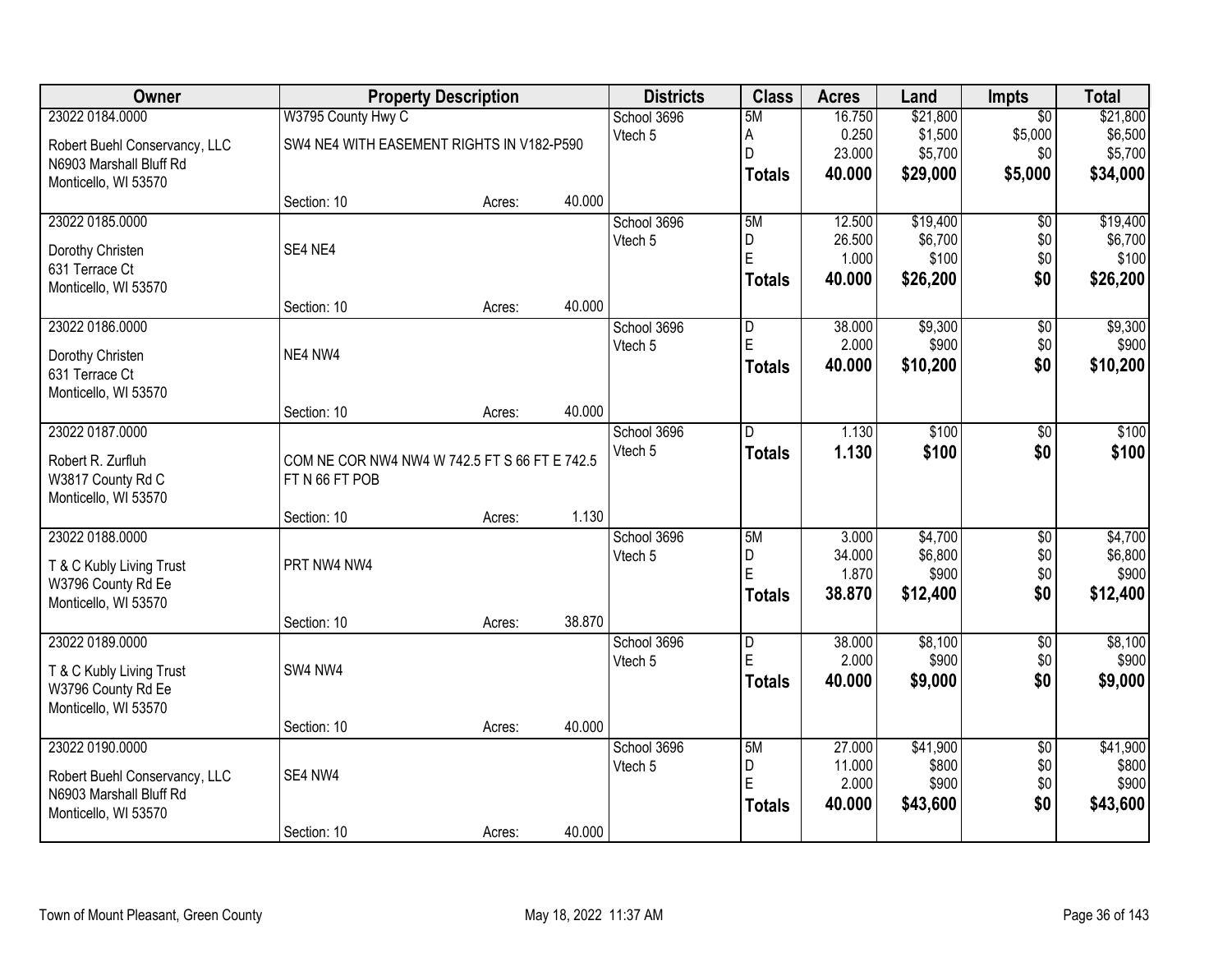| Owner | Property Description | | | Districts | Class | Acres | Land | Impts | Total |
|---|---|---|---|---|---|---|---|---|---|
| 23022 0184.0000 | W3795 County Hwy C | | | School 3696 | 5M | 16.750 | $21,800 | $0 | $21,800 |
| Robert Buehl Conservancy, LLC | SW4 NE4 WITH EASEMENT RIGHTS IN V182-P590 | | | Vtech 5 | A | 0.250 | $1,500 | $5,000 | $6,500 |
| N6903 Marshall Bluff Rd | | | | | D | 23.000 | $5,700 | $0 | $5,700 |
| Monticello, WI 53570 | | | | | **Totals** | **40.000** | **$29,000** | **$5,000** | **$34,000** |
| | Section: 10 | Acres: | 40.000 | | | | | | |
| 23022 0185.0000 | | | | School 3696 | 5M | 12.500 | $19,400 | $0 | $19,400 |
| Dorothy Christen | SE4 NE4 | | | Vtech 5 | D | 26.500 | $6,700 | $0 | $6,700 |
| 631 Terrace Ct | | | | | E | 1.000 | $100 | $0 | $100 |
| Monticello, WI 53570 | | | | | **Totals** | **40.000** | **$26,200** | **$0** | **$26,200** |
| | Section: 10 | Acres: | 40.000 | | | | | | |
| 23022 0186.0000 | | | | School 3696 | D | 38.000 | $9,300 | $0 | $9,300 |
| Dorothy Christen | NE4 NW4 | | | Vtech 5 | E | 2.000 | $900 | $0 | $900 |
| 631 Terrace Ct | | | | | **Totals** | **40.000** | **$10,200** | **$0** | **$10,200** |
| Monticello, WI 53570 | | | | | | | | | |
| | Section: 10 | Acres: | 40.000 | | | | | | |
| 23022 0187.0000 | | | | School 3696 | D | 1.130 | $100 | $0 | $100 |
| Robert R. Zurfluh | COM NE COR NW4 NW4 W 742.5 FT S 66 FT E 742.5 FT N 66 FT POB | | | Vtech 5 | **Totals** | **1.130** | **$100** | **$0** | **$100** |
| W3817 County Rd C | | | | | | | | | |
| Monticello, WI 53570 | | | | | | | | | |
| | Section: 10 | Acres: | 1.130 | | | | | | |
| 23022 0188.0000 | | | | School 3696 | 5M | 3.000 | $4,700 | $0 | $4,700 |
| T & C Kubly Living Trust | PRT NW4 NW4 | | | Vtech 5 | D | 34.000 | $6,800 | $0 | $6,800 |
| W3796 County Rd Ee | | | | | E | 1.870 | $900 | $0 | $900 |
| Monticello, WI 53570 | | | | | **Totals** | **38.870** | **$12,400** | **$0** | **$12,400** |
| | Section: 10 | Acres: | 38.870 | | | | | | |
| 23022 0189.0000 | | | | School 3696 | D | 38.000 | $8,100 | $0 | $8,100 |
| T & C Kubly Living Trust | SW4 NW4 | | | Vtech 5 | E | 2.000 | $900 | $0 | $900 |
| W3796 County Rd Ee | | | | | **Totals** | **40.000** | **$9,000** | **$0** | **$9,000** |
| Monticello, WI 53570 | | | | | | | | | |
| | Section: 10 | Acres: | 40.000 | | | | | | |
| 23022 0190.0000 | | | | School 3696 | 5M | 27.000 | $41,900 | $0 | $41,900 |
| Robert Buehl Conservancy, LLC | SE4 NW4 | | | Vtech 5 | D | 11.000 | $800 | $0 | $800 |
| N6903 Marshall Bluff Rd | | | | | E | 2.000 | $900 | $0 | $900 |
| Monticello, WI 53570 | | | | | **Totals** | **40.000** | **$43,600** | **$0** | **$43,600** |
| | Section: 10 | Acres: | 40.000 | | | | | | |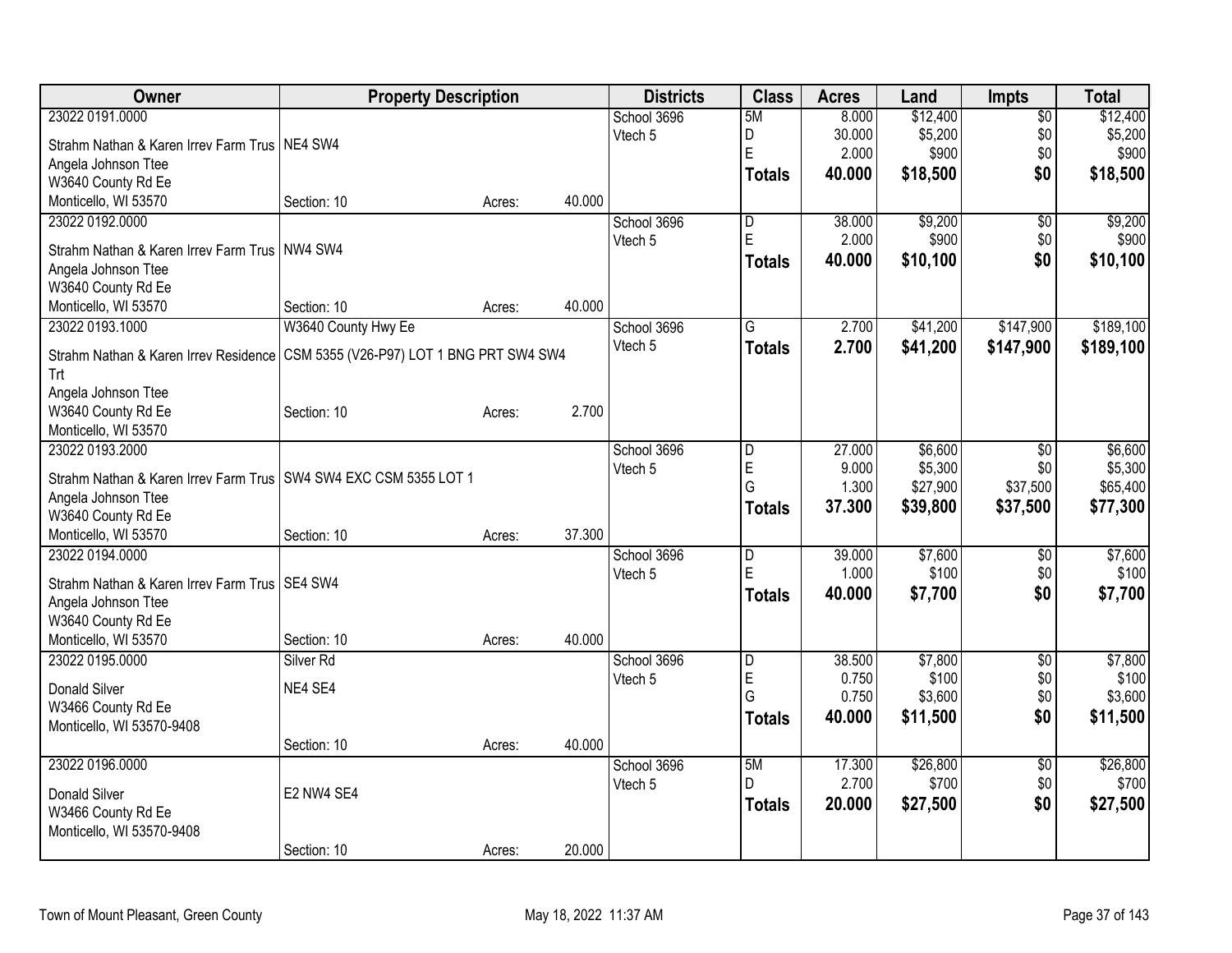| Owner | Property Description | | | Districts | Class | Acres | Land | Impts | Total |
|---|---|---|---|---|---|---|---|---|---|
| 23022 0191.0000 | | | | School 3696 | 5M | 8.000 | $12,400 | $0 | $12,400 |
| Strahm Nathan & Karen Irrev Farm Trus | NE4 SW4 | | | Vtech 5 | D | 30.000 | $5,200 | $0 | $5,200 |
| Angela Johnson Ttee | | | | | E | 2.000 | $900 | $0 | $900 |
| W3640 County Rd Ee | | | | | **Totals** | **40.000** | **$18,500** | **$0** | **$18,500** |
| Monticello, WI 53570 | Section: 10 | Acres: | 40.000 | | | | | | |
| 23022 0192.0000 | | | | School 3696 | D | 38.000 | $9,200 | $0 | $9,200 |
| Strahm Nathan & Karen Irrev Farm Trus | NW4 SW4 | | | Vtech 5 | E | 2.000 | $900 | $0 | $900 |
| Angela Johnson Ttee | | | | | **Totals** | **40.000** | **$10,100** | **$0** | **$10,100** |
| W3640 County Rd Ee | | | | | | | | | |
| Monticello, WI 53570 | Section: 10 | Acres: | 40.000 | | | | | | |
| 23022 0193.1000 | W3640 County Hwy Ee | | | School 3696 | G | 2.700 | $41,200 | $147,900 | $189,100 |
| Strahm Nathan & Karen Irrev Residence Trt | CSM 5355 (V26-P97) LOT 1 BNG PRT SW4 SW4 | | | Vtech 5 | **Totals** | **2.700** | **$41,200** | **$147,900** | **$189,100** |
| Angela Johnson Ttee | | | | | | | | | |
| W3640 County Rd Ee | Section: 10 | Acres: | 2.700 | | | | | | |
| Monticello, WI 53570 | | | | | | | | | |
| 23022 0193.2000 | | | | School 3696 | D | 27.000 | $6,600 | $0 | $6,600 |
| Strahm Nathan & Karen Irrev Farm Trus | SW4 SW4 EXC CSM 5355 LOT 1 | | | Vtech 5 | E | 9.000 | $5,300 | $0 | $5,300 |
| Angela Johnson Ttee | | | | | G | 1.300 | $27,900 | $37,500 | $65,400 |
| W3640 County Rd Ee | | | | | **Totals** | **37.300** | **$39,800** | **$37,500** | **$77,300** |
| Monticello, WI 53570 | Section: 10 | Acres: | 37.300 | | | | | | |
| 23022 0194.0000 | | | | School 3696 | D | 39.000 | $7,600 | $0 | $7,600 |
| Strahm Nathan & Karen Irrev Farm Trus | SE4 SW4 | | | Vtech 5 | E | 1.000 | $100 | $0 | $100 |
| Angela Johnson Ttee | | | | | **Totals** | **40.000** | **$7,700** | **$0** | **$7,700** |
| W3640 County Rd Ee | | | | | | | | | |
| Monticello, WI 53570 | Section: 10 | Acres: | 40.000 | | | | | | |
| 23022 0195.0000 | Silver Rd | | | School 3696 | D | 38.500 | $7,800 | $0 | $7,800 |
| Donald Silver | NE4 SE4 | | | Vtech 5 | E | 0.750 | $100 | $0 | $100 |
| W3466 County Rd Ee | | | | | G | 0.750 | $3,600 | $0 | $3,600 |
| Monticello, WI 53570-9408 | | | | | **Totals** | **40.000** | **$11,500** | **$0** | **$11,500** |
| | Section: 10 | Acres: | 40.000 | | | | | | |
| 23022 0196.0000 | | | | School 3696 | 5M | 17.300 | $26,800 | $0 | $26,800 |
| Donald Silver | E2 NW4 SE4 | | | Vtech 5 | D | 2.700 | $700 | $0 | $700 |
| W3466 County Rd Ee | | | | | **Totals** | **20.000** | **$27,500** | **$0** | **$27,500** |
| Monticello, WI 53570-9408 | | | | | | | | | |
| | Section: 10 | Acres: | 20.000 | | | | | | |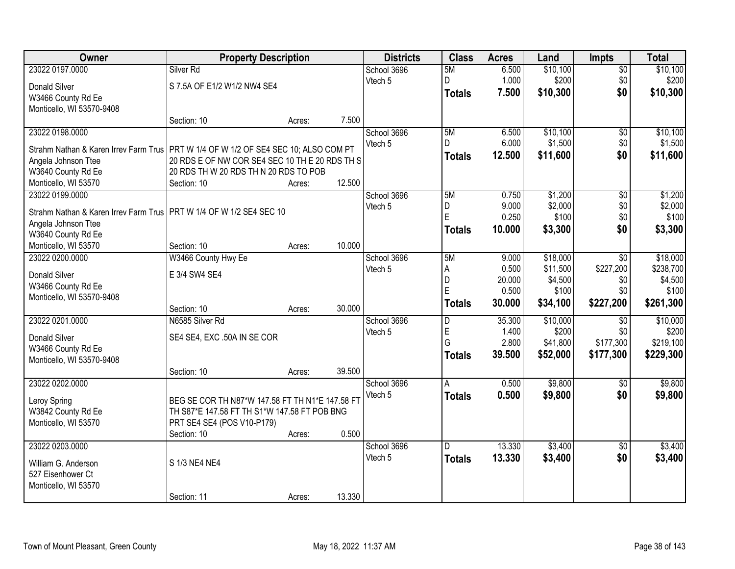| Owner | Property Description | Districts | Class | Acres | Land | Impts | Total |
|---|---|---|---|---|---|---|---|
| 23022 0197.0000<br>Donald Silver<br>W3466 County Rd Ee<br>Monticello, WI 53570-9408 | Silver Rd<br>S 7.5A OF E1/2 W1/2 NW4 SE4<br>Section: 10 Acres: 7.500 | School 3696<br>Vtech 5 | 5M<br>D<br>**Totals** | 6.500<br>1.000<br>**7.500** | $10,100<br>$200<br>**$10,300** | $0<br>$0<br>**$0** | $10,100<br>$200<br>**$10,300** |
| 23022 0198.0000<br>Strahm Nathan & Karen Irrev Farm Trus<br>Angela Johnson Ttee<br>W3640 County Rd Ee<br>Monticello, WI 53570 | PRT W 1/4 OF W 1/2 OF SE4 SEC 10; ALSO COM PT 20 RDS E OF NW COR SE4 SEC 10 TH E 20 RDS TH S 20 RDS TH W 20 RDS TH N 20 RDS TO POB<br>Section: 10 Acres: 12.500 | School 3696<br>Vtech 5 | 5M<br>D<br>**Totals** | 6.500<br>6.000<br>**12.500** | $10,100<br>$1,500<br>**$11,600** | $0<br>$0<br>**$0** | $10,100<br>$1,500<br>**$11,600** |
| 23022 0199.0000<br>Strahm Nathan & Karen Irrev Farm Trus<br>Angela Johnson Ttee<br>W3640 County Rd Ee<br>Monticello, WI 53570 | PRT W 1/4 OF W 1/2 SE4 SEC 10<br>Section: 10 Acres: 10.000 | School 3696<br>Vtech 5 | 5M<br>D<br>E<br>**Totals** | 0.750<br>9.000<br>0.250<br>**10.000** | $1,200<br>$2,000<br>$100<br>**$3,300** | $0<br>$0<br>$0<br>**$0** | $1,200<br>$2,000<br>$100<br>**$3,300** |
| 23022 0200.0000<br>Donald Silver<br>W3466 County Rd Ee<br>Monticello, WI 53570-9408 | W3466 County Hwy Ee<br>E 3/4 SW4 SE4<br>Section: 10 Acres: 30.000 | School 3696<br>Vtech 5 | 5M<br>A<br>D<br>E<br>**Totals** | 9.000<br>0.500<br>20.000<br>0.500<br>**30.000** | $18,000<br>$11,500<br>$4,500<br>$100<br>**$34,100** | $0<br>$227,200<br>$0<br>$0<br>**$227,200** | $18,000<br>$238,700<br>$4,500<br>$100<br>**$261,300** |
| 23022 0201.0000<br>Donald Silver<br>W3466 County Rd Ee<br>Monticello, WI 53570-9408 | N6585 Silver Rd<br>SE4 SE4, EXC .50A IN SE COR<br>Section: 10 Acres: 39.500 | School 3696<br>Vtech 5 | D<br>E<br>G<br>**Totals** | 35.300<br>1.400<br>2.800<br>**39.500** | $10,000<br>$200<br>$41,800<br>**$52,000** | $0<br>$0<br>$177,300<br>**$177,300** | $10,000<br>$200<br>$219,100<br>**$229,300** |
| 23022 0202.0000<br>Leroy Spring<br>W3842 County Rd Ee<br>Monticello, WI 53570 | BEG SE COR TH N87*W 147.58 FT TH N1*E 147.58 FT TH S87*E 147.58 FT TH S1*W 147.58 FT POB BNG PRT SE4 SE4 (POS V10-P179)<br>Section: 10 Acres: 0.500 | School 3696<br>Vtech 5 | A<br>**Totals** | 0.500<br>**0.500** | $9,800<br>**$9,800** | $0<br>**$0** | $9,800<br>**$9,800** |
| 23022 0203.0000<br>William G. Anderson<br>527 Eisenhower Ct<br>Monticello, WI 53570 | S 1/3 NE4 NE4<br>Section: 11 Acres: 13.330 | School 3696<br>Vtech 5 | D<br>**Totals** | 13.330<br>**13.330** | $3,400<br>**$3,400** | $0<br>**$0** | $3,400<br>**$3,400** |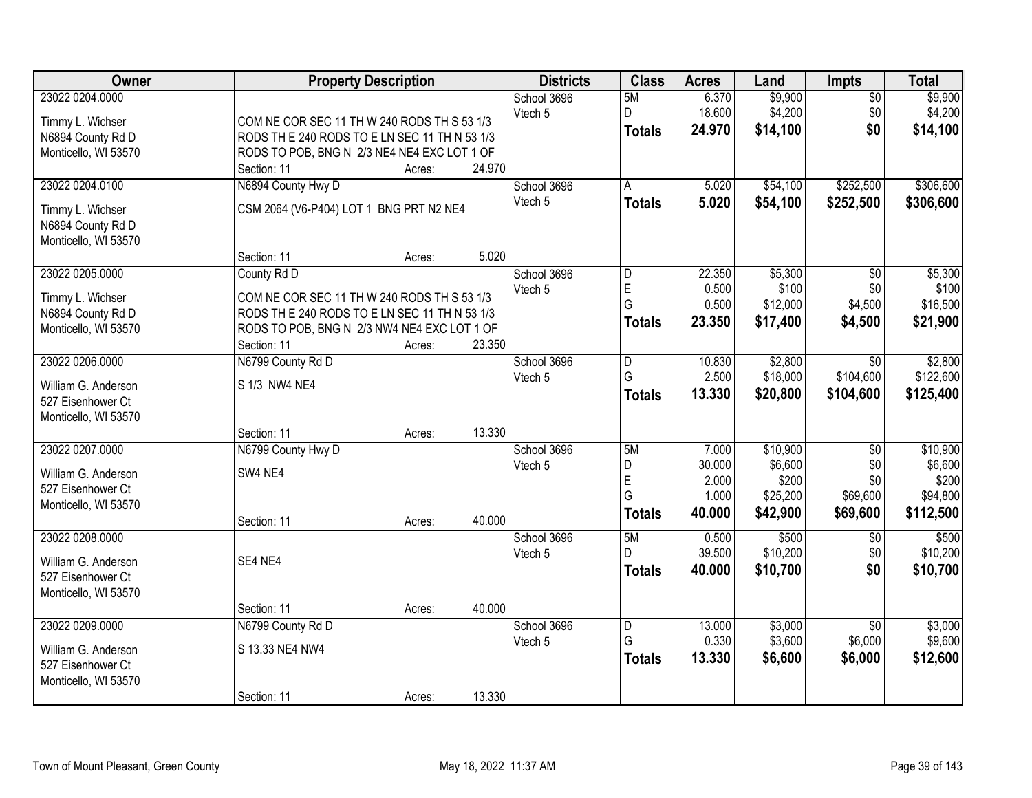| Owner | Property Description | Districts | Class | Acres | Land | Impts | Total |
|---|---|---|---|---|---|---|---|
| 23022 0204.0000<br>Timmy L. Wichser<br>N6894 County Rd D<br>Monticello, WI 53570 | COM NE COR SEC 11 TH W 240 RODS TH S 53 1/3 RODS TH E 240 RODS TO E LN SEC 11 TH N 53 1/3 RODS TO POB, BNG N 2/3 NE4 NE4 EXC LOT 1 OF<br>Section: 11 Acres: 24.970 | School 3696<br>Vtech 5 | 5M<br>D<br>**Totals** | 6.370<br>18.600<br>**24.970** | $9,900<br>$4,200<br>**$14,100** | $0<br>$0<br>**$0** | $9,900<br>$4,200<br>**$14,100** |
| 23022 0204.0100<br>Timmy L. Wichser<br>N6894 County Rd D<br>Monticello, WI 53570 | N6894 County Hwy D<br>CSM 2064 (V6-P404) LOT 1 BNG PRT N2 NE4<br>Section: 11 Acres: 5.020 | School 3696<br>Vtech 5 | A<br>**Totals** | 5.020<br>**5.020** | $54,100<br>**$54,100** | $252,500<br>**$252,500** | $306,600<br>**$306,600** |
| 23022 0205.0000<br>Timmy L. Wichser<br>N6894 County Rd D<br>Monticello, WI 53570 | County Rd D<br>COM NE COR SEC 11 TH W 240 RODS TH S 53 1/3 RODS TH E 240 RODS TO E LN SEC 11 TH N 53 1/3 RODS TO POB, BNG N 2/3 NW4 NE4 EXC LOT 1 OF<br>Section: 11 Acres: 23.350 | School 3696<br>Vtech 5 | D<br>E<br>G<br>**Totals** | 22.350<br>0.500<br>0.500<br>**23.350** | $5,300<br>$100<br>$12,000<br>**$17,400** | $0<br>$0<br>$4,500<br>**$4,500** | $5,300<br>$100<br>$16,500<br>**$21,900** |
| 23022 0206.0000<br>William G. Anderson<br>527 Eisenhower Ct<br>Monticello, WI 53570 | N6799 County Rd D<br>S 1/3 NW4 NE4<br>Section: 11 Acres: 13.330 | School 3696<br>Vtech 5 | D<br>G<br>**Totals** | 10.830<br>2.500<br>**13.330** | $2,800<br>$18,000<br>**$20,800** | $0<br>$104,600<br>**$104,600** | $2,800<br>$122,600<br>**$125,400** |
| 23022 0207.0000<br>William G. Anderson<br>527 Eisenhower Ct<br>Monticello, WI 53570 | N6799 County Hwy D<br>SW4 NE4<br>Section: 11 Acres: 40.000 | School 3696<br>Vtech 5 | 5M<br>D<br>E<br>G<br>**Totals** | 7.000<br>30.000<br>2.000<br>1.000<br>**40.000** | $10,900<br>$6,600<br>$200<br>$25,200<br>**$42,900** | $0<br>$0<br>$0<br>$69,600<br>**$69,600** | $10,900<br>$6,600<br>$200<br>$94,800<br>**$112,500** |
| 23022 0208.0000<br>William G. Anderson<br>527 Eisenhower Ct<br>Monticello, WI 53570 | SE4 NE4<br>Section: 11 Acres: 40.000 | School 3696<br>Vtech 5 | 5M<br>D<br>**Totals** | 0.500<br>39.500<br>**40.000** | $500<br>$10,200<br>**$10,700** | $0<br>$0<br>**$0** | $500<br>$10,200<br>**$10,700** |
| 23022 0209.0000<br>William G. Anderson<br>527 Eisenhower Ct<br>Monticello, WI 53570 | N6799 County Rd D<br>S 13.33 NE4 NW4<br>Section: 11 Acres: 13.330 | School 3696<br>Vtech 5 | D<br>G<br>**Totals** | 13.000<br>0.330<br>**13.330** | $3,000<br>$3,600<br>**$6,600** | $0<br>$6,000<br>**$6,000** | $3,000<br>$9,600<br>**$12,600** |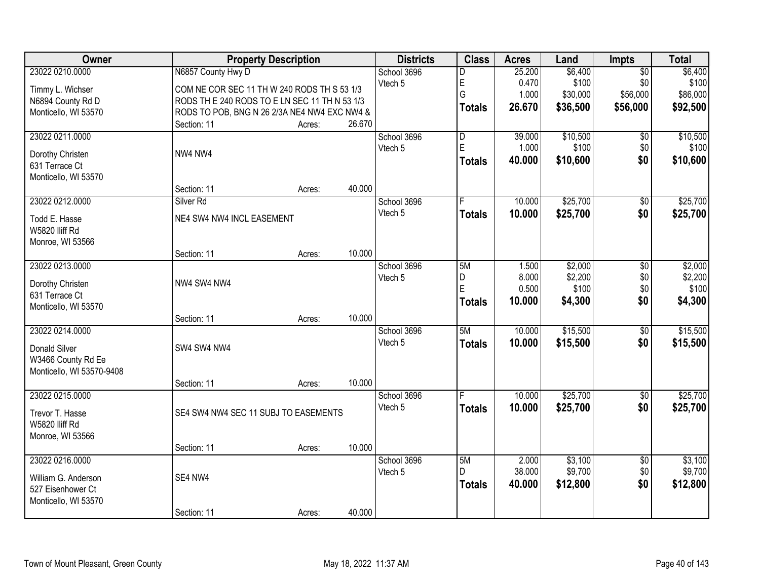| Owner | Property Description | Districts | Class | Acres | Land | Impts | Total |
|---|---|---|---|---|---|---|---|
| 23022 0210.0000 | N6857 County Hwy D | School 3696 | D | 25.200 | $6,400 | $0 | $6,400 |
| Timmy L. Wichser | COM NE COR SEC 11 TH W 240 RODS TH S 53 1/3 | Vtech 5 | E | 0.470 | $100 | $0 | $100 |
| N6894 County Rd D | RODS TH E 240 RODS TO E LN SEC 11 TH N 53 1/3 | | G | 1.000 | $30,000 | $56,000 | $86,000 |
| Monticello, WI 53570 | RODS TO POB, BNG N 26 2/3A NE4 NW4 EXC NW4 & | | **Totals** | **26.670** | **$36,500** | **$56,000** | **$92,500** |
| | Section: 11 Acres: 26.670 | | | | | | |
| 23022 0211.0000 | | School 3696 | D | 39.000 | $10,500 | $0 | $10,500 |
| Dorothy Christen | NW4 NW4 | Vtech 5 | E | 1.000 | $100 | $0 | $100 |
| 631 Terrace Ct | | | **Totals** | **40.000** | **$10,600** | **$0** | **$10,600** |
| Monticello, WI 53570 | | | | | | | |
| | Section: 11 Acres: 40.000 | | | | | | |
| 23022 0212.0000 | Silver Rd | School 3696 | F | 10.000 | $25,700 | $0 | $25,700 |
| Todd E. Hasse | NE4 SW4 NW4 INCL EASEMENT | Vtech 5 | **Totals** | **10.000** | **$25,700** | **$0** | **$25,700** |
| W5820 Iliff Rd | | | | | | | |
| Monroe, WI 53566 | | | | | | | |
| | Section: 11 Acres: 10.000 | | | | | | |
| 23022 0213.0000 | | School 3696 | 5M | 1.500 | $2,000 | $0 | $2,000 |
| Dorothy Christen | NW4 SW4 NW4 | Vtech 5 | D | 8.000 | $2,200 | $0 | $2,200 |
| 631 Terrace Ct | | | E | 0.500 | $100 | $0 | $100 |
| Monticello, WI 53570 | | | **Totals** | **10.000** | **$4,300** | **$0** | **$4,300** |
| | Section: 11 Acres: 10.000 | | | | | | |
| 23022 0214.0000 | | School 3696 | 5M | 10.000 | $15,500 | $0 | $15,500 |
| Donald Silver | SW4 SW4 NW4 | Vtech 5 | **Totals** | **10.000** | **$15,500** | **$0** | **$15,500** |
| W3466 County Rd Ee | | | | | | | |
| Monticello, WI 53570-9408 | | | | | | | |
| | Section: 11 Acres: 10.000 | | | | | | |
| 23022 0215.0000 | | School 3696 | F | 10.000 | $25,700 | $0 | $25,700 |
| Trevor T. Hasse | SE4 SW4 NW4 SEC 11 SUBJ TO EASEMENTS | Vtech 5 | **Totals** | **10.000** | **$25,700** | **$0** | **$25,700** |
| W5820 Iliff Rd | | | | | | | |
| Monroe, WI 53566 | | | | | | | |
| | Section: 11 Acres: 10.000 | | | | | | |
| 23022 0216.0000 | | School 3696 | 5M | 2.000 | $3,100 | $0 | $3,100 |
| William G. Anderson | SE4 NW4 | Vtech 5 | D | 38.000 | $9,700 | $0 | $9,700 |
| 527 Eisenhower Ct | | | **Totals** | **40.000** | **$12,800** | **$0** | **$12,800** |
| Monticello, WI 53570 | | | | | | | |
| | Section: 11 Acres: 40.000 | | | | | | |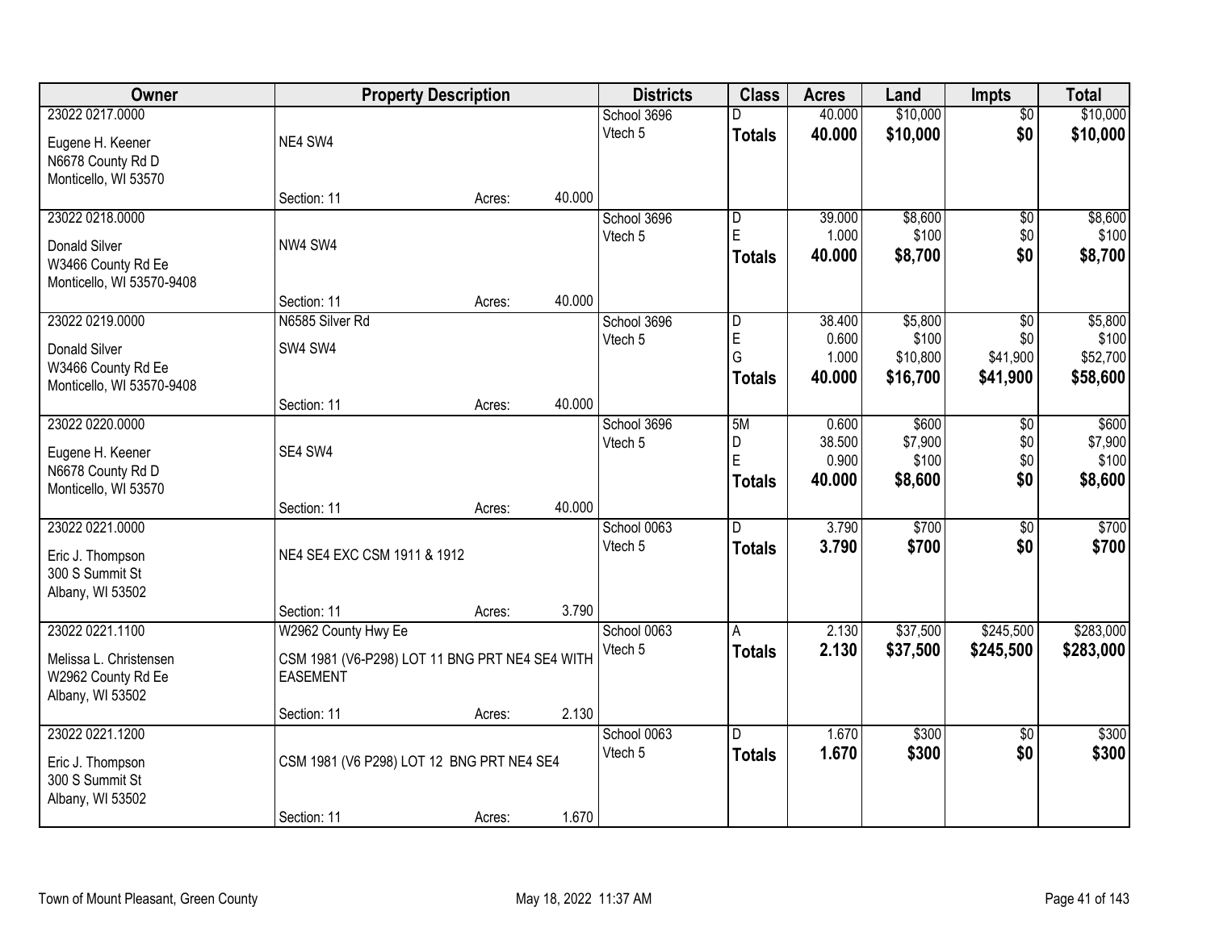| Owner | Property Description | | | Districts | Class | Acres | Land | Impts | Total |
|---|---|---|---|---|---|---|---|---|---|
| 23022 0217.0000 | | | | School 3696 | D | 40.000 | $10,000 | $0 | $10,000 |
| Eugene H. Keener<br>N6678 County Rd D<br>Monticello, WI 53570 | NE4 SW4 | | | Vtech 5 | **Totals** | **40.000** | **$10,000** | **$0** | **$10,000** |
| | Section: 11 | Acres: | 40.000 | | | | | | |
| 23022 0218.0000 | | | | School 3696 | D | 39.000 | $8,600 | $0 | $8,600 |
| Donald Silver<br>W3466 County Rd Ee<br>Monticello, WI 53570-9408 | NW4 SW4 | | | Vtech 5 | E | 1.000 | $100 | $0 | $100 |
| | | | | | **Totals** | **40.000** | **$8,700** | **$0** | **$8,700** |
| | Section: 11 | Acres: | 40.000 | | | | | | |
| 23022 0219.0000 | N6585 Silver Rd | | | School 3696 | D | 38.400 | $5,800 | $0 | $5,800 |
| Donald Silver<br>W3466 County Rd Ee<br>Monticello, WI 53570-9408 | SW4 SW4 | | | Vtech 5 | E | 0.600 | $100 | $0 | $100 |
| | | | | | G | 1.000 | $10,800 | $41,900 | $52,700 |
| | | | | | **Totals** | **40.000** | **$16,700** | **$41,900** | **$58,600** |
| | Section: 11 | Acres: | 40.000 | | | | | | |
| 23022 0220.0000 | | | | School 3696 | 5M | 0.600 | $600 | $0 | $600 |
| Eugene H. Keener<br>N6678 County Rd D<br>Monticello, WI 53570 | SE4 SW4 | | | Vtech 5 | D | 38.500 | $7,900 | $0 | $7,900 |
| | | | | | E | 0.900 | $100 | $0 | $100 |
| | | | | | **Totals** | **40.000** | **$8,600** | **$0** | **$8,600** |
| | Section: 11 | Acres: | 40.000 | | | | | | |
| 23022 0221.0000 | | | | School 0063 | D | 3.790 | $700 | $0 | $700 |
| Eric J. Thompson<br>300 S Summit St<br>Albany, WI 53502 | NE4 SE4 EXC CSM 1911 & 1912 | | | Vtech 5 | **Totals** | **3.790** | **$700** | **$0** | **$700** |
| | Section: 11 | Acres: | 3.790 | | | | | | |
| 23022 0221.1100 | W2962 County Hwy Ee | | | School 0063 | A | 2.130 | $37,500 | $245,500 | $283,000 |
| Melissa L. Christensen<br>W2962 County Rd Ee<br>Albany, WI 53502 | CSM 1981 (V6-P298) LOT 11 BNG PRT NE4 SE4 WITH EASEMENT | | | Vtech 5 | **Totals** | **2.130** | **$37,500** | **$245,500** | **$283,000** |
| | Section: 11 | Acres: | 2.130 | | | | | | |
| 23022 0221.1200 | | | | School 0063 | D | 1.670 | $300 | $0 | $300 |
| Eric J. Thompson<br>300 S Summit St<br>Albany, WI 53502 | CSM 1981 (V6 P298) LOT 12 BNG PRT NE4 SE4 | | | Vtech 5 | **Totals** | **1.670** | **$300** | **$0** | **$300** |
| | Section: 11 | Acres: | 1.670 | | | | | | |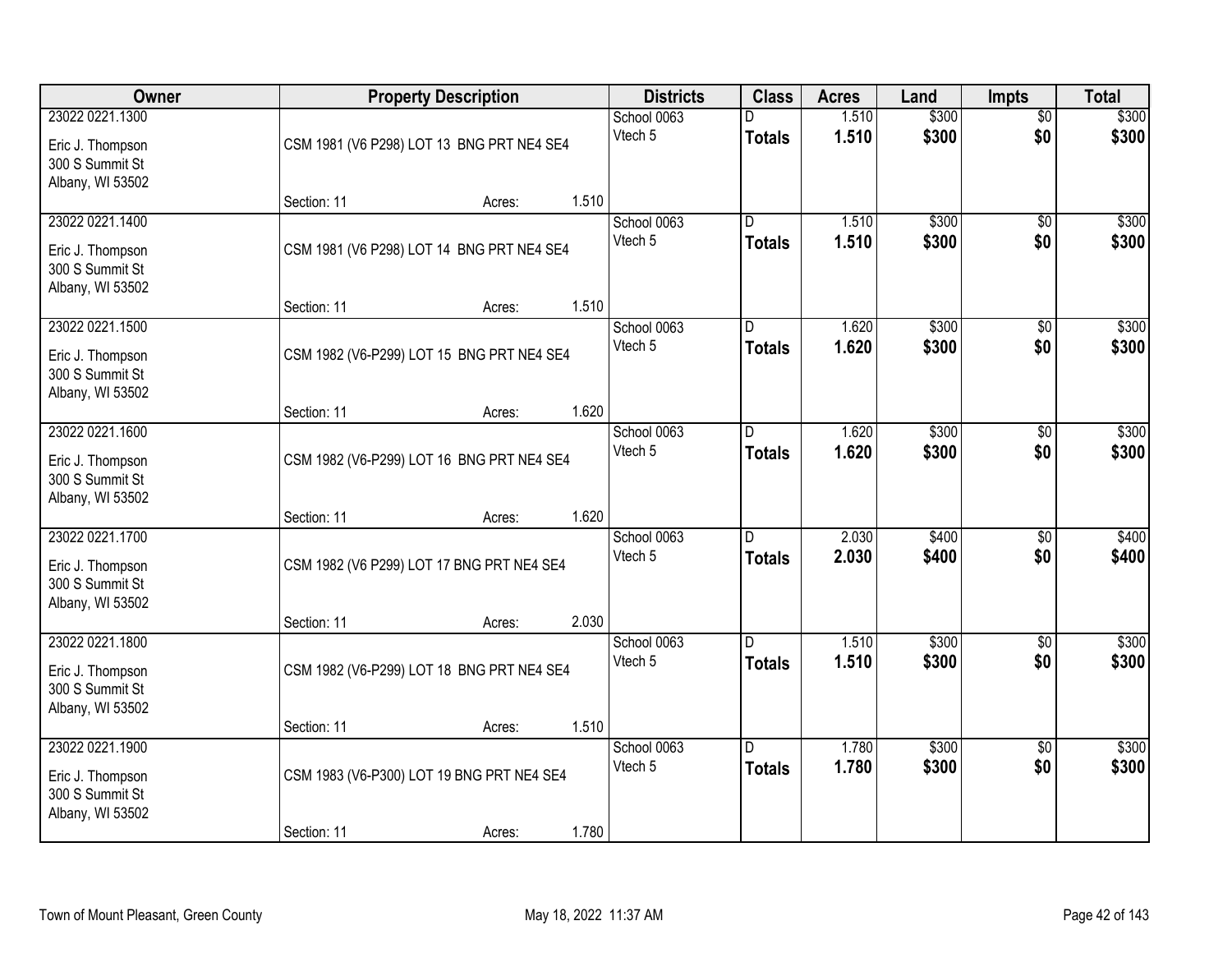| Owner | Property Description | Districts | Class | Acres | Land | Impts | Total |
|---|---|---|---|---|---|---|---|
| 23022 0221.1300<br>Eric J. Thompson<br>300 S Summit St<br>Albany, WI 53502 | CSM 1981 (V6 P298) LOT 13 BNG PRT NE4 SE4<br>Section: 11 Acres: 1.510 | School 0063<br>Vtech 5 | D<br>**Totals** | 1.510<br>**1.510** | $300<br>**$300** | $0<br>**$0** | $300<br>**$300** |
| 23022 0221.1400<br>Eric J. Thompson<br>300 S Summit St<br>Albany, WI 53502 | CSM 1981 (V6 P298) LOT 14 BNG PRT NE4 SE4<br>Section: 11 Acres: 1.510 | School 0063<br>Vtech 5 | D<br>**Totals** | 1.510<br>**1.510** | $300<br>**$300** | $0<br>**$0** | $300<br>**$300** |
| 23022 0221.1500<br>Eric J. Thompson<br>300 S Summit St<br>Albany, WI 53502 | CSM 1982 (V6-P299) LOT 15 BNG PRT NE4 SE4<br>Section: 11 Acres: 1.620 | School 0063<br>Vtech 5 | D<br>**Totals** | 1.620<br>**1.620** | $300<br>**$300** | $0<br>**$0** | $300<br>**$300** |
| 23022 0221.1600<br>Eric J. Thompson<br>300 S Summit St<br>Albany, WI 53502 | CSM 1982 (V6-P299) LOT 16 BNG PRT NE4 SE4<br>Section: 11 Acres: 1.620 | School 0063<br>Vtech 5 | D<br>**Totals** | 1.620<br>**1.620** | $300<br>**$300** | $0<br>**$0** | $300<br>**$300** |
| 23022 0221.1700<br>Eric J. Thompson<br>300 S Summit St<br>Albany, WI 53502 | CSM 1982 (V6 P299) LOT 17 BNG PRT NE4 SE4<br>Section: 11 Acres: 2.030 | School 0063<br>Vtech 5 | D<br>**Totals** | 2.030<br>**2.030** | $400<br>**$400** | $0<br>**$0** | $400<br>**$400** |
| 23022 0221.1800<br>Eric J. Thompson<br>300 S Summit St<br>Albany, WI 53502 | CSM 1982 (V6-P299) LOT 18 BNG PRT NE4 SE4<br>Section: 11 Acres: 1.510 | School 0063<br>Vtech 5 | D<br>**Totals** | 1.510<br>**1.510** | $300<br>**$300** | $0<br>**$0** | $300<br>**$300** |
| 23022 0221.1900<br>Eric J. Thompson<br>300 S Summit St<br>Albany, WI 53502 | CSM 1983 (V6-P300) LOT 19 BNG PRT NE4 SE4<br>Section: 11 Acres: 1.780 | School 0063<br>Vtech 5 | D<br>**Totals** | 1.780<br>**1.780** | $300<br>**$300** | $0<br>**$0** | $300<br>**$300** |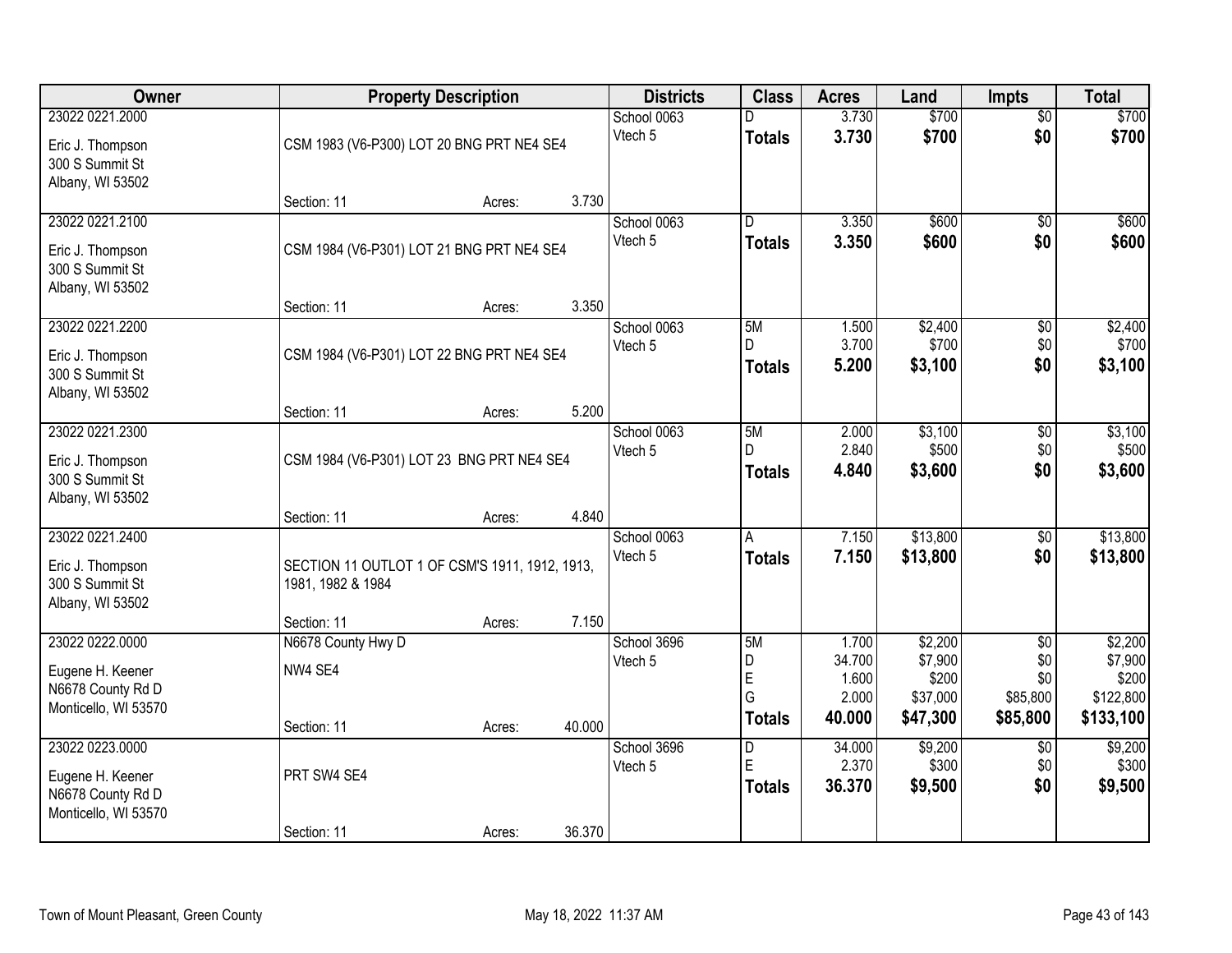| Owner | Property Description | Districts | Class | Acres | Land | Impts | Total |
|---|---|---|---|---|---|---|---|
| 23022 0221.2000<br>Eric J. Thompson<br>300 S Summit St<br>Albany, WI 53502 | CSM 1983 (V6-P300) LOT 20 BNG PRT NE4 SE4<br>Section: 11 Acres: 3.730 | School 0063<br>Vtech 5 | D<br>**Totals** | 3.730<br>**3.730** | $700<br>**$700** | $0<br>**$0** | $700<br>**$700** |
| 23022 0221.2100<br>Eric J. Thompson<br>300 S Summit St<br>Albany, WI 53502 | CSM 1984 (V6-P301) LOT 21 BNG PRT NE4 SE4<br>Section: 11 Acres: 3.350 | School 0063<br>Vtech 5 | D<br>**Totals** | 3.350<br>**3.350** | $600<br>**$600** | $0<br>**$0** | $600<br>**$600** |
| 23022 0221.2200<br>Eric J. Thompson<br>300 S Summit St<br>Albany, WI 53502 | CSM 1984 (V6-P301) LOT 22 BNG PRT NE4 SE4<br>Section: 11 Acres: 5.200 | School 0063<br>Vtech 5 | 5M<br>D<br>**Totals** | 1.500<br>3.700<br>**5.200** | $2,400<br>$700<br>**$3,100** | $0<br>$0<br>**$0** | $2,400<br>$700<br>**$3,100** |
| 23022 0221.2300<br>Eric J. Thompson<br>300 S Summit St<br>Albany, WI 53502 | CSM 1984 (V6-P301) LOT 23 BNG PRT NE4 SE4<br>Section: 11 Acres: 4.840 | School 0063<br>Vtech 5 | 5M<br>D<br>**Totals** | 2.000<br>2.840<br>**4.840** | $3,100<br>$500<br>**$3,600** | $0<br>$0<br>**$0** | $3,100<br>$500<br>**$3,600** |
| 23022 0221.2400<br>Eric J. Thompson<br>300 S Summit St<br>Albany, WI 53502 | SECTION 11 OUTLOT 1 OF CSM'S 1911, 1912, 1913, 1981, 1982 & 1984<br>Section: 11 Acres: 7.150 | School 0063<br>Vtech 5 | A<br>**Totals** | 7.150<br>**7.150** | $13,800<br>**$13,800** | $0<br>**$0** | $13,800<br>**$13,800** |
| 23022 0222.0000<br>Eugene H. Keener<br>N6678 County Rd D<br>Monticello, WI 53570 | N6678 County Hwy D<br>NW4 SE4<br>Section: 11 Acres: 40.000 | School 3696<br>Vtech 5 | 5M<br>D<br>E<br>G<br>**Totals** | 1.700<br>34.700<br>1.600<br>2.000<br>**40.000** | $2,200<br>$7,900<br>$200<br>$37,000<br>**$47,300** | $0<br>$0<br>$0<br>$85,800<br>**$85,800** | $2,200<br>$7,900<br>$200<br>$122,800<br>**$133,100** |
| 23022 0223.0000<br>Eugene H. Keener<br>N6678 County Rd D<br>Monticello, WI 53570 | PRT SW4 SE4<br>Section: 11 Acres: 36.370 | School 3696<br>Vtech 5 | D<br>E<br>**Totals** | 34.000<br>2.370<br>**36.370** | $9,200<br>$300<br>**$9,500** | $0<br>$0<br>**$0** | $9,200<br>$300<br>**$9,500** |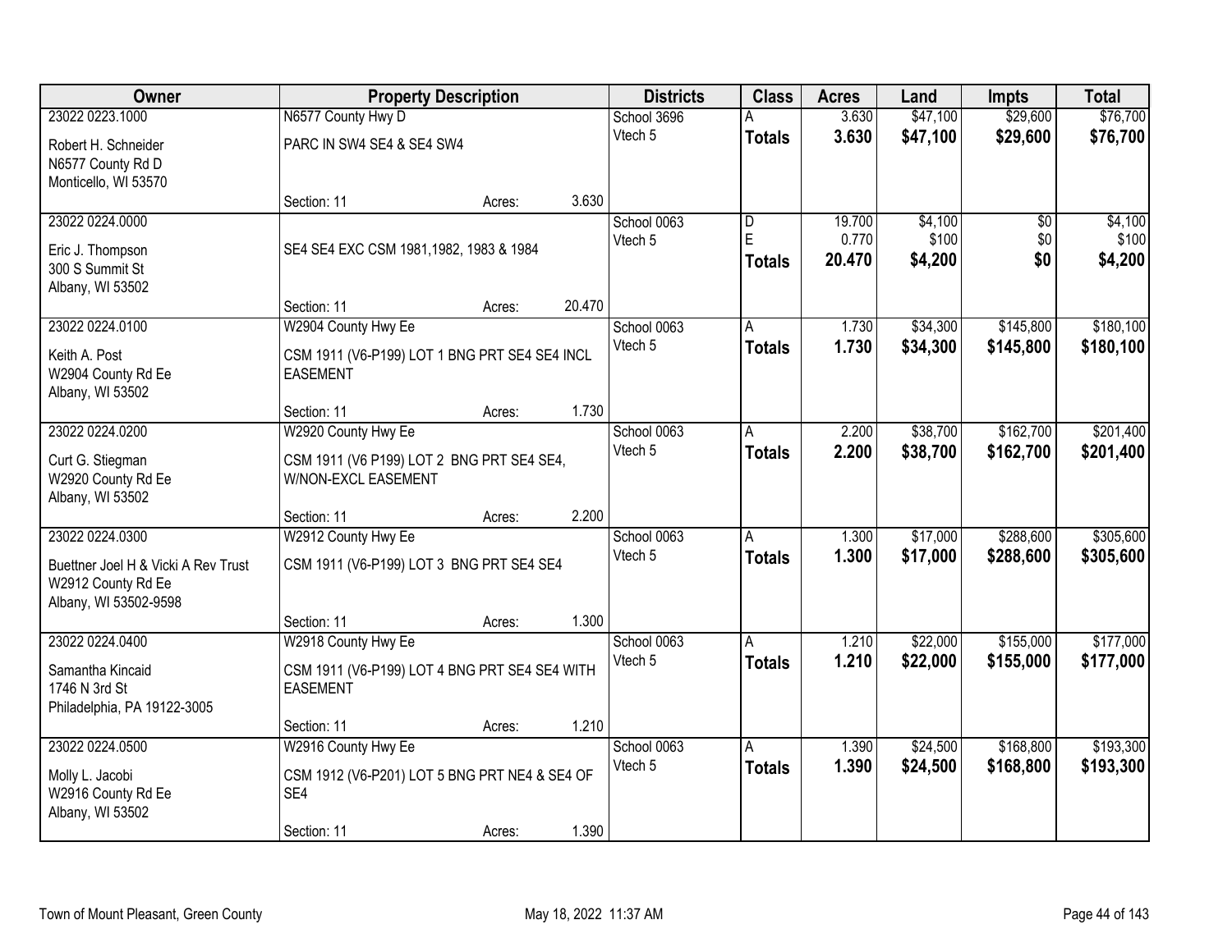| Owner | Property Description | | | Districts | Class | Acres | Land | Impts | Total |
|---|---|---|---|---|---|---|---|---|---|
| 23022 0223.1000 | N6577 County Hwy D | | | School 3696 | A | 3.630 | $47,100 | $29,600 | $76,700 |
| Robert H. Schneider<br>N6577 County Rd D<br>Monticello, WI 53570 | PARC IN SW4 SE4 & SE4 SW4 | | | Vtech 5 | **Totals** | **3.630** | **$47,100** | **$29,600** | **$76,700** |
| | Section: 11 | Acres: | 3.630 | | | | | | |
| 23022 0224.0000 | | | | School 0063 | D | 19.700 | $4,100 | $0 | $4,100 |
| Eric J. Thompson<br>300 S Summit St<br>Albany, WI 53502 | SE4 SE4 EXC CSM 1981,1982, 1983 & 1984 | | | Vtech 5 | E | 0.770 | $100 | $0 | $100 |
| | | | | | **Totals** | **20.470** | **$4,200** | **$0** | **$4,200** |
| | Section: 11 | Acres: | 20.470 | | | | | | |
| 23022 0224.0100 | W2904 County Hwy Ee | | | School 0063 | A | 1.730 | $34,300 | $145,800 | $180,100 |
| Keith A. Post<br>W2904 County Rd Ee<br>Albany, WI 53502 | CSM 1911 (V6-P199) LOT 1 BNG PRT SE4 SE4 INCL EASEMENT | | | Vtech 5 | **Totals** | **1.730** | **$34,300** | **$145,800** | **$180,100** |
| | Section: 11 | Acres: | 1.730 | | | | | | |
| 23022 0224.0200 | W2920 County Hwy Ee | | | School 0063 | A | 2.200 | $38,700 | $162,700 | $201,400 |
| Curt G. Stiegman<br>W2920 County Rd Ee<br>Albany, WI 53502 | CSM 1911 (V6 P199) LOT 2 BNG PRT SE4 SE4, W/NON-EXCL EASEMENT | | | Vtech 5 | **Totals** | **2.200** | **$38,700** | **$162,700** | **$201,400** |
| | Section: 11 | Acres: | 2.200 | | | | | | |
| 23022 0224.0300 | W2912 County Hwy Ee | | | School 0063 | A | 1.300 | $17,000 | $288,600 | $305,600 |
| Buettner Joel H & Vicki A Rev Trust<br>W2912 County Rd Ee<br>Albany, WI 53502-9598 | CSM 1911 (V6-P199) LOT 3 BNG PRT SE4 SE4 | | | Vtech 5 | **Totals** | **1.300** | **$17,000** | **$288,600** | **$305,600** |
| | Section: 11 | Acres: | 1.300 | | | | | | |
| 23022 0224.0400 | W2918 County Hwy Ee | | | School 0063 | A | 1.210 | $22,000 | $155,000 | $177,000 |
| Samantha Kincaid<br>1746 N 3rd St<br>Philadelphia, PA 19122-3005 | CSM 1911 (V6-P199) LOT 4 BNG PRT SE4 SE4 WITH EASEMENT | | | Vtech 5 | **Totals** | **1.210** | **$22,000** | **$155,000** | **$177,000** |
| | Section: 11 | Acres: | 1.210 | | | | | | |
| 23022 0224.0500 | W2916 County Hwy Ee | | | School 0063 | A | 1.390 | $24,500 | $168,800 | $193,300 |
| Molly L. Jacobi<br>W2916 County Rd Ee<br>Albany, WI 53502 | CSM 1912 (V6-P201) LOT 5 BNG PRT NE4 & SE4 OF SE4 | | | Vtech 5 | **Totals** | **1.390** | **$24,500** | **$168,800** | **$193,300** |
| | Section: 11 | Acres: | 1.390 | | | | | | |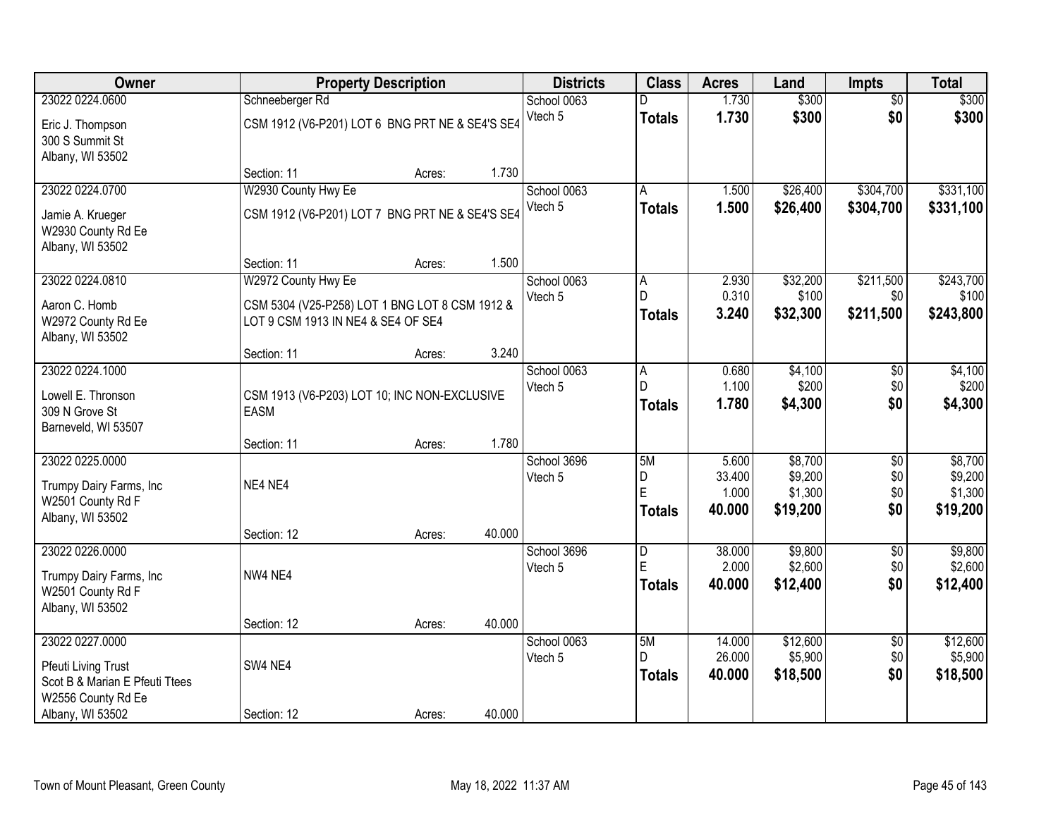| Owner | Property Description | | | Districts | Class | Acres | Land | Impts | Total |
|---|---|---|---|---|---|---|---|---|---|
| 23022 0224.0600 | Schneeberger Rd | | | School 0063 | D | 1.730 | $300 | $0 | $300 |
| Eric J. Thompson<br>300 S Summit St<br>Albany, WI 53502 | CSM 1912 (V6-P201) LOT 6 BNG PRT NE & SE4'S SE4 | | | Vtech 5 | **Totals** | **1.730** | **$300** | **$0** | **$300** |
| | Section: 11 | Acres: | 1.730 | | | | | | |
| 23022 0224.0700 | W2930 County Hwy Ee | | | School 0063 | A | 1.500 | $26,400 | $304,700 | $331,100 |
| Jamie A. Krueger<br>W2930 County Rd Ee<br>Albany, WI 53502 | CSM 1912 (V6-P201) LOT 7 BNG PRT NE & SE4'S SE4 | | | Vtech 5 | **Totals** | **1.500** | **$26,400** | **$304,700** | **$331,100** |
| | Section: 11 | Acres: | 1.500 | | | | | | |
| 23022 0224.0810 | W2972 County Hwy Ee | | | School 0063 | A | 2.930 | $32,200 | $211,500 | $243,700 |
| Aaron C. Homb<br>W2972 County Rd Ee<br>Albany, WI 53502 | CSM 5304 (V25-P258) LOT 1 BNG LOT 8 CSM 1912 & LOT 9 CSM 1913 IN NE4 & SE4 OF SE4 | | | Vtech 5 | D | 0.310 | $100 | $0 | $100 |
| | | | | | **Totals** | **3.240** | **$32,300** | **$211,500** | **$243,800** |
| | Section: 11 | Acres: | 3.240 | | | | | | |
| 23022 0224.1000 | | | | School 0063 | A | 0.680 | $4,100 | $0 | $4,100 |
| Lowell E. Thronson<br>309 N Grove St<br>Barneveld, WI 53507 | CSM 1913 (V6-P203) LOT 10; INC NON-EXCLUSIVE EASM | | | Vtech 5 | D | 1.100 | $200 | $0 | $200 |
| | | | | | **Totals** | **1.780** | **$4,300** | **$0** | **$4,300** |
| | Section: 11 | Acres: | 1.780 | | | | | | |
| 23022 0225.0000 | | | | School 3696 | 5M | 5.600 | $8,700 | $0 | $8,700 |
| Trumpy Dairy Farms, Inc<br>W2501 County Rd F<br>Albany, WI 53502 | NE4 NE4 | | | Vtech 5 | D | 33.400 | $9,200 | $0 | $9,200 |
| | | | | | E | 1.000 | $1,300 | $0 | $1,300 |
| | | | | | **Totals** | **40.000** | **$19,200** | **$0** | **$19,200** |
| | Section: 12 | Acres: | 40.000 | | | | | | |
| 23022 0226.0000 | | | | School 3696 | D | 38.000 | $9,800 | $0 | $9,800 |
| Trumpy Dairy Farms, Inc<br>W2501 County Rd F<br>Albany, WI 53502 | NW4 NE4 | | | Vtech 5 | E | 2.000 | $2,600 | $0 | $2,600 |
| | | | | | **Totals** | **40.000** | **$12,400** | **$0** | **$12,400** |
| | Section: 12 | Acres: | 40.000 | | | | | | |
| 23022 0227.0000 | | | | School 0063 | 5M | 14.000 | $12,600 | $0 | $12,600 |
| Pfeuti Living Trust<br>Scot B & Marian E Pfeuti Ttees<br>W2556 County Rd Ee<br>Albany, WI 53502 | SW4 NE4 | | | Vtech 5 | D | 26.000 | $5,900 | $0 | $5,900 |
| | | | | | **Totals** | **40.000** | **$18,500** | **$0** | **$18,500** |
| | Section: 12 | Acres: | 40.000 | | | | | | |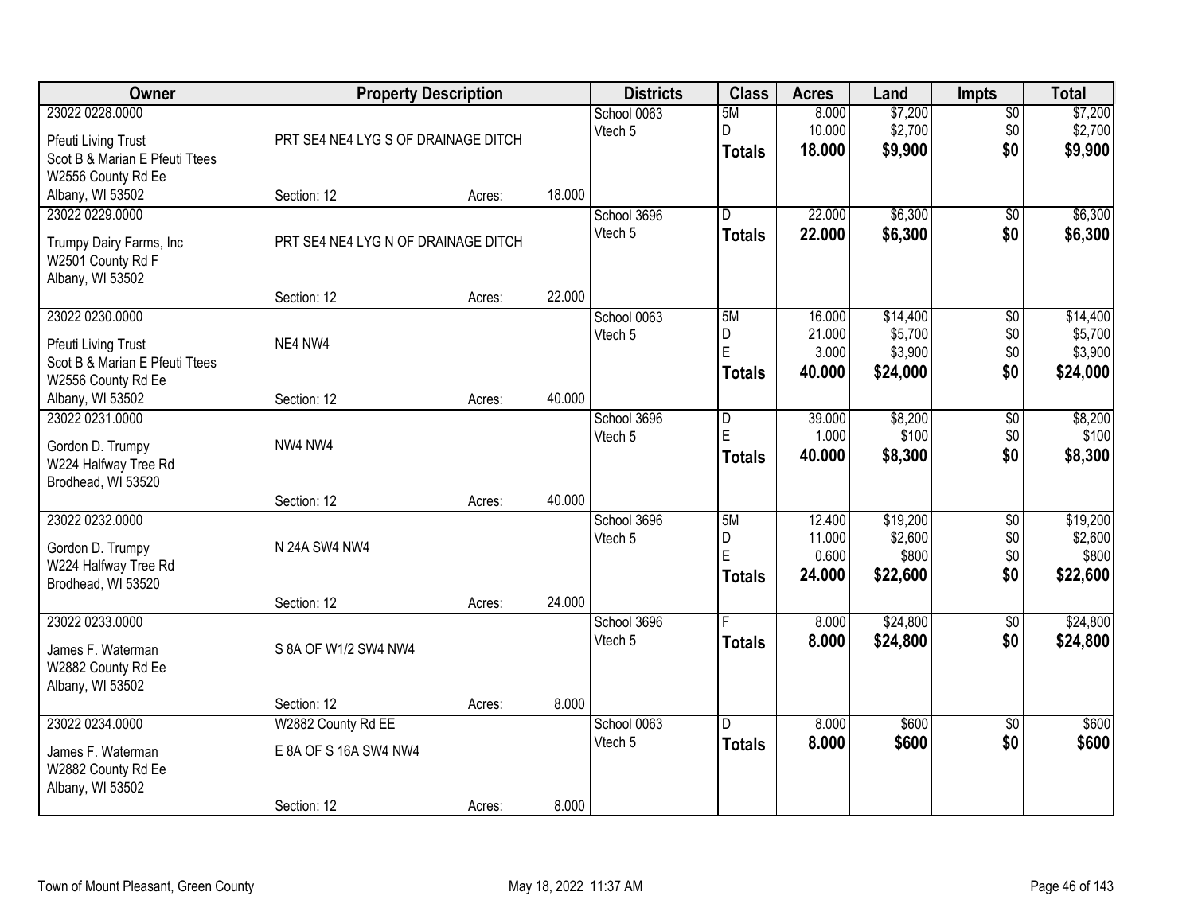| Owner | Property Description | | | Districts | Class | Acres | Land | Impts | Total |
|---|---|---|---|---|---|---|---|---|---|
| 23022 0228.0000<br>Pfeuti Living Trust<br>Scot B & Marian E Pfeuti Ttees<br>W2556 County Rd Ee<br>Albany, WI 53502 | PRT SE4 NE4 LYG S OF DRAINAGE DITCH<br>Section: 12 | Acres: | 18.000 | School 0063<br>Vtech 5 | 5M<br>D<br>**Totals** | 8.000<br>10.000<br>**18.000** | $7,200<br>$2,700<br>**$9,900** | $0<br>$0<br>**$0** | $7,200<br>$2,700<br>**$9,900** |
| 23022 0229.0000<br>Trumpy Dairy Farms, Inc<br>W2501 County Rd F<br>Albany, WI 53502 | PRT SE4 NE4 LYG N OF DRAINAGE DITCH<br>Section: 12 | Acres: | 22.000 | School 3696<br>Vtech 5 | D<br>**Totals** | 22.000<br>**22.000** | $6,300<br>**$6,300** | $0<br>**$0** | $6,300<br>**$6,300** |
| 23022 0230.0000<br>Pfeuti Living Trust<br>Scot B & Marian E Pfeuti Ttees<br>W2556 County Rd Ee<br>Albany, WI 53502 | NE4 NW4<br>Section: 12 | Acres: | 40.000 | School 0063<br>Vtech 5 | 5M<br>D<br>E<br>**Totals** | 16.000<br>21.000<br>3.000<br>**40.000** | $14,400<br>$5,700<br>$3,900<br>**$24,000** | $0<br>$0<br>$0<br>**$0** | $14,400<br>$5,700<br>$3,900<br>**$24,000** |
| 23022 0231.0000<br>Gordon D. Trumpy<br>W224 Halfway Tree Rd<br>Brodhead, WI 53520 | NW4 NW4<br>Section: 12 | Acres: | 40.000 | School 3696<br>Vtech 5 | D<br>E<br>**Totals** | 39.000<br>1.000<br>**40.000** | $8,200<br>$100<br>**$8,300** | $0<br>$0<br>**$0** | $8,200<br>$100<br>**$8,300** |
| 23022 0232.0000<br>Gordon D. Trumpy<br>W224 Halfway Tree Rd<br>Brodhead, WI 53520 | N 24A SW4 NW4<br>Section: 12 | Acres: | 24.000 | School 3696<br>Vtech 5 | 5M<br>D<br>E<br>**Totals** | 12.400<br>11.000<br>0.600<br>**24.000** | $19,200<br>$2,600<br>$800<br>**$22,600** | $0<br>$0<br>$0<br>**$0** | $19,200<br>$2,600<br>$800<br>**$22,600** |
| 23022 0233.0000<br>James F. Waterman<br>W2882 County Rd Ee<br>Albany, WI 53502 | S 8A OF W1/2 SW4 NW4<br>Section: 12 | Acres: | 8.000 | School 3696<br>Vtech 5 | F<br>**Totals** | 8.000<br>**8.000** | $24,800<br>**$24,800** | $0<br>**$0** | $24,800<br>**$24,800** |
| 23022 0234.0000<br>James F. Waterman<br>W2882 County Rd Ee<br>Albany, WI 53502 | W2882 County Rd EE<br>E 8A OF S 16A SW4 NW4<br>Section: 12 | Acres: | 8.000 | School 0063<br>Vtech 5 | D<br>**Totals** | 8.000<br>**8.000** | $600<br>**$600** | $0<br>**$0** | $600<br>**$600** |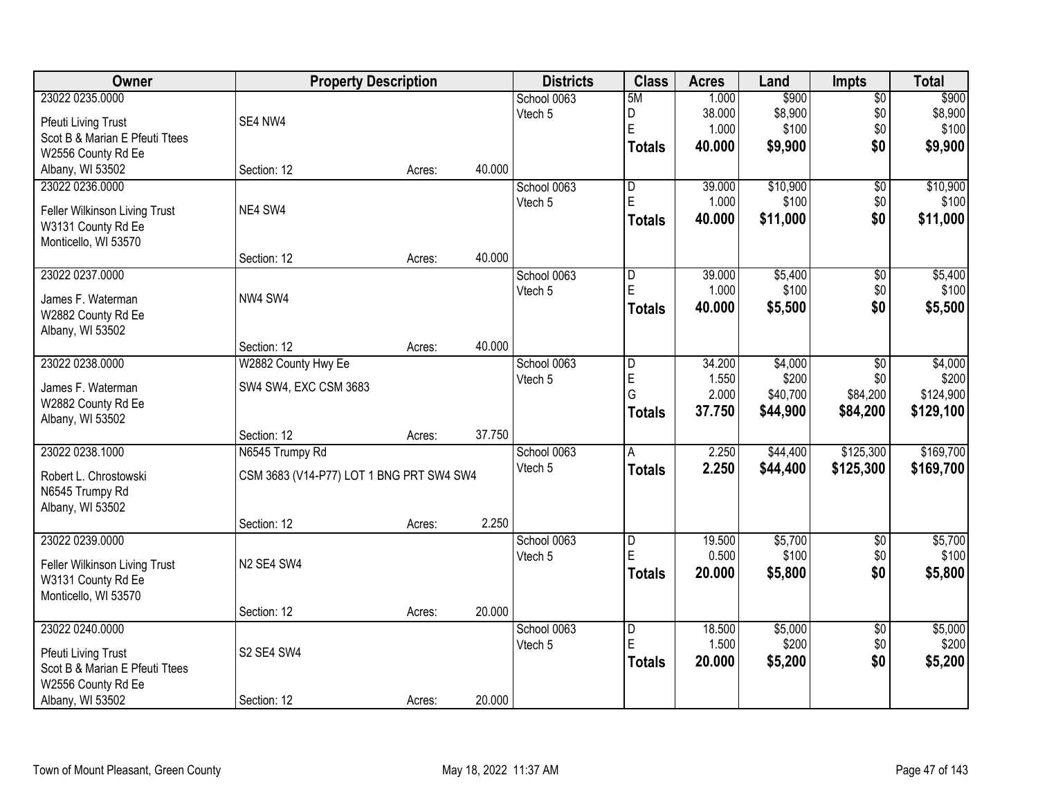| Owner | Property Description | | | Districts | Class | Acres | Land | Impts | Total |
|---|---|---|---|---|---|---|---|---|---|
| 23022 0235.0000 | | | | School 0063 | 5M | 1.000 | $900 | $0 | $900 |
| Pfeuti Living Trust | SE4 NW4 | | | Vtech 5 | D | 38.000 | $8,900 | $0 | $8,900 |
| Scot B & Marian E Pfeuti Ttees | | | | | E | 1.000 | $100 | $0 | $100 |
| W2556 County Rd Ee | | | | | **Totals** | **40.000** | **$9,900** | **$0** | **$9,900** |
| Albany, WI 53502 | Section: 12 | Acres: | 40.000 | | | | | | |
| 23022 0236.0000 | | | | School 0063 | D | 39.000 | $10,900 | $0 | $10,900 |
| Feller Wilkinson Living Trust | NE4 SW4 | | | Vtech 5 | E | 1.000 | $100 | $0 | $100 |
| W3131 County Rd Ee | | | | | **Totals** | **40.000** | **$11,000** | **$0** | **$11,000** |
| Monticello, WI 53570 | | | | | | | | | |
| | Section: 12 | Acres: | 40.000 | | | | | | |
| 23022 0237.0000 | | | | School 0063 | D | 39.000 | $5,400 | $0 | $5,400 |
| James F. Waterman | NW4 SW4 | | | Vtech 5 | E | 1.000 | $100 | $0 | $100 |
| W2882 County Rd Ee | | | | | **Totals** | **40.000** | **$5,500** | **$0** | **$5,500** |
| Albany, WI 53502 | | | | | | | | | |
| | Section: 12 | Acres: | 40.000 | | | | | | |
| 23022 0238.0000 | W2882 County Hwy Ee | | | School 0063 | D | 34.200 | $4,000 | $0 | $4,000 |
| James F. Waterman | SW4 SW4, EXC CSM 3683 | | | Vtech 5 | E | 1.550 | $200 | $0 | $200 |
| W2882 County Rd Ee | | | | | G | 2.000 | $40,700 | $84,200 | $124,900 |
| Albany, WI 53502 | | | | | **Totals** | **37.750** | **$44,900** | **$84,200** | **$129,100** |
| | Section: 12 | Acres: | 37.750 | | | | | | |
| 23022 0238.1000 | N6545 Trumpy Rd | | | School 0063 | A | 2.250 | $44,400 | $125,300 | $169,700 |
| Robert L. Chrostowski | CSM 3683 (V14-P77) LOT 1 BNG PRT SW4 SW4 | | | Vtech 5 | **Totals** | **2.250** | **$44,400** | **$125,300** | **$169,700** |
| N6545 Trumpy Rd | | | | | | | | | |
| Albany, WI 53502 | | | | | | | | | |
| | Section: 12 | Acres: | 2.250 | | | | | | |
| 23022 0239.0000 | | | | School 0063 | D | 19.500 | $5,700 | $0 | $5,700 |
| Feller Wilkinson Living Trust | N2 SE4 SW4 | | | Vtech 5 | E | 0.500 | $100 | $0 | $100 |
| W3131 County Rd Ee | | | | | **Totals** | **20.000** | **$5,800** | **$0** | **$5,800** |
| Monticello, WI 53570 | | | | | | | | | |
| | Section: 12 | Acres: | 20.000 | | | | | | |
| 23022 0240.0000 | | | | School 0063 | D | 18.500 | $5,000 | $0 | $5,000 |
| Pfeuti Living Trust | S2 SE4 SW4 | | | Vtech 5 | E | 1.500 | $200 | $0 | $200 |
| Scot B & Marian E Pfeuti Ttees | | | | | **Totals** | **20.000** | **$5,200** | **$0** | **$5,200** |
| W2556 County Rd Ee | | | | | | | | | |
| Albany, WI 53502 | Section: 12 | Acres: | 20.000 | | | | | | |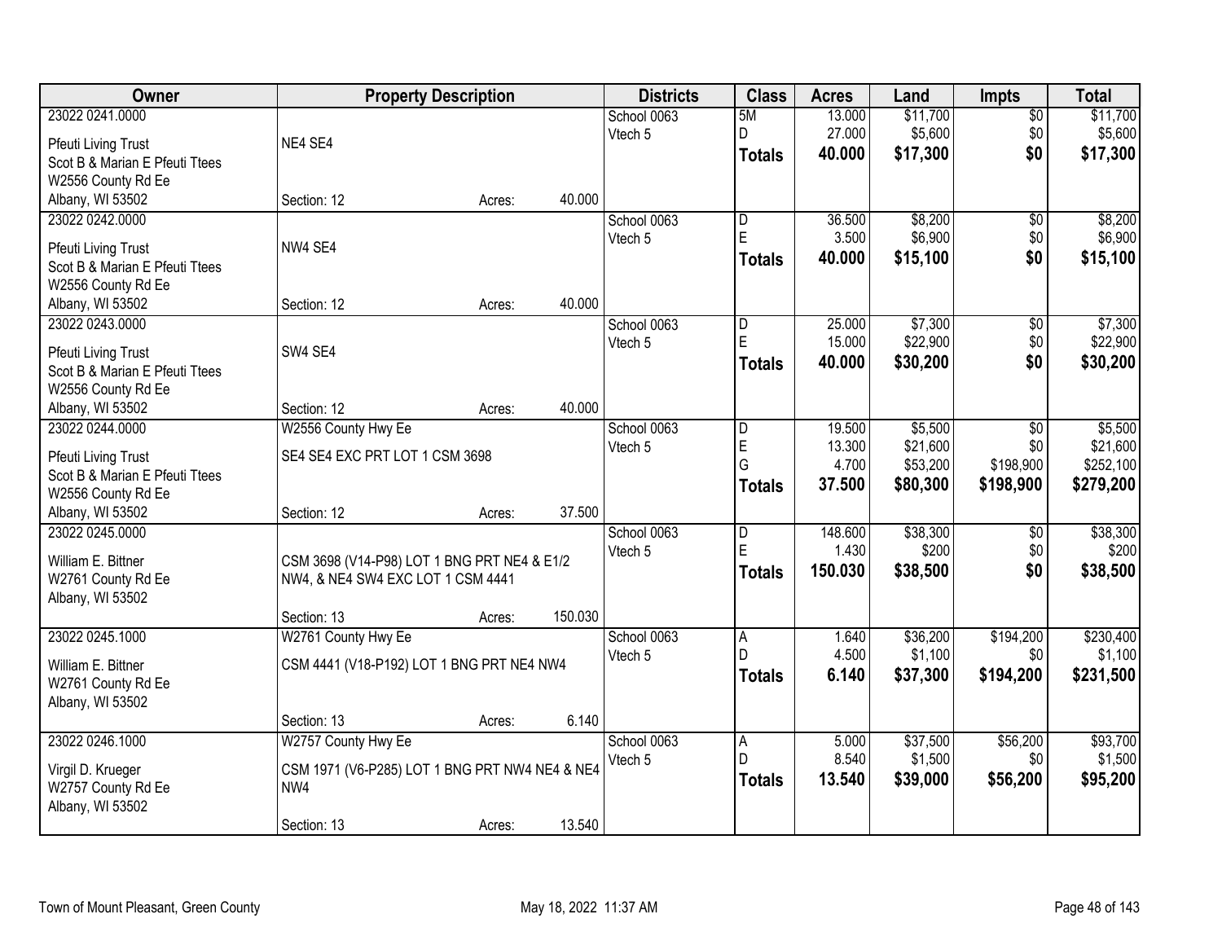| Owner | Property Description | Districts | Class | Acres | Land | Impts | Total |
|---|---|---|---|---|---|---|---|
| 23022 0241.0000<br>Pfeuti Living Trust<br>Scot B & Marian E Pfeuti Ttees<br>W2556 County Rd Ee<br>Albany, WI 53502 | NE4 SE4<br>Section: 12 Acres: 40.000 | School 0063<br>Vtech 5 | 5M<br>D<br>**Totals** | 13.000<br>27.000<br>**40.000** | $11,700<br>$5,600<br>**$17,300** | $0<br>$0<br>**$0** | $11,700<br>$5,600<br>**$17,300** |
| 23022 0242.0000<br>Pfeuti Living Trust<br>Scot B & Marian E Pfeuti Ttees<br>W2556 County Rd Ee<br>Albany, WI 53502 | NW4 SE4<br>Section: 12 Acres: 40.000 | School 0063<br>Vtech 5 | D<br>E<br>**Totals** | 36.500<br>3.500<br>**40.000** | $8,200<br>$6,900<br>**$15,100** | $0<br>$0<br>**$0** | $8,200<br>$6,900<br>**$15,100** |
| 23022 0243.0000<br>Pfeuti Living Trust<br>Scot B & Marian E Pfeuti Ttees<br>W2556 County Rd Ee<br>Albany, WI 53502 | SW4 SE4<br>Section: 12 Acres: 40.000 | School 0063<br>Vtech 5 | D<br>E<br>**Totals** | 25.000<br>15.000<br>**40.000** | $7,300<br>$22,900<br>**$30,200** | $0<br>$0<br>**$0** | $7,300<br>$22,900<br>**$30,200** |
| 23022 0244.0000<br>Pfeuti Living Trust<br>Scot B & Marian E Pfeuti Ttees<br>W2556 County Rd Ee<br>Albany, WI 53502 | W2556 County Hwy Ee<br>SE4 SE4 EXC PRT LOT 1 CSM 3698<br>Section: 12 Acres: 37.500 | School 0063<br>Vtech 5 | D<br>E<br>G<br>**Totals** | 19.500<br>13.300<br>4.700<br>**37.500** | $5,500<br>$21,600<br>$53,200<br>**$80,300** | $0<br>$0<br>$198,900<br>**$198,900** | $5,500<br>$21,600<br>$252,100<br>**$279,200** |
| 23022 0245.0000<br>William E. Bittner<br>W2761 County Rd Ee<br>Albany, WI 53502 | CSM 3698 (V14-P98) LOT 1 BNG PRT NE4 & E1/2 NW4, & NE4 SW4 EXC LOT 1 CSM 4441<br>Section: 13 Acres: 150.030 | School 0063<br>Vtech 5 | D<br>E<br>**Totals** | 148.600<br>1.430<br>**150.030** | $38,300<br>$200<br>**$38,500** | $0<br>$0<br>**$0** | $38,300<br>$200<br>**$38,500** |
| 23022 0245.1000<br>William E. Bittner<br>W2761 County Rd Ee<br>Albany, WI 53502 | W2761 County Hwy Ee<br>CSM 4441 (V18-P192) LOT 1 BNG PRT NE4 NW4<br>Section: 13 Acres: 6.140 | School 0063<br>Vtech 5 | A<br>D<br>**Totals** | 1.640<br>4.500<br>**6.140** | $36,200<br>$1,100<br>**$37,300** | $194,200<br>$0<br>**$194,200** | $230,400<br>$1,100<br>**$231,500** |
| 23022 0246.1000<br>Virgil D. Krueger<br>W2757 County Rd Ee<br>Albany, WI 53502 | W2757 County Hwy Ee<br>CSM 1971 (V6-P285) LOT 1 BNG PRT NW4 NE4 & NE4 NW4<br>Section: 13 Acres: 13.540 | School 0063<br>Vtech 5 | A<br>D<br>**Totals** | 5.000<br>8.540<br>**13.540** | $37,500<br>$1,500<br>**$39,000** | $56,200<br>$0<br>**$56,200** | $93,700<br>$1,500<br>**$95,200** |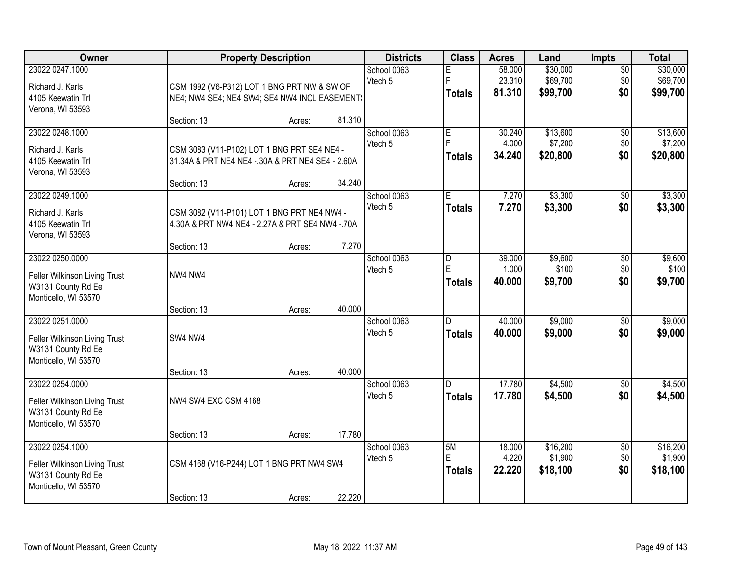| Owner | Property Description | Districts | Class | Acres | Land | Impts | Total |
|---|---|---|---|---|---|---|---|
| 23022 0247.1000<br>Richard J. Karls<br>4105 Keewatin Trl<br>Verona, WI 53593 | CSM 1992 (V6-P312) LOT 1 BNG PRT NW & SW OF NE4; NW4 SE4; NE4 SW4; SE4 NW4 INCL EASEMENT:<br>Section: 13 Acres: 81.310 | School 0063<br>Vtech 5 | E<br>F<br>**Totals** | 58.000<br>23.310<br>**81.310** | $30,000<br>$69,700<br>**$99,700** | $0<br>$0<br>**$0** | $30,000<br>$69,700<br>**$99,700** |
| 23022 0248.1000<br>Richard J. Karls<br>4105 Keewatin Trl<br>Verona, WI 53593 | CSM 3083 (V11-P102) LOT 1 BNG PRT SE4 NE4 - 31.34A & PRT NE4 NE4 -.30A & PRT NE4 SE4 - 2.60A<br>Section: 13 Acres: 34.240 | School 0063<br>Vtech 5 | E<br>F<br>**Totals** | 30.240<br>4.000<br>**34.240** | $13,600<br>$7,200<br>**$20,800** | $0<br>$0<br>**$0** | $13,600<br>$7,200<br>**$20,800** |
| 23022 0249.1000<br>Richard J. Karls<br>4105 Keewatin Trl<br>Verona, WI 53593 | CSM 3082 (V11-P101) LOT 1 BNG PRT NE4 NW4 - 4.30A & PRT NW4 NE4 - 2.27A & PRT SE4 NW4 -.70A<br>Section: 13 Acres: 7.270 | School 0063<br>Vtech 5 | E<br>**Totals** | 7.270<br>**7.270** | $3,300<br>**$3,300** | $0<br>**$0** | $3,300<br>**$3,300** |
| 23022 0250.0000<br>Feller Wilkinson Living Trust<br>W3131 County Rd Ee<br>Monticello, WI 53570 | NW4 NW4<br>Section: 13 Acres: 40.000 | School 0063<br>Vtech 5 | D<br>E<br>**Totals** | 39.000<br>1.000<br>**40.000** | $9,600<br>$100<br>**$9,700** | $0<br>$0<br>**$0** | $9,600<br>$100<br>**$9,700** |
| 23022 0251.0000<br>Feller Wilkinson Living Trust<br>W3131 County Rd Ee<br>Monticello, WI 53570 | SW4 NW4<br>Section: 13 Acres: 40.000 | School 0063<br>Vtech 5 | D<br>**Totals** | 40.000<br>**40.000** | $9,000<br>**$9,000** | $0<br>**$0** | $9,000<br>**$9,000** |
| 23022 0254.0000<br>Feller Wilkinson Living Trust<br>W3131 County Rd Ee<br>Monticello, WI 53570 | NW4 SW4 EXC CSM 4168<br>Section: 13 Acres: 17.780 | School 0063<br>Vtech 5 | D<br>**Totals** | 17.780<br>**17.780** | $4,500<br>**$4,500** | $0<br>**$0** | $4,500<br>**$4,500** |
| 23022 0254.1000<br>Feller Wilkinson Living Trust<br>W3131 County Rd Ee<br>Monticello, WI 53570 | CSM 4168 (V16-P244) LOT 1 BNG PRT NW4 SW4<br>Section: 13 Acres: 22.220 | School 0063<br>Vtech 5 | 5M<br>E<br>**Totals** | 18.000<br>4.220<br>**22.220** | $16,200<br>$1,900<br>**$18,100** | $0<br>$0<br>**$0** | $16,200<br>$1,900<br>**$18,100** |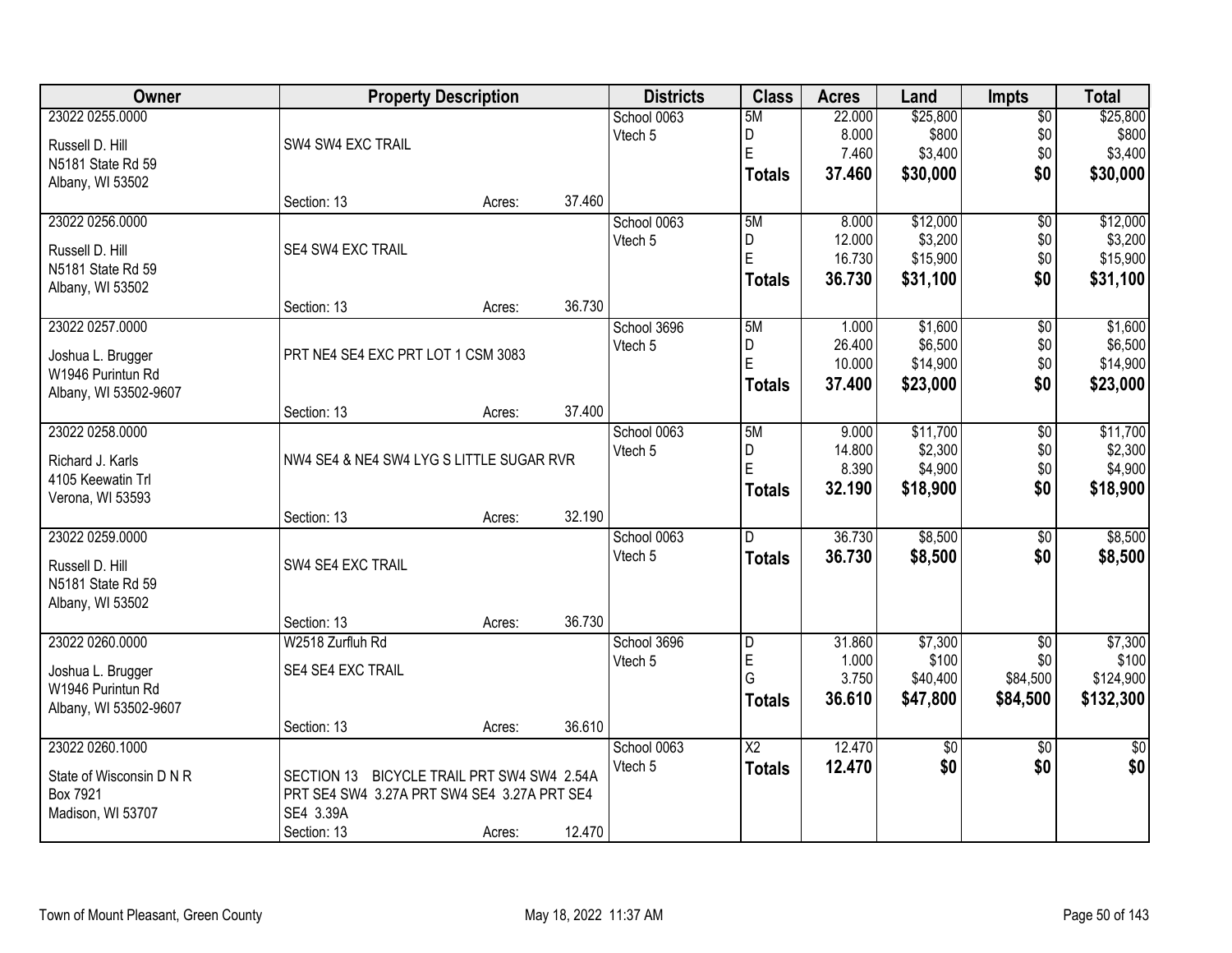| Owner | Property Description | Districts | Class | Acres | Land | Impts | Total |
|---|---|---|---|---|---|---|---|
| 23022 0255.0000<br>Russell D. Hill<br>N5181 State Rd 59<br>Albany, WI 53502 | SW4 SW4 EXC TRAIL<br>Section: 13 Acres: 37.460 | School 0063<br>Vtech 5 | 5M<br>D<br>E<br>**Totals** | 22.000<br>8.000<br>7.460<br>**37.460** | $25,800<br>$800<br>$3,400<br>**$30,000** | $0<br>$0<br>$0<br>**$0** | $25,800<br>$800<br>$3,400<br>**$30,000** |
| 23022 0256.0000<br>Russell D. Hill<br>N5181 State Rd 59<br>Albany, WI 53502 | SE4 SW4 EXC TRAIL<br>Section: 13 Acres: 36.730 | School 0063<br>Vtech 5 | 5M<br>D<br>E<br>**Totals** | 8.000<br>12.000<br>16.730<br>**36.730** | $12,000<br>$3,200<br>$15,900<br>**$31,100** | $0<br>$0<br>$0<br>**$0** | $12,000<br>$3,200<br>$15,900<br>**$31,100** |
| 23022 0257.0000<br>Joshua L. Brugger<br>W1946 Purintun Rd<br>Albany, WI 53502-9607 | PRT NE4 SE4 EXC PRT LOT 1 CSM 3083<br>Section: 13 Acres: 37.400 | School 3696<br>Vtech 5 | 5M<br>D<br>E<br>**Totals** | 1.000<br>26.400<br>10.000<br>**37.400** | $1,600<br>$6,500<br>$14,900<br>**$23,000** | $0<br>$0<br>$0<br>**$0** | $1,600<br>$6,500<br>$14,900<br>**$23,000** |
| 23022 0258.0000<br>Richard J. Karls<br>4105 Keewatin Trl<br>Verona, WI 53593 | NW4 SE4 & NE4 SW4 LYG S LITTLE SUGAR RVR<br>Section: 13 Acres: 32.190 | School 0063<br>Vtech 5 | 5M<br>D<br>E<br>**Totals** | 9.000<br>14.800<br>8.390<br>**32.190** | $11,700<br>$2,300<br>$4,900<br>**$18,900** | $0<br>$0<br>$0<br>**$0** | $11,700<br>$2,300<br>$4,900<br>**$18,900** |
| 23022 0259.0000<br>Russell D. Hill<br>N5181 State Rd 59<br>Albany, WI 53502 | SW4 SE4 EXC TRAIL<br>Section: 13 Acres: 36.730 | School 0063<br>Vtech 5 | D<br>**Totals** | 36.730<br>**36.730** | $8,500<br>**$8,500** | $0<br>**$0** | $8,500<br>**$8,500** |
| 23022 0260.0000<br>Joshua L. Brugger<br>W1946 Purintun Rd<br>Albany, WI 53502-9607 | W2518 Zurfluh Rd<br>SE4 SE4 EXC TRAIL<br>Section: 13 Acres: 36.610 | School 3696<br>Vtech 5 | D<br>E<br>G<br>**Totals** | 31.860<br>1.000<br>3.750<br>**36.610** | $7,300<br>$100<br>$40,400<br>**$47,800** | $0<br>$0<br>$84,500<br>**$84,500** | $7,300<br>$100<br>$124,900<br>**$132,300** |
| 23022 0260.1000<br>State of Wisconsin D N R<br>Box 7921<br>Madison, WI 53707 | SECTION 13 BICYCLE TRAIL PRT SW4 SW4 2.54A PRT SE4 SW4 3.27A PRT SW4 SE4 3.27A PRT SE4 SE4 3.39A<br>Section: 13 Acres: 12.470 | School 0063<br>Vtech 5 | X2<br>**Totals** | 12.470<br>**12.470** | $0<br>**$0** | $0<br>**$0** | $0<br>**$0** |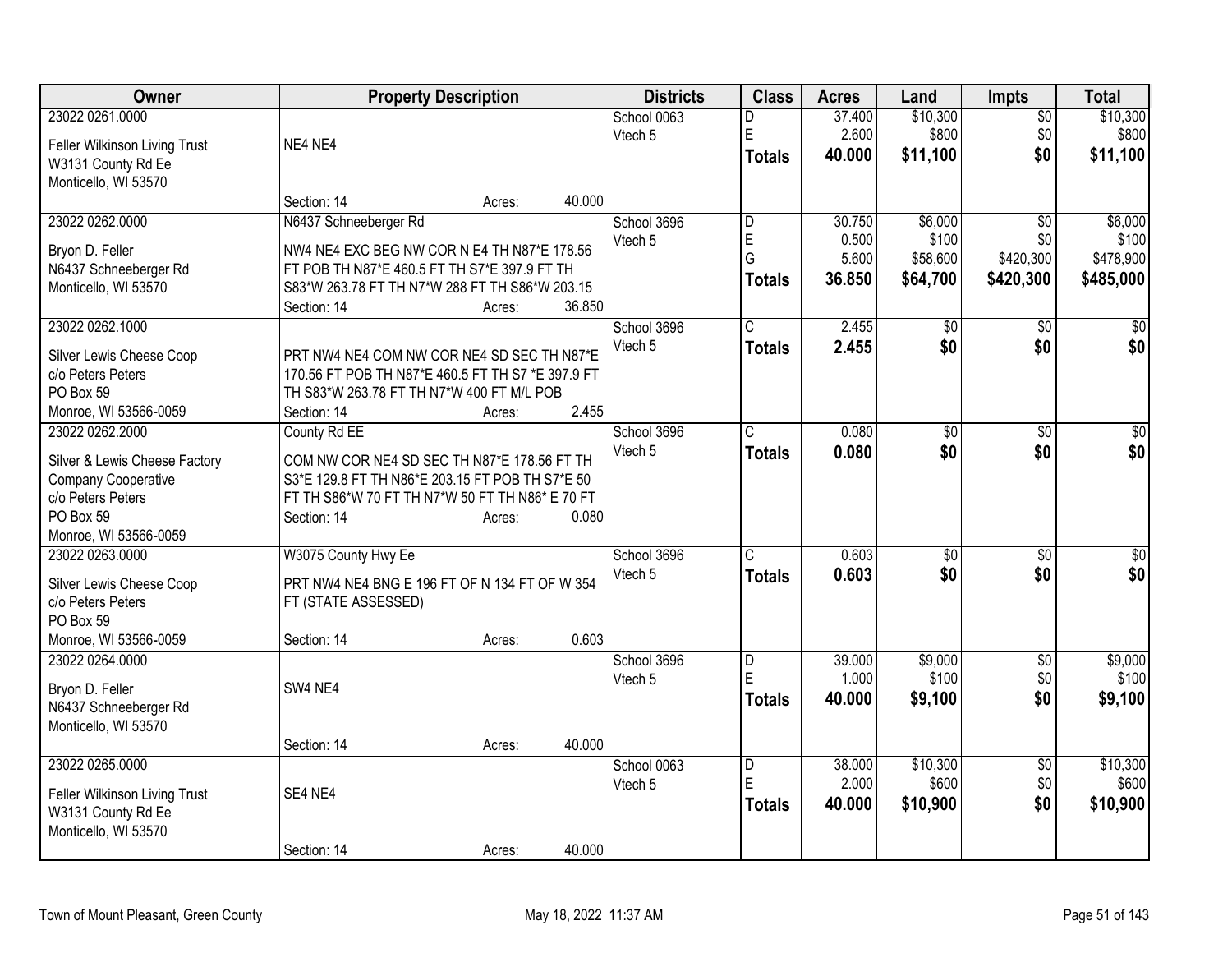| Owner | Property Description | Districts | Class | Acres | Land | Impts | Total |
|---|---|---|---|---|---|---|---|
| 23022 0261.0000<br>Feller Wilkinson Living Trust<br>W3131 County Rd Ee<br>Monticello, WI 53570 | NE4 NE4<br>Section: 14 Acres: 40.000 | School 0063<br>Vtech 5 | D<br>E<br>**Totals** | 37.400<br>2.600<br>**40.000** | $10,300<br>$800<br>**$11,100** | $0<br>$0<br>**$0** | $10,300<br>$800<br>**$11,100** |
| 23022 0262.0000<br>Bryon D. Feller<br>N6437 Schneeberger Rd<br>Monticello, WI 53570 | N6437 Schneeberger Rd<br>NW4 NE4 EXC BEG NW COR N E4 TH N87*E 178.56 FT POB TH N87*E 460.5 FT TH S7*E 397.9 FT TH S83*W 263.78 FT TH N7*W 288 FT TH S86*W 203.15<br>Section: 14 Acres: 36.850 | School 3696<br>Vtech 5 | D<br>E<br>G<br>**Totals** | 30.750<br>0.500<br>5.600<br>**36.850** | $6,000<br>$100<br>$58,600<br>**$64,700** | $0<br>$0<br>$420,300<br>**$420,300** | $6,000<br>$100<br>$478,900<br>**$485,000** |
| 23022 0262.1000<br>Silver Lewis Cheese Coop<br>c/o Peters Peters<br>PO Box 59<br>Monroe, WI 53566-0059 | PRT NW4 NE4 COM NW COR NE4 SD SEC TH N87*E 170.56 FT POB TH N87*E 460.5 FT TH S7 *E 397.9 FT TH S83*W 263.78 FT TH N7*W 400 FT M/L POB<br>Section: 14 Acres: 2.455 | School 3696<br>Vtech 5 | C<br>**Totals** | 2.455<br>**2.455** | $0<br>**$0** | $0<br>**$0** | $0<br>**$0** |
| 23022 0262.2000<br>Silver & Lewis Cheese Factory Company Cooperative<br>c/o Peters Peters<br>PO Box 59<br>Monroe, WI 53566-0059 | County Rd EE<br>COM NW COR NE4 SD SEC TH N87*E 178.56 FT TH S3*E 129.8 FT TH N86*E 203.15 FT POB TH S7*E 50 FT TH S86*W 70 FT TH N7*W 50 FT TH N86* E 70 FT<br>Section: 14 Acres: 0.080 | School 3696<br>Vtech 5 | C<br>**Totals** | 0.080<br>**0.080** | $0<br>**$0** | $0<br>**$0** | $0<br>**$0** |
| 23022 0263.0000<br>Silver Lewis Cheese Coop<br>c/o Peters Peters<br>PO Box 59<br>Monroe, WI 53566-0059 | W3075 County Hwy Ee<br>PRT NW4 NE4 BNG E 196 FT OF N 134 FT OF W 354 FT (STATE ASSESSED)<br>Section: 14 Acres: 0.603 | School 3696<br>Vtech 5 | C<br>**Totals** | 0.603<br>**0.603** | $0<br>**$0** | $0<br>**$0** | $0<br>**$0** |
| 23022 0264.0000<br>Bryon D. Feller<br>N6437 Schneeberger Rd<br>Monticello, WI 53570 | SW4 NE4<br>Section: 14 Acres: 40.000 | School 3696<br>Vtech 5 | D<br>E<br>**Totals** | 39.000<br>1.000<br>**40.000** | $9,000<br>$100<br>**$9,100** | $0<br>$0<br>**$0** | $9,000<br>$100<br>**$9,100** |
| 23022 0265.0000<br>Feller Wilkinson Living Trust<br>W3131 County Rd Ee<br>Monticello, WI 53570 | SE4 NE4<br>Section: 14 Acres: 40.000 | School 0063<br>Vtech 5 | D<br>E<br>**Totals** | 38.000<br>2.000<br>**40.000** | $10,300<br>$600<br>**$10,900** | $0<br>$0<br>**$0** | $10,300<br>$600<br>**$10,900** |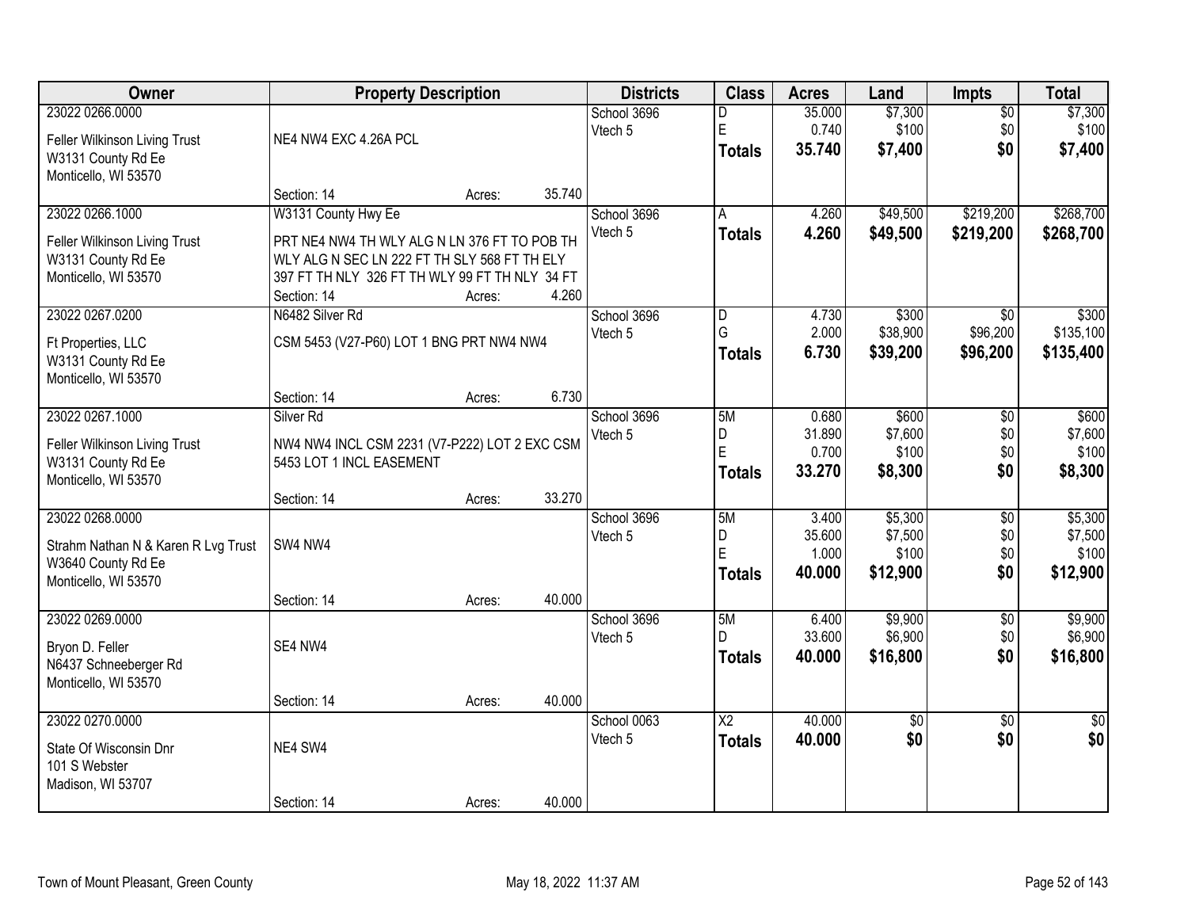| Owner | Property Description | Districts | Class | Acres | Land | Impts | Total |
|---|---|---|---|---|---|---|---|
| 23022 0266.0000<br>Feller Wilkinson Living Trust<br>W3131 County Rd Ee<br>Monticello, WI 53570 | NE4 NW4 EXC 4.26A PCL<br>Section: 14 Acres: 35.740 | School 3696<br>Vtech 5 | D<br>E<br>**Totals** | 35.000<br>0.740<br>**35.740** | $7,300<br>$100<br>**$7,400** | $0<br>$0<br>**$0** | $7,300<br>$100<br>**$7,400** |
| 23022 0266.1000<br>Feller Wilkinson Living Trust<br>W3131 County Rd Ee<br>Monticello, WI 53570 | W3131 County Hwy Ee<br>PRT NE4 NW4 TH WLY ALG N LN 376 FT TO POB TH WLY ALG N SEC LN 222 FT TH SLY 568 FT TH ELY 397 FT TH NLY 326 FT TH WLY 99 FT TH NLY 34 FT<br>Section: 14 Acres: 4.260 | School 3696<br>Vtech 5 | A<br>**Totals** | 4.260<br>**4.260** | $49,500<br>**$49,500** | $219,200<br>**$219,200** | $268,700<br>**$268,700** |
| 23022 0267.0200<br>Ft Properties, LLC<br>W3131 County Rd Ee<br>Monticello, WI 53570 | N6482 Silver Rd<br>CSM 5453 (V27-P60) LOT 1 BNG PRT NW4 NW4<br>Section: 14 Acres: 6.730 | School 3696<br>Vtech 5 | D<br>G<br>**Totals** | 4.730<br>2.000<br>**6.730** | $300<br>$38,900<br>**$39,200** | $0<br>$96,200<br>**$96,200** | $300<br>$135,100<br>**$135,400** |
| 23022 0267.1000<br>Feller Wilkinson Living Trust<br>W3131 County Rd Ee<br>Monticello, WI 53570 | Silver Rd<br>NW4 NW4 INCL CSM 2231 (V7-P222) LOT 2 EXC CSM 5453 LOT 1 INCL EASEMENT<br>Section: 14 Acres: 33.270 | School 3696<br>Vtech 5 | 5M<br>D<br>E<br>**Totals** | 0.680<br>31.890<br>0.700<br>**33.270** | $600<br>$7,600<br>$100<br>**$8,300** | $0<br>$0<br>$0<br>**$0** | $600<br>$7,600<br>$100<br>**$8,300** |
| 23022 0268.0000<br>Strahm Nathan N & Karen R Lvg Trust<br>W3640 County Rd Ee<br>Monticello, WI 53570 | SW4 NW4<br>Section: 14 Acres: 40.000 | School 3696<br>Vtech 5 | 5M<br>D<br>E<br>**Totals** | 3.400<br>35.600<br>1.000<br>**40.000** | $5,300<br>$7,500<br>$100<br>**$12,900** | $0<br>$0<br>$0<br>**$0** | $5,300<br>$7,500<br>$100<br>**$12,900** |
| 23022 0269.0000<br>Bryon D. Feller<br>N6437 Schneeberger Rd<br>Monticello, WI 53570 | SE4 NW4<br>Section: 14 Acres: 40.000 | School 3696<br>Vtech 5 | 5M<br>D<br>**Totals** | 6.400<br>33.600<br>**40.000** | $9,900<br>$6,900<br>**$16,800** | $0<br>$0<br>**$0** | $9,900<br>$6,900<br>**$16,800** |
| 23022 0270.0000<br>State Of Wisconsin Dnr<br>101 S Webster<br>Madison, WI 53707 | NE4 SW4<br>Section: 14 Acres: 40.000 | School 0063<br>Vtech 5 | X2<br>**Totals** | 40.000<br>**40.000** | $0<br>**$0** | $0<br>**$0** | $0<br>**$0** |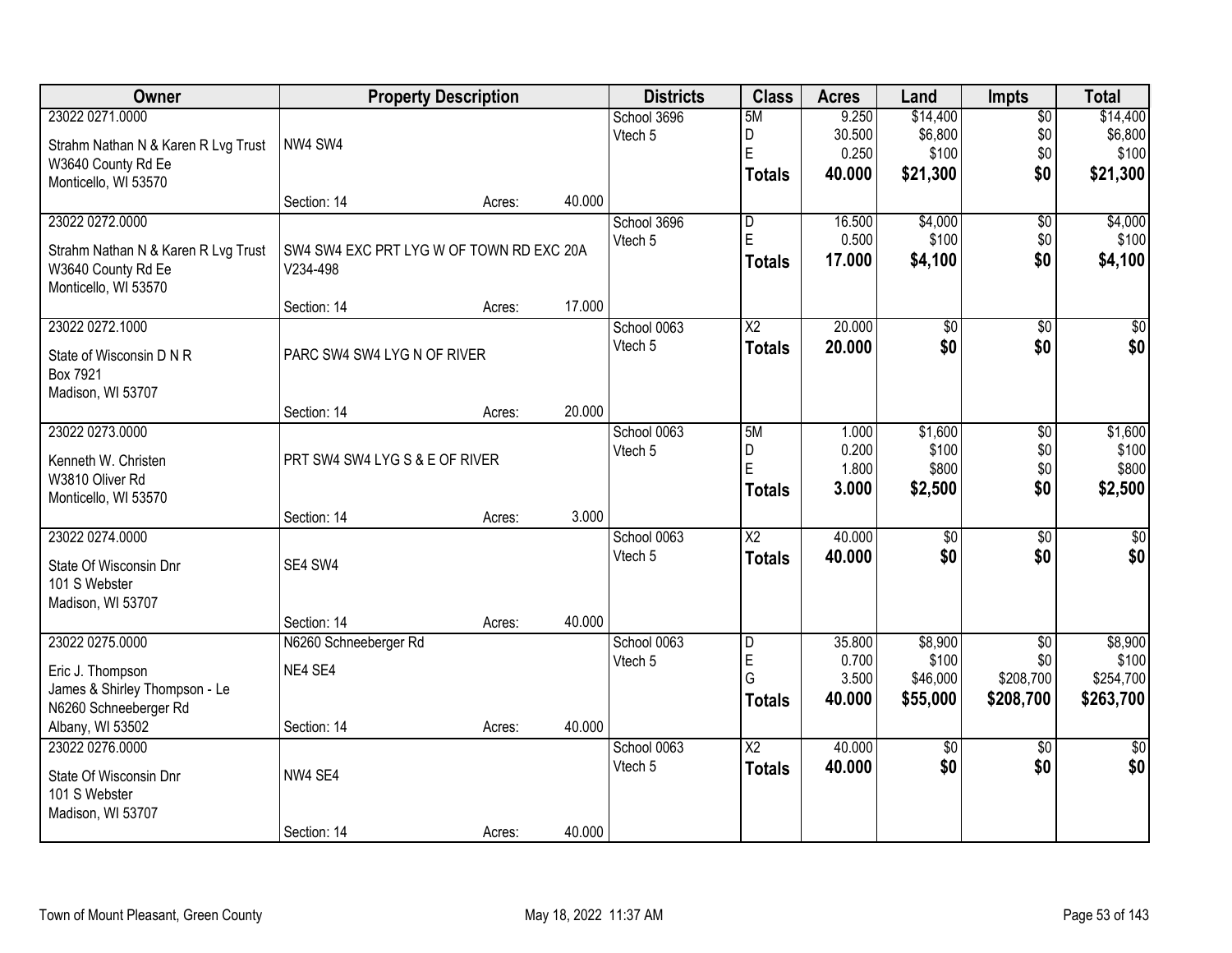| Owner | Property Description | | | Districts | Class | Acres | Land | Impts | Total |
|---|---|---|---|---|---|---|---|---|---|
| 23022 0271.0000<br>Strahm Nathan N & Karen R Lvg Trust<br>W3640 County Rd Ee<br>Monticello, WI 53570 | NW4 SW4<br>Section: 14 | Acres: | 40.000 | School 3696<br>Vtech 5 | 5M<br>D<br>E<br>**Totals** | 9.250<br>30.500<br>0.250<br>**40.000** | $14,400<br>$6,800<br>$100<br>**$21,300** | $0<br>$0<br>$0<br>**$0** | $14,400<br>$6,800<br>$100<br>**$21,300** |
| 23022 0272.0000<br>Strahm Nathan N & Karen R Lvg Trust<br>W3640 County Rd Ee<br>Monticello, WI 53570 | SW4 SW4 EXC PRT LYG W OF TOWN RD EXC 20A V234-498<br>Section: 14 | Acres: | 17.000 | School 3696<br>Vtech 5 | D<br>E<br>**Totals** | 16.500<br>0.500<br>**17.000** | $4,000<br>$100<br>**$4,100** | $0<br>$0<br>**$0** | $4,000<br>$100<br>**$4,100** |
| 23022 0272.1000<br>State of Wisconsin D N R<br>Box 7921<br>Madison, WI 53707 | PARC SW4 SW4 LYG N OF RIVER<br>Section: 14 | Acres: | 20.000 | School 0063<br>Vtech 5 | X2<br>**Totals** | 20.000<br>**20.000** | $0<br>**$0** | $0<br>**$0** | $0<br>**$0** |
| 23022 0273.0000<br>Kenneth W. Christen<br>W3810 Oliver Rd<br>Monticello, WI 53570 | PRT SW4 SW4 LYG S & E OF RIVER<br>Section: 14 | Acres: | 3.000 | School 0063<br>Vtech 5 | 5M<br>D<br>E<br>**Totals** | 1.000<br>0.200<br>1.800<br>**3.000** | $1,600<br>$100<br>$800<br>**$2,500** | $0<br>$0<br>$0<br>**$0** | $1,600<br>$100<br>$800<br>**$2,500** |
| 23022 0274.0000<br>State Of Wisconsin Dnr<br>101 S Webster<br>Madison, WI 53707 | SE4 SW4<br>Section: 14 | Acres: | 40.000 | School 0063<br>Vtech 5 | X2<br>**Totals** | 40.000<br>**40.000** | $0<br>**$0** | $0<br>**$0** | $0<br>**$0** |
| 23022 0275.0000<br>Eric J. Thompson<br>James & Shirley Thompson - Le<br>N6260 Schneeberger Rd<br>Albany, WI 53502 | N6260 Schneeberger Rd<br>NE4 SE4<br>Section: 14 | Acres: | 40.000 | School 0063<br>Vtech 5 | D<br>E<br>G<br>**Totals** | 35.800<br>0.700<br>3.500<br>**40.000** | $8,900<br>$100<br>$46,000<br>**$55,000** | $0<br>$0<br>$208,700<br>**$208,700** | $8,900<br>$100<br>$254,700<br>**$263,700** |
| 23022 0276.0000<br>State Of Wisconsin Dnr<br>101 S Webster<br>Madison, WI 53707 | NW4 SE4<br>Section: 14 | Acres: | 40.000 | School 0063<br>Vtech 5 | X2<br>**Totals** | 40.000<br>**40.000** | $0<br>**$0** | $0<br>**$0** | $0<br>**$0** |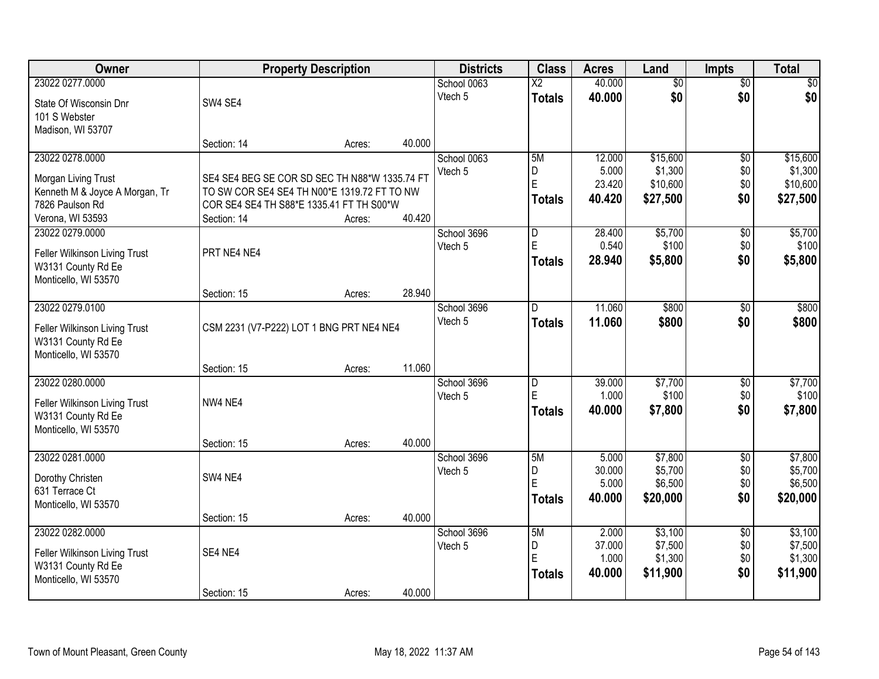| Owner | Property Description | Districts | Class | Acres | Land | Impts | Total |
|---|---|---|---|---|---|---|---|
| 23022 0277.0000<br>State Of Wisconsin Dnr<br>101 S Webster<br>Madison, WI 53707 | SW4 SE4<br>Section: 14 Acres: 40.000 | School 0063<br>Vtech 5 | X2<br>**Totals** | 40.000<br>**40.000** | $0<br>**$0** | $0<br>**$0** | $0<br>**$0** |
| 23022 0278.0000<br>Morgan Living Trust<br>Kenneth M & Joyce A Morgan, Tr<br>7826 Paulson Rd<br>Verona, WI 53593 | SE4 SE4 BEG SE COR SD SEC TH N88*W 1335.74 FT TO SW COR SE4 SE4 TH N00*E 1319.72 FT TO NW COR SE4 SE4 TH S88*E 1335.41 FT TH S00*W<br>Section: 14 Acres: 40.420 | School 0063<br>Vtech 5 | 5M<br>D<br>E<br>**Totals** | 12.000<br>5.000<br>23.420<br>**40.420** | $15,600<br>$1,300<br>$10,600<br>**$27,500** | $0<br>$0<br>$0<br>**$0** | $15,600<br>$1,300<br>$10,600<br>**$27,500** |
| 23022 0279.0000<br>Feller Wilkinson Living Trust<br>W3131 County Rd Ee<br>Monticello, WI 53570 | PRT NE4 NE4<br>Section: 15 Acres: 28.940 | School 3696<br>Vtech 5 | D<br>E<br>**Totals** | 28.400<br>0.540<br>**28.940** | $5,700<br>$100<br>**$5,800** | $0<br>$0<br>**$0** | $5,700<br>$100<br>**$5,800** |
| 23022 0279.0100<br>Feller Wilkinson Living Trust<br>W3131 County Rd Ee<br>Monticello, WI 53570 | CSM 2231 (V7-P222) LOT 1 BNG PRT NE4 NE4<br>Section: 15 Acres: 11.060 | School 3696<br>Vtech 5 | D<br>**Totals** | 11.060<br>**11.060** | $800<br>**$800** | $0<br>**$0** | $800<br>**$800** |
| 23022 0280.0000<br>Feller Wilkinson Living Trust<br>W3131 County Rd Ee<br>Monticello, WI 53570 | NW4 NE4<br>Section: 15 Acres: 40.000 | School 3696<br>Vtech 5 | D<br>E<br>**Totals** | 39.000<br>1.000<br>**40.000** | $7,700<br>$100<br>**$7,800** | $0<br>$0<br>**$0** | $7,700<br>$100<br>**$7,800** |
| 23022 0281.0000<br>Dorothy Christen<br>631 Terrace Ct<br>Monticello, WI 53570 | SW4 NE4<br>Section: 15 Acres: 40.000 | School 3696<br>Vtech 5 | 5M<br>D<br>E<br>**Totals** | 5.000<br>30.000<br>5.000<br>**40.000** | $7,800<br>$5,700<br>$6,500<br>**$20,000** | $0<br>$0<br>$0<br>**$0** | $7,800<br>$5,700<br>$6,500<br>**$20,000** |
| 23022 0282.0000<br>Feller Wilkinson Living Trust<br>W3131 County Rd Ee<br>Monticello, WI 53570 | SE4 NE4<br>Section: 15 Acres: 40.000 | School 3696<br>Vtech 5 | 5M<br>D<br>E<br>**Totals** | 2.000<br>37.000<br>1.000<br>**40.000** | $3,100<br>$7,500<br>$1,300<br>**$11,900** | $0<br>$0<br>$0<br>**$0** | $3,100<br>$7,500<br>$1,300<br>**$11,900** |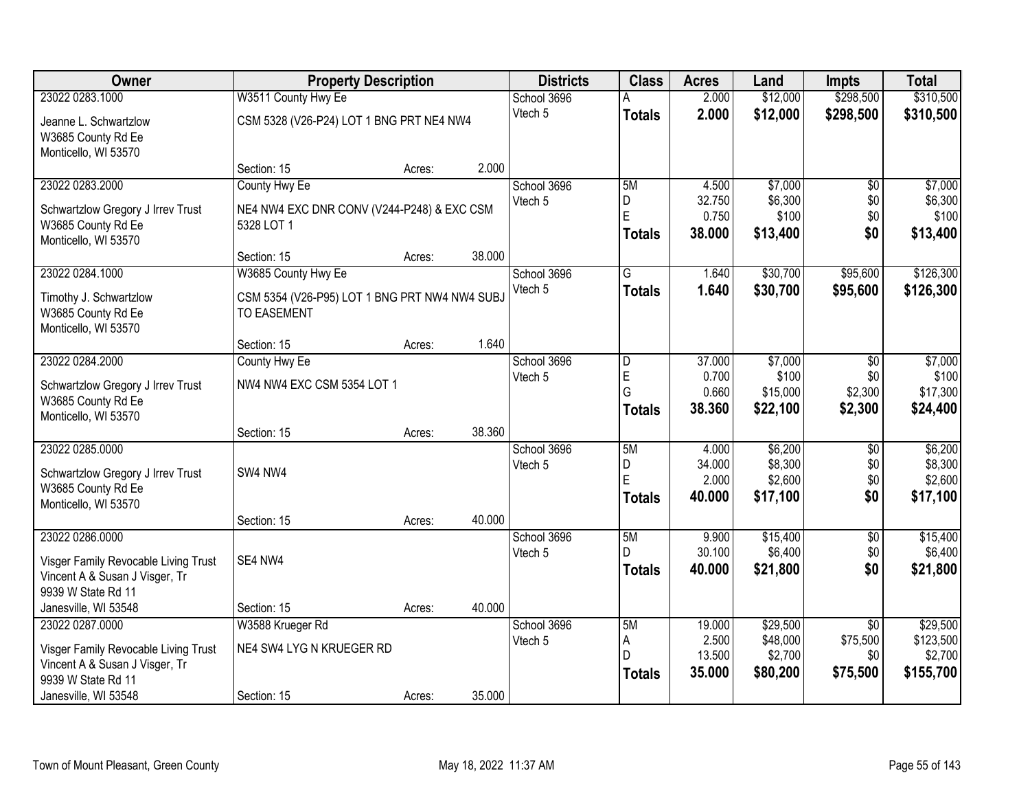| Owner | Property Description | | | Districts | Class | Acres | Land | Impts | Total |
|---|---|---|---|---|---|---|---|---|---|
| 23022 0283.1000 | W3511 County Hwy Ee | | | School 3696 | A | 2.000 | $12,000 | $298,500 | $310,500 |
| Jeanne L. Schwartzlow<br>W3685 County Rd Ee<br>Monticello, WI 53570 | CSM 5328 (V26-P24) LOT 1 BNG PRT NE4 NW4 | | | Vtech 5 | **Totals** | **2.000** | **$12,000** | **$298,500** | **$310,500** |
| | Section: 15 | Acres: | 2.000 | | | | | | |
| 23022 0283.2000 | County Hwy Ee | | | School 3696 | 5M | 4.500 | $7,000 | $0 | $7,000 |
| Schwartzlow Gregory J Irrev Trust<br>W3685 County Rd Ee<br>Monticello, WI 53570 | NE4 NW4 EXC DNR CONV (V244-P248) & EXC CSM 5328 LOT 1 | | | Vtech 5 | D | 32.750 | $6,300 | $0 | $6,300 |
| | | | | | E | 0.750 | $100 | $0 | $100 |
| | | | | | **Totals** | **38.000** | **$13,400** | **$0** | **$13,400** |
| | Section: 15 | Acres: | 38.000 | | | | | | |
| 23022 0284.1000 | W3685 County Hwy Ee | | | School 3696 | G | 1.640 | $30,700 | $95,600 | $126,300 |
| Timothy J. Schwartzlow<br>W3685 County Rd Ee<br>Monticello, WI 53570 | CSM 5354 (V26-P95) LOT 1 BNG PRT NW4 NW4 SUBJ TO EASEMENT | | | Vtech 5 | **Totals** | **1.640** | **$30,700** | **$95,600** | **$126,300** |
| | Section: 15 | Acres: | 1.640 | | | | | | |
| 23022 0284.2000 | County Hwy Ee | | | School 3696 | D | 37.000 | $7,000 | $0 | $7,000 |
| Schwartzlow Gregory J Irrev Trust<br>W3685 County Rd Ee<br>Monticello, WI 53570 | NW4 NW4 EXC CSM 5354 LOT 1 | | | Vtech 5 | E | 0.700 | $100 | $0 | $100 |
| | | | | | G | 0.660 | $15,000 | $2,300 | $17,300 |
| | | | | | **Totals** | **38.360** | **$22,100** | **$2,300** | **$24,400** |
| | Section: 15 | Acres: | 38.360 | | | | | | |
| 23022 0285.0000 | | | | School 3696 | 5M | 4.000 | $6,200 | $0 | $6,200 |
| Schwartzlow Gregory J Irrev Trust<br>W3685 County Rd Ee<br>Monticello, WI 53570 | SW4 NW4 | | | Vtech 5 | D | 34.000 | $8,300 | $0 | $8,300 |
| | | | | | E | 2.000 | $2,600 | $0 | $2,600 |
| | | | | | **Totals** | **40.000** | **$17,100** | **$0** | **$17,100** |
| | Section: 15 | Acres: | 40.000 | | | | | | |
| 23022 0286.0000 | | | | School 3696 | 5M | 9.900 | $15,400 | $0 | $15,400 |
| Visger Family Revocable Living Trust<br>Vincent A & Susan J Visger, Tr<br>9939 W State Rd 11<br>Janesville, WI 53548 | SE4 NW4 | | | Vtech 5 | D | 30.100 | $6,400 | $0 | $6,400 |
| | | | | | **Totals** | **40.000** | **$21,800** | **$0** | **$21,800** |
| | Section: 15 | Acres: | 40.000 | | | | | | |
| 23022 0287.0000 | W3588 Krueger Rd | | | School 3696 | 5M | 19.000 | $29,500 | $0 | $29,500 |
| Visger Family Revocable Living Trust<br>Vincent A & Susan J Visger, Tr<br>9939 W State Rd 11<br>Janesville, WI 53548 | NE4 SW4 LYG N KRUEGER RD | | | Vtech 5 | A | 2.500 | $48,000 | $75,500 | $123,500 |
| | | | | | D | 13.500 | $2,700 | $0 | $2,700 |
| | | | | | **Totals** | **35.000** | **$80,200** | **$75,500** | **$155,700** |
| | Section: 15 | Acres: | 35.000 | | | | | | |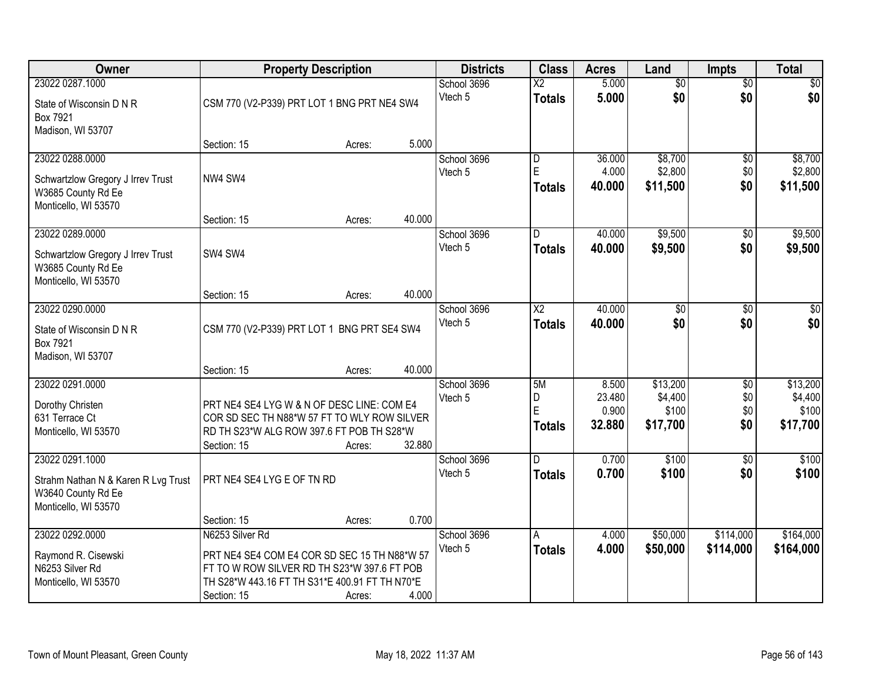| Owner | Property Description | Districts | Class | Acres | Land | Impts | Total |
|---|---|---|---|---|---|---|---|
| 23022 0287.1000<br>State of Wisconsin D N R<br>Box 7921<br>Madison, WI 53707 | CSM 770 (V2-P339) PRT LOT 1 BNG PRT NE4 SW4<br>Section: 15 Acres: 5.000 | School 3696<br>Vtech 5 | X2<br>**Totals** | 5.000<br>**5.000** | $0<br>**$0** | $0<br>**$0** | $0<br>**$0** |
| 23022 0288.0000<br>Schwartzlow Gregory J Irrev Trust<br>W3685 County Rd Ee<br>Monticello, WI 53570 | NW4 SW4<br>Section: 15 Acres: 40.000 | School 3696<br>Vtech 5 | D<br>E<br>**Totals** | 36.000<br>4.000<br>**40.000** | $8,700<br>$2,800<br>**$11,500** | $0<br>$0<br>**$0** | $8,700<br>$2,800<br>**$11,500** |
| 23022 0289.0000<br>Schwartzlow Gregory J Irrev Trust<br>W3685 County Rd Ee<br>Monticello, WI 53570 | SW4 SW4<br>Section: 15 Acres: 40.000 | School 3696<br>Vtech 5 | D<br>**Totals** | 40.000<br>**40.000** | $9,500<br>**$9,500** | $0<br>**$0** | $9,500<br>**$9,500** |
| 23022 0290.0000<br>State of Wisconsin D N R<br>Box 7921<br>Madison, WI 53707 | CSM 770 (V2-P339) PRT LOT 1 BNG PRT SE4 SW4<br>Section: 15 Acres: 40.000 | School 3696<br>Vtech 5 | X2<br>**Totals** | 40.000<br>**40.000** | $0<br>**$0** | $0<br>**$0** | $0<br>**$0** |
| 23022 0291.0000<br>Dorothy Christen<br>631 Terrace Ct<br>Monticello, WI 53570 | PRT NE4 SE4 LYG W & N OF DESC LINE: COM E4 COR SD SEC TH N88*W 57 FT TO WLY ROW SILVER RD TH S23*W ALG ROW 397.6 FT POB TH S28*W<br>Section: 15 Acres: 32.880 | School 3696<br>Vtech 5 | 5M<br>D<br>E<br>**Totals** | 8.500<br>23.480<br>0.900<br>**32.880** | $13,200<br>$4,400<br>$100<br>**$17,700** | $0<br>$0<br>$0<br>**$0** | $13,200<br>$4,400<br>$100<br>**$17,700** |
| 23022 0291.1000<br>Strahm Nathan N & Karen R Lvg Trust<br>W3640 County Rd Ee<br>Monticello, WI 53570 | PRT NE4 SE4 LYG E OF TN RD<br>Section: 15 Acres: 0.700 | School 3696<br>Vtech 5 | D<br>**Totals** | 0.700<br>**0.700** | $100<br>**$100** | $0<br>**$0** | $100<br>**$100** |
| 23022 0292.0000<br>Raymond R. Cisewski<br>N6253 Silver Rd<br>Monticello, WI 53570 | N6253 Silver Rd<br>PRT NE4 SE4 COM E4 COR SD SEC 15 TH N88*W 57 FT TO W ROW SILVER RD TH S23*W 397.6 FT POB TH S28*W 443.16 FT TH S31*E 400.91 FT TH N70*E<br>Section: 15 Acres: 4.000 | School 3696<br>Vtech 5 | A<br>**Totals** | 4.000<br>**4.000** | $50,000<br>**$50,000** | $114,000<br>**$114,000** | $164,000<br>**$164,000** |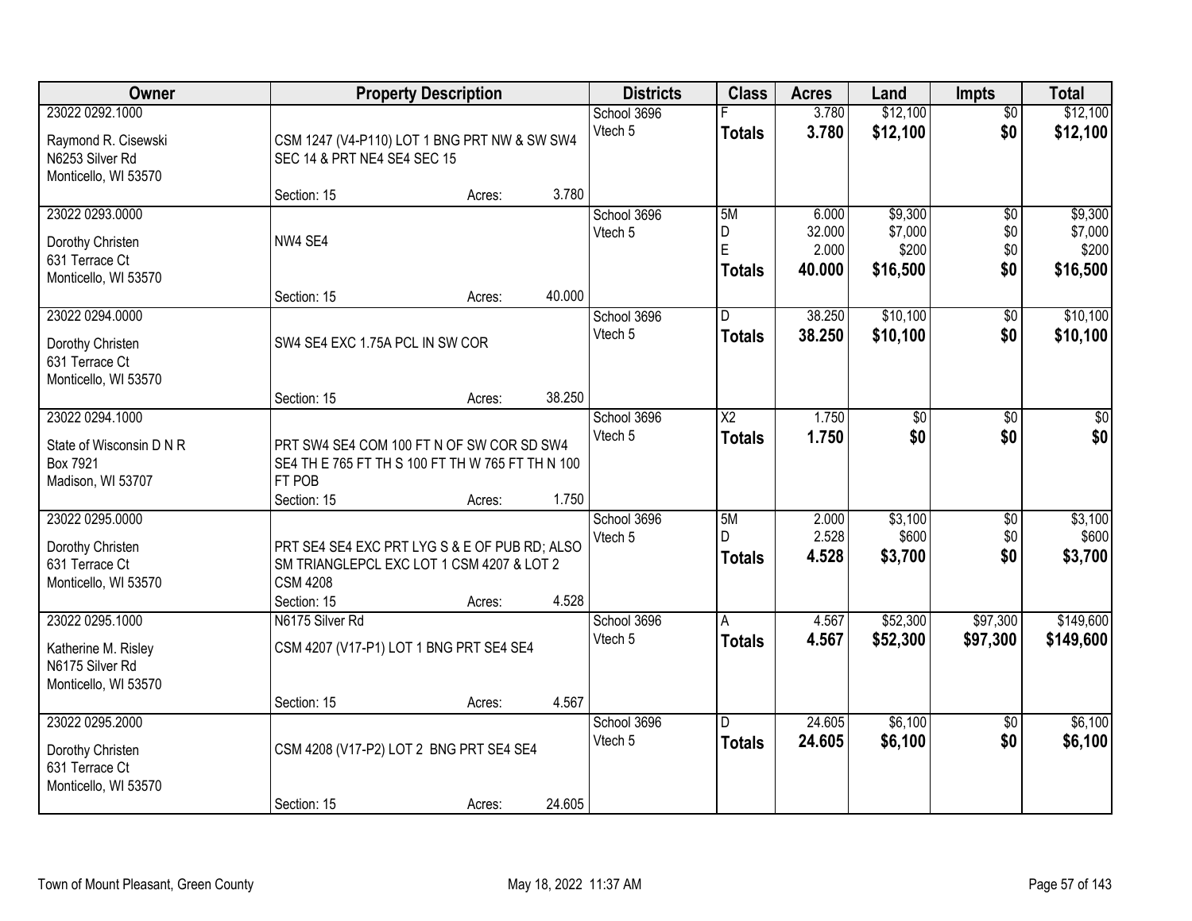| Owner | Property Description | Districts | Class | Acres | Land | Impts | Total |
|---|---|---|---|---|---|---|---|
| 23022 0292.1000<br><br>Raymond R. Cisewski<br>N6253 Silver Rd<br>Monticello, WI 53570 | CSM 1247 (V4-P110) LOT 1 BNG PRT NW & SW SW4 SEC 14 & PRT NE4 SE4 SEC 15<br><br>Section: 15 Acres: 3.780 | School 3696<br>Vtech 5 | F<br>**Totals** | 3.780<br>**3.780** | $12,100<br>**$12,100** | $0<br>**$0** | $12,100<br>**$12,100** |
| 23022 0293.0000<br><br>Dorothy Christen<br>631 Terrace Ct<br>Monticello, WI 53570 | NW4 SE4<br><br>Section: 15 Acres: 40.000 | School 3696<br>Vtech 5 | 5M<br>D<br>E<br>**Totals** | 6.000<br>32.000<br>2.000<br>**40.000** | $9,300<br>$7,000<br>$200<br>**$16,500** | $0<br>$0<br>$0<br>**$0** | $9,300<br>$7,000<br>$200<br>**$16,500** |
| 23022 0294.0000<br><br>Dorothy Christen<br>631 Terrace Ct<br>Monticello, WI 53570 | SW4 SE4 EXC 1.75A PCL IN SW COR<br><br>Section: 15 Acres: 38.250 | School 3696<br>Vtech 5 | D<br>**Totals** | 38.250<br>**38.250** | $10,100<br>**$10,100** | $0<br>**$0** | $10,100<br>**$10,100** |
| 23022 0294.1000<br><br>State of Wisconsin D N R<br>Box 7921<br>Madison, WI 53707 | PRT SW4 SE4 COM 100 FT N OF SW COR SD SW4 SE4 TH E 765 FT TH S 100 FT TH W 765 FT TH N 100 FT POB<br>Section: 15 Acres: 1.750 | School 3696<br>Vtech 5 | X2<br>**Totals** | 1.750<br>**1.750** | $0<br>**$0** | $0<br>**$0** | $0<br>**$0** |
| 23022 0295.0000<br><br>Dorothy Christen<br>631 Terrace Ct<br>Monticello, WI 53570 | PRT SE4 SE4 EXC PRT LYG S & E OF PUB RD; ALSO SM TRIANGLEPCL EXC LOT 1 CSM 4207 & LOT 2 CSM 4208<br>Section: 15 Acres: 4.528 | School 3696<br>Vtech 5 | 5M<br>D<br>**Totals** | 2.000<br>2.528<br>**4.528** | $3,100<br>$600<br>**$3,700** | $0<br>$0<br>**$0** | $3,100<br>$600<br>**$3,700** |
| 23022 0295.1000<br><br>Katherine M. Risley<br>N6175 Silver Rd<br>Monticello, WI 53570 | N6175 Silver Rd<br>CSM 4207 (V17-P1) LOT 1 BNG PRT SE4 SE4<br><br>Section: 15 Acres: 4.567 | School 3696<br>Vtech 5 | A<br>**Totals** | 4.567<br>**4.567** | $52,300<br>**$52,300** | $97,300<br>**$97,300** | $149,600<br>**$149,600** |
| 23022 0295.2000<br><br>Dorothy Christen<br>631 Terrace Ct<br>Monticello, WI 53570 | CSM 4208 (V17-P2) LOT 2 BNG PRT SE4 SE4<br><br>Section: 15 Acres: 24.605 | School 3696<br>Vtech 5 | D<br>**Totals** | 24.605<br>**24.605** | $6,100<br>**$6,100** | $0<br>**$0** | $6,100<br>**$6,100** |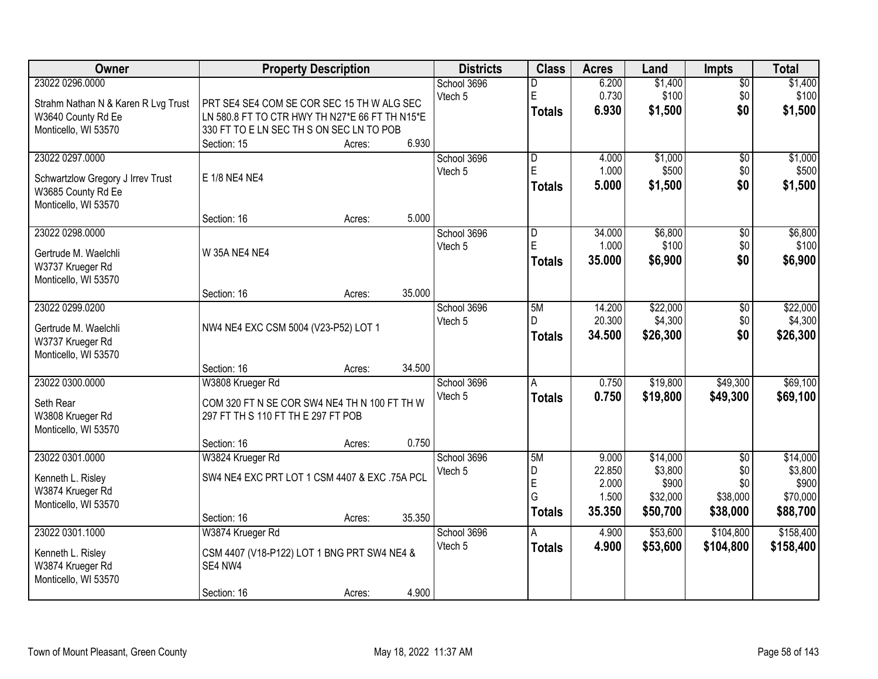| Owner | Property Description | Districts | Class | Acres | Land | Impts | Total |
|---|---|---|---|---|---|---|---|
| 23022 0296.0000<br>Strahm Nathan N & Karen R Lvg Trust<br>W3640 County Rd Ee<br>Monticello, WI 53570 | PRT SE4 SE4 COM SE COR SEC 15 TH W ALG SEC LN 580.8 FT TO CTR HWY TH N27*E 66 FT TH N15*E 330 FT TO E LN SEC TH S ON SEC LN TO POB<br>Section: 15 Acres: 6.930 | School 3696<br>Vtech 5 | D<br>E<br>**Totals** | 6.200<br>0.730<br>**6.930** | $1,400<br>$100<br>**$1,500** | $0<br>$0<br>**$0** | $1,400<br>$100<br>**$1,500** |
| 23022 0297.0000<br>Schwartzlow Gregory J Irrev Trust<br>W3685 County Rd Ee<br>Monticello, WI 53570 | E 1/8 NE4 NE4<br>Section: 16 Acres: 5.000 | School 3696<br>Vtech 5 | D<br>E<br>**Totals** | 4.000<br>1.000<br>**5.000** | $1,000<br>$500<br>**$1,500** | $0<br>$0<br>**$0** | $1,000<br>$500<br>**$1,500** |
| 23022 0298.0000<br>Gertrude M. Waelchli<br>W3737 Krueger Rd<br>Monticello, WI 53570 | W 35A NE4 NE4<br>Section: 16 Acres: 35.000 | School 3696<br>Vtech 5 | D<br>E<br>**Totals** | 34.000<br>1.000<br>**35.000** | $6,800<br>$100<br>**$6,900** | $0<br>$0<br>**$0** | $6,800<br>$100<br>**$6,900** |
| 23022 0299.0200<br>Gertrude M. Waelchli<br>W3737 Krueger Rd<br>Monticello, WI 53570 | NW4 NE4 EXC CSM 5004 (V23-P52) LOT 1<br>Section: 16 Acres: 34.500 | School 3696<br>Vtech 5 | 5M<br>D<br>**Totals** | 14.200<br>20.300<br>**34.500** | $22,000<br>$4,300<br>**$26,300** | $0<br>$0<br>**$0** | $22,000<br>$4,300<br>**$26,300** |
| 23022 0300.0000<br>Seth Rear<br>W3808 Krueger Rd<br>Monticello, WI 53570 | W3808 Krueger Rd<br>COM 320 FT N SE COR SW4 NE4 TH N 100 FT TH W 297 FT TH S 110 FT TH E 297 FT POB<br>Section: 16 Acres: 0.750 | School 3696<br>Vtech 5 | A<br>**Totals** | 0.750<br>**0.750** | $19,800<br>**$19,800** | $49,300<br>**$49,300** | $69,100<br>**$69,100** |
| 23022 0301.0000<br>Kenneth L. Risley<br>W3874 Krueger Rd<br>Monticello, WI 53570 | W3824 Krueger Rd<br>SW4 NE4 EXC PRT LOT 1 CSM 4407 & EXC .75A PCL<br>Section: 16 Acres: 35.350 | School 3696<br>Vtech 5 | 5M<br>D<br>E<br>G<br>**Totals** | 9.000<br>22.850<br>2.000<br>1.500<br>**35.350** | $14,000<br>$3,800<br>$900<br>$32,000<br>**$50,700** | $0<br>$0<br>$0<br>$38,000<br>**$38,000** | $14,000<br>$3,800<br>$900<br>$70,000<br>**$88,700** |
| 23022 0301.1000<br>Kenneth L. Risley<br>W3874 Krueger Rd<br>Monticello, WI 53570 | W3874 Krueger Rd<br>CSM 4407 (V18-P122) LOT 1 BNG PRT SW4 NE4 & SE4 NW4<br>Section: 16 Acres: 4.900 | School 3696<br>Vtech 5 | A<br>**Totals** | 4.900<br>**4.900** | $53,600<br>**$53,600** | $104,800<br>**$104,800** | $158,400<br>**$158,400** |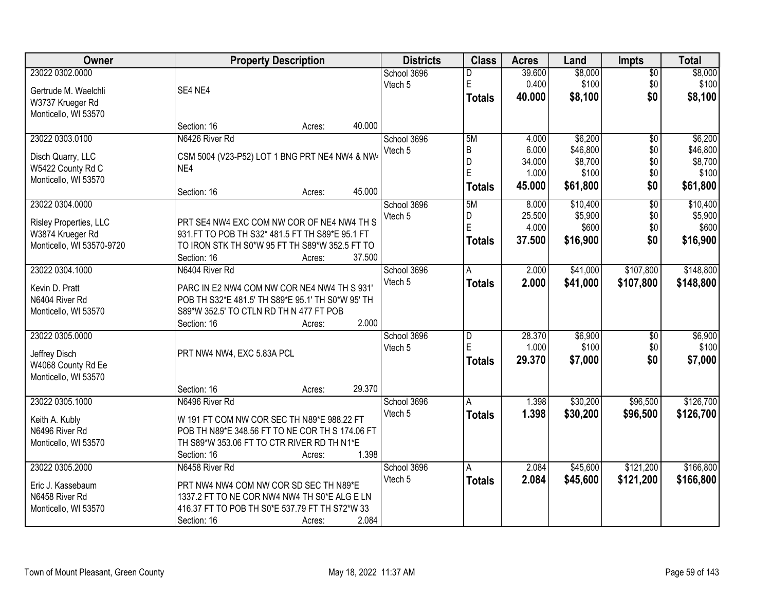| Owner | Property Description | Districts | Class | Acres | Land | Impts | Total |
|---|---|---|---|---|---|---|---|
| 23022 0302.0000<br>Gertrude M. Waelchli<br>W3737 Krueger Rd<br>Monticello, WI 53570 | SE4 NE4<br>Section: 16 Acres: 40.000 | School 3696<br>Vtech 5 | D<br>E<br>**Totals** | 39.600<br>0.400<br>**40.000** | $8,000<br>$100<br>**$8,100** | $0<br>$0<br>**$0** | $8,000<br>$100<br>**$8,100** |
| 23022 0303.0100<br>Disch Quarry, LLC<br>W5422 County Rd C<br>Monticello, WI 53570 | N6426 River Rd<br>CSM 5004 (V23-P52) LOT 1 BNG PRT NE4 NW4 & NW4 NE4<br>Section: 16 Acres: 45.000 | School 3696<br>Vtech 5 | 5M<br>B<br>D<br>E<br>**Totals** | 4.000<br>6.000<br>34.000<br>1.000<br>**45.000** | $6,200<br>$46,800<br>$8,700<br>$100<br>**$61,800** | $0<br>$0<br>$0<br>$0<br>**$0** | $6,200<br>$46,800<br>$8,700<br>$100<br>**$61,800** |
| 23022 0304.0000<br>Risley Properties, LLC<br>W3874 Krueger Rd<br>Monticello, WI 53570-9720 | PRT SE4 NW4 EXC COM NW COR OF NE4 NW4 TH S 931.FT TO POB TH S32* 481.5 FT TH S89*E 95.1 FT TO IRON STK TH S0*W 95 FT TH S89*W 352.5 FT TO<br>Section: 16 Acres: 37.500 | School 3696<br>Vtech 5 | 5M<br>D<br>E<br>**Totals** | 8.000<br>25.500<br>4.000<br>**37.500** | $10,400<br>$5,900<br>$600<br>**$16,900** | $0<br>$0<br>$0<br>**$0** | $10,400<br>$5,900<br>$600<br>**$16,900** |
| 23022 0304.1000<br>Kevin D. Pratt<br>N6404 River Rd<br>Monticello, WI 53570 | N6404 River Rd<br>PARC IN E2 NW4 COM NW COR NE4 NW4 TH S 931' POB TH S32*E 481.5' TH S89*E 95.1' TH S0*W 95' TH S89*W 352.5' TO CTLN RD TH N 477 FT POB<br>Section: 16 Acres: 2.000 | School 3696<br>Vtech 5 | A<br>**Totals** | 2.000<br>**2.000** | $41,000<br>**$41,000** | $107,800<br>**$107,800** | $148,800<br>**$148,800** |
| 23022 0305.0000<br>Jeffrey Disch<br>W4068 County Rd Ee<br>Monticello, WI 53570 | PRT NW4 NW4, EXC 5.83A PCL<br>Section: 16 Acres: 29.370 | School 3696<br>Vtech 5 | D<br>E<br>**Totals** | 28.370<br>1.000<br>**29.370** | $6,900<br>$100<br>**$7,000** | $0<br>$0<br>**$0** | $6,900<br>$100<br>**$7,000** |
| 23022 0305.1000<br>Keith A. Kubly<br>N6496 River Rd<br>Monticello, WI 53570 | N6496 River Rd<br>W 191 FT COM NW COR SEC TH N89*E 988.22 FT POB TH N89*E 348.56 FT TO NE COR TH S 174.06 FT TH S89*W 353.06 FT TO CTR RIVER RD TH N1*E<br>Section: 16 Acres: 1.398 | School 3696<br>Vtech 5 | A<br>**Totals** | 1.398<br>**1.398** | $30,200<br>**$30,200** | $96,500<br>**$96,500** | $126,700<br>**$126,700** |
| 23022 0305.2000<br>Eric J. Kassebaum<br>N6458 River Rd<br>Monticello, WI 53570 | N6458 River Rd<br>PRT NW4 NW4 COM NW COR SD SEC TH N89*E 1337.2 FT TO NE COR NW4 NW4 TH S0*E ALG E LN 416.37 FT TO POB TH S0*E 537.79 FT TH S72*W 33<br>Section: 16 Acres: 2.084 | School 3696<br>Vtech 5 | A<br>**Totals** | 2.084<br>**2.084** | $45,600<br>**$45,600** | $121,200<br>**$121,200** | $166,800<br>**$166,800** |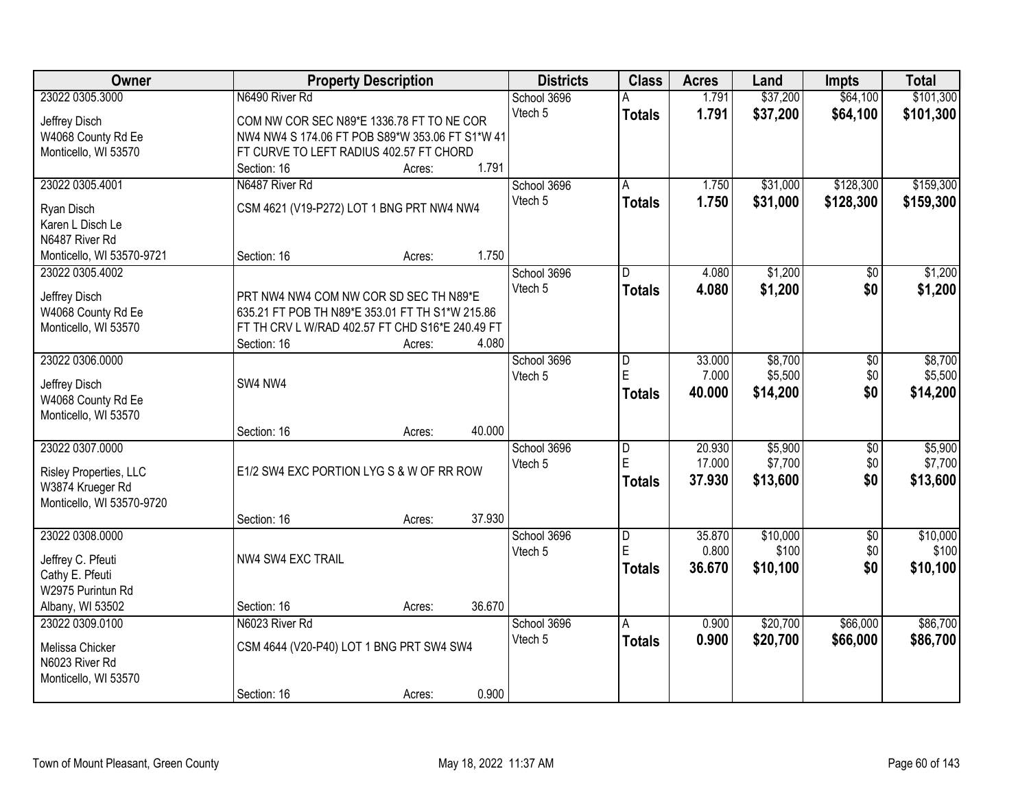| Owner | Property Description | Districts | Class | Acres | Land | Impts | Total |
|---|---|---|---|---|---|---|---|
| 23022 0305.3000<br>Jeffrey Disch<br>W4068 County Rd Ee<br>Monticello, WI 53570 | N6490 River Rd<br>COM NW COR SEC N89*E 1336.78 FT TO NE COR NW4 NW4 S 174.06 FT POB S89*W 353.06 FT S1*W 41 FT CURVE TO LEFT RADIUS 402.57 FT CHORD<br>Section: 16 Acres: 1.791 | School 3696<br>Vtech 5 | A<br>**Totals** | 1.791<br>**1.791** | $37,200<br>**$37,200** | $64,100<br>**$64,100** | $101,300<br>**$101,300** |
| 23022 0305.4001<br>Ryan Disch<br>Karen L Disch Le<br>N6487 River Rd<br>Monticello, WI 53570-9721 | N6487 River Rd<br>CSM 4621 (V19-P272) LOT 1 BNG PRT NW4 NW4<br>Section: 16 Acres: 1.750 | School 3696<br>Vtech 5 | A<br>**Totals** | 1.750<br>**1.750** | $31,000<br>**$31,000** | $128,300<br>**$128,300** | $159,300<br>**$159,300** |
| 23022 0305.4002<br>Jeffrey Disch<br>W4068 County Rd Ee<br>Monticello, WI 53570 | PRT NW4 NW4 COM NW COR SD SEC TH N89*E 635.21 FT POB TH N89*E 353.01 FT TH S1*W 215.86 FT TH CRV L W/RAD 402.57 FT CHD S16*E 240.49 FT<br>Section: 16 Acres: 4.080 | School 3696<br>Vtech 5 | D<br>**Totals** | 4.080<br>**4.080** | $1,200<br>**$1,200** | $0<br>**$0** | $1,200<br>**$1,200** |
| 23022 0306.0000<br>Jeffrey Disch<br>W4068 County Rd Ee<br>Monticello, WI 53570 | SW4 NW4<br>Section: 16 Acres: 40.000 | School 3696<br>Vtech 5 | D<br>E<br>**Totals** | 33.000<br>7.000<br>**40.000** | $8,700<br>$5,500<br>**$14,200** | $0<br>$0<br>**$0** | $8,700<br>$5,500<br>**$14,200** |
| 23022 0307.0000<br>Risley Properties, LLC<br>W3874 Krueger Rd<br>Monticello, WI 53570-9720 | E1/2 SW4 EXC PORTION LYG S & W OF RR ROW<br>Section: 16 Acres: 37.930 | School 3696<br>Vtech 5 | D<br>E<br>**Totals** | 20.930<br>17.000<br>**37.930** | $5,900<br>$7,700<br>**$13,600** | $0<br>$0<br>**$0** | $5,900<br>$7,700<br>**$13,600** |
| 23022 0308.0000<br>Jeffrey C. Pfeuti<br>Cathy E. Pfeuti<br>W2975 Purintun Rd<br>Albany, WI 53502 | NW4 SW4 EXC TRAIL<br>Section: 16 Acres: 36.670 | School 3696<br>Vtech 5 | D<br>E<br>**Totals** | 35.870<br>0.800<br>**36.670** | $10,000<br>$100<br>**$10,100** | $0<br>$0<br>**$0** | $10,000<br>$100<br>**$10,100** |
| 23022 0309.0100<br>Melissa Chicker<br>N6023 River Rd<br>Monticello, WI 53570 | N6023 River Rd<br>CSM 4644 (V20-P40) LOT 1 BNG PRT SW4 SW4<br>Section: 16 Acres: 0.900 | School 3696<br>Vtech 5 | A<br>**Totals** | 0.900<br>**0.900** | $20,700<br>**$20,700** | $66,000<br>**$66,000** | $86,700<br>**$86,700** |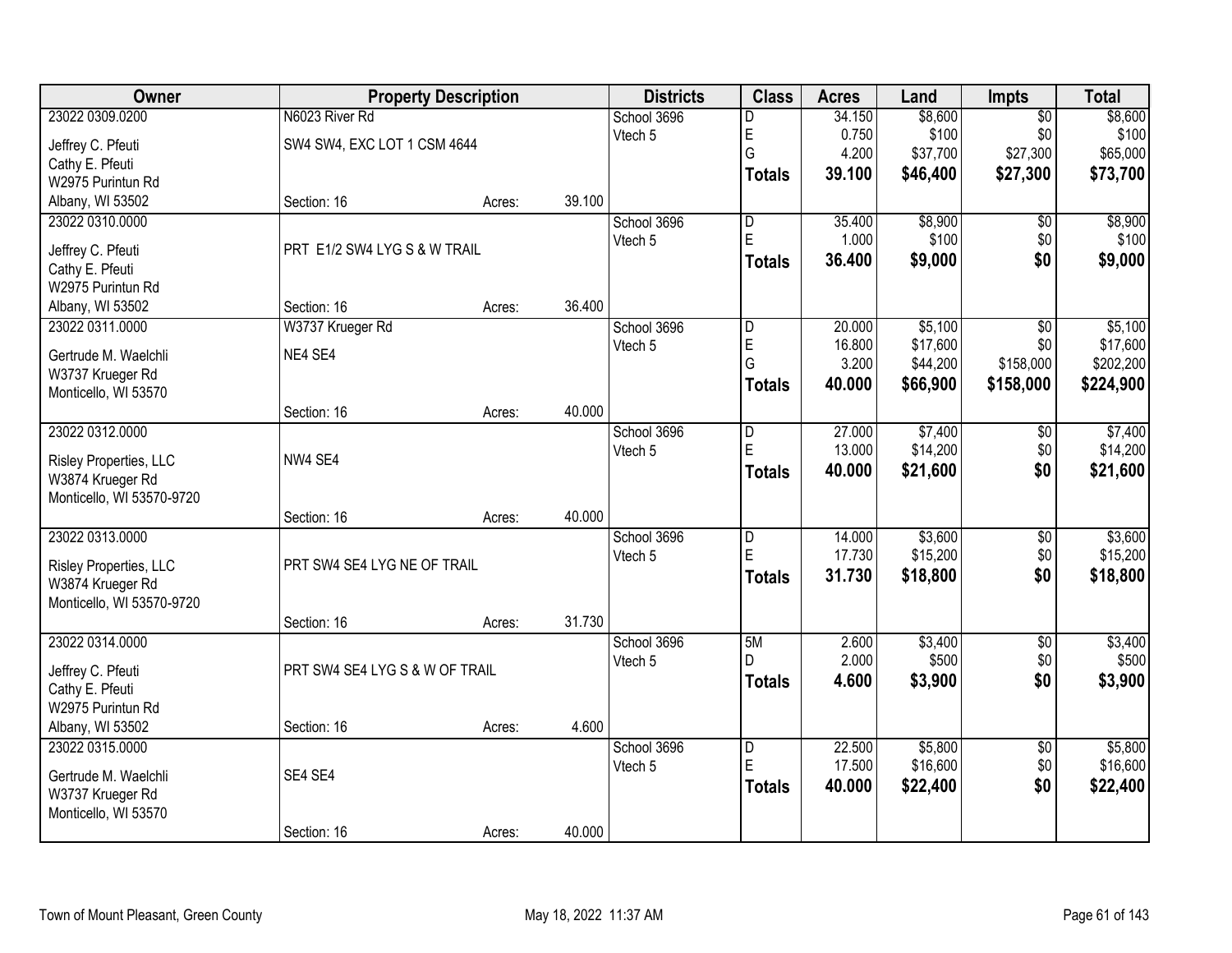| Owner | Property Description | | | Districts | Class | Acres | Land | Impts | Total |
|---|---|---|---|---|---|---|---|---|---|
| 23022 0309.0200 | N6023 River Rd | | | School 3696 | D | 34.150 | $8,600 | $0 | $8,600 |
| Jeffrey C. Pfeuti | SW4 SW4, EXC LOT 1 CSM 4644 | | | Vtech 5 | E | 0.750 | $100 | $0 | $100 |
| Cathy E. Pfeuti | | | | | G | 4.200 | $37,700 | $27,300 | $65,000 |
| W2975 Purintun Rd | | | | | **Totals** | **39.100** | **$46,400** | **$27,300** | **$73,700** |
| Albany, WI 53502 | Section: 16 | Acres: | 39.100 | | | | | | |
| 23022 0310.0000 | | | | School 3696 | D | 35.400 | $8,900 | $0 | $8,900 |
| Jeffrey C. Pfeuti | PRT E1/2 SW4 LYG S & W TRAIL | | | Vtech 5 | E | 1.000 | $100 | $0 | $100 |
| Cathy E. Pfeuti | | | | | **Totals** | **36.400** | **$9,000** | **$0** | **$9,000** |
| W2975 Purintun Rd | | | | | | | | | |
| Albany, WI 53502 | Section: 16 | Acres: | 36.400 | | | | | | |
| 23022 0311.0000 | W3737 Krueger Rd | | | School 3696 | D | 20.000 | $5,100 | $0 | $5,100 |
| Gertrude M. Waelchli | NE4 SE4 | | | Vtech 5 | E | 16.800 | $17,600 | $0 | $17,600 |
| W3737 Krueger Rd | | | | | G | 3.200 | $44,200 | $158,000 | $202,200 |
| Monticello, WI 53570 | | | | | **Totals** | **40.000** | **$66,900** | **$158,000** | **$224,900** |
| | Section: 16 | Acres: | 40.000 | | | | | | |
| 23022 0312.0000 | | | | School 3696 | D | 27.000 | $7,400 | $0 | $7,400 |
| Risley Properties, LLC | NW4 SE4 | | | Vtech 5 | E | 13.000 | $14,200 | $0 | $14,200 |
| W3874 Krueger Rd | | | | | **Totals** | **40.000** | **$21,600** | **$0** | **$21,600** |
| Monticello, WI 53570-9720 | | | | | | | | | |
| | Section: 16 | Acres: | 40.000 | | | | | | |
| 23022 0313.0000 | | | | School 3696 | D | 14.000 | $3,600 | $0 | $3,600 |
| Risley Properties, LLC | PRT SW4 SE4 LYG NE OF TRAIL | | | Vtech 5 | E | 17.730 | $15,200 | $0 | $15,200 |
| W3874 Krueger Rd | | | | | **Totals** | **31.730** | **$18,800** | **$0** | **$18,800** |
| Monticello, WI 53570-9720 | | | | | | | | | |
| | Section: 16 | Acres: | 31.730 | | | | | | |
| 23022 0314.0000 | | | | School 3696 | 5M | 2.600 | $3,400 | $0 | $3,400 |
| Jeffrey C. Pfeuti | PRT SW4 SE4 LYG S & W OF TRAIL | | | Vtech 5 | D | 2.000 | $500 | $0 | $500 |
| Cathy E. Pfeuti | | | | | **Totals** | **4.600** | **$3,900** | **$0** | **$3,900** |
| W2975 Purintun Rd | | | | | | | | | |
| Albany, WI 53502 | Section: 16 | Acres: | 4.600 | | | | | | |
| 23022 0315.0000 | | | | School 3696 | D | 22.500 | $5,800 | $0 | $5,800 |
| Gertrude M. Waelchli | SE4 SE4 | | | Vtech 5 | E | 17.500 | $16,600 | $0 | $16,600 |
| W3737 Krueger Rd | | | | | **Totals** | **40.000** | **$22,400** | **$0** | **$22,400** |
| Monticello, WI 53570 | | | | | | | | | |
| | Section: 16 | Acres: | 40.000 | | | | | | |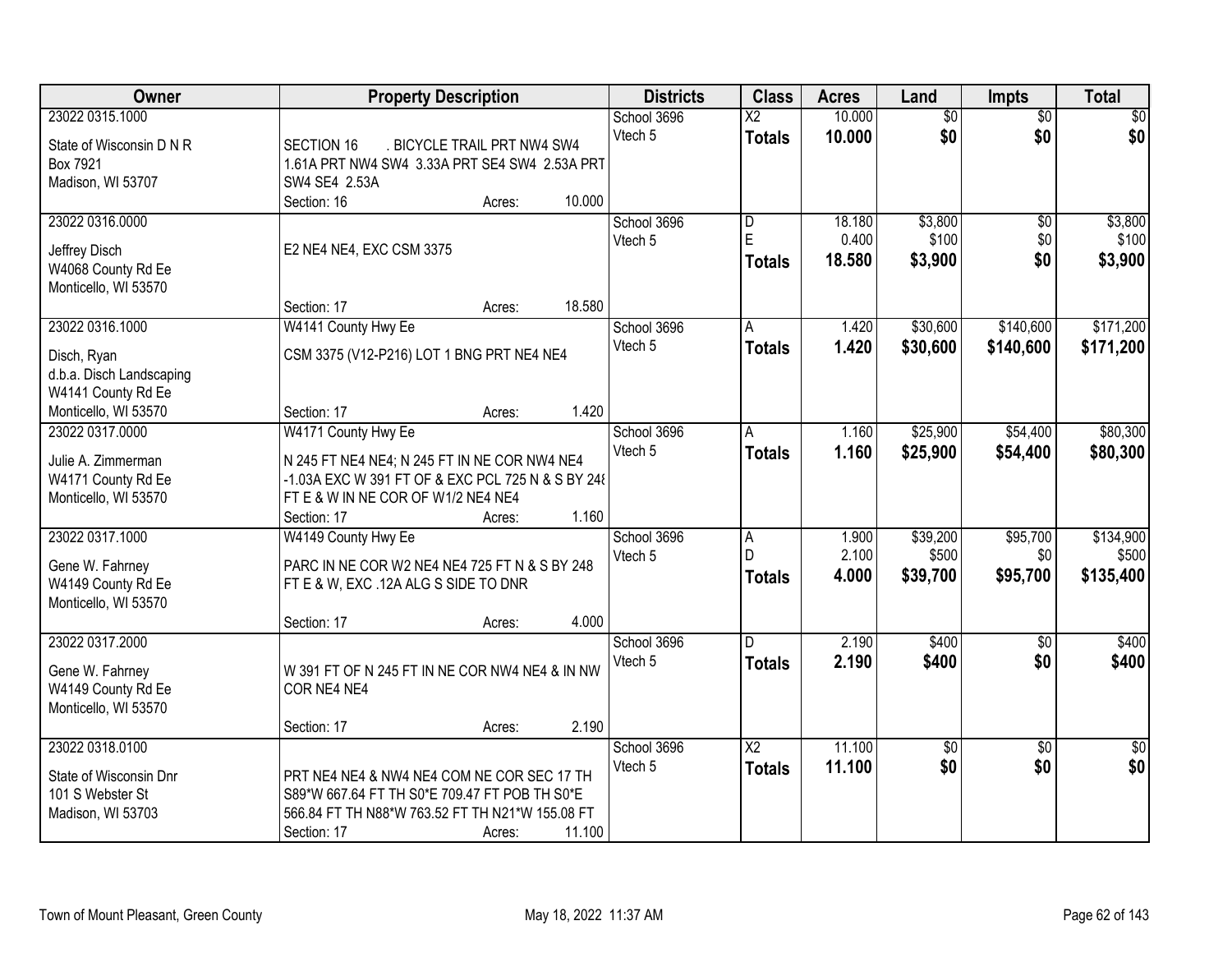| Owner | Property Description | Districts | Class | Acres | Land | Impts | Total |
|---|---|---|---|---|---|---|---|
| 23022 0315.1000<br><br>State of Wisconsin D N R<br>Box 7921<br>Madison, WI 53707 | SECTION 16 . BICYCLE TRAIL PRT NW4 SW4 1.61A PRT NW4 SW4 3.33A PRT SE4 SW4 2.53A PRT SW4 SE4 2.53A<br>Section: 16 Acres: 10.000 | School 3696<br>Vtech 5 | X2<br>**Totals** | 10.000<br>**10.000** | $0<br>**$0** | $0<br>**$0** | $0<br>**$0** |
| 23022 0316.0000<br><br>Jeffrey Disch<br>W4068 County Rd Ee<br>Monticello, WI 53570 | E2 NE4 NE4, EXC CSM 3375<br><br>Section: 17 Acres: 18.580 | School 3696<br>Vtech 5 | D<br>E<br>**Totals** | 18.180<br>0.400<br>**18.580** | $3,800<br>$100<br>**$3,900** | $0<br>$0<br>**$0** | $3,800<br>$100<br>**$3,900** |
| 23022 0316.1000<br><br>Disch, Ryan<br>d.b.a. Disch Landscaping<br>W4141 County Rd Ee<br>Monticello, WI 53570 | W4141 County Hwy Ee<br>CSM 3375 (V12-P216) LOT 1 BNG PRT NE4 NE4<br><br>Section: 17 Acres: 1.420 | School 3696<br>Vtech 5 | A<br>**Totals** | 1.420<br>**1.420** | $30,600<br>**$30,600** | $140,600<br>**$140,600** | $171,200<br>**$171,200** |
| 23022 0317.0000<br><br>Julie A. Zimmerman<br>W4171 County Rd Ee<br>Monticello, WI 53570 | W4171 County Hwy Ee<br>N 245 FT NE4 NE4; N 245 FT IN NE COR NW4 NE4 -1.03A EXC W 391 FT OF & EXC PCL 725 N & S BY 248 FT E & W IN NE COR OF W1/2 NE4 NE4<br>Section: 17 Acres: 1.160 | School 3696<br>Vtech 5 | A<br>**Totals** | 1.160<br>**1.160** | $25,900<br>**$25,900** | $54,400<br>**$54,400** | $80,300<br>**$80,300** |
| 23022 0317.1000<br><br>Gene W. Fahrney<br>W4149 County Rd Ee<br>Monticello, WI 53570 | W4149 County Hwy Ee<br>PARC IN NE COR W2 NE4 NE4 725 FT N & S BY 248 FT E & W, EXC .12A ALG S SIDE TO DNR<br>Section: 17 Acres: 4.000 | School 3696<br>Vtech 5 | A<br>D<br>**Totals** | 1.900<br>2.100<br>**4.000** | $39,200<br>$500<br>**$39,700** | $95,700<br>$0<br>**$95,700** | $134,900<br>$500<br>**$135,400** |
| 23022 0317.2000<br><br>Gene W. Fahrney<br>W4149 County Rd Ee<br>Monticello, WI 53570 | W 391 FT OF N 245 FT IN NE COR NW4 NE4 & IN NW COR NE4 NE4<br>Section: 17 Acres: 2.190 | School 3696<br>Vtech 5 | D<br>**Totals** | 2.190<br>**2.190** | $400<br>**$400** | $0<br>**$0** | $400<br>**$400** |
| 23022 0318.0100<br><br>State of Wisconsin Dnr<br>101 S Webster St<br>Madison, WI 53703 | PRT NE4 NE4 & NW4 NE4 COM NE COR SEC 17 TH S89*W 667.64 FT TH S0*E 709.47 FT POB TH S0*E 566.84 FT TH N88*W 763.52 FT TH N21*W 155.08 FT<br>Section: 17 Acres: 11.100 | School 3696<br>Vtech 5 | X2<br>**Totals** | 11.100<br>**11.100** | $0<br>**$0** | $0<br>**$0** | $0<br>**$0** |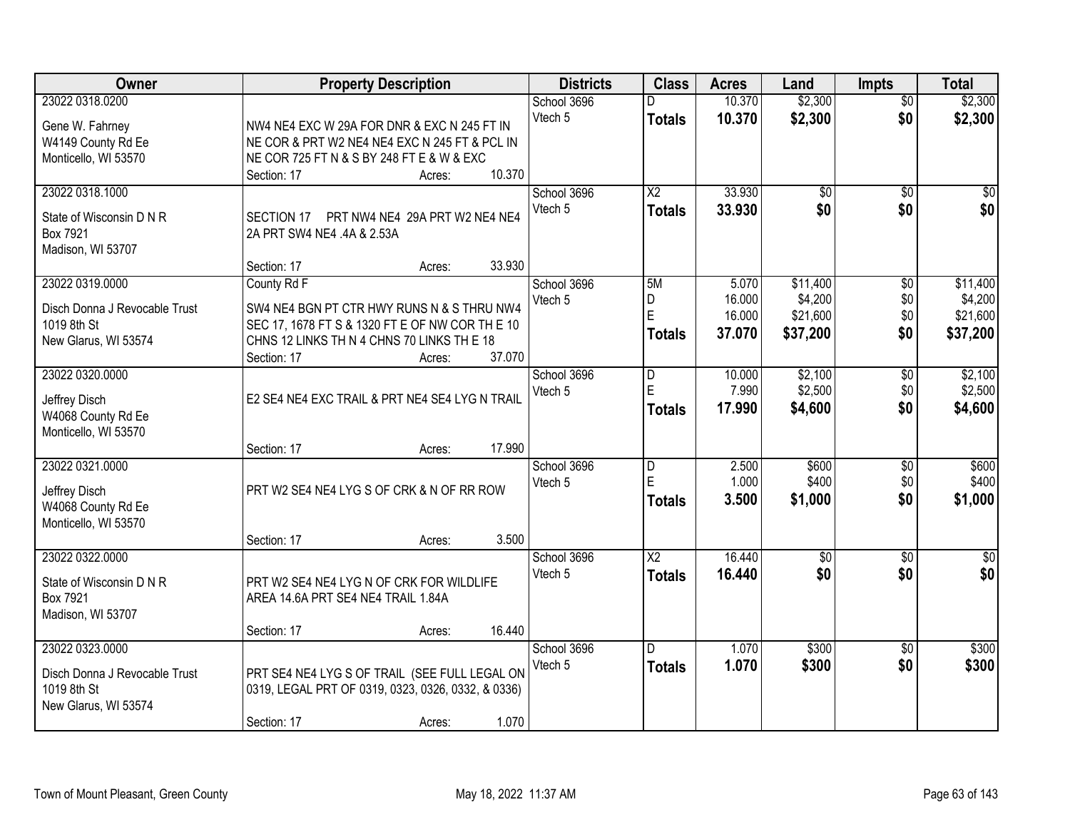| Owner | Property Description | Districts | Class | Acres | Land | Impts | Total |
|---|---|---|---|---|---|---|---|
| 23022 0318.0200<br>Gene W. Fahrney<br>W4149 County Rd Ee<br>Monticello, WI 53570 | NW4 NE4 EXC W 29A FOR DNR & EXC N 245 FT IN NE COR & PRT W2 NE4 NE4 EXC N 245 FT & PCL IN NE COR 725 FT N & S BY 248 FT E & W & EXC<br>Section: 17 Acres: 10.370 | School 3696<br>Vtech 5 | D<br>**Totals** | 10.370<br>**10.370** | $2,300<br>**$2,300** | $0<br>**$0** | $2,300<br>**$2,300** |
| 23022 0318.1000<br>State of Wisconsin D N R<br>Box 7921<br>Madison, WI 53707 | SECTION 17 PRT NW4 NE4 29A PRT W2 NE4 NE4 2A PRT SW4 NE4 .4A & 2.53A<br>Section: 17 Acres: 33.930 | School 3696<br>Vtech 5 | X2<br>**Totals** | 33.930<br>**33.930** | $0<br>**$0** | $0<br>**$0** | $0<br>**$0** |
| 23022 0319.0000<br>Disch Donna J Revocable Trust<br>1019 8th St<br>New Glarus, WI 53574 | County Rd F<br>SW4 NE4 BGN PT CTR HWY RUNS N & S THRU NW4 SEC 17, 1678 FT S & 1320 FT E OF NW COR TH E 10 CHNS 12 LINKS TH N 4 CHNS 70 LINKS TH E 18<br>Section: 17 Acres: 37.070 | School 3696<br>Vtech 5 | 5M<br>D<br>E<br>**Totals** | 5.070<br>16.000<br>16.000<br>**37.070** | $11,400<br>$4,200<br>$21,600<br>**$37,200** | $0<br>$0<br>$0<br>**$0** | $11,400<br>$4,200<br>$21,600<br>**$37,200** |
| 23022 0320.0000<br>Jeffrey Disch<br>W4068 County Rd Ee<br>Monticello, WI 53570 | E2 SE4 NE4 EXC TRAIL & PRT NE4 SE4 LYG N TRAIL<br>Section: 17 Acres: 17.990 | School 3696<br>Vtech 5 | D<br>E<br>**Totals** | 10.000<br>7.990<br>**17.990** | $2,100<br>$2,500<br>**$4,600** | $0<br>$0<br>**$0** | $2,100<br>$2,500<br>**$4,600** |
| 23022 0321.0000<br>Jeffrey Disch<br>W4068 County Rd Ee<br>Monticello, WI 53570 | PRT W2 SE4 NE4 LYG S OF CRK & N OF RR ROW<br>Section: 17 Acres: 3.500 | School 3696<br>Vtech 5 | D<br>E<br>**Totals** | 2.500<br>1.000<br>**3.500** | $600<br>$400<br>**$1,000** | $0<br>$0<br>**$0** | $600<br>$400<br>**$1,000** |
| 23022 0322.0000<br>State of Wisconsin D N R<br>Box 7921<br>Madison, WI 53707 | PRT W2 SE4 NE4 LYG N OF CRK FOR WILDLIFE AREA 14.6A PRT SE4 NE4 TRAIL 1.84A<br>Section: 17 Acres: 16.440 | School 3696<br>Vtech 5 | X2<br>**Totals** | 16.440<br>**16.440** | $0<br>**$0** | $0<br>**$0** | $0<br>**$0** |
| 23022 0323.0000<br>Disch Donna J Revocable Trust<br>1019 8th St<br>New Glarus, WI 53574 | PRT SE4 NE4 LYG S OF TRAIL (SEE FULL LEGAL ON 0319, LEGAL PRT OF 0319, 0323, 0326, 0332, & 0336)<br>Section: 17 Acres: 1.070 | School 3696<br>Vtech 5 | D<br>**Totals** | 1.070<br>**1.070** | $300<br>**$300** | $0<br>**$0** | $300<br>**$300** |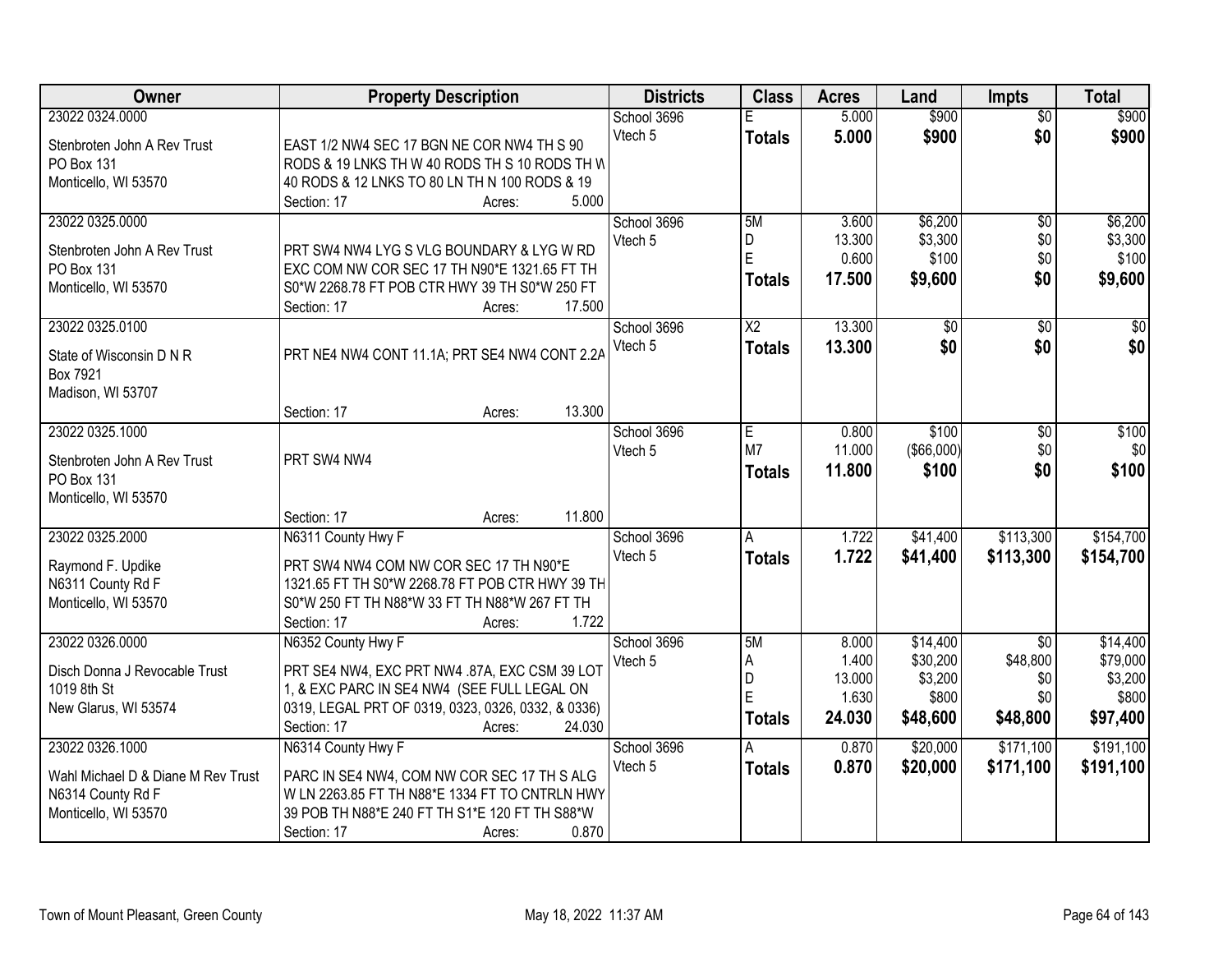| Owner | Property Description | Districts | Class | Acres | Land | Impts | Total |
|---|---|---|---|---|---|---|---|
| 23022 0324.0000<br>Stenbroten John A Rev Trust<br>PO Box 131<br>Monticello, WI 53570 | EAST 1/2 NW4 SEC 17 BGN NE COR NW4 TH S 90 RODS & 19 LNKS TH W 40 RODS TH S 10 RODS TH W 40 RODS & 12 LNKS TO 80 LN TH N 100 RODS & 19<br>Section: 17 Acres: 5.000 | School 3696<br>Vtech 5 | E<br>**Totals** | 5.000<br>**5.000** | $900<br>**$900** | $0<br>**$0** | $900<br>**$900** |
| 23022 0325.0000<br>Stenbroten John A Rev Trust<br>PO Box 131<br>Monticello, WI 53570 | PRT SW4 NW4 LYG S VLG BOUNDARY & LYG W RD EXC COM NW COR SEC 17 TH N90*E 1321.65 FT TH S0*W 2268.78 FT POB CTR HWY 39 TH S0*W 250 FT<br>Section: 17 Acres: 17.500 | School 3696<br>Vtech 5 | 5M<br>D<br>E<br>**Totals** | 3.600<br>13.300<br>0.600<br>**17.500** | $6,200<br>$3,300<br>$100<br>**$9,600** | $0<br>$0<br>$0<br>**$0** | $6,200<br>$3,300<br>$100<br>**$9,600** |
| 23022 0325.0100<br>State of Wisconsin D N R<br>Box 7921<br>Madison, WI 53707 | PRT NE4 NW4 CONT 11.1A; PRT SE4 NW4 CONT 2.2A<br>Section: 17 Acres: 13.300 | School 3696<br>Vtech 5 | X2<br>**Totals** | 13.300<br>**13.300** | $0<br>**$0** | $0<br>**$0** | $0<br>**$0** |
| 23022 0325.1000<br>Stenbroten John A Rev Trust<br>PO Box 131<br>Monticello, WI 53570 | PRT SW4 NW4<br>Section: 17 Acres: 11.800 | School 3696<br>Vtech 5 | E<br>M7<br>**Totals** | 0.800<br>11.000<br>**11.800** | $100<br>($66,000)<br>**$100** | $0<br>$0<br>**$0** | $100<br>$0<br>**$100** |
| 23022 0325.2000<br>Raymond F. Updike<br>N6311 County Rd F<br>Monticello, WI 53570 | N6311 County Hwy F<br>PRT SW4 NW4 COM NW COR SEC 17 TH N90*E 1321.65 FT TH S0*W 2268.78 FT POB CTR HWY 39 TH S0*W 250 FT TH N88*W 33 FT TH N88*W 267 FT TH<br>Section: 17 Acres: 1.722 | School 3696<br>Vtech 5 | A<br>**Totals** | 1.722<br>**1.722** | $41,400<br>**$41,400** | $113,300<br>**$113,300** | $154,700<br>**$154,700** |
| 23022 0326.0000<br>Disch Donna J Revocable Trust<br>1019 8th St<br>New Glarus, WI 53574 | N6352 County Hwy F<br>PRT SE4 NW4, EXC PRT NW4 .87A, EXC CSM 39 LOT 1, & EXC PARC IN SE4 NW4 (SEE FULL LEGAL ON 0319, LEGAL PRT OF 0319, 0323, 0326, 0332, & 0336)<br>Section: 17 Acres: 24.030 | School 3696<br>Vtech 5 | 5M<br>A<br>D<br>E<br>**Totals** | 8.000<br>1.400<br>13.000<br>1.630<br>**24.030** | $14,400<br>$30,200<br>$3,200<br>$800<br>**$48,600** | $0<br>$48,800<br>$0<br>$0<br>**$48,800** | $14,400<br>$79,000<br>$3,200<br>$800<br>**$97,400** |
| 23022 0326.1000<br>Wahl Michael D & Diane M Rev Trust<br>N6314 County Rd F<br>Monticello, WI 53570 | N6314 County Hwy F<br>PARC IN SE4 NW4, COM NW COR SEC 17 TH S ALG W LN 2263.85 FT TH N88*E 1334 FT TO CNTRLN HWY 39 POB TH N88*E 240 FT TH S1*E 120 FT TH S88*W<br>Section: 17 Acres: 0.870 | School 3696<br>Vtech 5 | A<br>**Totals** | 0.870<br>**0.870** | $20,000<br>**$20,000** | $171,100<br>**$171,100** | $191,100<br>**$191,100** |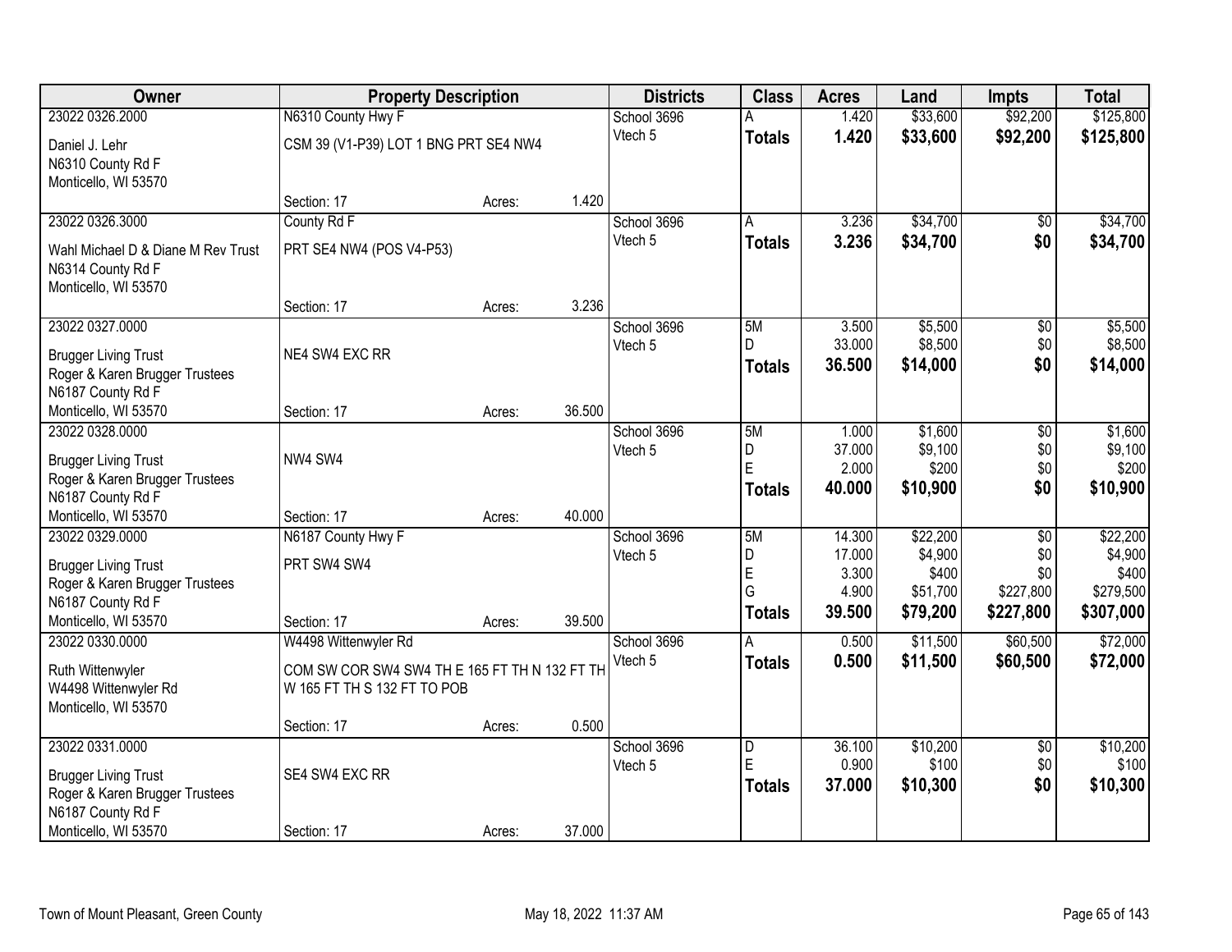| Owner | Property Description | | | Districts | Class | Acres | Land | Impts | Total |
|---|---|---|---|---|---|---|---|---|---|
| 23022 0326.2000 | N6310 County Hwy F | | | School 3696 | A | 1.420 | $33,600 | $92,200 | $125,800 |
| Daniel J. Lehr<br>N6310 County Rd F<br>Monticello, WI 53570 | CSM 39 (V1-P39) LOT 1 BNG PRT SE4 NW4 | | | Vtech 5 | **Totals** | **1.420** | **$33,600** | **$92,200** | **$125,800** |
| | Section: 17 | Acres: | 1.420 | | | | | | |
| 23022 0326.3000 | County Rd F | | | School 3696 | A | 3.236 | $34,700 | $0 | $34,700 |
| Wahl Michael D & Diane M Rev Trust<br>N6314 County Rd F<br>Monticello, WI 53570 | PRT SE4 NW4 (POS V4-P53) | | | Vtech 5 | **Totals** | **3.236** | **$34,700** | **$0** | **$34,700** |
| | Section: 17 | Acres: | 3.236 | | | | | | |
| 23022 0327.0000 | | | | School 3696 | 5M | 3.500 | $5,500 | $0 | $5,500 |
| Brugger Living Trust<br>Roger & Karen Brugger Trustees<br>N6187 County Rd F<br>Monticello, WI 53570 | NE4 SW4 EXC RR | | | Vtech 5 | D | 33.000 | $8,500 | $0 | $8,500 |
| | | | | | **Totals** | **36.500** | **$14,000** | **$0** | **$14,000** |
| | Section: 17 | Acres: | 36.500 | | | | | | |
| 23022 0328.0000 | | | | School 3696 | 5M | 1.000 | $1,600 | $0 | $1,600 |
| Brugger Living Trust<br>Roger & Karen Brugger Trustees<br>N6187 County Rd F<br>Monticello, WI 53570 | NW4 SW4 | | | Vtech 5 | D | 37.000 | $9,100 | $0 | $9,100 |
| | | | | | E | 2.000 | $200 | $0 | $200 |
| | | | | | **Totals** | **40.000** | **$10,900** | **$0** | **$10,900** |
| | Section: 17 | Acres: | 40.000 | | | | | | |
| 23022 0329.0000 | N6187 County Hwy F | | | School 3696 | 5M | 14.300 | $22,200 | $0 | $22,200 |
| Brugger Living Trust<br>Roger & Karen Brugger Trustees<br>N6187 County Rd F<br>Monticello, WI 53570 | PRT SW4 SW4 | | | Vtech 5 | D | 17.000 | $4,900 | $0 | $4,900 |
| | | | | | E | 3.300 | $400 | $0 | $400 |
| | | | | | G | 4.900 | $51,700 | $227,800 | $279,500 |
| | | | | | **Totals** | **39.500** | **$79,200** | **$227,800** | **$307,000** |
| | Section: 17 | Acres: | 39.500 | | | | | | |
| 23022 0330.0000 | W4498 Wittenwyler Rd | | | School 3696 | A | 0.500 | $11,500 | $60,500 | $72,000 |
| Ruth Wittenwyler<br>W4498 Wittenwyler Rd<br>Monticello, WI 53570 | COM SW COR SW4 SW4 TH E 165 FT TH N 132 FT TH W 165 FT TH S 132 FT TO POB | | | Vtech 5 | **Totals** | **0.500** | **$11,500** | **$60,500** | **$72,000** |
| | Section: 17 | Acres: | 0.500 | | | | | | |
| 23022 0331.0000 | | | | School 3696 | D | 36.100 | $10,200 | $0 | $10,200 |
| Brugger Living Trust<br>Roger & Karen Brugger Trustees<br>N6187 County Rd F<br>Monticello, WI 53570 | SE4 SW4 EXC RR | | | Vtech 5 | E | 0.900 | $100 | $0 | $100 |
| | | | | | **Totals** | **37.000** | **$10,300** | **$0** | **$10,300** |
| | Section: 17 | Acres: | 37.000 | | | | | | |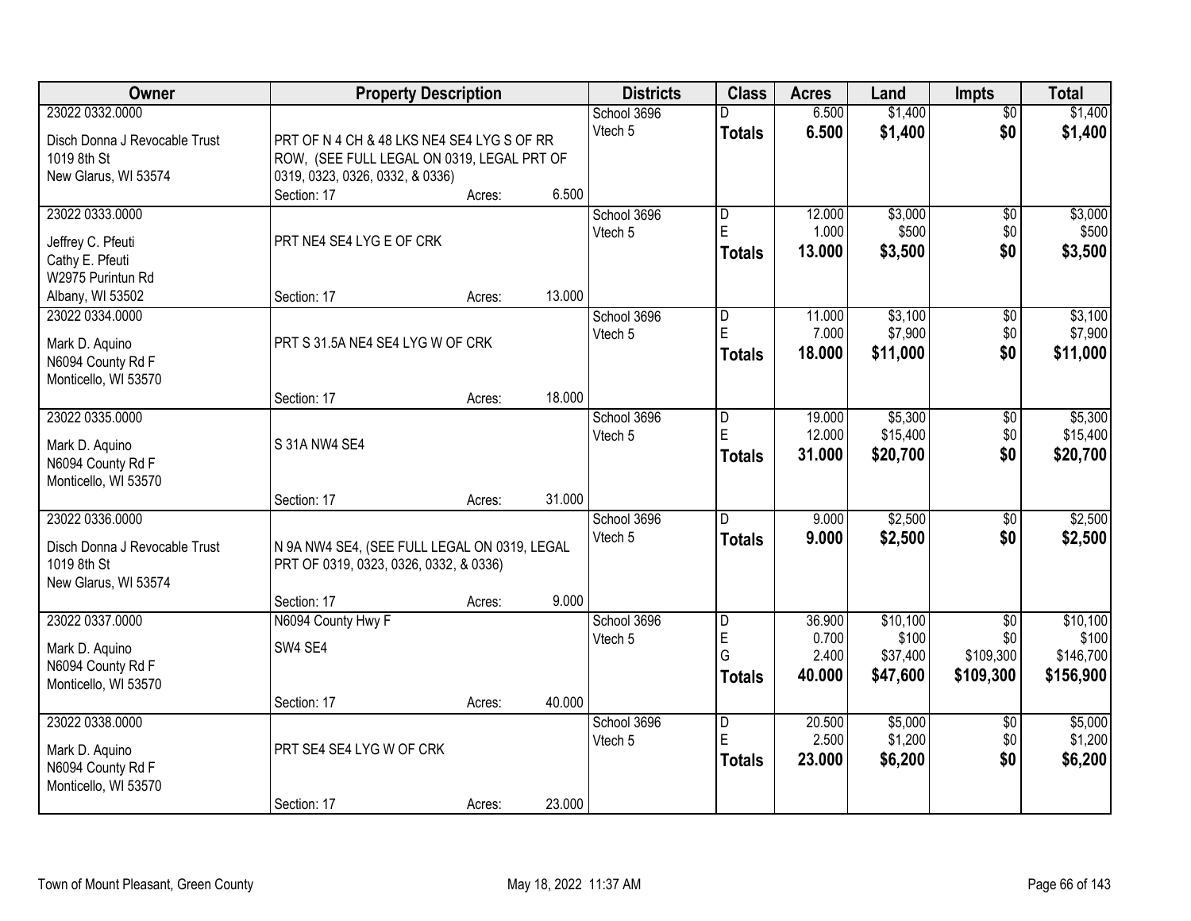| Owner | Property Description | | | Districts | Class | Acres | Land | Impts | Total |
|---|---|---|---|---|---|---|---|---|---|
| 23022 0332.0000<br><br>Disch Donna J Revocable Trust<br>1019 8th St<br>New Glarus, WI 53574 | PRT OF N 4 CH & 48 LKS NE4 SE4 LYG S OF RR ROW, (SEE FULL LEGAL ON 0319, LEGAL PRT OF 0319, 0323, 0326, 0332, & 0336)<br>Section: 17 | Acres: | 6.500 | School 3696<br>Vtech 5 | D<br>**Totals** | 6.500<br>**6.500** | $1,400<br>**$1,400** | $0<br>**$0** | $1,400<br>**$1,400** |
| 23022 0333.0000<br><br>Jeffrey C. Pfeuti<br>Cathy E. Pfeuti<br>W2975 Purintun Rd<br>Albany, WI 53502 | PRT NE4 SE4 LYG E OF CRK<br><br>Section: 17 | Acres: | 13.000 | School 3696<br>Vtech 5 | D<br>E<br>**Totals** | 12.000<br>1.000<br>**13.000** | $3,000<br>$500<br>**$3,500** | $0<br>$0<br>**$0** | $3,000<br>$500<br>**$3,500** |
| 23022 0334.0000<br><br>Mark D. Aquino<br>N6094 County Rd F<br>Monticello, WI 53570 | PRT S 31.5A NE4 SE4 LYG W OF CRK<br><br>Section: 17 | Acres: | 18.000 | School 3696<br>Vtech 5 | D<br>E<br>**Totals** | 11.000<br>7.000<br>**18.000** | $3,100<br>$7,900<br>**$11,000** | $0<br>$0<br>**$0** | $3,100<br>$7,900<br>**$11,000** |
| 23022 0335.0000<br><br>Mark D. Aquino<br>N6094 County Rd F<br>Monticello, WI 53570 | S 31A NW4 SE4<br><br>Section: 17 | Acres: | 31.000 | School 3696<br>Vtech 5 | D<br>E<br>**Totals** | 19.000<br>12.000<br>**31.000** | $5,300<br>$15,400<br>**$20,700** | $0<br>$0<br>**$0** | $5,300<br>$15,400<br>**$20,700** |
| 23022 0336.0000<br><br>Disch Donna J Revocable Trust<br>1019 8th St<br>New Glarus, WI 53574 | N 9A NW4 SE4, (SEE FULL LEGAL ON 0319, LEGAL PRT OF 0319, 0323, 0326, 0332, & 0336)<br><br>Section: 17 | Acres: | 9.000 | School 3696<br>Vtech 5 | D<br>**Totals** | 9.000<br>**9.000** | $2,500<br>**$2,500** | $0<br>**$0** | $2,500<br>**$2,500** |
| 23022 0337.0000<br><br>Mark D. Aquino<br>N6094 County Rd F<br>Monticello, WI 53570 | N6094 County Hwy F<br>SW4 SE4<br><br>Section: 17 | Acres: | 40.000 | School 3696<br>Vtech 5 | D<br>E<br>G<br>**Totals** | 36.900<br>0.700<br>2.400<br>**40.000** | $10,100<br>$100<br>$37,400<br>**$47,600** | $0<br>$0<br>$109,300<br>**$109,300** | $10,100<br>$100<br>$146,700<br>**$156,900** |
| 23022 0338.0000<br><br>Mark D. Aquino<br>N6094 County Rd F<br>Monticello, WI 53570 | PRT SE4 SE4 LYG W OF CRK<br><br>Section: 17 | Acres: | 23.000 | School 3696<br>Vtech 5 | D<br>E<br>**Totals** | 20.500<br>2.500<br>**23.000** | $5,000<br>$1,200<br>**$6,200** | $0<br>$0<br>**$0** | $5,000<br>$1,200<br>**$6,200** |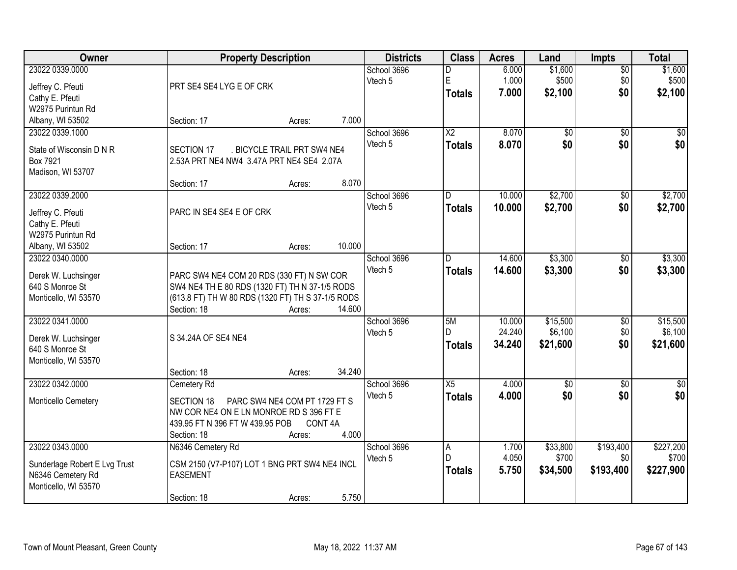| Owner | Property Description | Districts | Class | Acres | Land | Impts | Total |
|---|---|---|---|---|---|---|---|
| 23022 0339.0000<br>Jeffrey C. Pfeuti<br>Cathy E. Pfeuti<br>W2975 Purintun Rd<br>Albany, WI 53502 | PRT SE4 SE4 LYG E OF CRK<br>Section: 17 Acres: 7.000 | School 3696<br>Vtech 5 | D<br>E<br>**Totals** | 6.000<br>1.000<br>**7.000** | $1,600<br>$500<br>**$2,100** | $0<br>$0<br>**$0** | $1,600<br>$500<br>**$2,100** |
| 23022 0339.1000<br>State of Wisconsin D N R<br>Box 7921<br>Madison, WI 53707 | SECTION 17 . BICYCLE TRAIL PRT SW4 NE4 2.53A PRT NE4 NW4 3.47A PRT NE4 SE4 2.07A<br>Section: 17 Acres: 8.070 | School 3696<br>Vtech 5 | X2<br>**Totals** | 8.070<br>**8.070** | $0<br>**$0** | $0<br>**$0** | $0<br>**$0** |
| 23022 0339.2000<br>Jeffrey C. Pfeuti<br>Cathy E. Pfeuti<br>W2975 Purintun Rd<br>Albany, WI 53502 | PARC IN SE4 SE4 E OF CRK<br>Section: 17 Acres: 10.000 | School 3696<br>Vtech 5 | D<br>**Totals** | 10.000<br>**10.000** | $2,700<br>**$2,700** | $0<br>**$0** | $2,700<br>**$2,700** |
| 23022 0340.0000<br>Derek W. Luchsinger<br>640 S Monroe St<br>Monticello, WI 53570 | PARC SW4 NE4 COM 20 RDS (330 FT) N SW COR SW4 NE4 TH E 80 RDS (1320 FT) TH N 37-1/5 RODS (613.8 FT) TH W 80 RDS (1320 FT) TH S 37-1/5 RODS<br>Section: 18 Acres: 14.600 | School 3696<br>Vtech 5 | D<br>**Totals** | 14.600<br>**14.600** | $3,300<br>**$3,300** | $0<br>**$0** | $3,300<br>**$3,300** |
| 23022 0341.0000<br>Derek W. Luchsinger<br>640 S Monroe St<br>Monticello, WI 53570 | S 34.24A OF SE4 NE4<br>Section: 18 Acres: 34.240 | School 3696<br>Vtech 5 | 5M<br>D<br>**Totals** | 10.000<br>24.240<br>**34.240** | $15,500<br>$6,100<br>**$21,600** | $0<br>$0<br>**$0** | $15,500<br>$6,100<br>**$21,600** |
| 23022 0342.0000<br>Monticello Cemetery | Cemetery Rd<br>SECTION 18 PARC SW4 NE4 COM PT 1729 FT S NW COR NE4 ON E LN MONROE RD S 396 FT E 439.95 FT N 396 FT W 439.95 POB CONT 4A<br>Section: 18 Acres: 4.000 | School 3696<br>Vtech 5 | X5<br>**Totals** | 4.000<br>**4.000** | $0<br>**$0** | $0<br>**$0** | $0<br>**$0** |
| 23022 0343.0000<br>Sunderlage Robert E Lvg Trust<br>N6346 Cemetery Rd<br>Monticello, WI 53570 | N6346 Cemetery Rd<br>CSM 2150 (V7-P107) LOT 1 BNG PRT SW4 NE4 INCL EASEMENT<br>Section: 18 Acres: 5.750 | School 3696<br>Vtech 5 | A<br>D<br>**Totals** | 1.700<br>4.050<br>**5.750** | $33,800<br>$700<br>**$34,500** | $193,400<br>$0<br>**$193,400** | $227,200<br>$700<br>**$227,900** |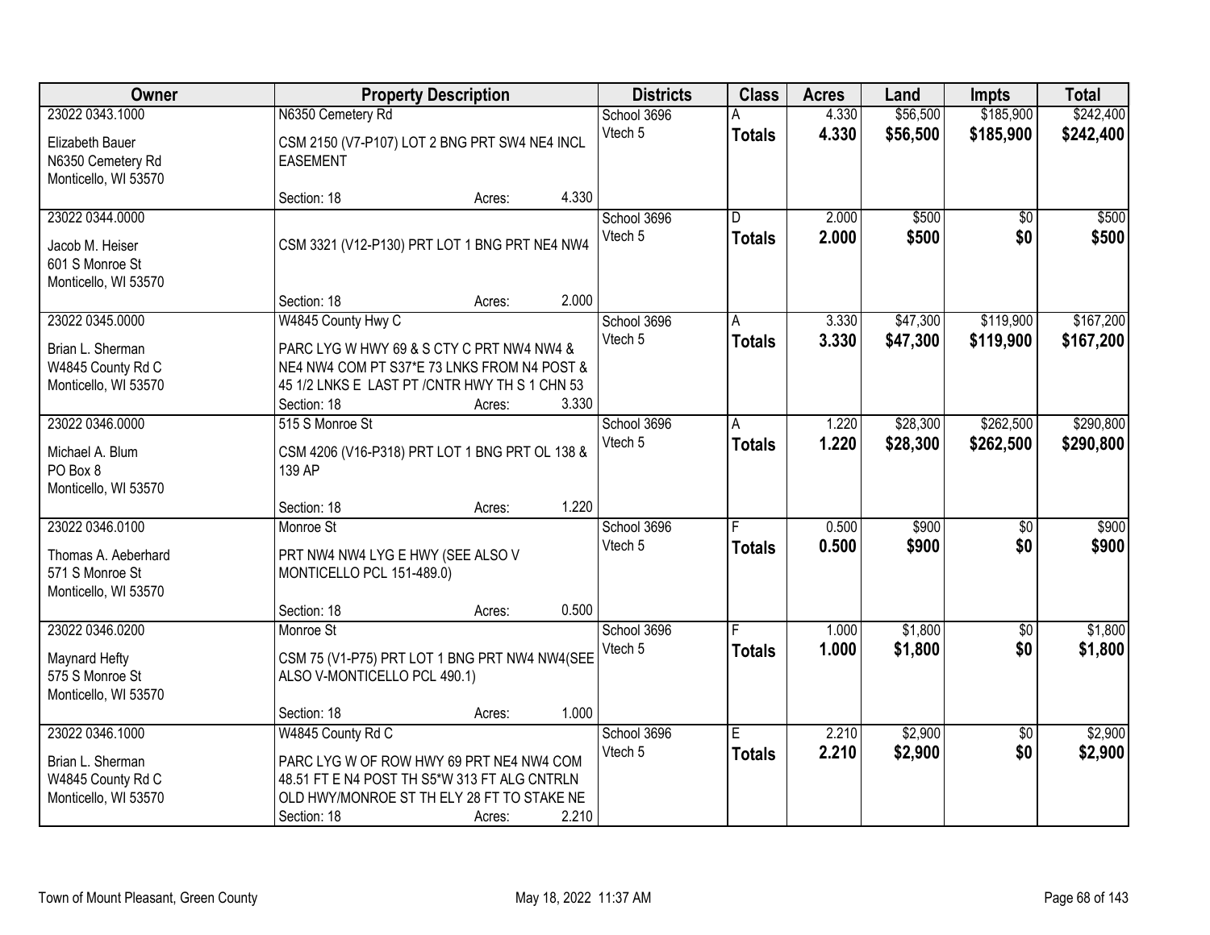| Owner | Property Description | Districts | Class | Acres | Land | Impts | Total |
|---|---|---|---|---|---|---|---|
| 23022 0343.1000<br>Elizabeth Bauer<br>N6350 Cemetery Rd<br>Monticello, WI 53570 | N6350 Cemetery Rd<br>CSM 2150 (V7-P107) LOT 2 BNG PRT SW4 NE4 INCL EASEMENT<br>Section: 18 Acres: 4.330 | School 3696<br>Vtech 5 | A<br>**Totals** | 4.330<br>**4.330** | $56,500<br>**$56,500** | $185,900<br>**$185,900** | $242,400<br>**$242,400** |
| 23022 0344.0000<br>Jacob M. Heiser<br>601 S Monroe St<br>Monticello, WI 53570 | CSM 3321 (V12-P130) PRT LOT 1 BNG PRT NE4 NW4<br>Section: 18 Acres: 2.000 | School 3696<br>Vtech 5 | D<br>**Totals** | 2.000<br>**2.000** | $500<br>**$500** | $0<br>**$0** | $500<br>**$500** |
| 23022 0345.0000<br>Brian L. Sherman<br>W4845 County Rd C<br>Monticello, WI 53570 | W4845 County Hwy C<br>PARC LYG W HWY 69 & S CTY C PRT NW4 NW4 & NE4 NW4 COM PT S37*E 73 LNKS FROM N4 POST & 45 1/2 LNKS E LAST PT /CNTR HWY TH S 1 CHN 53<br>Section: 18 Acres: 3.330 | School 3696<br>Vtech 5 | A<br>**Totals** | 3.330<br>**3.330** | $47,300<br>**$47,300** | $119,900<br>**$119,900** | $167,200<br>**$167,200** |
| 23022 0346.0000<br>Michael A. Blum<br>PO Box 8<br>Monticello, WI 53570 | 515 S Monroe St<br>CSM 4206 (V16-P318) PRT LOT 1 BNG PRT OL 138 & 139 AP<br>Section: 18 Acres: 1.220 | School 3696<br>Vtech 5 | A<br>**Totals** | 1.220<br>**1.220** | $28,300<br>**$28,300** | $262,500<br>**$262,500** | $290,800<br>**$290,800** |
| 23022 0346.0100<br>Thomas A. Aeberhard<br>571 S Monroe St<br>Monticello, WI 53570 | Monroe St<br>PRT NW4 NW4 LYG E HWY (SEE ALSO V MONTICELLO PCL 151-489.0)<br>Section: 18 Acres: 0.500 | School 3696<br>Vtech 5 | F<br>**Totals** | 0.500<br>**0.500** | $900<br>**$900** | $0<br>**$0** | $900<br>**$900** |
| 23022 0346.0200<br>Maynard Hefty<br>575 S Monroe St<br>Monticello, WI 53570 | Monroe St<br>CSM 75 (V1-P75) PRT LOT 1 BNG PRT NW4 NW4(SEE ALSO V-MONTICELLO PCL 490.1)<br>Section: 18 Acres: 1.000 | School 3696<br>Vtech 5 | F<br>**Totals** | 1.000<br>**1.000** | $1,800<br>**$1,800** | $0<br>**$0** | $1,800<br>**$1,800** |
| 23022 0346.1000<br>Brian L. Sherman<br>W4845 County Rd C<br>Monticello, WI 53570 | W4845 County Rd C<br>PARC LYG W OF ROW HWY 69 PRT NE4 NW4 COM 48.51 FT E N4 POST TH S5*W 313 FT ALG CNTRLN OLD HWY/MONROE ST TH ELY 28 FT TO STAKE NE<br>Section: 18 Acres: 2.210 | School 3696<br>Vtech 5 | E<br>**Totals** | 2.210<br>**2.210** | $2,900<br>**$2,900** | $0<br>**$0** | $2,900<br>**$2,900** |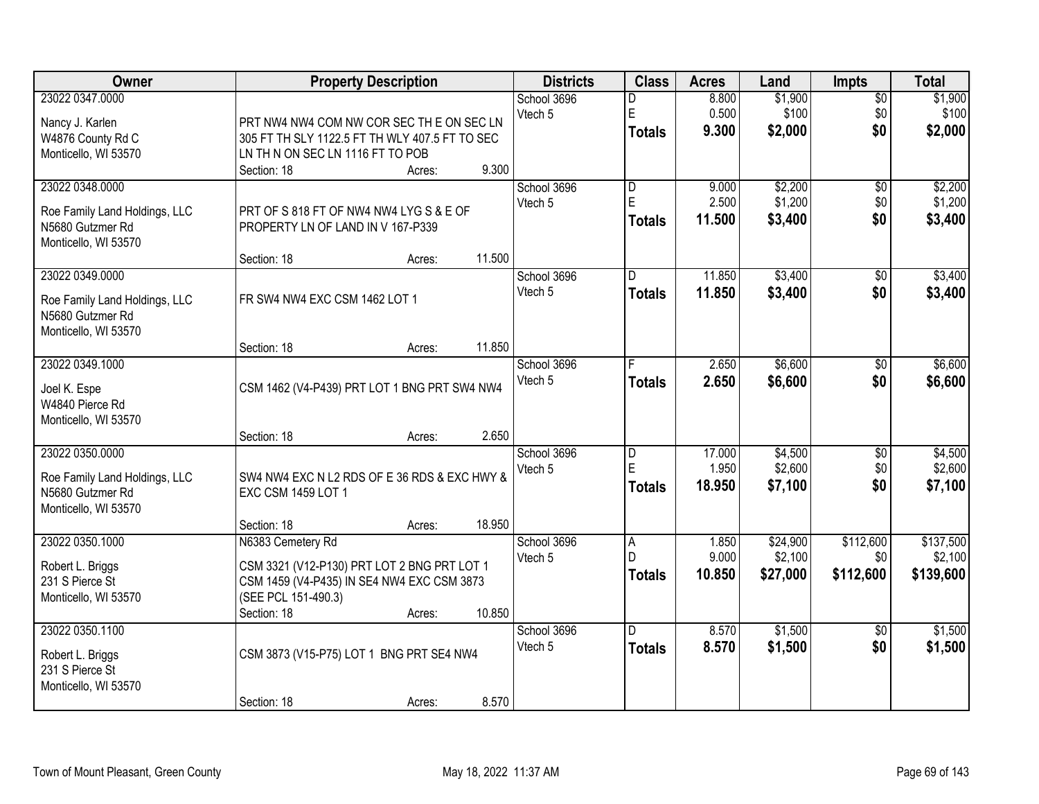| Owner | Property Description | Districts | Class | Acres | Land | Impts | Total |
|---|---|---|---|---|---|---|---|
| 23022 0347.0000<br><br>Nancy J. Karlen<br>W4876 County Rd C<br>Monticello, WI 53570 | PRT NW4 NW4 COM NW COR SEC TH E ON SEC LN 305 FT TH SLY 1122.5 FT TH WLY 407.5 FT TO SEC LN TH N ON SEC LN 1116 FT TO POB<br>Section: 18 Acres: 9.300 | School 3696<br>Vtech 5 | D<br>E<br>**Totals** | 8.800<br>0.500<br>**9.300** | $1,900<br>$100<br>**$2,000** | $0<br>$0<br>**$0** | $1,900<br>$100<br>**$2,000** |
| 23022 0348.0000<br><br>Roe Family Land Holdings, LLC<br>N5680 Gutzmer Rd<br>Monticello, WI 53570 | PRT OF S 818 FT OF NW4 NW4 LYG S & E OF PROPERTY LN OF LAND IN V 167-P339<br>Section: 18 Acres: 11.500 | School 3696<br>Vtech 5 | D<br>E<br>**Totals** | 9.000<br>2.500<br>**11.500** | $2,200<br>$1,200<br>**$3,400** | $0<br>$0<br>**$0** | $2,200<br>$1,200<br>**$3,400** |
| 23022 0349.0000<br><br>Roe Family Land Holdings, LLC<br>N5680 Gutzmer Rd<br>Monticello, WI 53570 | FR SW4 NW4 EXC CSM 1462 LOT 1<br>Section: 18 Acres: 11.850 | School 3696<br>Vtech 5 | D<br>**Totals** | 11.850<br>**11.850** | $3,400<br>**$3,400** | $0<br>**$0** | $3,400<br>**$3,400** |
| 23022 0349.1000<br><br>Joel K. Espe<br>W4840 Pierce Rd<br>Monticello, WI 53570 | CSM 1462 (V4-P439) PRT LOT 1 BNG PRT SW4 NW4<br>Section: 18 Acres: 2.650 | School 3696<br>Vtech 5 | F<br>**Totals** | 2.650<br>**2.650** | $6,600<br>**$6,600** | $0<br>**$0** | $6,600<br>**$6,600** |
| 23022 0350.0000<br><br>Roe Family Land Holdings, LLC<br>N5680 Gutzmer Rd<br>Monticello, WI 53570 | SW4 NW4 EXC N L2 RDS OF E 36 RDS & EXC HWY & EXC CSM 1459 LOT 1<br>Section: 18 Acres: 18.950 | School 3696<br>Vtech 5 | D<br>E<br>**Totals** | 17.000<br>1.950<br>**18.950** | $4,500<br>$2,600<br>**$7,100** | $0<br>$0<br>**$0** | $4,500<br>$2,600<br>**$7,100** |
| 23022 0350.1000<br><br>Robert L. Briggs<br>231 S Pierce St<br>Monticello, WI 53570 | N6383 Cemetery Rd<br>CSM 3321 (V12-P130) PRT LOT 2 BNG PRT LOT 1 CSM 1459 (V4-P435) IN SE4 NW4 EXC CSM 3873 (SEE PCL 151-490.3)<br>Section: 18 Acres: 10.850 | School 3696<br>Vtech 5 | A<br>D<br>**Totals** | 1.850<br>9.000<br>**10.850** | $24,900<br>$2,100<br>**$27,000** | $112,600<br>$0<br>**$112,600** | $137,500<br>$2,100<br>**$139,600** |
| 23022 0350.1100<br><br>Robert L. Briggs<br>231 S Pierce St<br>Monticello, WI 53570 | CSM 3873 (V15-P75) LOT 1 BNG PRT SE4 NW4<br>Section: 18 Acres: 8.570 | School 3696<br>Vtech 5 | D<br>**Totals** | 8.570<br>**8.570** | $1,500<br>**$1,500** | $0<br>**$0** | $1,500<br>**$1,500** |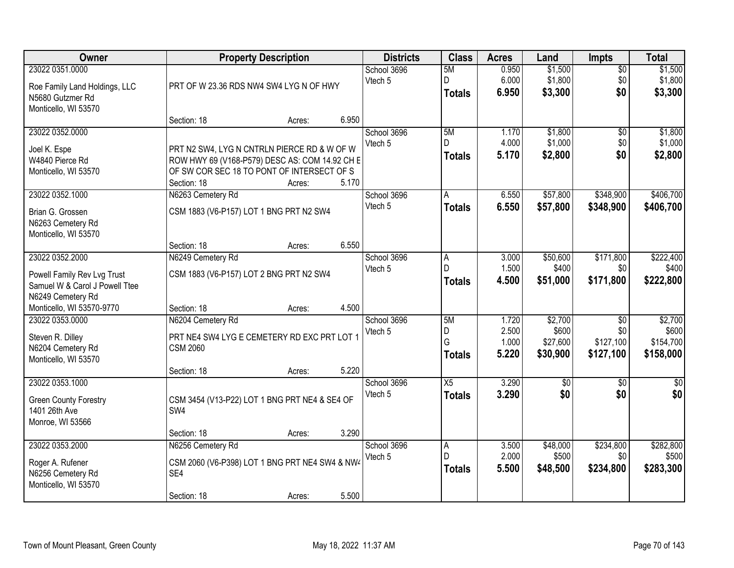| Owner | Property Description | Districts | Class | Acres | Land | Impts | Total |
|---|---|---|---|---|---|---|---|
| 23022 0351.0000<br>Roe Family Land Holdings, LLC<br>N5680 Gutzmer Rd<br>Monticello, WI 53570 | PRT OF W 23.36 RDS NW4 SW4 LYG N OF HWY<br>Section: 18 Acres: 6.950 | School 3696<br>Vtech 5 | 5M<br>D<br>**Totals** | 0.950<br>6.000<br>**6.950** | $1,500<br>$1,800<br>**$3,300** | $0<br>$0<br>**$0** | $1,500<br>$1,800<br>**$3,300** |
| 23022 0352.0000<br>Joel K. Espe<br>W4840 Pierce Rd<br>Monticello, WI 53570 | PRT N2 SW4, LYG N CNTRLN PIERCE RD & W OF W ROW HWY 69 (V168-P579) DESC AS: COM 14.92 CH E OF SW COR SEC 18 TO PONT OF INTERSECT OF S<br>Section: 18 Acres: 5.170 | School 3696<br>Vtech 5 | 5M<br>D<br>**Totals** | 1.170<br>4.000<br>**5.170** | $1,800<br>$1,000<br>**$2,800** | $0<br>$0<br>**$0** | $1,800<br>$1,000<br>**$2,800** |
| 23022 0352.1000<br>Brian G. Grossen<br>N6263 Cemetery Rd<br>Monticello, WI 53570 | N6263 Cemetery Rd<br>CSM 1883 (V6-P157) LOT 1 BNG PRT N2 SW4<br>Section: 18 Acres: 6.550 | School 3696<br>Vtech 5 | A<br>**Totals** | 6.550<br>**6.550** | $57,800<br>**$57,800** | $348,900<br>**$348,900** | $406,700<br>**$406,700** |
| 23022 0352.2000<br>Powell Family Rev Lvg Trust<br>Samuel W & Carol J Powell Ttee<br>N6249 Cemetery Rd<br>Monticello, WI 53570-9770 | N6249 Cemetery Rd<br>CSM 1883 (V6-P157) LOT 2 BNG PRT N2 SW4<br>Section: 18 Acres: 4.500 | School 3696<br>Vtech 5 | A<br>D<br>**Totals** | 3.000<br>1.500<br>**4.500** | $50,600<br>$400<br>**$51,000** | $171,800<br>$0<br>**$171,800** | $222,400<br>$400<br>**$222,800** |
| 23022 0353.0000<br>Steven R. Dilley<br>N6204 Cemetery Rd<br>Monticello, WI 53570 | N6204 Cemetery Rd<br>PRT NE4 SW4 LYG E CEMETERY RD EXC PRT LOT 1 CSM 2060<br>Section: 18 Acres: 5.220 | School 3696<br>Vtech 5 | 5M<br>D<br>G<br>**Totals** | 1.720<br>2.500<br>1.000<br>**5.220** | $2,700<br>$600<br>$27,600<br>**$30,900** | $0<br>$0<br>$127,100<br>**$127,100** | $2,700<br>$600<br>$154,700<br>**$158,000** |
| 23022 0353.1000<br>Green County Forestry<br>1401 26th Ave<br>Monroe, WI 53566 | CSM 3454 (V13-P22) LOT 1 BNG PRT NE4 & SE4 OF SW4<br>Section: 18 Acres: 3.290 | School 3696<br>Vtech 5 | X5<br>**Totals** | 3.290<br>**3.290** | $0<br>**$0** | $0<br>**$0** | $0<br>**$0** |
| 23022 0353.2000<br>Roger A. Rufener<br>N6256 Cemetery Rd<br>Monticello, WI 53570 | N6256 Cemetery Rd<br>CSM 2060 (V6-P398) LOT 1 BNG PRT NE4 SW4 & NW4 SE4<br>Section: 18 Acres: 5.500 | School 3696<br>Vtech 5 | A<br>D<br>**Totals** | 3.500<br>2.000<br>**5.500** | $48,000<br>$500<br>**$48,500** | $234,800<br>$0<br>**$234,800** | $282,800<br>$500<br>**$283,300** |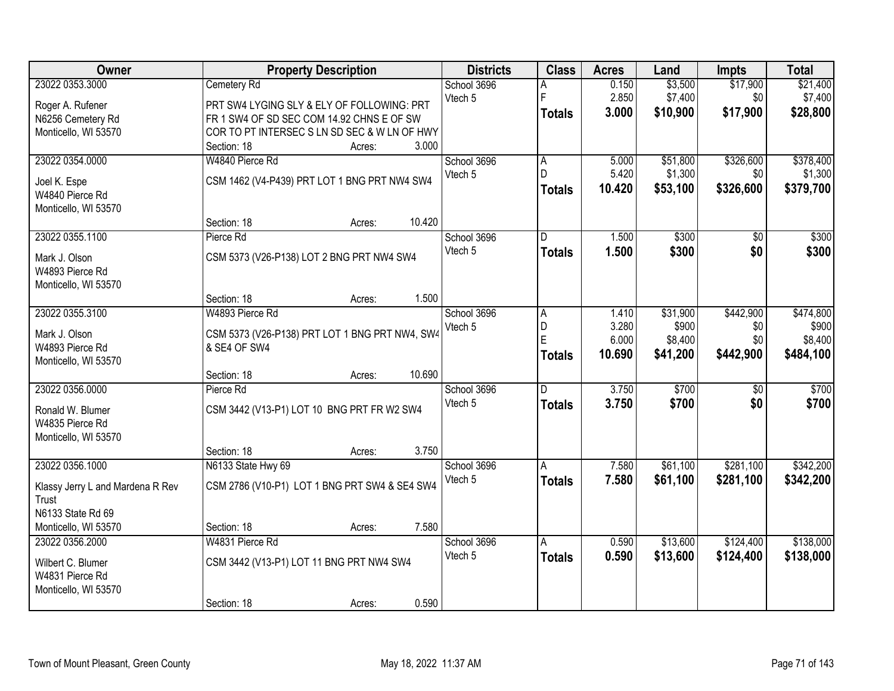| Owner | Property Description | Districts | Class | Acres | Land | Impts | Total |
|---|---|---|---|---|---|---|---|
| 23022 0353.3000<br><br>Roger A. Rufener<br>N6256 Cemetery Rd<br>Monticello, WI 53570 | Cemetery Rd<br><br>PRT SW4 LYGING SLY & ELY OF FOLLOWING: PRT FR 1 SW4 OF SD SEC COM 14.92 CHNS E OF SW COR TO PT INTERSEC S LN SD SEC & W LN OF HWY<br>Section: 18 Acres: 3.000 | School 3696<br>Vtech 5 | A<br>F<br>**Totals** | 0.150<br>2.850<br>**3.000** | $3,500<br>$7,400<br>**$10,900** | $17,900<br>$0<br>**$17,900** | $21,400<br>$7,400<br>**$28,800** |
| 23022 0354.0000<br><br>Joel K. Espe<br>W4840 Pierce Rd<br>Monticello, WI 53570 | W4840 Pierce Rd<br><br>CSM 1462 (V4-P439) PRT LOT 1 BNG PRT NW4 SW4<br><br>Section: 18 Acres: 10.420 | School 3696<br>Vtech 5 | A<br>D<br>**Totals** | 5.000<br>5.420<br>**10.420** | $51,800<br>$1,300<br>**$53,100** | $326,600<br>$0<br>**$326,600** | $378,400<br>$1,300<br>**$379,700** |
| 23022 0355.1100<br><br>Mark J. Olson<br>W4893 Pierce Rd<br>Monticello, WI 53570 | Pierce Rd<br><br>CSM 5373 (V26-P138) LOT 2 BNG PRT NW4 SW4<br><br>Section: 18 Acres: 1.500 | School 3696<br>Vtech 5 | D<br>**Totals** | 1.500<br>**1.500** | $300<br>**$300** | $0<br>**$0** | $300<br>**$300** |
| 23022 0355.3100<br><br>Mark J. Olson<br>W4893 Pierce Rd<br>Monticello, WI 53570 | W4893 Pierce Rd<br><br>CSM 5373 (V26-P138) PRT LOT 1 BNG PRT NW4, SW4 & SE4 OF SW4<br><br>Section: 18 Acres: 10.690 | School 3696<br>Vtech 5 | A<br>D<br>E<br>**Totals** | 1.410<br>3.280<br>6.000<br>**10.690** | $31,900<br>$900<br>$8,400<br>**$41,200** | $442,900<br>$0<br>$0<br>**$442,900** | $474,800<br>$900<br>$8,400<br>**$484,100** |
| 23022 0356.0000<br><br>Ronald W. Blumer<br>W4835 Pierce Rd<br>Monticello, WI 53570 | Pierce Rd<br><br>CSM 3442 (V13-P1) LOT 10 BNG PRT FR W2 SW4<br><br>Section: 18 Acres: 3.750 | School 3696<br>Vtech 5 | D<br>**Totals** | 3.750<br>**3.750** | $700<br>**$700** | $0<br>**$0** | $700<br>**$700** |
| 23022 0356.1000<br><br>Klassy Jerry L and Mardena R Rev Trust<br>N6133 State Rd 69<br>Monticello, WI 53570 | N6133 State Hwy 69<br><br>CSM 2786 (V10-P1) LOT 1 BNG PRT SW4 & SE4 SW4<br><br>Section: 18 Acres: 7.580 | School 3696<br>Vtech 5 | A<br>**Totals** | 7.580<br>**7.580** | $61,100<br>**$61,100** | $281,100<br>**$281,100** | $342,200<br>**$342,200** |
| 23022 0356.2000<br><br>Wilbert C. Blumer<br>W4831 Pierce Rd<br>Monticello, WI 53570 | W4831 Pierce Rd<br><br>CSM 3442 (V13-P1) LOT 11 BNG PRT NW4 SW4<br><br>Section: 18 Acres: 0.590 | School 3696<br>Vtech 5 | A<br>**Totals** | 0.590<br>**0.590** | $13,600<br>**$13,600** | $124,400<br>**$124,400** | $138,000<br>**$138,000** |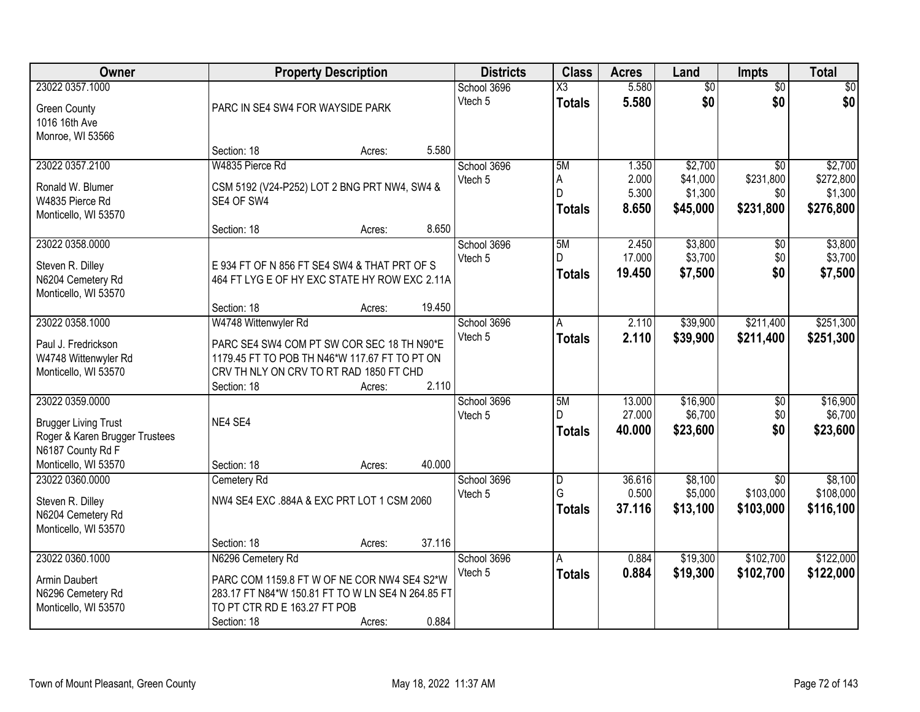| Owner | Property Description | Districts | Class | Acres | Land | Impts | Total |
|---|---|---|---|---|---|---|---|
| 23022 0357.1000<br>Green County<br>1016 16th Ave<br>Monroe, WI 53566 | PARC IN SE4 SW4 FOR WAYSIDE PARK<br>Section: 18 Acres: 5.580 | School 3696<br>Vtech 5 | X3<br>**Totals** | 5.580<br>**5.580** | $0<br>**$0** | $0<br>**$0** | $0<br>**$0** |
| 23022 0357.2100<br>Ronald W. Blumer<br>W4835 Pierce Rd<br>Monticello, WI 53570 | W4835 Pierce Rd<br>CSM 5192 (V24-P252) LOT 2 BNG PRT NW4, SW4 & SE4 OF SW4<br>Section: 18 Acres: 8.650 | School 3696<br>Vtech 5 | 5M<br>A<br>D<br>**Totals** | 1.350<br>2.000<br>5.300<br>**8.650** | $2,700<br>$41,000<br>$1,300<br>**$45,000** | $0<br>$231,800<br>$0<br>**$231,800** | $2,700<br>$272,800<br>$1,300<br>**$276,800** |
| 23022 0358.0000<br>Steven R. Dilley<br>N6204 Cemetery Rd<br>Monticello, WI 53570 | E 934 FT OF N 856 FT SE4 SW4 & THAT PRT OF S 464 FT LYG E OF HY EXC STATE HY ROW EXC 2.11A<br>Section: 18 Acres: 19.450 | School 3696<br>Vtech 5 | 5M<br>D<br>**Totals** | 2.450<br>17.000<br>**19.450** | $3,800<br>$3,700<br>**$7,500** | $0<br>$0<br>**$0** | $3,800<br>$3,700<br>**$7,500** |
| 23022 0358.1000<br>Paul J. Fredrickson<br>W4748 Wittenwyler Rd<br>Monticello, WI 53570 | W4748 Wittenwyler Rd<br>PARC SE4 SW4 COM PT SW COR SEC 18 TH N90*E 1179.45 FT TO POB TH N46*W 117.67 FT TO PT ON CRV TH NLY ON CRV TO RT RAD 1850 FT CHD<br>Section: 18 Acres: 2.110 | School 3696<br>Vtech 5 | A<br>**Totals** | 2.110<br>**2.110** | $39,900<br>**$39,900** | $211,400<br>**$211,400** | $251,300<br>**$251,300** |
| 23022 0359.0000<br>Brugger Living Trust<br>Roger & Karen Brugger Trustees<br>N6187 County Rd F<br>Monticello, WI 53570 | NE4 SE4<br>Section: 18 Acres: 40.000 | School 3696<br>Vtech 5 | 5M<br>D<br>**Totals** | 13.000<br>27.000<br>**40.000** | $16,900<br>$6,700<br>**$23,600** | $0<br>$0<br>**$0** | $16,900<br>$6,700<br>**$23,600** |
| 23022 0360.0000<br>Steven R. Dilley<br>N6204 Cemetery Rd<br>Monticello, WI 53570 | Cemetery Rd<br>NW4 SE4 EXC .884A & EXC PRT LOT 1 CSM 2060<br>Section: 18 Acres: 37.116 | School 3696<br>Vtech 5 | D<br>G<br>**Totals** | 36.616<br>0.500<br>**37.116** | $8,100<br>$5,000<br>**$13,100** | $0<br>$103,000<br>**$103,000** | $8,100<br>$108,000<br>**$116,100** |
| 23022 0360.1000<br>Armin Daubert<br>N6296 Cemetery Rd<br>Monticello, WI 53570 | N6296 Cemetery Rd<br>PARC COM 1159.8 FT W OF NE COR NW4 SE4 S2*W 283.17 FT N84*W 150.81 FT TO W LN SE4 N 264.85 FT TO PT CTR RD E 163.27 FT POB<br>Section: 18 Acres: 0.884 | School 3696<br>Vtech 5 | A<br>**Totals** | 0.884<br>**0.884** | $19,300<br>**$19,300** | $102,700<br>**$102,700** | $122,000<br>**$122,000** |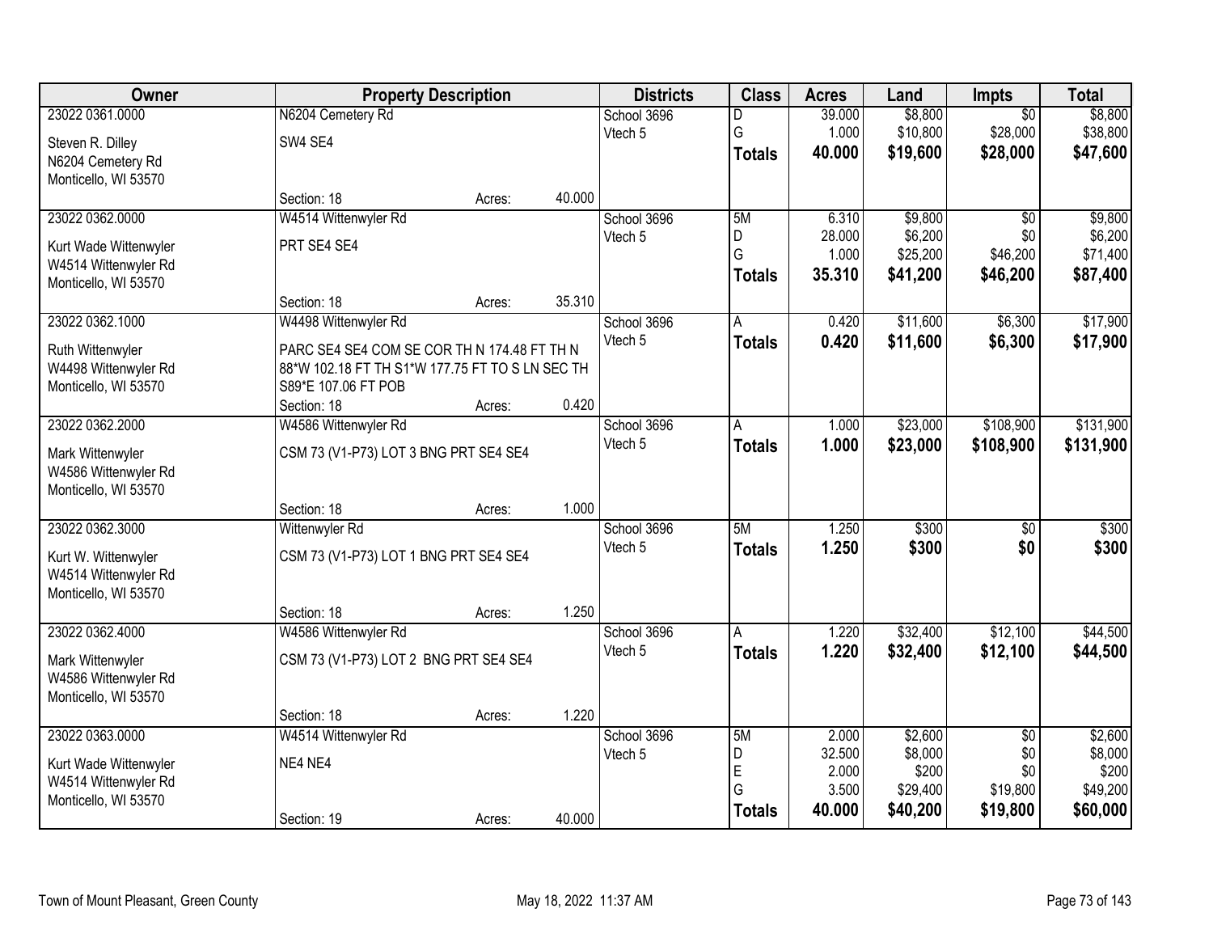| Owner | Property Description | | | Districts | Class | Acres | Land | Impts | Total |
|---|---|---|---|---|---|---|---|---|---|
| 23022 0361.0000 | N6204 Cemetery Rd | | | School 3696 | D | 39.000 | $8,800 | $0 | $8,800 |
| Steven R. Dilley | SW4 SE4 | | | Vtech 5 | G | 1.000 | $10,800 | $28,000 | $38,800 |
| N6204 Cemetery Rd | | | | | **Totals** | **40.000** | **$19,600** | **$28,000** | **$47,600** |
| Monticello, WI 53570 | | | | | | | | | |
| | Section: 18 | Acres: | 40.000 | | | | | | |
| 23022 0362.0000 | W4514 Wittenwyler Rd | | | School 3696 | 5M | 6.310 | $9,800 | $0 | $9,800 |
| Kurt Wade Wittenwyler | PRT SE4 SE4 | | | Vtech 5 | D | 28.000 | $6,200 | $0 | $6,200 |
| W4514 Wittenwyler Rd | | | | | G | 1.000 | $25,200 | $46,200 | $71,400 |
| Monticello, WI 53570 | | | | | **Totals** | **35.310** | **$41,200** | **$46,200** | **$87,400** |
| | Section: 18 | Acres: | 35.310 | | | | | | |
| 23022 0362.1000 | W4498 Wittenwyler Rd | | | School 3696 | A | 0.420 | $11,600 | $6,300 | $17,900 |
| Ruth Wittenwyler | PARC SE4 SE4 COM SE COR TH N 174.48 FT TH N 88*W 102.18 FT TH S1*W 177.75 FT TO S LN SEC TH S89*E 107.06 FT POB | | | Vtech 5 | **Totals** | **0.420** | **$11,600** | **$6,300** | **$17,900** |
| W4498 Wittenwyler Rd | | | | | | | | | |
| Monticello, WI 53570 | | | | | | | | | |
| | Section: 18 | Acres: | 0.420 | | | | | | |
| 23022 0362.2000 | W4586 Wittenwyler Rd | | | School 3696 | A | 1.000 | $23,000 | $108,900 | $131,900 |
| Mark Wittenwyler | CSM 73 (V1-P73) LOT 3 BNG PRT SE4 SE4 | | | Vtech 5 | **Totals** | **1.000** | **$23,000** | **$108,900** | **$131,900** |
| W4586 Wittenwyler Rd | | | | | | | | | |
| Monticello, WI 53570 | | | | | | | | | |
| | Section: 18 | Acres: | 1.000 | | | | | | |
| 23022 0362.3000 | Wittenwyler Rd | | | School 3696 | 5M | 1.250 | $300 | $0 | $300 |
| Kurt W. Wittenwyler | CSM 73 (V1-P73) LOT 1 BNG PRT SE4 SE4 | | | Vtech 5 | **Totals** | **1.250** | **$300** | **$0** | **$300** |
| W4514 Wittenwyler Rd | | | | | | | | | |
| Monticello, WI 53570 | | | | | | | | | |
| | Section: 18 | Acres: | 1.250 | | | | | | |
| 23022 0362.4000 | W4586 Wittenwyler Rd | | | School 3696 | A | 1.220 | $32,400 | $12,100 | $44,500 |
| Mark Wittenwyler | CSM 73 (V1-P73) LOT 2 BNG PRT SE4 SE4 | | | Vtech 5 | **Totals** | **1.220** | **$32,400** | **$12,100** | **$44,500** |
| W4586 Wittenwyler Rd | | | | | | | | | |
| Monticello, WI 53570 | | | | | | | | | |
| | Section: 18 | Acres: | 1.220 | | | | | | |
| 23022 0363.0000 | W4514 Wittenwyler Rd | | | School 3696 | 5M | 2.000 | $2,600 | $0 | $2,600 |
| Kurt Wade Wittenwyler | NE4 NE4 | | | Vtech 5 | D | 32.500 | $8,000 | $0 | $8,000 |
| W4514 Wittenwyler Rd | | | | | E | 2.000 | $200 | $0 | $200 |
| Monticello, WI 53570 | | | | | G | 3.500 | $29,400 | $19,800 | $49,200 |
| | Section: 19 | Acres: | 40.000 | | **Totals** | **40.000** | **$40,200** | **$19,800** | **$60,000** |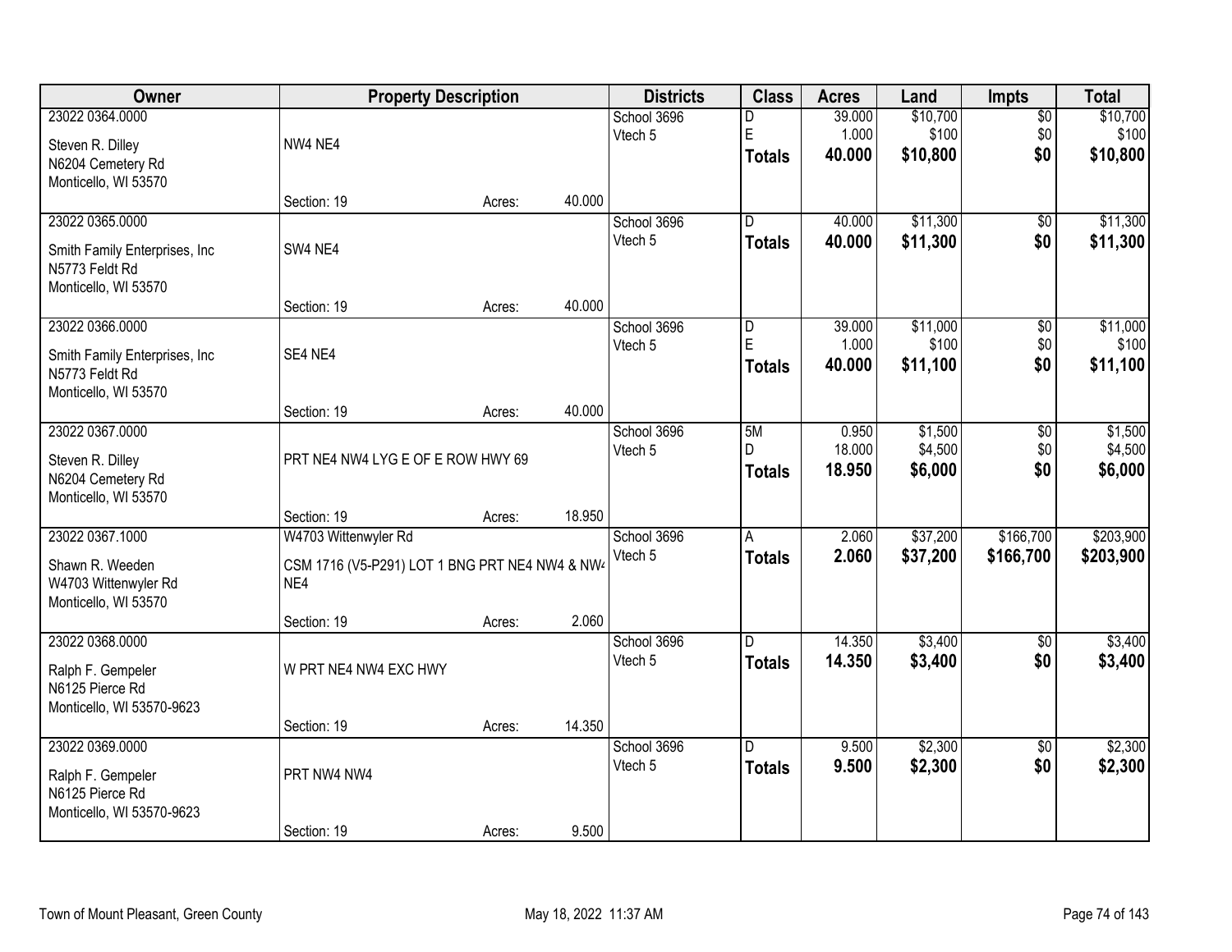| Owner | Property Description | | | Districts | Class | Acres | Land | Impts | Total |
|---|---|---|---|---|---|---|---|---|---|
| 23022 0364.0000<br>Steven R. Dilley<br>N6204 Cemetery Rd<br>Monticello, WI 53570 | NW4 NE4<br>Section: 19 | Acres: | 40.000 | School 3696<br>Vtech 5 | D<br>E<br>**Totals** | 39.000<br>1.000<br>**40.000** | $10,700<br>$100<br>**$10,800** | $0<br>$0<br>**$0** | $10,700<br>$100<br>**$10,800** |
| 23022 0365.0000<br>Smith Family Enterprises, Inc<br>N5773 Feldt Rd<br>Monticello, WI 53570 | SW4 NE4<br>Section: 19 | Acres: | 40.000 | School 3696<br>Vtech 5 | D<br>**Totals** | 40.000<br>**40.000** | $11,300<br>**$11,300** | $0<br>**$0** | $11,300<br>**$11,300** |
| 23022 0366.0000<br>Smith Family Enterprises, Inc<br>N5773 Feldt Rd<br>Monticello, WI 53570 | SE4 NE4<br>Section: 19 | Acres: | 40.000 | School 3696<br>Vtech 5 | D<br>E<br>**Totals** | 39.000<br>1.000<br>**40.000** | $11,000<br>$100<br>**$11,100** | $0<br>$0<br>**$0** | $11,000<br>$100<br>**$11,100** |
| 23022 0367.0000<br>Steven R. Dilley<br>N6204 Cemetery Rd<br>Monticello, WI 53570 | PRT NE4 NW4 LYG E OF E ROW HWY 69<br>Section: 19 | Acres: | 18.950 | School 3696<br>Vtech 5 | 5M<br>D<br>**Totals** | 0.950<br>18.000<br>**18.950** | $1,500<br>$4,500<br>**$6,000** | $0<br>$0<br>**$0** | $1,500<br>$4,500<br>**$6,000** |
| 23022 0367.1000<br>Shawn R. Weeden<br>W4703 Wittenwyler Rd<br>Monticello, WI 53570 | W4703 Wittenwyler Rd<br>CSM 1716 (V5-P291) LOT 1 BNG PRT NE4 NW4 & NW4 NE4<br>Section: 19 | Acres: | 2.060 | School 3696<br>Vtech 5 | A<br>**Totals** | 2.060<br>**2.060** | $37,200<br>**$37,200** | $166,700<br>**$166,700** | $203,900<br>**$203,900** |
| 23022 0368.0000<br>Ralph F. Gempeler<br>N6125 Pierce Rd<br>Monticello, WI 53570-9623 | W PRT NE4 NW4 EXC HWY<br>Section: 19 | Acres: | 14.350 | School 3696<br>Vtech 5 | D<br>**Totals** | 14.350<br>**14.350** | $3,400<br>**$3,400** | $0<br>**$0** | $3,400<br>**$3,400** |
| 23022 0369.0000<br>Ralph F. Gempeler<br>N6125 Pierce Rd<br>Monticello, WI 53570-9623 | PRT NW4 NW4<br>Section: 19 | Acres: | 9.500 | School 3696<br>Vtech 5 | D<br>**Totals** | 9.500<br>**9.500** | $2,300<br>**$2,300** | $0<br>**$0** | $2,300<br>**$2,300** |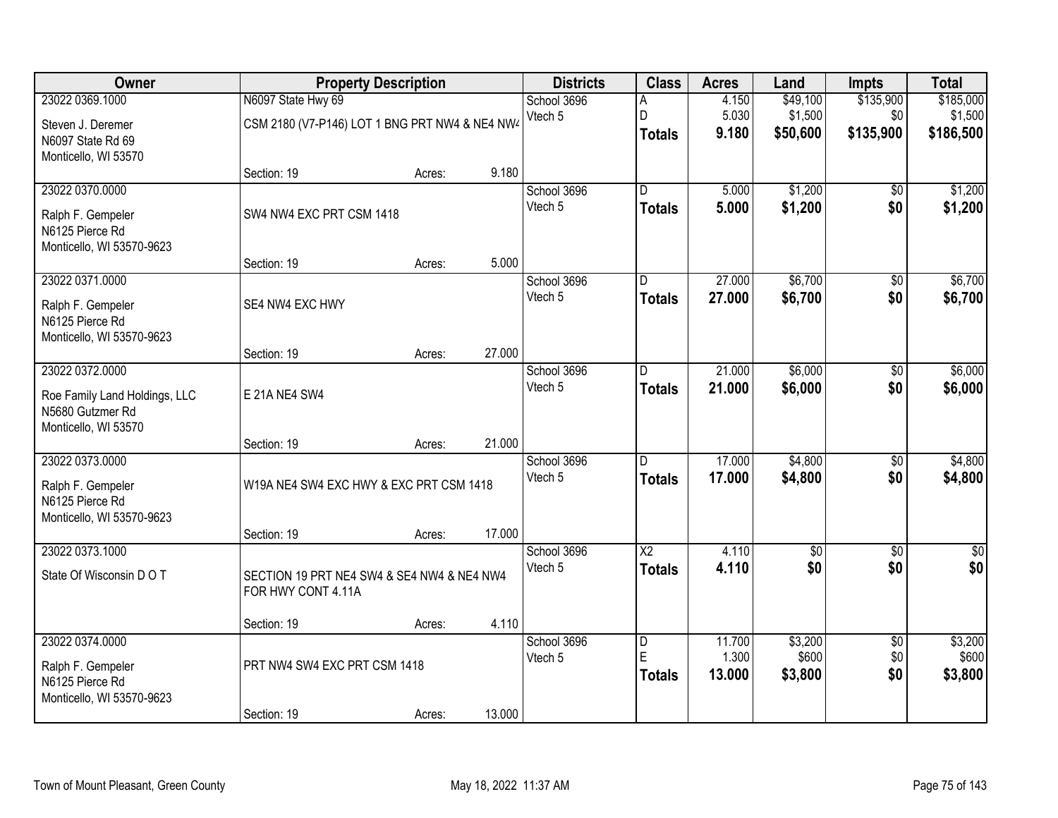| Owner | Property Description | | | Districts | Class | Acres | Land | Impts | Total |
|---|---|---|---|---|---|---|---|---|---|
| 23022 0369.1000 | N6097 State Hwy 69 | | | School 3696 | A | 4.150 | $49,100 | $135,900 | $185,000 |
| Steven J. Deremer | CSM 2180 (V7-P146) LOT 1 BNG PRT NW4 & NE4 NW4 | | | Vtech 5 | D | 5.030 | $1,500 | $0 | $1,500 |
| N6097 State Rd 69 | | | | | **Totals** | **9.180** | **$50,600** | **$135,900** | **$186,500** |
| Monticello, WI 53570 | | | | | | | | | |
| | Section: 19 | Acres: | 9.180 | | | | | | |
| 23022 0370.0000 | | | | School 3696 | D | 5.000 | $1,200 | $0 | $1,200 |
| Ralph F. Gempeler | SW4 NW4 EXC PRT CSM 1418 | | | Vtech 5 | **Totals** | **5.000** | **$1,200** | **$0** | **$1,200** |
| N6125 Pierce Rd | | | | | | | | | |
| Monticello, WI 53570-9623 | | | | | | | | | |
| | Section: 19 | Acres: | 5.000 | | | | | | |
| 23022 0371.0000 | | | | School 3696 | D | 27.000 | $6,700 | $0 | $6,700 |
| Ralph F. Gempeler | SE4 NW4 EXC HWY | | | Vtech 5 | **Totals** | **27.000** | **$6,700** | **$0** | **$6,700** |
| N6125 Pierce Rd | | | | | | | | | |
| Monticello, WI 53570-9623 | | | | | | | | | |
| | Section: 19 | Acres: | 27.000 | | | | | | |
| 23022 0372.0000 | | | | School 3696 | D | 21.000 | $6,000 | $0 | $6,000 |
| Roe Family Land Holdings, LLC | E 21A NE4 SW4 | | | Vtech 5 | **Totals** | **21.000** | **$6,000** | **$0** | **$6,000** |
| N5680 Gutzmer Rd | | | | | | | | | |
| Monticello, WI 53570 | | | | | | | | | |
| | Section: 19 | Acres: | 21.000 | | | | | | |
| 23022 0373.0000 | | | | School 3696 | D | 17.000 | $4,800 | $0 | $4,800 |
| Ralph F. Gempeler | W19A NE4 SW4 EXC HWY & EXC PRT CSM 1418 | | | Vtech 5 | **Totals** | **17.000** | **$4,800** | **$0** | **$4,800** |
| N6125 Pierce Rd | | | | | | | | | |
| Monticello, WI 53570-9623 | | | | | | | | | |
| | Section: 19 | Acres: | 17.000 | | | | | | |
| 23022 0373.1000 | | | | School 3696 | X2 | 4.110 | $0 | $0 | $0 |
| State Of Wisconsin D O T | SECTION 19 PRT NE4 SW4 & SE4 NW4 & NE4 NW4 FOR HWY CONT 4.11A | | | Vtech 5 | **Totals** | **4.110** | **$0** | **$0** | **$0** |
| | Section: 19 | Acres: | 4.110 | | | | | | |
| 23022 0374.0000 | | | | School 3696 | D | 11.700 | $3,200 | $0 | $3,200 |
| Ralph F. Gempeler | PRT NW4 SW4 EXC PRT CSM 1418 | | | Vtech 5 | E | 1.300 | $600 | $0 | $600 |
| N6125 Pierce Rd | | | | | **Totals** | **13.000** | **$3,800** | **$0** | **$3,800** |
| Monticello, WI 53570-9623 | | | | | | | | | |
| | Section: 19 | Acres: | 13.000 | | | | | | |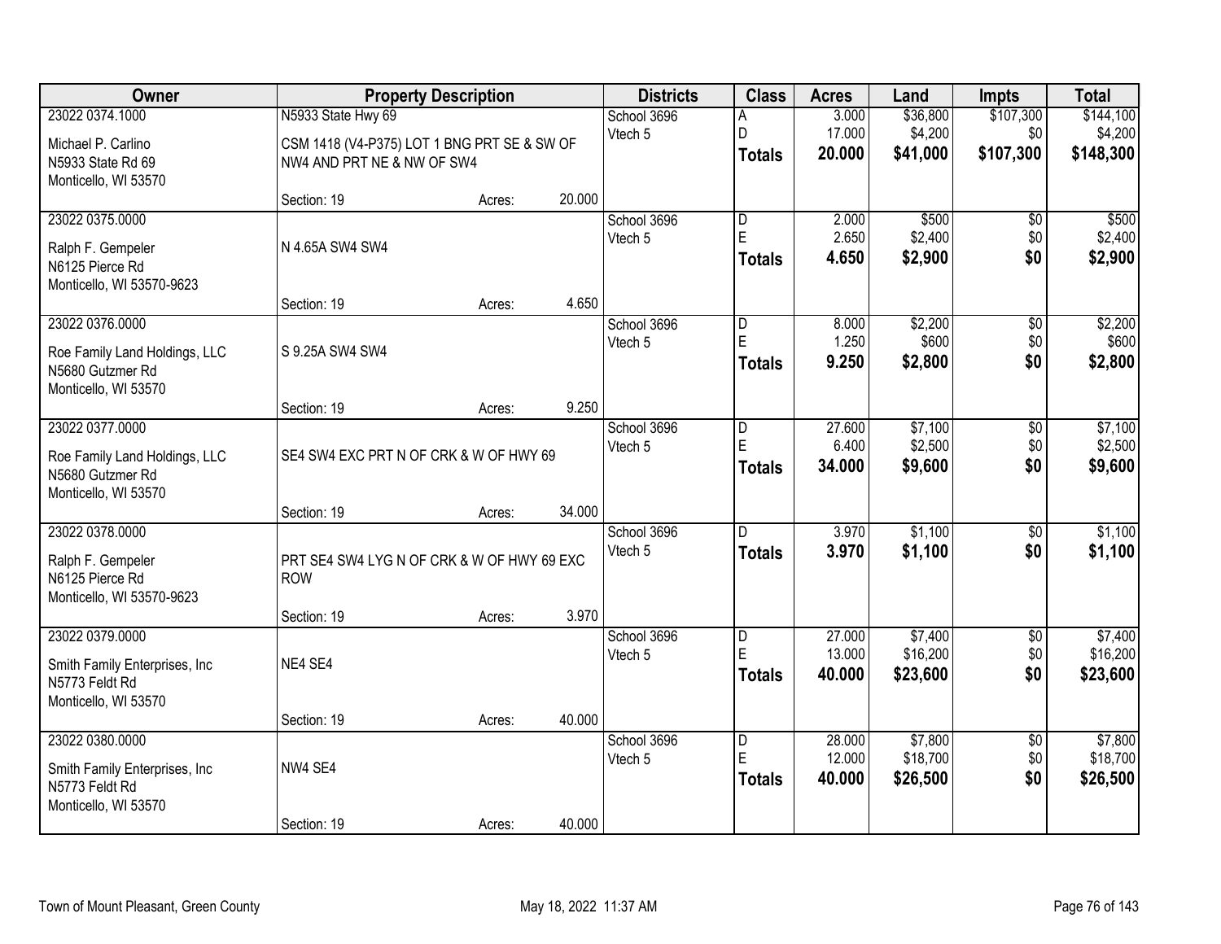| Owner | Property Description | Districts | Class | Acres | Land | Impts | Total |
|---|---|---|---|---|---|---|---|
| 23022 0374.1000<br>Michael P. Carlino<br>N5933 State Rd 69<br>Monticello, WI 53570 | N5933 State Hwy 69<br>CSM 1418 (V4-P375) LOT 1 BNG PRT SE & SW OF NW4 AND PRT NE & NW OF SW4<br>Section: 19 Acres: 20.000 | School 3696<br>Vtech 5 | A<br>D<br>**Totals** | 3.000<br>17.000<br>**20.000** | $36,800<br>$4,200<br>**$41,000** | $107,300<br>$0<br>**$107,300** | $144,100<br>$4,200<br>**$148,300** |
| 23022 0375.0000<br>Ralph F. Gempeler<br>N6125 Pierce Rd<br>Monticello, WI 53570-9623 | N 4.65A SW4 SW4<br>Section: 19 Acres: 4.650 | School 3696<br>Vtech 5 | D<br>E<br>**Totals** | 2.000<br>2.650<br>**4.650** | $500<br>$2,400<br>**$2,900** | $0<br>$0<br>**$0** | $500<br>$2,400<br>**$2,900** |
| 23022 0376.0000<br>Roe Family Land Holdings, LLC<br>N5680 Gutzmer Rd<br>Monticello, WI 53570 | S 9.25A SW4 SW4<br>Section: 19 Acres: 9.250 | School 3696<br>Vtech 5 | D<br>E<br>**Totals** | 8.000<br>1.250<br>**9.250** | $2,200<br>$600<br>**$2,800** | $0<br>$0<br>**$0** | $2,200<br>$600<br>**$2,800** |
| 23022 0377.0000<br>Roe Family Land Holdings, LLC<br>N5680 Gutzmer Rd<br>Monticello, WI 53570 | SE4 SW4 EXC PRT N OF CRK & W OF HWY 69<br>Section: 19 Acres: 34.000 | School 3696<br>Vtech 5 | D<br>E<br>**Totals** | 27.600<br>6.400<br>**34.000** | $7,100<br>$2,500<br>**$9,600** | $0<br>$0<br>**$0** | $7,100<br>$2,500<br>**$9,600** |
| 23022 0378.0000<br>Ralph F. Gempeler<br>N6125 Pierce Rd<br>Monticello, WI 53570-9623 | PRT SE4 SW4 LYG N OF CRK & W OF HWY 69 EXC ROW<br>Section: 19 Acres: 3.970 | School 3696<br>Vtech 5 | D<br>**Totals** | 3.970<br>**3.970** | $1,100<br>**$1,100** | $0<br>**$0** | $1,100<br>**$1,100** |
| 23022 0379.0000<br>Smith Family Enterprises, Inc<br>N5773 Feldt Rd<br>Monticello, WI 53570 | NE4 SE4<br>Section: 19 Acres: 40.000 | School 3696<br>Vtech 5 | D<br>E<br>**Totals** | 27.000<br>13.000<br>**40.000** | $7,400<br>$16,200<br>**$23,600** | $0<br>$0<br>**$0** | $7,400<br>$16,200<br>**$23,600** |
| 23022 0380.0000<br>Smith Family Enterprises, Inc<br>N5773 Feldt Rd<br>Monticello, WI 53570 | NW4 SE4<br>Section: 19 Acres: 40.000 | School 3696<br>Vtech 5 | D<br>E<br>**Totals** | 28.000<br>12.000<br>**40.000** | $7,800<br>$18,700<br>**$26,500** | $0<br>$0<br>**$0** | $7,800<br>$18,700<br>**$26,500** |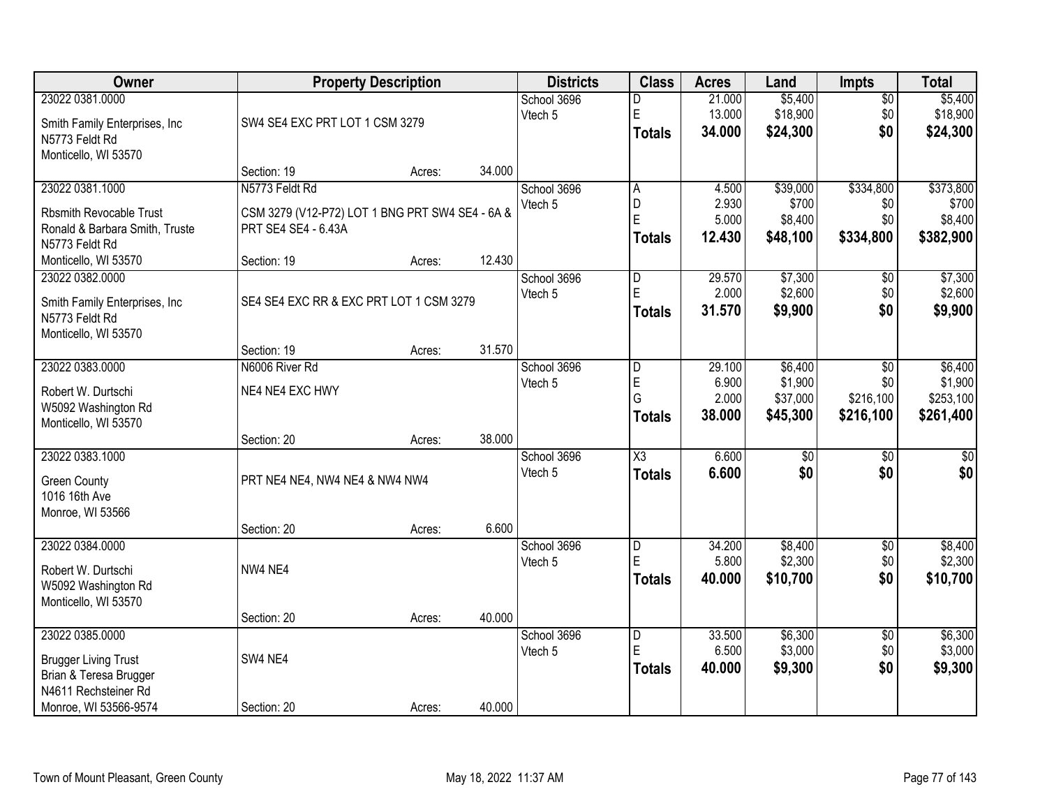| Owner | Property Description | | | Districts | Class | Acres | Land | Impts | Total |
|---|---|---|---|---|---|---|---|---|---|
| 23022 0381.0000 | | | | School 3696 | D | 21.000 | $5,400 | $0 | $5,400 |
| Smith Family Enterprises, Inc | SW4 SE4 EXC PRT LOT 1 CSM 3279 | | | Vtech 5 | E | 13.000 | $18,900 | $0 | $18,900 |
| N5773 Feldt Rd | | | | | **Totals** | **34.000** | **$24,300** | **$0** | **$24,300** |
| Monticello, WI 53570 | | | | | | | | | |
| | Section: 19 | Acres: | 34.000 | | | | | | |
| 23022 0381.1000 | N5773 Feldt Rd | | | School 3696 | A | 4.500 | $39,000 | $334,800 | $373,800 |
| Rbsmith Revocable Trust | CSM 3279 (V12-P72) LOT 1 BNG PRT SW4 SE4 - 6A & | | | Vtech 5 | D | 2.930 | $700 | $0 | $700 |
| Ronald & Barbara Smith, Truste | PRT SE4 SE4 - 6.43A | | | | E | 5.000 | $8,400 | $0 | $8,400 |
| N5773 Feldt Rd | | | | | **Totals** | **12.430** | **$48,100** | **$334,800** | **$382,900** |
| Monticello, WI 53570 | Section: 19 | Acres: | 12.430 | | | | | | |
| 23022 0382.0000 | | | | School 3696 | D | 29.570 | $7,300 | $0 | $7,300 |
| Smith Family Enterprises, Inc | SE4 SE4 EXC RR & EXC PRT LOT 1 CSM 3279 | | | Vtech 5 | E | 2.000 | $2,600 | $0 | $2,600 |
| N5773 Feldt Rd | | | | | **Totals** | **31.570** | **$9,900** | **$0** | **$9,900** |
| Monticello, WI 53570 | | | | | | | | | |
| | Section: 19 | Acres: | 31.570 | | | | | | |
| 23022 0383.0000 | N6006 River Rd | | | School 3696 | D | 29.100 | $6,400 | $0 | $6,400 |
| Robert W. Durtschi | NE4 NE4 EXC HWY | | | Vtech 5 | E | 6.900 | $1,900 | $0 | $1,900 |
| W5092 Washington Rd | | | | | G | 2.000 | $37,000 | $216,100 | $253,100 |
| Monticello, WI 53570 | | | | | **Totals** | **38.000** | **$45,300** | **$216,100** | **$261,400** |
| | Section: 20 | Acres: | 38.000 | | | | | | |
| 23022 0383.1000 | | | | School 3696 | X3 | 6.600 | $0 | $0 | $0 |
| Green County | PRT NE4 NE4, NW4 NE4 & NW4 NW4 | | | Vtech 5 | **Totals** | **6.600** | **$0** | **$0** | **$0** |
| 1016 16th Ave | | | | | | | | | |
| Monroe, WI 53566 | | | | | | | | | |
| | Section: 20 | Acres: | 6.600 | | | | | | |
| 23022 0384.0000 | | | | School 3696 | D | 34.200 | $8,400 | $0 | $8,400 |
| Robert W. Durtschi | NW4 NE4 | | | Vtech 5 | E | 5.800 | $2,300 | $0 | $2,300 |
| W5092 Washington Rd | | | | | **Totals** | **40.000** | **$10,700** | **$0** | **$10,700** |
| Monticello, WI 53570 | | | | | | | | | |
| | Section: 20 | Acres: | 40.000 | | | | | | |
| 23022 0385.0000 | | | | School 3696 | D | 33.500 | $6,300 | $0 | $6,300 |
| Brugger Living Trust | SW4 NE4 | | | Vtech 5 | E | 6.500 | $3,000 | $0 | $3,000 |
| Brian & Teresa Brugger | | | | | **Totals** | **40.000** | **$9,300** | **$0** | **$9,300** |
| N4611 Rechsteiner Rd | | | | | | | | | |
| Monroe, WI 53566-9574 | Section: 20 | Acres: | 40.000 | | | | | | |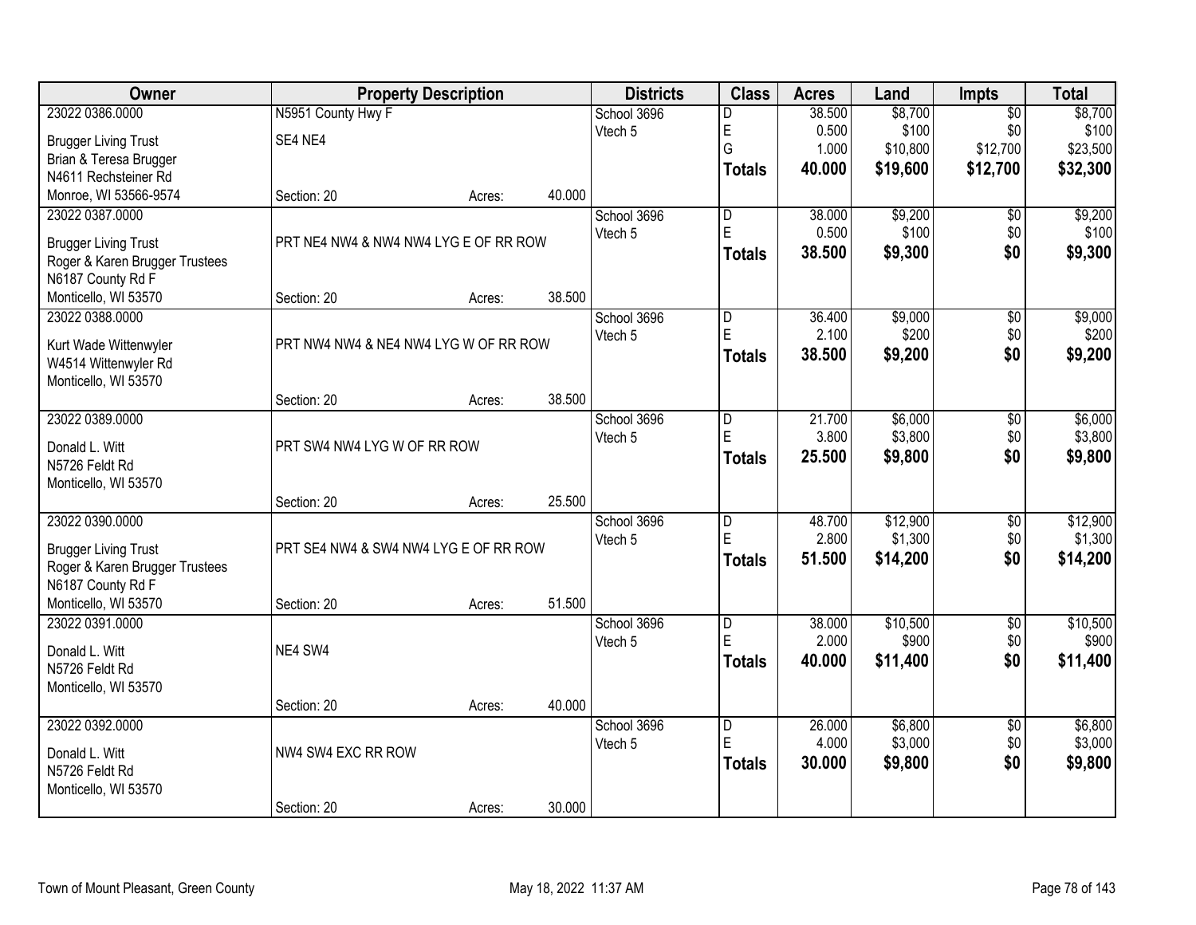| Owner | Property Description | Districts | Class | Acres | Land | Impts | Total |
|---|---|---|---|---|---|---|---|
| 23022 0386.0000<br>Brugger Living Trust<br>Brian & Teresa Brugger<br>N4611 Rechsteiner Rd<br>Monroe, WI 53566-9574 | N5951 County Hwy F<br>SE4 NE4<br>Section: 20 Acres: 40.000 | School 3696<br>Vtech 5 | D<br>E<br>G<br>**Totals** | 38.500<br>0.500<br>1.000<br>**40.000** | $8,700<br>$100<br>$10,800<br>**$19,600** | $0<br>$0<br>$12,700<br>**$12,700** | $8,700<br>$100<br>$23,500<br>**$32,300** |
| 23022 0387.0000<br>Brugger Living Trust<br>Roger & Karen Brugger Trustees<br>N6187 County Rd F<br>Monticello, WI 53570 | PRT NE4 NW4 & NW4 NW4 LYG E OF RR ROW<br>Section: 20 Acres: 38.500 | School 3696<br>Vtech 5 | D<br>E<br>**Totals** | 38.000<br>0.500<br>**38.500** | $9,200<br>$100<br>**$9,300** | $0<br>$0<br>**$0** | $9,200<br>$100<br>**$9,300** |
| 23022 0388.0000<br>Kurt Wade Wittenwyler<br>W4514 Wittenwyler Rd<br>Monticello, WI 53570 | PRT NW4 NW4 & NE4 NW4 LYG W OF RR ROW<br>Section: 20 Acres: 38.500 | School 3696<br>Vtech 5 | D<br>E<br>**Totals** | 36.400<br>2.100<br>**38.500** | $9,000<br>$200<br>**$9,200** | $0<br>$0<br>**$0** | $9,000<br>$200<br>**$9,200** |
| 23022 0389.0000<br>Donald L. Witt<br>N5726 Feldt Rd<br>Monticello, WI 53570 | PRT SW4 NW4 LYG W OF RR ROW<br>Section: 20 Acres: 25.500 | School 3696<br>Vtech 5 | D<br>E<br>**Totals** | 21.700<br>3.800<br>**25.500** | $6,000<br>$3,800<br>**$9,800** | $0<br>$0<br>**$0** | $6,000<br>$3,800<br>**$9,800** |
| 23022 0390.0000<br>Brugger Living Trust<br>Roger & Karen Brugger Trustees<br>N6187 County Rd F<br>Monticello, WI 53570 | PRT SE4 NW4 & SW4 NW4 LYG E OF RR ROW<br>Section: 20 Acres: 51.500 | School 3696<br>Vtech 5 | D<br>E<br>**Totals** | 48.700<br>2.800<br>**51.500** | $12,900<br>$1,300<br>**$14,200** | $0<br>$0<br>**$0** | $12,900<br>$1,300<br>**$14,200** |
| 23022 0391.0000<br>Donald L. Witt<br>N5726 Feldt Rd<br>Monticello, WI 53570 | NE4 SW4<br>Section: 20 Acres: 40.000 | School 3696<br>Vtech 5 | D<br>E<br>**Totals** | 38.000<br>2.000<br>**40.000** | $10,500<br>$900<br>**$11,400** | $0<br>$0<br>**$0** | $10,500<br>$900<br>**$11,400** |
| 23022 0392.0000<br>Donald L. Witt<br>N5726 Feldt Rd<br>Monticello, WI 53570 | NW4 SW4 EXC RR ROW<br>Section: 20 Acres: 30.000 | School 3696<br>Vtech 5 | D<br>E<br>**Totals** | 26.000<br>4.000<br>**30.000** | $6,800<br>$3,000<br>**$9,800** | $0<br>$0<br>**$0** | $6,800<br>$3,000<br>**$9,800** |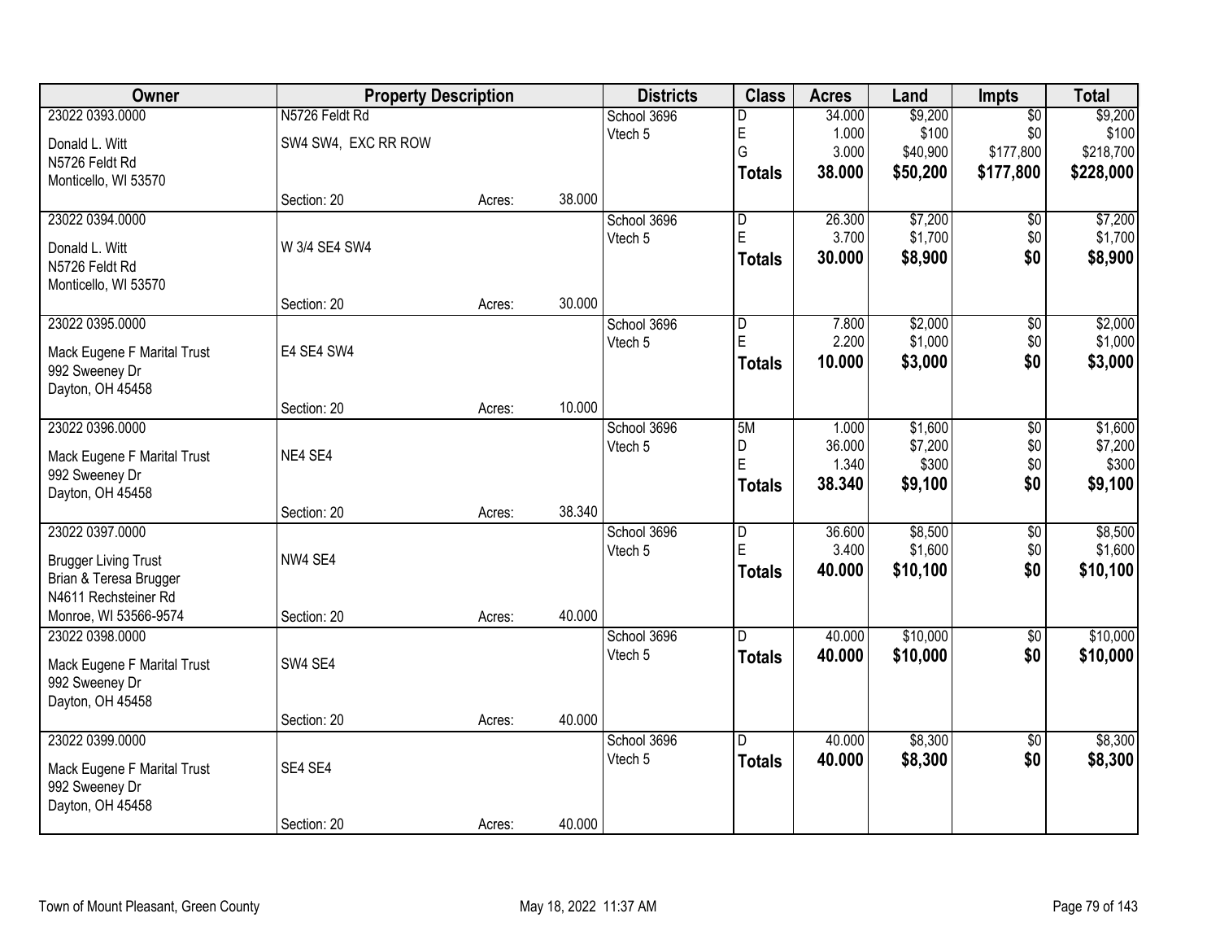| Owner | Property Description | | | Districts | Class | Acres | Land | Impts | Total |
|---|---|---|---|---|---|---|---|---|---|
| 23022 0393.0000 | N5726 Feldt Rd | | | School 3696 | D | 34.000 | $9,200 | $0 | $9,200 |
| Donald L. Witt | SW4 SW4, EXC RR ROW | | | Vtech 5 | E | 1.000 | $100 | $0 | $100 |
| N5726 Feldt Rd | | | | | G | 3.000 | $40,900 | $177,800 | $218,700 |
| Monticello, WI 53570 | | | | | **Totals** | **38.000** | **$50,200** | **$177,800** | **$228,000** |
| | Section: 20 | Acres: | 38.000 | | | | | | |
| 23022 0394.0000 | | | | School 3696 | D | 26.300 | $7,200 | $0 | $7,200 |
| Donald L. Witt | W 3/4 SE4 SW4 | | | Vtech 5 | E | 3.700 | $1,700 | $0 | $1,700 |
| N5726 Feldt Rd | | | | | **Totals** | **30.000** | **$8,900** | **$0** | **$8,900** |
| Monticello, WI 53570 | | | | | | | | | |
| | Section: 20 | Acres: | 30.000 | | | | | | |
| 23022 0395.0000 | | | | School 3696 | D | 7.800 | $2,000 | $0 | $2,000 |
| Mack Eugene F Marital Trust | E4 SE4 SW4 | | | Vtech 5 | E | 2.200 | $1,000 | $0 | $1,000 |
| 992 Sweeney Dr | | | | | **Totals** | **10.000** | **$3,000** | **$0** | **$3,000** |
| Dayton, OH 45458 | | | | | | | | | |
| | Section: 20 | Acres: | 10.000 | | | | | | |
| 23022 0396.0000 | | | | School 3696 | 5M | 1.000 | $1,600 | $0 | $1,600 |
| Mack Eugene F Marital Trust | NE4 SE4 | | | Vtech 5 | D | 36.000 | $7,200 | $0 | $7,200 |
| 992 Sweeney Dr | | | | | E | 1.340 | $300 | $0 | $300 |
| Dayton, OH 45458 | | | | | **Totals** | **38.340** | **$9,100** | **$0** | **$9,100** |
| | Section: 20 | Acres: | 38.340 | | | | | | |
| 23022 0397.0000 | | | | School 3696 | D | 36.600 | $8,500 | $0 | $8,500 |
| Brugger Living Trust | NW4 SE4 | | | Vtech 5 | E | 3.400 | $1,600 | $0 | $1,600 |
| Brian & Teresa Brugger | | | | | **Totals** | **40.000** | **$10,100** | **$0** | **$10,100** |
| N4611 Rechsteiner Rd | | | | | | | | | |
| Monroe, WI 53566-9574 | Section: 20 | Acres: | 40.000 | | | | | | |
| 23022 0398.0000 | | | | School 3696 | D | 40.000 | $10,000 | $0 | $10,000 |
| Mack Eugene F Marital Trust | SW4 SE4 | | | Vtech 5 | **Totals** | **40.000** | **$10,000** | **$0** | **$10,000** |
| 992 Sweeney Dr | | | | | | | | | |
| Dayton, OH 45458 | | | | | | | | | |
| | Section: 20 | Acres: | 40.000 | | | | | | |
| 23022 0399.0000 | | | | School 3696 | D | 40.000 | $8,300 | $0 | $8,300 |
| Mack Eugene F Marital Trust | SE4 SE4 | | | Vtech 5 | **Totals** | **40.000** | **$8,300** | **$0** | **$8,300** |
| 992 Sweeney Dr | | | | | | | | | |
| Dayton, OH 45458 | | | | | | | | | |
| | Section: 20 | Acres: | 40.000 | | | | | | |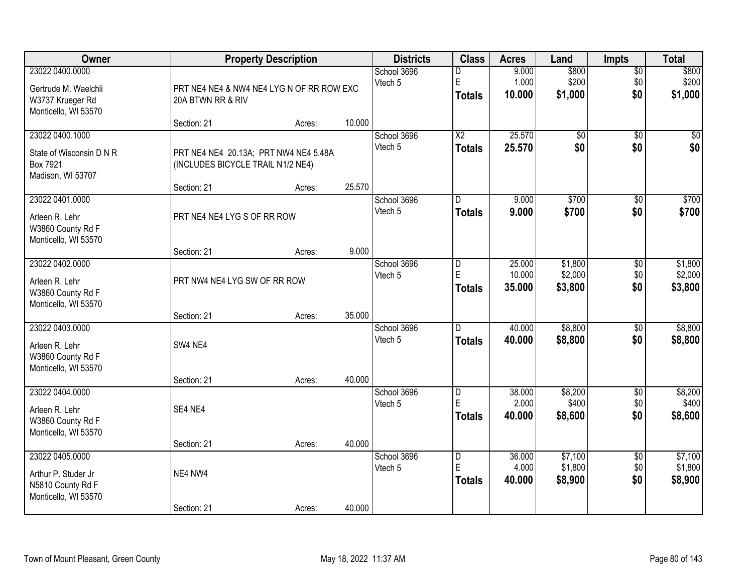| Owner | Property Description | | | Districts | Class | Acres | Land | Impts | Total |
|---|---|---|---|---|---|---|---|---|---|
| 23022 0400.0000<br>Gertrude M. Waelchli<br>W3737 Krueger Rd<br>Monticello, WI 53570 | PRT NE4 NE4 & NW4 NE4 LYG N OF RR ROW EXC 20A BTWN RR & RIV | | | School 3696<br>Vtech 5 | D<br>E<br>**Totals** | 9.000<br>1.000<br>**10.000** | $800<br>$200<br>**$1,000** | $0<br>$0<br>**$0** | $800<br>$200<br>**$1,000** |
| | Section: 21 | Acres: | 10.000 | | | | | | |
| 23022 0400.1000<br>State of Wisconsin D N R<br>Box 7921<br>Madison, WI 53707 | PRT NE4 NE4 20.13A; PRT NW4 NE4 5.48A (INCLUDES BICYCLE TRAIL N1/2 NE4) | | | School 3696<br>Vtech 5 | X2<br>**Totals** | 25.570<br>**25.570** | $0<br>**$0** | $0<br>**$0** | $0<br>**$0** |
| | Section: 21 | Acres: | 25.570 | | | | | | |
| 23022 0401.0000<br>Arleen R. Lehr<br>W3860 County Rd F<br>Monticello, WI 53570 | PRT NE4 NE4 LYG S OF RR ROW | | | School 3696<br>Vtech 5 | D<br>**Totals** | 9.000<br>**9.000** | $700<br>**$700** | $0<br>**$0** | $700<br>**$700** |
| | Section: 21 | Acres: | 9.000 | | | | | | |
| 23022 0402.0000<br>Arleen R. Lehr<br>W3860 County Rd F<br>Monticello, WI 53570 | PRT NW4 NE4 LYG SW OF RR ROW | | | School 3696<br>Vtech 5 | D<br>E<br>**Totals** | 25.000<br>10.000<br>**35.000** | $1,800<br>$2,000<br>**$3,800** | $0<br>$0<br>**$0** | $1,800<br>$2,000<br>**$3,800** |
| | Section: 21 | Acres: | 35.000 | | | | | | |
| 23022 0403.0000<br>Arleen R. Lehr<br>W3860 County Rd F<br>Monticello, WI 53570 | SW4 NE4 | | | School 3696<br>Vtech 5 | D<br>**Totals** | 40.000<br>**40.000** | $8,800<br>**$8,800** | $0<br>**$0** | $8,800<br>**$8,800** |
| | Section: 21 | Acres: | 40.000 | | | | | | |
| 23022 0404.0000<br>Arleen R. Lehr<br>W3860 County Rd F<br>Monticello, WI 53570 | SE4 NE4 | | | School 3696<br>Vtech 5 | D<br>E<br>**Totals** | 38.000<br>2.000<br>**40.000** | $8,200<br>$400<br>**$8,600** | $0<br>$0<br>**$0** | $8,200<br>$400<br>**$8,600** |
| | Section: 21 | Acres: | 40.000 | | | | | | |
| 23022 0405.0000<br>Arthur P. Studer Jr<br>N5810 County Rd F<br>Monticello, WI 53570 | NE4 NW4 | | | School 3696<br>Vtech 5 | D<br>E<br>**Totals** | 36.000<br>4.000<br>**40.000** | $7,100<br>$1,800<br>**$8,900** | $0<br>$0<br>**$0** | $7,100<br>$1,800<br>**$8,900** |
| | Section: 21 | Acres: | 40.000 | | | | | | |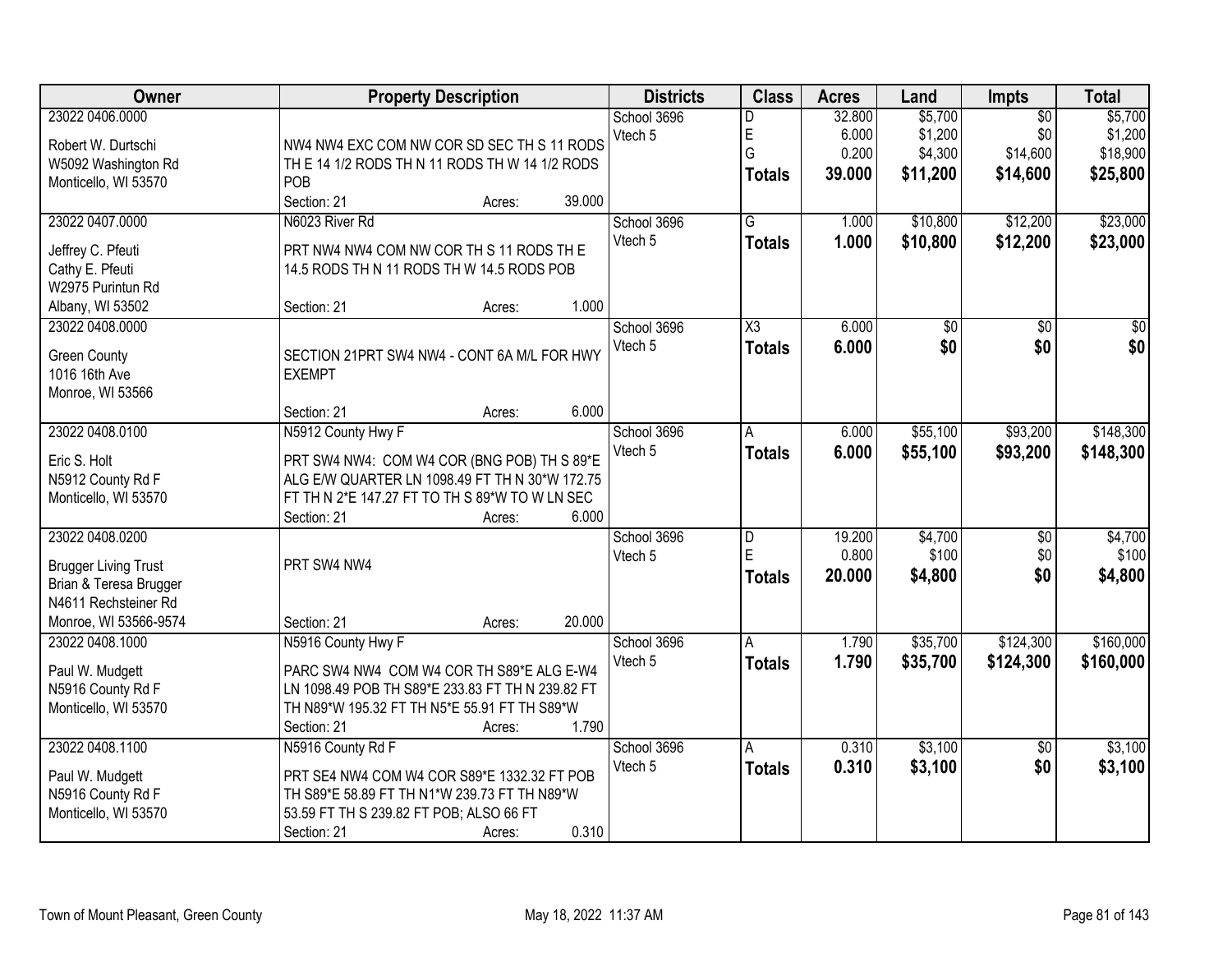| Owner | Property Description | Districts | Class | Acres | Land | Impts | Total |
|---|---|---|---|---|---|---|---|
| 23022 0406.0000<br>Robert W. Durtschi<br>W5092 Washington Rd<br>Monticello, WI 53570 | NW4 NW4 EXC COM NW COR SD SEC TH S 11 RODS TH E 14 1/2 RODS TH N 11 RODS TH W 14 1/2 RODS POB<br>Section: 21 Acres: 39.000 | School 3696<br>Vtech 5 | D<br>E<br>G<br>**Totals** | 32.800<br>6.000<br>0.200<br>**39.000** | $5,700<br>$1,200<br>$4,300<br>**$11,200** | $0<br>$0<br>$14,600<br>**$14,600** | $5,700<br>$1,200<br>$18,900<br>**$25,800** |
| 23022 0407.0000<br>Jeffrey C. Pfeuti<br>Cathy E. Pfeuti<br>W2975 Purintun Rd<br>Albany, WI 53502 | N6023 River Rd<br>PRT NW4 NW4 COM NW COR TH S 11 RODS TH E 14.5 RODS TH N 11 RODS TH W 14.5 RODS POB<br>Section: 21 Acres: 1.000 | School 3696<br>Vtech 5 | G<br>**Totals** | 1.000<br>**1.000** | $10,800<br>**$10,800** | $12,200<br>**$12,200** | $23,000<br>**$23,000** |
| 23022 0408.0000<br>Green County<br>1016 16th Ave<br>Monroe, WI 53566 | SECTION 21PRT SW4 NW4 - CONT 6A M/L FOR HWY EXEMPT<br>Section: 21 Acres: 6.000 | School 3696<br>Vtech 5 | X3<br>**Totals** | 6.000<br>**6.000** | $0<br>**$0** | $0<br>**$0** | $0<br>**$0** |
| 23022 0408.0100<br>Eric S. Holt<br>N5912 County Rd F<br>Monticello, WI 53570 | N5912 County Hwy F<br>PRT SW4 NW4: COM W4 COR (BNG POB) TH S 89*E ALG E/W QUARTER LN 1098.49 FT TH N 30*W 172.75 FT TH N 2*E 147.27 FT TO TH S 89*W TO W LN SEC<br>Section: 21 Acres: 6.000 | School 3696<br>Vtech 5 | A<br>**Totals** | 6.000<br>**6.000** | $55,100<br>**$55,100** | $93,200<br>**$93,200** | $148,300<br>**$148,300** |
| 23022 0408.0200<br>Brugger Living Trust<br>Brian & Teresa Brugger<br>N4611 Rechsteiner Rd<br>Monroe, WI 53566-9574 | PRT SW4 NW4<br>Section: 21 Acres: 20.000 | School 3696<br>Vtech 5 | D<br>E<br>**Totals** | 19.200<br>0.800<br>**20.000** | $4,700<br>$100<br>**$4,800** | $0<br>$0<br>**$0** | $4,700<br>$100<br>**$4,800** |
| 23022 0408.1000<br>Paul W. Mudgett<br>N5916 County Rd F<br>Monticello, WI 53570 | N5916 County Hwy F<br>PARC SW4 NW4 COM W4 COR TH S89*E ALG E-W4 LN 1098.49 POB TH S89*E 233.83 FT TH N 239.82 FT TH N89*W 195.32 FT TH N5*E 55.91 FT TH S89*W<br>Section: 21 Acres: 1.790 | School 3696<br>Vtech 5 | A<br>**Totals** | 1.790<br>**1.790** | $35,700<br>**$35,700** | $124,300<br>**$124,300** | $160,000<br>**$160,000** |
| 23022 0408.1100<br>Paul W. Mudgett<br>N5916 County Rd F<br>Monticello, WI 53570 | N5916 County Rd F<br>PRT SE4 NW4 COM W4 COR S89*E 1332.32 FT POB TH S89*E 58.89 FT TH N1*W 239.73 FT TH N89*W 53.59 FT TH S 239.82 FT POB; ALSO 66 FT<br>Section: 21 Acres: 0.310 | School 3696<br>Vtech 5 | A<br>**Totals** | 0.310<br>**0.310** | $3,100<br>**$3,100** | $0<br>**$0** | $3,100<br>**$3,100** |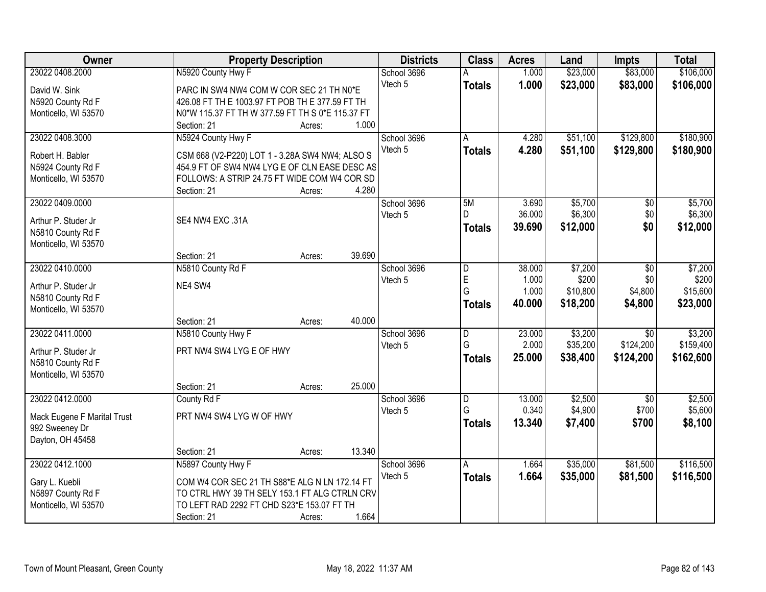| Owner | Property Description | Districts | Class | Acres | Land | Impts | Total |
|---|---|---|---|---|---|---|---|
| 23022 0408.2000<br>David W. Sink<br>N5920 County Rd F<br>Monticello, WI 53570 | N5920 County Hwy F<br>PARC IN SW4 NW4 COM W COR SEC 21 TH N0*E 426.08 FT TH E 1003.97 FT POB TH E 377.59 FT TH N0*W 115.37 FT TH W 377.59 FT TH S 0*E 115.37 FT<br>Section: 21 Acres: 1.000 | School 3696<br>Vtech 5 | A<br>**Totals** | 1.000<br>**1.000** | \$23,000<br>**\$23,000** | \$83,000<br>**\$83,000** | \$106,000<br>**\$106,000** |
| 23022 0408.3000<br>Robert H. Babler<br>N5924 County Rd F<br>Monticello, WI 53570 | N5924 County Hwy F<br>CSM 668 (V2-P220) LOT 1 - 3.28A SW4 NW4; ALSO S 454.9 FT OF SW4 NW4 LYG E OF CLN EASE DESC AS FOLLOWS: A STRIP 24.75 FT WIDE COM W4 COR SD<br>Section: 21 Acres: 4.280 | School 3696<br>Vtech 5 | A<br>**Totals** | 4.280<br>**4.280** | \$51,100<br>**\$51,100** | \$129,800<br>**\$129,800** | \$180,900<br>**\$180,900** |
| 23022 0409.0000<br>Arthur P. Studer Jr<br>N5810 County Rd F<br>Monticello, WI 53570 | SE4 NW4 EXC .31A<br>Section: 21 Acres: 39.690 | School 3696<br>Vtech 5 | 5M<br>D<br>**Totals** | 3.690<br>36.000<br>**39.690** | \$5,700<br>\$6,300<br>**\$12,000** | \$0<br>\$0<br>**\$0** | \$5,700<br>\$6,300<br>**\$12,000** |
| 23022 0410.0000<br>Arthur P. Studer Jr<br>N5810 County Rd F<br>Monticello, WI 53570 | N5810 County Rd F<br>NE4 SW4<br>Section: 21 Acres: 40.000 | School 3696<br>Vtech 5 | D<br>E<br>G<br>**Totals** | 38.000<br>1.000<br>1.000<br>**40.000** | \$7,200<br>\$200<br>\$10,800<br>**\$18,200** | \$0<br>\$0<br>\$4,800<br>**\$4,800** | \$7,200<br>\$200<br>\$15,600<br>**\$23,000** |
| 23022 0411.0000<br>Arthur P. Studer Jr<br>N5810 County Rd F<br>Monticello, WI 53570 | N5810 County Hwy F<br>PRT NW4 SW4 LYG E OF HWY<br>Section: 21 Acres: 25.000 | School 3696<br>Vtech 5 | D<br>G<br>**Totals** | 23.000<br>2.000<br>**25.000** | \$3,200<br>\$35,200<br>**\$38,400** | \$0<br>\$124,200<br>**\$124,200** | \$3,200<br>\$159,400<br>**\$162,600** |
| 23022 0412.0000<br>Mack Eugene F Marital Trust<br>992 Sweeney Dr<br>Dayton, OH 45458 | County Rd F<br>PRT NW4 SW4 LYG W OF HWY<br>Section: 21 Acres: 13.340 | School 3696<br>Vtech 5 | D<br>G<br>**Totals** | 13.000<br>0.340<br>**13.340** | \$2,500<br>\$4,900<br>**\$7,400** | \$0<br>\$700<br>**\$700** | \$2,500<br>\$5,600<br>**\$8,100** |
| 23022 0412.1000<br>Gary L. Kuebli<br>N5897 County Rd F<br>Monticello, WI 53570 | N5897 County Hwy F<br>COM W4 COR SEC 21 TH S88*E ALG N LN 172.14 FT TO CTRL HWY 39 TH SELY 153.1 FT ALG CTRLN CRV TO LEFT RAD 2292 FT CHD S23*E 153.07 FT TH<br>Section: 21 Acres: 1.664 | School 3696<br>Vtech 5 | A<br>**Totals** | 1.664<br>**1.664** | \$35,000<br>**\$35,000** | \$81,500<br>**\$81,500** | \$116,500<br>**\$116,500** |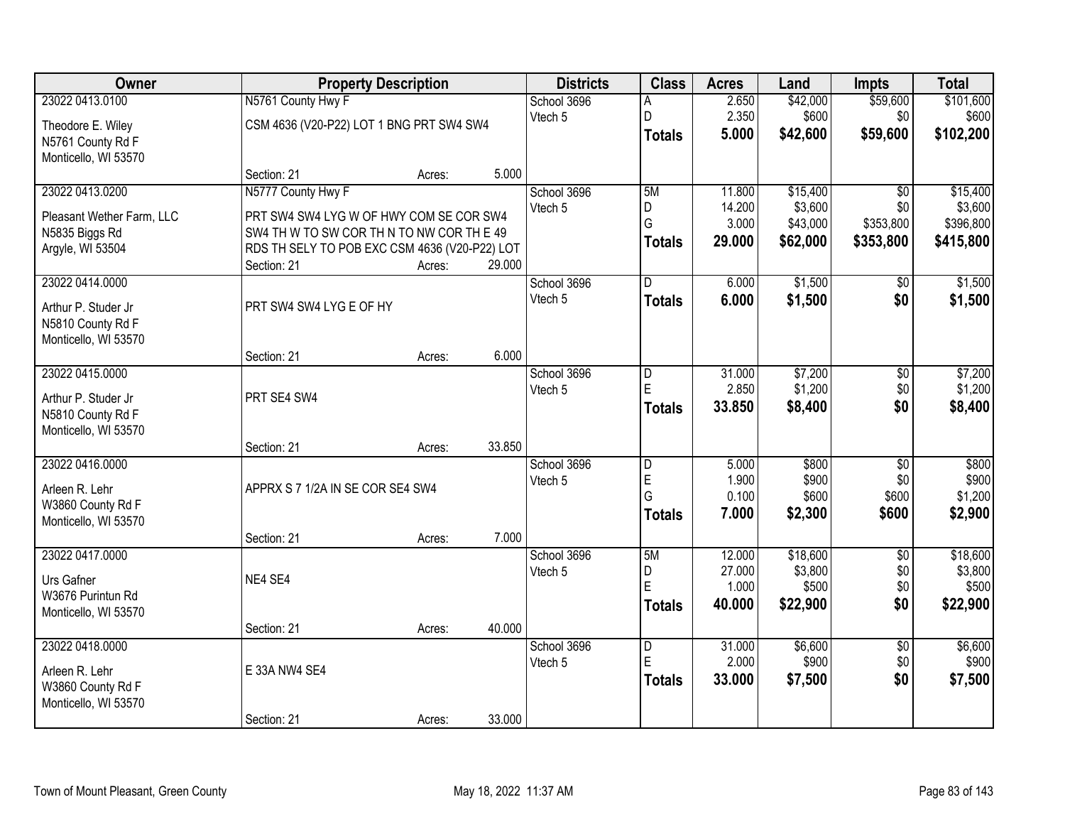| Owner | Property Description | Districts | Class | Acres | Land | Impts | Total |
|---|---|---|---|---|---|---|---|
| 23022 0413.0100<br>Theodore E. Wiley<br>N5761 County Rd F<br>Monticello, WI 53570 | N5761 County Hwy F<br>CSM 4636 (V20-P22) LOT 1 BNG PRT SW4 SW4<br>Section: 21 Acres: 5.000 | School 3696<br>Vtech 5 | A<br>D<br>**Totals** | 2.650<br>2.350<br>**5.000** | $42,000<br>$600<br>**$42,600** | $59,600<br>$0<br>**$59,600** | $101,600<br>$600<br>**$102,200** |
| 23022 0413.0200<br>Pleasant Wether Farm, LLC<br>N5835 Biggs Rd<br>Argyle, WI 53504 | N5777 County Hwy F<br>PRT SW4 SW4 LYG W OF HWY COM SE COR SW4 SW4 TH W TO SW COR TH N TO NW COR TH E 49 RDS TH SELY TO POB EXC CSM 4636 (V20-P22) LOT<br>Section: 21 Acres: 29.000 | School 3696<br>Vtech 5 | 5M<br>D<br>G<br>**Totals** | 11.800<br>14.200<br>3.000<br>**29.000** | $15,400<br>$3,600<br>$43,000<br>**$62,000** | $0<br>$0<br>$353,800<br>**$353,800** | $15,400<br>$3,600<br>$396,800<br>**$415,800** |
| 23022 0414.0000<br>Arthur P. Studer Jr<br>N5810 County Rd F<br>Monticello, WI 53570 | PRT SW4 SW4 LYG E OF HY<br>Section: 21 Acres: 6.000 | School 3696<br>Vtech 5 | D<br>**Totals** | 6.000<br>**6.000** | $1,500<br>**$1,500** | $0<br>**$0** | $1,500<br>**$1,500** |
| 23022 0415.0000<br>Arthur P. Studer Jr<br>N5810 County Rd F<br>Monticello, WI 53570 | PRT SE4 SW4<br>Section: 21 Acres: 33.850 | School 3696<br>Vtech 5 | D<br>E<br>**Totals** | 31.000<br>2.850<br>**33.850** | $7,200<br>$1,200<br>**$8,400** | $0<br>$0<br>**$0** | $7,200<br>$1,200<br>**$8,400** |
| 23022 0416.0000<br>Arleen R. Lehr<br>W3860 County Rd F<br>Monticello, WI 53570 | APPRX S 7 1/2A IN SE COR SE4 SW4<br>Section: 21 Acres: 7.000 | School 3696<br>Vtech 5 | D<br>E<br>G<br>**Totals** | 5.000<br>1.900<br>0.100<br>**7.000** | $800<br>$900<br>$600<br>**$2,300** | $0<br>$0<br>$600<br>**$600** | $800<br>$900<br>$1,200<br>**$2,900** |
| 23022 0417.0000<br>Urs Gafner<br>W3676 Purintun Rd<br>Monticello, WI 53570 | NE4 SE4<br>Section: 21 Acres: 40.000 | School 3696<br>Vtech 5 | 5M<br>D<br>E<br>**Totals** | 12.000<br>27.000<br>1.000<br>**40.000** | $18,600<br>$3,800<br>$500<br>**$22,900** | $0<br>$0<br>$0<br>**$0** | $18,600<br>$3,800<br>$500<br>**$22,900** |
| 23022 0418.0000<br>Arleen R. Lehr<br>W3860 County Rd F<br>Monticello, WI 53570 | E 33A NW4 SE4<br>Section: 21 Acres: 33.000 | School 3696<br>Vtech 5 | D<br>E<br>**Totals** | 31.000<br>2.000<br>**33.000** | $6,600<br>$900<br>**$7,500** | $0<br>$0<br>**$0** | $6,600<br>$900<br>**$7,500** |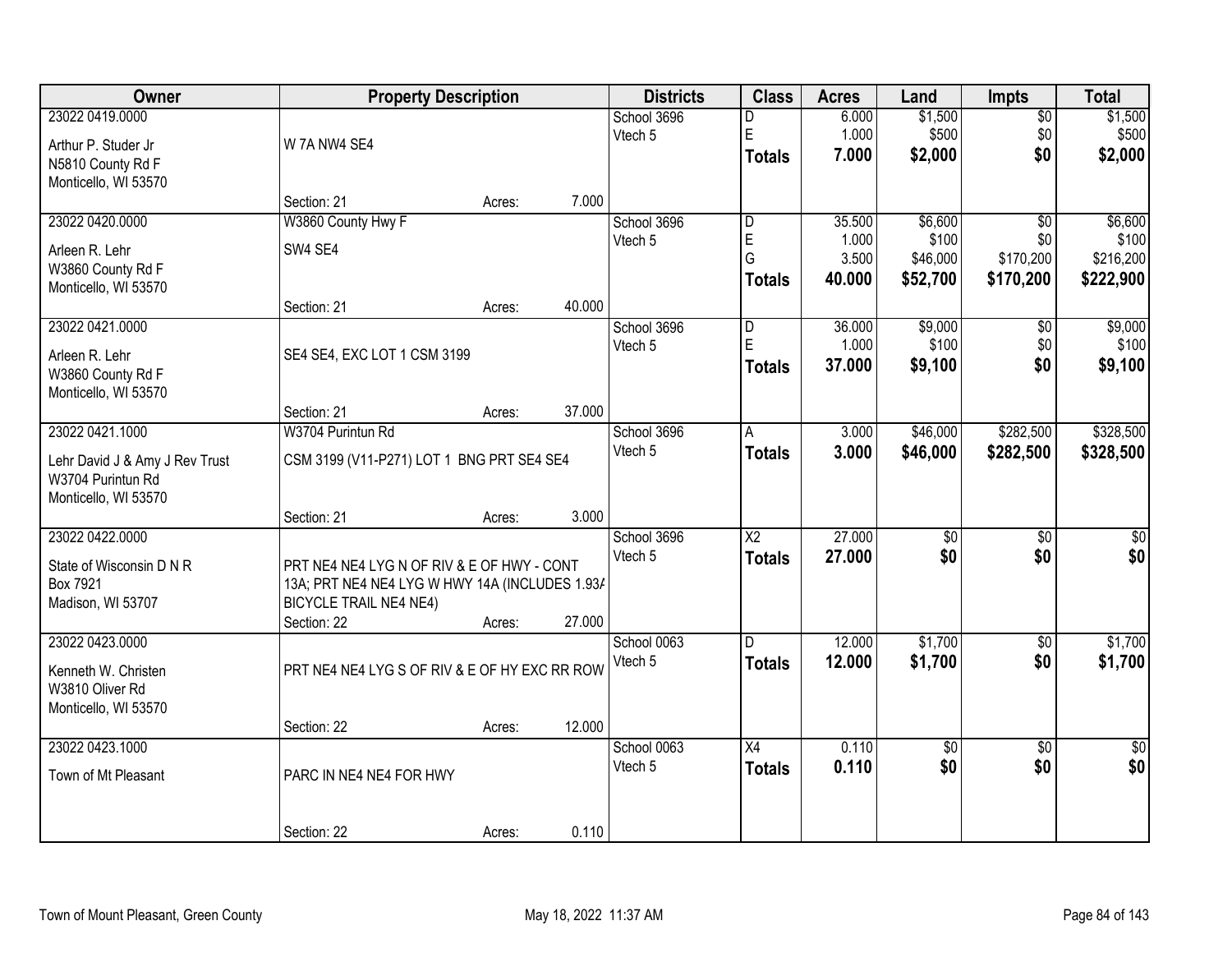| Owner | Property Description | | | Districts | Class | Acres | Land | Impts | Total |
|---|---|---|---|---|---|---|---|---|---|
| 23022 0419.0000<br>Arthur P. Studer Jr<br>N5810 County Rd F<br>Monticello, WI 53570 | W 7A NW4 SE4<br>Section: 21 | Acres: | 7.000 | School 3696<br>Vtech 5 | D<br>E<br>**Totals** | 6.000<br>1.000<br>**7.000** | $1,500<br>$500<br>**$2,000** | $0<br>$0<br>**$0** | $1,500<br>$500<br>**$2,000** |
| 23022 0420.0000<br>Arleen R. Lehr<br>W3860 County Rd F<br>Monticello, WI 53570 | W3860 County Hwy F<br>SW4 SE4<br>Section: 21 | Acres: | 40.000 | School 3696<br>Vtech 5 | D<br>E<br>G<br>**Totals** | 35.500<br>1.000<br>3.500<br>**40.000** | $6,600<br>$100<br>$46,000<br>**$52,700** | $0<br>$0<br>$170,200<br>**$170,200** | $6,600<br>$100<br>$216,200<br>**$222,900** |
| 23022 0421.0000<br>Arleen R. Lehr<br>W3860 County Rd F<br>Monticello, WI 53570 | SE4 SE4, EXC LOT 1 CSM 3199<br>Section: 21 | Acres: | 37.000 | School 3696<br>Vtech 5 | D<br>E<br>**Totals** | 36.000<br>1.000<br>**37.000** | $9,000<br>$100<br>**$9,100** | $0<br>$0<br>**$0** | $9,000<br>$100<br>**$9,100** |
| 23022 0421.1000<br>Lehr David J & Amy J Rev Trust<br>W3704 Purintun Rd<br>Monticello, WI 53570 | W3704 Purintun Rd<br>CSM 3199 (V11-P271) LOT 1 BNG PRT SE4 SE4<br>Section: 21 | Acres: | 3.000 | School 3696<br>Vtech 5 | A<br>**Totals** | 3.000<br>**3.000** | $46,000<br>**$46,000** | $282,500<br>**$282,500** | $328,500<br>**$328,500** |
| 23022 0422.0000<br>State of Wisconsin D N R<br>Box 7921<br>Madison, WI 53707 | PRT NE4 NE4 LYG N OF RIV & E OF HWY - CONT 13A; PRT NE4 NE4 LYG W HWY 14A (INCLUDES 1.93A BICYCLE TRAIL NE4 NE4)<br>Section: 22 | Acres: | 27.000 | School 3696<br>Vtech 5 | X2<br>**Totals** | 27.000<br>**27.000** | $0<br>**$0** | $0<br>**$0** | $0<br>**$0** |
| 23022 0423.0000<br>Kenneth W. Christen<br>W3810 Oliver Rd<br>Monticello, WI 53570 | PRT NE4 NE4 LYG S OF RIV & E OF HY EXC RR ROW<br>Section: 22 | Acres: | 12.000 | School 0063<br>Vtech 5 | D<br>**Totals** | 12.000<br>**12.000** | $1,700<br>**$1,700** | $0<br>**$0** | $1,700<br>**$1,700** |
| 23022 0423.1000<br>Town of Mt Pleasant | PARC IN NE4 NE4 FOR HWY<br>Section: 22 | Acres: | 0.110 | School 0063<br>Vtech 5 | X4<br>**Totals** | 0.110<br>**0.110** | $0<br>**$0** | $0<br>**$0** | $0<br>**$0** |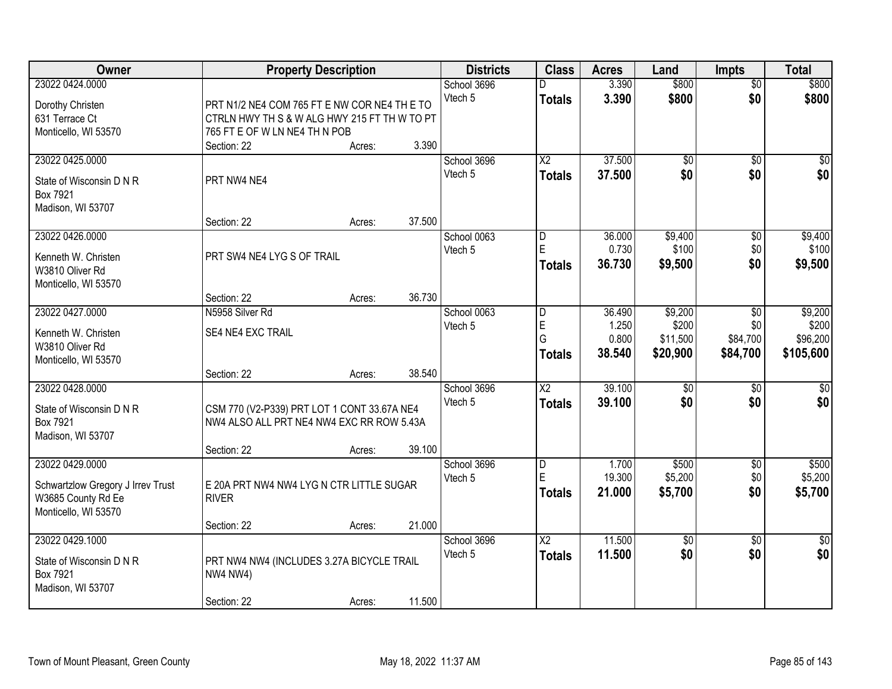| Owner | Property Description | Districts | Class | Acres | Land | Impts | Total |
|---|---|---|---|---|---|---|---|
| 23022 0424.0000<br>Dorothy Christen<br>631 Terrace Ct<br>Monticello, WI 53570 | PRT N1/2 NE4 COM 765 FT E NW COR NE4 TH E TO CTRLN HWY TH S & W ALG HWY 215 FT TH W TO PT 765 FT E OF W LN NE4 TH N POB<br>Section: 22 Acres: 3.390 | School 3696<br>Vtech 5 | D<br>**Totals** | 3.390<br>**3.390** | $800<br>**$800** | $0<br>**$0** | $800<br>**$800** |
| 23022 0425.0000<br>State of Wisconsin D N R<br>Box 7921<br>Madison, WI 53707 | PRT NW4 NE4<br>Section: 22 Acres: 37.500 | School 3696<br>Vtech 5 | X2<br>**Totals** | 37.500<br>**37.500** | $0<br>**$0** | $0<br>**$0** | $0<br>**$0** |
| 23022 0426.0000<br>Kenneth W. Christen<br>W3810 Oliver Rd<br>Monticello, WI 53570 | PRT SW4 NE4 LYG S OF TRAIL<br>Section: 22 Acres: 36.730 | School 0063<br>Vtech 5 | D<br>E<br>**Totals** | 36.000<br>0.730<br>**36.730** | $9,400<br>$100<br>**$9,500** | $0<br>$0<br>**$0** | $9,400<br>$100<br>**$9,500** |
| 23022 0427.0000<br>Kenneth W. Christen<br>W3810 Oliver Rd<br>Monticello, WI 53570 | N5958 Silver Rd<br>SE4 NE4 EXC TRAIL<br>Section: 22 Acres: 38.540 | School 0063<br>Vtech 5 | D<br>E<br>G<br>**Totals** | 36.490<br>1.250<br>0.800<br>**38.540** | $9,200<br>$200<br>$11,500<br>**$20,900** | $0<br>$0<br>$84,700<br>**$84,700** | $9,200<br>$200<br>$96,200<br>**$105,600** |
| 23022 0428.0000<br>State of Wisconsin D N R<br>Box 7921<br>Madison, WI 53707 | CSM 770 (V2-P339) PRT LOT 1 CONT 33.67A NE4 NW4 ALSO ALL PRT NE4 NW4 EXC RR ROW 5.43A<br>Section: 22 Acres: 39.100 | School 3696<br>Vtech 5 | X2<br>**Totals** | 39.100<br>**39.100** | $0<br>**$0** | $0<br>**$0** | $0<br>**$0** |
| 23022 0429.0000<br>Schwartzlow Gregory J Irrev Trust<br>W3685 County Rd Ee<br>Monticello, WI 53570 | E 20A PRT NW4 NW4 LYG N CTR LITTLE SUGAR RIVER<br>Section: 22 Acres: 21.000 | School 3696<br>Vtech 5 | D<br>E<br>**Totals** | 1.700<br>19.300<br>**21.000** | $500<br>$5,200<br>**$5,700** | $0<br>$0<br>**$0** | $500<br>$5,200<br>**$5,700** |
| 23022 0429.1000<br>State of Wisconsin D N R<br>Box 7921<br>Madison, WI 53707 | PRT NW4 NW4 (INCLUDES 3.27A BICYCLE TRAIL NW4 NW4)<br>Section: 22 Acres: 11.500 | School 3696<br>Vtech 5 | X2<br>**Totals** | 11.500<br>**11.500** | $0<br>**$0** | $0<br>**$0** | $0<br>**$0** |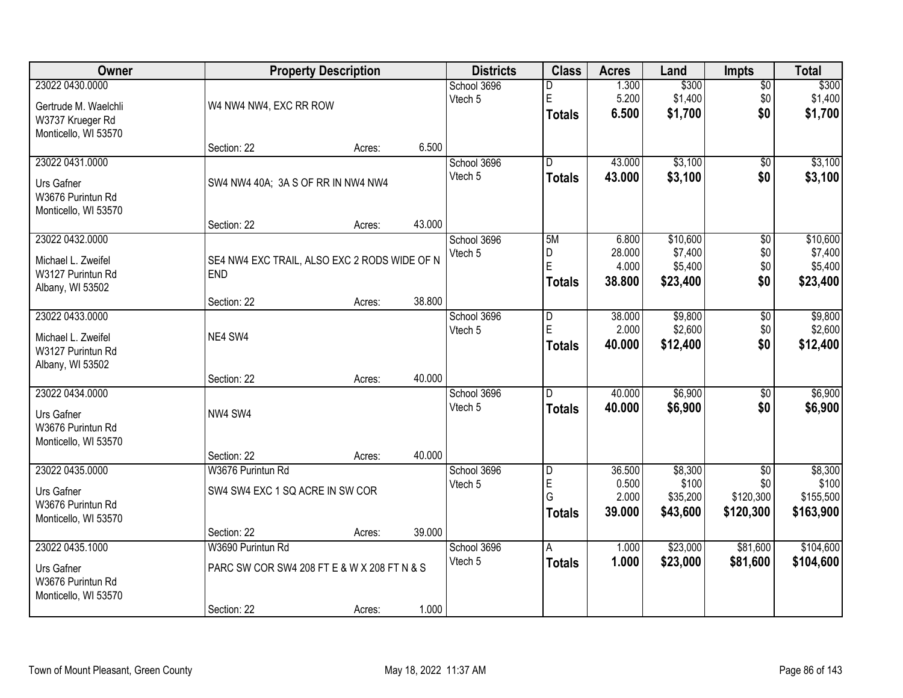| Owner | Property Description | | | Districts | Class | Acres | Land | Impts | Total |
|---|---|---|---|---|---|---|---|---|---|
| 23022 0430.0000<br>Gertrude M. Waelchli<br>W3737 Krueger Rd<br>Monticello, WI 53570 | W4 NW4 NW4, EXC RR ROW<br>Section: 22 | Acres: | 6.500 | School 3696<br>Vtech 5 | D<br>E<br>**Totals** | 1.300<br>5.200<br>**6.500** | $300<br>$1,400<br>**$1,700** | $0<br>$0<br>**$0** | $300<br>$1,400<br>**$1,700** |
| 23022 0431.0000<br>Urs Gafner<br>W3676 Purintun Rd<br>Monticello, WI 53570 | SW4 NW4 40A; 3A S OF RR IN NW4 NW4<br>Section: 22 | Acres: | 43.000 | School 3696<br>Vtech 5 | D<br>**Totals** | 43.000<br>**43.000** | $3,100<br>**$3,100** | $0<br>**$0** | $3,100<br>**$3,100** |
| 23022 0432.0000<br>Michael L. Zweifel<br>W3127 Purintun Rd<br>Albany, WI 53502 | SE4 NW4 EXC TRAIL, ALSO EXC 2 RODS WIDE OF N END<br>Section: 22 | Acres: | 38.800 | School 3696<br>Vtech 5 | 5M<br>D<br>E<br>**Totals** | 6.800<br>28.000<br>4.000<br>**38.800** | $10,600<br>$7,400<br>$5,400<br>**$23,400** | $0<br>$0<br>$0<br>**$0** | $10,600<br>$7,400<br>$5,400<br>**$23,400** |
| 23022 0433.0000<br>Michael L. Zweifel<br>W3127 Purintun Rd<br>Albany, WI 53502 | NE4 SW4<br>Section: 22 | Acres: | 40.000 | School 3696<br>Vtech 5 | D<br>E<br>**Totals** | 38.000<br>2.000<br>**40.000** | $9,800<br>$2,600<br>**$12,400** | $0<br>$0<br>**$0** | $9,800<br>$2,600<br>**$12,400** |
| 23022 0434.0000<br>Urs Gafner<br>W3676 Purintun Rd<br>Monticello, WI 53570 | NW4 SW4<br>Section: 22 | Acres: | 40.000 | School 3696<br>Vtech 5 | D<br>**Totals** | 40.000<br>**40.000** | $6,900<br>**$6,900** | $0<br>**$0** | $6,900<br>**$6,900** |
| 23022 0435.0000<br>Urs Gafner<br>W3676 Purintun Rd<br>Monticello, WI 53570 | W3676 Purintun Rd<br>SW4 SW4 EXC 1 SQ ACRE IN SW COR<br>Section: 22 | Acres: | 39.000 | School 3696<br>Vtech 5 | D<br>E<br>G<br>**Totals** | 36.500<br>0.500<br>2.000<br>**39.000** | $8,300<br>$100<br>$35,200<br>**$43,600** | $0<br>$0<br>$120,300<br>**$120,300** | $8,300<br>$100<br>$155,500<br>**$163,900** |
| 23022 0435.1000<br>Urs Gafner<br>W3676 Purintun Rd<br>Monticello, WI 53570 | W3690 Purintun Rd<br>PARC SW COR SW4 208 FT E & W X 208 FT N & S<br>Section: 22 | Acres: | 1.000 | School 3696<br>Vtech 5 | A<br>**Totals** | 1.000<br>**1.000** | $23,000<br>**$23,000** | $81,600<br>**$81,600** | $104,600<br>**$104,600** |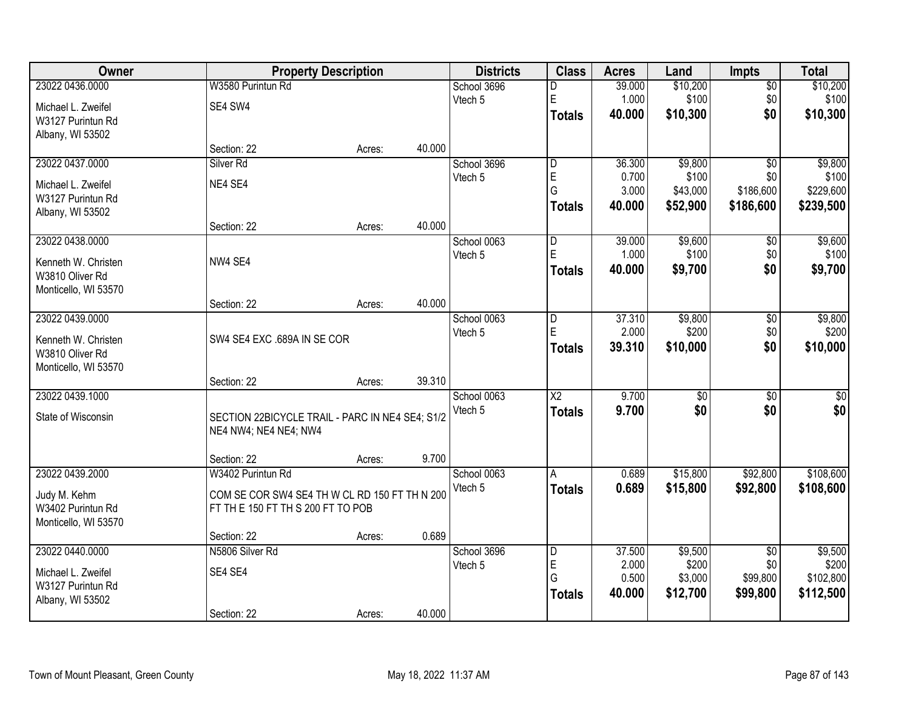| Owner | Property Description | | | Districts | Class | Acres | Land | Impts | Total |
|---|---|---|---|---|---|---|---|---|---|
| 23022 0436.0000 | W3580 Purintun Rd | | | School 3696 | D | 39.000 | $10,200 | $0 | $10,200 |
| Michael L. Zweifel | SE4 SW4 | | | Vtech 5 | E | 1.000 | $100 | $0 | $100 |
| W3127 Purintun Rd | | | | | **Totals** | **40.000** | **$10,300** | **$0** | **$10,300** |
| Albany, WI 53502 | | | | | | | | | |
| | Section: 22 | Acres: | 40.000 | | | | | | |
| 23022 0437.0000 | Silver Rd | | | School 3696 | D | 36.300 | $9,800 | $0 | $9,800 |
| Michael L. Zweifel | NE4 SE4 | | | Vtech 5 | E | 0.700 | $100 | $0 | $100 |
| W3127 Purintun Rd | | | | | G | 3.000 | $43,000 | $186,600 | $229,600 |
| Albany, WI 53502 | | | | | **Totals** | **40.000** | **$52,900** | **$186,600** | **$239,500** |
| | Section: 22 | Acres: | 40.000 | | | | | | |
| 23022 0438.0000 | | | | School 0063 | D | 39.000 | $9,600 | $0 | $9,600 |
| Kenneth W. Christen | NW4 SE4 | | | Vtech 5 | E | 1.000 | $100 | $0 | $100 |
| W3810 Oliver Rd | | | | | **Totals** | **40.000** | **$9,700** | **$0** | **$9,700** |
| Monticello, WI 53570 | | | | | | | | | |
| | Section: 22 | Acres: | 40.000 | | | | | | |
| 23022 0439.0000 | | | | School 0063 | D | 37.310 | $9,800 | $0 | $9,800 |
| Kenneth W. Christen | SW4 SE4 EXC .689A IN SE COR | | | Vtech 5 | E | 2.000 | $200 | $0 | $200 |
| W3810 Oliver Rd | | | | | **Totals** | **39.310** | **$10,000** | **$0** | **$10,000** |
| Monticello, WI 53570 | | | | | | | | | |
| | Section: 22 | Acres: | 39.310 | | | | | | |
| 23022 0439.1000 | | | | School 0063 | X2 | 9.700 | $0 | $0 | $0 |
| State of Wisconsin | SECTION 22BICYCLE TRAIL - PARC IN NE4 SE4; S1/2 NE4 NW4; NE4 NE4; NW4 | | | Vtech 5 | **Totals** | **9.700** | **$0** | **$0** | **$0** |
| | Section: 22 | Acres: | 9.700 | | | | | | |
| 23022 0439.2000 | W3402 Purintun Rd | | | School 0063 | A | 0.689 | $15,800 | $92,800 | $108,600 |
| Judy M. Kehm | COM SE COR SW4 SE4 TH W CL RD 150 FT TH N 200 FT TH E 150 FT TH S 200 FT TO POB | | | Vtech 5 | **Totals** | **0.689** | **$15,800** | **$92,800** | **$108,600** |
| W3402 Purintun Rd | | | | | | | | | |
| Monticello, WI 53570 | | | | | | | | | |
| | Section: 22 | Acres: | 0.689 | | | | | | |
| 23022 0440.0000 | N5806 Silver Rd | | | School 3696 | D | 37.500 | $9,500 | $0 | $9,500 |
| Michael L. Zweifel | SE4 SE4 | | | Vtech 5 | E | 2.000 | $200 | $0 | $200 |
| W3127 Purintun Rd | | | | | G | 0.500 | $3,000 | $99,800 | $102,800 |
| Albany, WI 53502 | | | | | **Totals** | **40.000** | **$12,700** | **$99,800** | **$112,500** |
| | Section: 22 | Acres: | 40.000 | | | | | | |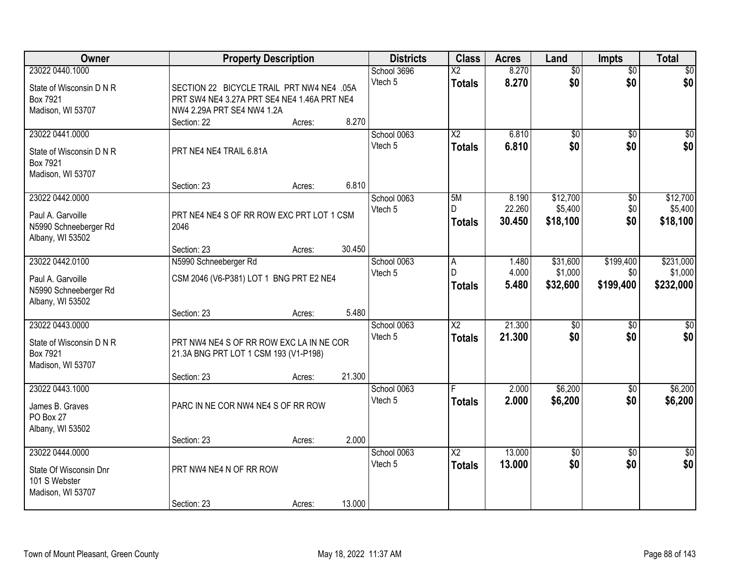| Owner | Property Description | Districts | Class | Acres | Land | Impts | Total |
|---|---|---|---|---|---|---|---|
| 23022 0440.1000<br>State of Wisconsin D N R<br>Box 7921<br>Madison, WI 53707 | SECTION 22 BICYCLE TRAIL PRT NW4 NE4 .05A PRT SW4 NE4 3.27A PRT SE4 NE4 1.46A PRT NE4 NW4 2.29A PRT SE4 NW4 1.2A<br>Section: 22 Acres: 8.270 | School 3696<br>Vtech 5 | X2<br>**Totals** | 8.270<br>**8.270** | $0<br>**$0** | $0<br>**$0** | $0<br>**$0** |
| 23022 0441.0000<br>State of Wisconsin D N R<br>Box 7921<br>Madison, WI 53707 | PRT NE4 NE4 TRAIL 6.81A<br>Section: 23 Acres: 6.810 | School 0063<br>Vtech 5 | X2<br>**Totals** | 6.810<br>**6.810** | $0<br>**$0** | $0<br>**$0** | $0<br>**$0** |
| 23022 0442.0000<br>Paul A. Garvoille<br>N5990 Schneeberger Rd<br>Albany, WI 53502 | PRT NE4 NE4 S OF RR ROW EXC PRT LOT 1 CSM 2046<br>Section: 23 Acres: 30.450 | School 0063<br>Vtech 5 | 5M<br>D<br>**Totals** | 8.190<br>22.260<br>**30.450** | $12,700<br>$5,400<br>**$18,100** | $0<br>$0<br>**$0** | $12,700<br>$5,400<br>**$18,100** |
| 23022 0442.0100<br>Paul A. Garvoille<br>N5990 Schneeberger Rd<br>Albany, WI 53502 | N5990 Schneeberger Rd<br>CSM 2046 (V6-P381) LOT 1 BNG PRT E2 NE4<br>Section: 23 Acres: 5.480 | School 0063<br>Vtech 5 | A<br>D<br>**Totals** | 1.480<br>4.000<br>**5.480** | $31,600<br>$1,000<br>**$32,600** | $199,400<br>$0<br>**$199,400** | $231,000<br>$1,000<br>**$232,000** |
| 23022 0443.0000<br>State of Wisconsin D N R<br>Box 7921<br>Madison, WI 53707 | PRT NW4 NE4 S OF RR ROW EXC LA IN NE COR 21.3A BNG PRT LOT 1 CSM 193 (V1-P198)<br>Section: 23 Acres: 21.300 | School 0063<br>Vtech 5 | X2<br>**Totals** | 21.300<br>**21.300** | $0<br>**$0** | $0<br>**$0** | $0<br>**$0** |
| 23022 0443.1000<br>James B. Graves<br>PO Box 27<br>Albany, WI 53502 | PARC IN NE COR NW4 NE4 S OF RR ROW<br>Section: 23 Acres: 2.000 | School 0063<br>Vtech 5 | F<br>**Totals** | 2.000<br>**2.000** | $6,200<br>**$6,200** | $0<br>**$0** | $6,200<br>**$6,200** |
| 23022 0444.0000<br>State Of Wisconsin Dnr<br>101 S Webster<br>Madison, WI 53707 | PRT NW4 NE4 N OF RR ROW<br>Section: 23 Acres: 13.000 | School 0063<br>Vtech 5 | X2<br>**Totals** | 13.000<br>**13.000** | $0<br>**$0** | $0<br>**$0** | $0<br>**$0** |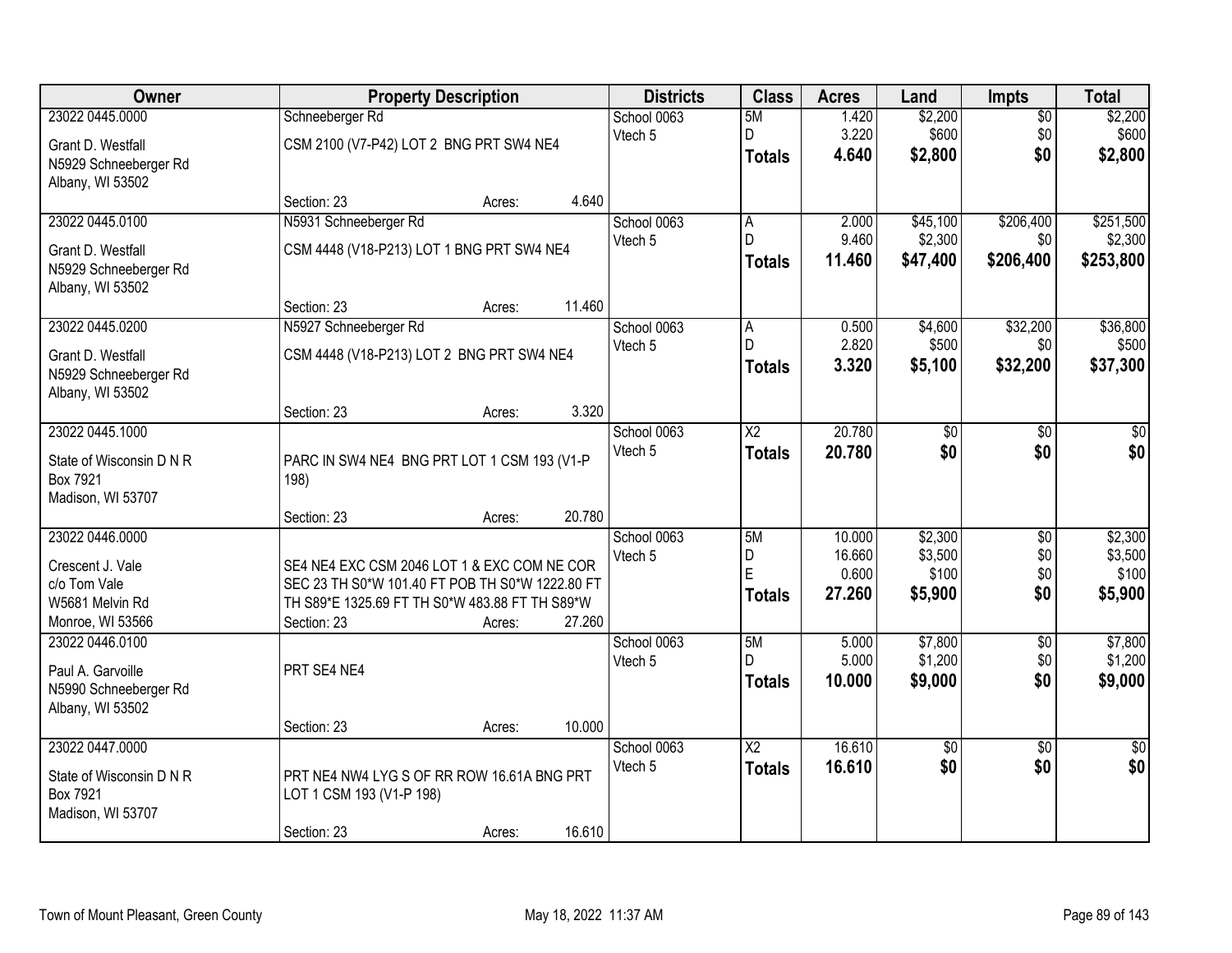| Owner | Property Description | Districts | Class | Acres | Land | Impts | Total |
|---|---|---|---|---|---|---|---|
| 23022 0445.0000 | Schneeberger Rd | School 0063 | 5M | 1.420 | $2,200 | $0 | $2,200 |
| Grant D. Westfall | CSM 2100 (V7-P42) LOT 2 BNG PRT SW4 NE4 | Vtech 5 | D | 3.220 | $600 | $0 | $600 |
| N5929 Schneeberger Rd | | | **Totals** | **4.640** | **$2,800** | **$0** | **$2,800** |
| Albany, WI 53502 | | | | | | | |
| | Section: 23 Acres: 4.640 | | | | | | |
| 23022 0445.0100 | N5931 Schneeberger Rd | School 0063 | A | 2.000 | $45,100 | $206,400 | $251,500 |
| Grant D. Westfall | CSM 4448 (V18-P213) LOT 1 BNG PRT SW4 NE4 | Vtech 5 | D | 9.460 | $2,300 | $0 | $2,300 |
| N5929 Schneeberger Rd | | | **Totals** | **11.460** | **$47,400** | **$206,400** | **$253,800** |
| Albany, WI 53502 | | | | | | | |
| | Section: 23 Acres: 11.460 | | | | | | |
| 23022 0445.0200 | N5927 Schneeberger Rd | School 0063 | A | 0.500 | $4,600 | $32,200 | $36,800 |
| Grant D. Westfall | CSM 4448 (V18-P213) LOT 2 BNG PRT SW4 NE4 | Vtech 5 | D | 2.820 | $500 | $0 | $500 |
| N5929 Schneeberger Rd | | | **Totals** | **3.320** | **$5,100** | **$32,200** | **$37,300** |
| Albany, WI 53502 | | | | | | | |
| | Section: 23 Acres: 3.320 | | | | | | |
| 23022 0445.1000 | | School 0063 | X2 | 20.780 | $0 | $0 | $0 |
| State of Wisconsin D N R | PARC IN SW4 NE4 BNG PRT LOT 1 CSM 193 (V1-P 198) | Vtech 5 | **Totals** | **20.780** | **$0** | **$0** | **$0** |
| Box 7921 | | | | | | | |
| Madison, WI 53707 | | | | | | | |
| | Section: 23 Acres: 20.780 | | | | | | |
| 23022 0446.0000 | | School 0063 | 5M | 10.000 | $2,300 | $0 | $2,300 |
| Crescent J. Vale | SE4 NE4 EXC CSM 2046 LOT 1 & EXC COM NE COR | Vtech 5 | D | 16.660 | $3,500 | $0 | $3,500 |
| c/o Tom Vale | SEC 23 TH S0*W 101.40 FT POB TH S0*W 1222.80 FT | | E | 0.600 | $100 | $0 | $100 |
| W5681 Melvin Rd | TH S89*E 1325.69 FT TH S0*W 483.88 FT TH S89*W | | **Totals** | **27.260** | **$5,900** | **$0** | **$5,900** |
| Monroe, WI 53566 | Section: 23 Acres: 27.260 | | | | | | |
| 23022 0446.0100 | | School 0063 | 5M | 5.000 | $7,800 | $0 | $7,800 |
| Paul A. Garvoille | PRT SE4 NE4 | Vtech 5 | D | 5.000 | $1,200 | $0 | $1,200 |
| N5990 Schneeberger Rd | | | **Totals** | **10.000** | **$9,000** | **$0** | **$9,000** |
| Albany, WI 53502 | | | | | | | |
| | Section: 23 Acres: 10.000 | | | | | | |
| 23022 0447.0000 | | School 0063 | X2 | 16.610 | $0 | $0 | $0 |
| State of Wisconsin D N R | PRT NE4 NW4 LYG S OF RR ROW 16.61A BNG PRT LOT 1 CSM 193 (V1-P 198) | Vtech 5 | **Totals** | **16.610** | **$0** | **$0** | **$0** |
| Box 7921 | | | | | | | |
| Madison, WI 53707 | | | | | | | |
| | Section: 23 Acres: 16.610 | | | | | | |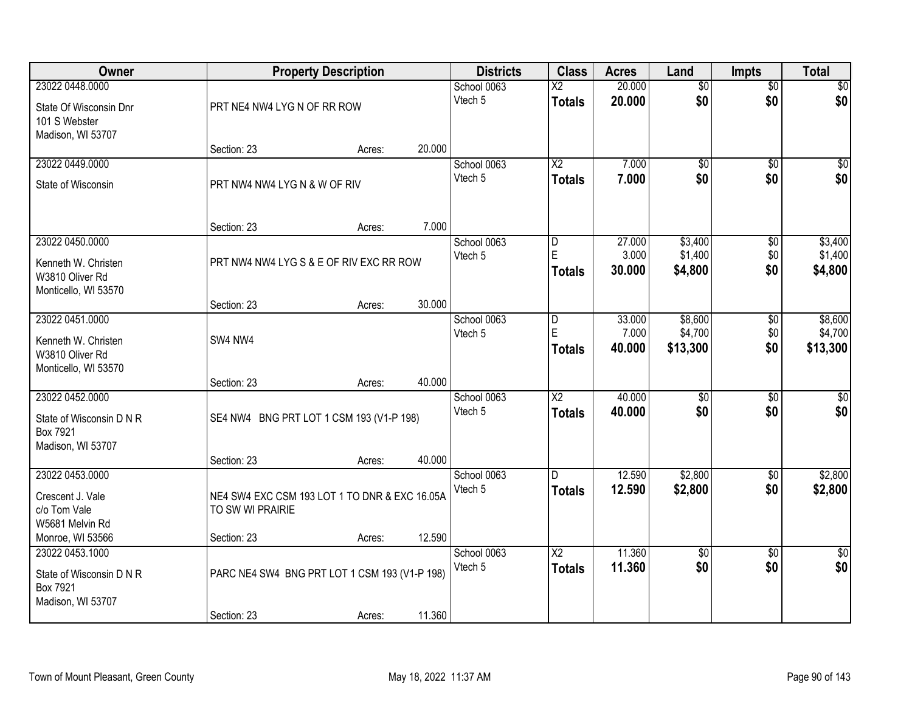| Owner | Property Description | | | Districts | Class | Acres | Land | Impts | Total |
|---|---|---|---|---|---|---|---|---|---|
| 23022 0448.0000<br>State Of Wisconsin Dnr<br>101 S Webster<br>Madison, WI 53707 | PRT NE4 NW4 LYG N OF RR ROW<br>Section: 23 | Acres: | 20.000 | School 0063<br>Vtech 5 | X2<br>**Totals** | 20.000<br>**20.000** | $0<br>**$0** | $0<br>**$0** | $0<br>**$0** |
| 23022 0449.0000<br>State of Wisconsin | PRT NW4 NW4 LYG N & W OF RIV<br>Section: 23 | Acres: | 7.000 | School 0063<br>Vtech 5 | X2<br>**Totals** | 7.000<br>**7.000** | $0<br>**$0** | $0<br>**$0** | $0<br>**$0** |
| 23022 0450.0000<br>Kenneth W. Christen<br>W3810 Oliver Rd<br>Monticello, WI 53570 | PRT NW4 NW4 LYG S & E OF RIV EXC RR ROW<br>Section: 23 | Acres: | 30.000 | School 0063<br>Vtech 5 | D<br>E<br>**Totals** | 27.000<br>3.000<br>**30.000** | $3,400<br>$1,400<br>**$4,800** | $0<br>$0<br>**$0** | $3,400<br>$1,400<br>**$4,800** |
| 23022 0451.0000<br>Kenneth W. Christen<br>W3810 Oliver Rd<br>Monticello, WI 53570 | SW4 NW4<br>Section: 23 | Acres: | 40.000 | School 0063<br>Vtech 5 | D<br>E<br>**Totals** | 33.000<br>7.000<br>**40.000** | $8,600<br>$4,700<br>**$13,300** | $0<br>$0<br>**$0** | $8,600<br>$4,700<br>**$13,300** |
| 23022 0452.0000<br>State of Wisconsin D N R<br>Box 7921<br>Madison, WI 53707 | SE4 NW4 BNG PRT LOT 1 CSM 193 (V1-P 198)<br>Section: 23 | Acres: | 40.000 | School 0063<br>Vtech 5 | X2<br>**Totals** | 40.000<br>**40.000** | $0<br>**$0** | $0<br>**$0** | $0<br>**$0** |
| 23022 0453.0000<br>Crescent J. Vale<br>c/o Tom Vale<br>W5681 Melvin Rd<br>Monroe, WI 53566 | NE4 SW4 EXC CSM 193 LOT 1 TO DNR & EXC 16.05A TO SW WI PRAIRIE<br>Section: 23 | Acres: | 12.590 | School 0063<br>Vtech 5 | D<br>**Totals** | 12.590<br>**12.590** | $2,800<br>**$2,800** | $0<br>**$0** | $2,800<br>**$2,800** |
| 23022 0453.1000<br>State of Wisconsin D N R<br>Box 7921<br>Madison, WI 53707 | PARC NE4 SW4 BNG PRT LOT 1 CSM 193 (V1-P 198)<br>Section: 23 | Acres: | 11.360 | School 0063<br>Vtech 5 | X2<br>**Totals** | 11.360<br>**11.360** | $0<br>**$0** | $0<br>**$0** | $0<br>**$0** |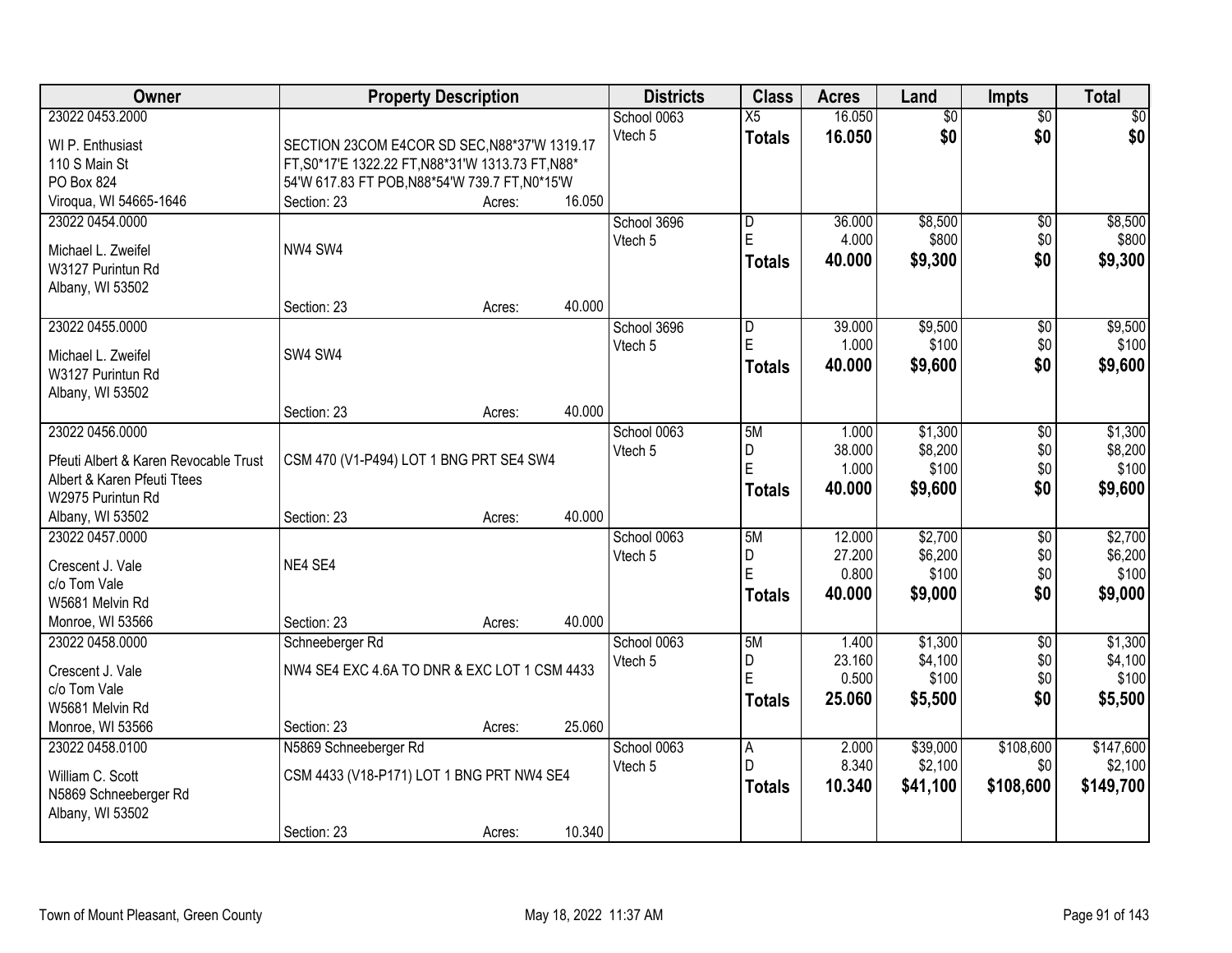| Owner | Property Description | Districts | Class | Acres | Land | Impts | Total |
|---|---|---|---|---|---|---|---|
| 23022 0453.2000<br>WI P. Enthusiast<br>110 S Main St<br>PO Box 824<br>Viroqua, WI 54665-1646 | SECTION 23COM E4COR SD SEC,N88*37'W 1319.17 FT,S0*17'E 1322.22 FT,N88*31'W 1313.73 FT,N88* 54'W 617.83 FT POB,N88*54'W 739.7 FT,N0*15'W<br>Section: 23 Acres: 16.050 | School 0063<br>Vtech 5 | X5<br>**Totals** | 16.050<br>**16.050** | $0<br>**$0** | $0<br>**$0** | $0<br>**$0** |
| 23022 0454.0000<br>Michael L. Zweifel<br>W3127 Purintun Rd<br>Albany, WI 53502 | NW4 SW4<br>Section: 23 Acres: 40.000 | School 3696<br>Vtech 5 | D<br>E<br>**Totals** | 36.000<br>4.000<br>**40.000** | $8,500<br>$800<br>**$9,300** | $0<br>$0<br>**$0** | $8,500<br>$800<br>**$9,300** |
| 23022 0455.0000<br>Michael L. Zweifel<br>W3127 Purintun Rd<br>Albany, WI 53502 | SW4 SW4<br>Section: 23 Acres: 40.000 | School 3696<br>Vtech 5 | D<br>E<br>**Totals** | 39.000<br>1.000<br>**40.000** | $9,500<br>$100<br>**$9,600** | $0<br>$0<br>**$0** | $9,500<br>$100<br>**$9,600** |
| 23022 0456.0000<br>Pfeuti Albert & Karen Revocable Trust<br>Albert & Karen Pfeuti Ttees<br>W2975 Purintun Rd<br>Albany, WI 53502 | CSM 470 (V1-P494) LOT 1 BNG PRT SE4 SW4<br>Section: 23 Acres: 40.000 | School 0063<br>Vtech 5 | 5M<br>D<br>E<br>**Totals** | 1.000<br>38.000<br>1.000<br>**40.000** | $1,300<br>$8,200<br>$100<br>**$9,600** | $0<br>$0<br>$0<br>**$0** | $1,300<br>$8,200<br>$100<br>**$9,600** |
| 23022 0457.0000<br>Crescent J. Vale<br>c/o Tom Vale<br>W5681 Melvin Rd<br>Monroe, WI 53566 | NE4 SE4<br>Section: 23 Acres: 40.000 | School 0063<br>Vtech 5 | 5M<br>D<br>E<br>**Totals** | 12.000<br>27.200<br>0.800<br>**40.000** | $2,700<br>$6,200<br>$100<br>**$9,000** | $0<br>$0<br>$0<br>**$0** | $2,700<br>$6,200<br>$100<br>**$9,000** |
| 23022 0458.0000<br>Crescent J. Vale<br>c/o Tom Vale<br>W5681 Melvin Rd<br>Monroe, WI 53566 | Schneeberger Rd<br>NW4 SE4 EXC 4.6A TO DNR & EXC LOT 1 CSM 4433<br>Section: 23 Acres: 25.060 | School 0063<br>Vtech 5 | 5M<br>D<br>E<br>**Totals** | 1.400<br>23.160<br>0.500<br>**25.060** | $1,300<br>$4,100<br>$100<br>**$5,500** | $0<br>$0<br>$0<br>**$0** | $1,300<br>$4,100<br>$100<br>**$5,500** |
| 23022 0458.0100<br>William C. Scott<br>N5869 Schneeberger Rd<br>Albany, WI 53502 | N5869 Schneeberger Rd<br>CSM 4433 (V18-P171) LOT 1 BNG PRT NW4 SE4<br>Section: 23 Acres: 10.340 | School 0063<br>Vtech 5 | A<br>D<br>**Totals** | 2.000<br>8.340<br>**10.340** | $39,000<br>$2,100<br>**$41,100** | $108,600<br>$0<br>**$108,600** | $147,600<br>$2,100<br>**$149,700** |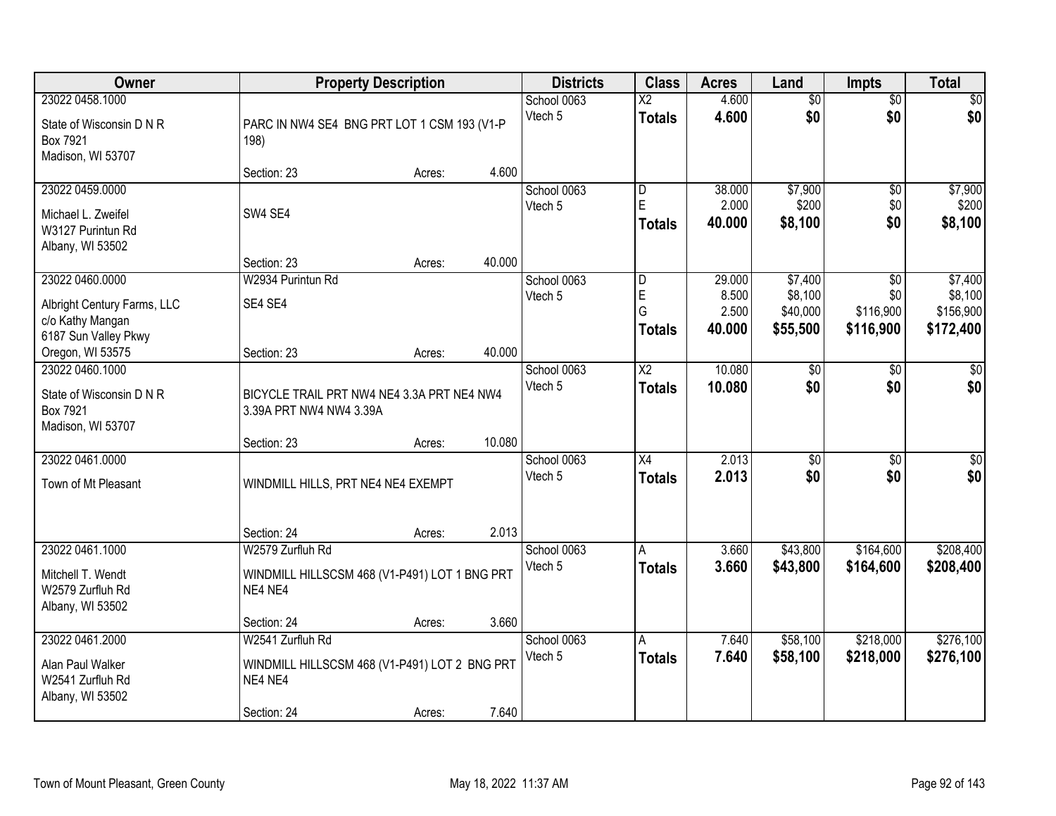| Owner | Property Description | | | Districts | Class | Acres | Land | Impts | Total |
|---|---|---|---|---|---|---|---|---|---|
| 23022 0458.1000 | | | | School 0063 | X2 | 4.600 | $0 | $0 | $0 |
| State of Wisconsin D N R<br>Box 7921<br>Madison, WI 53707 | PARC IN NW4 SE4 BNG PRT LOT 1 CSM 193 (V1-P 198) | | | Vtech 5 | **Totals** | **4.600** | **$0** | **$0** | **$0** |
| | Section: 23 | Acres: | 4.600 | | | | | | |
| 23022 0459.0000 | | | | School 0063 | D | 38.000 | $7,900 | $0 | $7,900 |
| Michael L. Zweifel<br>W3127 Purintun Rd<br>Albany, WI 53502 | SW4 SE4 | | | Vtech 5 | E | 2.000 | $200 | $0 | $200 |
| | | | | | **Totals** | **40.000** | **$8,100** | **$0** | **$8,100** |
| | Section: 23 | Acres: | 40.000 | | | | | | |
| 23022 0460.0000 | W2934 Purintun Rd | | | School 0063 | D | 29.000 | $7,400 | $0 | $7,400 |
| Albright Century Farms, LLC<br>c/o Kathy Mangan<br>6187 Sun Valley Pkwy<br>Oregon, WI 53575 | SE4 SE4 | | | Vtech 5 | E | 8.500 | $8,100 | $0 | $8,100 |
| | | | | | G | 2.500 | $40,000 | $116,900 | $156,900 |
| | | | | | **Totals** | **40.000** | **$55,500** | **$116,900** | **$172,400** |
| | Section: 23 | Acres: | 40.000 | | | | | | |
| 23022 0460.1000 | | | | School 0063 | X2 | 10.080 | $0 | $0 | $0 |
| State of Wisconsin D N R<br>Box 7921<br>Madison, WI 53707 | BICYCLE TRAIL PRT NW4 NE4 3.3A PRT NE4 NW4 3.39A PRT NW4 NW4 3.39A | | | Vtech 5 | **Totals** | **10.080** | **$0** | **$0** | **$0** |
| | Section: 23 | Acres: | 10.080 | | | | | | |
| 23022 0461.0000 | | | | School 0063 | X4 | 2.013 | $0 | $0 | $0 |
| Town of Mt Pleasant | WINDMILL HILLS, PRT NE4 NE4 EXEMPT | | | Vtech 5 | **Totals** | **2.013** | **$0** | **$0** | **$0** |
| | Section: 24 | Acres: | 2.013 | | | | | | |
| 23022 0461.1000 | W2579 Zurfluh Rd | | | School 0063 | A | 3.660 | $43,800 | $164,600 | $208,400 |
| Mitchell T. Wendt<br>W2579 Zurfluh Rd<br>Albany, WI 53502 | WINDMILL HILLSCSM 468 (V1-P491) LOT 1 BNG PRT NE4 NE4 | | | Vtech 5 | **Totals** | **3.660** | **$43,800** | **$164,600** | **$208,400** |
| | Section: 24 | Acres: | 3.660 | | | | | | |
| 23022 0461.2000 | W2541 Zurfluh Rd | | | School 0063 | A | 7.640 | $58,100 | $218,000 | $276,100 |
| Alan Paul Walker<br>W2541 Zurfluh Rd<br>Albany, WI 53502 | WINDMILL HILLSCSM 468 (V1-P491) LOT 2 BNG PRT NE4 NE4 | | | Vtech 5 | **Totals** | **7.640** | **$58,100** | **$218,000** | **$276,100** |
| | Section: 24 | Acres: | 7.640 | | | | | | |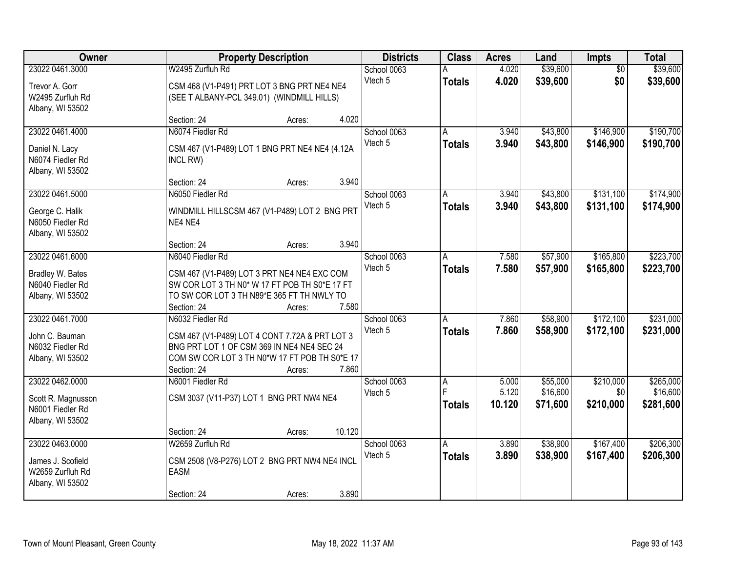| Owner | Property Description | Districts | Class | Acres | Land | Impts | Total |
|---|---|---|---|---|---|---|---|
| 23022 0461.3000<br>Trevor A. Gorr<br>W2495 Zurfluh Rd<br>Albany, WI 53502 | W2495 Zurfluh Rd<br>CSM 468 (V1-P491) PRT LOT 3 BNG PRT NE4 NE4 (SEE T ALBANY-PCL 349.01) (WINDMILL HILLS)<br>Section: 24 Acres: 4.020 | School 0063<br>Vtech 5 | A<br>**Totals** | 4.020<br>**4.020** | $39,600<br>**$39,600** | $0<br>**$0** | $39,600<br>**$39,600** |
| 23022 0461.4000<br>Daniel N. Lacy<br>N6074 Fiedler Rd<br>Albany, WI 53502 | N6074 Fiedler Rd<br>CSM 467 (V1-P489) LOT 1 BNG PRT NE4 NE4 (4.12A INCL RW)<br>Section: 24 Acres: 3.940 | School 0063<br>Vtech 5 | A<br>**Totals** | 3.940<br>**3.940** | $43,800<br>**$43,800** | $146,900<br>**$146,900** | $190,700<br>**$190,700** |
| 23022 0461.5000<br>George C. Halik<br>N6050 Fiedler Rd<br>Albany, WI 53502 | N6050 Fiedler Rd<br>WINDMILL HILLSCSM 467 (V1-P489) LOT 2 BNG PRT NE4 NE4<br>Section: 24 Acres: 3.940 | School 0063<br>Vtech 5 | A<br>**Totals** | 3.940<br>**3.940** | $43,800<br>**$43,800** | $131,100<br>**$131,100** | $174,900<br>**$174,900** |
| 23022 0461.6000<br>Bradley W. Bates<br>N6040 Fiedler Rd<br>Albany, WI 53502 | N6040 Fiedler Rd<br>CSM 467 (V1-P489) LOT 3 PRT NE4 NE4 EXC COM SW COR LOT 3 TH N0* W 17 FT POB TH S0*E 17 FT TO SW COR LOT 3 TH N89*E 365 FT TH NWLY TO<br>Section: 24 Acres: 7.580 | School 0063<br>Vtech 5 | A<br>**Totals** | 7.580<br>**7.580** | $57,900<br>**$57,900** | $165,800<br>**$165,800** | $223,700<br>**$223,700** |
| 23022 0461.7000<br>John C. Bauman<br>N6032 Fiedler Rd<br>Albany, WI 53502 | N6032 Fiedler Rd<br>CSM 467 (V1-P489) LOT 4 CONT 7.72A & PRT LOT 3 BNG PRT LOT 1 OF CSM 369 IN NE4 NE4 SEC 24 COM SW COR LOT 3 TH N0*W 17 FT POB TH S0*E 17<br>Section: 24 Acres: 7.860 | School 0063<br>Vtech 5 | A<br>**Totals** | 7.860<br>**7.860** | $58,900<br>**$58,900** | $172,100<br>**$172,100** | $231,000<br>**$231,000** |
| 23022 0462.0000<br>Scott R. Magnusson<br>N6001 Fiedler Rd<br>Albany, WI 53502 | N6001 Fiedler Rd<br>CSM 3037 (V11-P37) LOT 1 BNG PRT NW4 NE4<br>Section: 24 Acres: 10.120 | School 0063<br>Vtech 5 | A<br>F<br>**Totals** | 5.000<br>5.120<br>**10.120** | $55,000<br>$16,600<br>**$71,600** | $210,000<br>$0<br>**$210,000** | $265,000<br>$16,600<br>**$281,600** |
| 23022 0463.0000<br>James J. Scofield<br>W2659 Zurfluh Rd<br>Albany, WI 53502 | W2659 Zurfluh Rd<br>CSM 2508 (V8-P276) LOT 2 BNG PRT NW4 NE4 INCL EASM<br>Section: 24 Acres: 3.890 | School 0063<br>Vtech 5 | A<br>**Totals** | 3.890<br>**3.890** | $38,900<br>**$38,900** | $167,400<br>**$167,400** | $206,300<br>**$206,300** |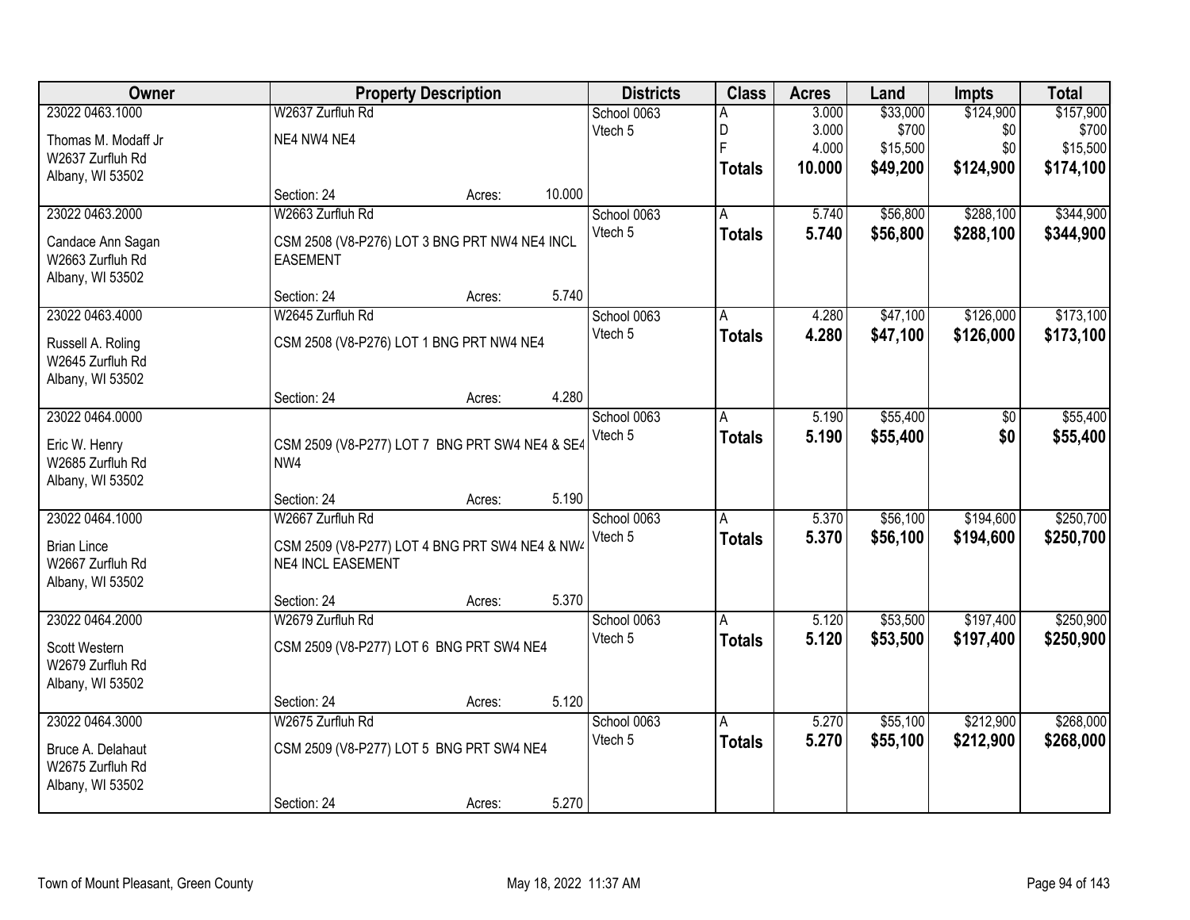| Owner | Property Description | Districts | Class | Acres | Land | Impts | Total |
|---|---|---|---|---|---|---|---|
| 23022 0463.1000<br>Thomas M. Modaff Jr<br>W2637 Zurfluh Rd<br>Albany, WI 53502 | W2637 Zurfluh Rd<br>NE4 NW4 NE4<br>Section: 24 Acres: 10.000 | School 0063<br>Vtech 5 | A<br>D<br>F<br>**Totals** | 3.000<br>3.000<br>4.000<br>**10.000** | $33,000<br>$700<br>$15,500<br>**$49,200** | $124,900<br>$0<br>$0<br>**$124,900** | $157,900<br>$700<br>$15,500<br>**$174,100** |
| 23022 0463.2000<br>Candace Ann Sagan<br>W2663 Zurfluh Rd<br>Albany, WI 53502 | W2663 Zurfluh Rd<br>CSM 2508 (V8-P276) LOT 3 BNG PRT NW4 NE4 INCL EASEMENT<br>Section: 24 Acres: 5.740 | School 0063<br>Vtech 5 | A<br>**Totals** | 5.740<br>**5.740** | $56,800<br>**$56,800** | $288,100<br>**$288,100** | $344,900<br>**$344,900** |
| 23022 0463.4000<br>Russell A. Roling<br>W2645 Zurfluh Rd<br>Albany, WI 53502 | W2645 Zurfluh Rd<br>CSM 2508 (V8-P276) LOT 1 BNG PRT NW4 NE4<br>Section: 24 Acres: 4.280 | School 0063<br>Vtech 5 | A<br>**Totals** | 4.280<br>**4.280** | $47,100<br>**$47,100** | $126,000<br>**$126,000** | $173,100<br>**$173,100** |
| 23022 0464.0000<br>Eric W. Henry<br>W2685 Zurfluh Rd<br>Albany, WI 53502 | CSM 2509 (V8-P277) LOT 7 BNG PRT SW4 NE4 & SE4 NW4<br>Section: 24 Acres: 5.190 | School 0063<br>Vtech 5 | A<br>**Totals** | 5.190<br>**5.190** | $55,400<br>**$55,400** | $0<br>**$0** | $55,400<br>**$55,400** |
| 23022 0464.1000<br>Brian Lince<br>W2667 Zurfluh Rd<br>Albany, WI 53502 | W2667 Zurfluh Rd<br>CSM 2509 (V8-P277) LOT 4 BNG PRT SW4 NE4 & NW4 NE4 INCL EASEMENT<br>Section: 24 Acres: 5.370 | School 0063<br>Vtech 5 | A<br>**Totals** | 5.370<br>**5.370** | $56,100<br>**$56,100** | $194,600<br>**$194,600** | $250,700<br>**$250,700** |
| 23022 0464.2000<br>Scott Western<br>W2679 Zurfluh Rd<br>Albany, WI 53502 | W2679 Zurfluh Rd<br>CSM 2509 (V8-P277) LOT 6 BNG PRT SW4 NE4<br>Section: 24 Acres: 5.120 | School 0063<br>Vtech 5 | A<br>**Totals** | 5.120<br>**5.120** | $53,500<br>**$53,500** | $197,400<br>**$197,400** | $250,900<br>**$250,900** |
| 23022 0464.3000<br>Bruce A. Delahaut<br>W2675 Zurfluh Rd<br>Albany, WI 53502 | W2675 Zurfluh Rd<br>CSM 2509 (V8-P277) LOT 5 BNG PRT SW4 NE4<br>Section: 24 Acres: 5.270 | School 0063<br>Vtech 5 | A<br>**Totals** | 5.270<br>**5.270** | $55,100<br>**$55,100** | $212,900<br>**$212,900** | $268,000<br>**$268,000** |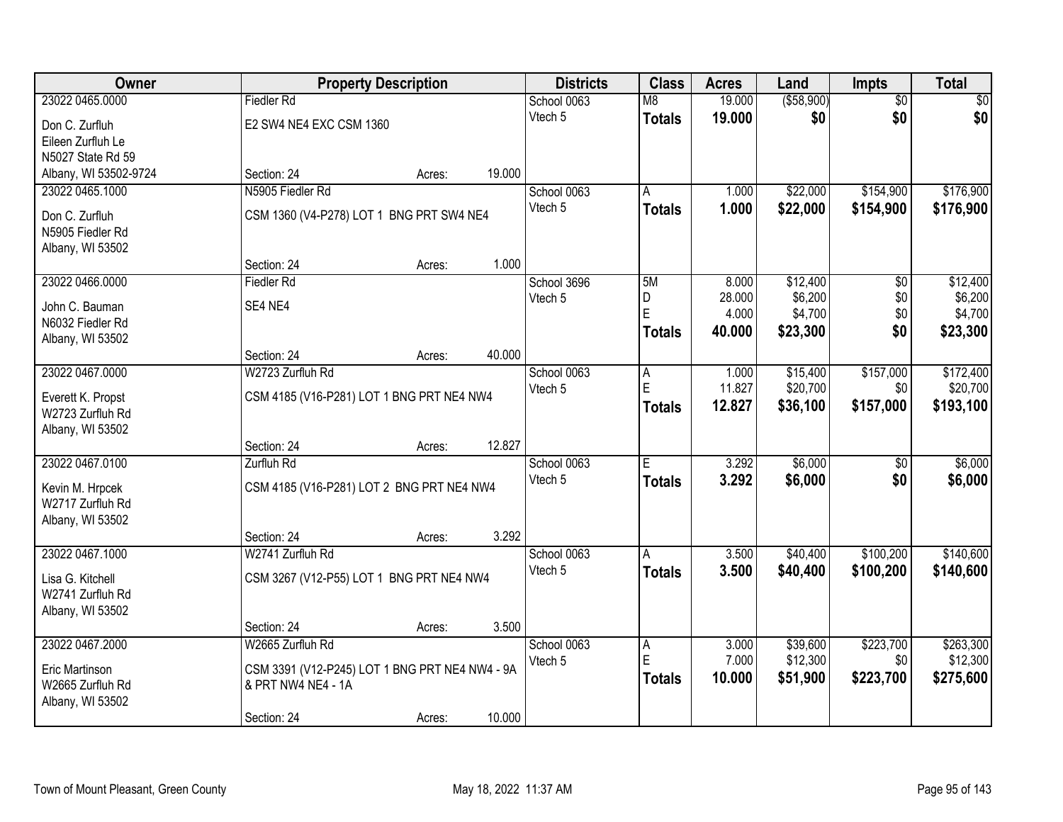| Owner | Property Description | | | Districts | Class | Acres | Land | Impts | Total |
|---|---|---|---|---|---|---|---|---|---|
| 23022 0465.0000 | Fiedler Rd | | | School 0063 | M8 | 19.000 | ($58,900) | $0 | $0 |
| Don C. Zurfluh | E2 SW4 NE4 EXC CSM 1360 | | | Vtech 5 | **Totals** | **19.000** | **$0** | **$0** | **$0** |
| Eileen Zurfluh Le | | | | | | | | | |
| N5027 State Rd 59 | | | | | | | | | |
| Albany, WI 53502-9724 | Section: 24 | Acres: | 19.000 | | | | | | |
| 23022 0465.1000 | N5905 Fiedler Rd | | | School 0063 | A | 1.000 | $22,000 | $154,900 | $176,900 |
| Don C. Zurfluh | CSM 1360 (V4-P278) LOT 1 BNG PRT SW4 NE4 | | | Vtech 5 | **Totals** | **1.000** | **$22,000** | **$154,900** | **$176,900** |
| N5905 Fiedler Rd | | | | | | | | | |
| Albany, WI 53502 | | | | | | | | | |
| | Section: 24 | Acres: | 1.000 | | | | | | |
| 23022 0466.0000 | Fiedler Rd | | | School 3696 | 5M | 8.000 | $12,400 | $0 | $12,400 |
| John C. Bauman | SE4 NE4 | | | Vtech 5 | D | 28.000 | $6,200 | $0 | $6,200 |
| N6032 Fiedler Rd | | | | | E | 4.000 | $4,700 | $0 | $4,700 |
| Albany, WI 53502 | | | | | **Totals** | **40.000** | **$23,300** | **$0** | **$23,300** |
| | Section: 24 | Acres: | 40.000 | | | | | | |
| 23022 0467.0000 | W2723 Zurfluh Rd | | | School 0063 | A | 1.000 | $15,400 | $157,000 | $172,400 |
| Everett K. Propst | CSM 4185 (V16-P281) LOT 1 BNG PRT NE4 NW4 | | | Vtech 5 | E | 11.827 | $20,700 | $0 | $20,700 |
| W2723 Zurfluh Rd | | | | | **Totals** | **12.827** | **$36,100** | **$157,000** | **$193,100** |
| Albany, WI 53502 | | | | | | | | | |
| | Section: 24 | Acres: | 12.827 | | | | | | |
| 23022 0467.0100 | Zurfluh Rd | | | School 0063 | E | 3.292 | $6,000 | $0 | $6,000 |
| Kevin M. Hrpcek | CSM 4185 (V16-P281) LOT 2 BNG PRT NE4 NW4 | | | Vtech 5 | **Totals** | **3.292** | **$6,000** | **$0** | **$6,000** |
| W2717 Zurfluh Rd | | | | | | | | | |
| Albany, WI 53502 | | | | | | | | | |
| | Section: 24 | Acres: | 3.292 | | | | | | |
| 23022 0467.1000 | W2741 Zurfluh Rd | | | School 0063 | A | 3.500 | $40,400 | $100,200 | $140,600 |
| Lisa G. Kitchell | CSM 3267 (V12-P55) LOT 1 BNG PRT NE4 NW4 | | | Vtech 5 | **Totals** | **3.500** | **$40,400** | **$100,200** | **$140,600** |
| W2741 Zurfluh Rd | | | | | | | | | |
| Albany, WI 53502 | | | | | | | | | |
| | Section: 24 | Acres: | 3.500 | | | | | | |
| 23022 0467.2000 | W2665 Zurfluh Rd | | | School 0063 | A | 3.000 | $39,600 | $223,700 | $263,300 |
| Eric Martinson | CSM 3391 (V12-P245) LOT 1 BNG PRT NE4 NW4 - 9A & PRT NW4 NE4 - 1A | | | Vtech 5 | E | 7.000 | $12,300 | $0 | $12,300 |
| W2665 Zurfluh Rd | | | | | **Totals** | **10.000** | **$51,900** | **$223,700** | **$275,600** |
| Albany, WI 53502 | | | | | | | | | |
| | Section: 24 | Acres: | 10.000 | | | | | | |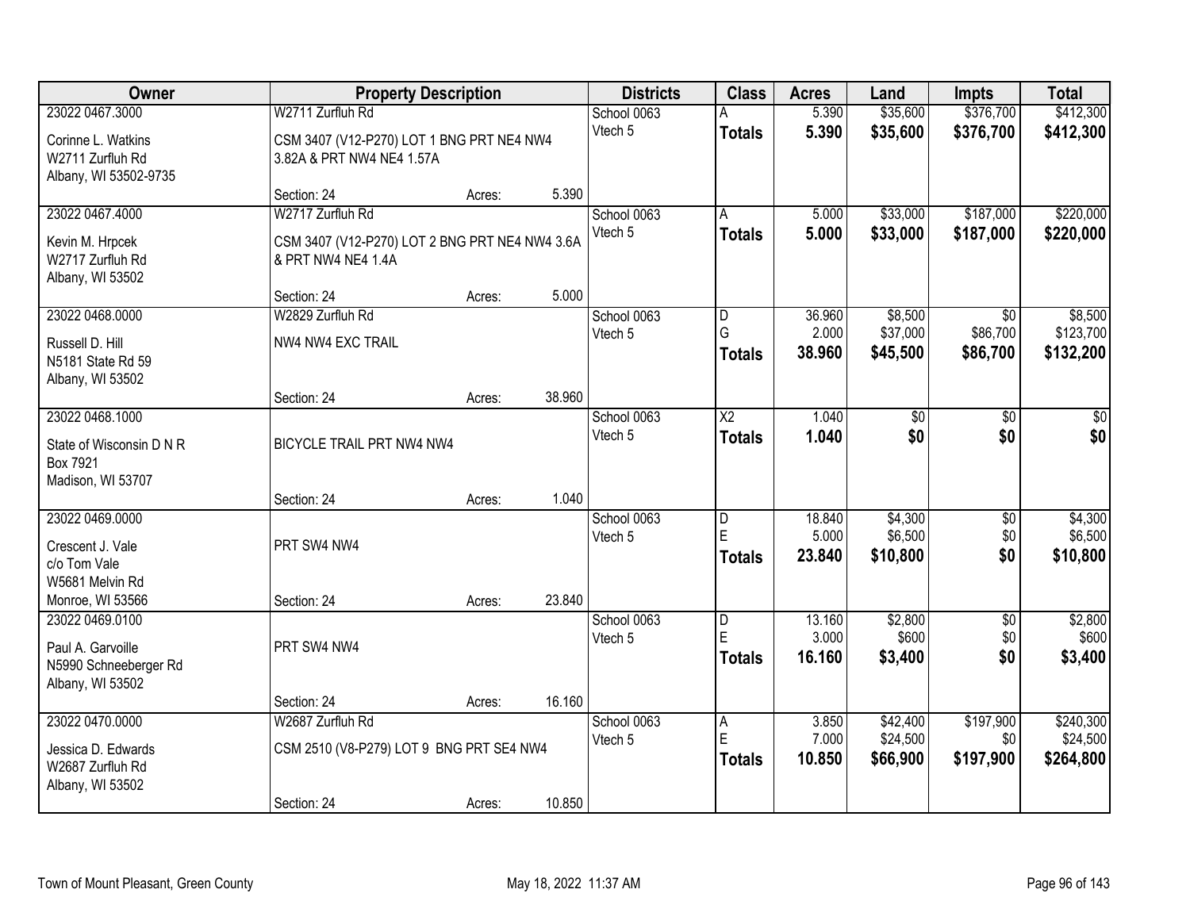| Owner | Property Description | | | Districts | Class | Acres | Land | Impts | Total |
|---|---|---|---|---|---|---|---|---|---|
| 23022 0467.3000 | W2711 Zurfluh Rd | | | School 0063 | A | 5.390 | $35,600 | $376,700 | $412,300 |
| Corinne L. Watkins<br>W2711 Zurfluh Rd<br>Albany, WI 53502-9735 | CSM 3407 (V12-P270) LOT 1 BNG PRT NE4 NW4 3.82A & PRT NW4 NE4 1.57A | | | Vtech 5 | **Totals** | **5.390** | **$35,600** | **$376,700** | **$412,300** |
| | Section: 24 | Acres: | 5.390 | | | | | | |
| 23022 0467.4000 | W2717 Zurfluh Rd | | | School 0063 | A | 5.000 | $33,000 | $187,000 | $220,000 |
| Kevin M. Hrpcek<br>W2717 Zurfluh Rd<br>Albany, WI 53502 | CSM 3407 (V12-P270) LOT 2 BNG PRT NE4 NW4 3.6A & PRT NW4 NE4 1.4A | | | Vtech 5 | **Totals** | **5.000** | **$33,000** | **$187,000** | **$220,000** |
| | Section: 24 | Acres: | 5.000 | | | | | | |
| 23022 0468.0000 | W2829 Zurfluh Rd | | | School 0063 | D | 36.960 | $8,500 | $0 | $8,500 |
| Russell D. Hill<br>N5181 State Rd 59<br>Albany, WI 53502 | NW4 NW4 EXC TRAIL | | | Vtech 5 | G | 2.000 | $37,000 | $86,700 | $123,700 |
| | | | | | **Totals** | **38.960** | **$45,500** | **$86,700** | **$132,200** |
| | Section: 24 | Acres: | 38.960 | | | | | | |
| 23022 0468.1000 | | | | School 0063 | X2 | 1.040 | $0 | $0 | $0 |
| State of Wisconsin D N R<br>Box 7921<br>Madison, WI 53707 | BICYCLE TRAIL PRT NW4 NW4 | | | Vtech 5 | **Totals** | **1.040** | **$0** | **$0** | **$0** |
| | Section: 24 | Acres: | 1.040 | | | | | | |
| 23022 0469.0000 | | | | School 0063 | D | 18.840 | $4,300 | $0 | $4,300 |
| Crescent J. Vale<br>c/o Tom Vale<br>W5681 Melvin Rd<br>Monroe, WI 53566 | PRT SW4 NW4 | | | Vtech 5 | E | 5.000 | $6,500 | $0 | $6,500 |
| | | | | | **Totals** | **23.840** | **$10,800** | **$0** | **$10,800** |
| | Section: 24 | Acres: | 23.840 | | | | | | |
| 23022 0469.0100 | | | | School 0063 | D | 13.160 | $2,800 | $0 | $2,800 |
| Paul A. Garvoille<br>N5990 Schneeberger Rd<br>Albany, WI 53502 | PRT SW4 NW4 | | | Vtech 5 | E | 3.000 | $600 | $0 | $600 |
| | | | | | **Totals** | **16.160** | **$3,400** | **$0** | **$3,400** |
| | Section: 24 | Acres: | 16.160 | | | | | | |
| 23022 0470.0000 | W2687 Zurfluh Rd | | | School 0063 | A | 3.850 | $42,400 | $197,900 | $240,300 |
| Jessica D. Edwards<br>W2687 Zurfluh Rd<br>Albany, WI 53502 | CSM 2510 (V8-P279) LOT 9 BNG PRT SE4 NW4 | | | Vtech 5 | E | 7.000 | $24,500 | $0 | $24,500 |
| | | | | | **Totals** | **10.850** | **$66,900** | **$197,900** | **$264,800** |
| | Section: 24 | Acres: | 10.850 | | | | | | |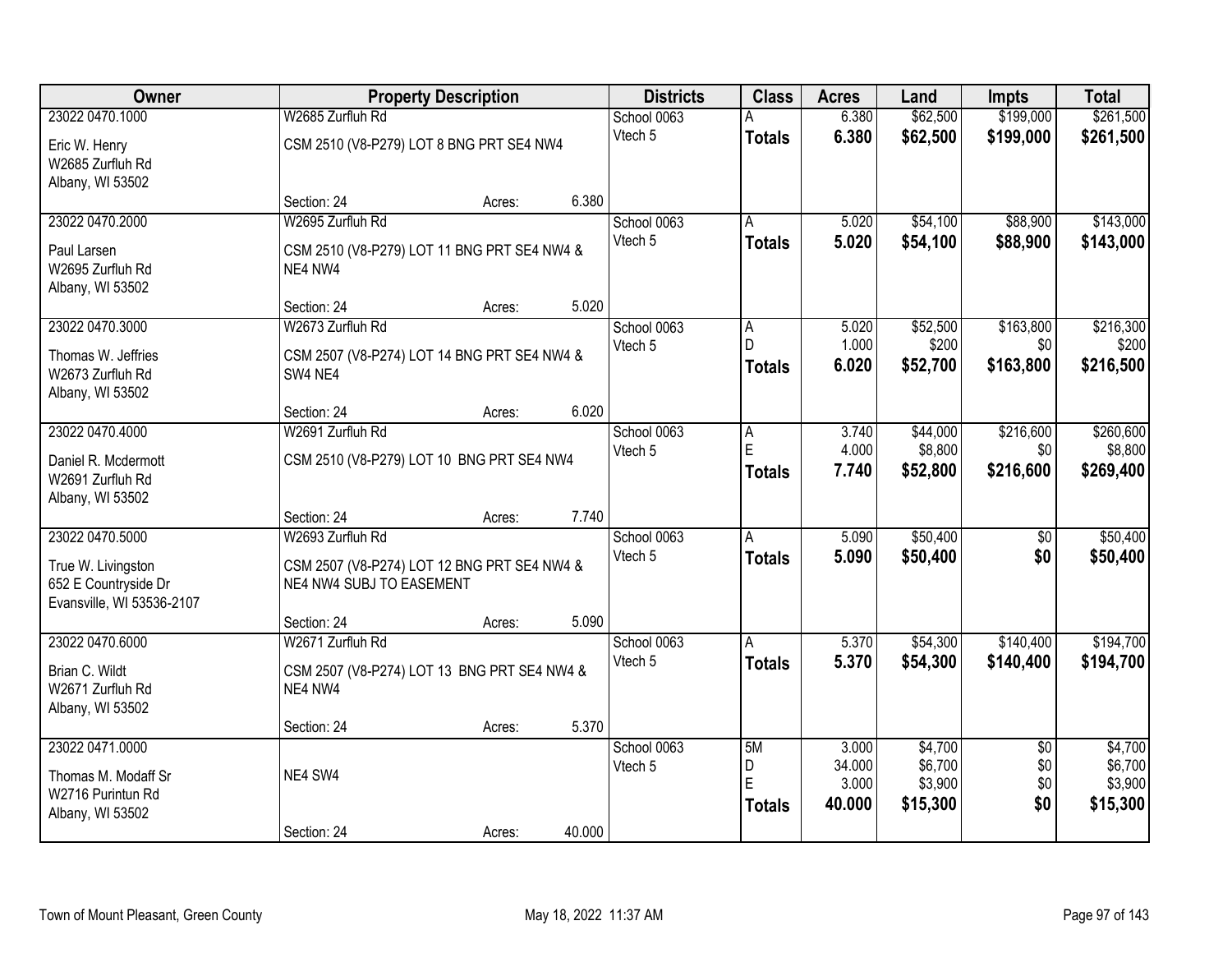| Owner | Property Description | Districts | Class | Acres | Land | Impts | Total |
|---|---|---|---|---|---|---|---|
| 23022 0470.1000<br>Eric W. Henry<br>W2685 Zurfluh Rd<br>Albany, WI 53502 | W2685 Zurfluh Rd<br>CSM 2510 (V8-P279) LOT 8 BNG PRT SE4 NW4<br>Section: 24 Acres: 6.380 | School 0063<br>Vtech 5 | A<br>**Totals** | 6.380<br>**6.380** | $62,500<br>**$62,500** | $199,000<br>**$199,000** | $261,500<br>**$261,500** |
| 23022 0470.2000<br>Paul Larsen<br>W2695 Zurfluh Rd<br>Albany, WI 53502 | W2695 Zurfluh Rd<br>CSM 2510 (V8-P279) LOT 11 BNG PRT SE4 NW4 & NE4 NW4<br>Section: 24 Acres: 5.020 | School 0063<br>Vtech 5 | A<br>**Totals** | 5.020<br>**5.020** | $54,100<br>**$54,100** | $88,900<br>**$88,900** | $143,000<br>**$143,000** |
| 23022 0470.3000<br>Thomas W. Jeffries<br>W2673 Zurfluh Rd<br>Albany, WI 53502 | W2673 Zurfluh Rd<br>CSM 2507 (V8-P274) LOT 14 BNG PRT SE4 NW4 & SW4 NE4<br>Section: 24 Acres: 6.020 | School 0063<br>Vtech 5 | A<br>D<br>**Totals** | 5.020<br>1.000<br>**6.020** | $52,500<br>$200<br>**$52,700** | $163,800<br>$0<br>**$163,800** | $216,300<br>$200<br>**$216,500** |
| 23022 0470.4000<br>Daniel R. Mcdermott<br>W2691 Zurfluh Rd<br>Albany, WI 53502 | W2691 Zurfluh Rd<br>CSM 2510 (V8-P279) LOT 10 BNG PRT SE4 NW4<br>Section: 24 Acres: 7.740 | School 0063<br>Vtech 5 | A<br>E<br>**Totals** | 3.740<br>4.000<br>**7.740** | $44,000<br>$8,800<br>**$52,800** | $216,600<br>$0<br>**$216,600** | $260,600<br>$8,800<br>**$269,400** |
| 23022 0470.5000<br>True W. Livingston<br>652 E Countryside Dr<br>Evansville, WI 53536-2107 | W2693 Zurfluh Rd<br>CSM 2507 (V8-P274) LOT 12 BNG PRT SE4 NW4 & NE4 NW4 SUBJ TO EASEMENT<br>Section: 24 Acres: 5.090 | School 0063<br>Vtech 5 | A<br>**Totals** | 5.090<br>**5.090** | $50,400<br>**$50,400** | $0<br>**$0** | $50,400<br>**$50,400** |
| 23022 0470.6000<br>Brian C. Wildt<br>W2671 Zurfluh Rd<br>Albany, WI 53502 | W2671 Zurfluh Rd<br>CSM 2507 (V8-P274) LOT 13 BNG PRT SE4 NW4 & NE4 NW4<br>Section: 24 Acres: 5.370 | School 0063<br>Vtech 5 | A<br>**Totals** | 5.370<br>**5.370** | $54,300<br>**$54,300** | $140,400<br>**$140,400** | $194,700<br>**$194,700** |
| 23022 0471.0000<br>Thomas M. Modaff Sr<br>W2716 Purintun Rd<br>Albany, WI 53502 | NE4 SW4<br>Section: 24 Acres: 40.000 | School 0063<br>Vtech 5 | 5M<br>D<br>E<br>**Totals** | 3.000<br>34.000<br>3.000<br>**40.000** | $4,700<br>$6,700<br>$3,900<br>**$15,300** | $0<br>$0<br>$0<br>**$0** | $4,700<br>$6,700<br>$3,900<br>**$15,300** |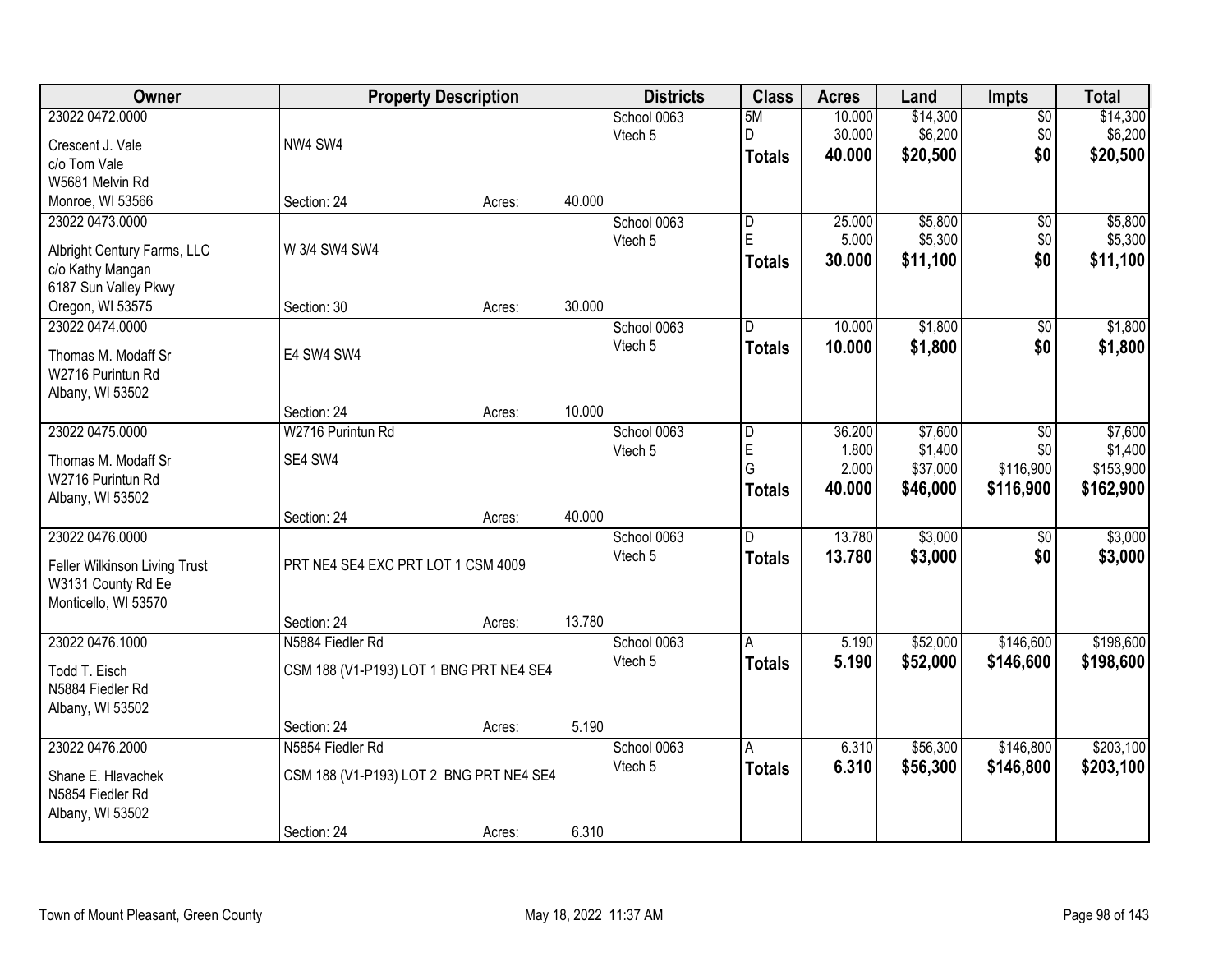| Owner | Property Description | | | Districts | Class | Acres | Land | Impts | Total |
|---|---|---|---|---|---|---|---|---|---|
| 23022 0472.0000<br>Crescent J. Vale<br>c/o Tom Vale<br>W5681 Melvin Rd<br>Monroe, WI 53566 | NW4 SW4<br>Section: 24 | Acres: | 40.000 | School 0063<br>Vtech 5 | 5M<br>D<br>**Totals** | 10.000<br>30.000<br>**40.000** | $14,300<br>$6,200<br>**$20,500** | $0<br>$0<br>**$0** | $14,300<br>$6,200<br>**$20,500** |
| 23022 0473.0000<br>Albright Century Farms, LLC<br>c/o Kathy Mangan<br>6187 Sun Valley Pkwy<br>Oregon, WI 53575 | W 3/4 SW4 SW4<br>Section: 30 | Acres: | 30.000 | School 0063<br>Vtech 5 | D<br>E<br>**Totals** | 25.000<br>5.000<br>**30.000** | $5,800<br>$5,300<br>**$11,100** | $0<br>$0<br>**$0** | $5,800<br>$5,300<br>**$11,100** |
| 23022 0474.0000<br>Thomas M. Modaff Sr<br>W2716 Purintun Rd<br>Albany, WI 53502 | E4 SW4 SW4<br>Section: 24 | Acres: | 10.000 | School 0063<br>Vtech 5 | D<br>**Totals** | 10.000<br>**10.000** | $1,800<br>**$1,800** | $0<br>**$0** | $1,800<br>**$1,800** |
| 23022 0475.0000<br>Thomas M. Modaff Sr<br>W2716 Purintun Rd<br>Albany, WI 53502 | W2716 Purintun Rd<br>SE4 SW4<br>Section: 24 | Acres: | 40.000 | School 0063<br>Vtech 5 | D<br>E<br>G<br>**Totals** | 36.200<br>1.800<br>2.000<br>**40.000** | $7,600<br>$1,400<br>$37,000<br>**$46,000** | $0<br>$0<br>$116,900<br>**$116,900** | $7,600<br>$1,400<br>$153,900<br>**$162,900** |
| 23022 0476.0000<br>Feller Wilkinson Living Trust<br>W3131 County Rd Ee<br>Monticello, WI 53570 | PRT NE4 SE4 EXC PRT LOT 1 CSM 4009<br>Section: 24 | Acres: | 13.780 | School 0063<br>Vtech 5 | D<br>**Totals** | 13.780<br>**13.780** | $3,000<br>**$3,000** | $0<br>**$0** | $3,000<br>**$3,000** |
| 23022 0476.1000<br>Todd T. Eisch<br>N5884 Fiedler Rd<br>Albany, WI 53502 | N5884 Fiedler Rd<br>CSM 188 (V1-P193) LOT 1 BNG PRT NE4 SE4<br>Section: 24 | Acres: | 5.190 | School 0063<br>Vtech 5 | A<br>**Totals** | 5.190<br>**5.190** | $52,000<br>**$52,000** | $146,600<br>**$146,600** | $198,600<br>**$198,600** |
| 23022 0476.2000<br>Shane E. Hlavachek<br>N5854 Fiedler Rd<br>Albany, WI 53502 | N5854 Fiedler Rd<br>CSM 188 (V1-P193) LOT 2 BNG PRT NE4 SE4<br>Section: 24 | Acres: | 6.310 | School 0063<br>Vtech 5 | A<br>**Totals** | 6.310<br>**6.310** | $56,300<br>**$56,300** | $146,800<br>**$146,800** | $203,100<br>**$203,100** |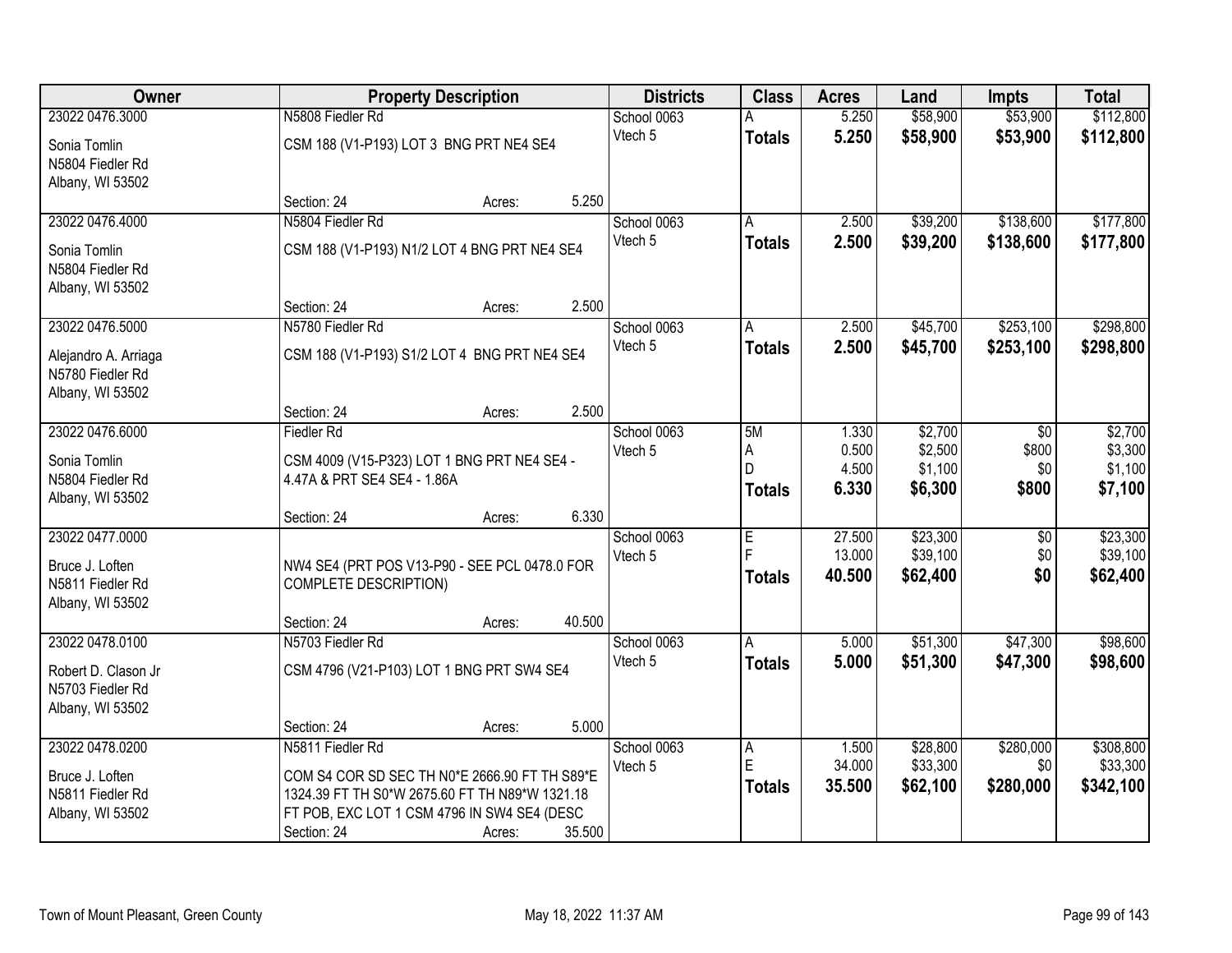| Owner | Property Description | | | Districts | Class | Acres | Land | Impts | Total |
|---|---|---|---|---|---|---|---|---|---|
| 23022 0476.3000<br>Sonia Tomlin<br>N5804 Fiedler Rd<br>Albany, WI 53502 | N5808 Fiedler Rd<br>CSM 188 (V1-P193) LOT 3 BNG PRT NE4 SE4 | | | School 0063<br>Vtech 5 | A<br>**Totals** | 5.250<br>**5.250** | $58,900<br>**$58,900** | $53,900<br>**$53,900** | $112,800<br>**$112,800** |
| | Section: 24 | Acres: | 5.250 | | | | | | |
| 23022 0476.4000<br>Sonia Tomlin<br>N5804 Fiedler Rd<br>Albany, WI 53502 | N5804 Fiedler Rd<br>CSM 188 (V1-P193) N1/2 LOT 4 BNG PRT NE4 SE4 | | | School 0063<br>Vtech 5 | A<br>**Totals** | 2.500<br>**2.500** | $39,200<br>**$39,200** | $138,600<br>**$138,600** | $177,800<br>**$177,800** |
| | Section: 24 | Acres: | 2.500 | | | | | | |
| 23022 0476.5000<br>Alejandro A. Arriaga<br>N5780 Fiedler Rd<br>Albany, WI 53502 | N5780 Fiedler Rd<br>CSM 188 (V1-P193) S1/2 LOT 4 BNG PRT NE4 SE4 | | | School 0063<br>Vtech 5 | A<br>**Totals** | 2.500<br>**2.500** | $45,700<br>**$45,700** | $253,100<br>**$253,100** | $298,800<br>**$298,800** |
| | Section: 24 | Acres: | 2.500 | | | | | | |
| 23022 0476.6000<br>Sonia Tomlin<br>N5804 Fiedler Rd<br>Albany, WI 53502 | Fiedler Rd<br>CSM 4009 (V15-P323) LOT 1 BNG PRT NE4 SE4 - 4.47A & PRT SE4 SE4 - 1.86A | | | School 0063<br>Vtech 5 | 5M<br>A<br>D<br>**Totals** | 1.330<br>0.500<br>4.500<br>**6.330** | $2,700<br>$2,500<br>$1,100<br>**$6,300** | $0<br>$800<br>$0<br>**$800** | $2,700<br>$3,300<br>$1,100<br>**$7,100** |
| | Section: 24 | Acres: | 6.330 | | | | | | |
| 23022 0477.0000<br>Bruce J. Loften<br>N5811 Fiedler Rd<br>Albany, WI 53502 | NW4 SE4 (PRT POS V13-P90 - SEE PCL 0478.0 FOR COMPLETE DESCRIPTION) | | | School 0063<br>Vtech 5 | E<br>F<br>**Totals** | 27.500<br>13.000<br>**40.500** | $23,300<br>$39,100<br>**$62,400** | $0<br>$0<br>**$0** | $23,300<br>$39,100<br>**$62,400** |
| | Section: 24 | Acres: | 40.500 | | | | | | |
| 23022 0478.0100<br>Robert D. Clason Jr<br>N5703 Fiedler Rd<br>Albany, WI 53502 | N5703 Fiedler Rd<br>CSM 4796 (V21-P103) LOT 1 BNG PRT SW4 SE4 | | | School 0063<br>Vtech 5 | A<br>**Totals** | 5.000<br>**5.000** | $51,300<br>**$51,300** | $47,300<br>**$47,300** | $98,600<br>**$98,600** |
| | Section: 24 | Acres: | 5.000 | | | | | | |
| 23022 0478.0200<br>Bruce J. Loften<br>N5811 Fiedler Rd<br>Albany, WI 53502 | N5811 Fiedler Rd<br>COM S4 COR SD SEC TH N0*E 2666.90 FT TH S89*E 1324.39 FT TH S0*W 2675.60 FT TH N89*W 1321.18 FT POB, EXC LOT 1 CSM 4796 IN SW4 SE4 (DESC | | | School 0063<br>Vtech 5 | A<br>E<br>**Totals** | 1.500<br>34.000<br>**35.500** | $28,800<br>$33,300<br>**$62,100** | $280,000<br>$0<br>**$280,000** | $308,800<br>$33,300<br>**$342,100** |
| | Section: 24 | Acres: | 35.500 | | | | | | |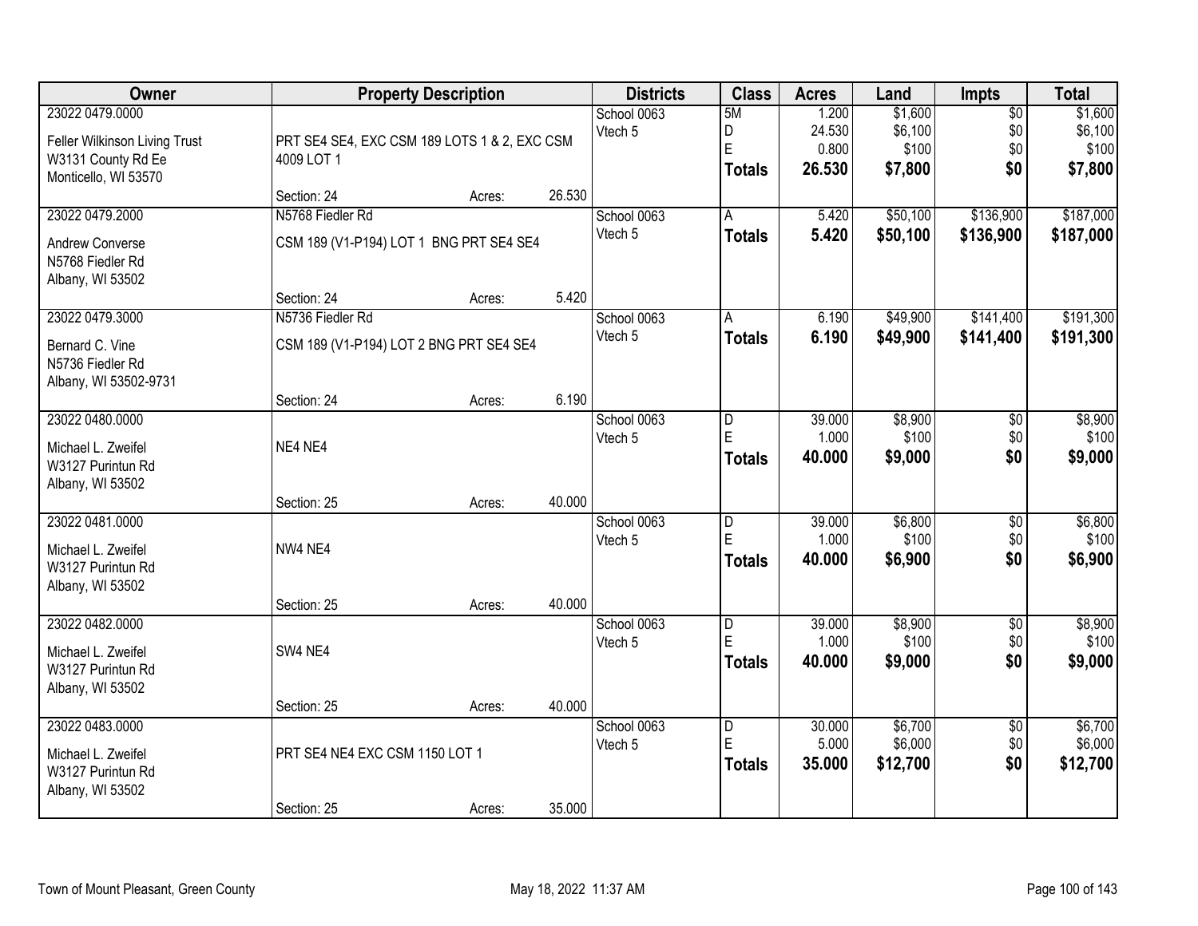| Owner | Property Description | Districts | Class | Acres | Land | Impts | Total |
|---|---|---|---|---|---|---|---|
| 23022 0479.0000<br>Feller Wilkinson Living Trust<br>W3131 County Rd Ee<br>Monticello, WI 53570 | PRT SE4 SE4, EXC CSM 189 LOTS 1 & 2, EXC CSM 4009 LOT 1<br>Section: 24 Acres: 26.530 | School 0063<br>Vtech 5 | 5M<br>D<br>E<br>**Totals** | 1.200<br>24.530<br>0.800<br>**26.530** | $1,600<br>$6,100<br>$100<br>**$7,800** | $0<br>$0<br>$0<br>**$0** | $1,600<br>$6,100<br>$100<br>**$7,800** |
| 23022 0479.2000<br>Andrew Converse<br>N5768 Fiedler Rd<br>Albany, WI 53502 | N5768 Fiedler Rd<br>CSM 189 (V1-P194) LOT 1 BNG PRT SE4 SE4<br>Section: 24 Acres: 5.420 | School 0063<br>Vtech 5 | A<br>**Totals** | 5.420<br>**5.420** | $50,100<br>**$50,100** | $136,900<br>**$136,900** | $187,000<br>**$187,000** |
| 23022 0479.3000<br>Bernard C. Vine<br>N5736 Fiedler Rd<br>Albany, WI 53502-9731 | N5736 Fiedler Rd<br>CSM 189 (V1-P194) LOT 2 BNG PRT SE4 SE4<br>Section: 24 Acres: 6.190 | School 0063<br>Vtech 5 | A<br>**Totals** | 6.190<br>**6.190** | $49,900<br>**$49,900** | $141,400<br>**$141,400** | $191,300<br>**$191,300** |
| 23022 0480.0000<br>Michael L. Zweifel<br>W3127 Purintun Rd<br>Albany, WI 53502 | NE4 NE4<br>Section: 25 Acres: 40.000 | School 0063<br>Vtech 5 | D<br>E<br>**Totals** | 39.000<br>1.000<br>**40.000** | $8,900<br>$100<br>**$9,000** | $0<br>$0<br>**$0** | $8,900<br>$100<br>**$9,000** |
| 23022 0481.0000<br>Michael L. Zweifel<br>W3127 Purintun Rd<br>Albany, WI 53502 | NW4 NE4<br>Section: 25 Acres: 40.000 | School 0063<br>Vtech 5 | D<br>E<br>**Totals** | 39.000<br>1.000<br>**40.000** | $6,800<br>$100<br>**$6,900** | $0<br>$0<br>**$0** | $6,800<br>$100<br>**$6,900** |
| 23022 0482.0000<br>Michael L. Zweifel<br>W3127 Purintun Rd<br>Albany, WI 53502 | SW4 NE4<br>Section: 25 Acres: 40.000 | School 0063<br>Vtech 5 | D<br>E<br>**Totals** | 39.000<br>1.000<br>**40.000** | $8,900<br>$100<br>**$9,000** | $0<br>$0<br>**$0** | $8,900<br>$100<br>**$9,000** |
| 23022 0483.0000<br>Michael L. Zweifel<br>W3127 Purintun Rd<br>Albany, WI 53502 | PRT SE4 NE4 EXC CSM 1150 LOT 1<br>Section: 25 Acres: 35.000 | School 0063<br>Vtech 5 | D<br>E<br>**Totals** | 30.000<br>5.000<br>**35.000** | $6,700<br>$6,000<br>**$12,700** | $0<br>$0<br>**$0** | $6,700<br>$6,000<br>**$12,700** |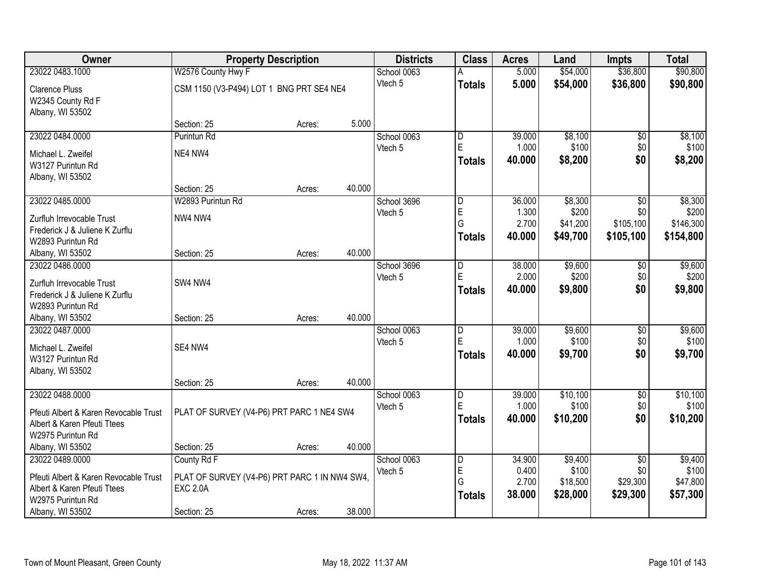| Owner | Property Description | | | Districts | Class | Acres | Land | Impts | Total |
|---|---|---|---|---|---|---|---|---|---|
| 23022 0483.1000 | W2576 County Hwy F | | | School 0063 | A | 5.000 | $54,000 | $36,800 | $90,800 |
| Clarence Pluss<br>W2345 County Rd F<br>Albany, WI 53502 | CSM 1150 (V3-P494) LOT 1 BNG PRT SE4 NE4 | | | Vtech 5 | **Totals** | **5.000** | **$54,000** | **$36,800** | **$90,800** |
| | Section: 25 | Acres: | 5.000 | | | | | | |
| 23022 0484.0000 | Purintun Rd | | | School 0063 | D | 39.000 | $8,100 | $0 | $8,100 |
| Michael L. Zweifel<br>W3127 Purintun Rd<br>Albany, WI 53502 | NE4 NW4 | | | Vtech 5 | E | 1.000 | $100 | $0 | $100 |
| | | | | | **Totals** | **40.000** | **$8,200** | **$0** | **$8,200** |
| | Section: 25 | Acres: | 40.000 | | | | | | |
| 23022 0485.0000 | W2893 Purintun Rd | | | School 3696 | D | 36.000 | $8,300 | $0 | $8,300 |
| Zurfluh Irrevocable Trust<br>Frederick J & Juliene K Zurflu<br>W2893 Purintun Rd<br>Albany, WI 53502 | NW4 NW4 | | | Vtech 5 | E | 1.300 | $200 | $0 | $200 |
| | | | | | G | 2.700 | $41,200 | $105,100 | $146,300 |
| | | | | | **Totals** | **40.000** | **$49,700** | **$105,100** | **$154,800** |
| | Section: 25 | Acres: | 40.000 | | | | | | |
| 23022 0486.0000 | | | | School 3696 | D | 38.000 | $9,600 | $0 | $9,600 |
| Zurfluh Irrevocable Trust<br>Frederick J & Juliene K Zurflu<br>W2893 Purintun Rd<br>Albany, WI 53502 | SW4 NW4 | | | Vtech 5 | E | 2.000 | $200 | $0 | $200 |
| | | | | | **Totals** | **40.000** | **$9,800** | **$0** | **$9,800** |
| | Section: 25 | Acres: | 40.000 | | | | | | |
| 23022 0487.0000 | | | | School 0063 | D | 39.000 | $9,600 | $0 | $9,600 |
| Michael L. Zweifel<br>W3127 Purintun Rd<br>Albany, WI 53502 | SE4 NW4 | | | Vtech 5 | E | 1.000 | $100 | $0 | $100 |
| | | | | | **Totals** | **40.000** | **$9,700** | **$0** | **$9,700** |
| | Section: 25 | Acres: | 40.000 | | | | | | |
| 23022 0488.0000 | | | | School 0063 | D | 39.000 | $10,100 | $0 | $10,100 |
| Pfeuti Albert & Karen Revocable Trust<br>Albert & Karen Pfeuti Ttees<br>W2975 Purintun Rd<br>Albany, WI 53502 | PLAT OF SURVEY (V4-P6) PRT PARC 1 NE4 SW4 | | | Vtech 5 | E | 1.000 | $100 | $0 | $100 |
| | | | | | **Totals** | **40.000** | **$10,200** | **$0** | **$10,200** |
| | Section: 25 | Acres: | 40.000 | | | | | | |
| 23022 0489.0000 | County Rd F | | | School 0063 | D | 34.900 | $9,400 | $0 | $9,400 |
| Pfeuti Albert & Karen Revocable Trust<br>Albert & Karen Pfeuti Ttees<br>W2975 Purintun Rd<br>Albany, WI 53502 | PLAT OF SURVEY (V4-P6) PRT PARC 1 IN NW4 SW4, EXC 2.0A | | | Vtech 5 | E | 0.400 | $100 | $0 | $100 |
| | | | | | G | 2.700 | $18,500 | $29,300 | $47,800 |
| | | | | | **Totals** | **38.000** | **$28,000** | **$29,300** | **$57,300** |
| | Section: 25 | Acres: | 38.000 | | | | | | |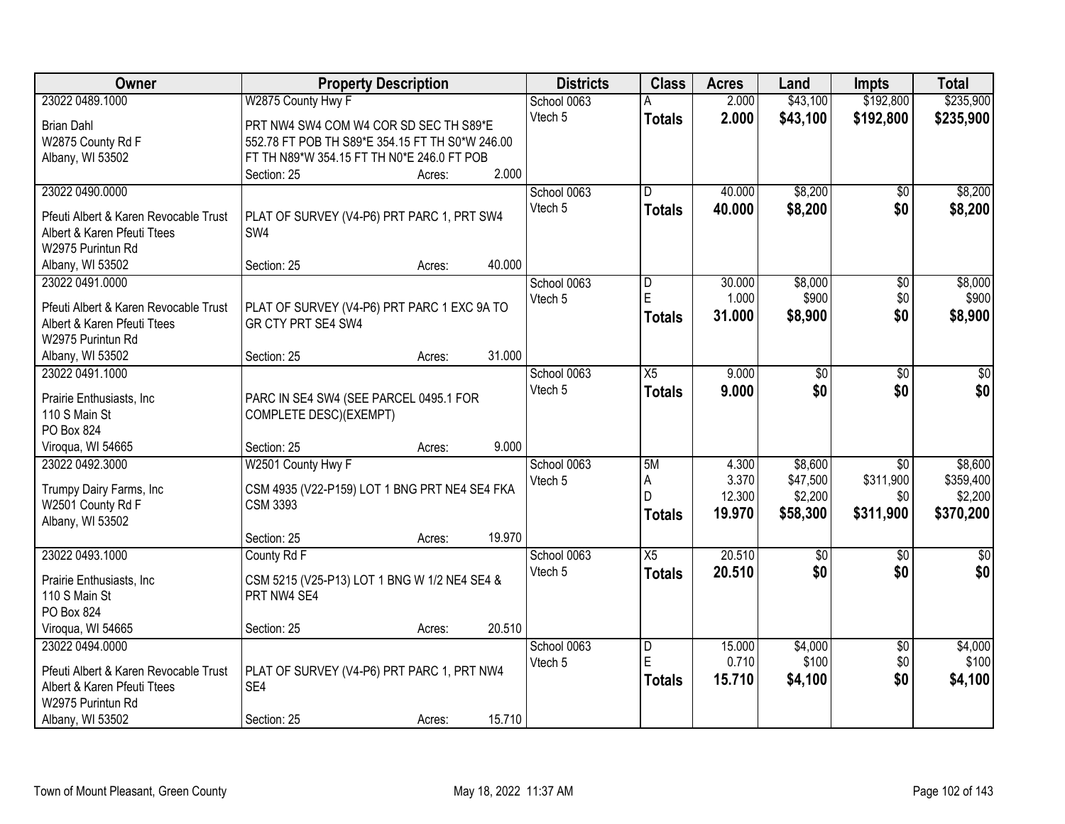| Owner | Property Description | Districts | Class | Acres | Land | Impts | Total |
|---|---|---|---|---|---|---|---|
| 23022 0489.1000<br>Brian Dahl<br>W2875 County Rd F<br>Albany, WI 53502 | W2875 County Hwy F<br>PRT NW4 SW4 COM W4 COR SD SEC TH S89*E 552.78 FT POB TH S89*E 354.15 FT TH S0*W 246.00 FT TH N89*W 354.15 FT TH N0*E 246.0 FT POB<br>Section: 25 Acres: 2.000 | School 0063<br>Vtech 5 | A<br>**Totals** | 2.000<br>**2.000** | $43,100<br>**$43,100** | $192,800<br>**$192,800** | $235,900<br>**$235,900** |
| 23022 0490.0000<br>Pfeuti Albert & Karen Revocable Trust<br>Albert & Karen Pfeuti Ttees<br>W2975 Purintun Rd<br>Albany, WI 53502 | PLAT OF SURVEY (V4-P6) PRT PARC 1, PRT SW4 SW4<br>Section: 25 Acres: 40.000 | School 0063<br>Vtech 5 | D<br>**Totals** | 40.000<br>**40.000** | $8,200<br>**$8,200** | $0<br>**$0** | $8,200<br>**$8,200** |
| 23022 0491.0000<br>Pfeuti Albert & Karen Revocable Trust<br>Albert & Karen Pfeuti Ttees<br>W2975 Purintun Rd<br>Albany, WI 53502 | PLAT OF SURVEY (V4-P6) PRT PARC 1 EXC 9A TO GR CTY PRT SE4 SW4<br>Section: 25 Acres: 31.000 | School 0063<br>Vtech 5 | D<br>E<br>**Totals** | 30.000<br>1.000<br>**31.000** | $8,000<br>$900<br>**$8,900** | $0<br>$0<br>**$0** | $8,000<br>$900<br>**$8,900** |
| 23022 0491.1000<br>Prairie Enthusiasts, Inc<br>110 S Main St<br>PO Box 824<br>Viroqua, WI 54665 | PARC IN SE4 SW4 (SEE PARCEL 0495.1 FOR COMPLETE DESC)(EXEMPT)<br>Section: 25 Acres: 9.000 | School 0063<br>Vtech 5 | X5<br>**Totals** | 9.000<br>**9.000** | $0<br>**$0** | $0<br>**$0** | $0<br>**$0** |
| 23022 0492.3000<br>Trumpy Dairy Farms, Inc<br>W2501 County Rd F<br>Albany, WI 53502 | W2501 County Hwy F<br>CSM 4935 (V22-P159) LOT 1 BNG PRT NE4 SE4 FKA CSM 3393<br>Section: 25 Acres: 19.970 | School 0063<br>Vtech 5 | 5M<br>A<br>D<br>**Totals** | 4.300<br>3.370<br>12.300<br>**19.970** | $8,600<br>$47,500<br>$2,200<br>**$58,300** | $0<br>$311,900<br>$0<br>**$311,900** | $8,600<br>$359,400<br>$2,200<br>**$370,200** |
| 23022 0493.1000<br>Prairie Enthusiasts, Inc<br>110 S Main St<br>PO Box 824<br>Viroqua, WI 54665 | County Rd F<br>CSM 5215 (V25-P13) LOT 1 BNG W 1/2 NE4 SE4 & PRT NW4 SE4<br>Section: 25 Acres: 20.510 | School 0063<br>Vtech 5 | X5<br>**Totals** | 20.510<br>**20.510** | $0<br>**$0** | $0<br>**$0** | $0<br>**$0** |
| 23022 0494.0000<br>Pfeuti Albert & Karen Revocable Trust<br>Albert & Karen Pfeuti Ttees<br>W2975 Purintun Rd<br>Albany, WI 53502 | PLAT OF SURVEY (V4-P6) PRT PARC 1, PRT NW4 SE4<br>Section: 25 Acres: 15.710 | School 0063<br>Vtech 5 | D<br>E<br>**Totals** | 15.000<br>0.710<br>**15.710** | $4,000<br>$100<br>**$4,100** | $0<br>$0<br>**$0** | $4,000<br>$100<br>**$4,100** |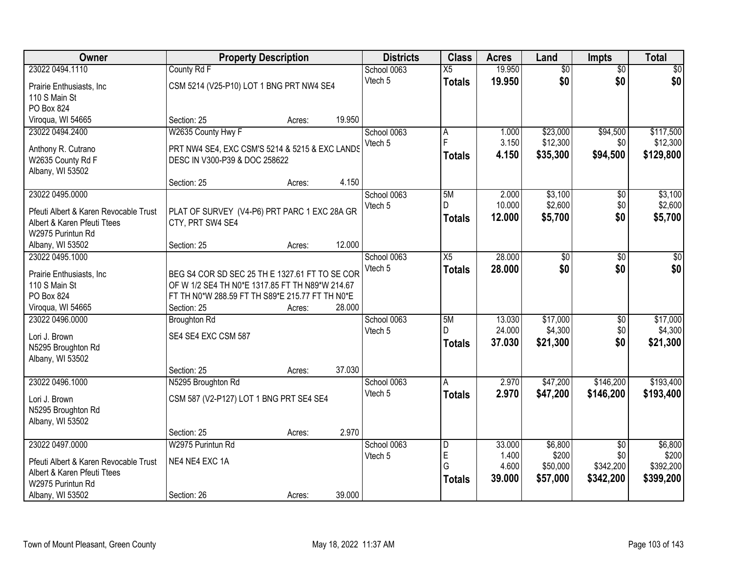| Owner | Property Description | Districts | Class | Acres | Land | Impts | Total |
|---|---|---|---|---|---|---|---|
| 23022 0494.1110<br>Prairie Enthusiasts, Inc<br>110 S Main St<br>PO Box 824<br>Viroqua, WI 54665 | County Rd F<br>CSM 5214 (V25-P10) LOT 1 BNG PRT NW4 SE4<br>Section: 25 Acres: 19.950 | School 0063<br>Vtech 5 | X5<br>**Totals** | 19.950<br>**19.950** | $0<br>**$0** | $0<br>**$0** | $0<br>**$0** |
| 23022 0494.2400<br>Anthony R. Cutrano<br>W2635 County Rd F<br>Albany, WI 53502 | W2635 County Hwy F<br>PRT NW4 SE4, EXC CSM'S 5214 & 5215 & EXC LANDS DESC IN V300-P39 & DOC 258622<br>Section: 25 Acres: 4.150 | School 0063<br>Vtech 5 | A<br>F<br>**Totals** | 1.000<br>3.150<br>**4.150** | $23,000<br>$12,300<br>**$35,300** | $94,500<br>$0<br>**$94,500** | $117,500<br>$12,300<br>**$129,800** |
| 23022 0495.0000<br>Pfeuti Albert & Karen Revocable Trust<br>Albert & Karen Pfeuti Ttees<br>W2975 Purintun Rd<br>Albany, WI 53502 | PLAT OF SURVEY (V4-P6) PRT PARC 1 EXC 28A GR CTY, PRT SW4 SE4<br>Section: 25 Acres: 12.000 | School 0063<br>Vtech 5 | 5M<br>D<br>**Totals** | 2.000<br>10.000<br>**12.000** | $3,100<br>$2,600<br>**$5,700** | $0<br>$0<br>**$0** | $3,100<br>$2,600<br>**$5,700** |
| 23022 0495.1000<br>Prairie Enthusiasts, Inc<br>110 S Main St<br>PO Box 824<br>Viroqua, WI 54665 | BEG S4 COR SD SEC 25 TH E 1327.61 FT TO SE COR OF W 1/2 SE4 TH N0*E 1317.85 FT TH N89*W 214.67 FT TH N0*W 288.59 FT TH S89*E 215.77 FT TH N0*E<br>Section: 25 Acres: 28.000 | School 0063<br>Vtech 5 | X5<br>**Totals** | 28.000<br>**28.000** | $0<br>**$0** | $0<br>**$0** | $0<br>**$0** |
| 23022 0496.0000<br>Lori J. Brown<br>N5295 Broughton Rd<br>Albany, WI 53502 | Broughton Rd<br>SE4 SE4 EXC CSM 587<br>Section: 25 Acres: 37.030 | School 0063<br>Vtech 5 | 5M<br>D<br>**Totals** | 13.030<br>24.000<br>**37.030** | $17,000<br>$4,300<br>**$21,300** | $0<br>$0<br>**$0** | $17,000<br>$4,300<br>**$21,300** |
| 23022 0496.1000<br>Lori J. Brown<br>N5295 Broughton Rd<br>Albany, WI 53502 | N5295 Broughton Rd<br>CSM 587 (V2-P127) LOT 1 BNG PRT SE4 SE4<br>Section: 25 Acres: 2.970 | School 0063<br>Vtech 5 | A<br>**Totals** | 2.970<br>**2.970** | $47,200<br>**$47,200** | $146,200<br>**$146,200** | $193,400<br>**$193,400** |
| 23022 0497.0000<br>Pfeuti Albert & Karen Revocable Trust<br>Albert & Karen Pfeuti Ttees<br>W2975 Purintun Rd<br>Albany, WI 53502 | W2975 Purintun Rd<br>NE4 NE4 EXC 1A<br>Section: 26 Acres: 39.000 | School 0063<br>Vtech 5 | D<br>E<br>G<br>**Totals** | 33.000<br>1.400<br>4.600<br>**39.000** | $6,800<br>$200<br>$50,000<br>**$57,000** | $0<br>$0<br>$342,200<br>**$342,200** | $6,800<br>$200<br>$392,200<br>**$399,200** |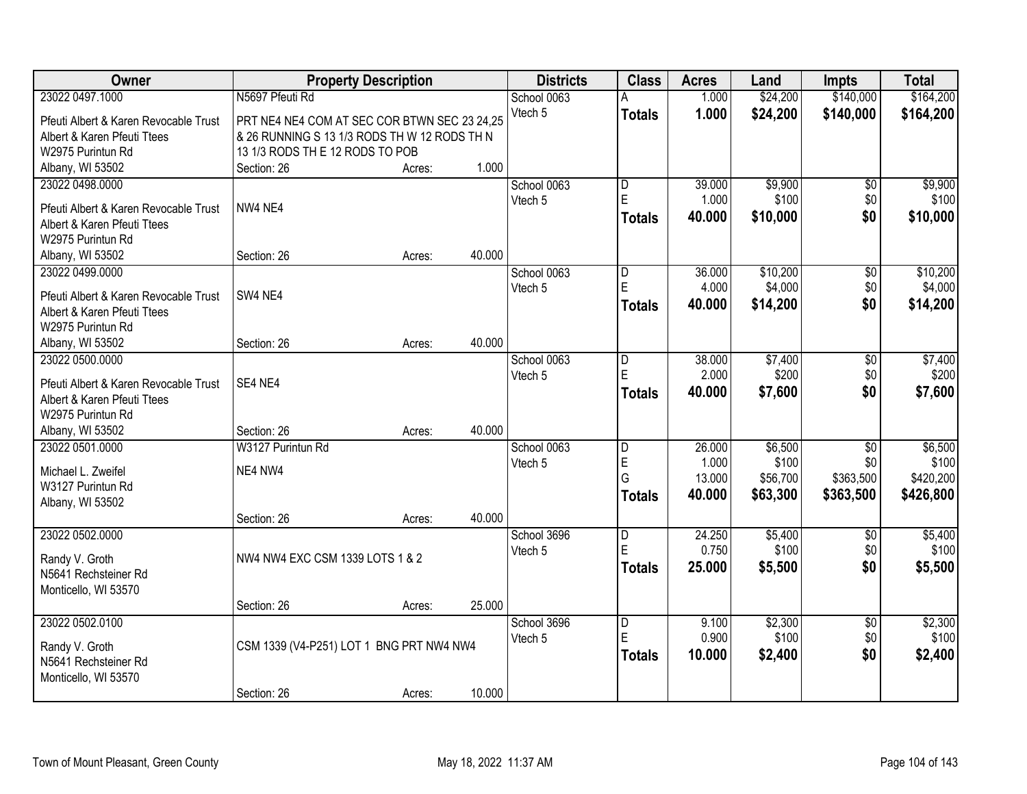| Owner | Property Description | | | Districts | Class | Acres | Land | Impts | Total |
|---|---|---|---|---|---|---|---|---|---|
| 23022 0497.1000 | N5697 Pfeuti Rd | | | School 0063 | A | 1.000 | $24,200 | $140,000 | $164,200 |
| Pfeuti Albert & Karen Revocable Trust<br>Albert & Karen Pfeuti Ttees<br>W2975 Purintun Rd<br>Albany, WI 53502 | PRT NE4 NE4 COM AT SEC COR BTWN SEC 23 24,25 & 26 RUNNING S 13 1/3 RODS TH W 12 RODS TH N 13 1/3 RODS TH E 12 RODS TO POB | | | Vtech 5 | **Totals** | **1.000** | **$24,200** | **$140,000** | **$164,200** |
| | Section: 26 | Acres: | 1.000 | | | | | | |
| 23022 0498.0000 | | | | School 0063 | D | 39.000 | $9,900 | $0 | $9,900 |
| Pfeuti Albert & Karen Revocable Trust<br>Albert & Karen Pfeuti Ttees<br>W2975 Purintun Rd<br>Albany, WI 53502 | NW4 NE4 | | | Vtech 5 | E | 1.000 | $100 | $0 | $100 |
| | | | | | **Totals** | **40.000** | **$10,000** | **$0** | **$10,000** |
| | Section: 26 | Acres: | 40.000 | | | | | | |
| 23022 0499.0000 | | | | School 0063 | D | 36.000 | $10,200 | $0 | $10,200 |
| Pfeuti Albert & Karen Revocable Trust<br>Albert & Karen Pfeuti Ttees<br>W2975 Purintun Rd<br>Albany, WI 53502 | SW4 NE4 | | | Vtech 5 | E | 4.000 | $4,000 | $0 | $4,000 |
| | | | | | **Totals** | **40.000** | **$14,200** | **$0** | **$14,200** |
| | Section: 26 | Acres: | 40.000 | | | | | | |
| 23022 0500.0000 | | | | School 0063 | D | 38.000 | $7,400 | $0 | $7,400 |
| Pfeuti Albert & Karen Revocable Trust<br>Albert & Karen Pfeuti Ttees<br>W2975 Purintun Rd<br>Albany, WI 53502 | SE4 NE4 | | | Vtech 5 | E | 2.000 | $200 | $0 | $200 |
| | | | | | **Totals** | **40.000** | **$7,600** | **$0** | **$7,600** |
| | Section: 26 | Acres: | 40.000 | | | | | | |
| 23022 0501.0000 | W3127 Purintun Rd | | | School 0063 | D | 26.000 | $6,500 | $0 | $6,500 |
| Michael L. Zweifel<br>W3127 Purintun Rd<br>Albany, WI 53502 | NE4 NW4 | | | Vtech 5 | E | 1.000 | $100 | $0 | $100 |
| | | | | | G | 13.000 | $56,700 | $363,500 | $420,200 |
| | | | | | **Totals** | **40.000** | **$63,300** | **$363,500** | **$426,800** |
| | Section: 26 | Acres: | 40.000 | | | | | | |
| 23022 0502.0000 | | | | School 3696 | D | 24.250 | $5,400 | $0 | $5,400 |
| Randy V. Groth<br>N5641 Rechsteiner Rd<br>Monticello, WI 53570 | NW4 NW4 EXC CSM 1339 LOTS 1 & 2 | | | Vtech 5 | E | 0.750 | $100 | $0 | $100 |
| | | | | | **Totals** | **25.000** | **$5,500** | **$0** | **$5,500** |
| | Section: 26 | Acres: | 25.000 | | | | | | |
| 23022 0502.0100 | | | | School 3696 | D | 9.100 | $2,300 | $0 | $2,300 |
| Randy V. Groth<br>N5641 Rechsteiner Rd<br>Monticello, WI 53570 | CSM 1339 (V4-P251) LOT 1 BNG PRT NW4 NW4 | | | Vtech 5 | E | 0.900 | $100 | $0 | $100 |
| | | | | | **Totals** | **10.000** | **$2,400** | **$0** | **$2,400** |
| | Section: 26 | Acres: | 10.000 | | | | | | |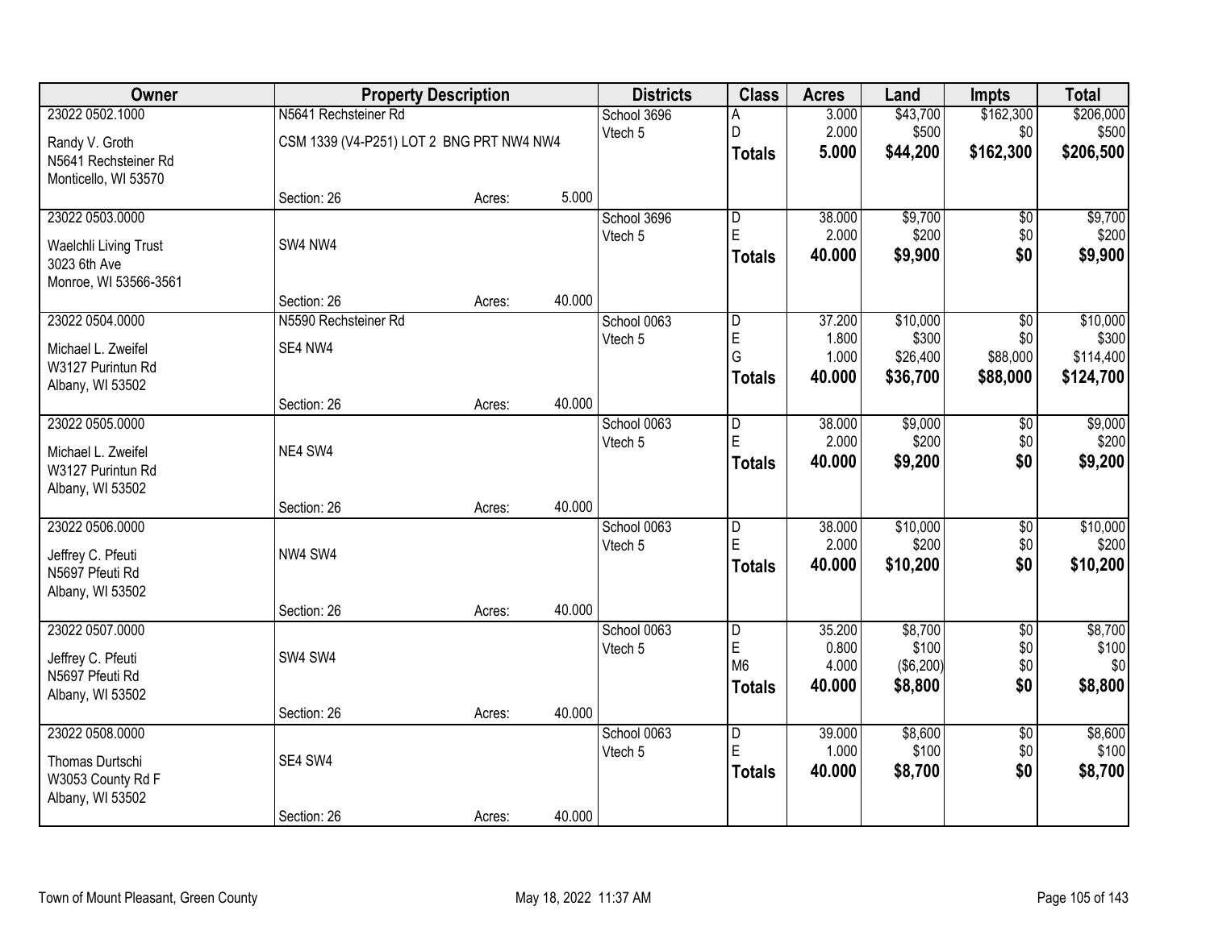| Owner | Property Description | | | Districts | Class | Acres | Land | Impts | Total |
|---|---|---|---|---|---|---|---|---|---|
| 23022 0502.1000 | N5641 Rechsteiner Rd | | | School 3696 | A | 3.000 | $43,700 | $162,300 | $206,000 |
| Randy V. Groth | CSM 1339 (V4-P251) LOT 2 BNG PRT NW4 NW4 | | | Vtech 5 | D | 2.000 | $500 | $0 | $500 |
| N5641 Rechsteiner Rd | | | | | **Totals** | **5.000** | **$44,200** | **$162,300** | **$206,500** |
| Monticello, WI 53570 | | | | | | | | | |
| | Section: 26 | Acres: | 5.000 | | | | | | |
| 23022 0503.0000 | | | | School 3696 | D | 38.000 | $9,700 | $0 | $9,700 |
| Waelchli Living Trust | SW4 NW4 | | | Vtech 5 | E | 2.000 | $200 | $0 | $200 |
| 3023 6th Ave | | | | | **Totals** | **40.000** | **$9,900** | **$0** | **$9,900** |
| Monroe, WI 53566-3561 | | | | | | | | | |
| | Section: 26 | Acres: | 40.000 | | | | | | |
| 23022 0504.0000 | N5590 Rechsteiner Rd | | | School 0063 | D | 37.200 | $10,000 | $0 | $10,000 |
| Michael L. Zweifel | SE4 NW4 | | | Vtech 5 | E | 1.800 | $300 | $0 | $300 |
| W3127 Purintun Rd | | | | | G | 1.000 | $26,400 | $88,000 | $114,400 |
| Albany, WI 53502 | | | | | **Totals** | **40.000** | **$36,700** | **$88,000** | **$124,700** |
| | Section: 26 | Acres: | 40.000 | | | | | | |
| 23022 0505.0000 | | | | School 0063 | D | 38.000 | $9,000 | $0 | $9,000 |
| Michael L. Zweifel | NE4 SW4 | | | Vtech 5 | E | 2.000 | $200 | $0 | $200 |
| W3127 Purintun Rd | | | | | **Totals** | **40.000** | **$9,200** | **$0** | **$9,200** |
| Albany, WI 53502 | | | | | | | | | |
| | Section: 26 | Acres: | 40.000 | | | | | | |
| 23022 0506.0000 | | | | School 0063 | D | 38.000 | $10,000 | $0 | $10,000 |
| Jeffrey C. Pfeuti | NW4 SW4 | | | Vtech 5 | E | 2.000 | $200 | $0 | $200 |
| N5697 Pfeuti Rd | | | | | **Totals** | **40.000** | **$10,200** | **$0** | **$10,200** |
| Albany, WI 53502 | | | | | | | | | |
| | Section: 26 | Acres: | 40.000 | | | | | | |
| 23022 0507.0000 | | | | School 0063 | D | 35.200 | $8,700 | $0 | $8,700 |
| Jeffrey C. Pfeuti | SW4 SW4 | | | Vtech 5 | E | 0.800 | $100 | $0 | $100 |
| N5697 Pfeuti Rd | | | | | M6 | 4.000 | ($6,200) | $0 | $0 |
| Albany, WI 53502 | | | | | **Totals** | **40.000** | **$8,800** | **$0** | **$8,800** |
| | Section: 26 | Acres: | 40.000 | | | | | | |
| 23022 0508.0000 | | | | School 0063 | D | 39.000 | $8,600 | $0 | $8,600 |
| Thomas Durtschi | SE4 SW4 | | | Vtech 5 | E | 1.000 | $100 | $0 | $100 |
| W3053 County Rd F | | | | | **Totals** | **40.000** | **$8,700** | **$0** | **$8,700** |
| Albany, WI 53502 | | | | | | | | | |
| | Section: 26 | Acres: | 40.000 | | | | | | |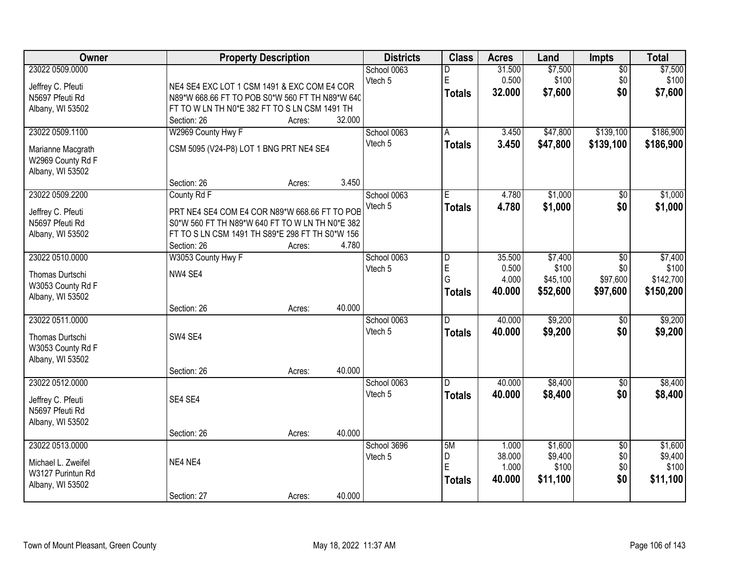| Owner | Property Description | Districts | Class | Acres | Land | Impts | Total |
|---|---|---|---|---|---|---|---|
| 23022 0509.0000<br>Jeffrey C. Pfeuti<br>N5697 Pfeuti Rd<br>Albany, WI 53502 | NE4 SE4 EXC LOT 1 CSM 1491 & EXC COM E4 COR N89*W 668.66 FT TO POB S0*W 560 FT TH N89*W 640 FT TO W LN TH N0*E 382 FT TO S LN CSM 1491 TH<br>Section: 26 Acres: 32.000 | School 0063<br>Vtech 5 | D<br>E<br>**Totals** | 31.500<br>0.500<br>**32.000** | $7,500<br>$100<br>**$7,600** | $0<br>$0<br>**$0** | $7,500<br>$100<br>**$7,600** |
| 23022 0509.1100<br>Marianne Macgrath<br>W2969 County Rd F<br>Albany, WI 53502 | W2969 County Hwy F<br>CSM 5095 (V24-P8) LOT 1 BNG PRT NE4 SE4<br>Section: 26 Acres: 3.450 | School 0063<br>Vtech 5 | A<br>**Totals** | 3.450<br>**3.450** | $47,800<br>**$47,800** | $139,100<br>**$139,100** | $186,900<br>**$186,900** |
| 23022 0509.2200<br>Jeffrey C. Pfeuti<br>N5697 Pfeuti Rd<br>Albany, WI 53502 | County Rd F<br>PRT NE4 SE4 COM E4 COR N89*W 668.66 FT TO POB S0*W 560 FT TH N89*W 640 FT TO W LN TH N0*E 382 FT TO S LN CSM 1491 TH S89*E 298 FT TH S0*W 156<br>Section: 26 Acres: 4.780 | School 0063<br>Vtech 5 | E<br>**Totals** | 4.780<br>**4.780** | $1,000<br>**$1,000** | $0<br>**$0** | $1,000<br>**$1,000** |
| 23022 0510.0000<br>Thomas Durtschi<br>W3053 County Rd F<br>Albany, WI 53502 | W3053 County Hwy F<br>NW4 SE4<br>Section: 26 Acres: 40.000 | School 0063<br>Vtech 5 | D<br>E<br>G<br>**Totals** | 35.500<br>0.500<br>4.000<br>**40.000** | $7,400<br>$100<br>$45,100<br>**$52,600** | $0<br>$0<br>$97,600<br>**$97,600** | $7,400<br>$100<br>$142,700<br>**$150,200** |
| 23022 0511.0000<br>Thomas Durtschi<br>W3053 County Rd F<br>Albany, WI 53502 | SW4 SE4<br>Section: 26 Acres: 40.000 | School 0063<br>Vtech 5 | D<br>**Totals** | 40.000<br>**40.000** | $9,200<br>**$9,200** | $0<br>**$0** | $9,200<br>**$9,200** |
| 23022 0512.0000<br>Jeffrey C. Pfeuti<br>N5697 Pfeuti Rd<br>Albany, WI 53502 | SE4 SE4<br>Section: 26 Acres: 40.000 | School 0063<br>Vtech 5 | D<br>**Totals** | 40.000<br>**40.000** | $8,400<br>**$8,400** | $0<br>**$0** | $8,400<br>**$8,400** |
| 23022 0513.0000<br>Michael L. Zweifel<br>W3127 Purintun Rd<br>Albany, WI 53502 | NE4 NE4<br>Section: 27 Acres: 40.000 | School 3696<br>Vtech 5 | 5M<br>D<br>E<br>**Totals** | 1.000<br>38.000<br>1.000<br>**40.000** | $1,600<br>$9,400<br>$100<br>**$11,100** | $0<br>$0<br>$0<br>**$0** | $1,600<br>$9,400<br>$100<br>**$11,100** |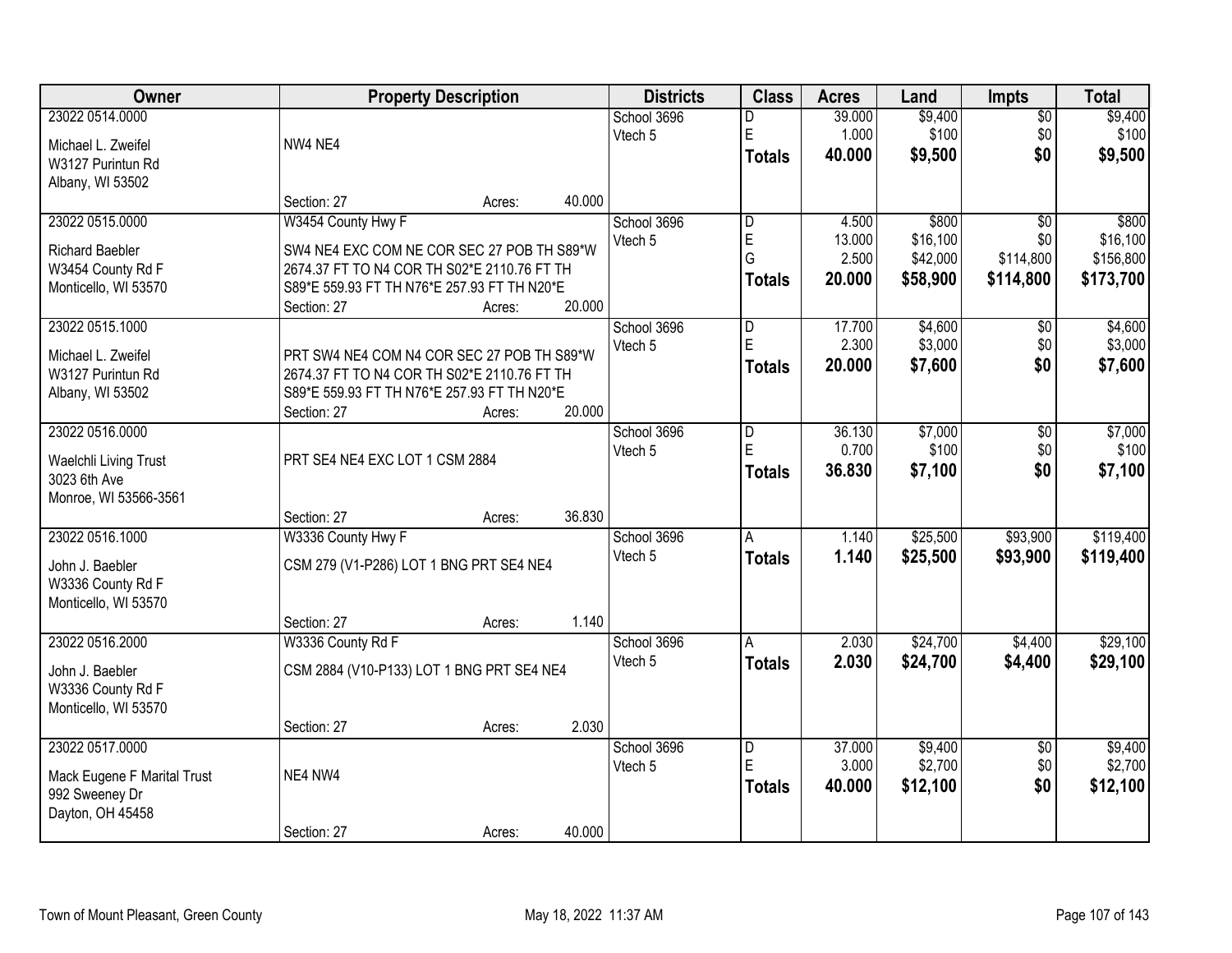| Owner | Property Description | Districts | Class | Acres | Land | Impts | Total |
|---|---|---|---|---|---|---|---|
| 23022 0514.0000<br><br>Michael L. Zweifel<br>W3127 Purintun Rd<br>Albany, WI 53502 | NW4 NE4<br><br>Section: 27 Acres: 40.000 | School 3696<br>Vtech 5 | D<br>E<br>**Totals** | 39.000<br>1.000<br>**40.000** | $9,400<br>$100<br>**$9,500** | $0<br>$0<br>**$0** | $9,400<br>$100<br>**$9,500** |
| 23022 0515.0000<br><br>Richard Baebler<br>W3454 County Rd F<br>Monticello, WI 53570 | W3454 County Hwy F<br><br>SW4 NE4 EXC COM NE COR SEC 27 POB TH S89*W 2674.37 FT TO N4 COR TH S02*E 2110.76 FT TH S89*E 559.93 FT TH N76*E 257.93 FT TH N20*E<br>Section: 27 Acres: 20.000 | School 3696<br>Vtech 5 | D<br>E<br>G<br>**Totals** | 4.500<br>13.000<br>2.500<br>**20.000** | $800<br>$16,100<br>$42,000<br>**$58,900** | $0<br>$0<br>$114,800<br>**$114,800** | $800<br>$16,100<br>$156,800<br>**$173,700** |
| 23022 0515.1000<br><br>Michael L. Zweifel<br>W3127 Purintun Rd<br>Albany, WI 53502 | PRT SW4 NE4 COM N4 COR SEC 27 POB TH S89*W 2674.37 FT TO N4 COR TH S02*E 2110.76 FT TH S89*E 559.93 FT TH N76*E 257.93 FT TH N20*E<br>Section: 27 Acres: 20.000 | School 3696<br>Vtech 5 | D<br>E<br>**Totals** | 17.700<br>2.300<br>**20.000** | $4,600<br>$3,000<br>**$7,600** | $0<br>$0<br>**$0** | $4,600<br>$3,000<br>**$7,600** |
| 23022 0516.0000<br><br>Waelchli Living Trust<br>3023 6th Ave<br>Monroe, WI 53566-3561 | PRT SE4 NE4 EXC LOT 1 CSM 2884<br><br>Section: 27 Acres: 36.830 | School 3696<br>Vtech 5 | D<br>E<br>**Totals** | 36.130<br>0.700<br>**36.830** | $7,000<br>$100<br>**$7,100** | $0<br>$0<br>**$0** | $7,000<br>$100<br>**$7,100** |
| 23022 0516.1000<br><br>John J. Baebler<br>W3336 County Rd F<br>Monticello, WI 53570 | W3336 County Hwy F<br><br>CSM 279 (V1-P286) LOT 1 BNG PRT SE4 NE4<br><br>Section: 27 Acres: 1.140 | School 3696<br>Vtech 5 | A<br>**Totals** | 1.140<br>**1.140** | $25,500<br>**$25,500** | $93,900<br>**$93,900** | $119,400<br>**$119,400** |
| 23022 0516.2000<br><br>John J. Baebler<br>W3336 County Rd F<br>Monticello, WI 53570 | W3336 County Rd F<br><br>CSM 2884 (V10-P133) LOT 1 BNG PRT SE4 NE4<br><br>Section: 27 Acres: 2.030 | School 3696<br>Vtech 5 | A<br>**Totals** | 2.030<br>**2.030** | $24,700<br>**$24,700** | $4,400<br>**$4,400** | $29,100<br>**$29,100** |
| 23022 0517.0000<br><br>Mack Eugene F Marital Trust<br>992 Sweeney Dr<br>Dayton, OH 45458 | NE4 NW4<br><br>Section: 27 Acres: 40.000 | School 3696<br>Vtech 5 | D<br>E<br>**Totals** | 37.000<br>3.000<br>**40.000** | $9,400<br>$2,700<br>**$12,100** | $0<br>$0<br>**$0** | $9,400<br>$2,700<br>**$12,100** |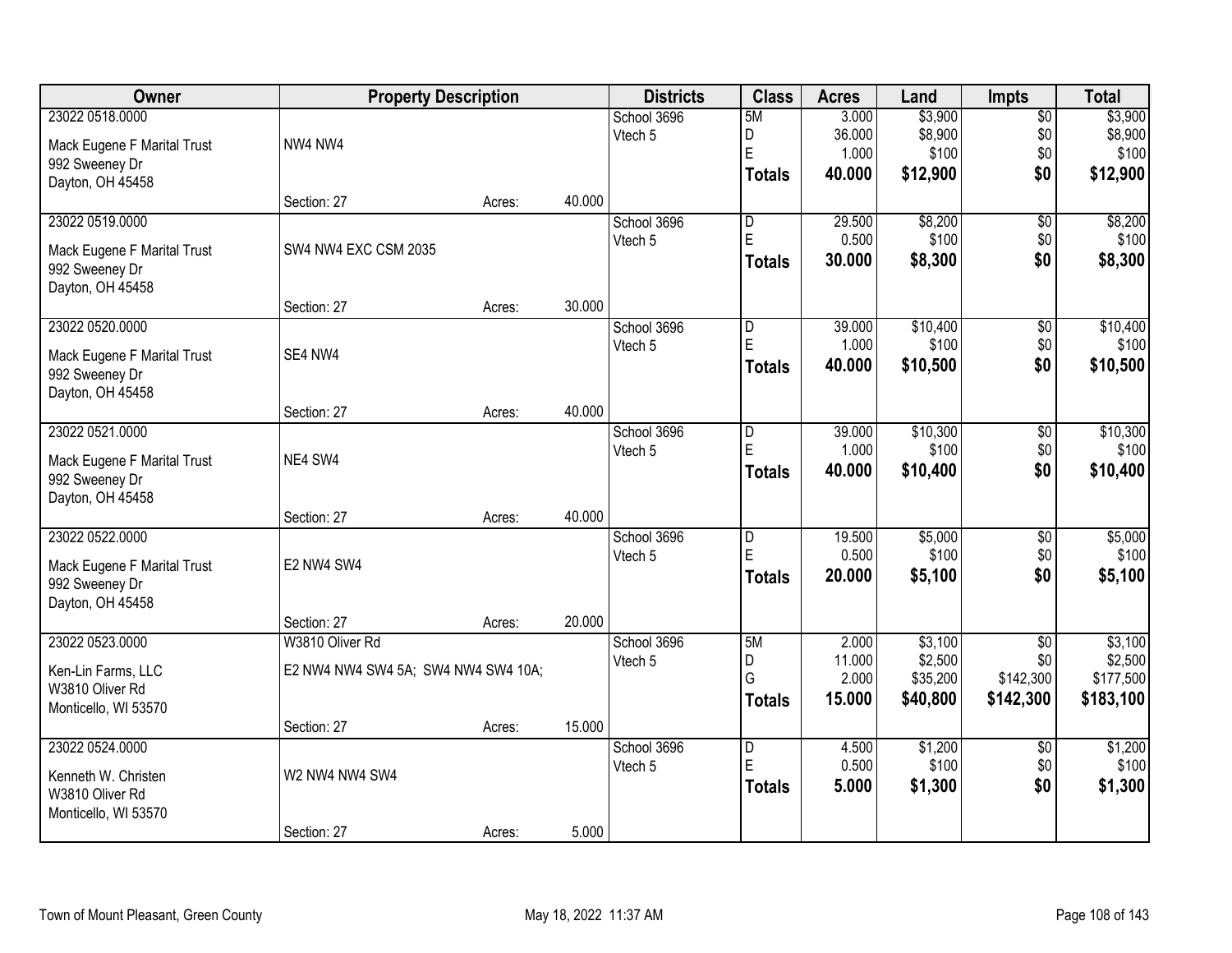| Owner | Property Description | | | Districts | Class | Acres | Land | Impts | Total |
|---|---|---|---|---|---|---|---|---|---|
| 23022 0518.0000<br>Mack Eugene F Marital Trust<br>992 Sweeney Dr<br>Dayton, OH 45458 | NW4 NW4<br><br>Section: 27 | Acres: | 40.000 | School 3696<br>Vtech 5 | 5M<br>D<br>E<br>**Totals** | 3.000<br>36.000<br>1.000<br>**40.000** | $3,900<br>$8,900<br>$100<br>**$12,900** | $0<br>$0<br>$0<br>**$0** | $3,900<br>$8,900<br>$100<br>**$12,900** |
| 23022 0519.0000<br>Mack Eugene F Marital Trust<br>992 Sweeney Dr<br>Dayton, OH 45458 | SW4 NW4 EXC CSM 2035<br><br>Section: 27 | Acres: | 30.000 | School 3696<br>Vtech 5 | D<br>E<br>**Totals** | 29.500<br>0.500<br>**30.000** | $8,200<br>$100<br>**$8,300** | $0<br>$0<br>**$0** | $8,200<br>$100<br>**$8,300** |
| 23022 0520.0000<br>Mack Eugene F Marital Trust<br>992 Sweeney Dr<br>Dayton, OH 45458 | SE4 NW4<br><br>Section: 27 | Acres: | 40.000 | School 3696<br>Vtech 5 | D<br>E<br>**Totals** | 39.000<br>1.000<br>**40.000** | $10,400<br>$100<br>**$10,500** | $0<br>$0<br>**$0** | $10,400<br>$100<br>**$10,500** |
| 23022 0521.0000<br>Mack Eugene F Marital Trust<br>992 Sweeney Dr<br>Dayton, OH 45458 | NE4 SW4<br><br>Section: 27 | Acres: | 40.000 | School 3696<br>Vtech 5 | D<br>E<br>**Totals** | 39.000<br>1.000<br>**40.000** | $10,300<br>$100<br>**$10,400** | $0<br>$0<br>**$0** | $10,300<br>$100<br>**$10,400** |
| 23022 0522.0000<br>Mack Eugene F Marital Trust<br>992 Sweeney Dr<br>Dayton, OH 45458 | E2 NW4 SW4<br><br>Section: 27 | Acres: | 20.000 | School 3696<br>Vtech 5 | D<br>E<br>**Totals** | 19.500<br>0.500<br>**20.000** | $5,000<br>$100<br>**$5,100** | $0<br>$0<br>**$0** | $5,000<br>$100<br>**$5,100** |
| 23022 0523.0000<br>Ken-Lin Farms, LLC<br>W3810 Oliver Rd<br>Monticello, WI 53570 | W3810 Oliver Rd<br>E2 NW4 NW4 SW4 5A; SW4 NW4 SW4 10A;<br><br>Section: 27 | Acres: | 15.000 | School 3696<br>Vtech 5 | 5M<br>D<br>G<br>**Totals** | 2.000<br>11.000<br>2.000<br>**15.000** | $3,100<br>$2,500<br>$35,200<br>**$40,800** | $0<br>$0<br>$142,300<br>**$142,300** | $3,100<br>$2,500<br>$177,500<br>**$183,100** |
| 23022 0524.0000<br>Kenneth W. Christen<br>W3810 Oliver Rd<br>Monticello, WI 53570 | W2 NW4 NW4 SW4<br><br>Section: 27 | Acres: | 5.000 | School 3696<br>Vtech 5 | D<br>E<br>**Totals** | 4.500<br>0.500<br>**5.000** | $1,200<br>$100<br>**$1,300** | $0<br>$0<br>**$0** | $1,200<br>$100<br>**$1,300** |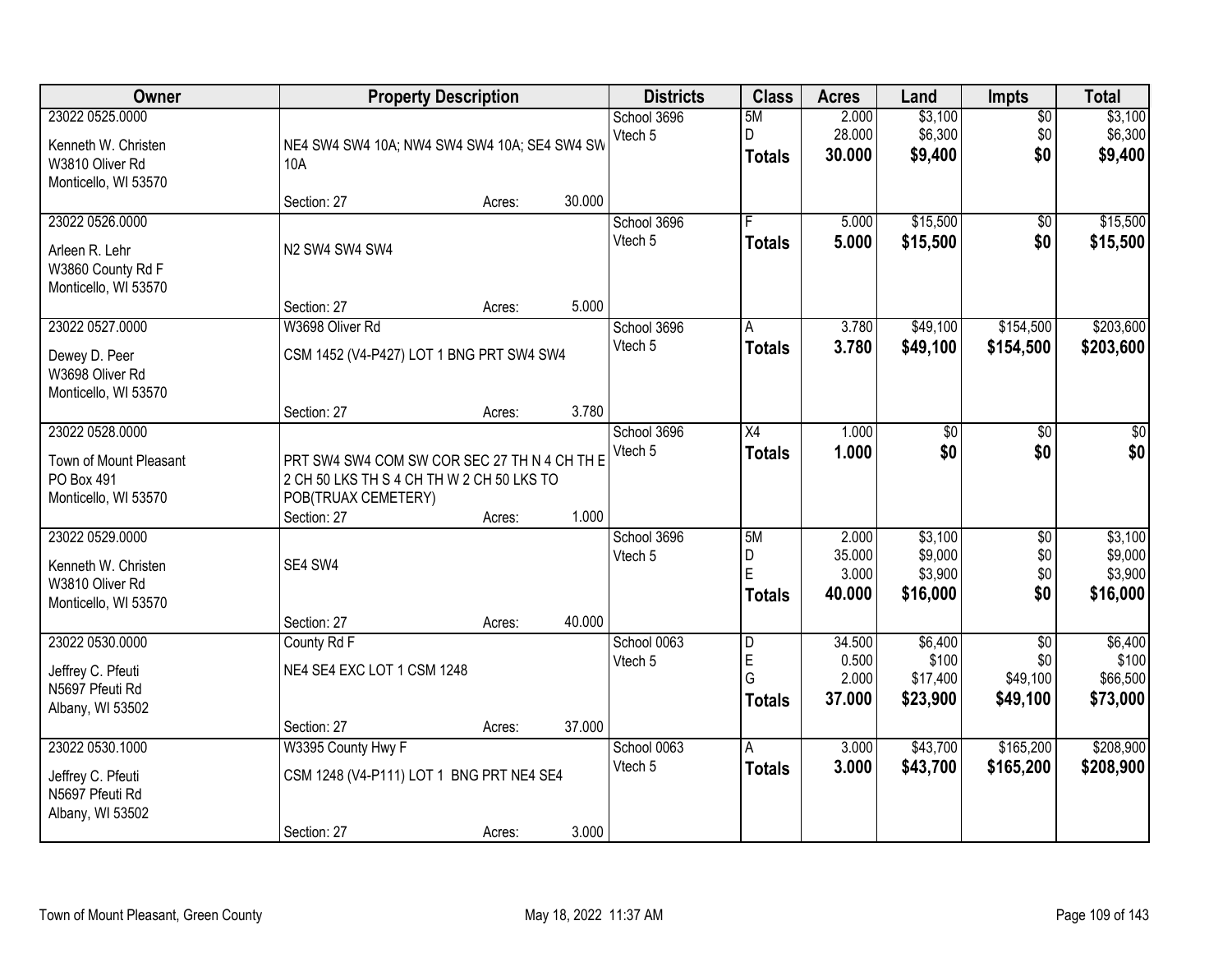| Owner | Property Description | Districts | Class | Acres | Land | Impts | Total |
|---|---|---|---|---|---|---|---|
| 23022 0525.0000<br>Kenneth W. Christen<br>W3810 Oliver Rd<br>Monticello, WI 53570 | NE4 SW4 SW4 10A; NW4 SW4 SW4 10A; SE4 SW4 SW 10A<br>Section: 27 Acres: 30.000 | School 3696<br>Vtech 5 | 5M<br>D<br>**Totals** | 2.000<br>28.000<br>**30.000** | $3,100<br>$6,300<br>**$9,400** | $0<br>$0<br>**$0** | $3,100<br>$6,300<br>**$9,400** |
| 23022 0526.0000<br>Arleen R. Lehr<br>W3860 County Rd F<br>Monticello, WI 53570 | N2 SW4 SW4 SW4<br>Section: 27 Acres: 5.000 | School 3696<br>Vtech 5 | F<br>**Totals** | 5.000<br>**5.000** | $15,500<br>**$15,500** | $0<br>**$0** | $15,500<br>**$15,500** |
| 23022 0527.0000<br>Dewey D. Peer<br>W3698 Oliver Rd<br>Monticello, WI 53570 | W3698 Oliver Rd<br>CSM 1452 (V4-P427) LOT 1 BNG PRT SW4 SW4<br>Section: 27 Acres: 3.780 | School 3696<br>Vtech 5 | A<br>**Totals** | 3.780<br>**3.780** | $49,100<br>**$49,100** | $154,500<br>**$154,500** | $203,600<br>**$203,600** |
| 23022 0528.0000<br>Town of Mount Pleasant<br>PO Box 491<br>Monticello, WI 53570 | PRT SW4 SW4 COM SW COR SEC 27 TH N 4 CH TH E 2 CH 50 LKS TH S 4 CH TH W 2 CH 50 LKS TO POB(TRUAX CEMETERY)<br>Section: 27 Acres: 1.000 | School 3696<br>Vtech 5 | X4<br>**Totals** | 1.000<br>**1.000** | $0<br>**$0** | $0<br>**$0** | $0<br>**$0** |
| 23022 0529.0000<br>Kenneth W. Christen<br>W3810 Oliver Rd<br>Monticello, WI 53570 | SE4 SW4<br>Section: 27 Acres: 40.000 | School 3696<br>Vtech 5 | 5M<br>D<br>E<br>**Totals** | 2.000<br>35.000<br>3.000<br>**40.000** | $3,100<br>$9,000<br>$3,900<br>**$16,000** | $0<br>$0<br>$0<br>**$0** | $3,100<br>$9,000<br>$3,900<br>**$16,000** |
| 23022 0530.0000<br>Jeffrey C. Pfeuti<br>N5697 Pfeuti Rd<br>Albany, WI 53502 | County Rd F<br>NE4 SE4 EXC LOT 1 CSM 1248<br>Section: 27 Acres: 37.000 | School 0063<br>Vtech 5 | D<br>E<br>G<br>**Totals** | 34.500<br>0.500<br>2.000<br>**37.000** | $6,400<br>$100<br>$17,400<br>**$23,900** | $0<br>$0<br>$49,100<br>**$49,100** | $6,400<br>$100<br>$66,500<br>**$73,000** |
| 23022 0530.1000<br>Jeffrey C. Pfeuti<br>N5697 Pfeuti Rd<br>Albany, WI 53502 | W3395 County Hwy F<br>CSM 1248 (V4-P111) LOT 1 BNG PRT NE4 SE4<br>Section: 27 Acres: 3.000 | School 0063<br>Vtech 5 | A<br>**Totals** | 3.000<br>**3.000** | $43,700<br>**$43,700** | $165,200<br>**$165,200** | $208,900<br>**$208,900** |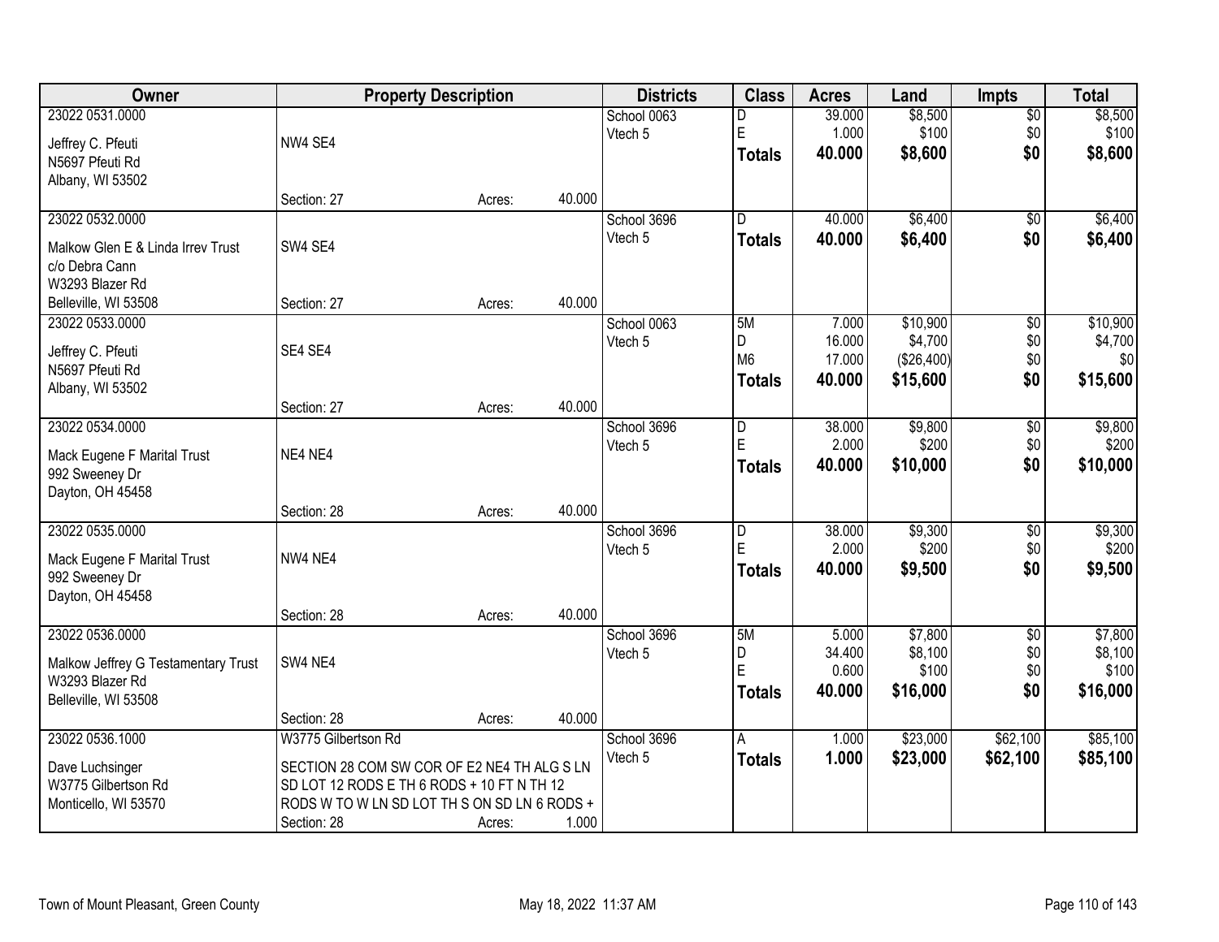| Owner | Property Description | | | Districts | Class | Acres | Land | Impts | Total |
|---|---|---|---|---|---|---|---|---|---|
| 23022 0531.0000<br>Jeffrey C. Pfeuti<br>N5697 Pfeuti Rd<br>Albany, WI 53502 | NW4 SE4 | | | School 0063<br>Vtech 5 | D<br>E<br>**Totals** | 39.000<br>1.000<br>**40.000** | $8,500<br>$100<br>**$8,600** | $0<br>$0<br>**$0** | $8,500<br>$100<br>**$8,600** |
| | Section: 27 | Acres: | 40.000 | | | | | | |
| 23022 0532.0000<br>Malkow Glen E & Linda Irrev Trust<br>c/o Debra Cann<br>W3293 Blazer Rd<br>Belleville, WI 53508 | SW4 SE4 | | | School 3696<br>Vtech 5 | D<br>**Totals** | 40.000<br>**40.000** | $6,400<br>**$6,400** | $0<br>**$0** | $6,400<br>**$6,400** |
| | Section: 27 | Acres: | 40.000 | | | | | | |
| 23022 0533.0000<br>Jeffrey C. Pfeuti<br>N5697 Pfeuti Rd<br>Albany, WI 53502 | SE4 SE4 | | | School 0063<br>Vtech 5 | 5M<br>D<br>M6<br>**Totals** | 7.000<br>16.000<br>17.000<br>**40.000** | $10,900<br>$4,700<br>($26,400)<br>**$15,600** | $0<br>$0<br>$0<br>**$0** | $10,900<br>$4,700<br>$0<br>**$15,600** |
| | Section: 27 | Acres: | 40.000 | | | | | | |
| 23022 0534.0000<br>Mack Eugene F Marital Trust<br>992 Sweeney Dr<br>Dayton, OH 45458 | NE4 NE4 | | | School 3696<br>Vtech 5 | D<br>E<br>**Totals** | 38.000<br>2.000<br>**40.000** | $9,800<br>$200<br>**$10,000** | $0<br>$0<br>**$0** | $9,800<br>$200<br>**$10,000** |
| | Section: 28 | Acres: | 40.000 | | | | | | |
| 23022 0535.0000<br>Mack Eugene F Marital Trust<br>992 Sweeney Dr<br>Dayton, OH 45458 | NW4 NE4 | | | School 3696<br>Vtech 5 | D<br>E<br>**Totals** | 38.000<br>2.000<br>**40.000** | $9,300<br>$200<br>**$9,500** | $0<br>$0<br>**$0** | $9,300<br>$200<br>**$9,500** |
| | Section: 28 | Acres: | 40.000 | | | | | | |
| 23022 0536.0000<br>Malkow Jeffrey G Testamentary Trust<br>W3293 Blazer Rd<br>Belleville, WI 53508 | SW4 NE4 | | | School 3696<br>Vtech 5 | 5M<br>D<br>E<br>**Totals** | 5.000<br>34.400<br>0.600<br>**40.000** | $7,800<br>$8,100<br>$100<br>**$16,000** | $0<br>$0<br>$0<br>**$0** | $7,800<br>$8,100<br>$100<br>**$16,000** |
| | Section: 28 | Acres: | 40.000 | | | | | | |
| 23022 0536.1000<br>Dave Luchsinger<br>W3775 Gilbertson Rd<br>Monticello, WI 53570 | W3775 Gilbertson Rd<br>SECTION 28 COM SW COR OF E2 NE4 TH ALG S LN SD LOT 12 RODS E TH 6 RODS + 10 FT N TH 12 RODS W TO W LN SD LOT TH S ON SD LN 6 RODS + | | | School 3696<br>Vtech 5 | A<br>**Totals** | 1.000<br>**1.000** | $23,000<br>**$23,000** | $62,100<br>**$62,100** | $85,100<br>**$85,100** |
| | Section: 28 | Acres: | 1.000 | | | | | | |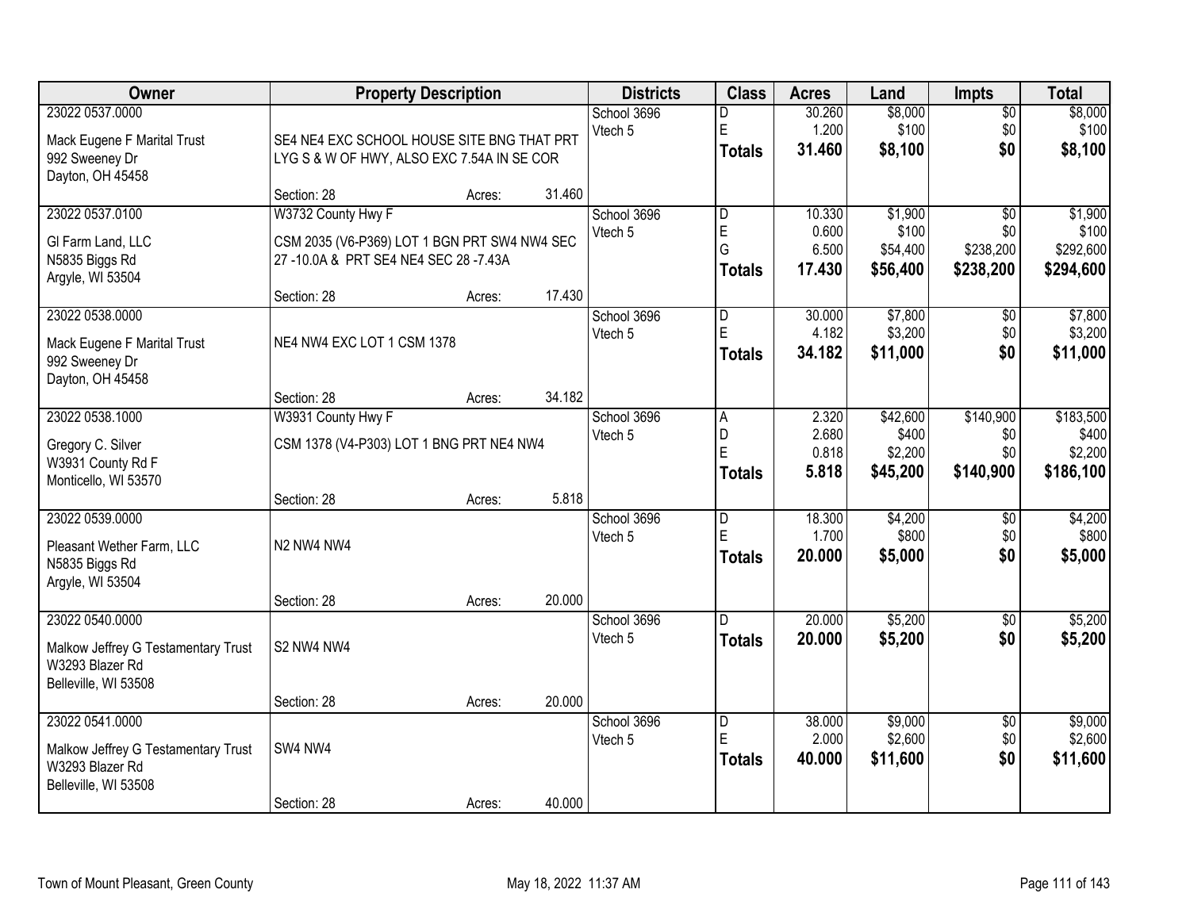| Owner | Property Description | Districts | Class | Acres | Land | Impts | Total |
|---|---|---|---|---|---|---|---|
| 23022 0537.0000<br>Mack Eugene F Marital Trust<br>992 Sweeney Dr<br>Dayton, OH 45458 | SE4 NE4 EXC SCHOOL HOUSE SITE BNG THAT PRT LYG S & W OF HWY, ALSO EXC 7.54A IN SE COR<br>Section: 28 Acres: 31.460 | School 3696<br>Vtech 5 | D<br>E<br>**Totals** | 30.260<br>1.200<br>**31.460** | $8,000<br>$100<br>**$8,100** | $0<br>$0<br>**$0** | $8,000<br>$100<br>**$8,100** |
| 23022 0537.0100<br>Gl Farm Land, LLC<br>N5835 Biggs Rd<br>Argyle, WI 53504 | W3732 County Hwy F<br>CSM 2035 (V6-P369) LOT 1 BGN PRT SW4 NW4 SEC 27 -10.0A & PRT SE4 NE4 SEC 28 -7.43A<br>Section: 28 Acres: 17.430 | School 3696<br>Vtech 5 | D<br>E<br>G<br>**Totals** | 10.330<br>0.600<br>6.500<br>**17.430** | $1,900<br>$100<br>$54,400<br>**$56,400** | $0<br>$0<br>$238,200<br>**$238,200** | $1,900<br>$100<br>$292,600<br>**$294,600** |
| 23022 0538.0000<br>Mack Eugene F Marital Trust<br>992 Sweeney Dr<br>Dayton, OH 45458 | NE4 NW4 EXC LOT 1 CSM 1378<br>Section: 28 Acres: 34.182 | School 3696<br>Vtech 5 | D<br>E<br>**Totals** | 30.000<br>4.182<br>**34.182** | $7,800<br>$3,200<br>**$11,000** | $0<br>$0<br>**$0** | $7,800<br>$3,200<br>**$11,000** |
| 23022 0538.1000<br>Gregory C. Silver<br>W3931 County Rd F<br>Monticello, WI 53570 | W3931 County Hwy F<br>CSM 1378 (V4-P303) LOT 1 BNG PRT NE4 NW4<br>Section: 28 Acres: 5.818 | School 3696<br>Vtech 5 | A<br>D<br>E<br>**Totals** | 2.320<br>2.680<br>0.818<br>**5.818** | $42,600<br>$400<br>$2,200<br>**$45,200** | $140,900<br>$0<br>$0<br>**$140,900** | $183,500<br>$400<br>$2,200<br>**$186,100** |
| 23022 0539.0000<br>Pleasant Wether Farm, LLC<br>N5835 Biggs Rd<br>Argyle, WI 53504 | N2 NW4 NW4<br>Section: 28 Acres: 20.000 | School 3696<br>Vtech 5 | D<br>E<br>**Totals** | 18.300<br>1.700<br>**20.000** | $4,200<br>$800<br>**$5,000** | $0<br>$0<br>**$0** | $4,200<br>$800<br>**$5,000** |
| 23022 0540.0000<br>Malkow Jeffrey G Testamentary Trust<br>W3293 Blazer Rd<br>Belleville, WI 53508 | S2 NW4 NW4<br>Section: 28 Acres: 20.000 | School 3696<br>Vtech 5 | D<br>**Totals** | 20.000<br>**20.000** | $5,200<br>**$5,200** | $0<br>**$0** | $5,200<br>**$5,200** |
| 23022 0541.0000<br>Malkow Jeffrey G Testamentary Trust<br>W3293 Blazer Rd<br>Belleville, WI 53508 | SW4 NW4<br>Section: 28 Acres: 40.000 | School 3696<br>Vtech 5 | D<br>E<br>**Totals** | 38.000<br>2.000<br>**40.000** | $9,000<br>$2,600<br>**$11,600** | $0<br>$0<br>**$0** | $9,000<br>$2,600<br>**$11,600** |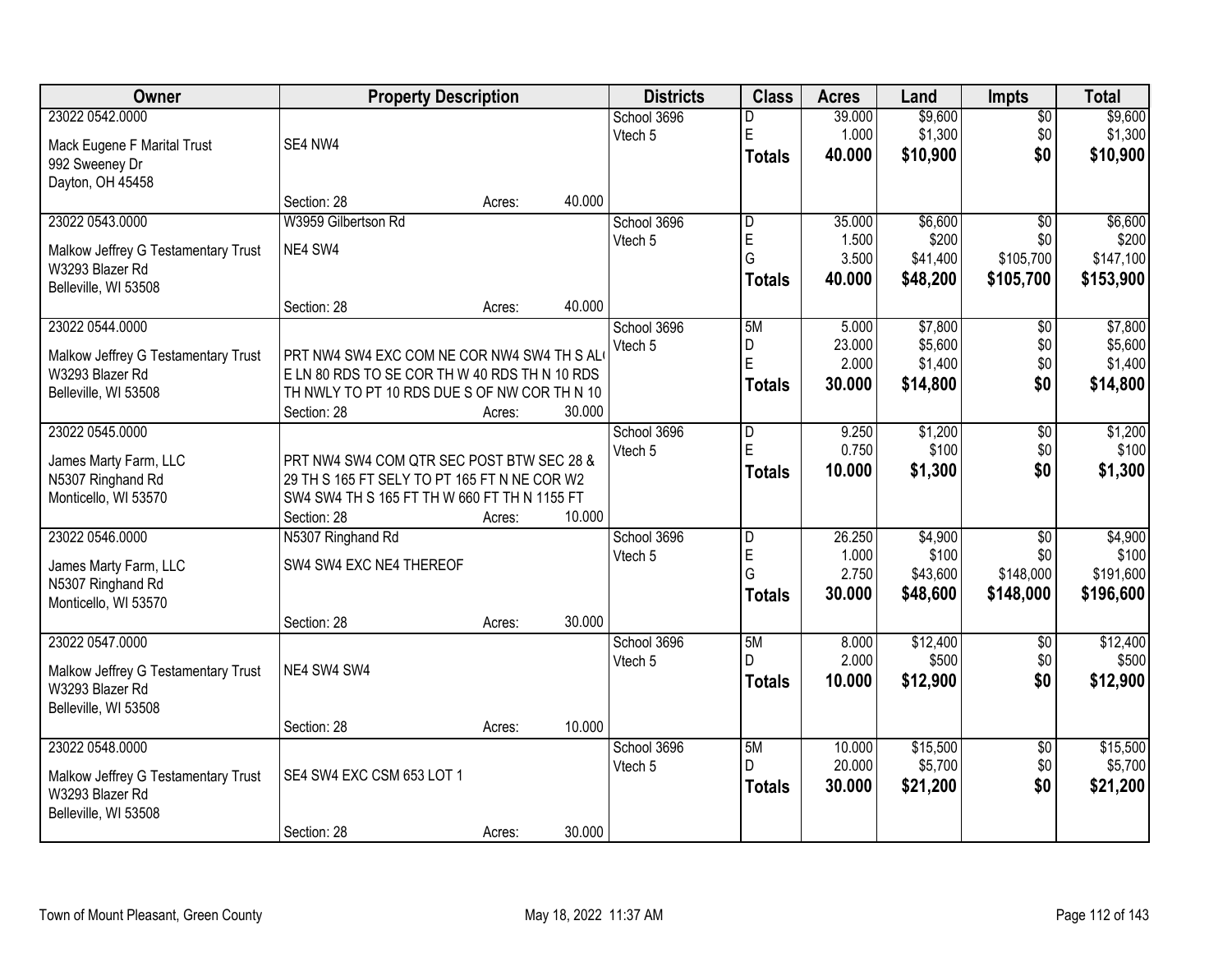| Owner | Property Description | Districts | Class | Acres | Land | Impts | Total |
|---|---|---|---|---|---|---|---|
| 23022 0542.0000<br>Mack Eugene F Marital Trust<br>992 Sweeney Dr<br>Dayton, OH 45458 | SE4 NW4<br>Section: 28 Acres: 40.000 | School 3696<br>Vtech 5 | D<br>E<br>**Totals** | 39.000<br>1.000<br>**40.000** | $9,600<br>$1,300<br>**$10,900** | $0<br>$0<br>**$0** | $9,600<br>$1,300<br>**$10,900** |
| 23022 0543.0000<br>Malkow Jeffrey G Testamentary Trust<br>W3293 Blazer Rd<br>Belleville, WI 53508 | W3959 Gilbertson Rd<br>NE4 SW4<br>Section: 28 Acres: 40.000 | School 3696<br>Vtech 5 | D<br>E<br>G<br>**Totals** | 35.000<br>1.500<br>3.500<br>**40.000** | $6,600<br>$200<br>$41,400<br>**$48,200** | $0<br>$0<br>$105,700<br>**$105,700** | $6,600<br>$200<br>$147,100<br>**$153,900** |
| 23022 0544.0000<br>Malkow Jeffrey G Testamentary Trust<br>W3293 Blazer Rd<br>Belleville, WI 53508 | PRT NW4 SW4 EXC COM NE COR NW4 SW4 TH S AL E LN 80 RDS TO SE COR TH W 40 RDS TH N 10 RDS TH NWLY TO PT 10 RDS DUE S OF NW COR TH N 10<br>Section: 28 Acres: 30.000 | School 3696<br>Vtech 5 | 5M<br>D<br>E<br>**Totals** | 5.000<br>23.000<br>2.000<br>**30.000** | $7,800<br>$5,600<br>$1,400<br>**$14,800** | $0<br>$0<br>$0<br>**$0** | $7,800<br>$5,600<br>$1,400<br>**$14,800** |
| 23022 0545.0000<br>James Marty Farm, LLC<br>N5307 Ringhand Rd<br>Monticello, WI 53570 | PRT NW4 SW4 COM QTR SEC POST BTW SEC 28 & 29 TH S 165 FT SELY TO PT 165 FT N NE COR W2 SW4 SW4 TH S 165 FT TH W 660 FT TH N 1155 FT<br>Section: 28 Acres: 10.000 | School 3696<br>Vtech 5 | D<br>E<br>**Totals** | 9.250<br>0.750<br>**10.000** | $1,200<br>$100<br>**$1,300** | $0<br>$0<br>**$0** | $1,200<br>$100<br>**$1,300** |
| 23022 0546.0000<br>James Marty Farm, LLC<br>N5307 Ringhand Rd<br>Monticello, WI 53570 | N5307 Ringhand Rd<br>SW4 SW4 EXC NE4 THEREOF<br>Section: 28 Acres: 30.000 | School 3696<br>Vtech 5 | D<br>E<br>G<br>**Totals** | 26.250<br>1.000<br>2.750<br>**30.000** | $4,900<br>$100<br>$43,600<br>**$48,600** | $0<br>$0<br>$148,000<br>**$148,000** | $4,900<br>$100<br>$191,600<br>**$196,600** |
| 23022 0547.0000<br>Malkow Jeffrey G Testamentary Trust<br>W3293 Blazer Rd<br>Belleville, WI 53508 | NE4 SW4 SW4<br>Section: 28 Acres: 10.000 | School 3696<br>Vtech 5 | 5M<br>D<br>**Totals** | 8.000<br>2.000<br>**10.000** | $12,400<br>$500<br>**$12,900** | $0<br>$0<br>**$0** | $12,400<br>$500<br>**$12,900** |
| 23022 0548.0000<br>Malkow Jeffrey G Testamentary Trust<br>W3293 Blazer Rd<br>Belleville, WI 53508 | SE4 SW4 EXC CSM 653 LOT 1<br>Section: 28 Acres: 30.000 | School 3696<br>Vtech 5 | 5M<br>D<br>**Totals** | 10.000<br>20.000<br>**30.000** | $15,500<br>$5,700<br>**$21,200** | $0<br>$0<br>**$0** | $15,500<br>$5,700<br>**$21,200** |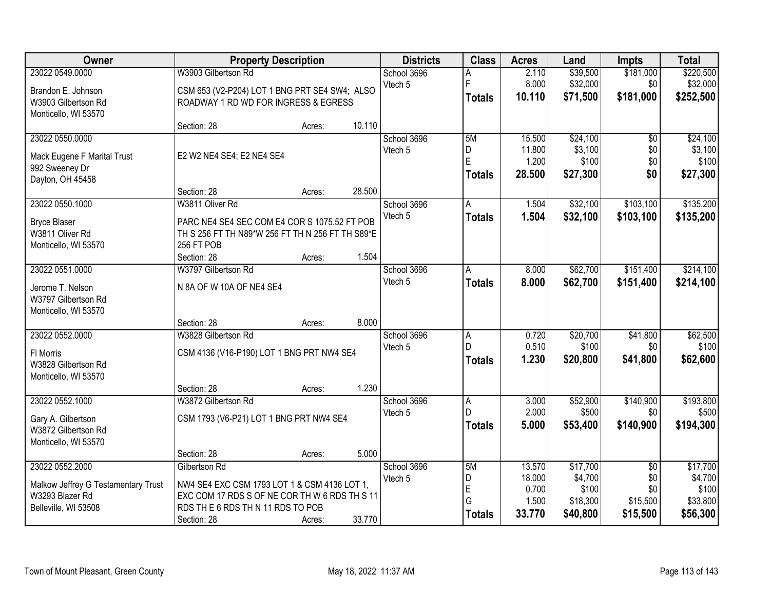| Owner | Property Description | Districts | Class | Acres | Land | Impts | Total |
|---|---|---|---|---|---|---|---|
| 23022 0549.0000<br>Brandon E. Johnson<br>W3903 Gilbertson Rd<br>Monticello, WI 53570 | W3903 Gilbertson Rd<br>CSM 653 (V2-P204) LOT 1 BNG PRT SE4 SW4; ALSO ROADWAY 1 RD WD FOR INGRESS & EGRESS<br>Section: 28 Acres: 10.110 | School 3696<br>Vtech 5 | A<br>F<br>**Totals** | 2.110<br>8.000<br>**10.110** | $39,500<br>$32,000<br>**$71,500** | $181,000<br>$0<br>**$181,000** | $220,500<br>$32,000<br>**$252,500** |
| 23022 0550.0000<br>Mack Eugene F Marital Trust<br>992 Sweeney Dr<br>Dayton, OH 45458 | E2 W2 NE4 SE4; E2 NE4 SE4<br>Section: 28 Acres: 28.500 | School 3696<br>Vtech 5 | 5M<br>D<br>E<br>**Totals** | 15.500<br>11.800<br>1.200<br>**28.500** | $24,100<br>$3,100<br>$100<br>**$27,300** | $0<br>$0<br>$0<br>**$0** | $24,100<br>$3,100<br>$100<br>**$27,300** |
| 23022 0550.1000<br>Bryce Blaser<br>W3811 Oliver Rd<br>Monticello, WI 53570 | W3811 Oliver Rd<br>PARC NE4 SE4 SEC COM E4 COR S 1075.52 FT POB TH S 256 FT TH N89*W 256 FT TH N 256 FT TH S89*E 256 FT POB<br>Section: 28 Acres: 1.504 | School 3696<br>Vtech 5 | A<br>**Totals** | 1.504<br>**1.504** | $32,100<br>**$32,100** | $103,100<br>**$103,100** | $135,200<br>**$135,200** |
| 23022 0551.0000<br>Jerome T. Nelson<br>W3797 Gilbertson Rd<br>Monticello, WI 53570 | W3797 Gilbertson Rd<br>N 8A OF W 10A OF NE4 SE4<br>Section: 28 Acres: 8.000 | School 3696<br>Vtech 5 | A<br>**Totals** | 8.000<br>**8.000** | $62,700<br>**$62,700** | $151,400<br>**$151,400** | $214,100<br>**$214,100** |
| 23022 0552.0000<br>Fl Morris<br>W3828 Gilbertson Rd<br>Monticello, WI 53570 | W3828 Gilbertson Rd<br>CSM 4136 (V16-P190) LOT 1 BNG PRT NW4 SE4<br>Section: 28 Acres: 1.230 | School 3696<br>Vtech 5 | A<br>D<br>**Totals** | 0.720<br>0.510<br>**1.230** | $20,700<br>$100<br>**$20,800** | $41,800<br>$0<br>**$41,800** | $62,500<br>$100<br>**$62,600** |
| 23022 0552.1000<br>Gary A. Gilbertson<br>W3872 Gilbertson Rd<br>Monticello, WI 53570 | W3872 Gilbertson Rd<br>CSM 1793 (V6-P21) LOT 1 BNG PRT NW4 SE4<br>Section: 28 Acres: 5.000 | School 3696<br>Vtech 5 | A<br>D<br>**Totals** | 3.000<br>2.000<br>**5.000** | $52,900<br>$500<br>**$53,400** | $140,900<br>$0<br>**$140,900** | $193,800<br>$500<br>**$194,300** |
| 23022 0552.2000<br>Malkow Jeffrey G Testamentary Trust<br>W3293 Blazer Rd<br>Belleville, WI 53508 | Gilbertson Rd<br>NW4 SE4 EXC CSM 1793 LOT 1 & CSM 4136 LOT 1, EXC COM 17 RDS S OF NE COR TH W 6 RDS TH S 11 RDS TH E 6 RDS TH N 11 RDS TO POB<br>Section: 28 Acres: 33.770 | School 3696<br>Vtech 5 | 5M<br>D<br>E<br>G<br>**Totals** | 13.570<br>18.000<br>0.700<br>1.500<br>**33.770** | $17,700<br>$4,700<br>$100<br>$18,300<br>**$40,800** | $0<br>$0<br>$0<br>$15,500<br>**$15,500** | $17,700<br>$4,700<br>$100<br>$33,800<br>**$56,300** |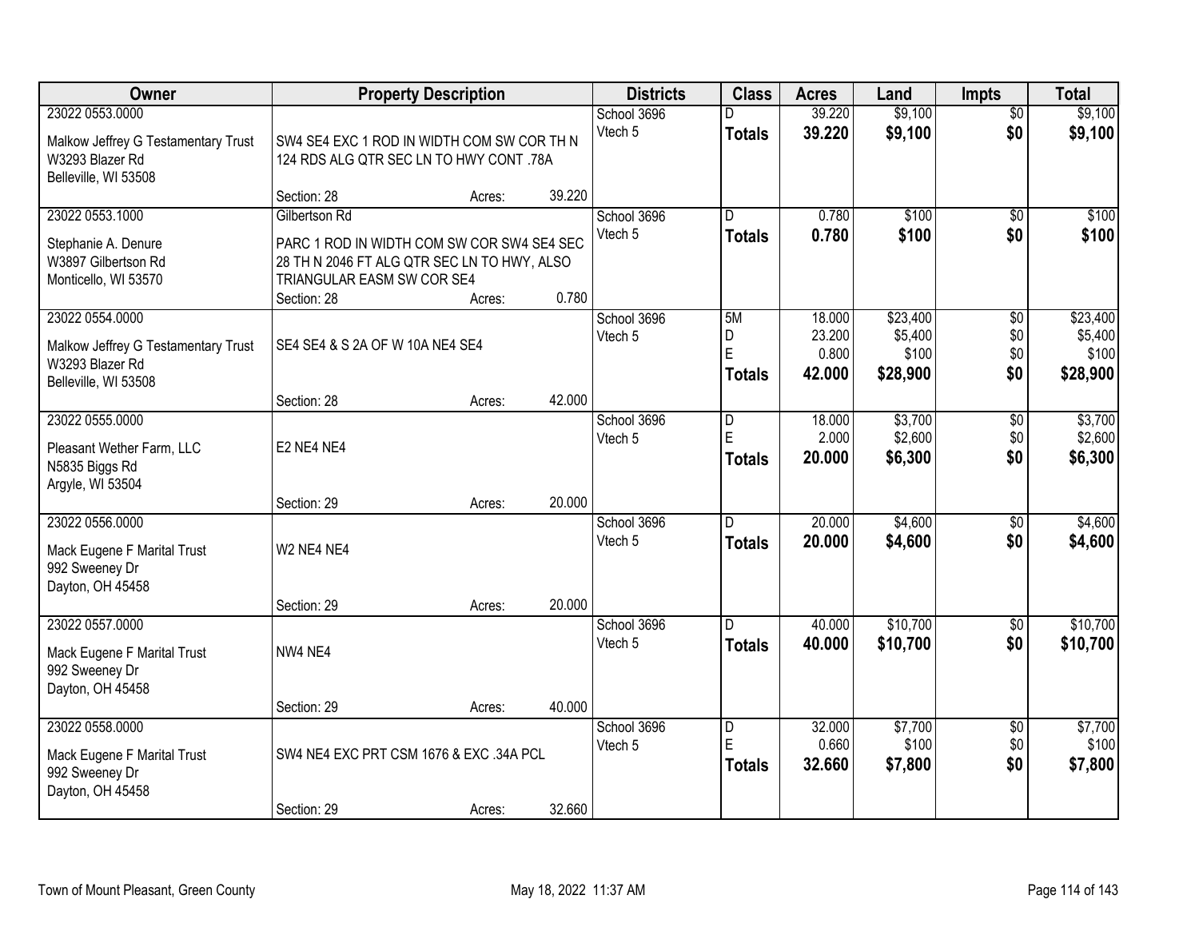| Owner | Property Description | Districts | Class | Acres | Land | Impts | Total |
|---|---|---|---|---|---|---|---|
| 23022 0553.0000<br>Malkow Jeffrey G Testamentary Trust<br>W3293 Blazer Rd<br>Belleville, WI 53508 | SW4 SE4 EXC 1 ROD IN WIDTH COM SW COR TH N 124 RDS ALG QTR SEC LN TO HWY CONT .78A<br>Section: 28 Acres: 39.220 | School 3696<br>Vtech 5 | D<br>**Totals** | 39.220<br>**39.220** | $9,100<br>**$9,100** | $0<br>**$0** | $9,100<br>**$9,100** |
| 23022 0553.1000<br>Stephanie A. Denure<br>W3897 Gilbertson Rd<br>Monticello, WI 53570 | Gilbertson Rd<br>PARC 1 ROD IN WIDTH COM SW COR SW4 SE4 SEC 28 TH N 2046 FT ALG QTR SEC LN TO HWY, ALSO TRIANGULAR EASM SW COR SE4<br>Section: 28 Acres: 0.780 | School 3696<br>Vtech 5 | D<br>**Totals** | 0.780<br>**0.780** | $100<br>**$100** | $0<br>**$0** | $100<br>**$100** |
| 23022 0554.0000<br>Malkow Jeffrey G Testamentary Trust<br>W3293 Blazer Rd<br>Belleville, WI 53508 | SE4 SE4 & S 2A OF W 10A NE4 SE4<br>Section: 28 Acres: 42.000 | School 3696<br>Vtech 5 | 5M<br>D<br>E<br>**Totals** | 18.000<br>23.200<br>0.800<br>**42.000** | $23,400<br>$5,400<br>$100<br>**$28,900** | $0<br>$0<br>$0<br>**$0** | $23,400<br>$5,400<br>$100<br>**$28,900** |
| 23022 0555.0000<br>Pleasant Wether Farm, LLC<br>N5835 Biggs Rd<br>Argyle, WI 53504 | E2 NE4 NE4<br>Section: 29 Acres: 20.000 | School 3696<br>Vtech 5 | D<br>E<br>**Totals** | 18.000<br>2.000<br>**20.000** | $3,700<br>$2,600<br>**$6,300** | $0<br>$0<br>**$0** | $3,700<br>$2,600<br>**$6,300** |
| 23022 0556.0000<br>Mack Eugene F Marital Trust<br>992 Sweeney Dr<br>Dayton, OH 45458 | W2 NE4 NE4<br>Section: 29 Acres: 20.000 | School 3696<br>Vtech 5 | D<br>**Totals** | 20.000<br>**20.000** | $4,600<br>**$4,600** | $0<br>**$0** | $4,600<br>**$4,600** |
| 23022 0557.0000<br>Mack Eugene F Marital Trust<br>992 Sweeney Dr<br>Dayton, OH 45458 | NW4 NE4<br>Section: 29 Acres: 40.000 | School 3696<br>Vtech 5 | D<br>**Totals** | 40.000<br>**40.000** | $10,700<br>**$10,700** | $0<br>**$0** | $10,700<br>**$10,700** |
| 23022 0558.0000<br>Mack Eugene F Marital Trust<br>992 Sweeney Dr<br>Dayton, OH 45458 | SW4 NE4 EXC PRT CSM 1676 & EXC .34A PCL<br>Section: 29 Acres: 32.660 | School 3696<br>Vtech 5 | D<br>E<br>**Totals** | 32.000<br>0.660<br>**32.660** | $7,700<br>$100<br>**$7,800** | $0<br>$0<br>**$0** | $7,700<br>$100<br>**$7,800** |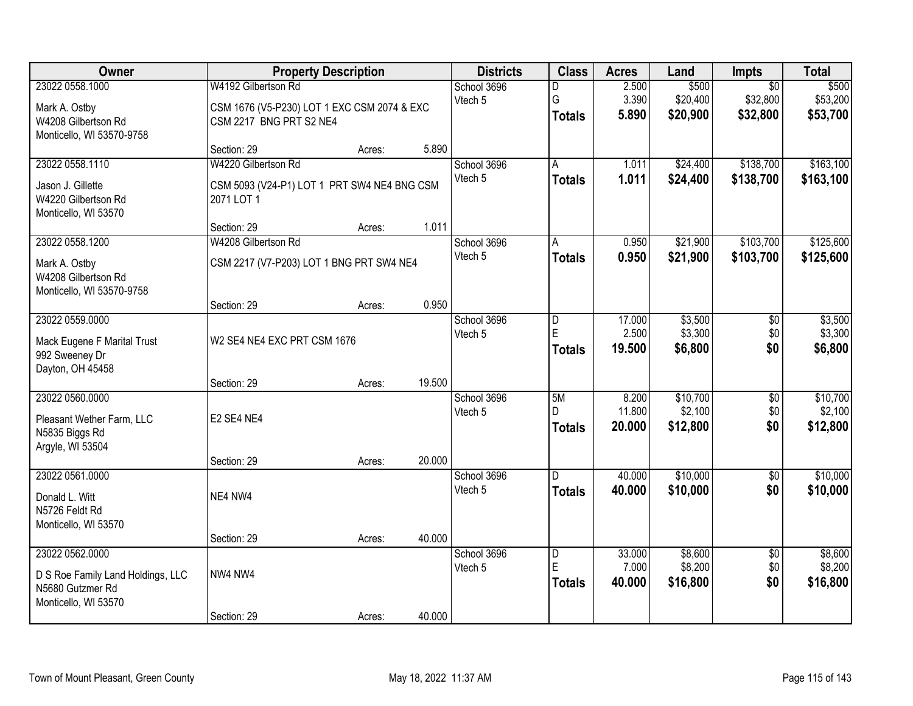| Owner | Property Description | Districts | Class | Acres | Land | Impts | Total |
|---|---|---|---|---|---|---|---|
| 23022 0558.1000<br>Mark A. Ostby<br>W4208 Gilbertson Rd<br>Monticello, WI 53570-9758 | W4192 Gilbertson Rd<br>CSM 1676 (V5-P230) LOT 1 EXC CSM 2074 & EXC CSM 2217 BNG PRT S2 NE4<br>Section: 29 Acres: 5.890 | School 3696<br>Vtech 5 | D<br>G<br>**Totals** | 2.500<br>3.390<br>**5.890** | $500<br>$20,400<br>**$20,900** | $0<br>$32,800<br>**$32,800** | $500<br>$53,200<br>**$53,700** |
| 23022 0558.1110<br>Jason J. Gillette<br>W4220 Gilbertson Rd<br>Monticello, WI 53570 | W4220 Gilbertson Rd<br>CSM 5093 (V24-P1) LOT 1 PRT SW4 NE4 BNG CSM 2071 LOT 1<br>Section: 29 Acres: 1.011 | School 3696<br>Vtech 5 | A<br>**Totals** | 1.011<br>**1.011** | $24,400<br>**$24,400** | $138,700<br>**$138,700** | $163,100<br>**$163,100** |
| 23022 0558.1200<br>Mark A. Ostby<br>W4208 Gilbertson Rd<br>Monticello, WI 53570-9758 | W4208 Gilbertson Rd<br>CSM 2217 (V7-P203) LOT 1 BNG PRT SW4 NE4<br>Section: 29 Acres: 0.950 | School 3696<br>Vtech 5 | A<br>**Totals** | 0.950<br>**0.950** | $21,900<br>**$21,900** | $103,700<br>**$103,700** | $125,600<br>**$125,600** |
| 23022 0559.0000<br>Mack Eugene F Marital Trust<br>992 Sweeney Dr<br>Dayton, OH 45458 | W2 SE4 NE4 EXC PRT CSM 1676<br>Section: 29 Acres: 19.500 | School 3696<br>Vtech 5 | D<br>E<br>**Totals** | 17.000<br>2.500<br>**19.500** | $3,500<br>$3,300<br>**$6,800** | $0<br>$0<br>**$0** | $3,500<br>$3,300<br>**$6,800** |
| 23022 0560.0000<br>Pleasant Wether Farm, LLC<br>N5835 Biggs Rd<br>Argyle, WI 53504 | E2 SE4 NE4<br>Section: 29 Acres: 20.000 | School 3696<br>Vtech 5 | 5M<br>D<br>**Totals** | 8.200<br>11.800<br>**20.000** | $10,700<br>$2,100<br>**$12,800** | $0<br>$0<br>**$0** | $10,700<br>$2,100<br>**$12,800** |
| 23022 0561.0000<br>Donald L. Witt<br>N5726 Feldt Rd<br>Monticello, WI 53570 | NE4 NW4<br>Section: 29 Acres: 40.000 | School 3696<br>Vtech 5 | D<br>**Totals** | 40.000<br>**40.000** | $10,000<br>**$10,000** | $0<br>**$0** | $10,000<br>**$10,000** |
| 23022 0562.0000<br>D S Roe Family Land Holdings, LLC<br>N5680 Gutzmer Rd<br>Monticello, WI 53570 | NW4 NW4<br>Section: 29 Acres: 40.000 | School 3696<br>Vtech 5 | D<br>E<br>**Totals** | 33.000<br>7.000<br>**40.000** | $8,600<br>$8,200<br>**$16,800** | $0<br>$0<br>**$0** | $8,600<br>$8,200<br>**$16,800** |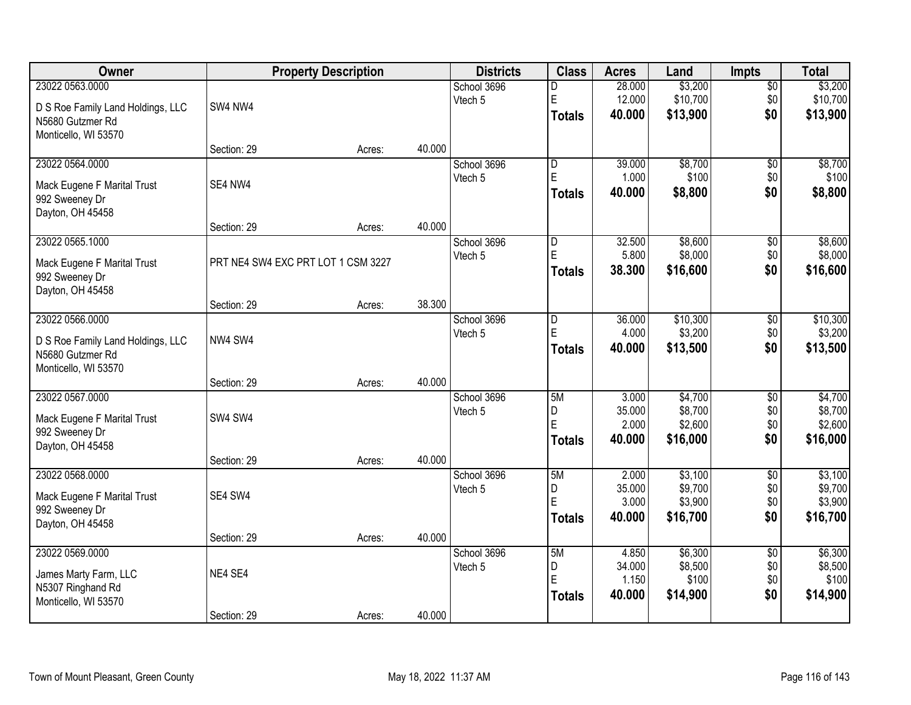| Owner | Property Description | | | Districts | Class | Acres | Land | Impts | Total |
|---|---|---|---|---|---|---|---|---|---|
| 23022 0563.0000<br>D S Roe Family Land Holdings, LLC<br>N5680 Gutzmer Rd<br>Monticello, WI 53570 | SW4 NW4 | | | School 3696<br>Vtech 5 | D<br>E<br>**Totals** | 28.000<br>12.000<br>**40.000** | $3,200<br>$10,700<br>**$13,900** | $0<br>$0<br>**$0** | $3,200<br>$10,700<br>**$13,900** |
| | Section: 29 | Acres: | 40.000 | | | | | | |
| 23022 0564.0000<br>Mack Eugene F Marital Trust<br>992 Sweeney Dr<br>Dayton, OH 45458 | SE4 NW4 | | | School 3696<br>Vtech 5 | D<br>E<br>**Totals** | 39.000<br>1.000<br>**40.000** | $8,700<br>$100<br>**$8,800** | $0<br>$0<br>**$0** | $8,700<br>$100<br>**$8,800** |
| | Section: 29 | Acres: | 40.000 | | | | | | |
| 23022 0565.1000<br>Mack Eugene F Marital Trust<br>992 Sweeney Dr<br>Dayton, OH 45458 | PRT NE4 SW4 EXC PRT LOT 1 CSM 3227 | | | School 3696<br>Vtech 5 | D<br>E<br>**Totals** | 32.500<br>5.800<br>**38.300** | $8,600<br>$8,000<br>**$16,600** | $0<br>$0<br>**$0** | $8,600<br>$8,000<br>**$16,600** |
| | Section: 29 | Acres: | 38.300 | | | | | | |
| 23022 0566.0000<br>D S Roe Family Land Holdings, LLC<br>N5680 Gutzmer Rd<br>Monticello, WI 53570 | NW4 SW4 | | | School 3696<br>Vtech 5 | D<br>E<br>**Totals** | 36.000<br>4.000<br>**40.000** | $10,300<br>$3,200<br>**$13,500** | $0<br>$0<br>**$0** | $10,300<br>$3,200<br>**$13,500** |
| | Section: 29 | Acres: | 40.000 | | | | | | |
| 23022 0567.0000<br>Mack Eugene F Marital Trust<br>992 Sweeney Dr<br>Dayton, OH 45458 | SW4 SW4 | | | School 3696<br>Vtech 5 | 5M<br>D<br>E<br>**Totals** | 3.000<br>35.000<br>2.000<br>**40.000** | $4,700<br>$8,700<br>$2,600<br>**$16,000** | $0<br>$0<br>$0<br>**$0** | $4,700<br>$8,700<br>$2,600<br>**$16,000** |
| | Section: 29 | Acres: | 40.000 | | | | | | |
| 23022 0568.0000<br>Mack Eugene F Marital Trust<br>992 Sweeney Dr<br>Dayton, OH 45458 | SE4 SW4 | | | School 3696<br>Vtech 5 | 5M<br>D<br>E<br>**Totals** | 2.000<br>35.000<br>3.000<br>**40.000** | $3,100<br>$9,700<br>$3,900<br>**$16,700** | $0<br>$0<br>$0<br>**$0** | $3,100<br>$9,700<br>$3,900<br>**$16,700** |
| | Section: 29 | Acres: | 40.000 | | | | | | |
| 23022 0569.0000<br>James Marty Farm, LLC<br>N5307 Ringhand Rd<br>Monticello, WI 53570 | NE4 SE4 | | | School 3696<br>Vtech 5 | 5M<br>D<br>E<br>**Totals** | 4.850<br>34.000<br>1.150<br>**40.000** | $6,300<br>$8,500<br>$100<br>**$14,900** | $0<br>$0<br>$0<br>**$0** | $6,300<br>$8,500<br>$100<br>**$14,900** |
| | Section: 29 | Acres: | 40.000 | | | | | | |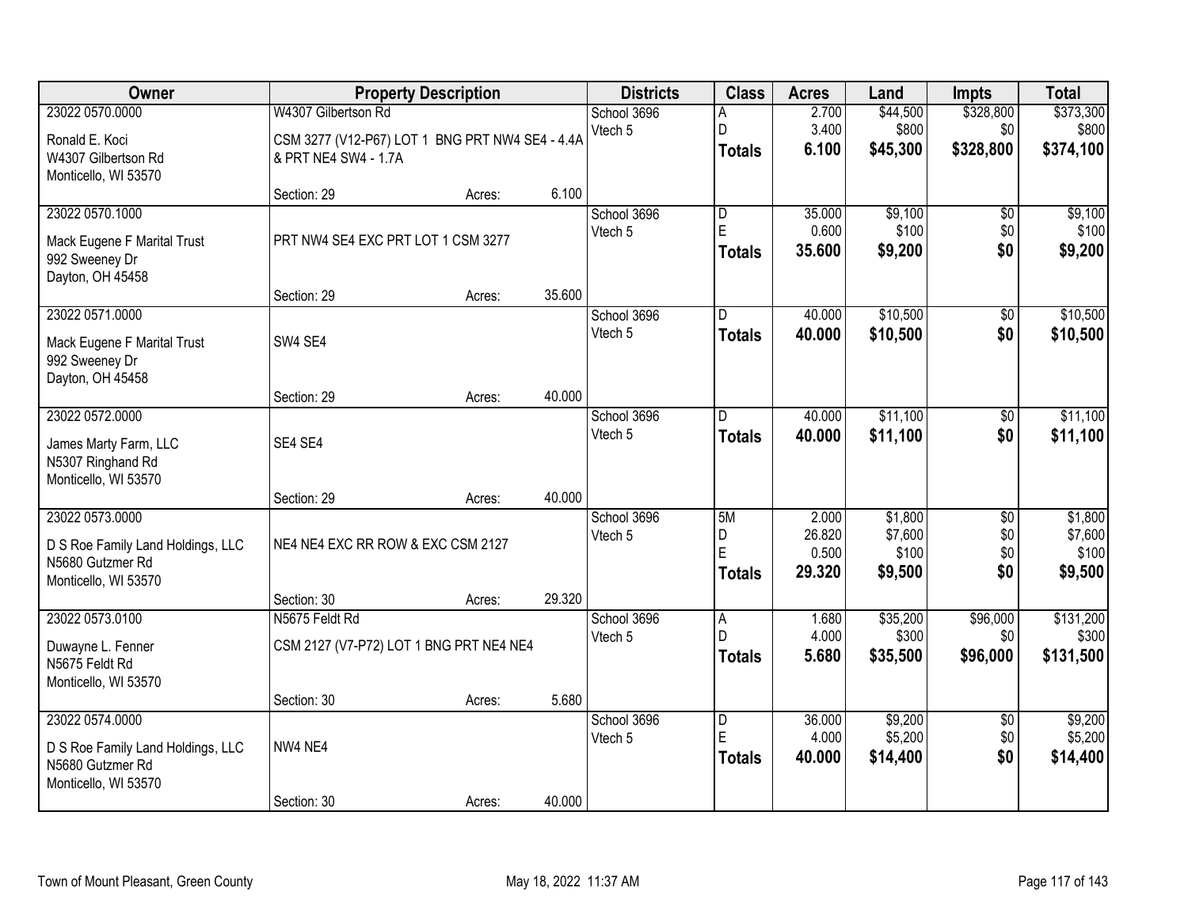| Owner | Property Description | Districts | Class | Acres | Land | Impts | Total |
|---|---|---|---|---|---|---|---|
| 23022 0570.0000<br>Ronald E. Koci<br>W4307 Gilbertson Rd<br>Monticello, WI 53570 | W4307 Gilbertson Rd<br>CSM 3277 (V12-P67) LOT 1 BNG PRT NW4 SE4 - 4.4A & PRT NE4 SW4 - 1.7A<br>Section: 29 Acres: 6.100 | School 3696<br>Vtech 5 | A<br>D<br>**Totals** | 2.700<br>3.400<br>**6.100** | $44,500<br>$800<br>**$45,300** | $328,800<br>$0<br>**$328,800** | $373,300<br>$800<br>**$374,100** |
| 23022 0570.1000<br>Mack Eugene F Marital Trust<br>992 Sweeney Dr<br>Dayton, OH 45458 | PRT NW4 SE4 EXC PRT LOT 1 CSM 3277<br>Section: 29 Acres: 35.600 | School 3696<br>Vtech 5 | D<br>E<br>**Totals** | 35.000<br>0.600<br>**35.600** | $9,100<br>$100<br>**$9,200** | $0<br>$0<br>**$0** | $9,100<br>$100<br>**$9,200** |
| 23022 0571.0000<br>Mack Eugene F Marital Trust<br>992 Sweeney Dr<br>Dayton, OH 45458 | SW4 SE4<br>Section: 29 Acres: 40.000 | School 3696<br>Vtech 5 | D<br>**Totals** | 40.000<br>**40.000** | $10,500<br>**$10,500** | $0<br>**$0** | $10,500<br>**$10,500** |
| 23022 0572.0000<br>James Marty Farm, LLC<br>N5307 Ringhand Rd<br>Monticello, WI 53570 | SE4 SE4<br>Section: 29 Acres: 40.000 | School 3696<br>Vtech 5 | D<br>**Totals** | 40.000<br>**40.000** | $11,100<br>**$11,100** | $0<br>**$0** | $11,100<br>**$11,100** |
| 23022 0573.0000<br>D S Roe Family Land Holdings, LLC<br>N5680 Gutzmer Rd<br>Monticello, WI 53570 | NE4 NE4 EXC RR ROW & EXC CSM 2127<br>Section: 30 Acres: 29.320 | School 3696<br>Vtech 5 | 5M<br>D<br>E<br>**Totals** | 2.000<br>26.820<br>0.500<br>**29.320** | $1,800<br>$7,600<br>$100<br>**$9,500** | $0<br>$0<br>$0<br>**$0** | $1,800<br>$7,600<br>$100<br>**$9,500** |
| 23022 0573.0100<br>Duwayne L. Fenner<br>N5675 Feldt Rd<br>Monticello, WI 53570 | N5675 Feldt Rd<br>CSM 2127 (V7-P72) LOT 1 BNG PRT NE4 NE4<br>Section: 30 Acres: 5.680 | School 3696<br>Vtech 5 | A<br>D<br>**Totals** | 1.680<br>4.000<br>**5.680** | $35,200<br>$300<br>**$35,500** | $96,000<br>$0<br>**$96,000** | $131,200<br>$300<br>**$131,500** |
| 23022 0574.0000<br>D S Roe Family Land Holdings, LLC<br>N5680 Gutzmer Rd<br>Monticello, WI 53570 | NW4 NE4<br>Section: 30 Acres: 40.000 | School 3696<br>Vtech 5 | D<br>E<br>**Totals** | 36.000<br>4.000<br>**40.000** | $9,200<br>$5,200<br>**$14,400** | $0<br>$0<br>**$0** | $9,200<br>$5,200<br>**$14,400** |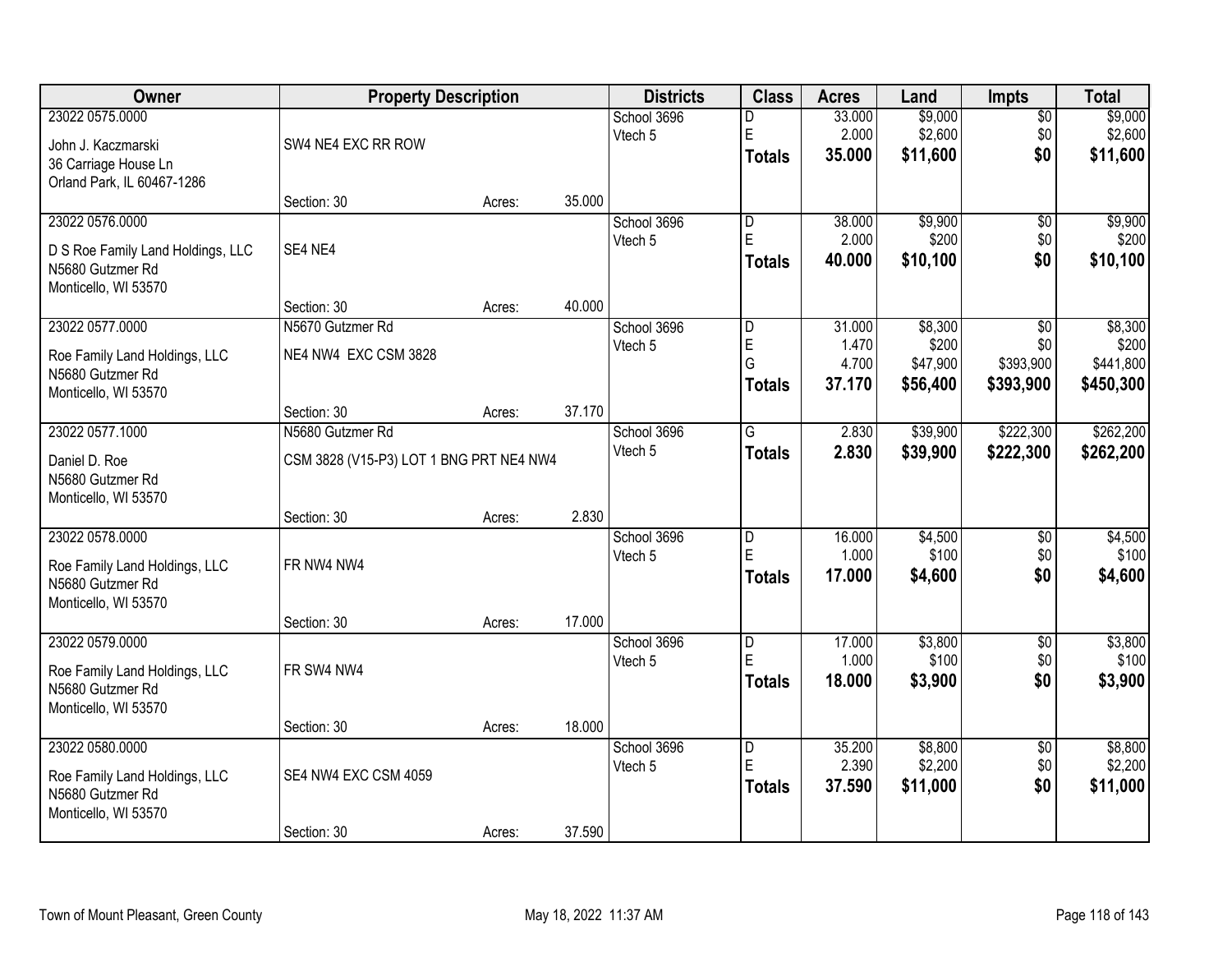| Owner | Property Description | | | Districts | Class | Acres | Land | Impts | Total |
|---|---|---|---|---|---|---|---|---|---|
| 23022 0575.0000<br>John J. Kaczmarski<br>36 Carriage House Ln<br>Orland Park, IL 60467-1286 | SW4 NE4 EXC RR ROW<br><br>Section: 30 | Acres: | 35.000 | School 3696<br>Vtech 5 | D<br>E<br>**Totals** | 33.000<br>2.000<br>**35.000** | $9,000<br>$2,600<br>**$11,600** | $0<br>$0<br>**$0** | $9,000<br>$2,600<br>**$11,600** |
| 23022 0576.0000<br>D S Roe Family Land Holdings, LLC<br>N5680 Gutzmer Rd<br>Monticello, WI 53570 | SE4 NE4<br><br>Section: 30 | Acres: | 40.000 | School 3696<br>Vtech 5 | D<br>E<br>**Totals** | 38.000<br>2.000<br>**40.000** | $9,900<br>$200<br>**$10,100** | $0<br>$0<br>**$0** | $9,900<br>$200<br>**$10,100** |
| 23022 0577.0000<br>Roe Family Land Holdings, LLC<br>N5680 Gutzmer Rd<br>Monticello, WI 53570 | N5670 Gutzmer Rd<br>NE4 NW4 EXC CSM 3828<br><br>Section: 30 | Acres: | 37.170 | School 3696<br>Vtech 5 | D<br>E<br>G<br>**Totals** | 31.000<br>1.470<br>4.700<br>**37.170** | $8,300<br>$200<br>$47,900<br>**$56,400** | $0<br>$0<br>$393,900<br>**$393,900** | $8,300<br>$200<br>$441,800<br>**$450,300** |
| 23022 0577.1000<br>Daniel D. Roe<br>N5680 Gutzmer Rd<br>Monticello, WI 53570 | N5680 Gutzmer Rd<br>CSM 3828 (V15-P3) LOT 1 BNG PRT NE4 NW4<br><br>Section: 30 | Acres: | 2.830 | School 3696<br>Vtech 5 | G<br>**Totals** | 2.830<br>**2.830** | $39,900<br>**$39,900** | $222,300<br>**$222,300** | $262,200<br>**$262,200** |
| 23022 0578.0000<br>Roe Family Land Holdings, LLC<br>N5680 Gutzmer Rd<br>Monticello, WI 53570 | FR NW4 NW4<br><br>Section: 30 | Acres: | 17.000 | School 3696<br>Vtech 5 | D<br>E<br>**Totals** | 16.000<br>1.000<br>**17.000** | $4,500<br>$100<br>**$4,600** | $0<br>$0<br>**$0** | $4,500<br>$100<br>**$4,600** |
| 23022 0579.0000<br>Roe Family Land Holdings, LLC<br>N5680 Gutzmer Rd<br>Monticello, WI 53570 | FR SW4 NW4<br><br>Section: 30 | Acres: | 18.000 | School 3696<br>Vtech 5 | D<br>E<br>**Totals** | 17.000<br>1.000<br>**18.000** | $3,800<br>$100<br>**$3,900** | $0<br>$0<br>**$0** | $3,800<br>$100<br>**$3,900** |
| 23022 0580.0000<br>Roe Family Land Holdings, LLC<br>N5680 Gutzmer Rd<br>Monticello, WI 53570 | SE4 NW4 EXC CSM 4059<br><br>Section: 30 | Acres: | 37.590 | School 3696<br>Vtech 5 | D<br>E<br>**Totals** | 35.200<br>2.390<br>**37.590** | $8,800<br>$2,200<br>**$11,000** | $0<br>$0<br>**$0** | $8,800<br>$2,200<br>**$11,000** |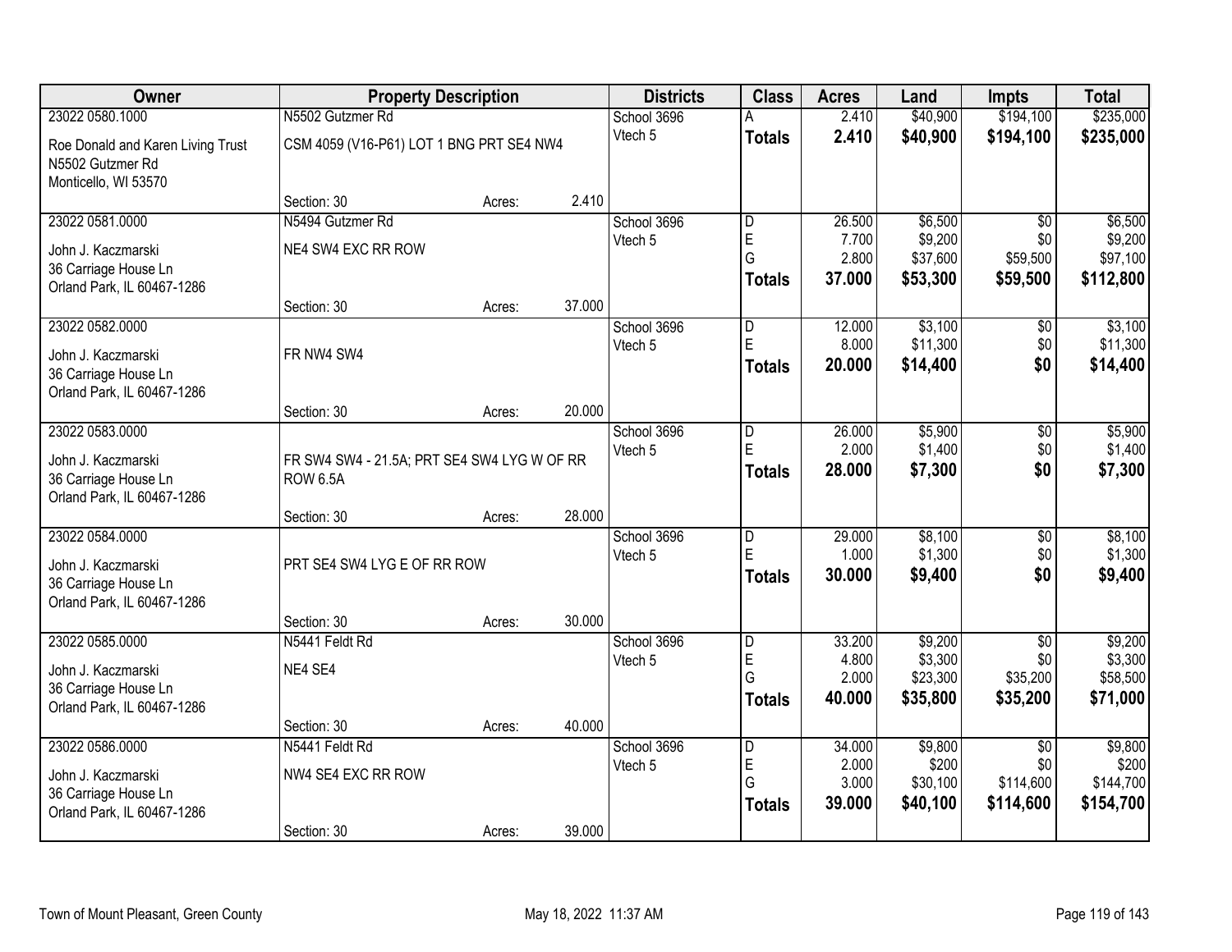| Owner | Property Description | | | Districts | Class | Acres | Land | Impts | Total |
|---|---|---|---|---|---|---|---|---|---|
| 23022 0580.1000 | N5502 Gutzmer Rd | | | School 3696 | A | 2.410 | $40,900 | $194,100 | $235,000 |
| Roe Donald and Karen Living Trust<br>N5502 Gutzmer Rd<br>Monticello, WI 53570 | CSM 4059 (V16-P61) LOT 1 BNG PRT SE4 NW4 | | | Vtech 5 | **Totals** | **2.410** | **$40,900** | **$194,100** | **$235,000** |
| | Section: 30 | Acres: | 2.410 | | | | | | |
| 23022 0581.0000 | N5494 Gutzmer Rd | | | School 3696 | D | 26.500 | $6,500 | $0 | $6,500 |
| John J. Kaczmarski<br>36 Carriage House Ln<br>Orland Park, IL 60467-1286 | NE4 SW4 EXC RR ROW | | | Vtech 5 | E | 7.700 | $9,200 | $0 | $9,200 |
| | | | | | G | 2.800 | $37,600 | $59,500 | $97,100 |
| | | | | | **Totals** | **37.000** | **$53,300** | **$59,500** | **$112,800** |
| | Section: 30 | Acres: | 37.000 | | | | | | |
| 23022 0582.0000 | | | | School 3696 | D | 12.000 | $3,100 | $0 | $3,100 |
| John J. Kaczmarski<br>36 Carriage House Ln<br>Orland Park, IL 60467-1286 | FR NW4 SW4 | | | Vtech 5 | E | 8.000 | $11,300 | $0 | $11,300 |
| | | | | | **Totals** | **20.000** | **$14,400** | **$0** | **$14,400** |
| | Section: 30 | Acres: | 20.000 | | | | | | |
| 23022 0583.0000 | | | | School 3696 | D | 26.000 | $5,900 | $0 | $5,900 |
| John J. Kaczmarski<br>36 Carriage House Ln<br>Orland Park, IL 60467-1286 | FR SW4 SW4 - 21.5A; PRT SE4 SW4 LYG W OF RR ROW 6.5A | | | Vtech 5 | E | 2.000 | $1,400 | $0 | $1,400 |
| | | | | | **Totals** | **28.000** | **$7,300** | **$0** | **$7,300** |
| | Section: 30 | Acres: | 28.000 | | | | | | |
| 23022 0584.0000 | | | | School 3696 | D | 29.000 | $8,100 | $0 | $8,100 |
| John J. Kaczmarski<br>36 Carriage House Ln<br>Orland Park, IL 60467-1286 | PRT SE4 SW4 LYG E OF RR ROW | | | Vtech 5 | E | 1.000 | $1,300 | $0 | $1,300 |
| | | | | | **Totals** | **30.000** | **$9,400** | **$0** | **$9,400** |
| | Section: 30 | Acres: | 30.000 | | | | | | |
| 23022 0585.0000 | N5441 Feldt Rd | | | School 3696 | D | 33.200 | $9,200 | $0 | $9,200 |
| John J. Kaczmarski<br>36 Carriage House Ln<br>Orland Park, IL 60467-1286 | NE4 SE4 | | | Vtech 5 | E | 4.800 | $3,300 | $0 | $3,300 |
| | | | | | G | 2.000 | $23,300 | $35,200 | $58,500 |
| | | | | | **Totals** | **40.000** | **$35,800** | **$35,200** | **$71,000** |
| | Section: 30 | Acres: | 40.000 | | | | | | |
| 23022 0586.0000 | N5441 Feldt Rd | | | School 3696 | D | 34.000 | $9,800 | $0 | $9,800 |
| John J. Kaczmarski<br>36 Carriage House Ln<br>Orland Park, IL 60467-1286 | NW4 SE4 EXC RR ROW | | | Vtech 5 | E | 2.000 | $200 | $0 | $200 |
| | | | | | G | 3.000 | $30,100 | $114,600 | $144,700 |
| | | | | | **Totals** | **39.000** | **$40,100** | **$114,600** | **$154,700** |
| | Section: 30 | Acres: | 39.000 | | | | | | |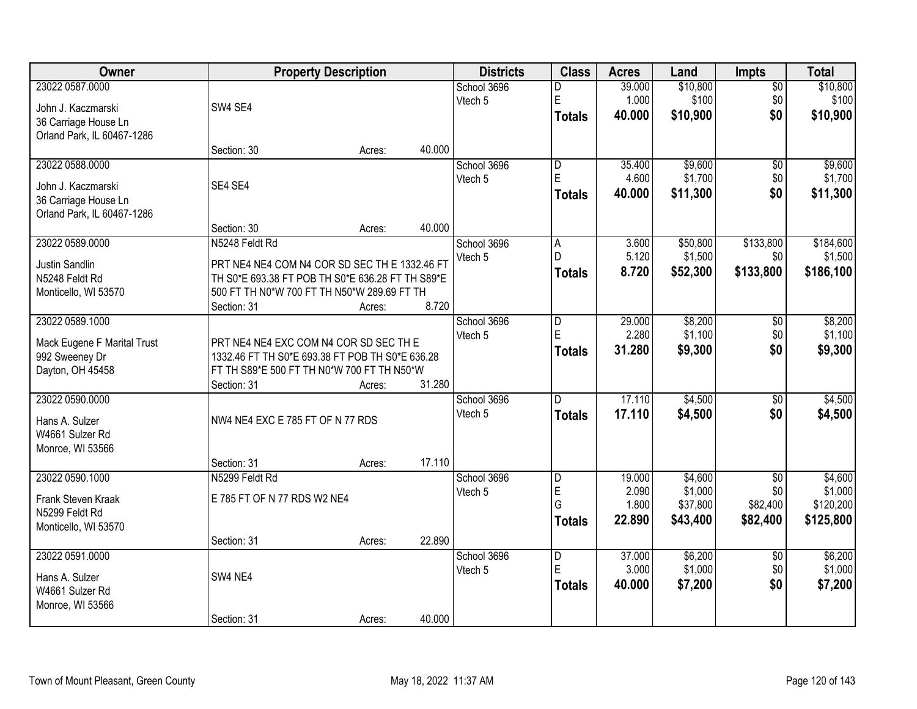| Owner | Property Description | Districts | Class | Acres | Land | Impts | Total |
|---|---|---|---|---|---|---|---|
| 23022 0587.0000<br>John J. Kaczmarski<br>36 Carriage House Ln<br>Orland Park, IL 60467-1286 | SW4 SE4<br>Section: 30 Acres: 40.000 | School 3696<br>Vtech 5 | D<br>E<br>**Totals** | 39.000<br>1.000<br>**40.000** | $10,800<br>$100<br>**$10,900** | $0<br>$0<br>**$0** | $10,800<br>$100<br>**$10,900** |
| 23022 0588.0000<br>John J. Kaczmarski<br>36 Carriage House Ln<br>Orland Park, IL 60467-1286 | SE4 SE4<br>Section: 30 Acres: 40.000 | School 3696<br>Vtech 5 | D<br>E<br>**Totals** | 35.400<br>4.600<br>**40.000** | $9,600<br>$1,700<br>**$11,300** | $0<br>$0<br>**$0** | $9,600<br>$1,700<br>**$11,300** |
| 23022 0589.0000<br>Justin Sandlin<br>N5248 Feldt Rd<br>Monticello, WI 53570 | N5248 Feldt Rd<br>PRT NE4 NE4 COM N4 COR SD SEC TH E 1332.46 FT TH S0*E 693.38 FT POB TH S0*E 636.28 FT TH S89*E 500 FT TH N0*W 700 FT TH N50*W 289.69 FT TH<br>Section: 31 Acres: 8.720 | School 3696<br>Vtech 5 | A<br>D<br>**Totals** | 3.600<br>5.120<br>**8.720** | $50,800<br>$1,500<br>**$52,300** | $133,800<br>$0<br>**$133,800** | $184,600<br>$1,500<br>**$186,100** |
| 23022 0589.1000<br>Mack Eugene F Marital Trust<br>992 Sweeney Dr<br>Dayton, OH 45458 | PRT NE4 NE4 EXC COM N4 COR SD SEC TH E 1332.46 FT TH S0*E 693.38 FT POB TH S0*E 636.28 FT TH S89*E 500 FT TH N0*W 700 FT TH N50*W<br>Section: 31 Acres: 31.280 | School 3696<br>Vtech 5 | D<br>E<br>**Totals** | 29.000<br>2.280<br>**31.280** | $8,200<br>$1,100<br>**$9,300** | $0<br>$0<br>**$0** | $8,200<br>$1,100<br>**$9,300** |
| 23022 0590.0000<br>Hans A. Sulzer<br>W4661 Sulzer Rd<br>Monroe, WI 53566 | NW4 NE4 EXC E 785 FT OF N 77 RDS<br>Section: 31 Acres: 17.110 | School 3696<br>Vtech 5 | D<br>**Totals** | 17.110<br>**17.110** | $4,500<br>**$4,500** | $0<br>**$0** | $4,500<br>**$4,500** |
| 23022 0590.1000<br>Frank Steven Kraak<br>N5299 Feldt Rd<br>Monticello, WI 53570 | N5299 Feldt Rd<br>E 785 FT OF N 77 RDS W2 NE4<br>Section: 31 Acres: 22.890 | School 3696<br>Vtech 5 | D<br>E<br>G<br>**Totals** | 19.000<br>2.090<br>1.800<br>**22.890** | $4,600<br>$1,000<br>$37,800<br>**$43,400** | $0<br>$0<br>$82,400<br>**$82,400** | $4,600<br>$1,000<br>$120,200<br>**$125,800** |
| 23022 0591.0000<br>Hans A. Sulzer<br>W4661 Sulzer Rd<br>Monroe, WI 53566 | SW4 NE4<br>Section: 31 Acres: 40.000 | School 3696<br>Vtech 5 | D<br>E<br>**Totals** | 37.000<br>3.000<br>**40.000** | $6,200<br>$1,000<br>**$7,200** | $0<br>$0<br>**$0** | $6,200<br>$1,000<br>**$7,200** |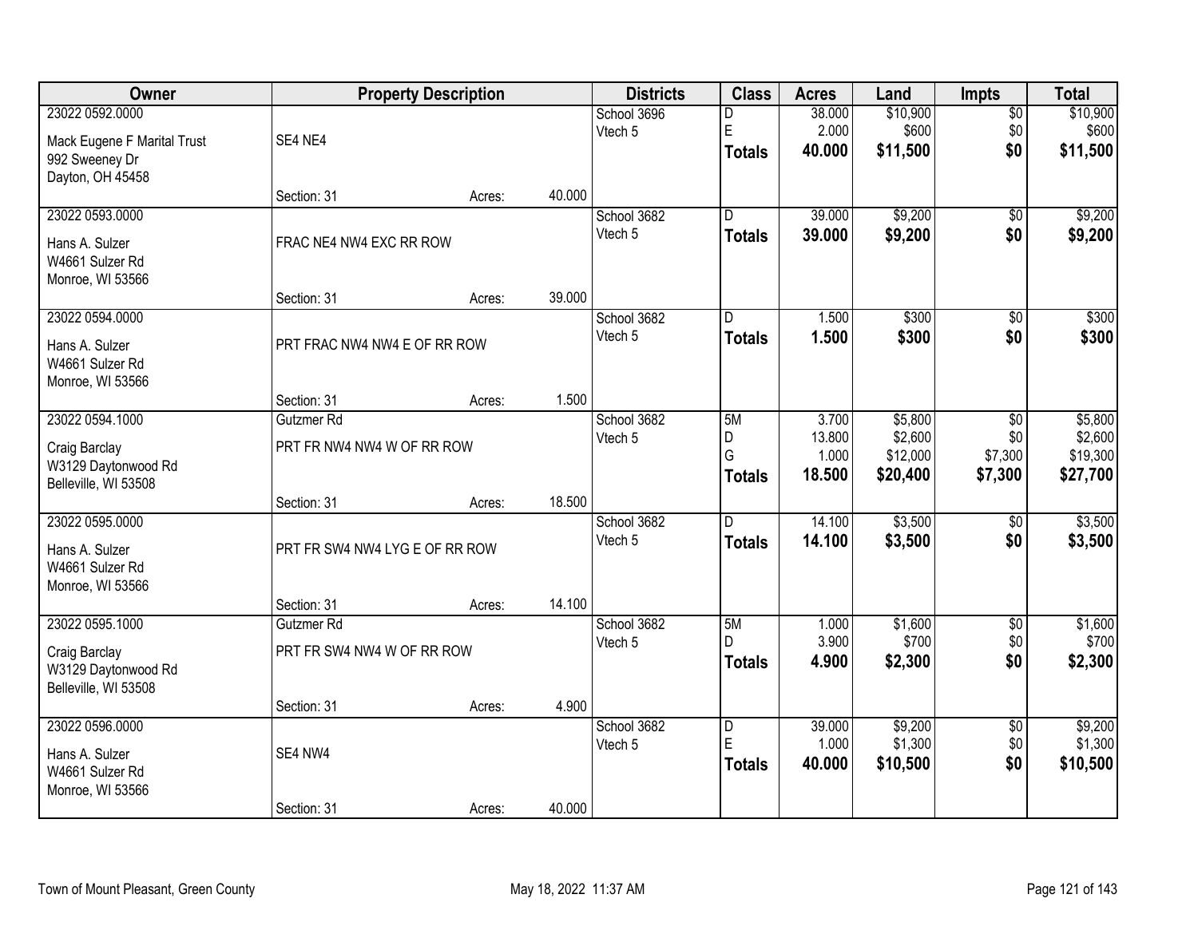| Owner | Property Description | | | Districts | Class | Acres | Land | Impts | Total |
|---|---|---|---|---|---|---|---|---|---|
| 23022 0592.0000<br>Mack Eugene F Marital Trust<br>992 Sweeney Dr<br>Dayton, OH 45458 | SE4 NE4<br>Section: 31 | Acres: | 40.000 | School 3696<br>Vtech 5 | D<br>E<br>**Totals** | 38.000<br>2.000<br>**40.000** | $10,900<br>$600<br>**$11,500** | $0<br>$0<br>**$0** | $10,900<br>$600<br>**$11,500** |
| 23022 0593.0000<br>Hans A. Sulzer<br>W4661 Sulzer Rd<br>Monroe, WI 53566 | FRAC NE4 NW4 EXC RR ROW<br>Section: 31 | Acres: | 39.000 | School 3682<br>Vtech 5 | D<br>**Totals** | 39.000<br>**39.000** | $9,200<br>**$9,200** | $0<br>**$0** | $9,200<br>**$9,200** |
| 23022 0594.0000<br>Hans A. Sulzer<br>W4661 Sulzer Rd<br>Monroe, WI 53566 | PRT FRAC NW4 NW4 E OF RR ROW<br>Section: 31 | Acres: | 1.500 | School 3682<br>Vtech 5 | D<br>**Totals** | 1.500<br>**1.500** | $300<br>**$300** | $0<br>**$0** | $300<br>**$300** |
| 23022 0594.1000<br>Craig Barclay<br>W3129 Daytonwood Rd<br>Belleville, WI 53508 | Gutzmer Rd<br>PRT FR NW4 NW4 W OF RR ROW<br>Section: 31 | Acres: | 18.500 | School 3682<br>Vtech 5 | 5M<br>D<br>G<br>**Totals** | 3.700<br>13.800<br>1.000<br>**18.500** | $5,800<br>$2,600<br>$12,000<br>**$20,400** | $0<br>$0<br>$7,300<br>**$7,300** | $5,800<br>$2,600<br>$19,300<br>**$27,700** |
| 23022 0595.0000<br>Hans A. Sulzer<br>W4661 Sulzer Rd<br>Monroe, WI 53566 | PRT FR SW4 NW4 LYG E OF RR ROW<br>Section: 31 | Acres: | 14.100 | School 3682<br>Vtech 5 | D<br>**Totals** | 14.100<br>**14.100** | $3,500<br>**$3,500** | $0<br>**$0** | $3,500<br>**$3,500** |
| 23022 0595.1000<br>Craig Barclay<br>W3129 Daytonwood Rd<br>Belleville, WI 53508 | Gutzmer Rd<br>PRT FR SW4 NW4 W OF RR ROW<br>Section: 31 | Acres: | 4.900 | School 3682<br>Vtech 5 | 5M<br>D<br>**Totals** | 1.000<br>3.900<br>**4.900** | $1,600<br>$700<br>**$2,300** | $0<br>$0<br>**$0** | $1,600<br>$700<br>**$2,300** |
| 23022 0596.0000<br>Hans A. Sulzer<br>W4661 Sulzer Rd<br>Monroe, WI 53566 | SE4 NW4<br>Section: 31 | Acres: | 40.000 | School 3682<br>Vtech 5 | D<br>E<br>**Totals** | 39.000<br>1.000<br>**40.000** | $9,200<br>$1,300<br>**$10,500** | $0<br>$0<br>**$0** | $9,200<br>$1,300<br>**$10,500** |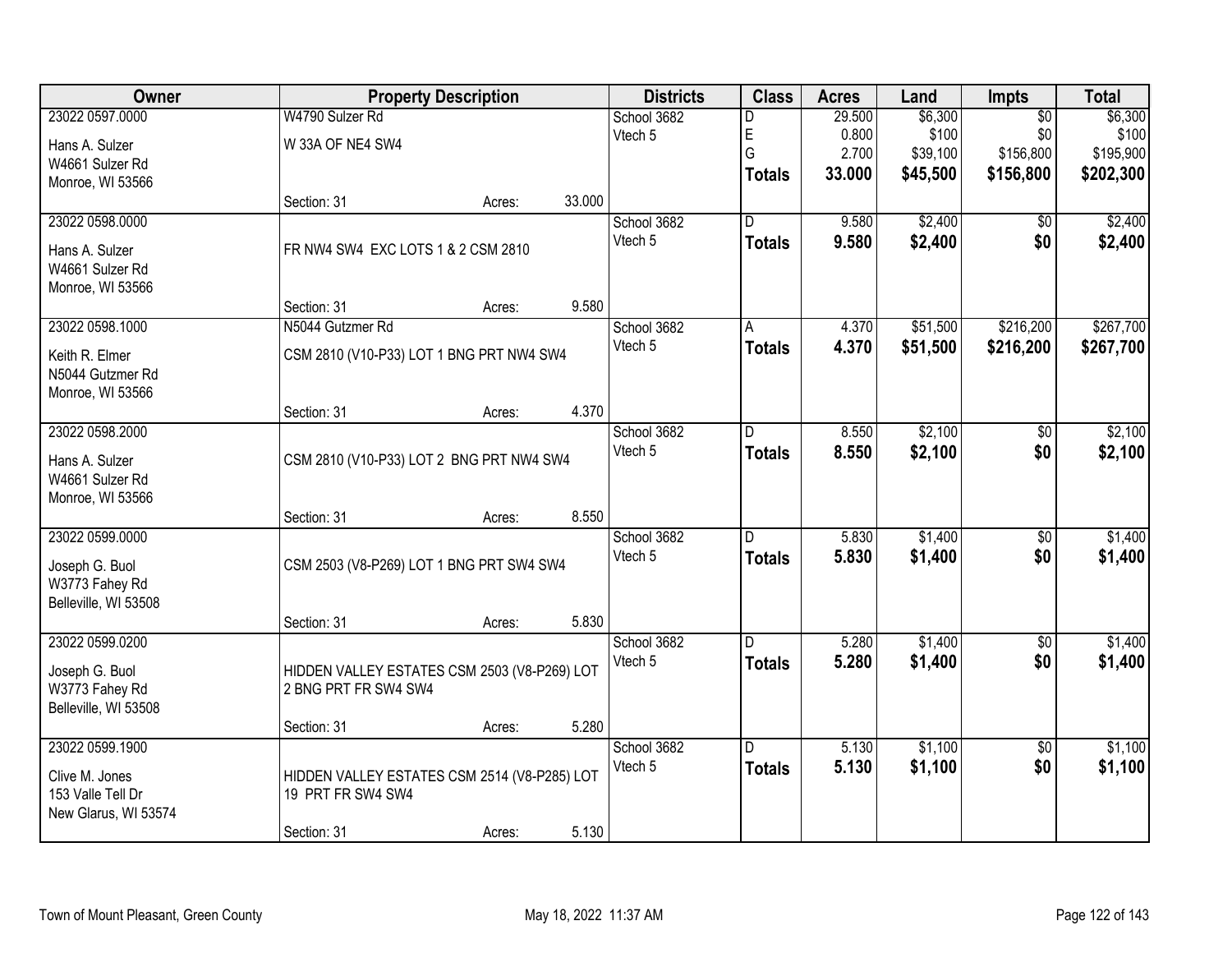| Owner | Property Description | | | Districts | Class | Acres | Land | Impts | Total |
|---|---|---|---|---|---|---|---|---|---|
| 23022 0597.0000 | W4790 Sulzer Rd | | | School 3682 | D | 29.500 | $6,300 | $0 | $6,300 |
| Hans A. Sulzer | W 33A OF NE4 SW4 | | | Vtech 5 | E | 0.800 | $100 | $0 | $100 |
| W4661 Sulzer Rd | | | | | G | 2.700 | $39,100 | $156,800 | $195,900 |
| Monroe, WI 53566 | | | | | **Totals** | **33.000** | **$45,500** | **$156,800** | **$202,300** |
| | Section: 31 | Acres: | 33.000 | | | | | | |
| 23022 0598.0000 | | | | School 3682 | D | 9.580 | $2,400 | $0 | $2,400 |
| Hans A. Sulzer | FR NW4 SW4 EXC LOTS 1 & 2 CSM 2810 | | | Vtech 5 | **Totals** | **9.580** | **$2,400** | **$0** | **$2,400** |
| W4661 Sulzer Rd | | | | | | | | | |
| Monroe, WI 53566 | | | | | | | | | |
| | Section: 31 | Acres: | 9.580 | | | | | | |
| 23022 0598.1000 | N5044 Gutzmer Rd | | | School 3682 | A | 4.370 | $51,500 | $216,200 | $267,700 |
| Keith R. Elmer | CSM 2810 (V10-P33) LOT 1 BNG PRT NW4 SW4 | | | Vtech 5 | **Totals** | **4.370** | **$51,500** | **$216,200** | **$267,700** |
| N5044 Gutzmer Rd | | | | | | | | | |
| Monroe, WI 53566 | | | | | | | | | |
| | Section: 31 | Acres: | 4.370 | | | | | | |
| 23022 0598.2000 | | | | School 3682 | D | 8.550 | $2,100 | $0 | $2,100 |
| Hans A. Sulzer | CSM 2810 (V10-P33) LOT 2 BNG PRT NW4 SW4 | | | Vtech 5 | **Totals** | **8.550** | **$2,100** | **$0** | **$2,100** |
| W4661 Sulzer Rd | | | | | | | | | |
| Monroe, WI 53566 | | | | | | | | | |
| | Section: 31 | Acres: | 8.550 | | | | | | |
| 23022 0599.0000 | | | | School 3682 | D | 5.830 | $1,400 | $0 | $1,400 |
| Joseph G. Buol | CSM 2503 (V8-P269) LOT 1 BNG PRT SW4 SW4 | | | Vtech 5 | **Totals** | **5.830** | **$1,400** | **$0** | **$1,400** |
| W3773 Fahey Rd | | | | | | | | | |
| Belleville, WI 53508 | | | | | | | | | |
| | Section: 31 | Acres: | 5.830 | | | | | | |
| 23022 0599.0200 | | | | School 3682 | D | 5.280 | $1,400 | $0 | $1,400 |
| Joseph G. Buol | HIDDEN VALLEY ESTATES CSM 2503 (V8-P269) LOT 2 BNG PRT FR SW4 SW4 | | | Vtech 5 | **Totals** | **5.280** | **$1,400** | **$0** | **$1,400** |
| W3773 Fahey Rd | | | | | | | | | |
| Belleville, WI 53508 | | | | | | | | | |
| | Section: 31 | Acres: | 5.280 | | | | | | |
| 23022 0599.1900 | | | | School 3682 | D | 5.130 | $1,100 | $0 | $1,100 |
| Clive M. Jones | HIDDEN VALLEY ESTATES CSM 2514 (V8-P285) LOT 19 PRT FR SW4 SW4 | | | Vtech 5 | **Totals** | **5.130** | **$1,100** | **$0** | **$1,100** |
| 153 Valle Tell Dr | | | | | | | | | |
| New Glarus, WI 53574 | | | | | | | | | |
| | Section: 31 | Acres: | 5.130 | | | | | | |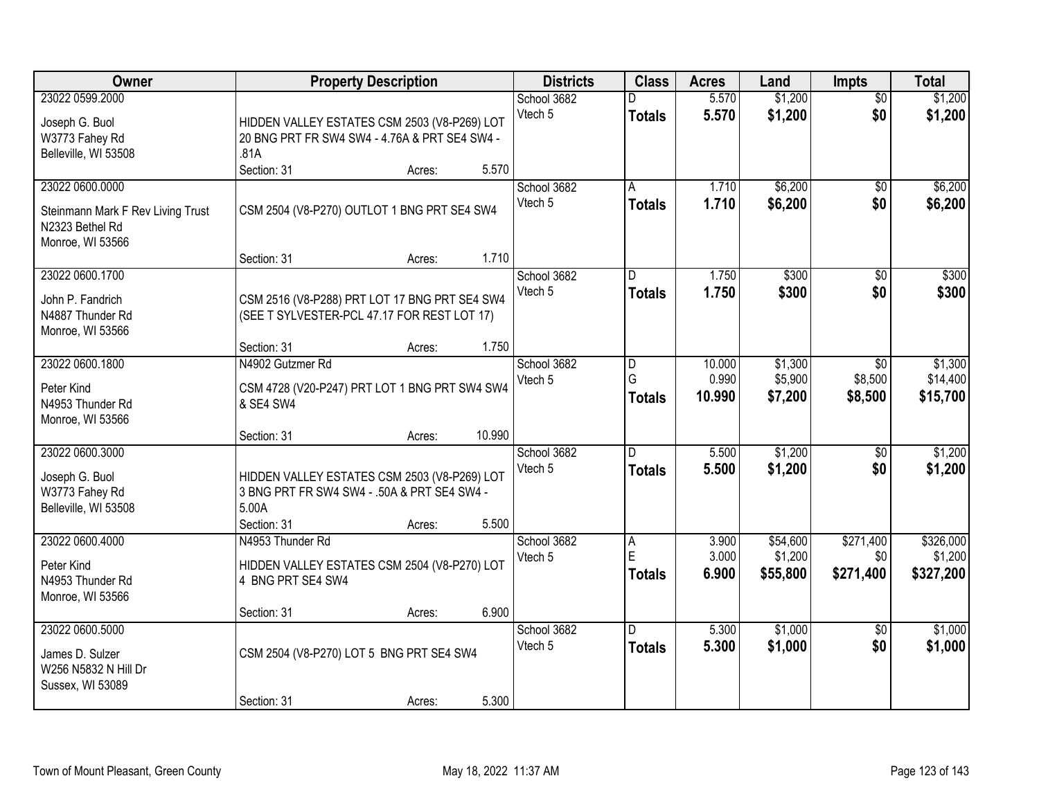| Owner | Property Description | Districts | Class | Acres | Land | Impts | Total |
|---|---|---|---|---|---|---|---|
| 23022 0599.2000<br>Joseph G. Buol<br>W3773 Fahey Rd<br>Belleville, WI 53508 | HIDDEN VALLEY ESTATES CSM 2503 (V8-P269) LOT 20 BNG PRT FR SW4 SW4 - 4.76A & PRT SE4 SW4 - .81A<br>Section: 31 Acres: 5.570 | School 3682<br>Vtech 5 | D<br>**Totals** | 5.570<br>**5.570** | $1,200<br>**$1,200** | $0<br>**$0** | $1,200<br>**$1,200** |
| 23022 0600.0000<br>Steinmann Mark F Rev Living Trust<br>N2323 Bethel Rd<br>Monroe, WI 53566 | CSM 2504 (V8-P270) OUTLOT 1 BNG PRT SE4 SW4<br>Section: 31 Acres: 1.710 | School 3682<br>Vtech 5 | A<br>**Totals** | 1.710<br>**1.710** | $6,200<br>**$6,200** | $0<br>**$0** | $6,200<br>**$6,200** |
| 23022 0600.1700<br>John P. Fandrich<br>N4887 Thunder Rd<br>Monroe, WI 53566 | CSM 2516 (V8-P288) PRT LOT 17 BNG PRT SE4 SW4 (SEE T SYLVESTER-PCL 47.17 FOR REST LOT 17)<br>Section: 31 Acres: 1.750 | School 3682<br>Vtech 5 | D<br>**Totals** | 1.750<br>**1.750** | $300<br>**$300** | $0<br>**$0** | $300<br>**$300** |
| 23022 0600.1800<br>Peter Kind<br>N4953 Thunder Rd<br>Monroe, WI 53566 | N4902 Gutzmer Rd<br>CSM 4728 (V20-P247) PRT LOT 1 BNG PRT SW4 SW4 & SE4 SW4<br>Section: 31 Acres: 10.990 | School 3682<br>Vtech 5 | D<br>G<br>**Totals** | 10.000<br>0.990<br>**10.990** | $1,300<br>$5,900<br>**$7,200** | $0<br>$8,500<br>**$8,500** | $1,300<br>$14,400<br>**$15,700** |
| 23022 0600.3000<br>Joseph G. Buol<br>W3773 Fahey Rd<br>Belleville, WI 53508 | HIDDEN VALLEY ESTATES CSM 2503 (V8-P269) LOT 3 BNG PRT FR SW4 SW4 - .50A & PRT SE4 SW4 - 5.00A<br>Section: 31 Acres: 5.500 | School 3682<br>Vtech 5 | D<br>**Totals** | 5.500<br>**5.500** | $1,200<br>**$1,200** | $0<br>**$0** | $1,200<br>**$1,200** |
| 23022 0600.4000<br>Peter Kind<br>N4953 Thunder Rd<br>Monroe, WI 53566 | N4953 Thunder Rd<br>HIDDEN VALLEY ESTATES CSM 2504 (V8-P270) LOT 4 BNG PRT SE4 SW4<br>Section: 31 Acres: 6.900 | School 3682<br>Vtech 5 | A<br>E<br>**Totals** | 3.900<br>3.000<br>**6.900** | $54,600<br>$1,200<br>**$55,800** | $271,400<br>$0<br>**$271,400** | $326,000<br>$1,200<br>**$327,200** |
| 23022 0600.5000<br>James D. Sulzer<br>W256 N5832 N Hill Dr<br>Sussex, WI 53089 | CSM 2504 (V8-P270) LOT 5 BNG PRT SE4 SW4<br>Section: 31 Acres: 5.300 | School 3682<br>Vtech 5 | D<br>**Totals** | 5.300<br>**5.300** | $1,000<br>**$1,000** | $0<br>**$0** | $1,000<br>**$1,000** |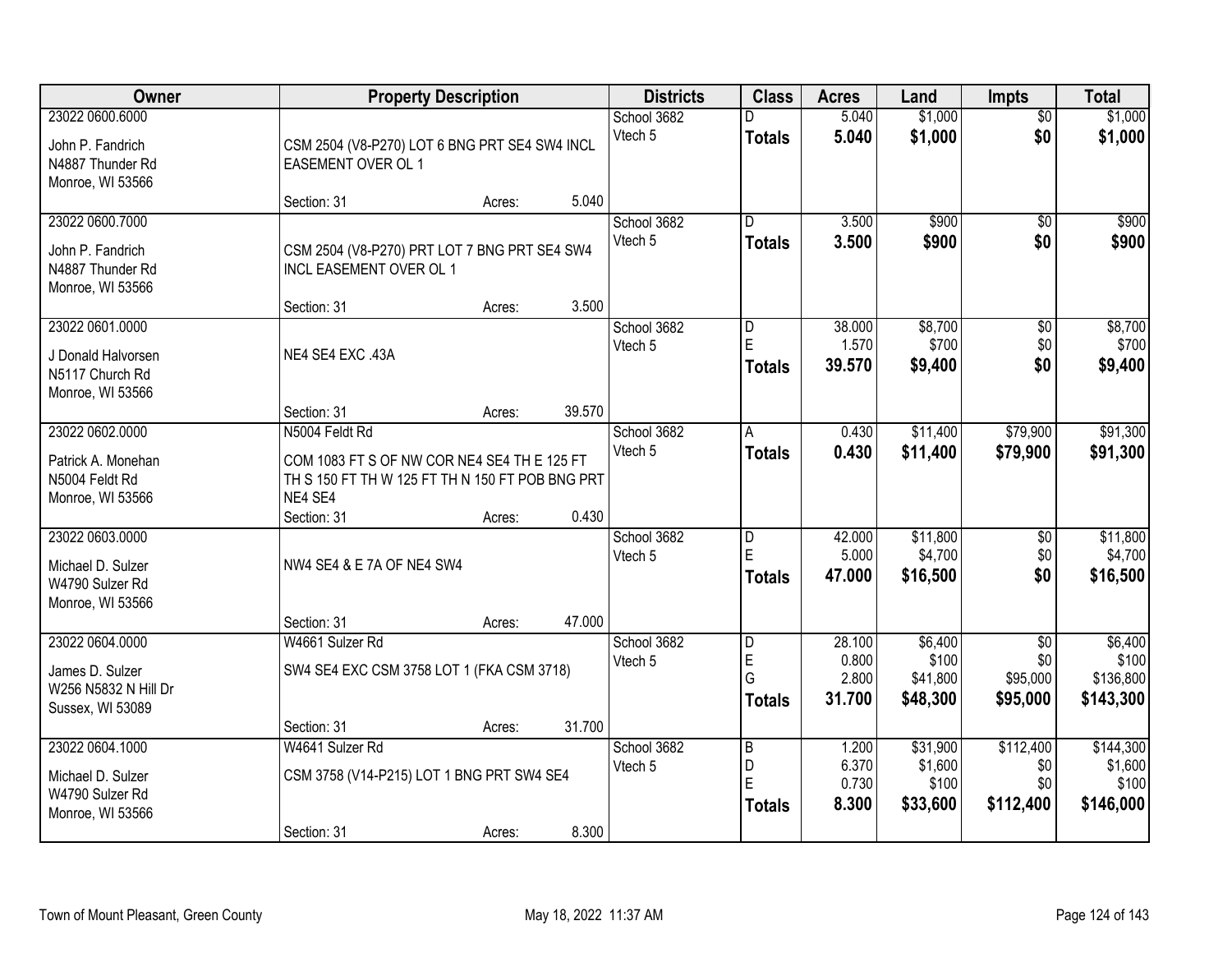| Owner | Property Description | Districts | Class | Acres | Land | Impts | Total |
|---|---|---|---|---|---|---|---|
| 23022 0600.6000<br>John P. Fandrich<br>N4887 Thunder Rd<br>Monroe, WI 53566 | CSM 2504 (V8-P270) LOT 6 BNG PRT SE4 SW4 INCL EASEMENT OVER OL 1<br>Section: 31 Acres: 5.040 | School 3682<br>Vtech 5 | D<br>**Totals** | 5.040<br>**5.040** | $1,000<br>**$1,000** | $0<br>**$0** | $1,000<br>**$1,000** |
| 23022 0600.7000<br>John P. Fandrich<br>N4887 Thunder Rd<br>Monroe, WI 53566 | CSM 2504 (V8-P270) PRT LOT 7 BNG PRT SE4 SW4 INCL EASEMENT OVER OL 1<br>Section: 31 Acres: 3.500 | School 3682<br>Vtech 5 | D<br>**Totals** | 3.500<br>**3.500** | $900<br>**$900** | $0<br>**$0** | $900<br>**$900** |
| 23022 0601.0000<br>J Donald Halvorsen<br>N5117 Church Rd<br>Monroe, WI 53566 | NE4 SE4 EXC .43A<br>Section: 31 Acres: 39.570 | School 3682<br>Vtech 5 | D<br>E<br>**Totals** | 38.000<br>1.570<br>**39.570** | $8,700<br>$700<br>**$9,400** | $0<br>$0<br>**$0** | $8,700<br>$700<br>**$9,400** |
| 23022 0602.0000<br>Patrick A. Monehan<br>N5004 Feldt Rd<br>Monroe, WI 53566 | N5004 Feldt Rd<br>COM 1083 FT S OF NW COR NE4 SE4 TH E 125 FT TH S 150 FT TH W 125 FT TH N 150 FT POB BNG PRT NE4 SE4<br>Section: 31 Acres: 0.430 | School 3682<br>Vtech 5 | A<br>**Totals** | 0.430<br>**0.430** | $11,400<br>**$11,400** | $79,900<br>**$79,900** | $91,300<br>**$91,300** |
| 23022 0603.0000<br>Michael D. Sulzer<br>W4790 Sulzer Rd<br>Monroe, WI 53566 | NW4 SE4 & E 7A OF NE4 SW4<br>Section: 31 Acres: 47.000 | School 3682<br>Vtech 5 | D<br>E<br>**Totals** | 42.000<br>5.000<br>**47.000** | $11,800<br>$4,700<br>**$16,500** | $0<br>$0<br>**$0** | $11,800<br>$4,700<br>**$16,500** |
| 23022 0604.0000<br>James D. Sulzer<br>W256 N5832 N Hill Dr<br>Sussex, WI 53089 | W4661 Sulzer Rd<br>SW4 SE4 EXC CSM 3758 LOT 1 (FKA CSM 3718)<br>Section: 31 Acres: 31.700 | School 3682<br>Vtech 5 | D<br>E<br>G<br>**Totals** | 28.100<br>0.800<br>2.800<br>**31.700** | $6,400<br>$100<br>$41,800<br>**$48,300** | $0<br>$0<br>$95,000<br>**$95,000** | $6,400<br>$100<br>$136,800<br>**$143,300** |
| 23022 0604.1000<br>Michael D. Sulzer<br>W4790 Sulzer Rd<br>Monroe, WI 53566 | W4641 Sulzer Rd<br>CSM 3758 (V14-P215) LOT 1 BNG PRT SW4 SE4<br>Section: 31 Acres: 8.300 | School 3682<br>Vtech 5 | B<br>D<br>E<br>**Totals** | 1.200<br>6.370<br>0.730<br>**8.300** | $31,900<br>$1,600<br>$100<br>**$33,600** | $112,400<br>$0<br>$0<br>**$112,400** | $144,300<br>$1,600<br>$100<br>**$146,000** |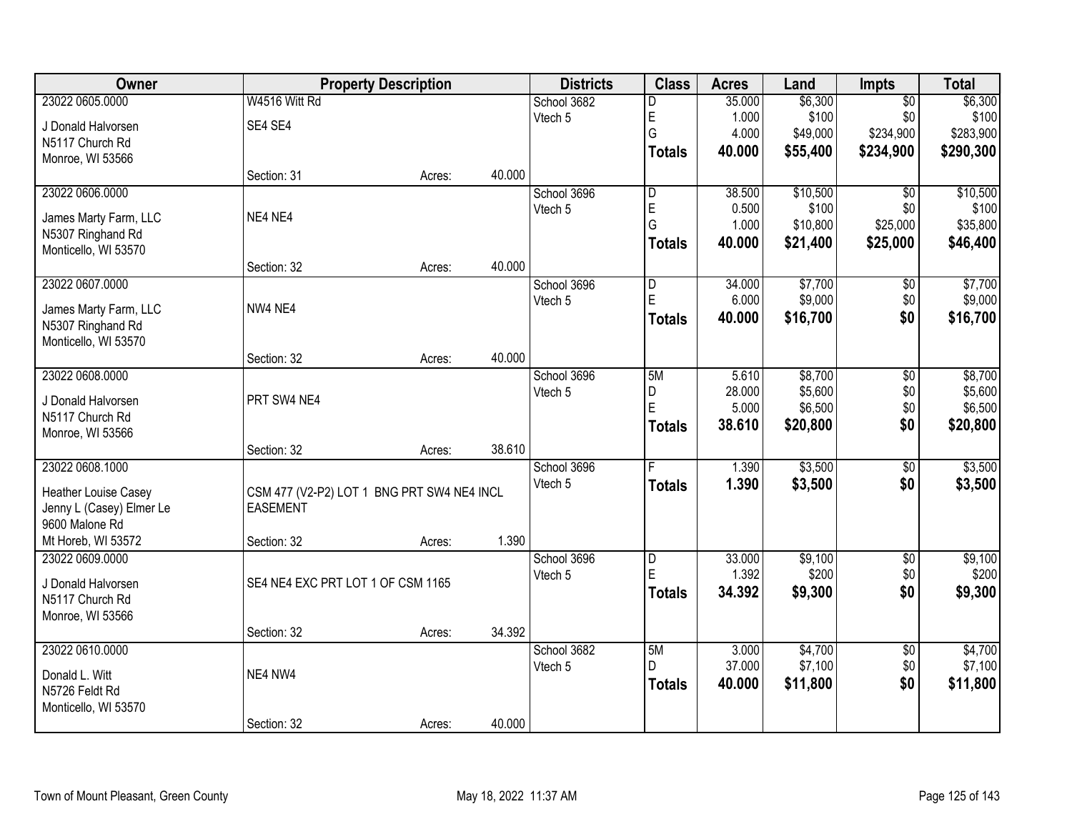| Owner | Property Description | | | Districts | Class | Acres | Land | Impts | Total |
|---|---|---|---|---|---|---|---|---|---|
| 23022 0605.0000<br>J Donald Halvorsen<br>N5117 Church Rd<br>Monroe, WI 53566 | W4516 Witt Rd<br>SE4 SE4<br>Section: 31 | Acres: | 40.000 | School 3682<br>Vtech 5 | D<br>E<br>G<br>**Totals** | 35.000<br>1.000<br>4.000<br>**40.000** | $6,300<br>$100<br>$49,000<br>**$55,400** | $0<br>$0<br>$234,900<br>**$234,900** | $6,300<br>$100<br>$283,900<br>**$290,300** |
| 23022 0606.0000<br>James Marty Farm, LLC<br>N5307 Ringhand Rd<br>Monticello, WI 53570 | NE4 NE4<br>Section: 32 | Acres: | 40.000 | School 3696<br>Vtech 5 | D<br>E<br>G<br>**Totals** | 38.500<br>0.500<br>1.000<br>**40.000** | $10,500<br>$100<br>$10,800<br>**$21,400** | $0<br>$0<br>$25,000<br>**$25,000** | $10,500<br>$100<br>$35,800<br>**$46,400** |
| 23022 0607.0000<br>James Marty Farm, LLC<br>N5307 Ringhand Rd<br>Monticello, WI 53570 | NW4 NE4<br>Section: 32 | Acres: | 40.000 | School 3696<br>Vtech 5 | D<br>E<br>**Totals** | 34.000<br>6.000<br>**40.000** | $7,700<br>$9,000<br>**$16,700** | $0<br>$0<br>**$0** | $7,700<br>$9,000<br>**$16,700** |
| 23022 0608.0000<br>J Donald Halvorsen<br>N5117 Church Rd<br>Monroe, WI 53566 | PRT SW4 NE4<br>Section: 32 | Acres: | 38.610 | School 3696<br>Vtech 5 | 5M<br>D<br>E<br>**Totals** | 5.610<br>28.000<br>5.000<br>**38.610** | $8,700<br>$5,600<br>$6,500<br>**$20,800** | $0<br>$0<br>$0<br>**$0** | $8,700<br>$5,600<br>$6,500<br>**$20,800** |
| 23022 0608.1000<br>Heather Louise Casey<br>Jenny L (Casey) Elmer Le<br>9600 Malone Rd<br>Mt Horeb, WI 53572 | CSM 477 (V2-P2) LOT 1 BNG PRT SW4 NE4 INCL EASEMENT<br>Section: 32 | Acres: | 1.390 | School 3696<br>Vtech 5 | F<br>**Totals** | 1.390<br>**1.390** | $3,500<br>**$3,500** | $0<br>**$0** | $3,500<br>**$3,500** |
| 23022 0609.0000<br>J Donald Halvorsen<br>N5117 Church Rd<br>Monroe, WI 53566 | SE4 NE4 EXC PRT LOT 1 OF CSM 1165<br>Section: 32 | Acres: | 34.392 | School 3696<br>Vtech 5 | D<br>E<br>**Totals** | 33.000<br>1.392<br>**34.392** | $9,100<br>$200<br>**$9,300** | $0<br>$0<br>**$0** | $9,100<br>$200<br>**$9,300** |
| 23022 0610.0000<br>Donald L. Witt<br>N5726 Feldt Rd<br>Monticello, WI 53570 | NE4 NW4<br>Section: 32 | Acres: | 40.000 | School 3682<br>Vtech 5 | 5M<br>D<br>**Totals** | 3.000<br>37.000<br>**40.000** | $4,700<br>$7,100<br>**$11,800** | $0<br>$0<br>**$0** | $4,700<br>$7,100<br>**$11,800** |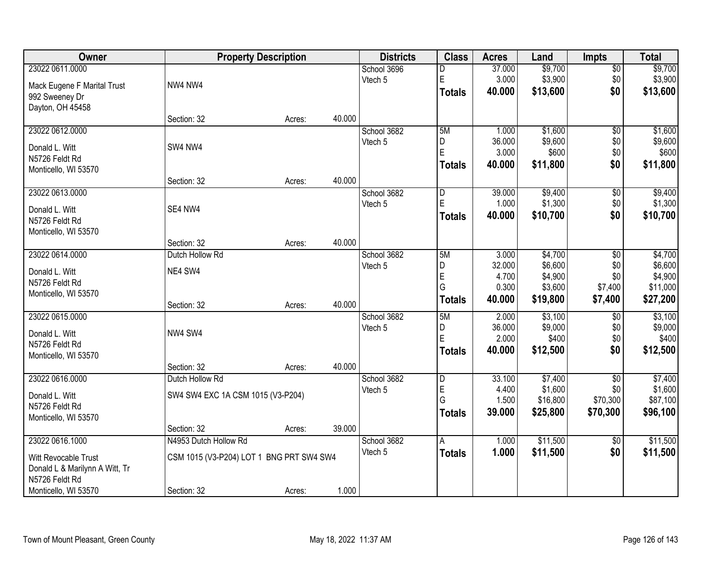| Owner | Property Description | | | Districts | Class | Acres | Land | Impts | Total |
|---|---|---|---|---|---|---|---|---|---|
| 23022 0611.0000 | | | | School 3696 | D | 37.000 | $9,700 | $0 | $9,700 |
| Mack Eugene F Marital Trust | NW4 NW4 | | | Vtech 5 | E | 3.000 | $3,900 | $0 | $3,900 |
| 992 Sweeney Dr | | | | | **Totals** | **40.000** | **$13,600** | **$0** | **$13,600** |
| Dayton, OH 45458 | Section: 32 | Acres: | 40.000 | | | | | | |
| 23022 0612.0000 | | | | School 3682 | 5M | 1.000 | $1,600 | $0 | $1,600 |
| Donald L. Witt | SW4 NW4 | | | Vtech 5 | D | 36.000 | $9,600 | $0 | $9,600 |
| N5726 Feldt Rd | | | | | E | 3.000 | $600 | $0 | $600 |
| Monticello, WI 53570 | | | | | **Totals** | **40.000** | **$11,800** | **$0** | **$11,800** |
| | Section: 32 | Acres: | 40.000 | | | | | | |
| 23022 0613.0000 | | | | School 3682 | D | 39.000 | $9,400 | $0 | $9,400 |
| Donald L. Witt | SE4 NW4 | | | Vtech 5 | E | 1.000 | $1,300 | $0 | $1,300 |
| N5726 Feldt Rd | | | | | **Totals** | **40.000** | **$10,700** | **$0** | **$10,700** |
| Monticello, WI 53570 | Section: 32 | Acres: | 40.000 | | | | | | |
| 23022 0614.0000 | Dutch Hollow Rd | | | School 3682 | 5M | 3.000 | $4,700 | $0 | $4,700 |
| Donald L. Witt | NE4 SW4 | | | Vtech 5 | D | 32.000 | $6,600 | $0 | $6,600 |
| N5726 Feldt Rd | | | | | E | 4.700 | $4,900 | $0 | $4,900 |
| Monticello, WI 53570 | | | | | G | 0.300 | $3,600 | $7,400 | $11,000 |
| | Section: 32 | Acres: | 40.000 | | **Totals** | **40.000** | **$19,800** | **$7,400** | **$27,200** |
| 23022 0615.0000 | | | | School 3682 | 5M | 2.000 | $3,100 | $0 | $3,100 |
| Donald L. Witt | NW4 SW4 | | | Vtech 5 | D | 36.000 | $9,000 | $0 | $9,000 |
| N5726 Feldt Rd | | | | | E | 2.000 | $400 | $0 | $400 |
| Monticello, WI 53570 | | | | | **Totals** | **40.000** | **$12,500** | **$0** | **$12,500** |
| | Section: 32 | Acres: | 40.000 | | | | | | |
| 23022 0616.0000 | Dutch Hollow Rd | | | School 3682 | D | 33.100 | $7,400 | $0 | $7,400 |
| Donald L. Witt | SW4 SW4 EXC 1A CSM 1015 (V3-P204) | | | Vtech 5 | E | 4.400 | $1,600 | $0 | $1,600 |
| N5726 Feldt Rd | | | | | G | 1.500 | $16,800 | $70,300 | $87,100 |
| Monticello, WI 53570 | | | | | **Totals** | **39.000** | **$25,800** | **$70,300** | **$96,100** |
| | Section: 32 | Acres: | 39.000 | | | | | | |
| 23022 0616.1000 | N4953 Dutch Hollow Rd | | | School 3682 | A | 1.000 | $11,500 | $0 | $11,500 |
| Witt Revocable Trust | CSM 1015 (V3-P204) LOT 1 BNG PRT SW4 SW4 | | | Vtech 5 | **Totals** | **1.000** | **$11,500** | **$0** | **$11,500** |
| Donald L & Marilynn A Witt, Tr | | | | | | | | | |
| N5726 Feldt Rd | | | | | | | | | |
| Monticello, WI 53570 | Section: 32 | Acres: | 1.000 | | | | | | |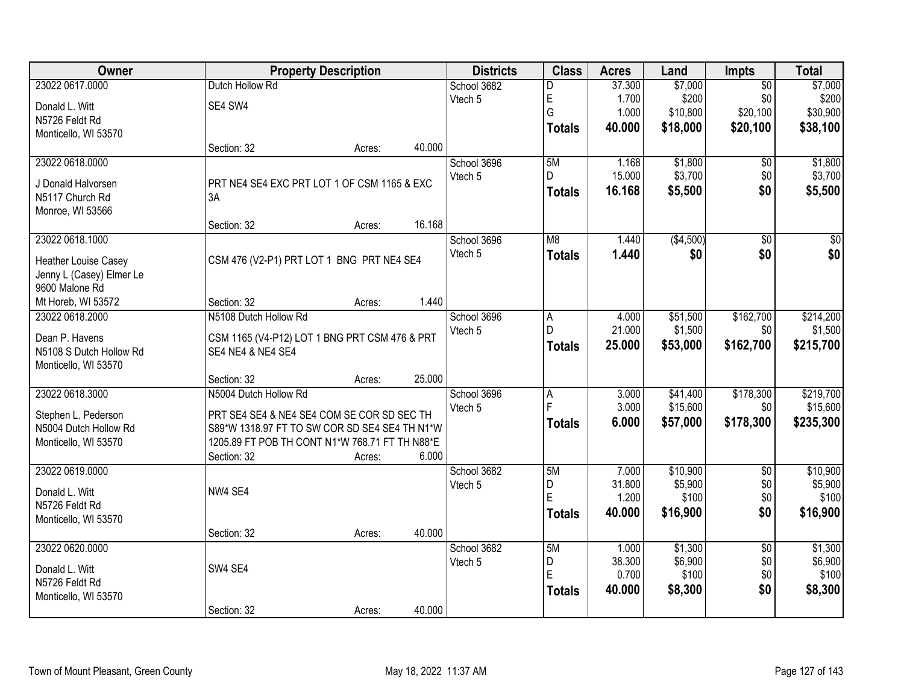| Owner | Property Description | Districts | Class | Acres | Land | Impts | Total |
|---|---|---|---|---|---|---|---|
| 23022 0617.0000<br>Donald L. Witt<br>N5726 Feldt Rd<br>Monticello, WI 53570 | Dutch Hollow Rd<br>SE4 SW4<br>Section: 32 Acres: 40.000 | School 3682<br>Vtech 5 | D<br>E<br>G<br>**Totals** | 37.300<br>1.700<br>1.000<br>**40.000** | $7,000<br>$200<br>$10,800<br>**$18,000** | $0<br>$0<br>$20,100<br>**$20,100** | $7,000<br>$200<br>$30,900<br>**$38,100** |
| 23022 0618.0000<br>J Donald Halvorsen<br>N5117 Church Rd<br>Monroe, WI 53566 | PRT NE4 SE4 EXC PRT LOT 1 OF CSM 1165 & EXC 3A<br>Section: 32 Acres: 16.168 | School 3696<br>Vtech 5 | 5M<br>D<br>**Totals** | 1.168<br>15.000<br>**16.168** | $1,800<br>$3,700<br>**$5,500** | $0<br>$0<br>**$0** | $1,800<br>$3,700<br>**$5,500** |
| 23022 0618.1000<br>Heather Louise Casey<br>Jenny L (Casey) Elmer Le<br>9600 Malone Rd<br>Mt Horeb, WI 53572 | CSM 476 (V2-P1) PRT LOT 1 BNG PRT NE4 SE4<br>Section: 32 Acres: 1.440 | School 3696<br>Vtech 5 | M8<br>**Totals** | 1.440<br>**1.440** | ($4,500)<br>**$0** | $0<br>**$0** | $0<br>**$0** |
| 23022 0618.2000<br>Dean P. Havens<br>N5108 S Dutch Hollow Rd<br>Monticello, WI 53570 | N5108 Dutch Hollow Rd<br>CSM 1165 (V4-P12) LOT 1 BNG PRT CSM 476 & PRT SE4 NE4 & NE4 SE4<br>Section: 32 Acres: 25.000 | School 3696<br>Vtech 5 | A<br>D<br>**Totals** | 4.000<br>21.000<br>**25.000** | $51,500<br>$1,500<br>**$53,000** | $162,700<br>$0<br>**$162,700** | $214,200<br>$1,500<br>**$215,700** |
| 23022 0618.3000<br>Stephen L. Pederson<br>N5004 Dutch Hollow Rd<br>Monticello, WI 53570 | N5004 Dutch Hollow Rd<br>PRT SE4 SE4 & NE4 SE4 COM SE COR SD SEC TH S89*W 1318.97 FT TO SW COR SD SE4 SE4 TH N1*W 1205.89 FT POB TH CONT N1*W 768.71 FT TH N88*E<br>Section: 32 Acres: 6.000 | School 3696<br>Vtech 5 | A<br>F<br>**Totals** | 3.000<br>3.000<br>**6.000** | $41,400<br>$15,600<br>**$57,000** | $178,300<br>$0<br>**$178,300** | $219,700<br>$15,600<br>**$235,300** |
| 23022 0619.0000<br>Donald L. Witt<br>N5726 Feldt Rd<br>Monticello, WI 53570 | NW4 SE4<br>Section: 32 Acres: 40.000 | School 3682<br>Vtech 5 | 5M<br>D<br>E<br>**Totals** | 7.000<br>31.800<br>1.200<br>**40.000** | $10,900<br>$5,900<br>$100<br>**$16,900** | $0<br>$0<br>$0<br>**$0** | $10,900<br>$5,900<br>$100<br>**$16,900** |
| 23022 0620.0000<br>Donald L. Witt<br>N5726 Feldt Rd<br>Monticello, WI 53570 | SW4 SE4<br>Section: 32 Acres: 40.000 | School 3682<br>Vtech 5 | 5M<br>D<br>E<br>**Totals** | 1.000<br>38.300<br>0.700<br>**40.000** | $1,300<br>$6,900<br>$100<br>**$8,300** | $0<br>$0<br>$0<br>**$0** | $1,300<br>$6,900<br>$100<br>**$8,300** |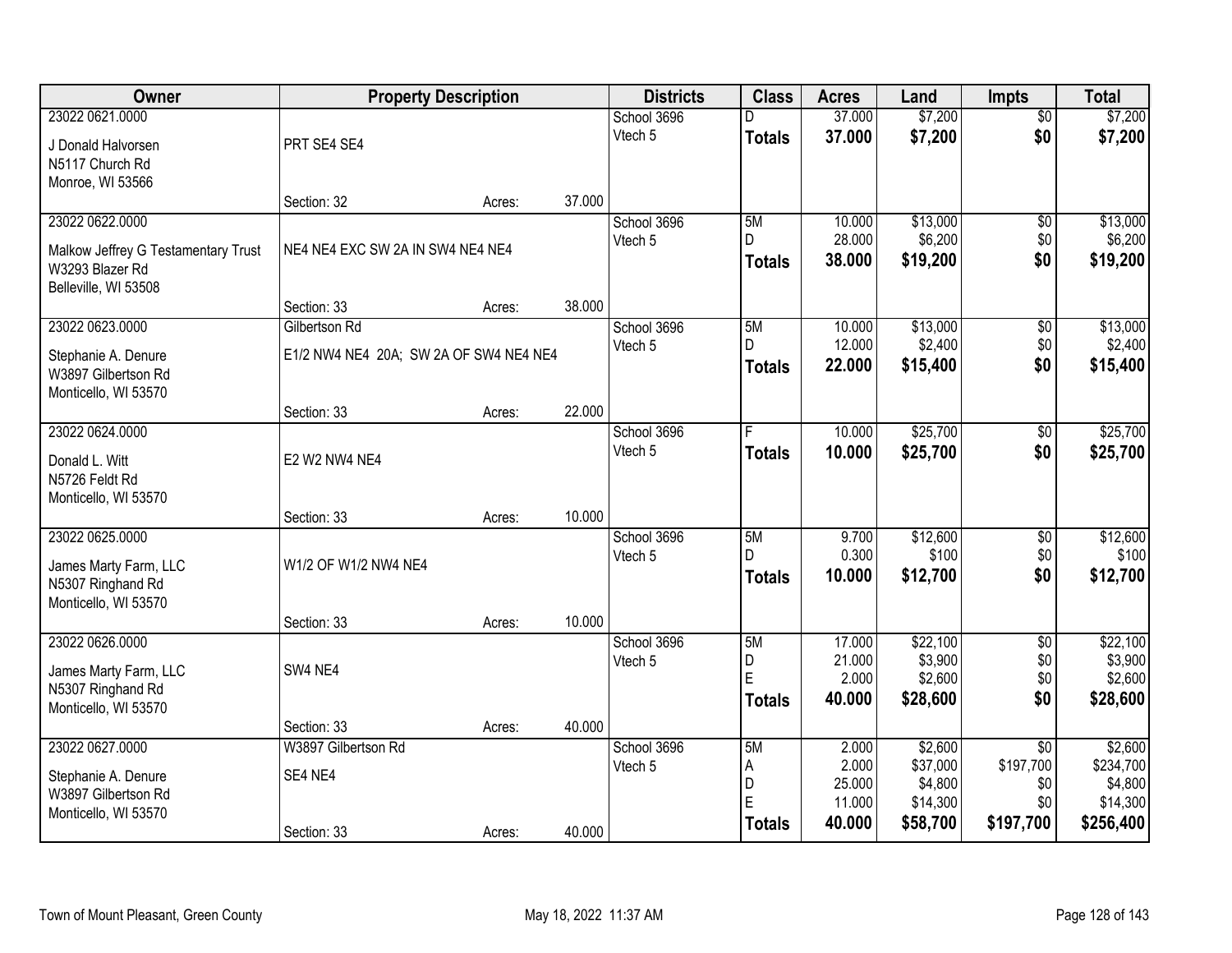| Owner | Property Description | | | Districts | Class | Acres | Land | Impts | Total |
|---|---|---|---|---|---|---|---|---|---|
| 23022 0621.0000 | | | | School 3696 | D | 37.000 | $7,200 | $0 | $7,200 |
| J Donald Halvorsen | PRT SE4 SE4 | | | Vtech 5 | **Totals** | **37.000** | **$7,200** | **$0** | **$7,200** |
| N5117 Church Rd | | | | | | | | | |
| Monroe, WI 53566 | | | | | | | | | |
| | Section: 32 | Acres: | 37.000 | | | | | | |
| 23022 0622.0000 | | | | School 3696 | 5M | 10.000 | $13,000 | $0 | $13,000 |
| Malkow Jeffrey G Testamentary Trust | NE4 NE4 EXC SW 2A IN SW4 NE4 NE4 | | | Vtech 5 | D | 28.000 | $6,200 | $0 | $6,200 |
| W3293 Blazer Rd | | | | | **Totals** | **38.000** | **$19,200** | **$0** | **$19,200** |
| Belleville, WI 53508 | | | | | | | | | |
| | Section: 33 | Acres: | 38.000 | | | | | | |
| 23022 0623.0000 | Gilbertson Rd | | | School 3696 | 5M | 10.000 | $13,000 | $0 | $13,000 |
| Stephanie A. Denure | E1/2 NW4 NE4 20A; SW 2A OF SW4 NE4 NE4 | | | Vtech 5 | D | 12.000 | $2,400 | $0 | $2,400 |
| W3897 Gilbertson Rd | | | | | **Totals** | **22.000** | **$15,400** | **$0** | **$15,400** |
| Monticello, WI 53570 | | | | | | | | | |
| | Section: 33 | Acres: | 22.000 | | | | | | |
| 23022 0624.0000 | | | | School 3696 | F | 10.000 | $25,700 | $0 | $25,700 |
| Donald L. Witt | E2 W2 NW4 NE4 | | | Vtech 5 | **Totals** | **10.000** | **$25,700** | **$0** | **$25,700** |
| N5726 Feldt Rd | | | | | | | | | |
| Monticello, WI 53570 | | | | | | | | | |
| | Section: 33 | Acres: | 10.000 | | | | | | |
| 23022 0625.0000 | | | | School 3696 | 5M | 9.700 | $12,600 | $0 | $12,600 |
| James Marty Farm, LLC | W1/2 OF W1/2 NW4 NE4 | | | Vtech 5 | D | 0.300 | $100 | $0 | $100 |
| N5307 Ringhand Rd | | | | | **Totals** | **10.000** | **$12,700** | **$0** | **$12,700** |
| Monticello, WI 53570 | | | | | | | | | |
| | Section: 33 | Acres: | 10.000 | | | | | | |
| 23022 0626.0000 | | | | School 3696 | 5M | 17.000 | $22,100 | $0 | $22,100 |
| James Marty Farm, LLC | SW4 NE4 | | | Vtech 5 | D | 21.000 | $3,900 | $0 | $3,900 |
| N5307 Ringhand Rd | | | | | E | 2.000 | $2,600 | $0 | $2,600 |
| Monticello, WI 53570 | | | | | **Totals** | **40.000** | **$28,600** | **$0** | **$28,600** |
| | Section: 33 | Acres: | 40.000 | | | | | | |
| 23022 0627.0000 | W3897 Gilbertson Rd | | | School 3696 | 5M | 2.000 | $2,600 | $0 | $2,600 |
| Stephanie A. Denure | SE4 NE4 | | | Vtech 5 | A | 2.000 | $37,000 | $197,700 | $234,700 |
| W3897 Gilbertson Rd | | | | | D | 25.000 | $4,800 | $0 | $4,800 |
| Monticello, WI 53570 | | | | | E | 11.000 | $14,300 | $0 | $14,300 |
| | Section: 33 | Acres: | 40.000 | | **Totals** | **40.000** | **$58,700** | **$197,700** | **$256,400** |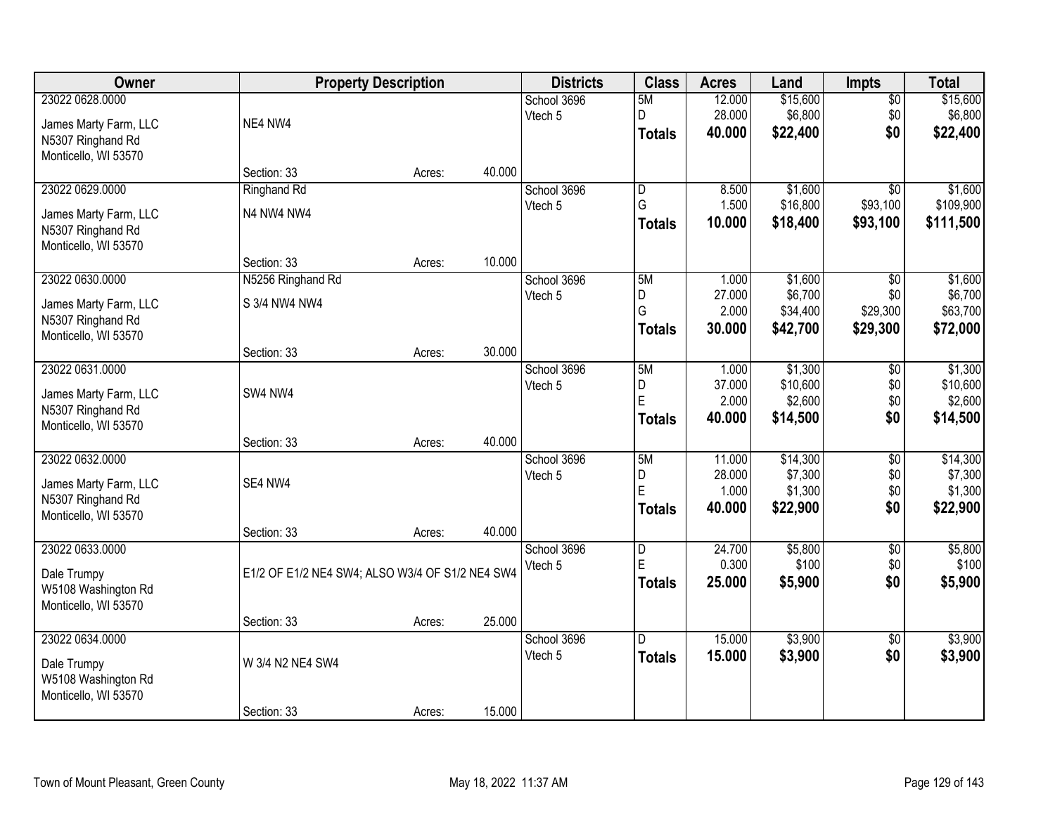| Owner | Property Description | | | Districts | Class | Acres | Land | Impts | Total |
|---|---|---|---|---|---|---|---|---|---|
| 23022 0628.0000<br>James Marty Farm, LLC<br>N5307 Ringhand Rd<br>Monticello, WI 53570 | NE4 NW4<br><br>Section: 33 | Acres: | 40.000 | School 3696<br>Vtech 5 | 5M<br>D<br>**Totals** | 12.000<br>28.000<br>**40.000** | $15,600<br>$6,800<br>**$22,400** | $0<br>$0<br>**$0** | $15,600<br>$6,800<br>**$22,400** |
| 23022 0629.0000<br>James Marty Farm, LLC<br>N5307 Ringhand Rd<br>Monticello, WI 53570 | Ringhand Rd<br>N4 NW4 NW4<br><br>Section: 33 | Acres: | 10.000 | School 3696<br>Vtech 5 | D<br>G<br>**Totals** | 8.500<br>1.500<br>**10.000** | $1,600<br>$16,800<br>**$18,400** | $0<br>$93,100<br>**$93,100** | $1,600<br>$109,900<br>**$111,500** |
| 23022 0630.0000<br>James Marty Farm, LLC<br>N5307 Ringhand Rd<br>Monticello, WI 53570 | N5256 Ringhand Rd<br>S 3/4 NW4 NW4<br><br>Section: 33 | Acres: | 30.000 | School 3696<br>Vtech 5 | 5M<br>D<br>G<br>**Totals** | 1.000<br>27.000<br>2.000<br>**30.000** | $1,600<br>$6,700<br>$34,400<br>**$42,700** | $0<br>$0<br>$29,300<br>**$29,300** | $1,600<br>$6,700<br>$63,700<br>**$72,000** |
| 23022 0631.0000<br>James Marty Farm, LLC<br>N5307 Ringhand Rd<br>Monticello, WI 53570 | SW4 NW4<br><br>Section: 33 | Acres: | 40.000 | School 3696<br>Vtech 5 | 5M<br>D<br>E<br>**Totals** | 1.000<br>37.000<br>2.000<br>**40.000** | $1,300<br>$10,600<br>$2,600<br>**$14,500** | $0<br>$0<br>$0<br>**$0** | $1,300<br>$10,600<br>$2,600<br>**$14,500** |
| 23022 0632.0000<br>James Marty Farm, LLC<br>N5307 Ringhand Rd<br>Monticello, WI 53570 | SE4 NW4<br><br>Section: 33 | Acres: | 40.000 | School 3696<br>Vtech 5 | 5M<br>D<br>E<br>**Totals** | 11.000<br>28.000<br>1.000<br>**40.000** | $14,300<br>$7,300<br>$1,300<br>**$22,900** | $0<br>$0<br>$0<br>**$0** | $14,300<br>$7,300<br>$1,300<br>**$22,900** |
| 23022 0633.0000<br>Dale Trumpy<br>W5108 Washington Rd<br>Monticello, WI 53570 | E1/2 OF E1/2 NE4 SW4; ALSO W3/4 OF S1/2 NE4 SW4<br><br>Section: 33 | Acres: | 25.000 | School 3696<br>Vtech 5 | D<br>E<br>**Totals** | 24.700<br>0.300<br>**25.000** | $5,800<br>$100<br>**$5,900** | $0<br>$0<br>**$0** | $5,800<br>$100<br>**$5,900** |
| 23022 0634.0000<br>Dale Trumpy<br>W5108 Washington Rd<br>Monticello, WI 53570 | W 3/4 N2 NE4 SW4<br><br>Section: 33 | Acres: | 15.000 | School 3696<br>Vtech 5 | D<br>**Totals** | 15.000<br>**15.000** | $3,900<br>**$3,900** | $0<br>**$0** | $3,900<br>**$3,900** |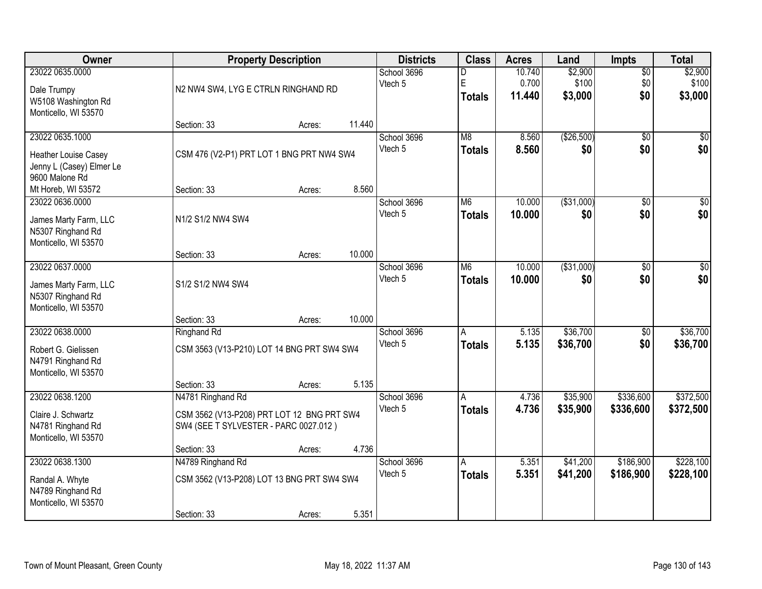| Owner | Property Description | | | Districts | Class | Acres | Land | Impts | Total |
|---|---|---|---|---|---|---|---|---|---|
| 23022 0635.0000<br>Dale Trumpy<br>W5108 Washington Rd<br>Monticello, WI 53570 | N2 NW4 SW4, LYG E CTRLN RINGHAND RD<br>Section: 33 | Acres: | 11.440 | School 3696<br>Vtech 5 | D<br>E<br>**Totals** | 10.740<br>0.700<br>**11.440** | $2,900<br>$100<br>**$3,000** | $0<br>$0<br>**$0** | $2,900<br>$100<br>**$3,000** |
| 23022 0635.1000<br>Heather Louise Casey<br>Jenny L (Casey) Elmer Le<br>9600 Malone Rd<br>Mt Horeb, WI 53572 | CSM 476 (V2-P1) PRT LOT 1 BNG PRT NW4 SW4<br>Section: 33 | Acres: | 8.560 | School 3696<br>Vtech 5 | M8<br>**Totals** | 8.560<br>**8.560** | ($26,500)<br>**$0** | $0<br>**$0** | $0<br>**$0** |
| 23022 0636.0000<br>James Marty Farm, LLC<br>N5307 Ringhand Rd<br>Monticello, WI 53570 | N1/2 S1/2 NW4 SW4<br>Section: 33 | Acres: | 10.000 | School 3696<br>Vtech 5 | M6<br>**Totals** | 10.000<br>**10.000** | ($31,000)<br>**$0** | $0<br>**$0** | $0<br>**$0** |
| 23022 0637.0000<br>James Marty Farm, LLC<br>N5307 Ringhand Rd<br>Monticello, WI 53570 | S1/2 S1/2 NW4 SW4<br>Section: 33 | Acres: | 10.000 | School 3696<br>Vtech 5 | M6<br>**Totals** | 10.000<br>**10.000** | ($31,000)<br>**$0** | $0<br>**$0** | $0<br>**$0** |
| 23022 0638.0000<br>Robert G. Gielissen<br>N4791 Ringhand Rd<br>Monticello, WI 53570 | Ringhand Rd<br>CSM 3563 (V13-P210) LOT 14 BNG PRT SW4 SW4<br>Section: 33 | Acres: | 5.135 | School 3696<br>Vtech 5 | A<br>**Totals** | 5.135<br>**5.135** | $36,700<br>**$36,700** | $0<br>**$0** | $36,700<br>**$36,700** |
| 23022 0638.1200<br>Claire J. Schwartz<br>N4781 Ringhand Rd<br>Monticello, WI 53570 | N4781 Ringhand Rd<br>CSM 3562 (V13-P208) PRT LOT 12 BNG PRT SW4 SW4 (SEE T SYLVESTER - PARC 0027.012 )<br>Section: 33 | Acres: | 4.736 | School 3696<br>Vtech 5 | A<br>**Totals** | 4.736<br>**4.736** | $35,900<br>**$35,900** | $336,600<br>**$336,600** | $372,500<br>**$372,500** |
| 23022 0638.1300<br>Randal A. Whyte<br>N4789 Ringhand Rd<br>Monticello, WI 53570 | N4789 Ringhand Rd<br>CSM 3562 (V13-P208) LOT 13 BNG PRT SW4 SW4<br>Section: 33 | Acres: | 5.351 | School 3696<br>Vtech 5 | A<br>**Totals** | 5.351<br>**5.351** | $41,200<br>**$41,200** | $186,900<br>**$186,900** | $228,100<br>**$228,100** |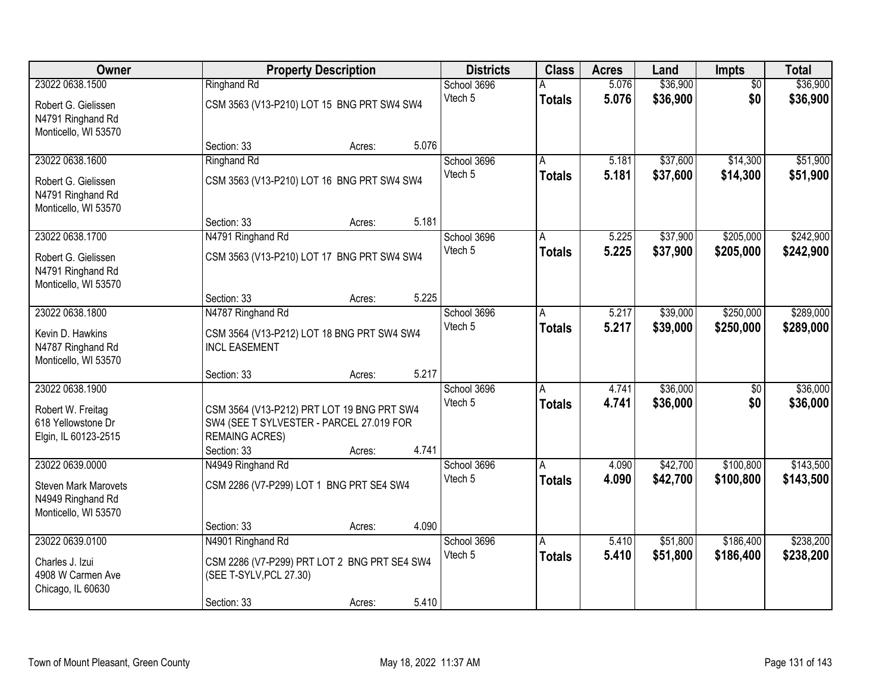| Owner | Property Description | | | Districts | Class | Acres | Land | Impts | Total |
|---|---|---|---|---|---|---|---|---|---|
| 23022 0638.1500 | Ringhand Rd | | | School 3696 | A | 5.076 | $36,900 | $0 | $36,900 |
| Robert G. Gielissen<br>N4791 Ringhand Rd<br>Monticello, WI 53570 | CSM 3563 (V13-P210) LOT 15 BNG PRT SW4 SW4 | | | Vtech 5 | **Totals** | **5.076** | **$36,900** | **$0** | **$36,900** |
| | Section: 33 | Acres: | 5.076 | | | | | | |
| 23022 0638.1600 | Ringhand Rd | | | School 3696 | A | 5.181 | $37,600 | $14,300 | $51,900 |
| Robert G. Gielissen<br>N4791 Ringhand Rd<br>Monticello, WI 53570 | CSM 3563 (V13-P210) LOT 16 BNG PRT SW4 SW4 | | | Vtech 5 | **Totals** | **5.181** | **$37,600** | **$14,300** | **$51,900** |
| | Section: 33 | Acres: | 5.181 | | | | | | |
| 23022 0638.1700 | N4791 Ringhand Rd | | | School 3696 | A | 5.225 | $37,900 | $205,000 | $242,900 |
| Robert G. Gielissen<br>N4791 Ringhand Rd<br>Monticello, WI 53570 | CSM 3563 (V13-P210) LOT 17 BNG PRT SW4 SW4 | | | Vtech 5 | **Totals** | **5.225** | **$37,900** | **$205,000** | **$242,900** |
| | Section: 33 | Acres: | 5.225 | | | | | | |
| 23022 0638.1800 | N4787 Ringhand Rd | | | School 3696 | A | 5.217 | $39,000 | $250,000 | $289,000 |
| Kevin D. Hawkins<br>N4787 Ringhand Rd<br>Monticello, WI 53570 | CSM 3564 (V13-P212) LOT 18 BNG PRT SW4 SW4 INCL EASEMENT | | | Vtech 5 | **Totals** | **5.217** | **$39,000** | **$250,000** | **$289,000** |
| | Section: 33 | Acres: | 5.217 | | | | | | |
| 23022 0638.1900 | | | | School 3696 | A | 4.741 | $36,000 | $0 | $36,000 |
| Robert W. Freitag<br>618 Yellowstone Dr<br>Elgin, IL 60123-2515 | CSM 3564 (V13-P212) PRT LOT 19 BNG PRT SW4 SW4 (SEE T SYLVESTER - PARCEL 27.019 FOR REMAING ACRES) | | | Vtech 5 | **Totals** | **4.741** | **$36,000** | **$0** | **$36,000** |
| | Section: 33 | Acres: | 4.741 | | | | | | |
| 23022 0639.0000 | N4949 Ringhand Rd | | | School 3696 | A | 4.090 | $42,700 | $100,800 | $143,500 |
| Steven Mark Marovets<br>N4949 Ringhand Rd<br>Monticello, WI 53570 | CSM 2286 (V7-P299) LOT 1 BNG PRT SE4 SW4 | | | Vtech 5 | **Totals** | **4.090** | **$42,700** | **$100,800** | **$143,500** |
| | Section: 33 | Acres: | 4.090 | | | | | | |
| 23022 0639.0100 | N4901 Ringhand Rd | | | School 3696 | A | 5.410 | $51,800 | $186,400 | $238,200 |
| Charles J. Izui<br>4908 W Carmen Ave<br>Chicago, IL 60630 | CSM 2286 (V7-P299) PRT LOT 2 BNG PRT SE4 SW4 (SEE T-SYLV,PCL 27.30) | | | Vtech 5 | **Totals** | **5.410** | **$51,800** | **$186,400** | **$238,200** |
| | Section: 33 | Acres: | 5.410 | | | | | | |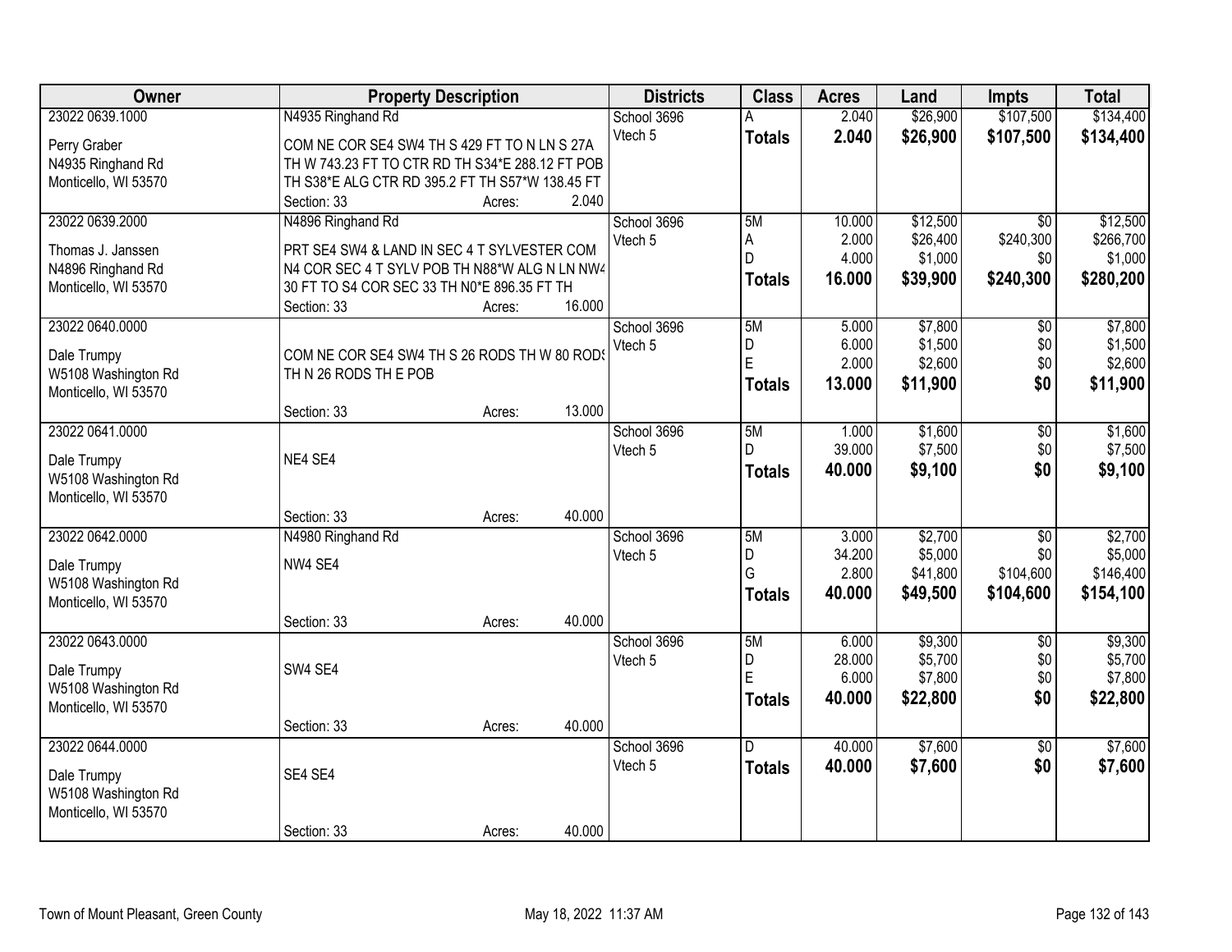| Owner | Property Description | | | Districts | Class | Acres | Land | Impts | Total |
|---|---|---|---|---|---|---|---|---|---|
| 23022 0639.1000 | N4935 Ringhand Rd | | | School 3696 | A | 2.040 | $26,900 | $107,500 | $134,400 |
| Perry Graber | COM NE COR SE4 SW4 TH S 429 FT TO N LN S 27A | | | Vtech 5 | **Totals** | **2.040** | **$26,900** | **$107,500** | **$134,400** |
| N4935 Ringhand Rd | TH W 743.23 FT TO CTR RD TH S34*E 288.12 FT POB | | | | | | | | |
| Monticello, WI 53570 | TH S38*E ALG CTR RD 395.2 FT TH S57*W 138.45 FT | | | | | | | | |
| | Section: 33 | Acres: | 2.040 | | | | | | |
| 23022 0639.2000 | N4896 Ringhand Rd | | | School 3696 | 5M | 10.000 | $12,500 | $0 | $12,500 |
| Thomas J. Janssen | PRT SE4 SW4 & LAND IN SEC 4 T SYLVESTER COM | | | Vtech 5 | A | 2.000 | $26,400 | $240,300 | $266,700 |
| N4896 Ringhand Rd | N4 COR SEC 4 T SYLV POB TH N88*W ALG N LN NW4 | | | | D | 4.000 | $1,000 | $0 | $1,000 |
| Monticello, WI 53570 | 30 FT TO S4 COR SEC 33 TH N0*E 896.35 FT TH | | | | **Totals** | **16.000** | **$39,900** | **$240,300** | **$280,200** |
| | Section: 33 | Acres: | 16.000 | | | | | | |
| 23022 0640.0000 | | | | School 3696 | 5M | 5.000 | $7,800 | $0 | $7,800 |
| Dale Trumpy | COM NE COR SE4 SW4 TH S 26 RODS TH W 80 RODS | | | Vtech 5 | D | 6.000 | $1,500 | $0 | $1,500 |
| W5108 Washington Rd | TH N 26 RODS TH E POB | | | | E | 2.000 | $2,600 | $0 | $2,600 |
| Monticello, WI 53570 | | | | | **Totals** | **13.000** | **$11,900** | **$0** | **$11,900** |
| | Section: 33 | Acres: | 13.000 | | | | | | |
| 23022 0641.0000 | | | | School 3696 | 5M | 1.000 | $1,600 | $0 | $1,600 |
| Dale Trumpy | NE4 SE4 | | | Vtech 5 | D | 39.000 | $7,500 | $0 | $7,500 |
| W5108 Washington Rd | | | | | **Totals** | **40.000** | **$9,100** | **$0** | **$9,100** |
| Monticello, WI 53570 | | | | | | | | | |
| | Section: 33 | Acres: | 40.000 | | | | | | |
| 23022 0642.0000 | N4980 Ringhand Rd | | | School 3696 | 5M | 3.000 | $2,700 | $0 | $2,700 |
| Dale Trumpy | NW4 SE4 | | | Vtech 5 | D | 34.200 | $5,000 | $0 | $5,000 |
| W5108 Washington Rd | | | | | G | 2.800 | $41,800 | $104,600 | $146,400 |
| Monticello, WI 53570 | | | | | **Totals** | **40.000** | **$49,500** | **$104,600** | **$154,100** |
| | Section: 33 | Acres: | 40.000 | | | | | | |
| 23022 0643.0000 | | | | School 3696 | 5M | 6.000 | $9,300 | $0 | $9,300 |
| Dale Trumpy | SW4 SE4 | | | Vtech 5 | D | 28.000 | $5,700 | $0 | $5,700 |
| W5108 Washington Rd | | | | | E | 6.000 | $7,800 | $0 | $7,800 |
| Monticello, WI 53570 | | | | | **Totals** | **40.000** | **$22,800** | **$0** | **$22,800** |
| | Section: 33 | Acres: | 40.000 | | | | | | |
| 23022 0644.0000 | | | | School 3696 | D | 40.000 | $7,600 | $0 | $7,600 |
| Dale Trumpy | SE4 SE4 | | | Vtech 5 | **Totals** | **40.000** | **$7,600** | **$0** | **$7,600** |
| W5108 Washington Rd | | | | | | | | | |
| Monticello, WI 53570 | | | | | | | | | |
| | Section: 33 | Acres: | 40.000 | | | | | | |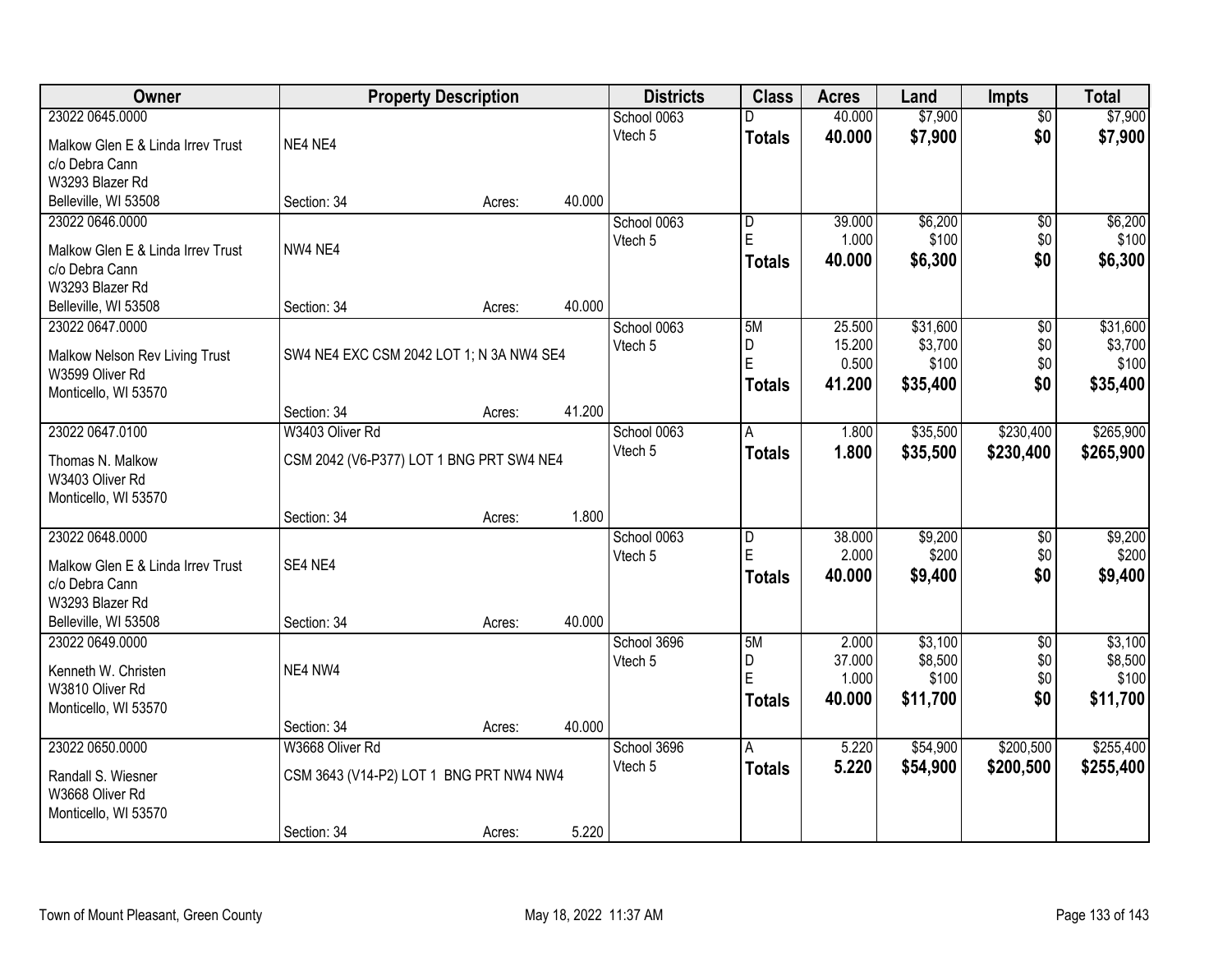| Owner | Property Description | Districts | Class | Acres | Land | Impts | Total |
|---|---|---|---|---|---|---|---|
| 23022 0645.0000<br>Malkow Glen E & Linda Irrev Trust<br>c/o Debra Cann<br>W3293 Blazer Rd<br>Belleville, WI 53508 | NE4 NE4<br>Section: 34 Acres: 40.000 | School 0063<br>Vtech 5 | D<br>**Totals** | 40.000<br>**40.000** | $7,900<br>**$7,900** | $0<br>**$0** | $7,900<br>**$7,900** |
| 23022 0646.0000<br>Malkow Glen E & Linda Irrev Trust<br>c/o Debra Cann<br>W3293 Blazer Rd<br>Belleville, WI 53508 | NW4 NE4<br>Section: 34 Acres: 40.000 | School 0063<br>Vtech 5 | D<br>E<br>**Totals** | 39.000<br>1.000<br>**40.000** | $6,200<br>$100<br>**$6,300** | $0<br>$0<br>**$0** | $6,200<br>$100<br>**$6,300** |
| 23022 0647.0000<br>Malkow Nelson Rev Living Trust<br>W3599 Oliver Rd<br>Monticello, WI 53570 | SW4 NE4 EXC CSM 2042 LOT 1; N 3A NW4 SE4<br>Section: 34 Acres: 41.200 | School 0063<br>Vtech 5 | 5M<br>D<br>E<br>**Totals** | 25.500<br>15.200<br>0.500<br>**41.200** | $31,600<br>$3,700<br>$100<br>**$35,400** | $0<br>$0<br>$0<br>**$0** | $31,600<br>$3,700<br>$100<br>**$35,400** |
| 23022 0647.0100<br>Thomas N. Malkow<br>W3403 Oliver Rd<br>Monticello, WI 53570 | W3403 Oliver Rd<br>CSM 2042 (V6-P377) LOT 1 BNG PRT SW4 NE4<br>Section: 34 Acres: 1.800 | School 0063<br>Vtech 5 | A<br>**Totals** | 1.800<br>**1.800** | $35,500<br>**$35,500** | $230,400<br>**$230,400** | $265,900<br>**$265,900** |
| 23022 0648.0000<br>Malkow Glen E & Linda Irrev Trust<br>c/o Debra Cann<br>W3293 Blazer Rd<br>Belleville, WI 53508 | SE4 NE4<br>Section: 34 Acres: 40.000 | School 0063<br>Vtech 5 | D<br>E<br>**Totals** | 38.000<br>2.000<br>**40.000** | $9,200<br>$200<br>**$9,400** | $0<br>$0<br>**$0** | $9,200<br>$200<br>**$9,400** |
| 23022 0649.0000<br>Kenneth W. Christen<br>W3810 Oliver Rd<br>Monticello, WI 53570 | NE4 NW4<br>Section: 34 Acres: 40.000 | School 3696<br>Vtech 5 | 5M<br>D<br>E<br>**Totals** | 2.000<br>37.000<br>1.000<br>**40.000** | $3,100<br>$8,500<br>$100<br>**$11,700** | $0<br>$0<br>$0<br>**$0** | $3,100<br>$8,500<br>$100<br>**$11,700** |
| 23022 0650.0000<br>Randall S. Wiesner<br>W3668 Oliver Rd<br>Monticello, WI 53570 | W3668 Oliver Rd<br>CSM 3643 (V14-P2) LOT 1 BNG PRT NW4 NW4<br>Section: 34 Acres: 5.220 | School 3696<br>Vtech 5 | A<br>**Totals** | 5.220<br>**5.220** | $54,900<br>**$54,900** | $200,500<br>**$200,500** | $255,400<br>**$255,400** |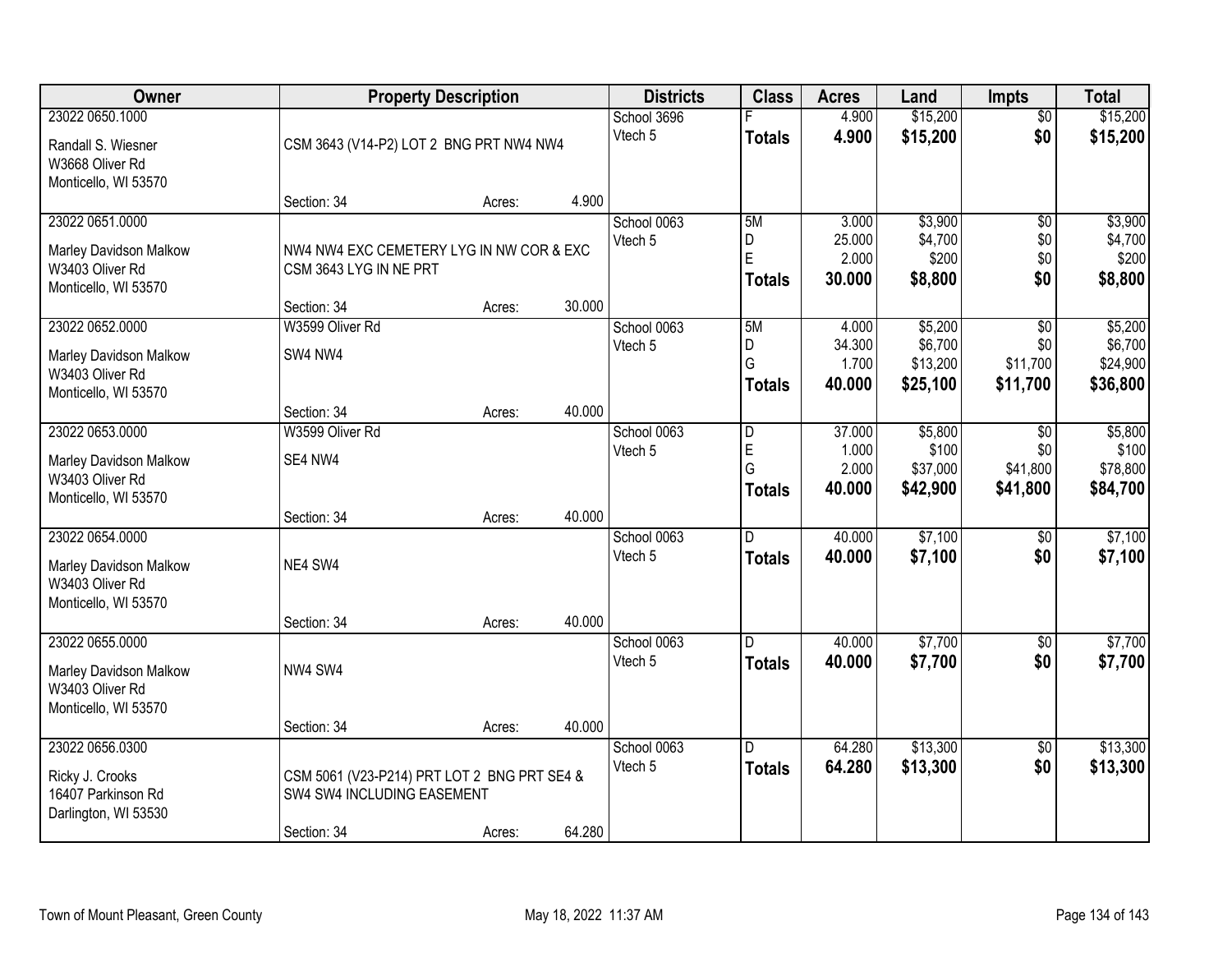| Owner | Property Description | | | Districts | Class | Acres | Land | Impts | Total |
|---|---|---|---|---|---|---|---|---|---|
| 23022 0650.1000<br>Randall S. Wiesner<br>W3668 Oliver Rd<br>Monticello, WI 53570 | CSM 3643 (V14-P2) LOT 2 BNG PRT NW4 NW4<br>Section: 34 | Acres: | 4.900 | School 3696<br>Vtech 5 | F<br>**Totals** | 4.900<br>**4.900** | $15,200<br>**$15,200** | $0<br>**$0** | $15,200<br>**$15,200** |
| 23022 0651.0000<br>Marley Davidson Malkow<br>W3403 Oliver Rd<br>Monticello, WI 53570 | NW4 NW4 EXC CEMETERY LYG IN NW COR & EXC CSM 3643 LYG IN NE PRT<br>Section: 34 | Acres: | 30.000 | School 0063<br>Vtech 5 | 5M<br>D<br>E<br>**Totals** | 3.000<br>25.000<br>2.000<br>**30.000** | $3,900<br>$4,700<br>$200<br>**$8,800** | $0<br>$0<br>$0<br>**$0** | $3,900<br>$4,700<br>$200<br>**$8,800** |
| 23022 0652.0000<br>Marley Davidson Malkow<br>W3403 Oliver Rd<br>Monticello, WI 53570 | W3599 Oliver Rd<br>SW4 NW4<br>Section: 34 | Acres: | 40.000 | School 0063<br>Vtech 5 | 5M<br>D<br>G<br>**Totals** | 4.000<br>34.300<br>1.700<br>**40.000** | $5,200<br>$6,700<br>$13,200<br>**$25,100** | $0<br>$0<br>$11,700<br>**$11,700** | $5,200<br>$6,700<br>$24,900<br>**$36,800** |
| 23022 0653.0000<br>Marley Davidson Malkow<br>W3403 Oliver Rd<br>Monticello, WI 53570 | W3599 Oliver Rd<br>SE4 NW4<br>Section: 34 | Acres: | 40.000 | School 0063<br>Vtech 5 | D<br>E<br>G<br>**Totals** | 37.000<br>1.000<br>2.000<br>**40.000** | $5,800<br>$100<br>$37,000<br>**$42,900** | $0<br>$0<br>$41,800<br>**$41,800** | $5,800<br>$100<br>$78,800<br>**$84,700** |
| 23022 0654.0000<br>Marley Davidson Malkow<br>W3403 Oliver Rd<br>Monticello, WI 53570 | NE4 SW4<br>Section: 34 | Acres: | 40.000 | School 0063<br>Vtech 5 | D<br>**Totals** | 40.000<br>**40.000** | $7,100<br>**$7,100** | $0<br>**$0** | $7,100<br>**$7,100** |
| 23022 0655.0000<br>Marley Davidson Malkow<br>W3403 Oliver Rd<br>Monticello, WI 53570 | NW4 SW4<br>Section: 34 | Acres: | 40.000 | School 0063<br>Vtech 5 | D<br>**Totals** | 40.000<br>**40.000** | $7,700<br>**$7,700** | $0<br>**$0** | $7,700<br>**$7,700** |
| 23022 0656.0300<br>Ricky J. Crooks<br>16407 Parkinson Rd<br>Darlington, WI 53530 | CSM 5061 (V23-P214) PRT LOT 2 BNG PRT SE4 & SW4 SW4 INCLUDING EASEMENT<br>Section: 34 | Acres: | 64.280 | School 0063<br>Vtech 5 | D<br>**Totals** | 64.280<br>**64.280** | $13,300<br>**$13,300** | $0<br>**$0** | $13,300<br>**$13,300** |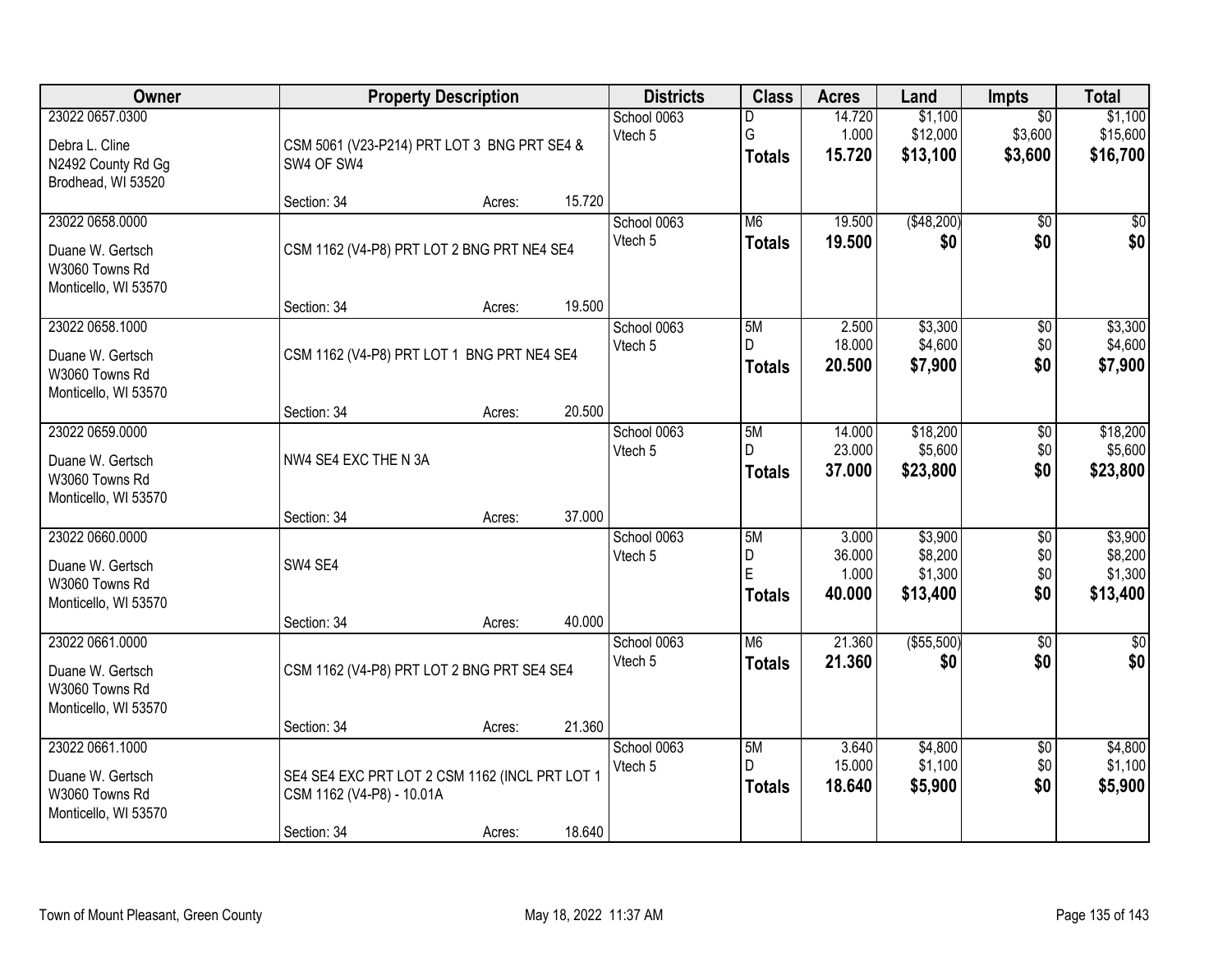| Owner | Property Description | | | Districts | Class | Acres | Land | Impts | Total |
|---|---|---|---|---|---|---|---|---|---|
| 23022 0657.0300<br><br>Debra L. Cline<br>N2492 County Rd Gg<br>Brodhead, WI 53520 | CSM 5061 (V23-P214) PRT LOT 3 BNG PRT SE4 & SW4 OF SW4 | | | School 0063<br>Vtech 5 | D<br>G<br>**Totals** | 14.720<br>1.000<br>**15.720** | $1,100<br>$12,000<br>**$13,100** | $0<br>$3,600<br>**$3,600** | $1,100<br>$15,600<br>**$16,700** |
| | Section: 34 | Acres: | 15.720 | | | | | | |
| 23022 0658.0000<br><br>Duane W. Gertsch<br>W3060 Towns Rd<br>Monticello, WI 53570 | CSM 1162 (V4-P8) PRT LOT 2 BNG PRT NE4 SE4 | | | School 0063<br>Vtech 5 | M6<br>**Totals** | 19.500<br>**19.500** | ($48,200)<br>**$0** | $0<br>**$0** | $0<br>**$0** |
| | Section: 34 | Acres: | 19.500 | | | | | | |
| 23022 0658.1000<br><br>Duane W. Gertsch<br>W3060 Towns Rd<br>Monticello, WI 53570 | CSM 1162 (V4-P8) PRT LOT 1 BNG PRT NE4 SE4 | | | School 0063<br>Vtech 5 | 5M<br>D<br>**Totals** | 2.500<br>18.000<br>**20.500** | $3,300<br>$4,600<br>**$7,900** | $0<br>$0<br>**$0** | $3,300<br>$4,600<br>**$7,900** |
| | Section: 34 | Acres: | 20.500 | | | | | | |
| 23022 0659.0000<br><br>Duane W. Gertsch<br>W3060 Towns Rd<br>Monticello, WI 53570 | NW4 SE4 EXC THE N 3A | | | School 0063<br>Vtech 5 | 5M<br>D<br>**Totals** | 14.000<br>23.000<br>**37.000** | $18,200<br>$5,600<br>**$23,800** | $0<br>$0<br>**$0** | $18,200<br>$5,600<br>**$23,800** |
| | Section: 34 | Acres: | 37.000 | | | | | | |
| 23022 0660.0000<br><br>Duane W. Gertsch<br>W3060 Towns Rd<br>Monticello, WI 53570 | SW4 SE4 | | | School 0063<br>Vtech 5 | 5M<br>D<br>E<br>**Totals** | 3.000<br>36.000<br>1.000<br>**40.000** | $3,900<br>$8,200<br>$1,300<br>**$13,400** | $0<br>$0<br>$0<br>**$0** | $3,900<br>$8,200<br>$1,300<br>**$13,400** |
| | Section: 34 | Acres: | 40.000 | | | | | | |
| 23022 0661.0000<br><br>Duane W. Gertsch<br>W3060 Towns Rd<br>Monticello, WI 53570 | CSM 1162 (V4-P8) PRT LOT 2 BNG PRT SE4 SE4 | | | School 0063<br>Vtech 5 | M6<br>**Totals** | 21.360<br>**21.360** | ($55,500)<br>**$0** | $0<br>**$0** | $0<br>**$0** |
| | Section: 34 | Acres: | 21.360 | | | | | | |
| 23022 0661.1000<br><br>Duane W. Gertsch<br>W3060 Towns Rd<br>Monticello, WI 53570 | SE4 SE4 EXC PRT LOT 2 CSM 1162 (INCL PRT LOT 1 CSM 1162 (V4-P8) - 10.01A | | | School 0063<br>Vtech 5 | 5M<br>D<br>**Totals** | 3.640<br>15.000<br>**18.640** | $4,800<br>$1,100<br>**$5,900** | $0<br>$0<br>**$0** | $4,800<br>$1,100<br>**$5,900** |
| | Section: 34 | Acres: | 18.640 | | | | | | |

Town of Mount Pleasant, Green County May 18, 2022 11:37 AM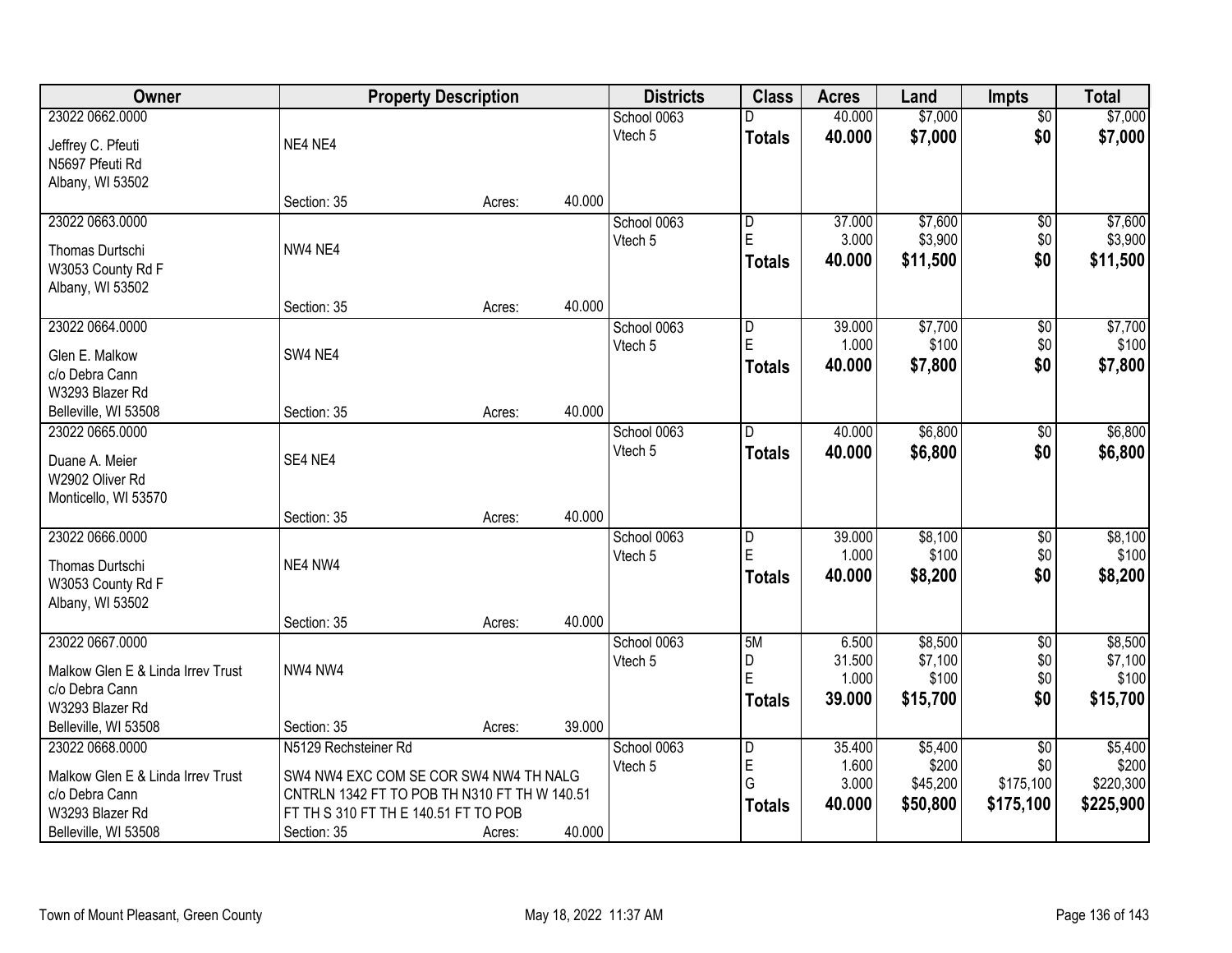| Owner | Property Description | Districts | Class | Acres | Land | Impts | Total |
|---|---|---|---|---|---|---|---|
| 23022 0662.0000<br>Jeffrey C. Pfeuti<br>N5697 Pfeuti Rd<br>Albany, WI 53502 | NE4 NE4<br>Section: 35 Acres: 40.000 | School 0063<br>Vtech 5 | D<br>**Totals** | 40.000<br>**40.000** | $7,000<br>**$7,000** | $0<br>**$0** | $7,000<br>**$7,000** |
| 23022 0663.0000<br>Thomas Durtschi<br>W3053 County Rd F<br>Albany, WI 53502 | NW4 NE4<br>Section: 35 Acres: 40.000 | School 0063<br>Vtech 5 | D<br>E<br>**Totals** | 37.000<br>3.000<br>**40.000** | $7,600<br>$3,900<br>**$11,500** | $0<br>$0<br>**$0** | $7,600<br>$3,900<br>**$11,500** |
| 23022 0664.0000<br>Glen E. Malkow<br>c/o Debra Cann<br>W3293 Blazer Rd<br>Belleville, WI 53508 | SW4 NE4<br>Section: 35 Acres: 40.000 | School 0063<br>Vtech 5 | D<br>E<br>**Totals** | 39.000<br>1.000<br>**40.000** | $7,700<br>$100<br>**$7,800** | $0<br>$0<br>**$0** | $7,700<br>$100<br>**$7,800** |
| 23022 0665.0000<br>Duane A. Meier<br>W2902 Oliver Rd<br>Monticello, WI 53570 | SE4 NE4<br>Section: 35 Acres: 40.000 | School 0063<br>Vtech 5 | D<br>**Totals** | 40.000<br>**40.000** | $6,800<br>**$6,800** | $0<br>**$0** | $6,800<br>**$6,800** |
| 23022 0666.0000<br>Thomas Durtschi<br>W3053 County Rd F<br>Albany, WI 53502 | NE4 NW4<br>Section: 35 Acres: 40.000 | School 0063<br>Vtech 5 | D<br>E<br>**Totals** | 39.000<br>1.000<br>**40.000** | $8,100<br>$100<br>**$8,200** | $0<br>$0<br>**$0** | $8,100<br>$100<br>**$8,200** |
| 23022 0667.0000<br>Malkow Glen E & Linda Irrev Trust<br>c/o Debra Cann<br>W3293 Blazer Rd<br>Belleville, WI 53508 | NW4 NW4<br>Section: 35 Acres: 39.000 | School 0063<br>Vtech 5 | 5M<br>D<br>E<br>**Totals** | 6.500<br>31.500<br>1.000<br>**39.000** | $8,500<br>$7,100<br>$100<br>**$15,700** | $0<br>$0<br>$0<br>**$0** | $8,500<br>$7,100<br>$100<br>**$15,700** |
| 23022 0668.0000<br>Malkow Glen E & Linda Irrev Trust<br>c/o Debra Cann<br>W3293 Blazer Rd<br>Belleville, WI 53508 | N5129 Rechsteiner Rd<br>SW4 NW4 EXC COM SE COR SW4 NW4 TH NALG CNTRLN 1342 FT TO POB TH N310 FT TH W 140.51 FT TH S 310 FT TH E 140.51 FT TO POB<br>Section: 35 Acres: 40.000 | School 0063<br>Vtech 5 | D<br>E<br>G<br>**Totals** | 35.400<br>1.600<br>3.000<br>**40.000** | $5,400<br>$200<br>$45,200<br>**$50,800** | $0<br>$0<br>$175,100<br>**$175,100** | $5,400<br>$200<br>$220,300<br>**$225,900** |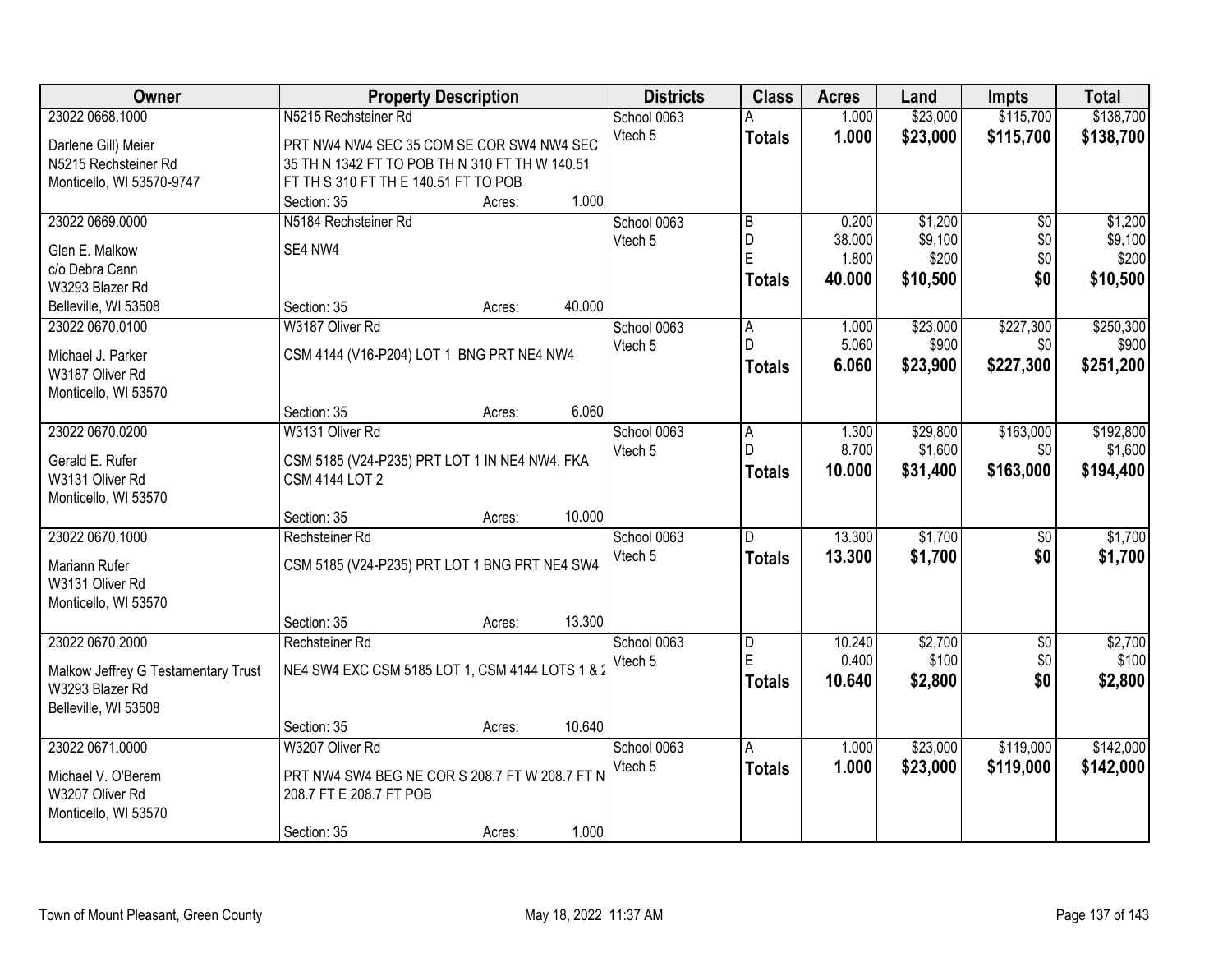| Owner | Property Description | Districts | Class | Acres | Land | Impts | Total |
|---|---|---|---|---|---|---|---|
| 23022 0668.1000<br>Darlene Gill) Meier<br>N5215 Rechsteiner Rd<br>Monticello, WI 53570-9747 | N5215 Rechsteiner Rd<br>PRT NW4 NW4 SEC 35 COM SE COR SW4 NW4 SEC 35 TH N 1342 FT TO POB TH N 310 FT TH W 140.51 FT TH S 310 FT TH E 140.51 FT TO POB<br>Section: 35 Acres: 1.000 | School 0063<br>Vtech 5 | A<br>**Totals** | 1.000<br>**1.000** | \$23,000<br>**\$23,000** | \$115,700<br>**\$115,700** | \$138,700<br>**\$138,700** |
| 23022 0669.0000<br>Glen E. Malkow<br>c/o Debra Cann<br>W3293 Blazer Rd<br>Belleville, WI 53508 | N5184 Rechsteiner Rd<br>SE4 NW4<br>Section: 35 Acres: 40.000 | School 0063<br>Vtech 5 | B<br>D<br>E<br>**Totals** | 0.200<br>38.000<br>1.800<br>**40.000** | \$1,200<br>\$9,100<br>\$200<br>**\$10,500** | \$0<br>\$0<br>\$0<br>**\$0** | \$1,200<br>\$9,100<br>\$200<br>**\$10,500** |
| 23022 0670.0100<br>Michael J. Parker<br>W3187 Oliver Rd<br>Monticello, WI 53570 | W3187 Oliver Rd<br>CSM 4144 (V16-P204) LOT 1 BNG PRT NE4 NW4<br>Section: 35 Acres: 6.060 | School 0063<br>Vtech 5 | A<br>D<br>**Totals** | 1.000<br>5.060<br>**6.060** | \$23,000<br>\$900<br>**\$23,900** | \$227,300<br>\$0<br>**\$227,300** | \$250,300<br>\$900<br>**\$251,200** |
| 23022 0670.0200<br>Gerald E. Rufer<br>W3131 Oliver Rd<br>Monticello, WI 53570 | W3131 Oliver Rd<br>CSM 5185 (V24-P235) PRT LOT 1 IN NE4 NW4, FKA CSM 4144 LOT 2<br>Section: 35 Acres: 10.000 | School 0063<br>Vtech 5 | A<br>D<br>**Totals** | 1.300<br>8.700<br>**10.000** | \$29,800<br>\$1,600<br>**\$31,400** | \$163,000<br>\$0<br>**\$163,000** | \$192,800<br>\$1,600<br>**\$194,400** |
| 23022 0670.1000<br>Mariann Rufer<br>W3131 Oliver Rd<br>Monticello, WI 53570 | Rechsteiner Rd<br>CSM 5185 (V24-P235) PRT LOT 1 BNG PRT NE4 SW4<br>Section: 35 Acres: 13.300 | School 0063<br>Vtech 5 | D<br>**Totals** | 13.300<br>**13.300** | \$1,700<br>**\$1,700** | \$0<br>**\$0** | \$1,700<br>**\$1,700** |
| 23022 0670.2000<br>Malkow Jeffrey G Testamentary Trust<br>W3293 Blazer Rd<br>Belleville, WI 53508 | Rechsteiner Rd<br>NE4 SW4 EXC CSM 5185 LOT 1, CSM 4144 LOTS 1 & 2<br>Section: 35 Acres: 10.640 | School 0063<br>Vtech 5 | D<br>E<br>**Totals** | 10.240<br>0.400<br>**10.640** | \$2,700<br>\$100<br>**\$2,800** | \$0<br>\$0<br>**\$0** | \$2,700<br>\$100<br>**\$2,800** |
| 23022 0671.0000<br>Michael V. O'Berem<br>W3207 Oliver Rd<br>Monticello, WI 53570 | W3207 Oliver Rd<br>PRT NW4 SW4 BEG NE COR S 208.7 FT W 208.7 FT N 208.7 FT E 208.7 FT POB<br>Section: 35 Acres: 1.000 | School 0063<br>Vtech 5 | A<br>**Totals** | 1.000<br>**1.000** | \$23,000<br>**\$23,000** | \$119,000<br>**\$119,000** | \$142,000<br>**\$142,000** |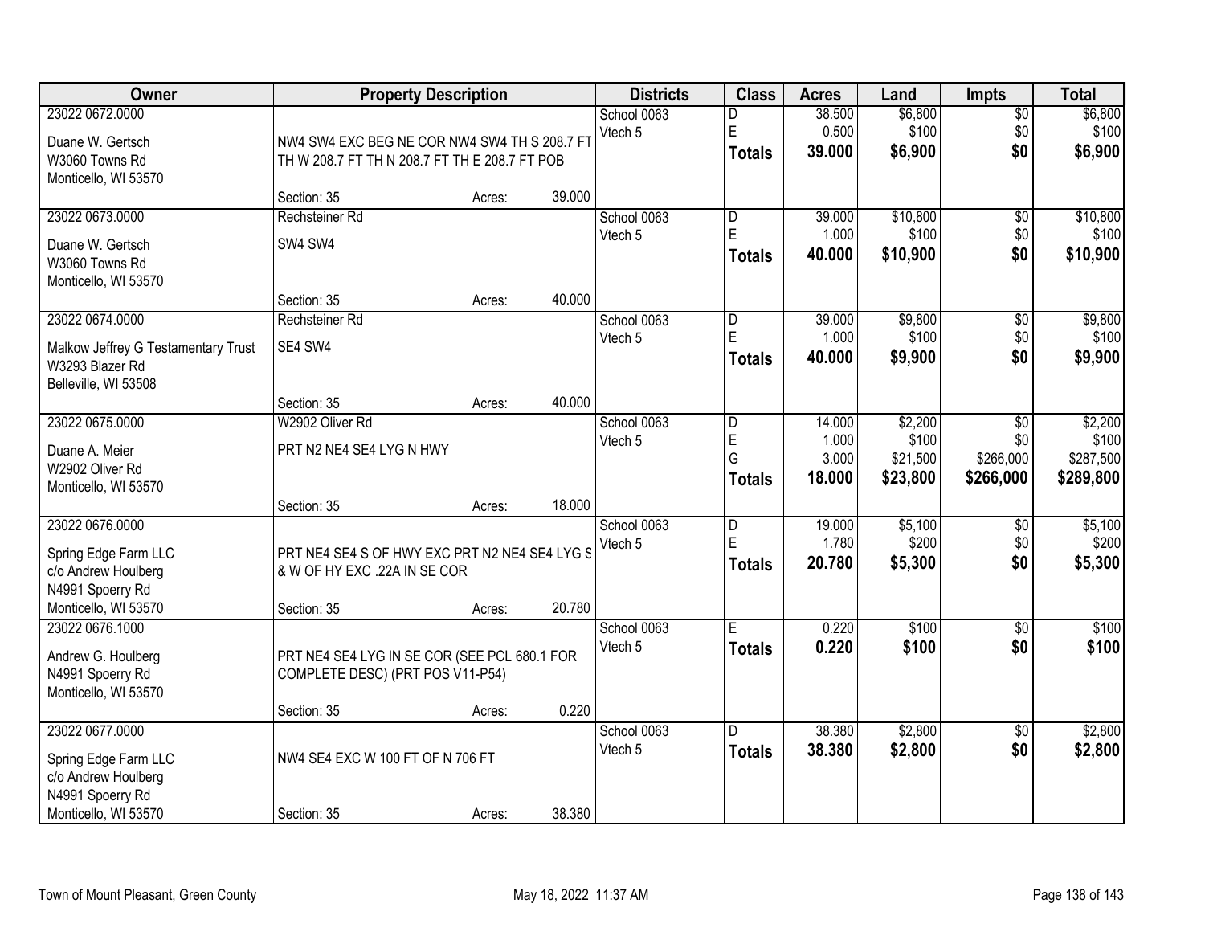| Owner | Property Description | Districts | Class | Acres | Land | Impts | Total |
|---|---|---|---|---|---|---|---|
| 23022 0672.0000<br>Duane W. Gertsch<br>W3060 Towns Rd<br>Monticello, WI 53570 | NW4 SW4 EXC BEG NE COR NW4 SW4 TH S 208.7 FT TH W 208.7 FT TH N 208.7 FT TH E 208.7 FT POB<br>Section: 35 Acres: 39.000 | School 0063<br>Vtech 5 | D<br>E<br>**Totals** | 38.500<br>0.500<br>**39.000** | $6,800<br>$100<br>**$6,900** | $0<br>$0<br>**$0** | $6,800<br>$100<br>**$6,900** |
| 23022 0673.0000<br>Duane W. Gertsch<br>W3060 Towns Rd<br>Monticello, WI 53570 | Rechsteiner Rd<br>SW4 SW4<br>Section: 35 Acres: 40.000 | School 0063<br>Vtech 5 | D<br>E<br>**Totals** | 39.000<br>1.000<br>**40.000** | $10,800<br>$100<br>**$10,900** | $0<br>$0<br>**$0** | $10,800<br>$100<br>**$10,900** |
| 23022 0674.0000<br>Malkow Jeffrey G Testamentary Trust<br>W3293 Blazer Rd<br>Belleville, WI 53508 | Rechsteiner Rd<br>SE4 SW4<br>Section: 35 Acres: 40.000 | School 0063<br>Vtech 5 | D<br>E<br>**Totals** | 39.000<br>1.000<br>**40.000** | $9,800<br>$100<br>**$9,900** | $0<br>$0<br>**$0** | $9,800<br>$100<br>**$9,900** |
| 23022 0675.0000<br>Duane A. Meier<br>W2902 Oliver Rd<br>Monticello, WI 53570 | W2902 Oliver Rd<br>PRT N2 NE4 SE4 LYG N HWY<br>Section: 35 Acres: 18.000 | School 0063<br>Vtech 5 | D<br>E<br>G<br>**Totals** | 14.000<br>1.000<br>3.000<br>**18.000** | $2,200<br>$100<br>$21,500<br>**$23,800** | $0<br>$0<br>$266,000<br>**$266,000** | $2,200<br>$100<br>$287,500<br>**$289,800** |
| 23022 0676.0000<br>Spring Edge Farm LLC<br>c/o Andrew Houlberg<br>N4991 Spoerry Rd<br>Monticello, WI 53570 | PRT NE4 SE4 S OF HWY EXC PRT N2 NE4 SE4 LYG S & W OF HY EXC .22A IN SE COR<br>Section: 35 Acres: 20.780 | School 0063<br>Vtech 5 | D<br>E<br>**Totals** | 19.000<br>1.780<br>**20.780** | $5,100<br>$200<br>**$5,300** | $0<br>$0<br>**$0** | $5,100<br>$200<br>**$5,300** |
| 23022 0676.1000<br>Andrew G. Houlberg<br>N4991 Spoerry Rd<br>Monticello, WI 53570 | PRT NE4 SE4 LYG IN SE COR (SEE PCL 680.1 FOR COMPLETE DESC) (PRT POS V11-P54)<br>Section: 35 Acres: 0.220 | School 0063<br>Vtech 5 | E<br>**Totals** | 0.220<br>**0.220** | $100<br>**$100** | $0<br>**$0** | $100<br>**$100** |
| 23022 0677.0000<br>Spring Edge Farm LLC<br>c/o Andrew Houlberg<br>N4991 Spoerry Rd<br>Monticello, WI 53570 | NW4 SE4 EXC W 100 FT OF N 706 FT<br>Section: 35 Acres: 38.380 | School 0063<br>Vtech 5 | D<br>**Totals** | 38.380<br>**38.380** | $2,800<br>**$2,800** | $0<br>**$0** | $2,800<br>**$2,800** |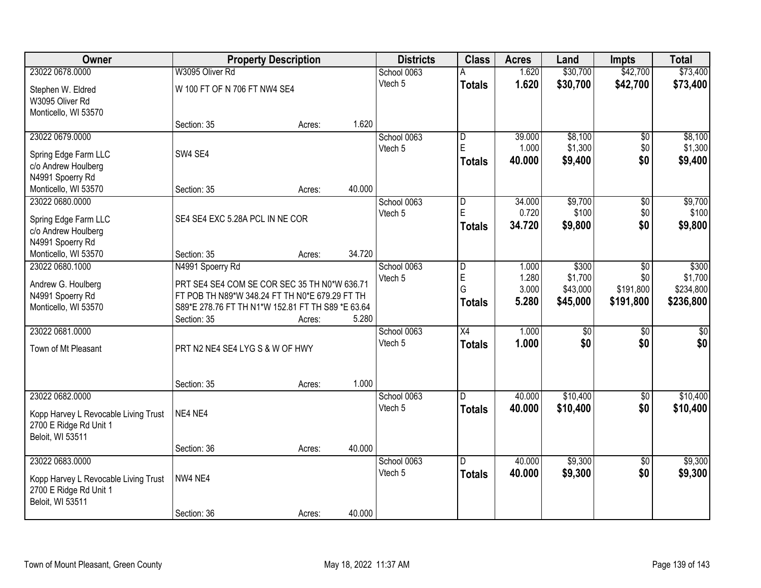| Owner | Property Description | | | Districts | Class | Acres | Land | Impts | Total |
|---|---|---|---|---|---|---|---|---|---|
| 23022 0678.0000<br>Stephen W. Eldred<br>W3095 Oliver Rd<br>Monticello, WI 53570 | W3095 Oliver Rd<br>W 100 FT OF N 706 FT NW4 SE4<br>Section: 35 | Acres: | 1.620 | School 0063<br>Vtech 5 | A<br>**Totals** | 1.620<br>**1.620** | $30,700<br>**$30,700** | $42,700<br>**$42,700** | $73,400<br>**$73,400** |
| 23022 0679.0000<br>Spring Edge Farm LLC<br>c/o Andrew Houlberg<br>N4991 Spoerry Rd<br>Monticello, WI 53570 | SW4 SE4<br>Section: 35 | Acres: | 40.000 | School 0063<br>Vtech 5 | D<br>E<br>**Totals** | 39.000<br>1.000<br>**40.000** | $8,100<br>$1,300<br>**$9,400** | $0<br>$0<br>**$0** | $8,100<br>$1,300<br>**$9,400** |
| 23022 0680.0000<br>Spring Edge Farm LLC<br>c/o Andrew Houlberg<br>N4991 Spoerry Rd<br>Monticello, WI 53570 | SE4 SE4 EXC 5.28A PCL IN NE COR<br>Section: 35 | Acres: | 34.720 | School 0063<br>Vtech 5 | D<br>E<br>**Totals** | 34.000<br>0.720<br>**34.720** | $9,700<br>$100<br>**$9,800** | $0<br>$0<br>**$0** | $9,700<br>$100<br>**$9,800** |
| 23022 0680.1000<br>Andrew G. Houlberg<br>N4991 Spoerry Rd<br>Monticello, WI 53570 | N4991 Spoerry Rd<br>PRT SE4 SE4 COM SE COR SEC 35 TH N0*W 636.71 FT POB TH N89*W 348.24 FT TH N0*E 679.29 FT TH S89*E 278.76 FT TH N1*W 152.81 FT TH S89 *E 63.64<br>Section: 35 | Acres: | 5.280 | School 0063<br>Vtech 5 | D<br>E<br>G<br>**Totals** | 1.000<br>1.280<br>3.000<br>**5.280** | $300<br>$1,700<br>$43,000<br>**$45,000** | $0<br>$0<br>$191,800<br>**$191,800** | $300<br>$1,700<br>$234,800<br>**$236,800** |
| 23022 0681.0000<br>Town of Mt Pleasant | PRT N2 NE4 SE4 LYG S & W OF HWY<br>Section: 35 | Acres: | 1.000 | School 0063<br>Vtech 5 | X4<br>**Totals** | 1.000<br>**1.000** | $0<br>**$0** | $0<br>**$0** | $0<br>**$0** |
| 23022 0682.0000<br>Kopp Harvey L Revocable Living Trust<br>2700 E Ridge Rd Unit 1<br>Beloit, WI 53511 | NE4 NE4<br>Section: 36 | Acres: | 40.000 | School 0063<br>Vtech 5 | D<br>**Totals** | 40.000<br>**40.000** | $10,400<br>**$10,400** | $0<br>**$0** | $10,400<br>**$10,400** |
| 23022 0683.0000<br>Kopp Harvey L Revocable Living Trust<br>2700 E Ridge Rd Unit 1<br>Beloit, WI 53511 | NW4 NE4<br>Section: 36 | Acres: | 40.000 | School 0063<br>Vtech 5 | D<br>**Totals** | 40.000<br>**40.000** | $9,300<br>**$9,300** | $0<br>**$0** | $9,300<br>**$9,300** |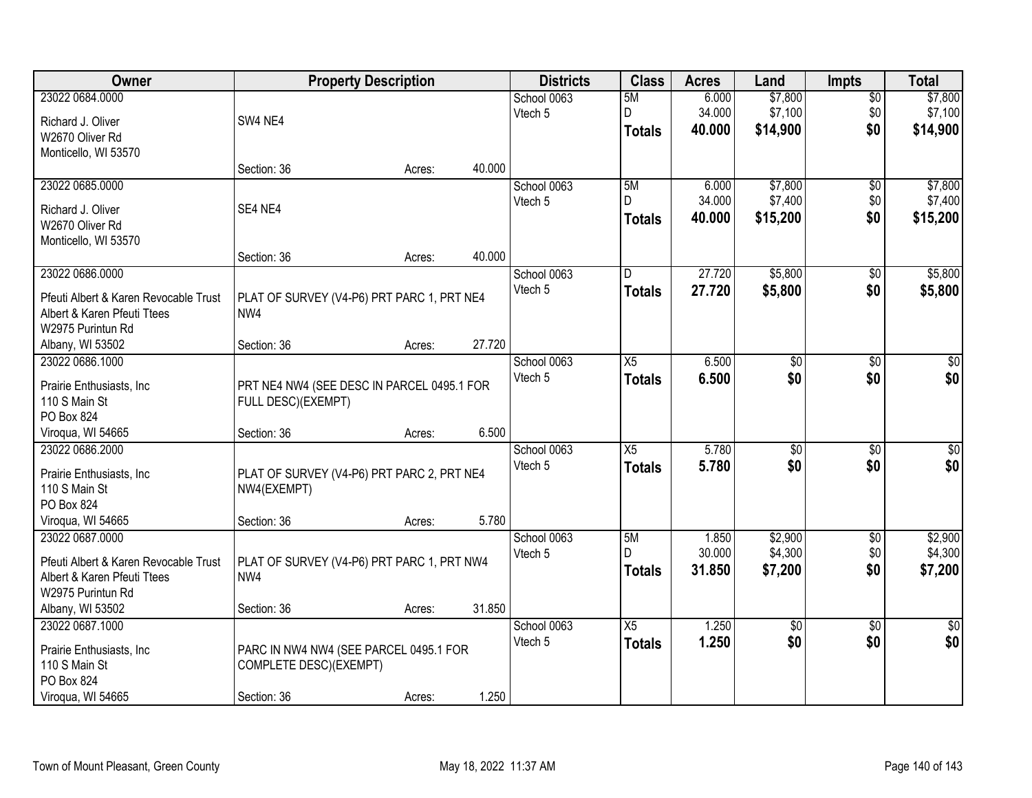| Owner | Property Description | Districts | Class | Acres | Land | Impts | Total |
|---|---|---|---|---|---|---|---|
| 23022 0684.0000<br>Richard J. Oliver<br>W2670 Oliver Rd<br>Monticello, WI 53570 | SW4 NE4<br>Section: 36 Acres: 40.000 | School 0063<br>Vtech 5 | 5M<br>D<br>**Totals** | 6.000<br>34.000<br>**40.000** | $7,800<br>$7,100<br>**$14,900** | $0<br>$0<br>**$0** | $7,800<br>$7,100<br>**$14,900** |
| 23022 0685.0000<br>Richard J. Oliver<br>W2670 Oliver Rd<br>Monticello, WI 53570 | SE4 NE4<br>Section: 36 Acres: 40.000 | School 0063<br>Vtech 5 | 5M<br>D<br>**Totals** | 6.000<br>34.000<br>**40.000** | $7,800<br>$7,400<br>**$15,200** | $0<br>$0<br>**$0** | $7,800<br>$7,400<br>**$15,200** |
| 23022 0686.0000<br>Pfeuti Albert & Karen Revocable Trust<br>Albert & Karen Pfeuti Ttees<br>W2975 Purintun Rd<br>Albany, WI 53502 | PLAT OF SURVEY (V4-P6) PRT PARC 1, PRT NE4 NW4<br>Section: 36 Acres: 27.720 | School 0063<br>Vtech 5 | D<br>**Totals** | 27.720<br>**27.720** | $5,800<br>**$5,800** | $0<br>**$0** | $5,800<br>**$5,800** |
| 23022 0686.1000<br>Prairie Enthusiasts, Inc<br>110 S Main St<br>PO Box 824<br>Viroqua, WI 54665 | PRT NE4 NW4 (SEE DESC IN PARCEL 0495.1 FOR FULL DESC)(EXEMPT)<br>Section: 36 Acres: 6.500 | School 0063<br>Vtech 5 | X5<br>**Totals** | 6.500<br>**6.500** | $0<br>**$0** | $0<br>**$0** | $0<br>**$0** |
| 23022 0686.2000<br>Prairie Enthusiasts, Inc<br>110 S Main St<br>PO Box 824<br>Viroqua, WI 54665 | PLAT OF SURVEY (V4-P6) PRT PARC 2, PRT NE4 NW4(EXEMPT)<br>Section: 36 Acres: 5.780 | School 0063<br>Vtech 5 | X5<br>**Totals** | 5.780<br>**5.780** | $0<br>**$0** | $0<br>**$0** | $0<br>**$0** |
| 23022 0687.0000<br>Pfeuti Albert & Karen Revocable Trust<br>Albert & Karen Pfeuti Ttees<br>W2975 Purintun Rd<br>Albany, WI 53502 | PLAT OF SURVEY (V4-P6) PRT PARC 1, PRT NW4 NW4<br>Section: 36 Acres: 31.850 | School 0063<br>Vtech 5 | 5M<br>D<br>**Totals** | 1.850<br>30.000<br>**31.850** | $2,900<br>$4,300<br>**$7,200** | $0<br>$0<br>**$0** | $2,900<br>$4,300<br>**$7,200** |
| 23022 0687.1000<br>Prairie Enthusiasts, Inc<br>110 S Main St<br>PO Box 824<br>Viroqua, WI 54665 | PARC IN NW4 NW4 (SEE PARCEL 0495.1 FOR COMPLETE DESC)(EXEMPT)<br>Section: 36 Acres: 1.250 | School 0063<br>Vtech 5 | X5<br>**Totals** | 1.250<br>**1.250** | $0<br>**$0** | $0<br>**$0** | $0<br>**$0** |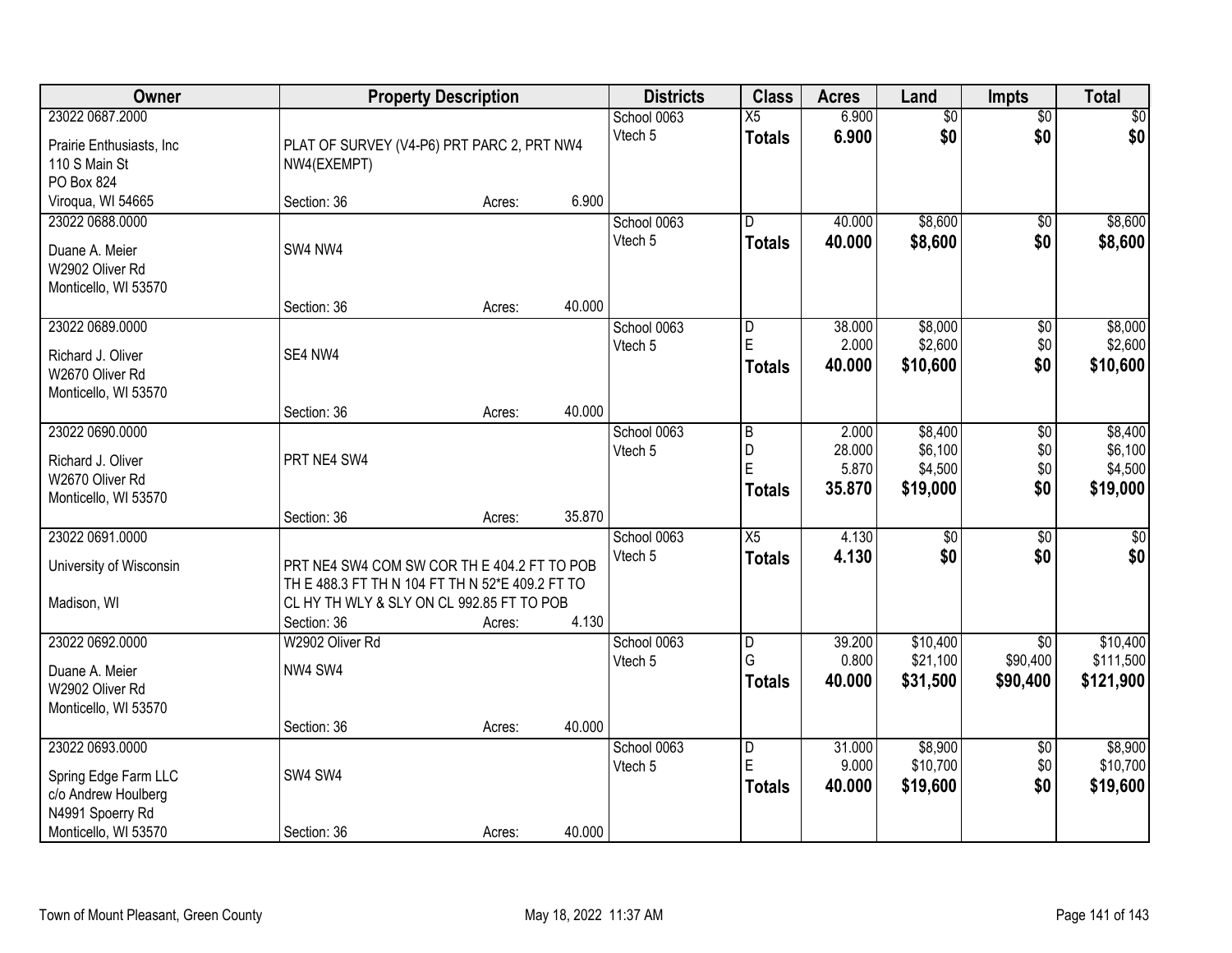| Owner | Property Description | Districts | Class | Acres | Land | Impts | Total |
|---|---|---|---|---|---|---|---|
| 23022 0687.2000<br>Prairie Enthusiasts, Inc<br>110 S Main St<br>PO Box 824<br>Viroqua, WI 54665 | PLAT OF SURVEY (V4-P6) PRT PARC 2, PRT NW4 NW4(EXEMPT)<br>Section: 36 Acres: 6.900 | School 0063<br>Vtech 5 | X5<br>**Totals** | 6.900<br>**6.900** | $0<br>**$0** | $0<br>**$0** | $0<br>**$0** |
| 23022 0688.0000<br>Duane A. Meier<br>W2902 Oliver Rd<br>Monticello, WI 53570 | SW4 NW4<br>Section: 36 Acres: 40.000 | School 0063<br>Vtech 5 | D<br>**Totals** | 40.000<br>**40.000** | $8,600<br>**$8,600** | $0<br>**$0** | $8,600<br>**$8,600** |
| 23022 0689.0000<br>Richard J. Oliver<br>W2670 Oliver Rd<br>Monticello, WI 53570 | SE4 NW4<br>Section: 36 Acres: 40.000 | School 0063<br>Vtech 5 | D<br>E<br>**Totals** | 38.000<br>2.000<br>**40.000** | $8,000<br>$2,600<br>**$10,600** | $0<br>$0<br>**$0** | $8,000<br>$2,600<br>**$10,600** |
| 23022 0690.0000<br>Richard J. Oliver<br>W2670 Oliver Rd<br>Monticello, WI 53570 | PRT NE4 SW4<br>Section: 36 Acres: 35.870 | School 0063<br>Vtech 5 | B<br>D<br>E<br>**Totals** | 2.000<br>28.000<br>5.870<br>**35.870** | $8,400<br>$6,100<br>$4,500<br>**$19,000** | $0<br>$0<br>$0<br>**$0** | $8,400<br>$6,100<br>$4,500<br>**$19,000** |
| 23022 0691.0000<br>University of Wisconsin<br><br>Madison, WI | PRT NE4 SW4 COM SW COR TH E 404.2 FT TO POB TH E 488.3 FT TH N 104 FT TH N 52*E 409.2 FT TO CL HY TH WLY & SLY ON CL 992.85 FT TO POB<br>Section: 36 Acres: 4.130 | School 0063<br>Vtech 5 | X5<br>**Totals** | 4.130<br>**4.130** | $0<br>**$0** | $0<br>**$0** | $0<br>**$0** |
| 23022 0692.0000<br>Duane A. Meier<br>W2902 Oliver Rd<br>Monticello, WI 53570 | W2902 Oliver Rd<br>NW4 SW4<br>Section: 36 Acres: 40.000 | School 0063<br>Vtech 5 | D<br>G<br>**Totals** | 39.200<br>0.800<br>**40.000** | $10,400<br>$21,100<br>**$31,500** | $0<br>$90,400<br>**$90,400** | $10,400<br>$111,500<br>**$121,900** |
| 23022 0693.0000<br>Spring Edge Farm LLC<br>c/o Andrew Houlberg<br>N4991 Spoerry Rd<br>Monticello, WI 53570 | SW4 SW4<br>Section: 36 Acres: 40.000 | School 0063<br>Vtech 5 | D<br>E<br>**Totals** | 31.000<br>9.000<br>**40.000** | $8,900<br>$10,700<br>**$19,600** | $0<br>$0<br>**$0** | $8,900<br>$10,700<br>**$19,600** |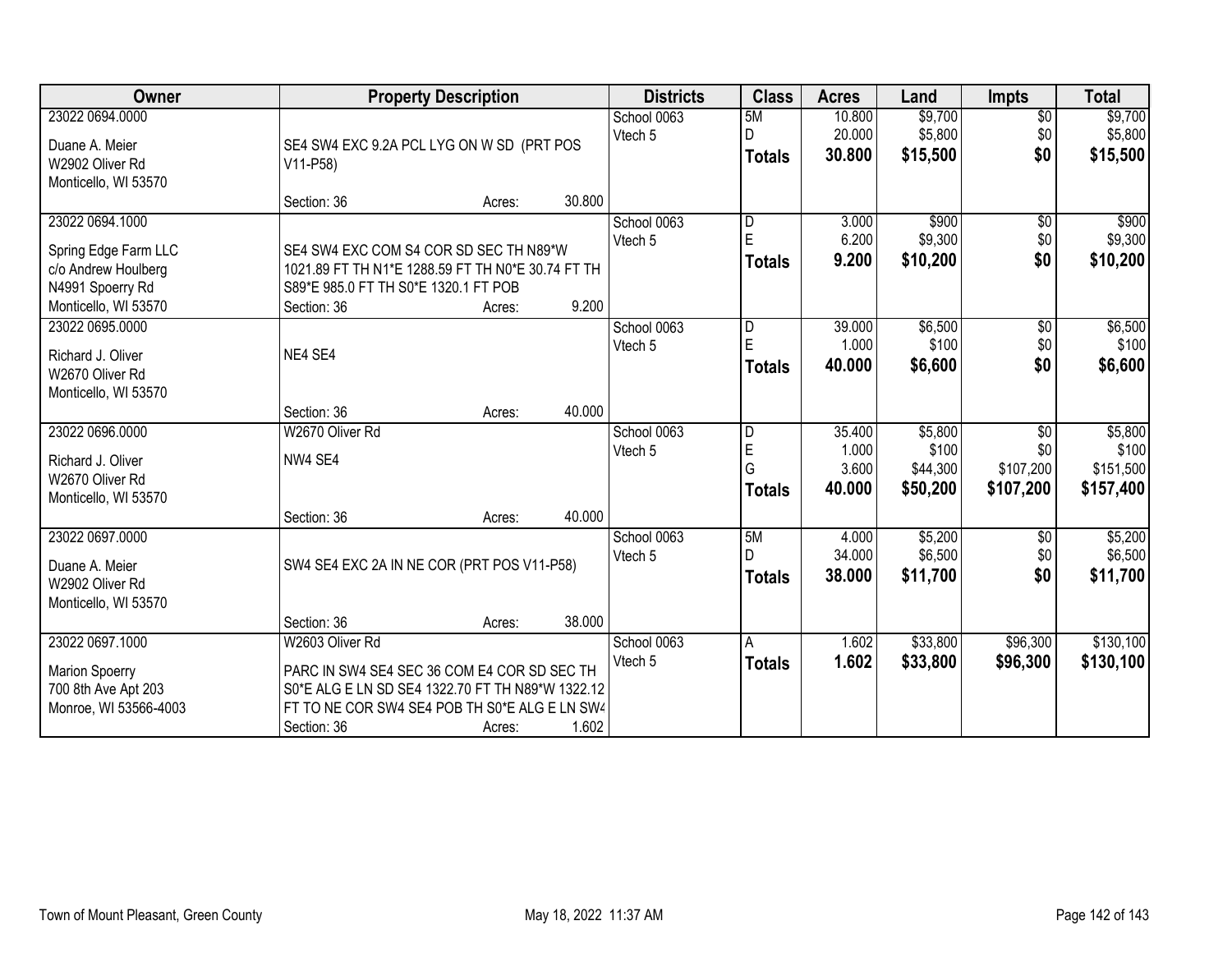| Owner | Property Description | Districts | Class | Acres | Land | Impts | Total |
|---|---|---|---|---|---|---|---|
| 23022 0694.0000<br>Duane A. Meier<br>W2902 Oliver Rd<br>Monticello, WI 53570 | SE4 SW4 EXC 9.2A PCL LYG ON W SD (PRT POS V11-P58)<br>Section: 36 Acres: 30.800 | School 0063<br>Vtech 5 | 5M<br>D<br>**Totals** | 10.800<br>20.000<br>**30.800** | $9,700<br>$5,800<br>**$15,500** | $0<br>$0<br>**$0** | $9,700<br>$5,800<br>**$15,500** |
| 23022 0694.1000<br>Spring Edge Farm LLC<br>c/o Andrew Houlberg<br>N4991 Spoerry Rd<br>Monticello, WI 53570 | SE4 SW4 EXC COM S4 COR SD SEC TH N89*W 1021.89 FT TH N1*E 1288.59 FT TH N0*E 30.74 FT TH S89*E 985.0 FT TH S0*E 1320.1 FT POB<br>Section: 36 Acres: 9.200 | School 0063<br>Vtech 5 | D<br>E<br>**Totals** | 3.000<br>6.200<br>**9.200** | $900<br>$9,300<br>**$10,200** | $0<br>$0<br>**$0** | $900<br>$9,300<br>**$10,200** |
| 23022 0695.0000<br>Richard J. Oliver<br>W2670 Oliver Rd<br>Monticello, WI 53570 | NE4 SE4<br>Section: 36 Acres: 40.000 | School 0063<br>Vtech 5 | D<br>E<br>**Totals** | 39.000<br>1.000<br>**40.000** | $6,500<br>$100<br>**$6,600** | $0<br>$0<br>**$0** | $6,500<br>$100<br>**$6,600** |
| 23022 0696.0000<br>Richard J. Oliver<br>W2670 Oliver Rd<br>Monticello, WI 53570 | W2670 Oliver Rd<br>NW4 SE4<br>Section: 36 Acres: 40.000 | School 0063<br>Vtech 5 | D<br>E<br>G<br>**Totals** | 35.400<br>1.000<br>3.600<br>**40.000** | $5,800<br>$100<br>$44,300<br>**$50,200** | $0<br>$0<br>$107,200<br>**$107,200** | $5,800<br>$100<br>$151,500<br>**$157,400** |
| 23022 0697.0000<br>Duane A. Meier<br>W2902 Oliver Rd<br>Monticello, WI 53570 | SW4 SE4 EXC 2A IN NE COR (PRT POS V11-P58)<br>Section: 36 Acres: 38.000 | School 0063<br>Vtech 5 | 5M<br>D<br>**Totals** | 4.000<br>34.000<br>**38.000** | $5,200<br>$6,500<br>**$11,700** | $0<br>$0<br>**$0** | $5,200<br>$6,500<br>**$11,700** |
| 23022 0697.1000<br>Marion Spoerry<br>700 8th Ave Apt 203<br>Monroe, WI 53566-4003 | W2603 Oliver Rd<br>PARC IN SW4 SE4 SEC 36 COM E4 COR SD SEC TH S0*E ALG E LN SD SE4 1322.70 FT TH N89*W 1322.12 FT TO NE COR SW4 SE4 POB TH S0*E ALG E LN SW4<br>Section: 36 Acres: 1.602 | School 0063<br>Vtech 5 | A<br>**Totals** | 1.602<br>**1.602** | $33,800<br>**$33,800** | $96,300<br>**$96,300** | $130,100<br>**$130,100** |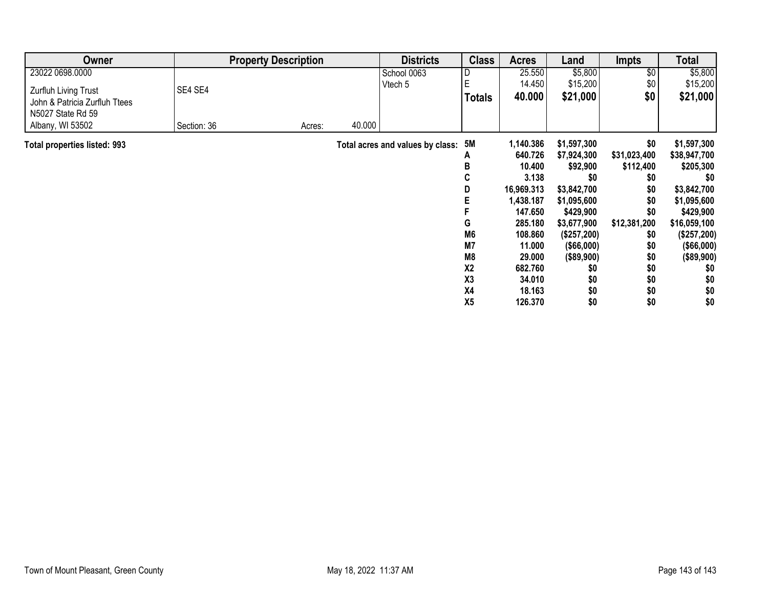| Owner | Property Description | | | Districts | Class | Acres | Land | Impts | Total |
|---|---|---|---|---|---|---|---|---|---|
| 23022 0698.0000 | | | | School 0063 | D | 25.550 | $5,800 | $0 | $5,800 |
| Zurfluh Living Trust | SE4 SE4 | | | Vtech 5 | E | 14.450 | $15,200 | $0 | $15,200 |
| John & Patricia Zurfluh Ttees | | | | | **Totals** | **40.000** | **$21,000** | **$0** | **$21,000** |
| N5027 State Rd 59 | | | | | | | | | |
| Albany, WI 53502 | Section: 36 | Acres: | 40.000 | | | | | | |

**Total properties listed: 993**

**Total acres and values by class:**

| Class | Acres | Land | Impts | Total |
|---|---|---|---|---|
| **5M** | **1,140.386** | **$1,597,300** | **$0** | **$1,597,300** |
| **A** | **640.726** | **$7,924,300** | **$31,023,400** | **$38,947,700** |
| **B** | **10.400** | **$92,900** | **$112,400** | **$205,300** |
| **C** | **3.138** | **$0** | **$0** | **$0** |
| **D** | **16,969.313** | **$3,842,700** | **$0** | **$3,842,700** |
| **E** | **1,438.187** | **$1,095,600** | **$0** | **$1,095,600** |
| **F** | **147.650** | **$429,900** | **$0** | **$429,900** |
| **G** | **285.180** | **$3,677,900** | **$12,381,200** | **$16,059,100** |
| **M6** | **108.860** | **($257,200)** | **$0** | **($257,200)** |
| **M7** | **11.000** | **($66,000)** | **$0** | **($66,000)** |
| **M8** | **29.000** | **($89,900)** | **$0** | **($89,900)** |
| **X2** | **682.760** | **$0** | **$0** | **$0** |
| **X3** | **34.010** | **$0** | **$0** | **$0** |
| **X4** | **18.163** | **$0** | **$0** | **$0** |
| **X5** | **126.370** | **$0** | **$0** | **$0** |